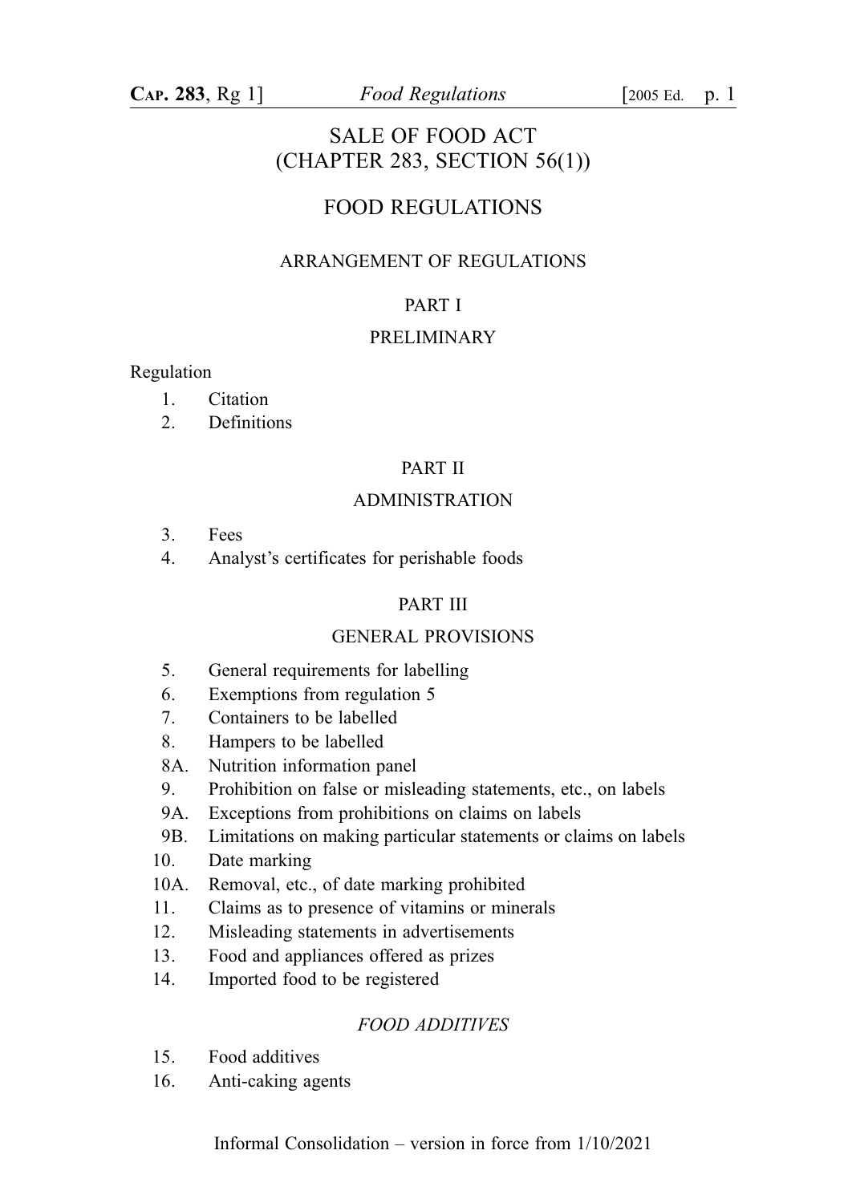# SALE OF FOOD ACT
# (CHAPTER 283, SECTION 56(1))

## FOOD REGULATIONS

### ARRANGEMENT OF REGULATIONS

#### PART I

#### PRELIMINARY

Regulation

1. Citation
2. Definitions

#### PART II

#### ADMINISTRATION

3. Fees
4. Analyst's certificates for perishable foods

#### PART III

#### GENERAL PROVISIONS

5. General requirements for labelling
6. Exemptions from regulation 5
7. Containers to be labelled
8. Hampers to be labelled

8A. Nutrition information panel

9. Prohibition on false or misleading statements, etc., on labels

9A. Exceptions from prohibitions on claims on labels

9B. Limitations on making particular statements or claims on labels

10. Date marking

10A. Removal, etc., of date marking prohibited

11. Claims as to presence of vitamins or minerals
12. Misleading statements in advertisements
13. Food and appliances offered as prizes
14. Imported food to be registered

*FOOD ADDITIVES*

15. Food additives
16. Anti-caking agents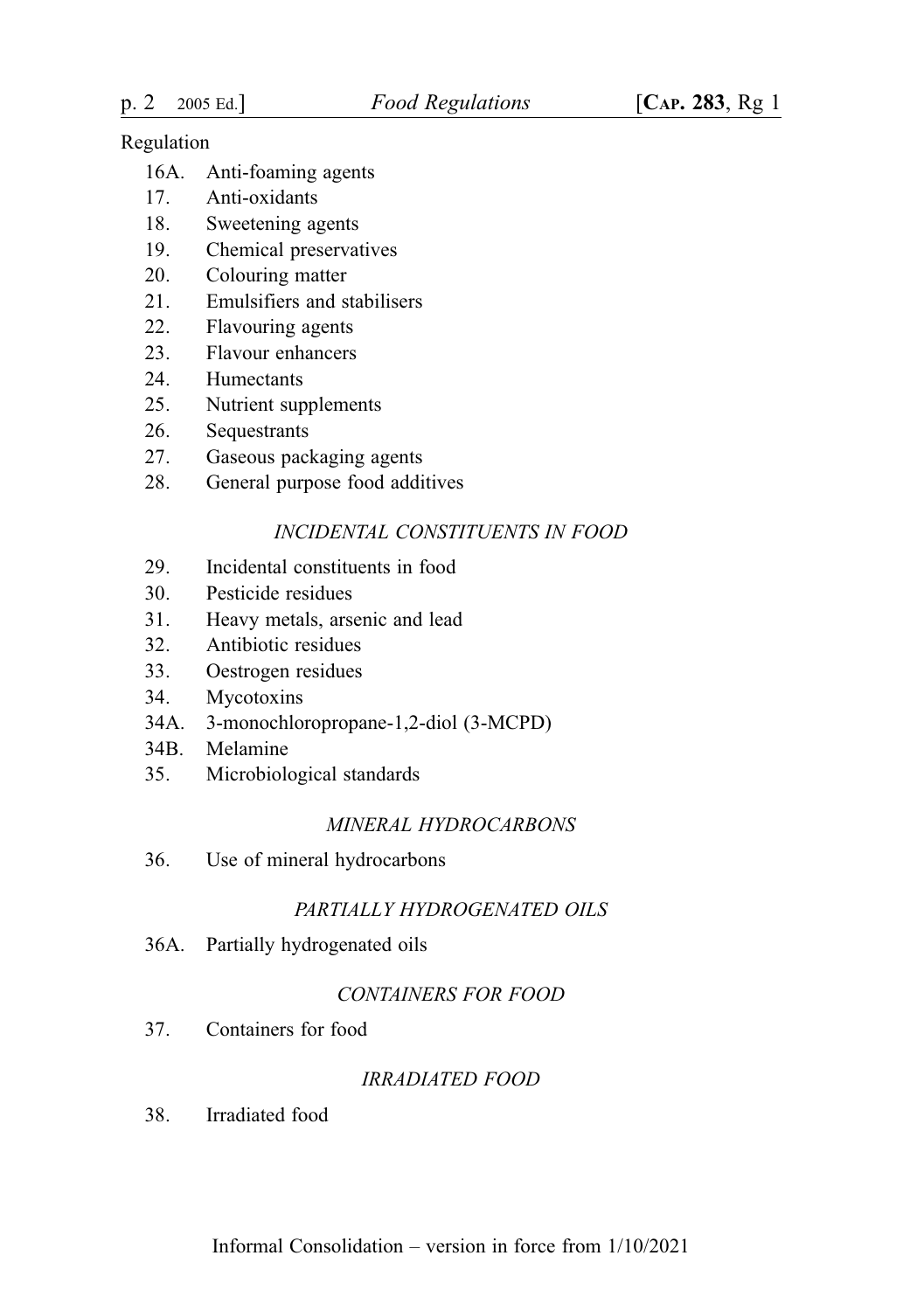Regulation

16A. Anti-foaming agents
17. Anti-oxidants
18. Sweetening agents
19. Chemical preservatives
20. Colouring matter
21. Emulsifiers and stabilisers
22. Flavouring agents
23. Flavour enhancers
24. Humectants
25. Nutrient supplements
26. Sequestrants
27. Gaseous packaging agents
28. General purpose food additives

*INCIDENTAL CONSTITUENTS IN FOOD*

29. Incidental constituents in food
30. Pesticide residues
31. Heavy metals, arsenic and lead
32. Antibiotic residues
33. Oestrogen residues
34. Mycotoxins
34A. 3-monochloropropane-1,2-diol (3-MCPD)
34B. Melamine
35. Microbiological standards

*MINERAL HYDROCARBONS*

36. Use of mineral hydrocarbons

*PARTIALLY HYDROGENATED OILS*

36A. Partially hydrogenated oils

*CONTAINERS FOR FOOD*

37. Containers for food

*IRRADIATED FOOD*

38. Irradiated food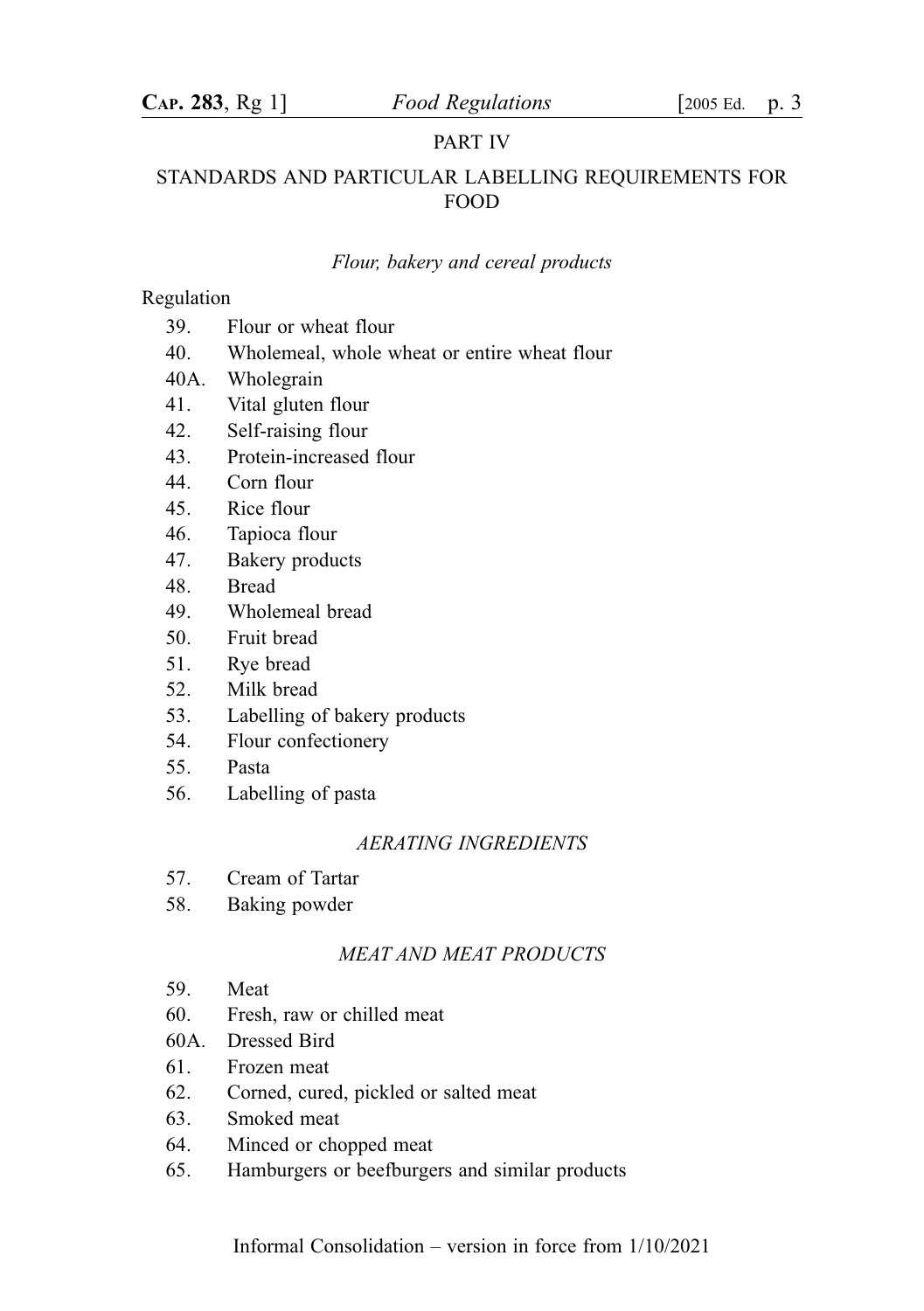## PART IV

## STANDARDS AND PARTICULAR LABELLING REQUIREMENTS FOR FOOD

*Flour, bakery and cereal products*

Regulation

39. Flour or wheat flour
40. Wholemeal, whole wheat or entire wheat flour
40A. Wholegrain
41. Vital gluten flour
42. Self-raising flour
43. Protein-increased flour
44. Corn flour
45. Rice flour
46. Tapioca flour
47. Bakery products
48. Bread
49. Wholemeal bread
50. Fruit bread
51. Rye bread
52. Milk bread
53. Labelling of bakery products
54. Flour confectionery
55. Pasta
56. Labelling of pasta

*AERATING INGREDIENTS*

57. Cream of Tartar
58. Baking powder

*MEAT AND MEAT PRODUCTS*

59. Meat
60. Fresh, raw or chilled meat
60A. Dressed Bird
61. Frozen meat
62. Corned, cured, pickled or salted meat
63. Smoked meat
64. Minced or chopped meat
65. Hamburgers or beefburgers and similar products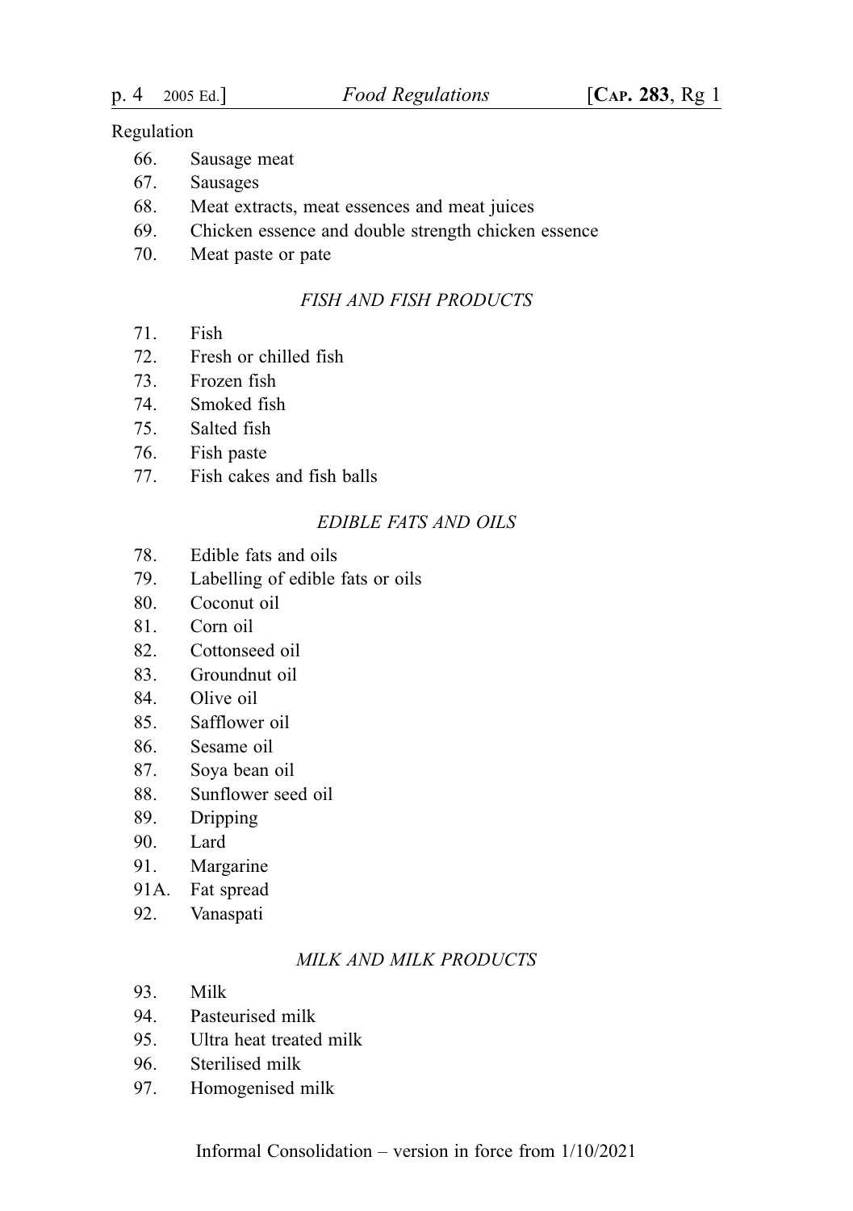Regulation

66. Sausage meat
67. Sausages
68. Meat extracts, meat essences and meat juices
69. Chicken essence and double strength chicken essence
70. Meat paste or pate

*FISH AND FISH PRODUCTS*

71. Fish
72. Fresh or chilled fish
73. Frozen fish
74. Smoked fish
75. Salted fish
76. Fish paste
77. Fish cakes and fish balls

*EDIBLE FATS AND OILS*

78. Edible fats and oils
79. Labelling of edible fats or oils
80. Coconut oil
81. Corn oil
82. Cottonseed oil
83. Groundnut oil
84. Olive oil
85. Safflower oil
86. Sesame oil
87. Soya bean oil
88. Sunflower seed oil
89. Dripping
90. Lard
91. Margarine

91A. Fat spread

92. Vanaspati

*MILK AND MILK PRODUCTS*

93. Milk
94. Pasteurised milk
95. Ultra heat treated milk
96. Sterilised milk
97. Homogenised milk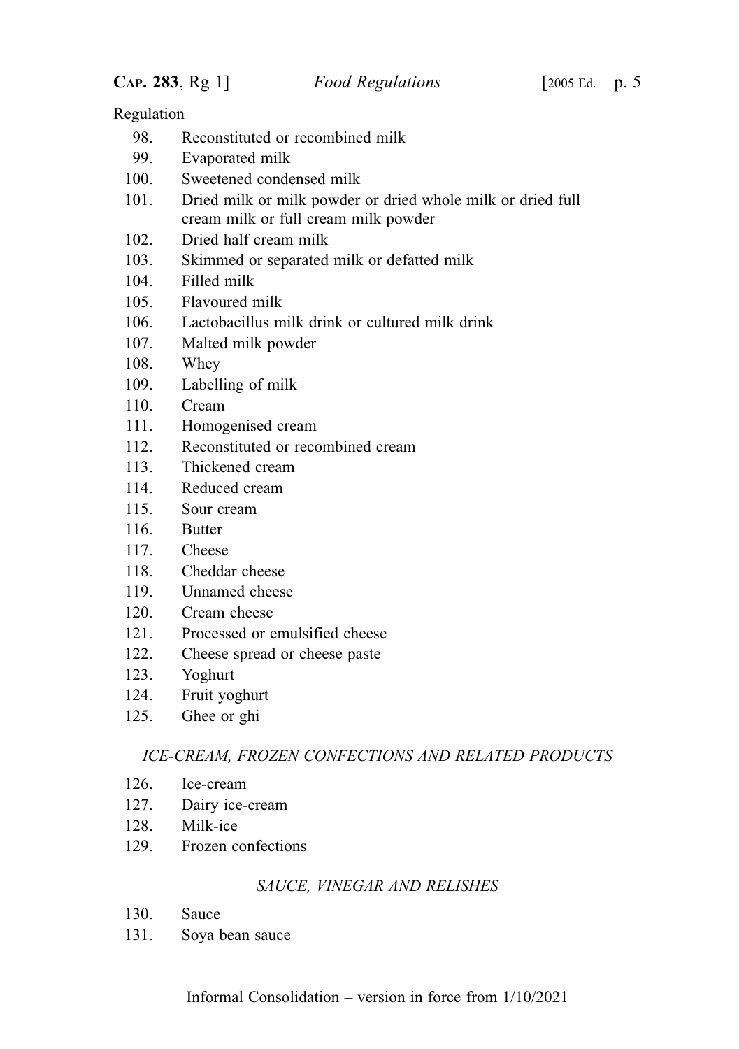Regulation

98. Reconstituted or recombined milk
99. Evaporated milk
100. Sweetened condensed milk
101. Dried milk or milk powder or dried whole milk or dried full cream milk or full cream milk powder
102. Dried half cream milk
103. Skimmed or separated milk or defatted milk
104. Filled milk
105. Flavoured milk
106. Lactobacillus milk drink or cultured milk drink
107. Malted milk powder
108. Whey
109. Labelling of milk
110. Cream
111. Homogenised cream
112. Reconstituted or recombined cream
113. Thickened cream
114. Reduced cream
115. Sour cream
116. Butter
117. Cheese
118. Cheddar cheese
119. Unnamed cheese
120. Cream cheese
121. Processed or emulsified cheese
122. Cheese spread or cheese paste
123. Yoghurt
124. Fruit yoghurt
125. Ghee or ghi

*ICE-CREAM, FROZEN CONFECTIONS AND RELATED PRODUCTS*

126. Ice-cream
127. Dairy ice-cream
128. Milk-ice
129. Frozen confections

*SAUCE, VINEGAR AND RELISHES*

130. Sauce
131. Soya bean sauce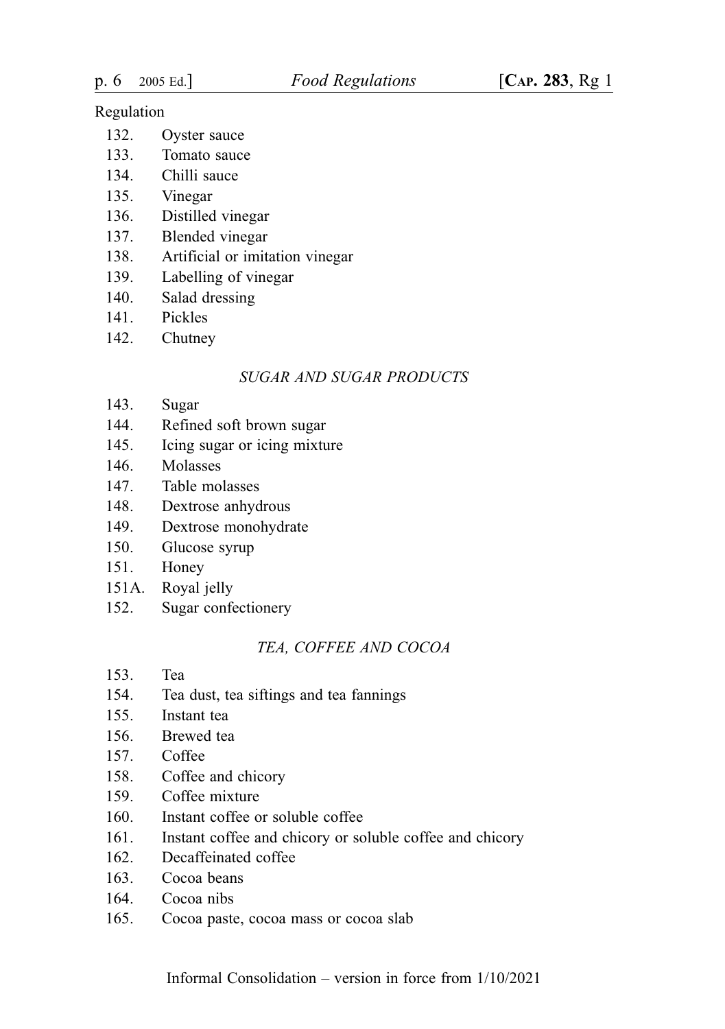Regulation

132. Oyster sauce
133. Tomato sauce
134. Chilli sauce
135. Vinegar
136. Distilled vinegar
137. Blended vinegar
138. Artificial or imitation vinegar
139. Labelling of vinegar
140. Salad dressing
141. Pickles
142. Chutney

*SUGAR AND SUGAR PRODUCTS*

143. Sugar
144. Refined soft brown sugar
145. Icing sugar or icing mixture
146. Molasses
147. Table molasses
148. Dextrose anhydrous
149. Dextrose monohydrate
150. Glucose syrup
151. Honey
151A. Royal jelly
152. Sugar confectionery

*TEA, COFFEE AND COCOA*

153. Tea
154. Tea dust, tea siftings and tea fannings
155. Instant tea
156. Brewed tea
157. Coffee
158. Coffee and chicory
159. Coffee mixture
160. Instant coffee or soluble coffee
161. Instant coffee and chicory or soluble coffee and chicory
162. Decaffeinated coffee
163. Cocoa beans
164. Cocoa nibs
165. Cocoa paste, cocoa mass or cocoa slab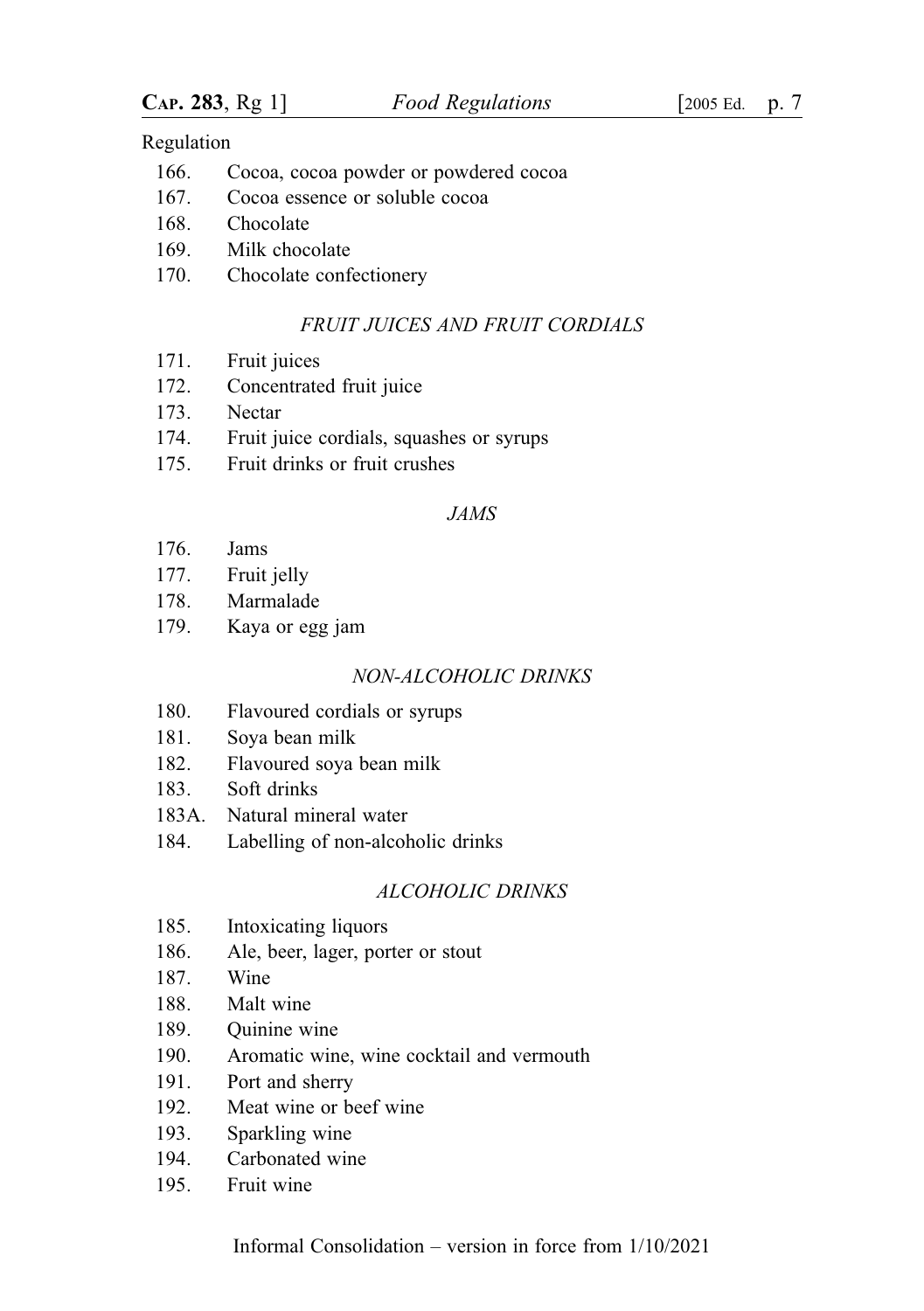Regulation

166. Cocoa, cocoa powder or powdered cocoa
167. Cocoa essence or soluble cocoa
168. Chocolate
169. Milk chocolate
170. Chocolate confectionery

*FRUIT JUICES AND FRUIT CORDIALS*

171. Fruit juices
172. Concentrated fruit juice
173. Nectar
174. Fruit juice cordials, squashes or syrups
175. Fruit drinks or fruit crushes

*JAMS*

176. Jams
177. Fruit jelly
178. Marmalade
179. Kaya or egg jam

*NON-ALCOHOLIC DRINKS*

180. Flavoured cordials or syrups
181. Soya bean milk
182. Flavoured soya bean milk
183. Soft drinks
183A. Natural mineral water
184. Labelling of non-alcoholic drinks

*ALCOHOLIC DRINKS*

185. Intoxicating liquors
186. Ale, beer, lager, porter or stout
187. Wine
188. Malt wine
189. Quinine wine
190. Aromatic wine, wine cocktail and vermouth
191. Port and sherry
192. Meat wine or beef wine
193. Sparkling wine
194. Carbonated wine
195. Fruit wine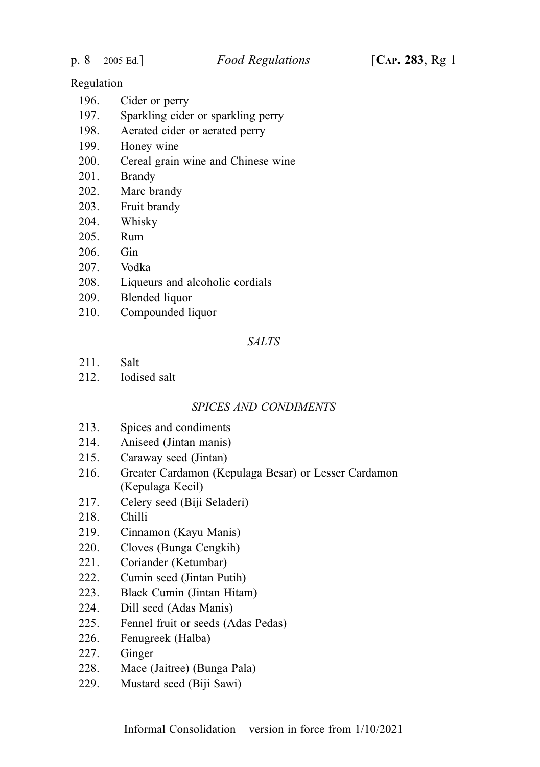Regulation

196. Cider or perry
197. Sparkling cider or sparkling perry
198. Aerated cider or aerated perry
199. Honey wine
200. Cereal grain wine and Chinese wine
201. Brandy
202. Marc brandy
203. Fruit brandy
204. Whisky
205. Rum
206. Gin
207. Vodka
208. Liqueurs and alcoholic cordials
209. Blended liquor
210. Compounded liquor

*SALTS*

211. Salt
212. Iodised salt

*SPICES AND CONDIMENTS*

213. Spices and condiments
214. Aniseed (Jintan manis)
215. Caraway seed (Jintan)
216. Greater Cardamon (Kepulaga Besar) or Lesser Cardamon (Kepulaga Kecil)
217. Celery seed (Biji Seladeri)
218. Chilli
219. Cinnamon (Kayu Manis)
220. Cloves (Bunga Cengkih)
221. Coriander (Ketumbar)
222. Cumin seed (Jintan Putih)
223. Black Cumin (Jintan Hitam)
224. Dill seed (Adas Manis)
225. Fennel fruit or seeds (Adas Pedas)
226. Fenugreek (Halba)
227. Ginger
228. Mace (Jaitree) (Bunga Pala)
229. Mustard seed (Biji Sawi)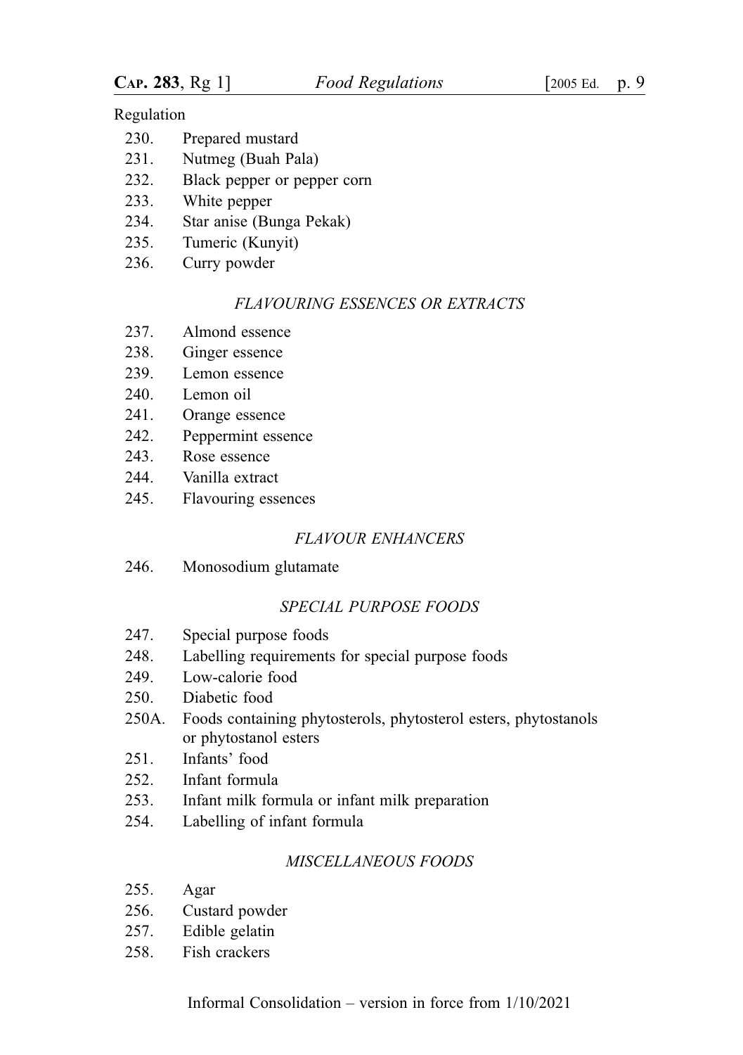Regulation

230. Prepared mustard
231. Nutmeg (Buah Pala)
232. Black pepper or pepper corn
233. White pepper
234. Star anise (Bunga Pekak)
235. Tumeric (Kunyit)
236. Curry powder

*FLAVOURING ESSENCES OR EXTRACTS*

237. Almond essence
238. Ginger essence
239. Lemon essence
240. Lemon oil
241. Orange essence
242. Peppermint essence
243. Rose essence
244. Vanilla extract
245. Flavouring essences

*FLAVOUR ENHANCERS*

246. Monosodium glutamate

*SPECIAL PURPOSE FOODS*

247. Special purpose foods
248. Labelling requirements for special purpose foods
249. Low-calorie food
250. Diabetic food
250A. Foods containing phytosterols, phytosterol esters, phytostanols or phytostanol esters
251. Infants' food
252. Infant formula
253. Infant milk formula or infant milk preparation
254. Labelling of infant formula

*MISCELLANEOUS FOODS*

255. Agar
256. Custard powder
257. Edible gelatin
258. Fish crackers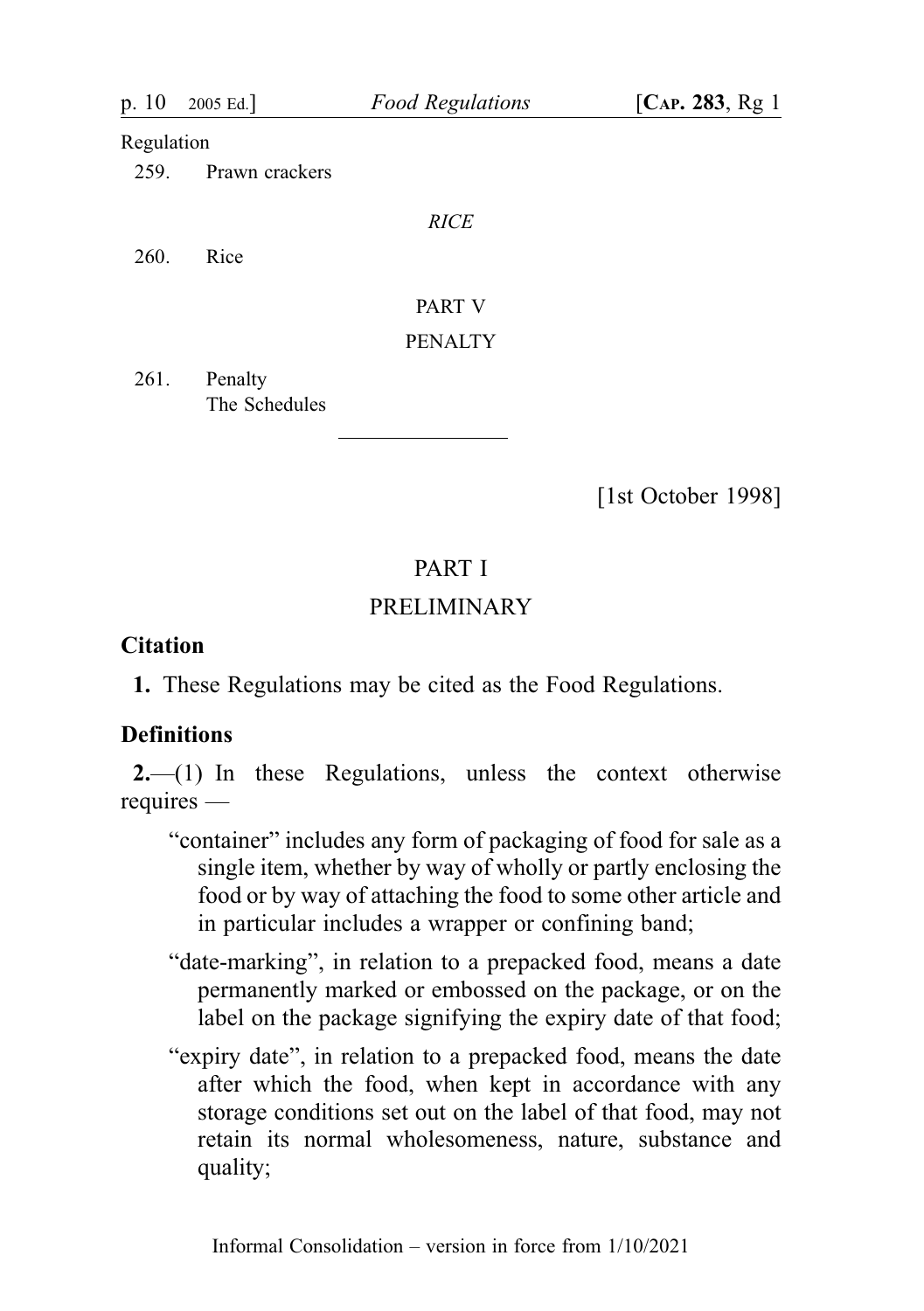Regulation

259. Prawn crackers

*RICE*

260. Rice

PART V

PENALTY

261. Penalty

The Schedules

---

[1st October 1998]

# PART I

# PRELIMINARY

## Citation

**1.** These Regulations may be cited as the Food Regulations.

## Definitions

**2.**—(1) In these Regulations, unless the context otherwise requires —

"container" includes any form of packaging of food for sale as a single item, whether by way of wholly or partly enclosing the food or by way of attaching the food to some other article and in particular includes a wrapper or confining band;

"date-marking", in relation to a prepacked food, means a date permanently marked or embossed on the package, or on the label on the package signifying the expiry date of that food;

"expiry date", in relation to a prepacked food, means the date after which the food, when kept in accordance with any storage conditions set out on the label of that food, may not retain its normal wholesomeness, nature, substance and quality;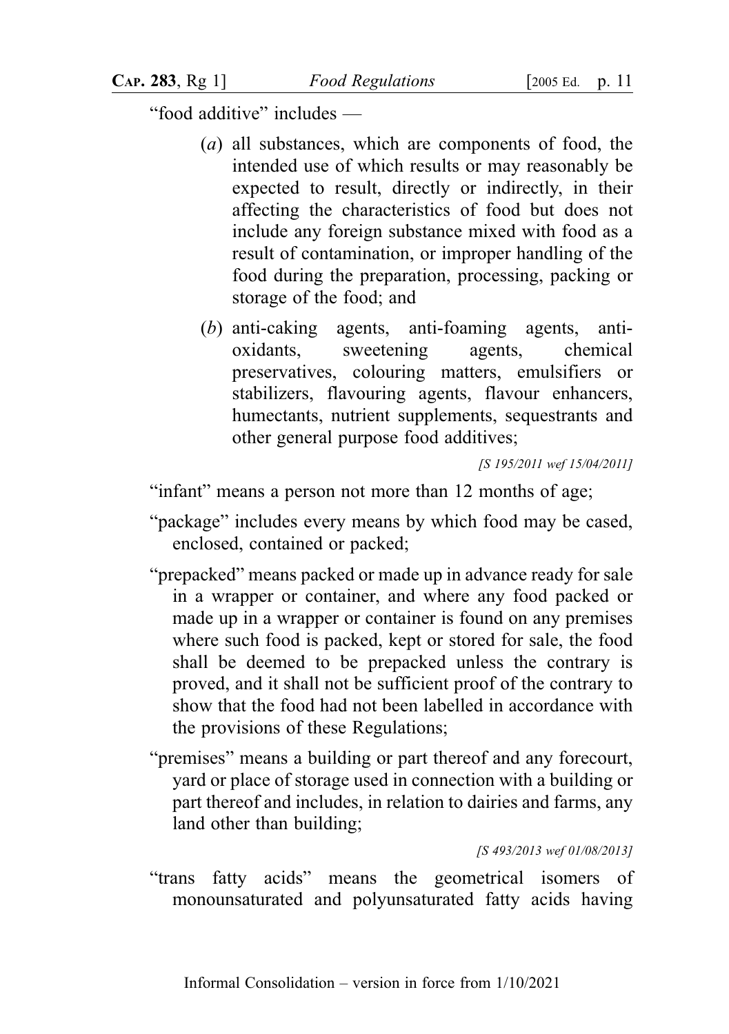"food additive" includes —

(*a*) all substances, which are components of food, the intended use of which results or may reasonably be expected to result, directly or indirectly, in their affecting the characteristics of food but does not include any foreign substance mixed with food as a result of contamination, or improper handling of the food during the preparation, processing, packing or storage of the food; and

(*b*) anti-caking agents, anti-foaming agents, anti-oxidants, sweetening agents, chemical preservatives, colouring matters, emulsifiers or stabilizers, flavouring agents, flavour enhancers, humectants, nutrient supplements, sequestrants and other general purpose food additives;

*[S 195/2011 wef 15/04/2011]*

"infant" means a person not more than 12 months of age;

"package" includes every means by which food may be cased, enclosed, contained or packed;

"prepacked" means packed or made up in advance ready for sale in a wrapper or container, and where any food packed or made up in a wrapper or container is found on any premises where such food is packed, kept or stored for sale, the food shall be deemed to be prepacked unless the contrary is proved, and it shall not be sufficient proof of the contrary to show that the food had not been labelled in accordance with the provisions of these Regulations;

"premises" means a building or part thereof and any forecourt, yard or place of storage used in connection with a building or part thereof and includes, in relation to dairies and farms, any land other than building;

*[S 493/2013 wef 01/08/2013]*

"trans fatty acids" means the geometrical isomers of monounsaturated and polyunsaturated fatty acids having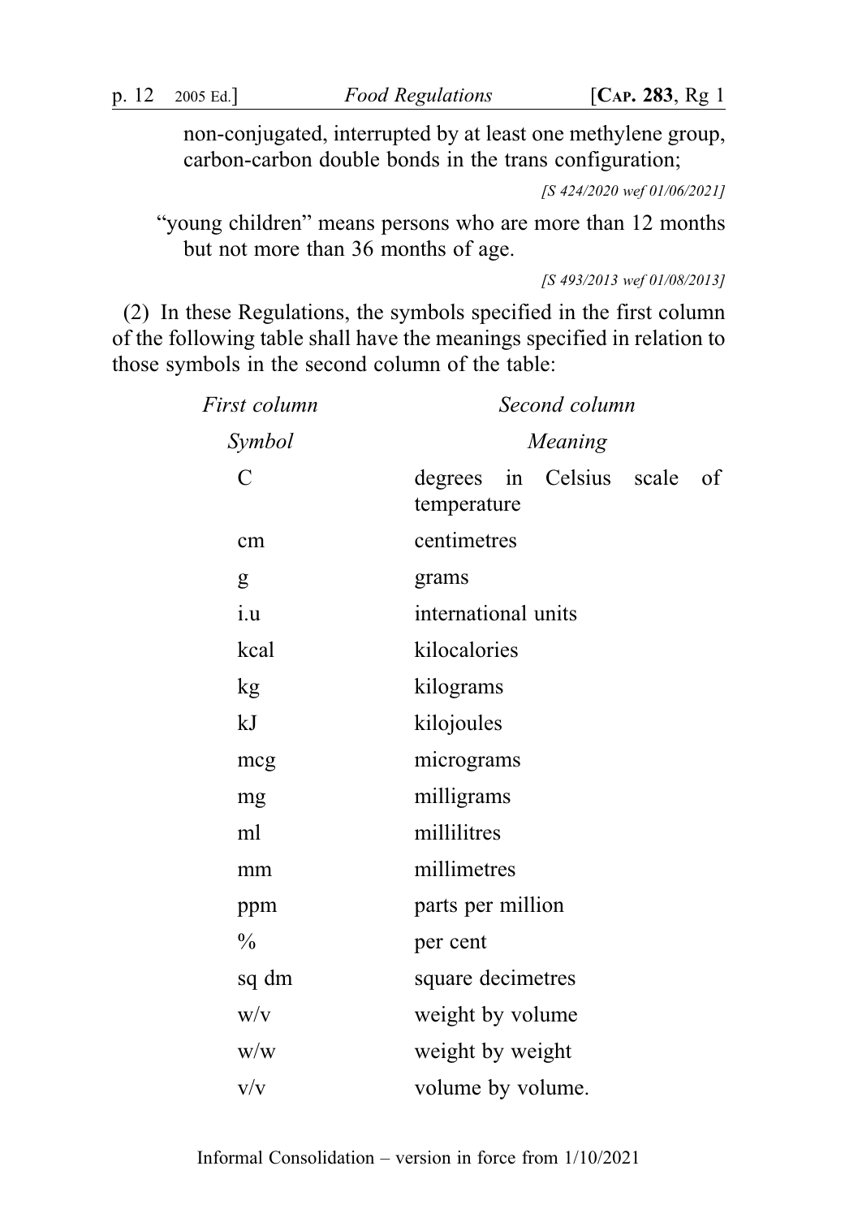non-conjugated, interrupted by at least one methylene group, carbon-carbon double bonds in the trans configuration;

*[S 424/2020 wef 01/06/2021]*

"young children" means persons who are more than 12 months but not more than 36 months of age.

*[S 493/2013 wef 01/08/2013]*

(2) In these Regulations, the symbols specified in the first column of the following table shall have the meanings specified in relation to those symbols in the second column of the table:

| *First column* | *Second column* |
|---|---|
| *Symbol* | *Meaning* |
| C | degrees in Celsius scale of temperature |
| cm | centimetres |
| g | grams |
| i.u | international units |
| kcal | kilocalories |
| kg | kilograms |
| kJ | kilojoules |
| mcg | micrograms |
| mg | milligrams |
| ml | millilitres |
| mm | millimetres |
| ppm | parts per million |
| % | per cent |
| sq dm | square decimetres |
| w/v | weight by volume |
| w/w | weight by weight |
| v/v | volume by volume. |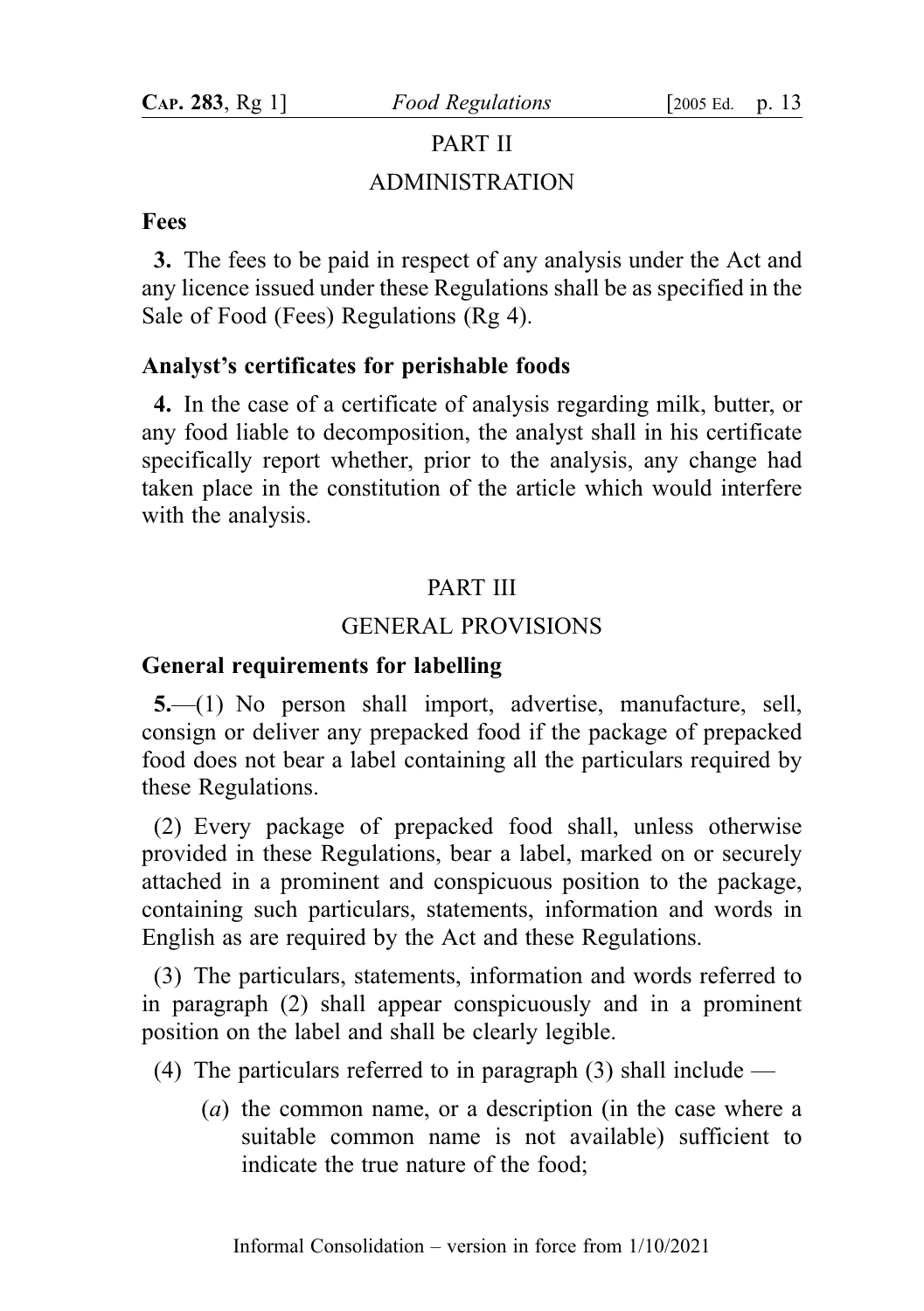## PART II

## ADMINISTRATION

**Fees**

**3.** The fees to be paid in respect of any analysis under the Act and any licence issued under these Regulations shall be as specified in the Sale of Food (Fees) Regulations (Rg 4).

**Analyst's certificates for perishable foods**

**4.** In the case of a certificate of analysis regarding milk, butter, or any food liable to decomposition, the analyst shall in his certificate specifically report whether, prior to the analysis, any change had taken place in the constitution of the article which would interfere with the analysis.

## PART III

## GENERAL PROVISIONS

**General requirements for labelling**

**5.**—(1) No person shall import, advertise, manufacture, sell, consign or deliver any prepacked food if the package of prepacked food does not bear a label containing all the particulars required by these Regulations.

(2) Every package of prepacked food shall, unless otherwise provided in these Regulations, bear a label, marked on or securely attached in a prominent and conspicuous position to the package, containing such particulars, statements, information and words in English as are required by the Act and these Regulations.

(3) The particulars, statements, information and words referred to in paragraph (2) shall appear conspicuously and in a prominent position on the label and shall be clearly legible.

(4) The particulars referred to in paragraph (3) shall include —

(*a*) the common name, or a description (in the case where a suitable common name is not available) sufficient to indicate the true nature of the food;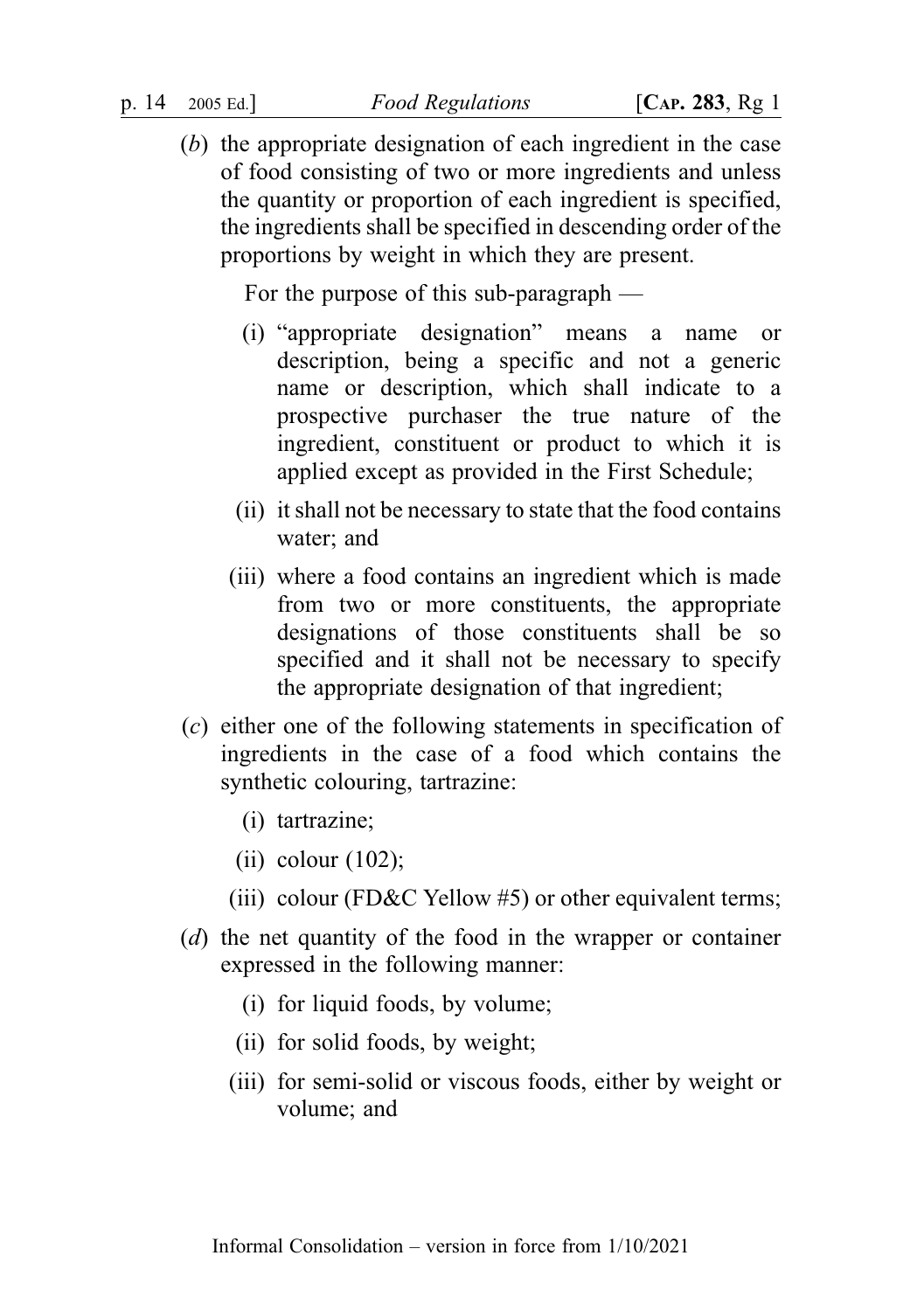(*b*) the appropriate designation of each ingredient in the case of food consisting of two or more ingredients and unless the quantity or proportion of each ingredient is specified, the ingredients shall be specified in descending order of the proportions by weight in which they are present.

For the purpose of this sub-paragraph —

(i) "appropriate designation" means a name or description, being a specific and not a generic name or description, which shall indicate to a prospective purchaser the true nature of the ingredient, constituent or product to which it is applied except as provided in the First Schedule;

(ii) it shall not be necessary to state that the food contains water; and

(iii) where a food contains an ingredient which is made from two or more constituents, the appropriate designations of those constituents shall be so specified and it shall not be necessary to specify the appropriate designation of that ingredient;

(*c*) either one of the following statements in specification of ingredients in the case of a food which contains the synthetic colouring, tartrazine:

(i) tartrazine;

(ii) colour (102);

(iii) colour (FD&C Yellow #5) or other equivalent terms;

(*d*) the net quantity of the food in the wrapper or container expressed in the following manner:

(i) for liquid foods, by volume;

(ii) for solid foods, by weight;

(iii) for semi-solid or viscous foods, either by weight or volume; and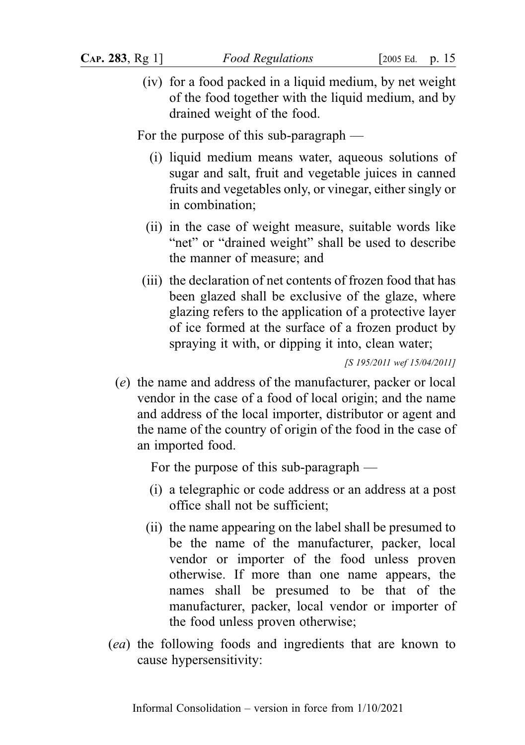(iv) for a food packed in a liquid medium, by net weight of the food together with the liquid medium, and by drained weight of the food.

For the purpose of this sub-paragraph —

(i) liquid medium means water, aqueous solutions of sugar and salt, fruit and vegetable juices in canned fruits and vegetables only, or vinegar, either singly or in combination;

(ii) in the case of weight measure, suitable words like "net" or "drained weight" shall be used to describe the manner of measure; and

(iii) the declaration of net contents of frozen food that has been glazed shall be exclusive of the glaze, where glazing refers to the application of a protective layer of ice formed at the surface of a frozen product by spraying it with, or dipping it into, clean water;

*[S 195/2011 wef 15/04/2011]*

(*e*) the name and address of the manufacturer, packer or local vendor in the case of a food of local origin; and the name and address of the local importer, distributor or agent and the name of the country of origin of the food in the case of an imported food.

For the purpose of this sub-paragraph —

(i) a telegraphic or code address or an address at a post office shall not be sufficient;

(ii) the name appearing on the label shall be presumed to be the name of the manufacturer, packer, local vendor or importer of the food unless proven otherwise. If more than one name appears, the names shall be presumed to be that of the manufacturer, packer, local vendor or importer of the food unless proven otherwise;

(*ea*) the following foods and ingredients that are known to cause hypersensitivity: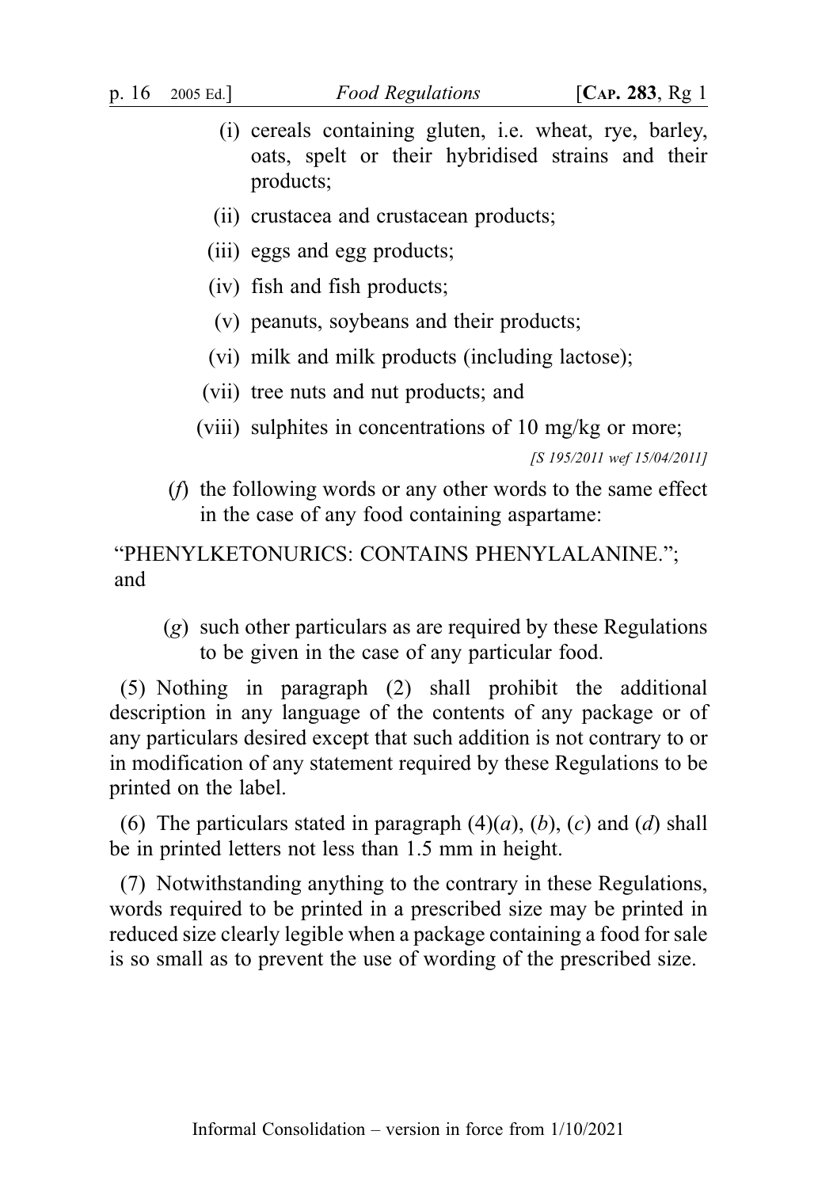(i) cereals containing gluten, i.e. wheat, rye, barley, oats, spelt or their hybridised strains and their products;

(ii) crustacea and crustacean products;

(iii) eggs and egg products;

(iv) fish and fish products;

(v) peanuts, soybeans and their products;

(vi) milk and milk products (including lactose);

(vii) tree nuts and nut products; and

(viii) sulphites in concentrations of 10 mg/kg or more;

*[S 195/2011 wef 15/04/2011]*

(*f*) the following words or any other words to the same effect in the case of any food containing aspartame:

"PHENYLKETONURICS: CONTAINS PHENYLALANINE."; and

(*g*) such other particulars as are required by these Regulations to be given in the case of any particular food.

(5) Nothing in paragraph (2) shall prohibit the additional description in any language of the contents of any package or of any particulars desired except that such addition is not contrary to or in modification of any statement required by these Regulations to be printed on the label.

(6) The particulars stated in paragraph (4)(*a*), (*b*), (*c*) and (*d*) shall be in printed letters not less than 1.5 mm in height.

(7) Notwithstanding anything to the contrary in these Regulations, words required to be printed in a prescribed size may be printed in reduced size clearly legible when a package containing a food for sale is so small as to prevent the use of wording of the prescribed size.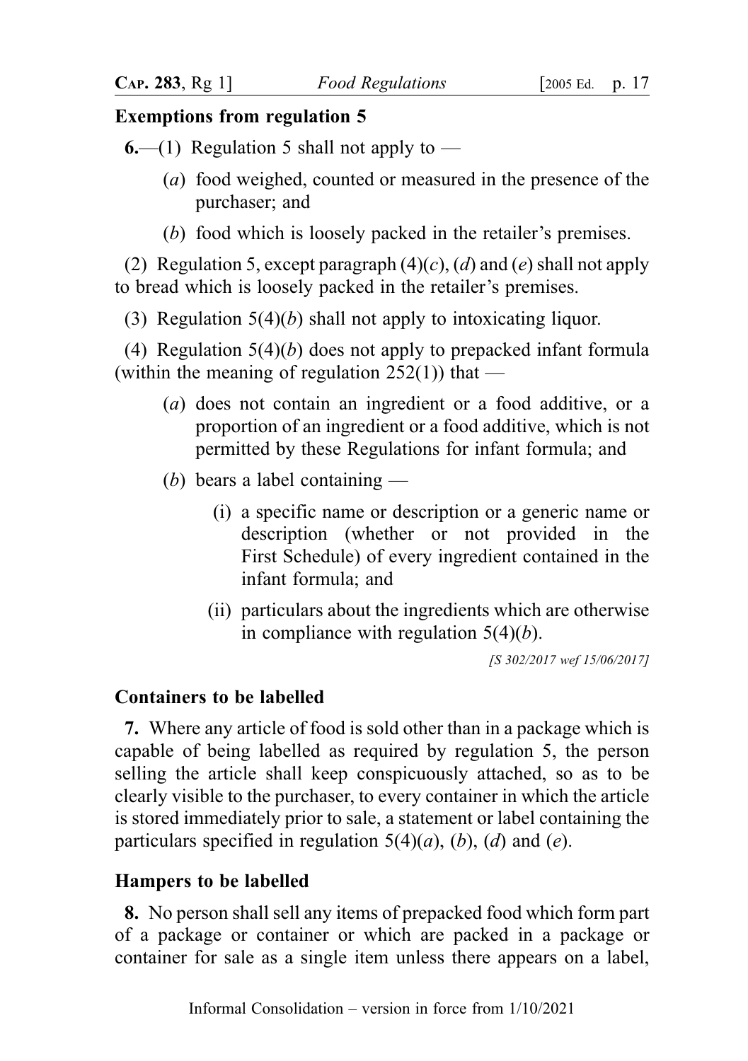## Exemptions from regulation 5

**6.**—(1) Regulation 5 shall not apply to —

- (*a*) food weighed, counted or measured in the presence of the purchaser; and
- (*b*) food which is loosely packed in the retailer's premises.

(2) Regulation 5, except paragraph (4)(*c*), (*d*) and (*e*) shall not apply to bread which is loosely packed in the retailer's premises.

(3) Regulation 5(4)(*b*) shall not apply to intoxicating liquor.

(4) Regulation 5(4)(*b*) does not apply to prepacked infant formula (within the meaning of regulation 252(1)) that —

- (*a*) does not contain an ingredient or a food additive, or a proportion of an ingredient or a food additive, which is not permitted by these Regulations for infant formula; and
- (*b*) bears a label containing —
  - (i) a specific name or description or a generic name or description (whether or not provided in the First Schedule) of every ingredient contained in the infant formula; and
  - (ii) particulars about the ingredients which are otherwise in compliance with regulation 5(4)(*b*).

*[S 302/2017 wef 15/06/2017]*

## Containers to be labelled

**7.** Where any article of food is sold other than in a package which is capable of being labelled as required by regulation 5, the person selling the article shall keep conspicuously attached, so as to be clearly visible to the purchaser, to every container in which the article is stored immediately prior to sale, a statement or label containing the particulars specified in regulation 5(4)(*a*), (*b*), (*d*) and (*e*).

## Hampers to be labelled

**8.** No person shall sell any items of prepacked food which form part of a package or container or which are packed in a package or container for sale as a single item unless there appears on a label,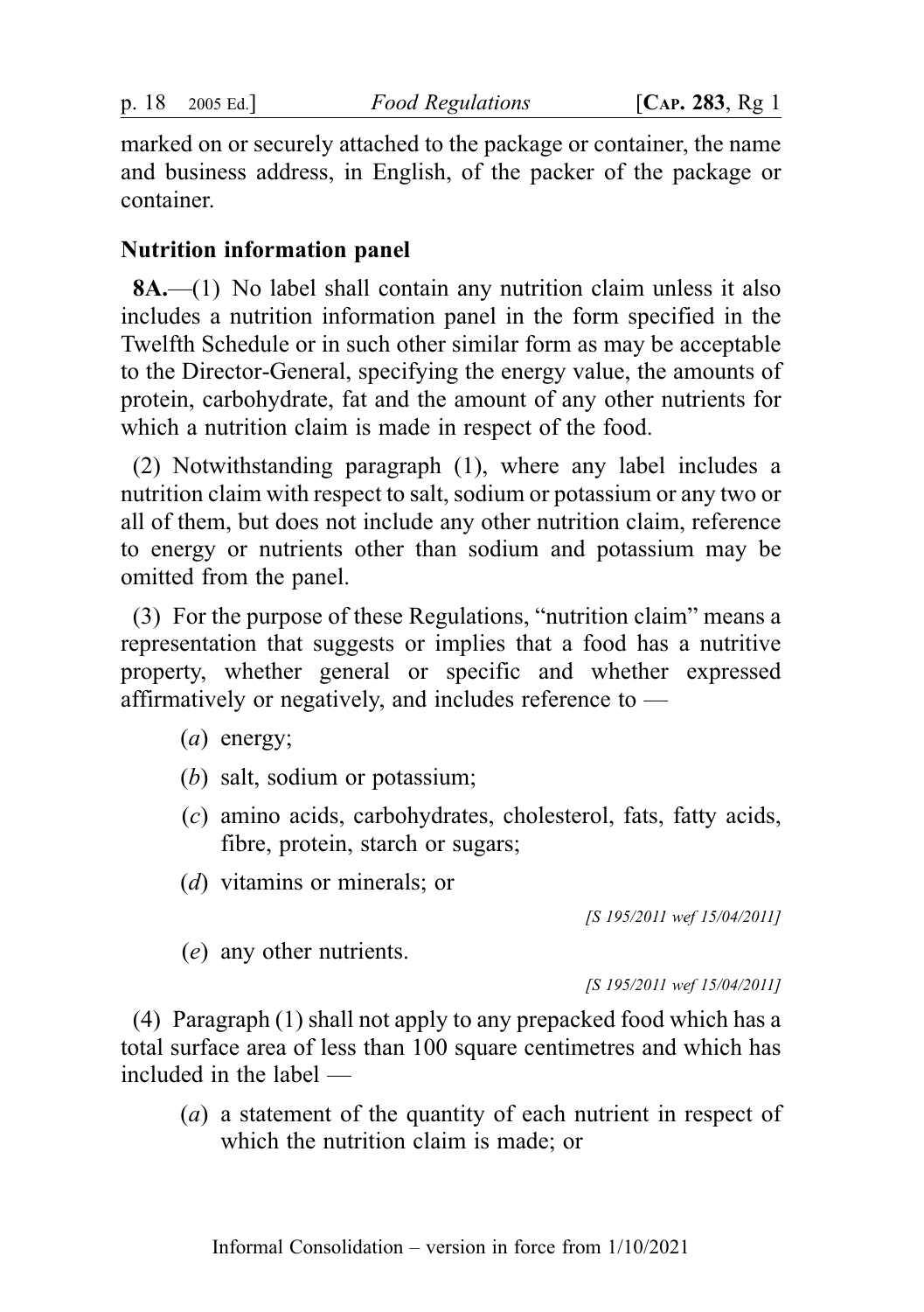marked on or securely attached to the package or container, the name and business address, in English, of the packer of the package or container.

**Nutrition information panel**

**8A.**—(1) No label shall contain any nutrition claim unless it also includes a nutrition information panel in the form specified in the Twelfth Schedule or in such other similar form as may be acceptable to the Director-General, specifying the energy value, the amounts of protein, carbohydrate, fat and the amount of any other nutrients for which a nutrition claim is made in respect of the food.

(2) Notwithstanding paragraph (1), where any label includes a nutrition claim with respect to salt, sodium or potassium or any two or all of them, but does not include any other nutrition claim, reference to energy or nutrients other than sodium and potassium may be omitted from the panel.

(3) For the purpose of these Regulations, "nutrition claim" means a representation that suggests or implies that a food has a nutritive property, whether general or specific and whether expressed affirmatively or negatively, and includes reference to —

(*a*) energy;

(*b*) salt, sodium or potassium;

(*c*) amino acids, carbohydrates, cholesterol, fats, fatty acids, fibre, protein, starch or sugars;

(*d*) vitamins or minerals; or

*[S 195/2011 wef 15/04/2011]*

(*e*) any other nutrients.

*[S 195/2011 wef 15/04/2011]*

(4) Paragraph (1) shall not apply to any prepacked food which has a total surface area of less than 100 square centimetres and which has included in the label —

(*a*) a statement of the quantity of each nutrient in respect of which the nutrition claim is made; or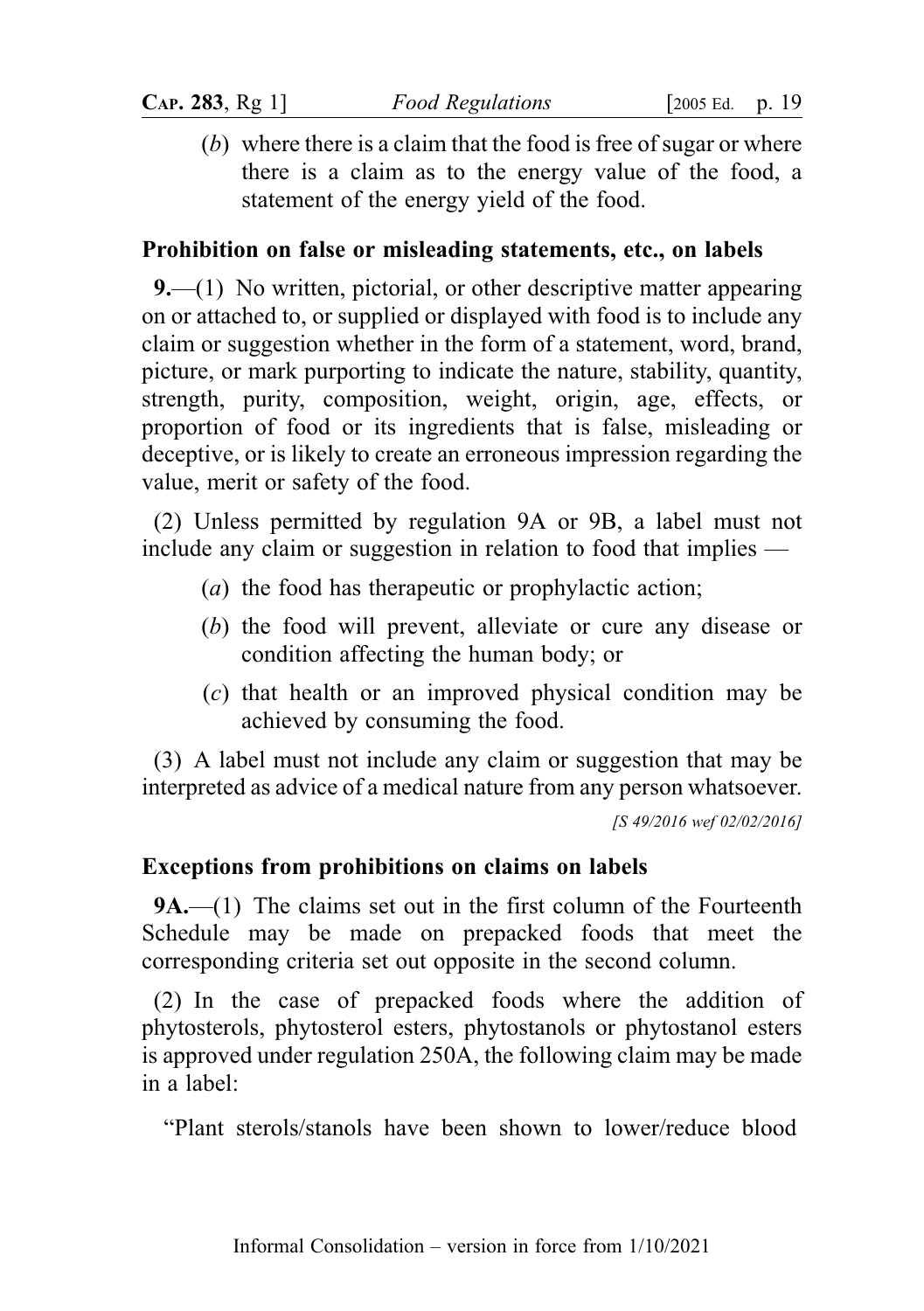(*b*) where there is a claim that the food is free of sugar or where there is a claim as to the energy value of the food, a statement of the energy yield of the food.

**Prohibition on false or misleading statements, etc., on labels**

**9.**—(1) No written, pictorial, or other descriptive matter appearing on or attached to, or supplied or displayed with food is to include any claim or suggestion whether in the form of a statement, word, brand, picture, or mark purporting to indicate the nature, stability, quantity, strength, purity, composition, weight, origin, age, effects, or proportion of food or its ingredients that is false, misleading or deceptive, or is likely to create an erroneous impression regarding the value, merit or safety of the food.

(2) Unless permitted by regulation 9A or 9B, a label must not include any claim or suggestion in relation to food that implies —

(*a*) the food has therapeutic or prophylactic action;

(*b*) the food will prevent, alleviate or cure any disease or condition affecting the human body; or

(*c*) that health or an improved physical condition may be achieved by consuming the food.

(3) A label must not include any claim or suggestion that may be interpreted as advice of a medical nature from any person whatsoever.

*[S 49/2016 wef 02/02/2016]*

**Exceptions from prohibitions on claims on labels**

**9A.**—(1) The claims set out in the first column of the Fourteenth Schedule may be made on prepacked foods that meet the corresponding criteria set out opposite in the second column.

(2) In the case of prepacked foods where the addition of phytosterols, phytosterol esters, phytostanols or phytostanol esters is approved under regulation 250A, the following claim may be made in a label:

"Plant sterols/stanols have been shown to lower/reduce blood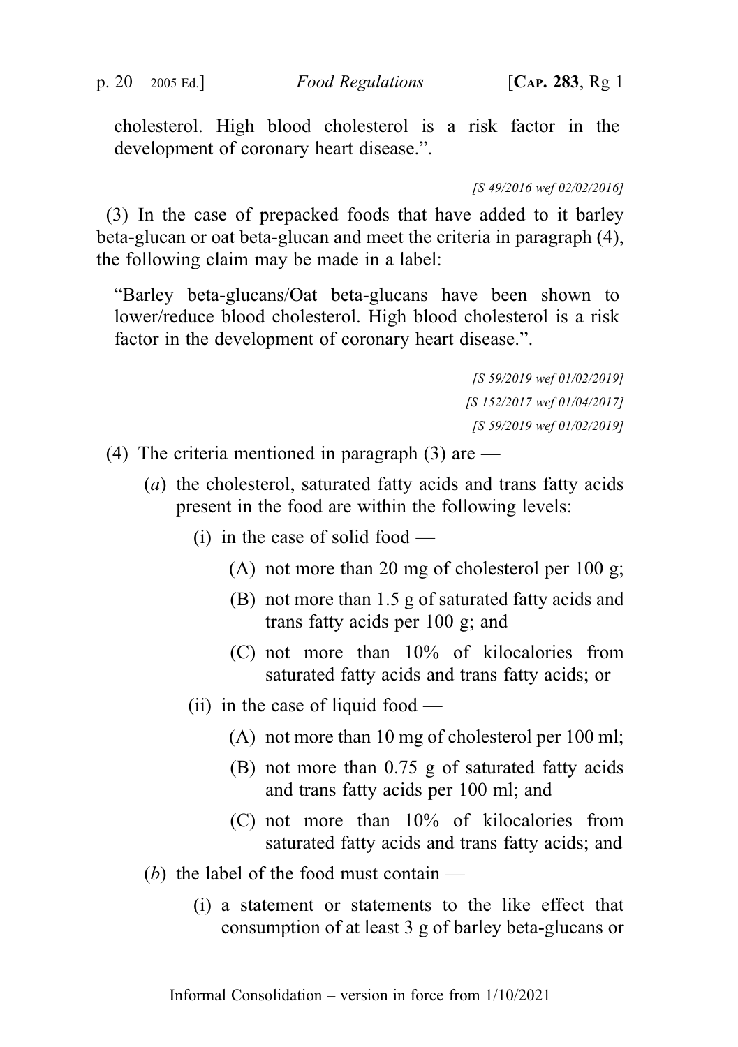cholesterol. High blood cholesterol is a risk factor in the development of coronary heart disease.”.

*[S 49/2016 wef 02/02/2016]*

(3) In the case of prepacked foods that have added to it barley beta-glucan or oat beta-glucan and meet the criteria in paragraph (4), the following claim may be made in a label:

“Barley beta-glucans/Oat beta-glucans have been shown to lower/reduce blood cholesterol. High blood cholesterol is a risk factor in the development of coronary heart disease.”.

*[S 59/2019 wef 01/02/2019]*
*[S 152/2017 wef 01/04/2017]*
*[S 59/2019 wef 01/02/2019]*

(4) The criteria mentioned in paragraph (3) are —

- (*a*) the cholesterol, saturated fatty acids and trans fatty acids present in the food are within the following levels:
  - (i) in the case of solid food —
    - (A) not more than 20 mg of cholesterol per 100 g;
    - (B) not more than 1.5 g of saturated fatty acids and trans fatty acids per 100 g; and
    - (C) not more than 10% of kilocalories from saturated fatty acids and trans fatty acids; or
  - (ii) in the case of liquid food —
    - (A) not more than 10 mg of cholesterol per 100 ml;
    - (B) not more than 0.75 g of saturated fatty acids and trans fatty acids per 100 ml; and
    - (C) not more than 10% of kilocalories from saturated fatty acids and trans fatty acids; and
- (*b*) the label of the food must contain —
  - (i) a statement or statements to the like effect that consumption of at least 3 g of barley beta-glucans or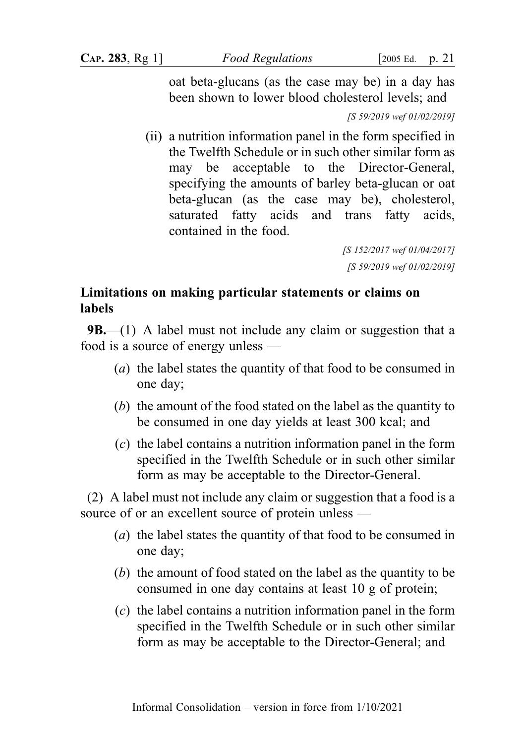oat beta-glucans (as the case may be) in a day has been shown to lower blood cholesterol levels; and

*[S 59/2019 wef 01/02/2019]*

(ii) a nutrition information panel in the form specified in the Twelfth Schedule or in such other similar form as may be acceptable to the Director-General, specifying the amounts of barley beta-glucan or oat beta-glucan (as the case may be), cholesterol, saturated fatty acids and trans fatty acids, contained in the food.

*[S 152/2017 wef 01/04/2017]*
*[S 59/2019 wef 01/02/2019]*

### Limitations on making particular statements or claims on labels

**9B.**—(1) A label must not include any claim or suggestion that a food is a source of energy unless —

(*a*) the label states the quantity of that food to be consumed in one day;

(*b*) the amount of the food stated on the label as the quantity to be consumed in one day yields at least 300 kcal; and

(*c*) the label contains a nutrition information panel in the form specified in the Twelfth Schedule or in such other similar form as may be acceptable to the Director-General.

(2) A label must not include any claim or suggestion that a food is a source of or an excellent source of protein unless —

(*a*) the label states the quantity of that food to be consumed in one day;

(*b*) the amount of food stated on the label as the quantity to be consumed in one day contains at least 10 g of protein;

(*c*) the label contains a nutrition information panel in the form specified in the Twelfth Schedule or in such other similar form as may be acceptable to the Director-General; and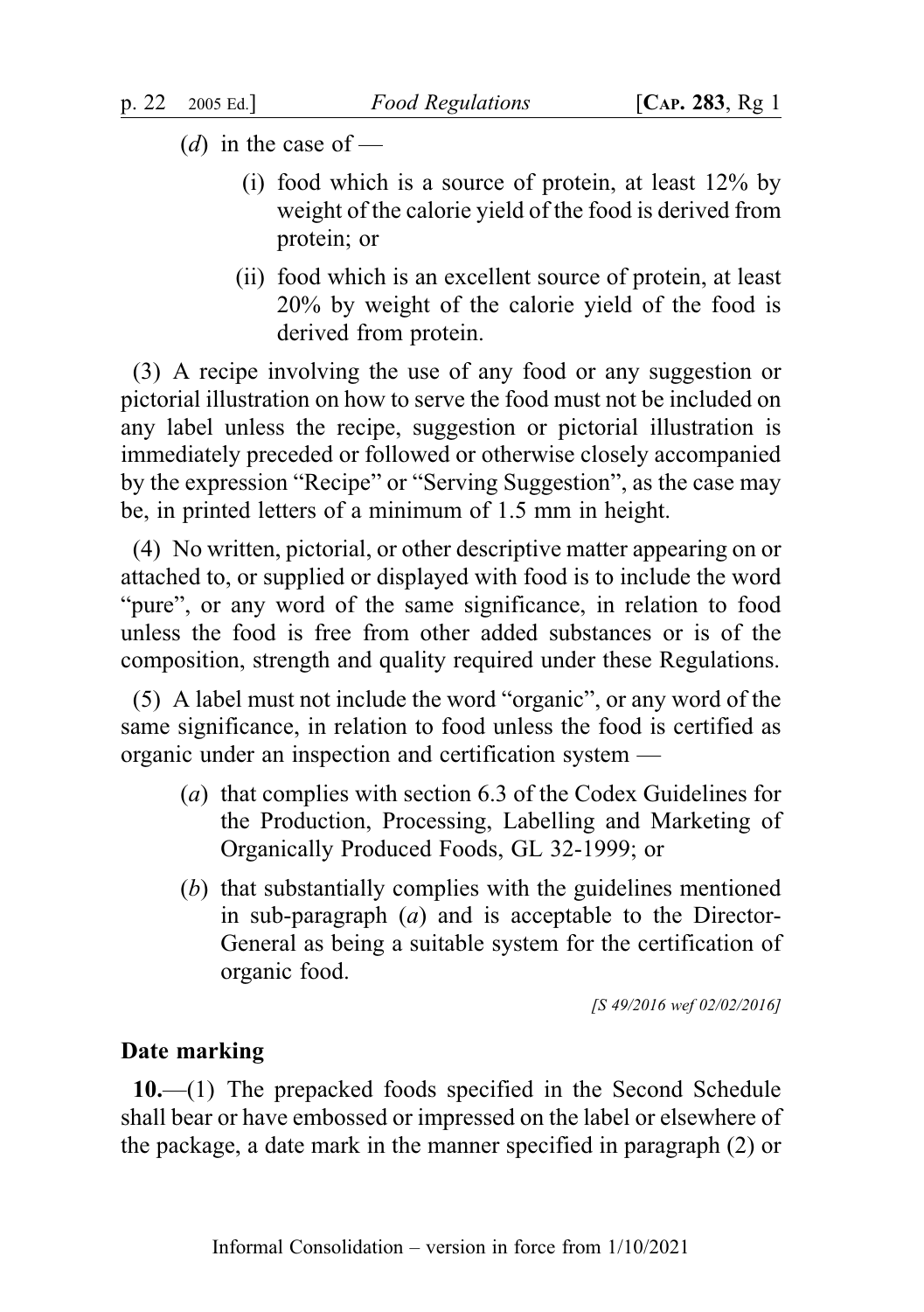(*d*) in the case of —

(i) food which is a source of protein, at least 12% by weight of the calorie yield of the food is derived from protein; or

(ii) food which is an excellent source of protein, at least 20% by weight of the calorie yield of the food is derived from protein.

(3) A recipe involving the use of any food or any suggestion or pictorial illustration on how to serve the food must not be included on any label unless the recipe, suggestion or pictorial illustration is immediately preceded or followed or otherwise closely accompanied by the expression "Recipe" or "Serving Suggestion", as the case may be, in printed letters of a minimum of 1.5 mm in height.

(4) No written, pictorial, or other descriptive matter appearing on or attached to, or supplied or displayed with food is to include the word "pure", or any word of the same significance, in relation to food unless the food is free from other added substances or is of the composition, strength and quality required under these Regulations.

(5) A label must not include the word "organic", or any word of the same significance, in relation to food unless the food is certified as organic under an inspection and certification system —

(*a*) that complies with section 6.3 of the Codex Guidelines for the Production, Processing, Labelling and Marketing of Organically Produced Foods, GL 32-1999; or

(*b*) that substantially complies with the guidelines mentioned in sub-paragraph (*a*) and is acceptable to the Director-General as being a suitable system for the certification of organic food.

*[S 49/2016 wef 02/02/2016]*

**Date marking**

**10.**—(1) The prepacked foods specified in the Second Schedule shall bear or have embossed or impressed on the label or elsewhere of the package, a date mark in the manner specified in paragraph (2) or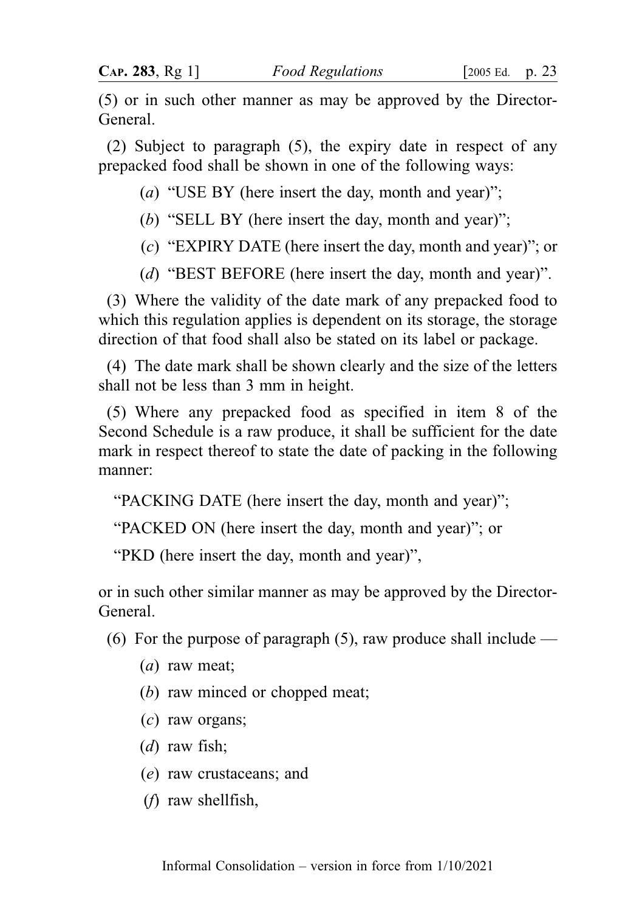(5) or in such other manner as may be approved by the Director-General.

(2) Subject to paragraph (5), the expiry date in respect of any prepacked food shall be shown in one of the following ways:

(*a*) "USE BY (here insert the day, month and year)";

(*b*) "SELL BY (here insert the day, month and year)";

(*c*) "EXPIRY DATE (here insert the day, month and year)"; or

(*d*) "BEST BEFORE (here insert the day, month and year)".

(3) Where the validity of the date mark of any prepacked food to which this regulation applies is dependent on its storage, the storage direction of that food shall also be stated on its label or package.

(4) The date mark shall be shown clearly and the size of the letters shall not be less than 3 mm in height.

(5) Where any prepacked food as specified in item 8 of the Second Schedule is a raw produce, it shall be sufficient for the date mark in respect thereof to state the date of packing in the following manner:

"PACKING DATE (here insert the day, month and year)";

"PACKED ON (here insert the day, month and year)"; or

"PKD (here insert the day, month and year)",

or in such other similar manner as may be approved by the Director-General.

(6) For the purpose of paragraph (5), raw produce shall include —

(*a*) raw meat;

(*b*) raw minced or chopped meat;

(*c*) raw organs;

(*d*) raw fish;

(*e*) raw crustaceans; and

(*f*) raw shellfish,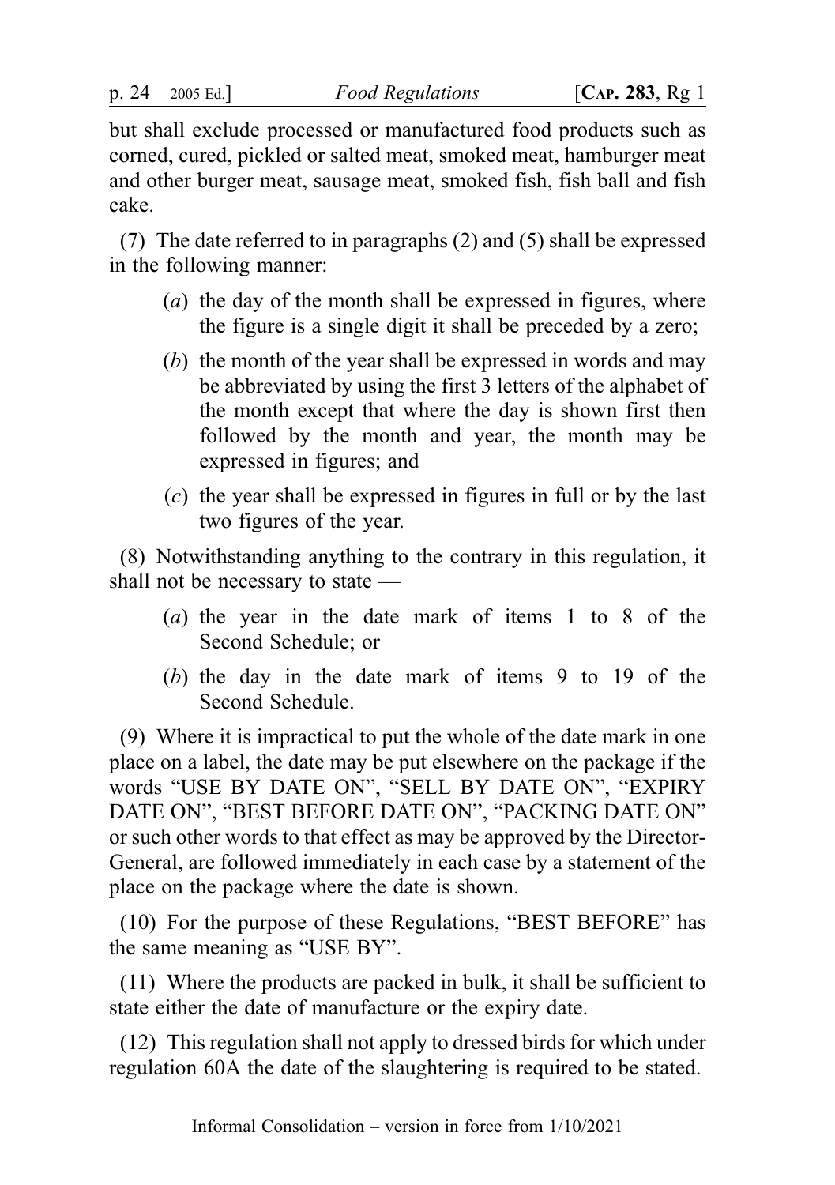but shall exclude processed or manufactured food products such as corned, cured, pickled or salted meat, smoked meat, hamburger meat and other burger meat, sausage meat, smoked fish, fish ball and fish cake.

(7) The date referred to in paragraphs (2) and (5) shall be expressed in the following manner:

(*a*) the day of the month shall be expressed in figures, where the figure is a single digit it shall be preceded by a zero;

(*b*) the month of the year shall be expressed in words and may be abbreviated by using the first 3 letters of the alphabet of the month except that where the day is shown first then followed by the month and year, the month may be expressed in figures; and

(*c*) the year shall be expressed in figures in full or by the last two figures of the year.

(8) Notwithstanding anything to the contrary in this regulation, it shall not be necessary to state —

(*a*) the year in the date mark of items 1 to 8 of the Second Schedule; or

(*b*) the day in the date mark of items 9 to 19 of the Second Schedule.

(9) Where it is impractical to put the whole of the date mark in one place on a label, the date may be put elsewhere on the package if the words "USE BY DATE ON", "SELL BY DATE ON", "EXPIRY DATE ON", "BEST BEFORE DATE ON", "PACKING DATE ON" or such other words to that effect as may be approved by the Director-General, are followed immediately in each case by a statement of the place on the package where the date is shown.

(10) For the purpose of these Regulations, "BEST BEFORE" has the same meaning as "USE BY".

(11) Where the products are packed in bulk, it shall be sufficient to state either the date of manufacture or the expiry date.

(12) This regulation shall not apply to dressed birds for which under regulation 60A the date of the slaughtering is required to be stated.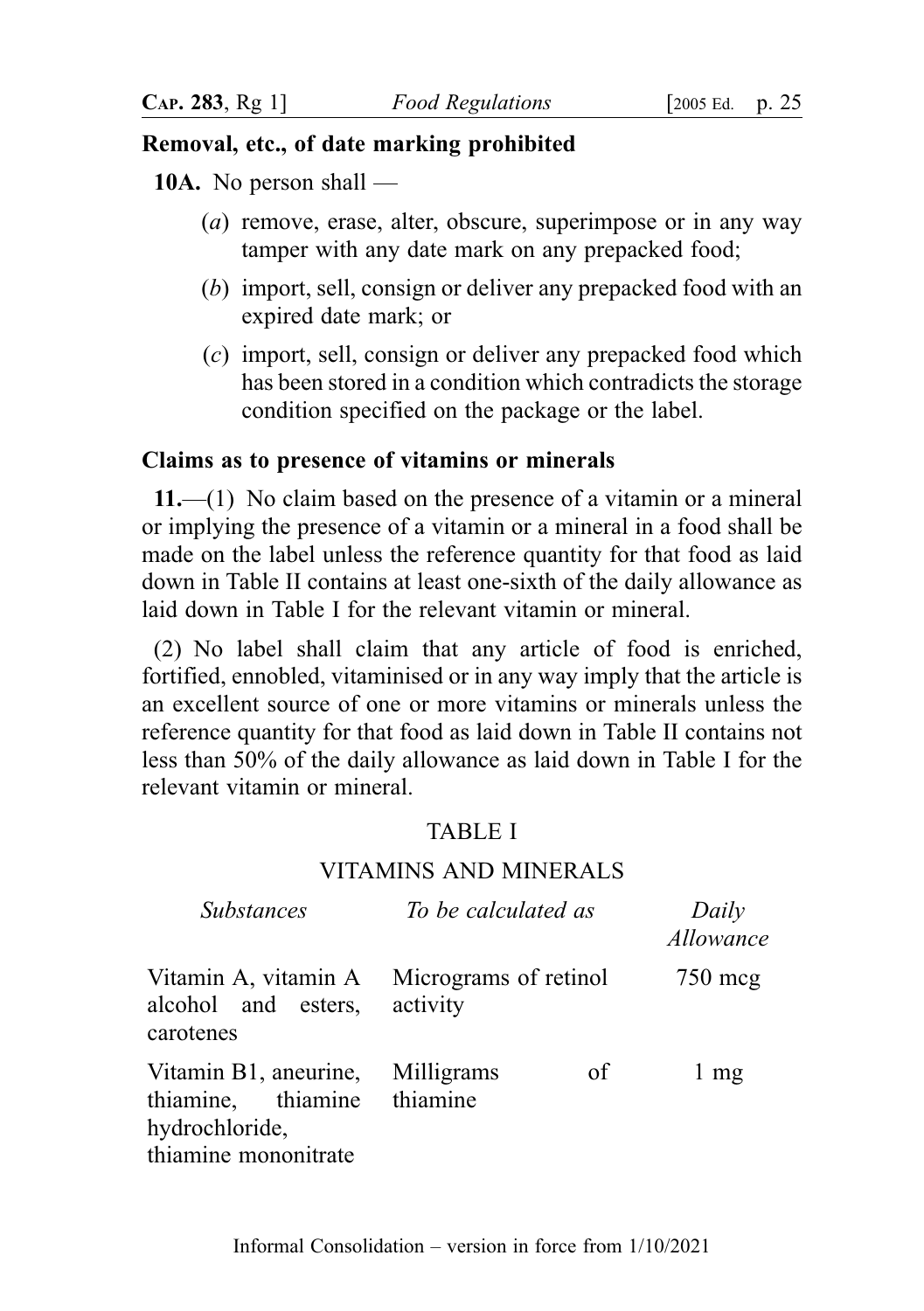**Removal, etc., of date marking prohibited**

**10A.** No person shall —

- (*a*) remove, erase, alter, obscure, superimpose or in any way tamper with any date mark on any prepacked food;
- (*b*) import, sell, consign or deliver any prepacked food with an expired date mark; or
- (*c*) import, sell, consign or deliver any prepacked food which has been stored in a condition which contradicts the storage condition specified on the package or the label.

**Claims as to presence of vitamins or minerals**

**11.**—(1) No claim based on the presence of a vitamin or a mineral or implying the presence of a vitamin or a mineral in a food shall be made on the label unless the reference quantity for that food as laid down in Table II contains at least one-sixth of the daily allowance as laid down in Table I for the relevant vitamin or mineral.

(2) No label shall claim that any article of food is enriched, fortified, ennobled, vitaminised or in any way imply that the article is an excellent source of one or more vitamins or minerals unless the reference quantity for that food as laid down in Table II contains not less than 50% of the daily allowance as laid down in Table I for the relevant vitamin or mineral.

TABLE I

VITAMINS AND MINERALS

| *Substances* | *To be calculated as* | *Daily Allowance* |
| --- | --- | --- |
| Vitamin A, vitamin A alcohol and esters, carotenes | Micrograms of retinol activity | 750 mcg |
| Vitamin B1, aneurine, thiamine, thiamine hydrochloride, thiamine mononitrate | Milligrams of thiamine | 1 mg |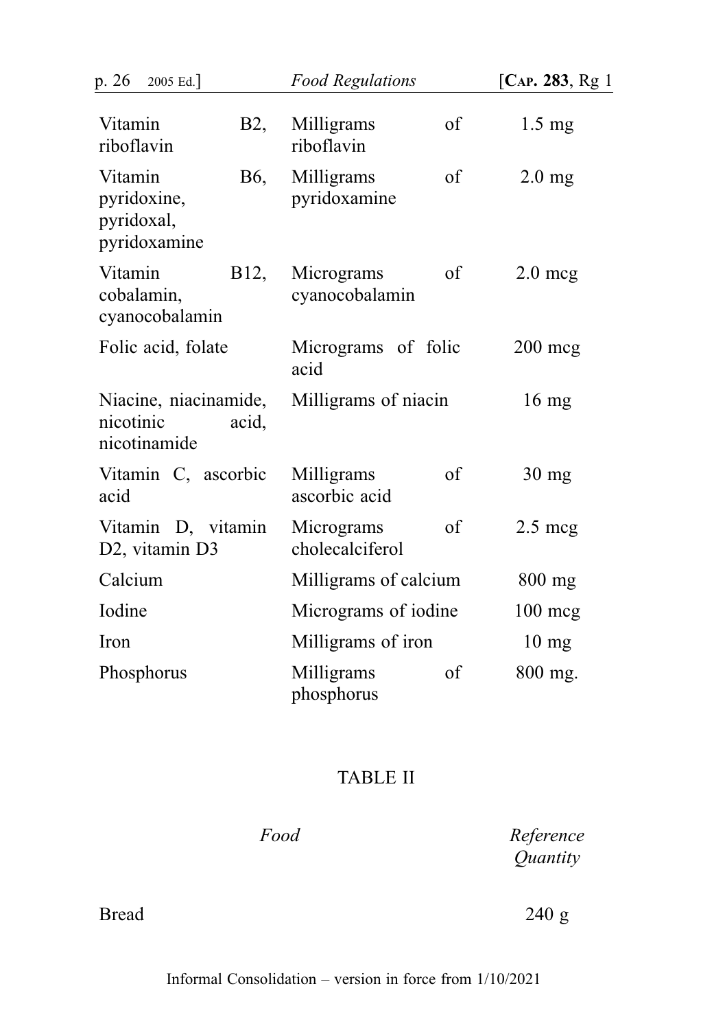| | | |
|---|---|---|
| Vitamin B2, riboflavin | Milligrams of riboflavin | 1.5 mg |
| Vitamin B6, pyridoxine, pyridoxal, pyridoxamine | Milligrams of pyridoxamine | 2.0 mg |
| Vitamin B12, cobalamin, cyanocobalamin | Micrograms of cyanocobalamin | 2.0 mcg |
| Folic acid, folate | Micrograms of folic acid | 200 mcg |
| Niacine, niacinamide, nicotinic acid, nicotinamide | Milligrams of niacin | 16 mg |
| Vitamin C, ascorbic acid | Milligrams of ascorbic acid | 30 mg |
| Vitamin D, vitamin D2, vitamin D3 | Micrograms of cholecalciferol | 2.5 mcg |
| Calcium | Milligrams of calcium | 800 mg |
| Iodine | Micrograms of iodine | 100 mcg |
| Iron | Milligrams of iron | 10 mg |
| Phosphorus | Milligrams of phosphorus | 800 mg. |

## TABLE II

| *Food* | *Reference Quantity* |
|---|---|
| Bread | 240 g |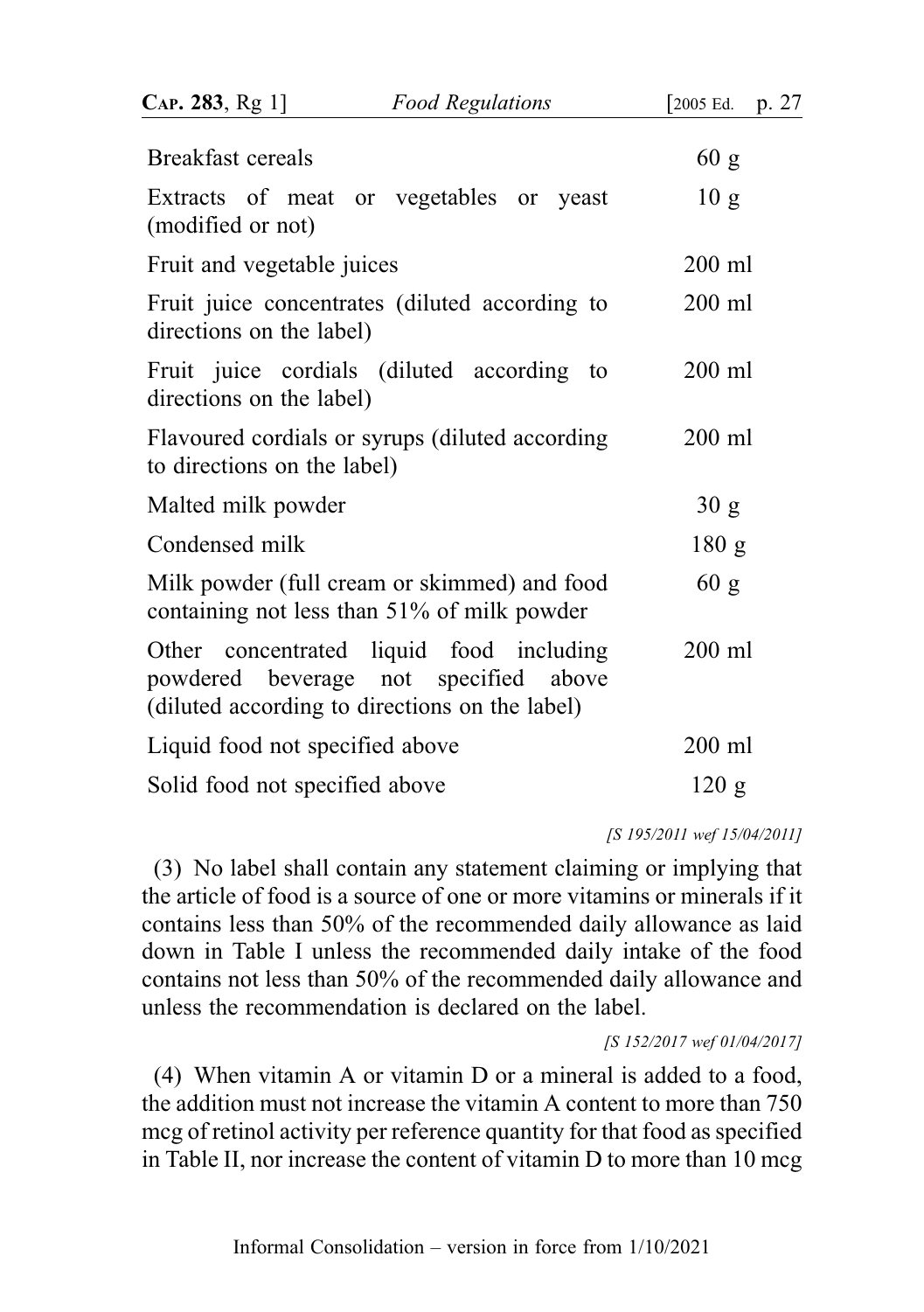| | |
|---|---|
| Breakfast cereals | 60 g |
| Extracts of meat or vegetables or yeast (modified or not) | 10 g |
| Fruit and vegetable juices | 200 ml |
| Fruit juice concentrates (diluted according to directions on the label) | 200 ml |
| Fruit juice cordials (diluted according to directions on the label) | 200 ml |
| Flavoured cordials or syrups (diluted according to directions on the label) | 200 ml |
| Malted milk powder | 30 g |
| Condensed milk | 180 g |
| Milk powder (full cream or skimmed) and food containing not less than 51% of milk powder | 60 g |
| Other concentrated liquid food including powdered beverage not specified above (diluted according to directions on the label) | 200 ml |
| Liquid food not specified above | 200 ml |
| Solid food not specified above | 120 g |

*[S 195/2011 wef 15/04/2011]*

(3) No label shall contain any statement claiming or implying that the article of food is a source of one or more vitamins or minerals if it contains less than 50% of the recommended daily allowance as laid down in Table I unless the recommended daily intake of the food contains not less than 50% of the recommended daily allowance and unless the recommendation is declared on the label.

*[S 152/2017 wef 01/04/2017]*

(4) When vitamin A or vitamin D or a mineral is added to a food, the addition must not increase the vitamin A content to more than 750 mcg of retinol activity per reference quantity for that food as specified in Table II, nor increase the content of vitamin D to more than 10 mcg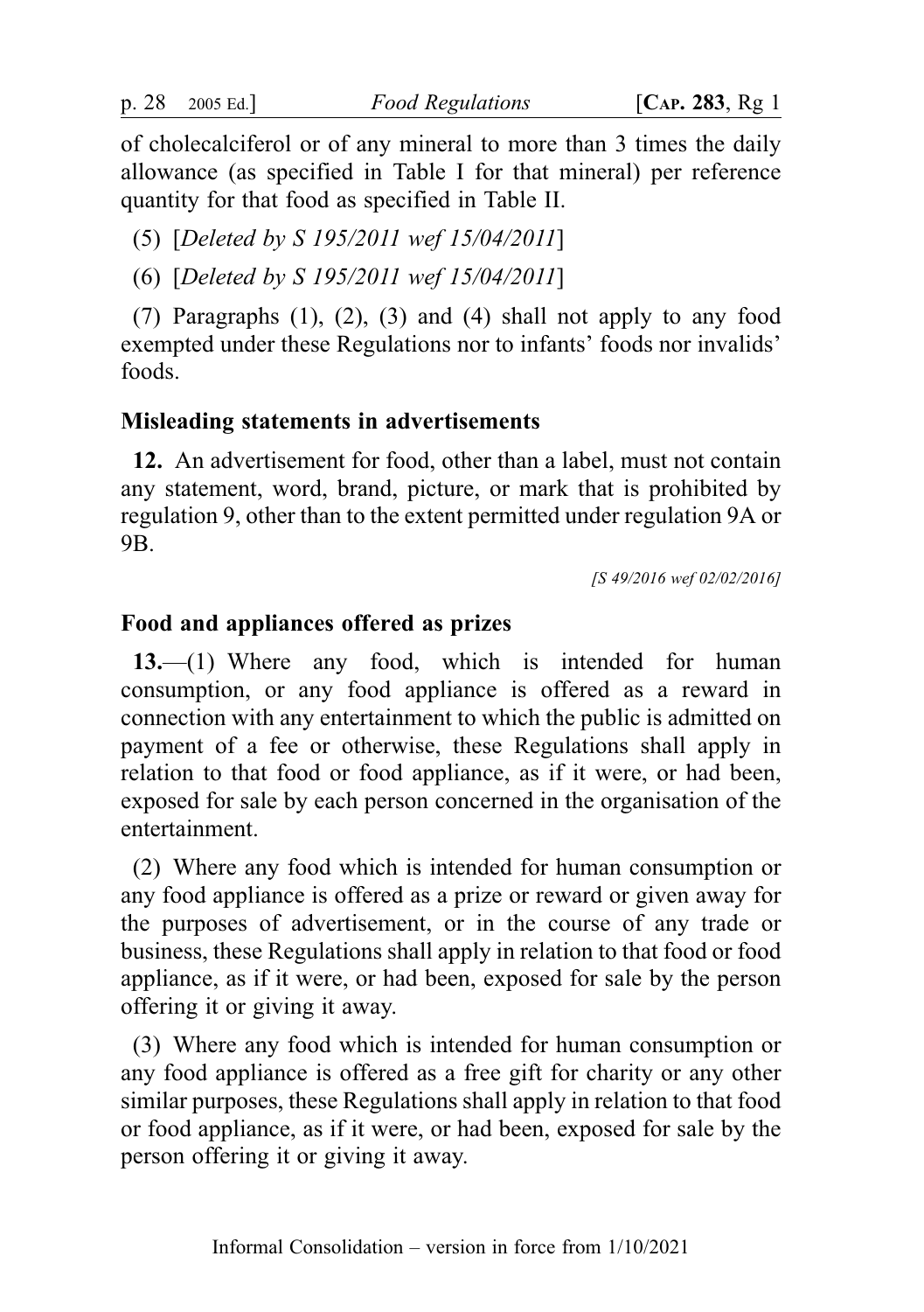of cholecalciferol or of any mineral to more than 3 times the daily allowance (as specified in Table I for that mineral) per reference quantity for that food as specified in Table II.

(5) [*Deleted by S 195/2011 wef 15/04/2011*]

(6) [*Deleted by S 195/2011 wef 15/04/2011*]

(7) Paragraphs (1), (2), (3) and (4) shall not apply to any food exempted under these Regulations nor to infants' foods nor invalids' foods.

### Misleading statements in advertisements

**12.** An advertisement for food, other than a label, must not contain any statement, word, brand, picture, or mark that is prohibited by regulation 9, other than to the extent permitted under regulation 9A or 9B.

*[S 49/2016 wef 02/02/2016]*

### Food and appliances offered as prizes

**13.**—(1) Where any food, which is intended for human consumption, or any food appliance is offered as a reward in connection with any entertainment to which the public is admitted on payment of a fee or otherwise, these Regulations shall apply in relation to that food or food appliance, as if it were, or had been, exposed for sale by each person concerned in the organisation of the entertainment.

(2) Where any food which is intended for human consumption or any food appliance is offered as a prize or reward or given away for the purposes of advertisement, or in the course of any trade or business, these Regulations shall apply in relation to that food or food appliance, as if it were, or had been, exposed for sale by the person offering it or giving it away.

(3) Where any food which is intended for human consumption or any food appliance is offered as a free gift for charity or any other similar purposes, these Regulations shall apply in relation to that food or food appliance, as if it were, or had been, exposed for sale by the person offering it or giving it away.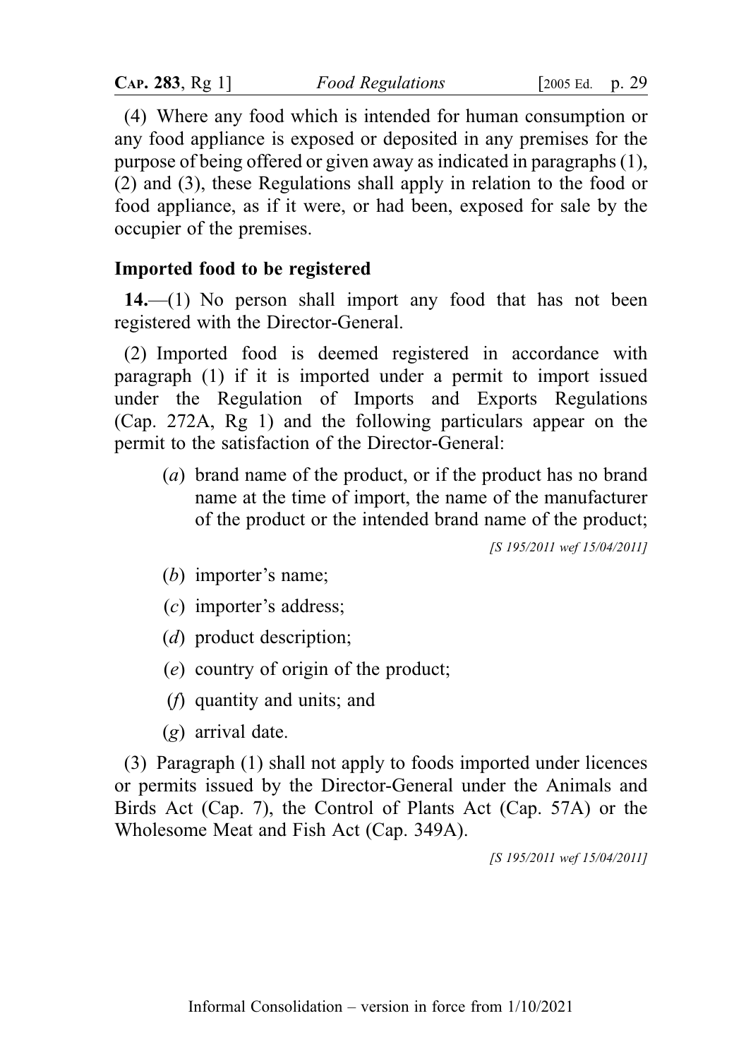(4) Where any food which is intended for human consumption or any food appliance is exposed or deposited in any premises for the purpose of being offered or given away as indicated in paragraphs (1), (2) and (3), these Regulations shall apply in relation to the food or food appliance, as if it were, or had been, exposed for sale by the occupier of the premises.

**Imported food to be registered**

**14.**—(1) No person shall import any food that has not been registered with the Director-General.

(2) Imported food is deemed registered in accordance with paragraph (1) if it is imported under a permit to import issued under the Regulation of Imports and Exports Regulations (Cap. 272A, Rg 1) and the following particulars appear on the permit to the satisfaction of the Director-General:

(*a*) brand name of the product, or if the product has no brand name at the time of import, the name of the manufacturer of the product or the intended brand name of the product;

*[S 195/2011 wef 15/04/2011]*

(*b*) importer's name;

(*c*) importer's address;

(*d*) product description;

(*e*) country of origin of the product;

(*f*) quantity and units; and

(*g*) arrival date.

(3) Paragraph (1) shall not apply to foods imported under licences or permits issued by the Director-General under the Animals and Birds Act (Cap. 7), the Control of Plants Act (Cap. 57A) or the Wholesome Meat and Fish Act (Cap. 349A).

*[S 195/2011 wef 15/04/2011]*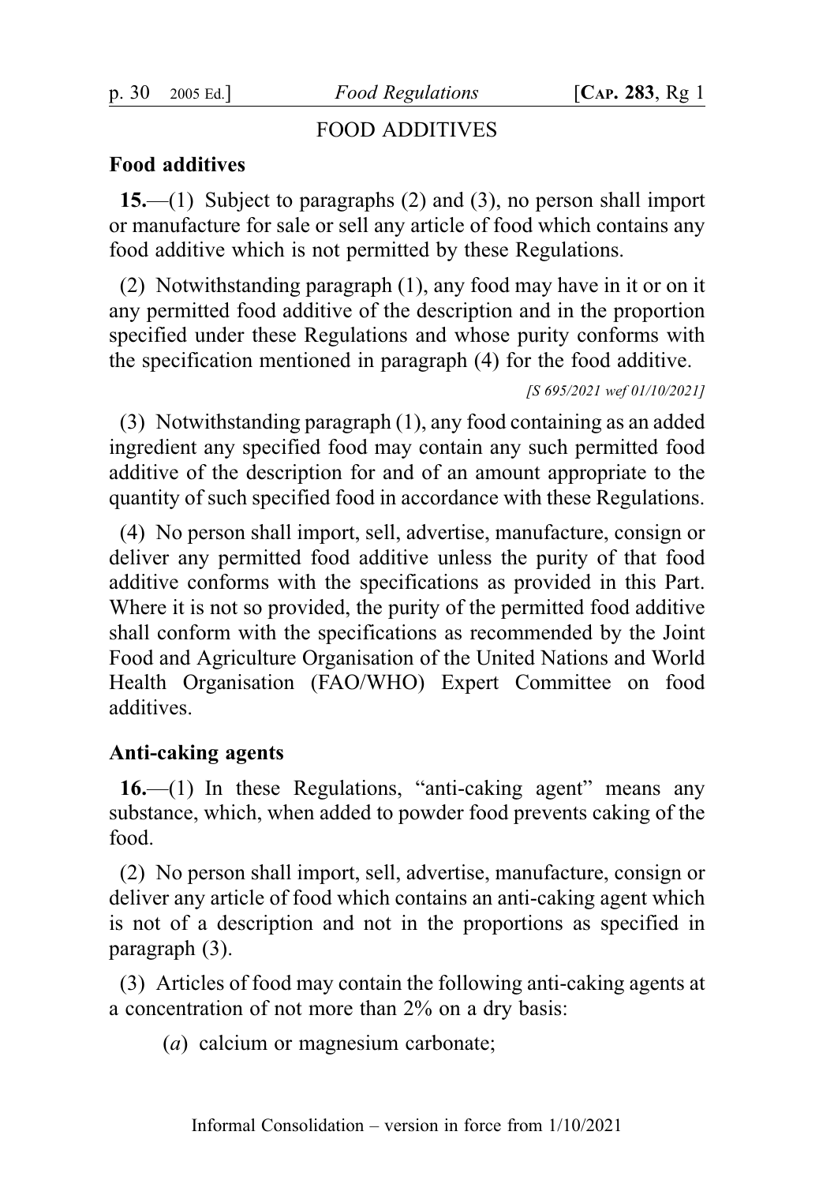## FOOD ADDITIVES

### Food additives

**15.**—(1) Subject to paragraphs (2) and (3), no person shall import or manufacture for sale or sell any article of food which contains any food additive which is not permitted by these Regulations.

(2) Notwithstanding paragraph (1), any food may have in it or on it any permitted food additive of the description and in the proportion specified under these Regulations and whose purity conforms with the specification mentioned in paragraph (4) for the food additive.

*[S 695/2021 wef 01/10/2021]*

(3) Notwithstanding paragraph (1), any food containing as an added ingredient any specified food may contain any such permitted food additive of the description for and of an amount appropriate to the quantity of such specified food in accordance with these Regulations.

(4) No person shall import, sell, advertise, manufacture, consign or deliver any permitted food additive unless the purity of that food additive conforms with the specifications as provided in this Part. Where it is not so provided, the purity of the permitted food additive shall conform with the specifications as recommended by the Joint Food and Agriculture Organisation of the United Nations and World Health Organisation (FAO/WHO) Expert Committee on food additives.

### Anti-caking agents

**16.**—(1) In these Regulations, "anti-caking agent" means any substance, which, when added to powder food prevents caking of the food.

(2) No person shall import, sell, advertise, manufacture, consign or deliver any article of food which contains an anti-caking agent which is not of a description and not in the proportions as specified in paragraph (3).

(3) Articles of food may contain the following anti-caking agents at a concentration of not more than 2% on a dry basis:

(*a*) calcium or magnesium carbonate;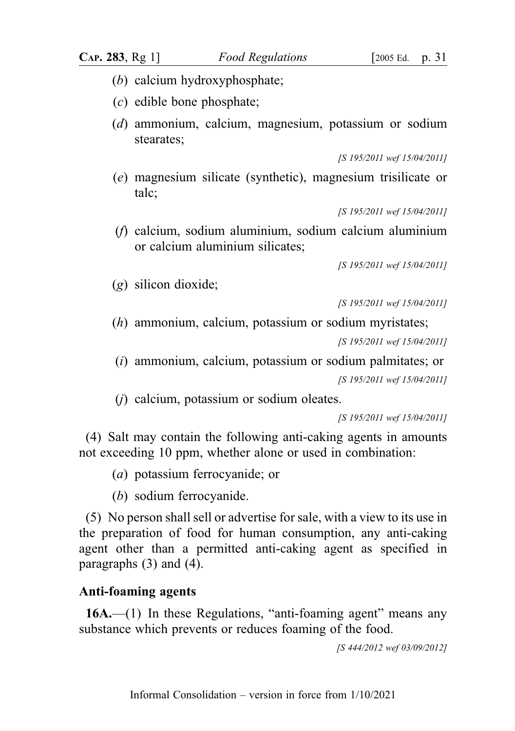(*b*) calcium hydroxyphosphate;

(*c*) edible bone phosphate;

(*d*) ammonium, calcium, magnesium, potassium or sodium stearates;

*[S 195/2011 wef 15/04/2011]*

(*e*) magnesium silicate (synthetic), magnesium trisilicate or talc;

*[S 195/2011 wef 15/04/2011]*

(*f*) calcium, sodium aluminium, sodium calcium aluminium or calcium aluminium silicates;

*[S 195/2011 wef 15/04/2011]*

(*g*) silicon dioxide;

*[S 195/2011 wef 15/04/2011]*

(*h*) ammonium, calcium, potassium or sodium myristates;

*[S 195/2011 wef 15/04/2011]*

(*i*) ammonium, calcium, potassium or sodium palmitates; or

*[S 195/2011 wef 15/04/2011]*

(*j*) calcium, potassium or sodium oleates.

*[S 195/2011 wef 15/04/2011]*

(4) Salt may contain the following anti-caking agents in amounts not exceeding 10 ppm, whether alone or used in combination:

(*a*) potassium ferrocyanide; or

(*b*) sodium ferrocyanide.

(5) No person shall sell or advertise for sale, with a view to its use in the preparation of food for human consumption, any anti-caking agent other than a permitted anti-caking agent as specified in paragraphs (3) and (4).

**Anti-foaming agents**

**16A.**—(1) In these Regulations, "anti-foaming agent" means any substance which prevents or reduces foaming of the food.

*[S 444/2012 wef 03/09/2012]*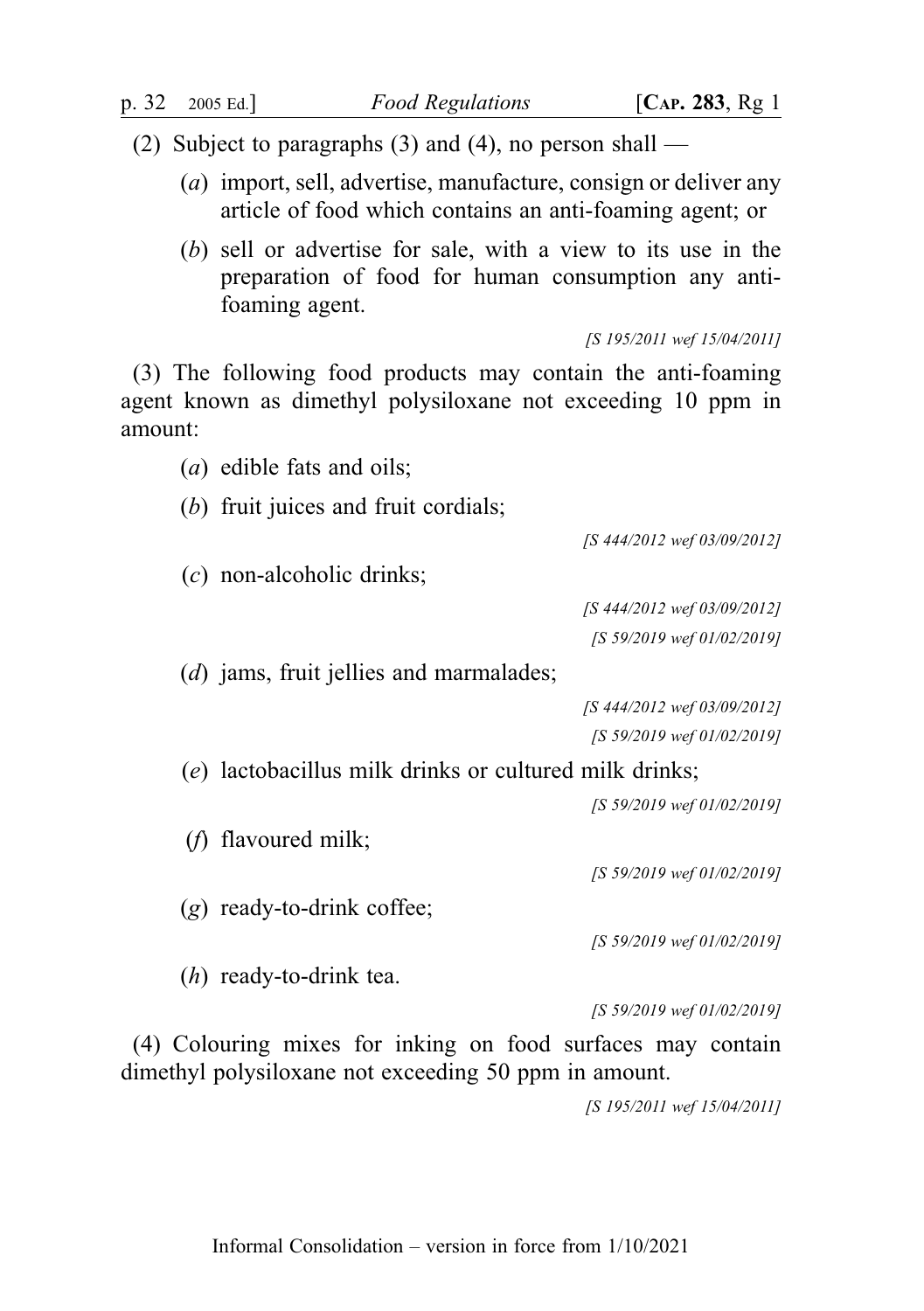(2) Subject to paragraphs (3) and (4), no person shall —

(*a*) import, sell, advertise, manufacture, consign or deliver any article of food which contains an anti-foaming agent; or

(*b*) sell or advertise for sale, with a view to its use in the preparation of food for human consumption any anti-foaming agent.

*[S 195/2011 wef 15/04/2011]*

(3) The following food products may contain the anti-foaming agent known as dimethyl polysiloxane not exceeding 10 ppm in amount:

(*a*) edible fats and oils;

(*b*) fruit juices and fruit cordials;

*[S 444/2012 wef 03/09/2012]*

(*c*) non-alcoholic drinks;

*[S 444/2012 wef 03/09/2012]*
*[S 59/2019 wef 01/02/2019]*

(*d*) jams, fruit jellies and marmalades;

*[S 444/2012 wef 03/09/2012]*
*[S 59/2019 wef 01/02/2019]*

(*e*) lactobacillus milk drinks or cultured milk drinks;

*[S 59/2019 wef 01/02/2019]*

(*f*) flavoured milk;

*[S 59/2019 wef 01/02/2019]*

(*g*) ready-to-drink coffee;

*[S 59/2019 wef 01/02/2019]*

(*h*) ready-to-drink tea.

*[S 59/2019 wef 01/02/2019]*

(4) Colouring mixes for inking on food surfaces may contain dimethyl polysiloxane not exceeding 50 ppm in amount.

*[S 195/2011 wef 15/04/2011]*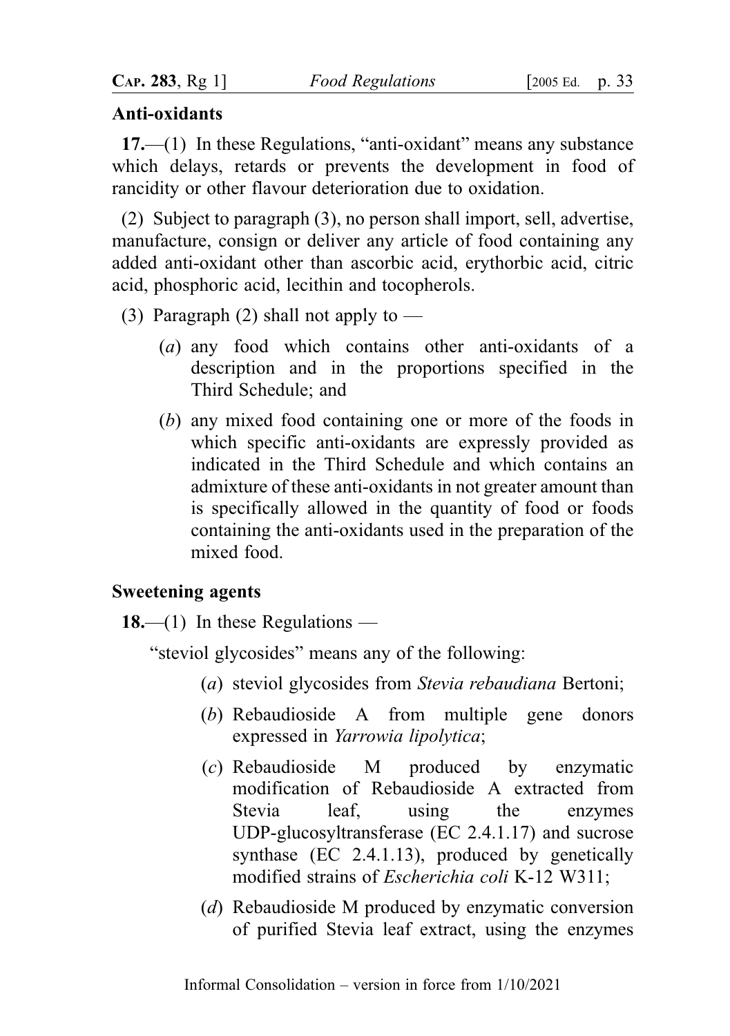## Anti-oxidants

**17.**—(1) In these Regulations, "anti-oxidant" means any substance which delays, retards or prevents the development in food of rancidity or other flavour deterioration due to oxidation.

(2) Subject to paragraph (3), no person shall import, sell, advertise, manufacture, consign or deliver any article of food containing any added anti-oxidant other than ascorbic acid, erythorbic acid, citric acid, phosphoric acid, lecithin and tocopherols.

(3) Paragraph (2) shall not apply to —

(*a*) any food which contains other anti-oxidants of a description and in the proportions specified in the Third Schedule; and

(*b*) any mixed food containing one or more of the foods in which specific anti-oxidants are expressly provided as indicated in the Third Schedule and which contains an admixture of these anti-oxidants in not greater amount than is specifically allowed in the quantity of food or foods containing the anti-oxidants used in the preparation of the mixed food.

## Sweetening agents

**18.**—(1) In these Regulations —

"steviol glycosides" means any of the following:

(*a*) steviol glycosides from *Stevia rebaudiana* Bertoni;

(*b*) Rebaudioside A from multiple gene donors expressed in *Yarrowia lipolytica*;

(*c*) Rebaudioside M produced by enzymatic modification of Rebaudioside A extracted from Stevia leaf, using the enzymes UDP-glucosyltransferase (EC 2.4.1.17) and sucrose synthase (EC 2.4.1.13), produced by genetically modified strains of *Escherichia coli* K-12 W311;

(*d*) Rebaudioside M produced by enzymatic conversion of purified Stevia leaf extract, using the enzymes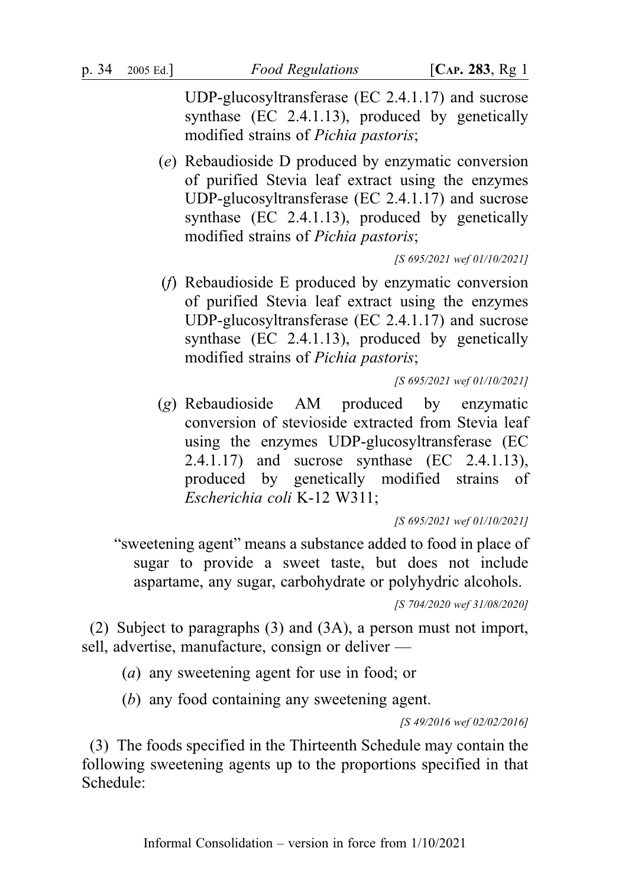UDP-glucosyltransferase (EC 2.4.1.17) and sucrose synthase (EC 2.4.1.13), produced by genetically modified strains of *Pichia pastoris*;

(*e*) Rebaudioside D produced by enzymatic conversion of purified Stevia leaf extract using the enzymes UDP-glucosyltransferase (EC 2.4.1.17) and sucrose synthase (EC 2.4.1.13), produced by genetically modified strains of *Pichia pastoris*;

*[S 695/2021 wef 01/10/2021]*

(*f*) Rebaudioside E produced by enzymatic conversion of purified Stevia leaf extract using the enzymes UDP-glucosyltransferase (EC 2.4.1.17) and sucrose synthase (EC 2.4.1.13), produced by genetically modified strains of *Pichia pastoris*;

*[S 695/2021 wef 01/10/2021]*

(*g*) Rebaudioside AM produced by enzymatic conversion of stevioside extracted from Stevia leaf using the enzymes UDP-glucosyltransferase (EC 2.4.1.17) and sucrose synthase (EC 2.4.1.13), produced by genetically modified strains of *Escherichia coli* K-12 W311;

*[S 695/2021 wef 01/10/2021]*

"sweetening agent" means a substance added to food in place of sugar to provide a sweet taste, but does not include aspartame, any sugar, carbohydrate or polyhydric alcohols.

*[S 704/2020 wef 31/08/2020]*

(2) Subject to paragraphs (3) and (3A), a person must not import, sell, advertise, manufacture, consign or deliver —

(*a*) any sweetening agent for use in food; or

(*b*) any food containing any sweetening agent.

*[S 49/2016 wef 02/02/2016]*

(3) The foods specified in the Thirteenth Schedule may contain the following sweetening agents up to the proportions specified in that Schedule: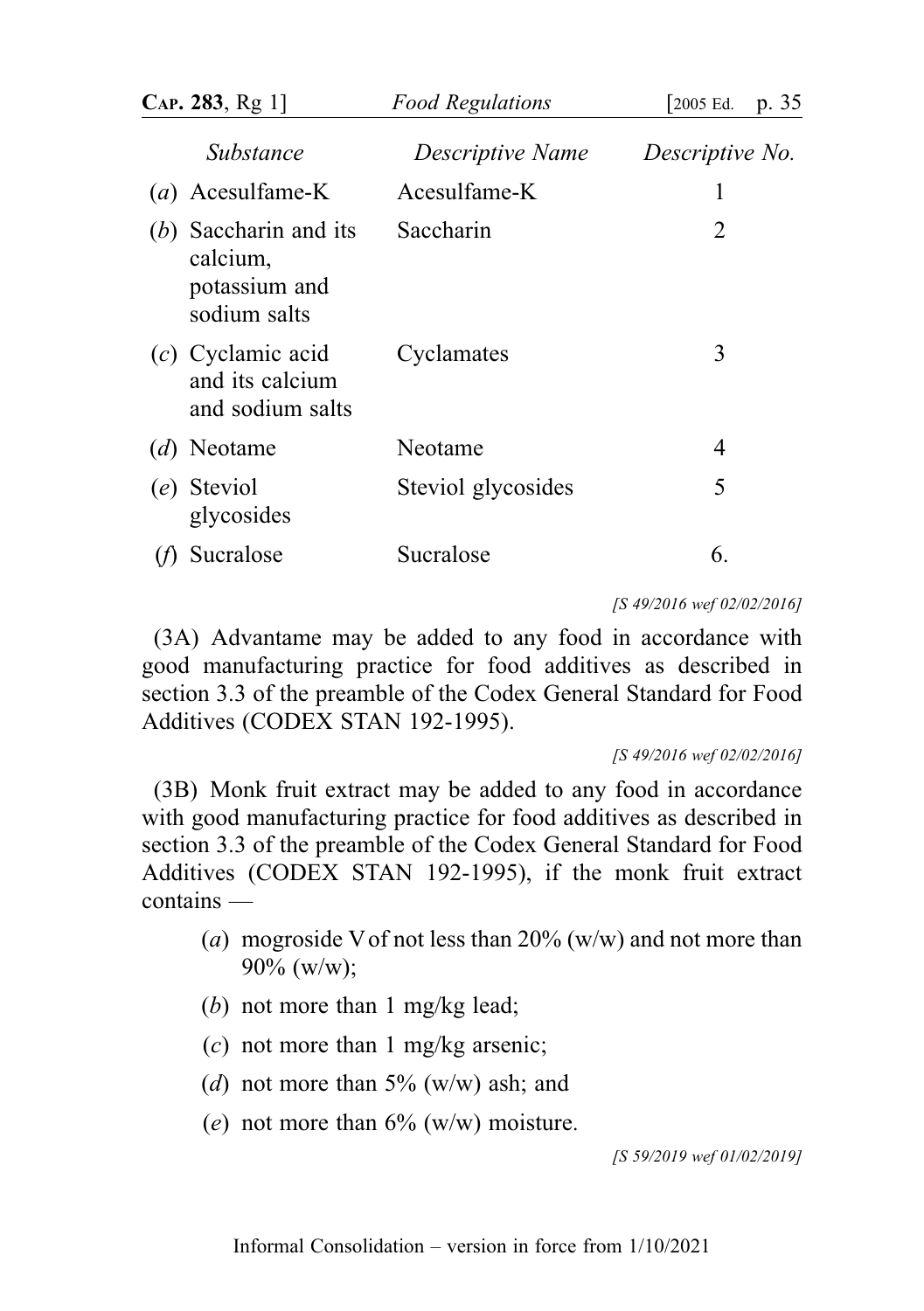| Substance | Descriptive Name | Descriptive No. |
|---|---|---|
| (*a*) Acesulfame-K | Acesulfame-K | 1 |
| (*b*) Saccharin and its calcium, potassium and sodium salts | Saccharin | 2 |
| (*c*) Cyclamic acid and its calcium and sodium salts | Cyclamates | 3 |
| (*d*) Neotame | Neotame | 4 |
| (*e*) Steviol glycosides | Steviol glycosides | 5 |
| (*f*) Sucralose | Sucralose | 6. |

*[S 49/2016 wef 02/02/2016]*

(3A) Advantame may be added to any food in accordance with good manufacturing practice for food additives as described in section 3.3 of the preamble of the Codex General Standard for Food Additives (CODEX STAN 192-1995).

*[S 49/2016 wef 02/02/2016]*

(3B) Monk fruit extract may be added to any food in accordance with good manufacturing practice for food additives as described in section 3.3 of the preamble of the Codex General Standard for Food Additives (CODEX STAN 192-1995), if the monk fruit extract contains —

(*a*) mogroside V of not less than 20% (w/w) and not more than 90% (w/w);

(*b*) not more than 1 mg/kg lead;

(*c*) not more than 1 mg/kg arsenic;

(*d*) not more than 5% (w/w) ash; and

(*e*) not more than 6% (w/w) moisture.

*[S 59/2019 wef 01/02/2019]*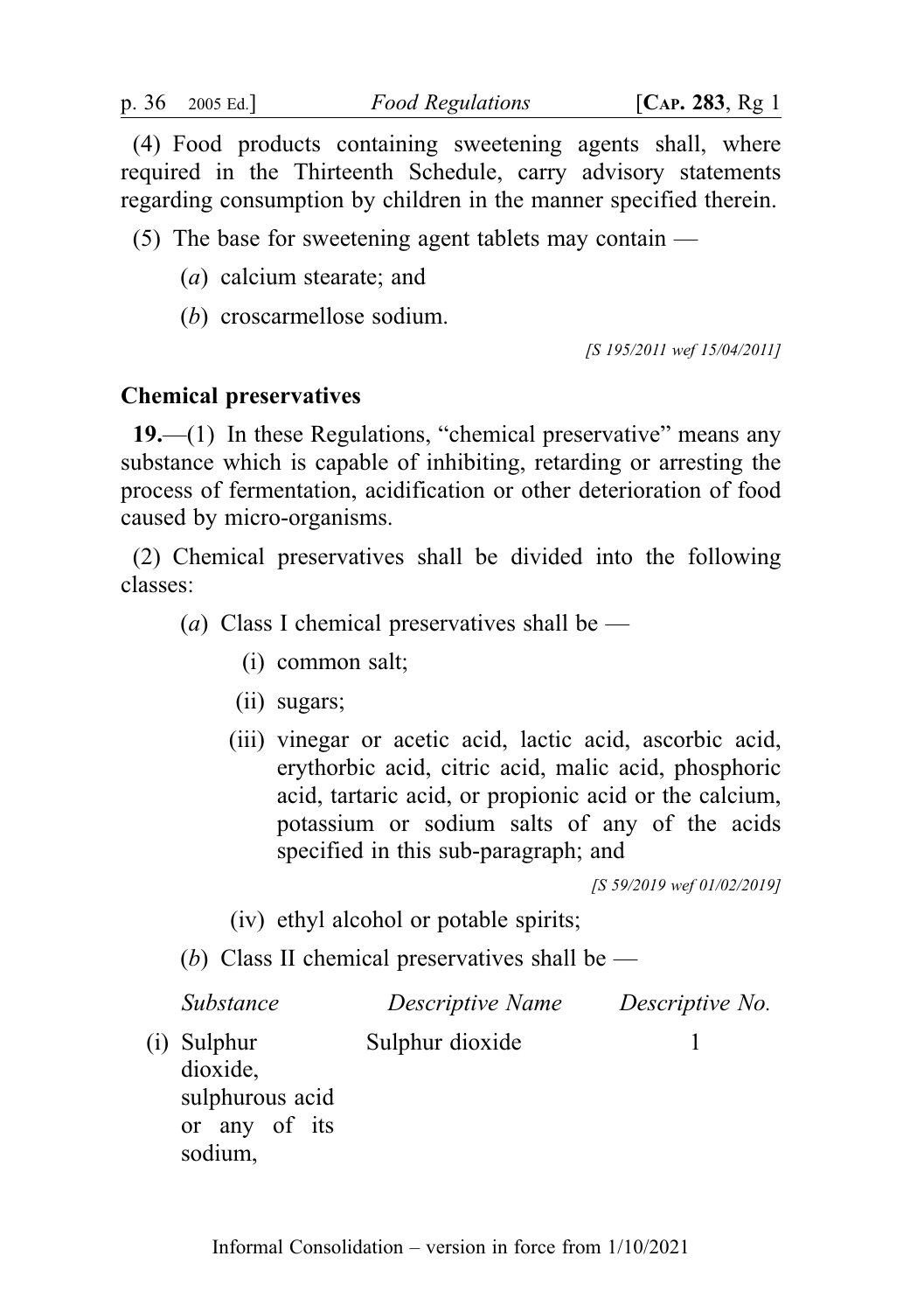(4) Food products containing sweetening agents shall, where required in the Thirteenth Schedule, carry advisory statements regarding consumption by children in the manner specified therein.

(5) The base for sweetening agent tablets may contain —

(*a*) calcium stearate; and

(*b*) croscarmellose sodium.

*[S 195/2011 wef 15/04/2011]*

**Chemical preservatives**

**19.**—(1) In these Regulations, "chemical preservative" means any substance which is capable of inhibiting, retarding or arresting the process of fermentation, acidification or other deterioration of food caused by micro-organisms.

(2) Chemical preservatives shall be divided into the following classes:

(*a*) Class I chemical preservatives shall be —

(i) common salt;

(ii) sugars;

(iii) vinegar or acetic acid, lactic acid, ascorbic acid, erythorbic acid, citric acid, malic acid, phosphoric acid, tartaric acid, or propionic acid or the calcium, potassium or sodium salts of any of the acids specified in this sub-paragraph; and

*[S 59/2019 wef 01/02/2019]*

(iv) ethyl alcohol or potable spirits;

(*b*) Class II chemical preservatives shall be —

| | *Substance* | *Descriptive Name* | *Descriptive No.* |
|---|---|---|---|
| (i) | Sulphur dioxide, sulphurous acid or any of its sodium, | Sulphur dioxide | 1 |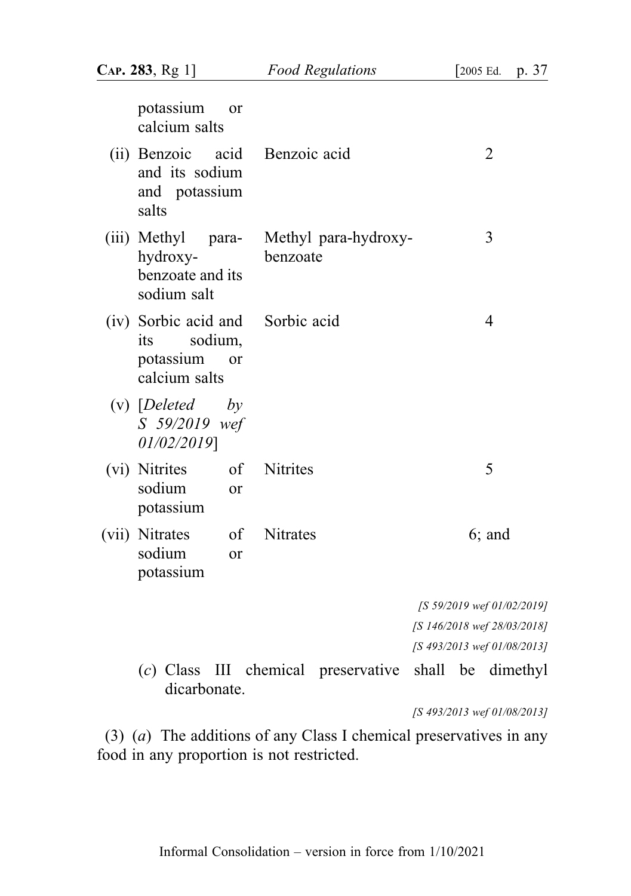| | | |
|---|---|---|
| potassium or calcium salts | | |
| (ii) Benzoic acid and its sodium and potassium salts | Benzoic acid | 2 |
| (iii) Methyl para-hydroxy-benzoate and its sodium salt | Methyl para-hydroxy-benzoate | 3 |
| (iv) Sorbic acid and its sodium, potassium or calcium salts | Sorbic acid | 4 |
| (v) [*Deleted by S 59/2019 wef 01/02/2019*] | | |
| (vi) Nitrites of sodium or potassium | Nitrites | 5 |
| (vii) Nitrates of sodium or potassium | Nitrates | 6; and |

*[S 59/2019 wef 01/02/2019]*

*[S 146/2018 wef 28/03/2018]*

*[S 493/2013 wef 01/08/2013]*

(*c*) Class III chemical preservative shall be dimethyl dicarbonate.

*[S 493/2013 wef 01/08/2013]*

(3) (*a*) The additions of any Class I chemical preservatives in any food in any proportion is not restricted.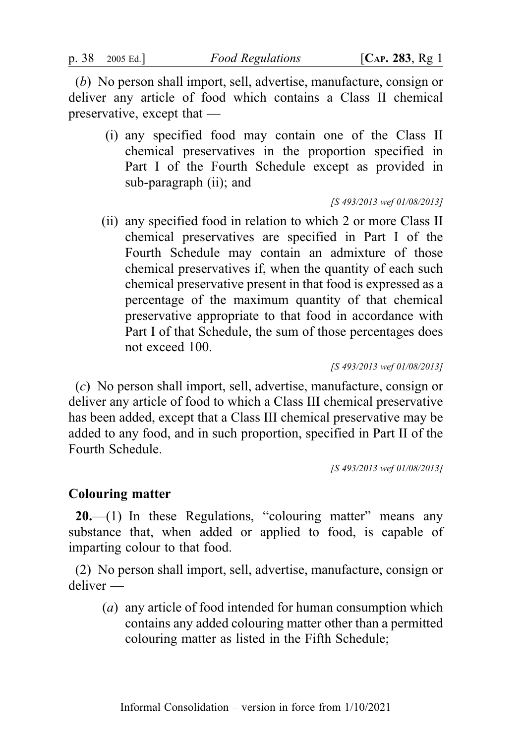(*b*) No person shall import, sell, advertise, manufacture, consign or deliver any article of food which contains a Class II chemical preservative, except that —

(i) any specified food may contain one of the Class II chemical preservatives in the proportion specified in Part I of the Fourth Schedule except as provided in sub-paragraph (ii); and

*[S 493/2013 wef 01/08/2013]*

(ii) any specified food in relation to which 2 or more Class II chemical preservatives are specified in Part I of the Fourth Schedule may contain an admixture of those chemical preservatives if, when the quantity of each such chemical preservative present in that food is expressed as a percentage of the maximum quantity of that chemical preservative appropriate to that food in accordance with Part I of that Schedule, the sum of those percentages does not exceed 100.

*[S 493/2013 wef 01/08/2013]*

(*c*) No person shall import, sell, advertise, manufacture, consign or deliver any article of food to which a Class III chemical preservative has been added, except that a Class III chemical preservative may be added to any food, and in such proportion, specified in Part II of the Fourth Schedule.

*[S 493/2013 wef 01/08/2013]*

**Colouring matter**

**20.**—(1) In these Regulations, "colouring matter" means any substance that, when added or applied to food, is capable of imparting colour to that food.

(2) No person shall import, sell, advertise, manufacture, consign or deliver —

(*a*) any article of food intended for human consumption which contains any added colouring matter other than a permitted colouring matter as listed in the Fifth Schedule;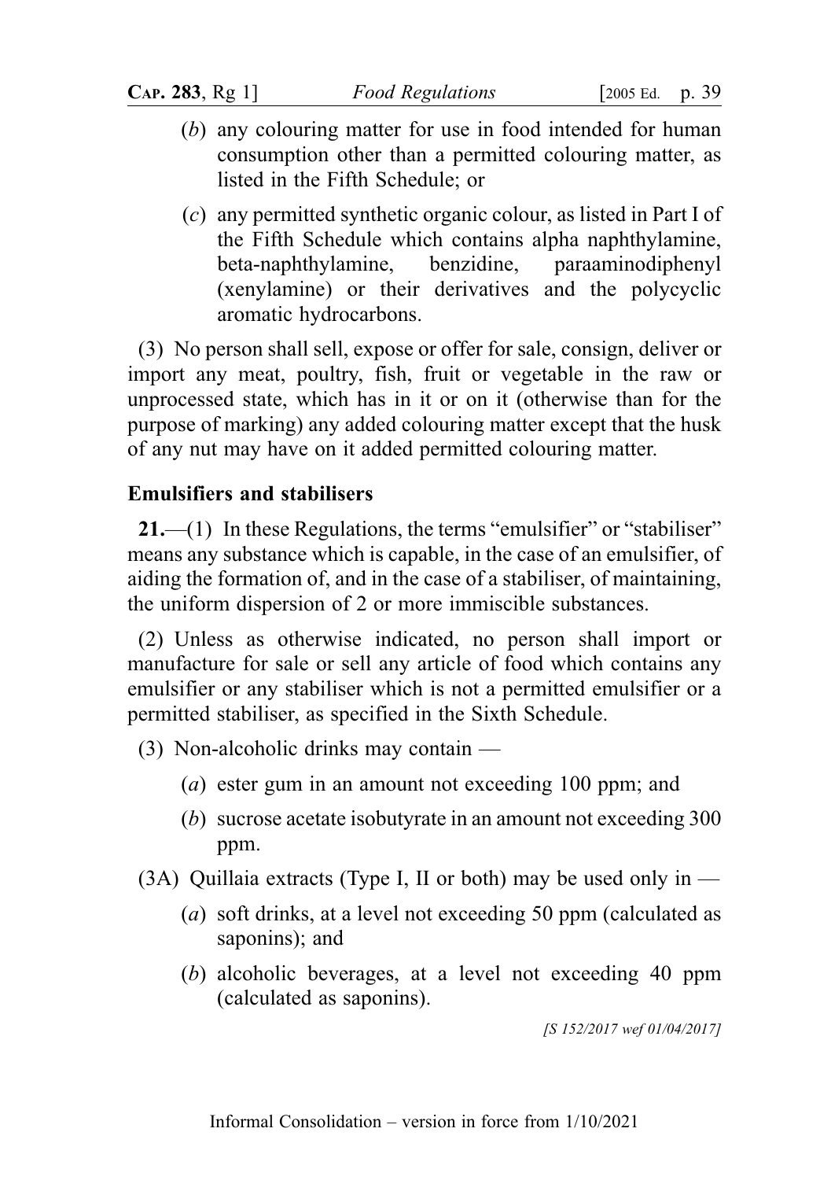(*b*) any colouring matter for use in food intended for human consumption other than a permitted colouring matter, as listed in the Fifth Schedule; or

(*c*) any permitted synthetic organic colour, as listed in Part I of the Fifth Schedule which contains alpha naphthylamine, beta-naphthylamine, benzidine, paraaminodiphenyl (xenylamine) or their derivatives and the polycyclic aromatic hydrocarbons.

(3) No person shall sell, expose or offer for sale, consign, deliver or import any meat, poultry, fish, fruit or vegetable in the raw or unprocessed state, which has in it or on it (otherwise than for the purpose of marking) any added colouring matter except that the husk of any nut may have on it added permitted colouring matter.

**Emulsifiers and stabilisers**

**21.**—(1) In these Regulations, the terms "emulsifier" or "stabiliser" means any substance which is capable, in the case of an emulsifier, of aiding the formation of, and in the case of a stabiliser, of maintaining, the uniform dispersion of 2 or more immiscible substances.

(2) Unless as otherwise indicated, no person shall import or manufacture for sale or sell any article of food which contains any emulsifier or any stabiliser which is not a permitted emulsifier or a permitted stabiliser, as specified in the Sixth Schedule.

(3) Non-alcoholic drinks may contain —

(*a*) ester gum in an amount not exceeding 100 ppm; and

(*b*) sucrose acetate isobutyrate in an amount not exceeding 300 ppm.

(3A) Quillaia extracts (Type I, II or both) may be used only in —

(*a*) soft drinks, at a level not exceeding 50 ppm (calculated as saponins); and

(*b*) alcoholic beverages, at a level not exceeding 40 ppm (calculated as saponins).

*[S 152/2017 wef 01/04/2017]*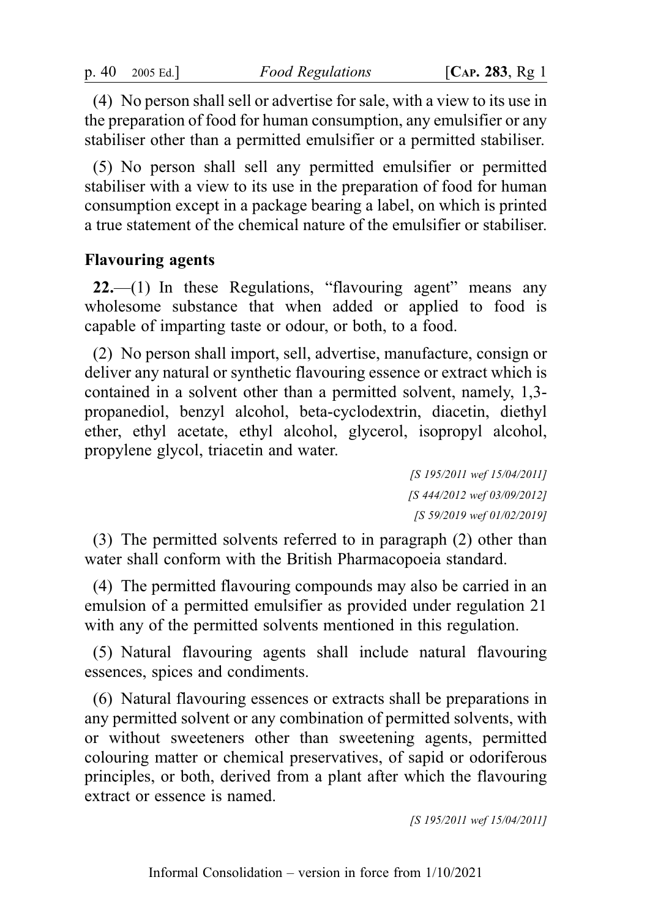(4) No person shall sell or advertise for sale, with a view to its use in the preparation of food for human consumption, any emulsifier or any stabiliser other than a permitted emulsifier or a permitted stabiliser.

(5) No person shall sell any permitted emulsifier or permitted stabiliser with a view to its use in the preparation of food for human consumption except in a package bearing a label, on which is printed a true statement of the chemical nature of the emulsifier or stabiliser.

**Flavouring agents**

**22.**—(1) In these Regulations, "flavouring agent" means any wholesome substance that when added or applied to food is capable of imparting taste or odour, or both, to a food.

(2) No person shall import, sell, advertise, manufacture, consign or deliver any natural or synthetic flavouring essence or extract which is contained in a solvent other than a permitted solvent, namely, 1,3-propanediol, benzyl alcohol, beta-cyclodextrin, diacetin, diethyl ether, ethyl acetate, ethyl alcohol, glycerol, isopropyl alcohol, propylene glycol, triacetin and water.

*[S 195/2011 wef 15/04/2011]*
*[S 444/2012 wef 03/09/2012]*
*[S 59/2019 wef 01/02/2019]*

(3) The permitted solvents referred to in paragraph (2) other than water shall conform with the British Pharmacopoeia standard.

(4) The permitted flavouring compounds may also be carried in an emulsion of a permitted emulsifier as provided under regulation 21 with any of the permitted solvents mentioned in this regulation.

(5) Natural flavouring agents shall include natural flavouring essences, spices and condiments.

(6) Natural flavouring essences or extracts shall be preparations in any permitted solvent or any combination of permitted solvents, with or without sweeteners other than sweetening agents, permitted colouring matter or chemical preservatives, of sapid or odoriferous principles, or both, derived from a plant after which the flavouring extract or essence is named.

*[S 195/2011 wef 15/04/2011]*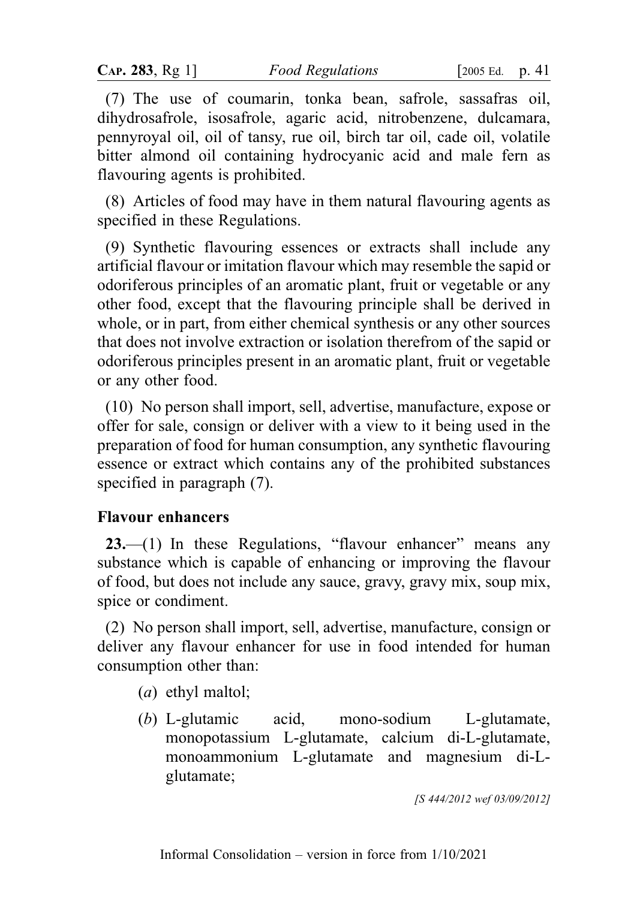(7) The use of coumarin, tonka bean, safrole, sassafras oil, dihydrosafrole, isosafrole, agaric acid, nitrobenzene, dulcamara, pennyroyal oil, oil of tansy, rue oil, birch tar oil, cade oil, volatile bitter almond oil containing hydrocyanic acid and male fern as flavouring agents is prohibited.

(8) Articles of food may have in them natural flavouring agents as specified in these Regulations.

(9) Synthetic flavouring essences or extracts shall include any artificial flavour or imitation flavour which may resemble the sapid or odoriferous principles of an aromatic plant, fruit or vegetable or any other food, except that the flavouring principle shall be derived in whole, or in part, from either chemical synthesis or any other sources that does not involve extraction or isolation therefrom of the sapid or odoriferous principles present in an aromatic plant, fruit or vegetable or any other food.

(10) No person shall import, sell, advertise, manufacture, expose or offer for sale, consign or deliver with a view to it being used in the preparation of food for human consumption, any synthetic flavouring essence or extract which contains any of the prohibited substances specified in paragraph (7).

**Flavour enhancers**

**23.**—(1) In these Regulations, "flavour enhancer" means any substance which is capable of enhancing or improving the flavour of food, but does not include any sauce, gravy, gravy mix, soup mix, spice or condiment.

(2) No person shall import, sell, advertise, manufacture, consign or deliver any flavour enhancer for use in food intended for human consumption other than:

(*a*) ethyl maltol;

(*b*) L-glutamic acid, mono-sodium L-glutamate, monopotassium L-glutamate, calcium di-L-glutamate, monoammonium L-glutamate and magnesium di-L-glutamate;

*[S 444/2012 wef 03/09/2012]*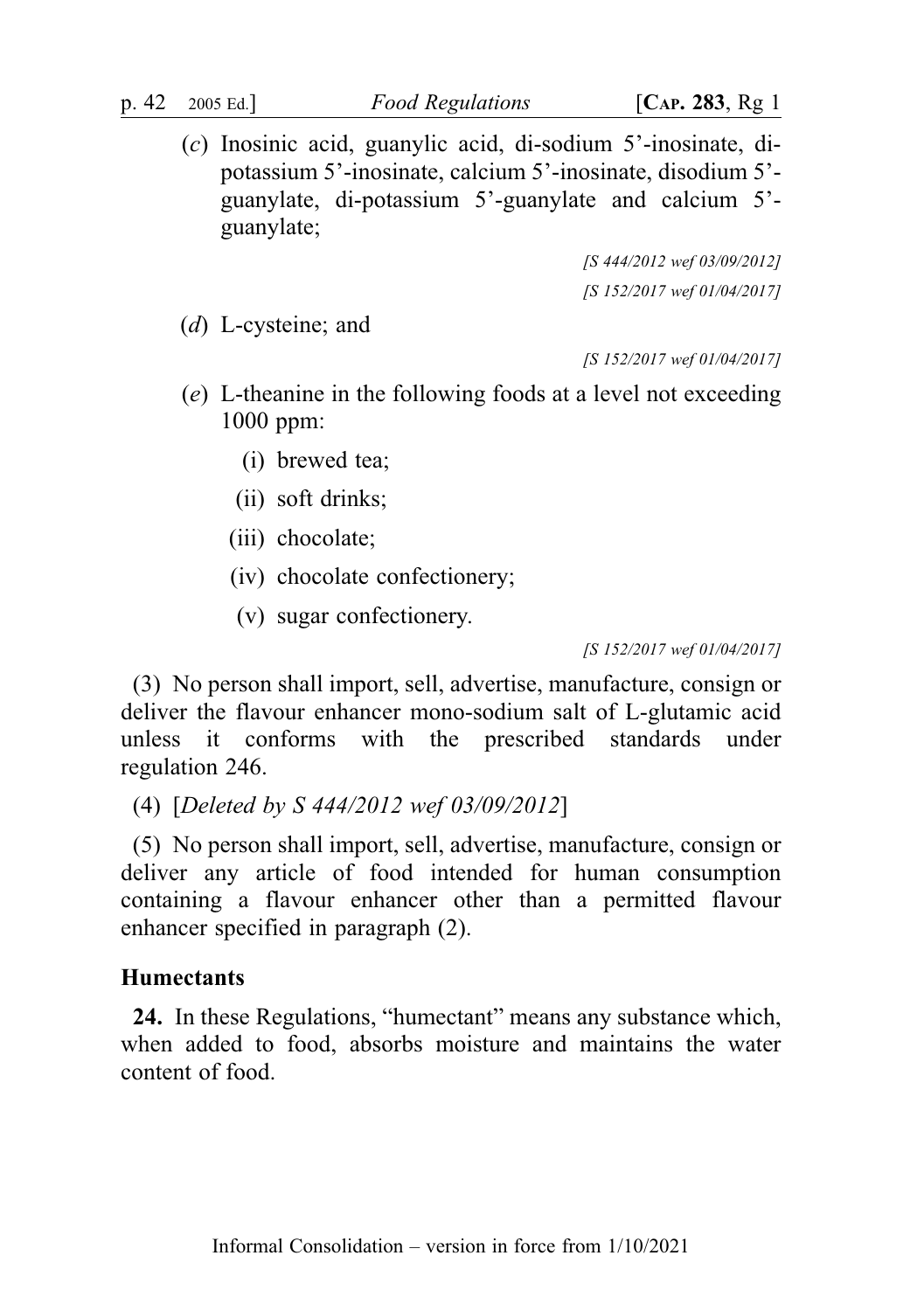(*c*) Inosinic acid, guanylic acid, di-sodium 5'-inosinate, di-potassium 5'-inosinate, calcium 5'-inosinate, disodium 5'-guanylate, di-potassium 5'-guanylate and calcium 5'-guanylate;

*[S 444/2012 wef 03/09/2012]*

*[S 152/2017 wef 01/04/2017]*

(*d*) L-cysteine; and

*[S 152/2017 wef 01/04/2017]*

(*e*) L-theanine in the following foods at a level not exceeding 1000 ppm:

(i) brewed tea;

(ii) soft drinks;

(iii) chocolate;

(iv) chocolate confectionery;

(v) sugar confectionery.

*[S 152/2017 wef 01/04/2017]*

(3) No person shall import, sell, advertise, manufacture, consign or deliver the flavour enhancer mono-sodium salt of L-glutamic acid unless it conforms with the prescribed standards under regulation 246.

(4) [*Deleted by S 444/2012 wef 03/09/2012*]

(5) No person shall import, sell, advertise, manufacture, consign or deliver any article of food intended for human consumption containing a flavour enhancer other than a permitted flavour enhancer specified in paragraph (2).

### Humectants

**24.** In these Regulations, "humectant" means any substance which, when added to food, absorbs moisture and maintains the water content of food.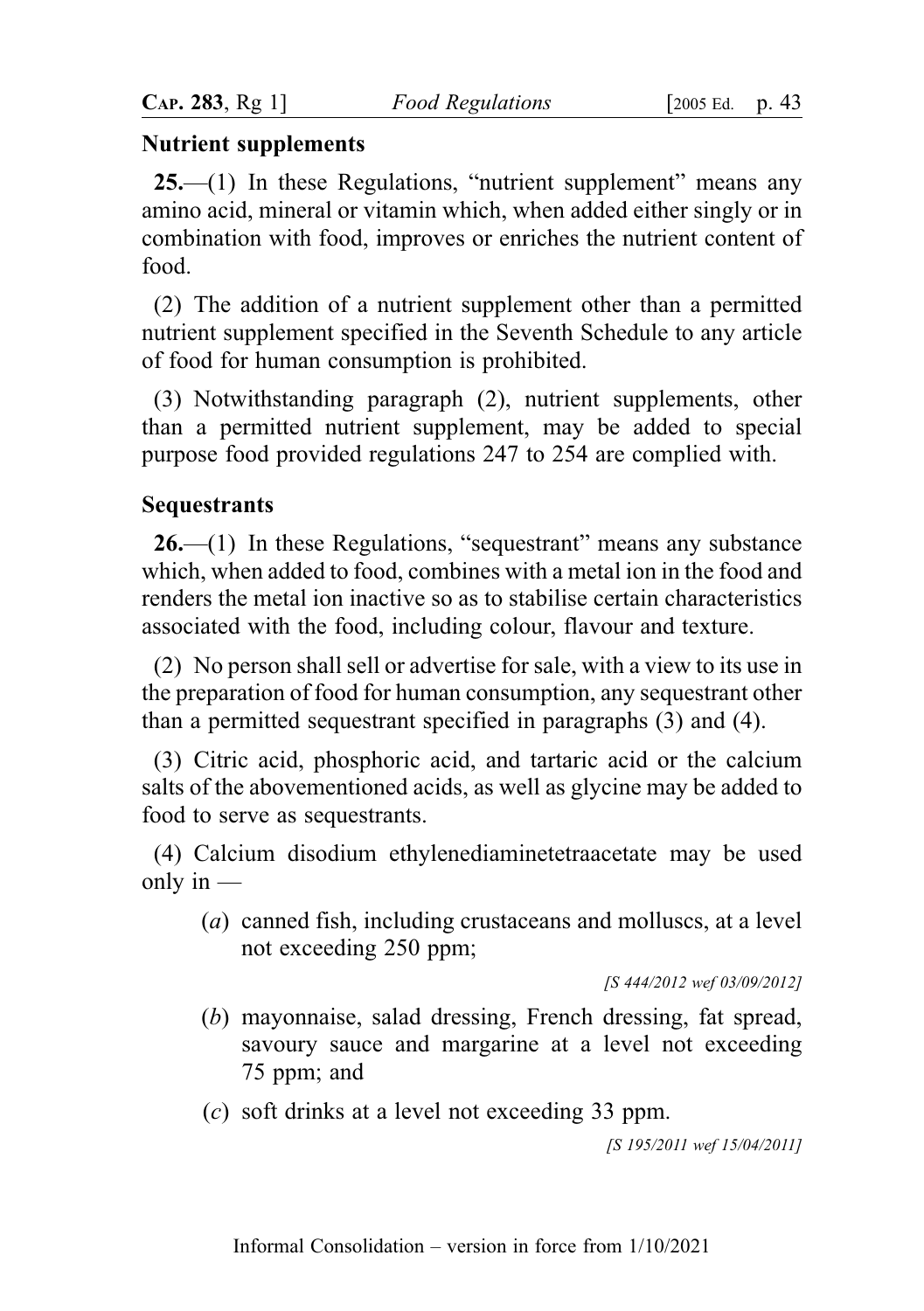## Nutrient supplements

**25.**—(1) In these Regulations, "nutrient supplement" means any amino acid, mineral or vitamin which, when added either singly or in combination with food, improves or enriches the nutrient content of food.

(2) The addition of a nutrient supplement other than a permitted nutrient supplement specified in the Seventh Schedule to any article of food for human consumption is prohibited.

(3) Notwithstanding paragraph (2), nutrient supplements, other than a permitted nutrient supplement, may be added to special purpose food provided regulations 247 to 254 are complied with.

## Sequestrants

**26.**—(1) In these Regulations, "sequestrant" means any substance which, when added to food, combines with a metal ion in the food and renders the metal ion inactive so as to stabilise certain characteristics associated with the food, including colour, flavour and texture.

(2) No person shall sell or advertise for sale, with a view to its use in the preparation of food for human consumption, any sequestrant other than a permitted sequestrant specified in paragraphs (3) and (4).

(3) Citric acid, phosphoric acid, and tartaric acid or the calcium salts of the abovementioned acids, as well as glycine may be added to food to serve as sequestrants.

(4) Calcium disodium ethylenediaminetetraacetate may be used only in —

(*a*) canned fish, including crustaceans and molluscs, at a level not exceeding 250 ppm;

*[S 444/2012 wef 03/09/2012]*

(*b*) mayonnaise, salad dressing, French dressing, fat spread, savoury sauce and margarine at a level not exceeding 75 ppm; and

(*c*) soft drinks at a level not exceeding 33 ppm.

*[S 195/2011 wef 15/04/2011]*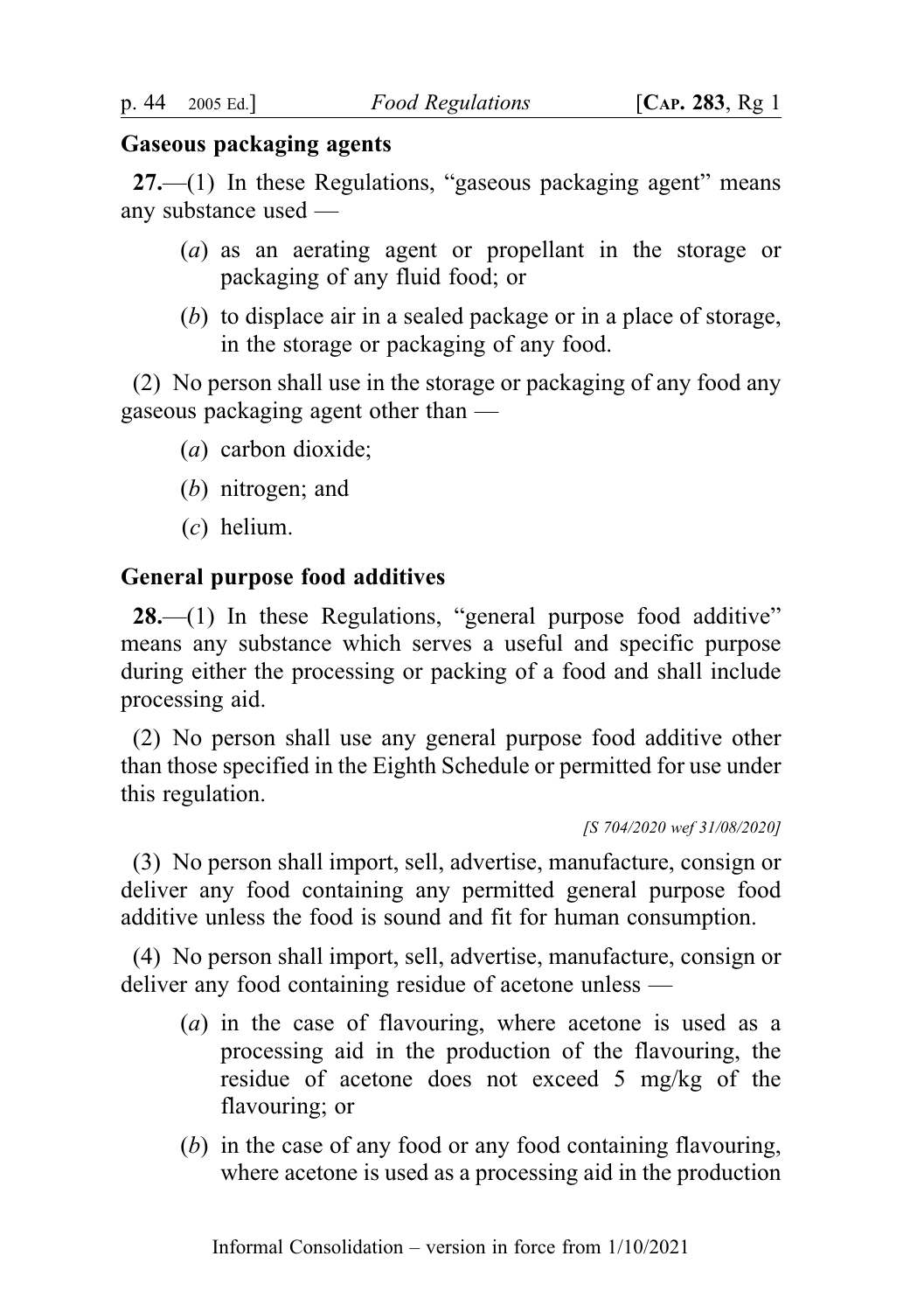## Gaseous packaging agents

**27.**—(1) In these Regulations, "gaseous packaging agent" means any substance used —

(*a*) as an aerating agent or propellant in the storage or packaging of any fluid food; or

(*b*) to displace air in a sealed package or in a place of storage, in the storage or packaging of any food.

(2) No person shall use in the storage or packaging of any food any gaseous packaging agent other than —

(*a*) carbon dioxide;

(*b*) nitrogen; and

(*c*) helium.

## General purpose food additives

**28.**—(1) In these Regulations, "general purpose food additive" means any substance which serves a useful and specific purpose during either the processing or packing of a food and shall include processing aid.

(2) No person shall use any general purpose food additive other than those specified in the Eighth Schedule or permitted for use under this regulation.

*[S 704/2020 wef 31/08/2020]*

(3) No person shall import, sell, advertise, manufacture, consign or deliver any food containing any permitted general purpose food additive unless the food is sound and fit for human consumption.

(4) No person shall import, sell, advertise, manufacture, consign or deliver any food containing residue of acetone unless —

(*a*) in the case of flavouring, where acetone is used as a processing aid in the production of the flavouring, the residue of acetone does not exceed 5 mg/kg of the flavouring; or

(*b*) in the case of any food or any food containing flavouring, where acetone is used as a processing aid in the production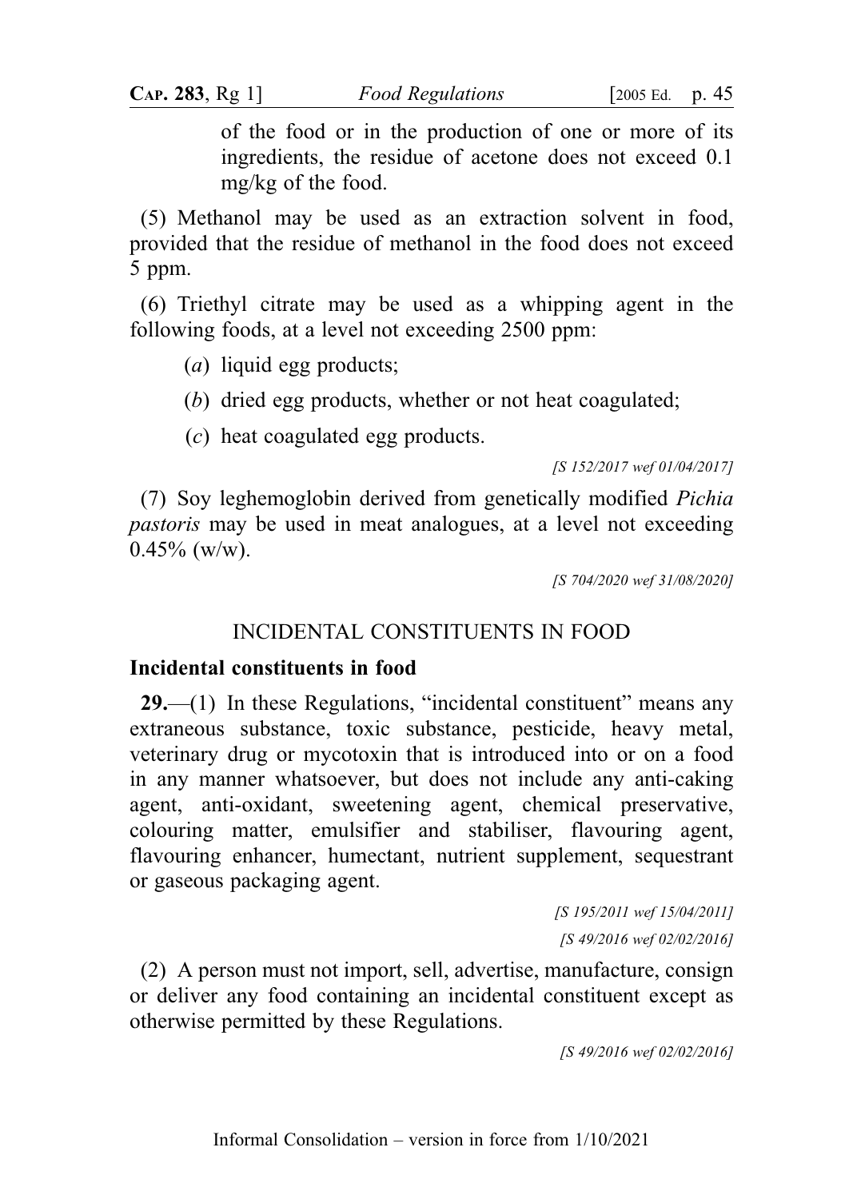of the food or in the production of one or more of its ingredients, the residue of acetone does not exceed 0.1 mg/kg of the food.

(5) Methanol may be used as an extraction solvent in food, provided that the residue of methanol in the food does not exceed 5 ppm.

(6) Triethyl citrate may be used as a whipping agent in the following foods, at a level not exceeding 2500 ppm:

(*a*) liquid egg products;

(*b*) dried egg products, whether or not heat coagulated;

(*c*) heat coagulated egg products.

*[S 152/2017 wef 01/04/2017]*

(7) Soy leghemoglobin derived from genetically modified *Pichia pastoris* may be used in meat analogues, at a level not exceeding 0.45% (w/w).

*[S 704/2020 wef 31/08/2020]*

## INCIDENTAL CONSTITUENTS IN FOOD

### Incidental constituents in food

**29.**—(1) In these Regulations, "incidental constituent" means any extraneous substance, toxic substance, pesticide, heavy metal, veterinary drug or mycotoxin that is introduced into or on a food in any manner whatsoever, but does not include any anti-caking agent, anti-oxidant, sweetening agent, chemical preservative, colouring matter, emulsifier and stabiliser, flavouring agent, flavouring enhancer, humectant, nutrient supplement, sequestrant or gaseous packaging agent.

*[S 195/2011 wef 15/04/2011]*

*[S 49/2016 wef 02/02/2016]*

(2) A person must not import, sell, advertise, manufacture, consign or deliver any food containing an incidental constituent except as otherwise permitted by these Regulations.

*[S 49/2016 wef 02/02/2016]*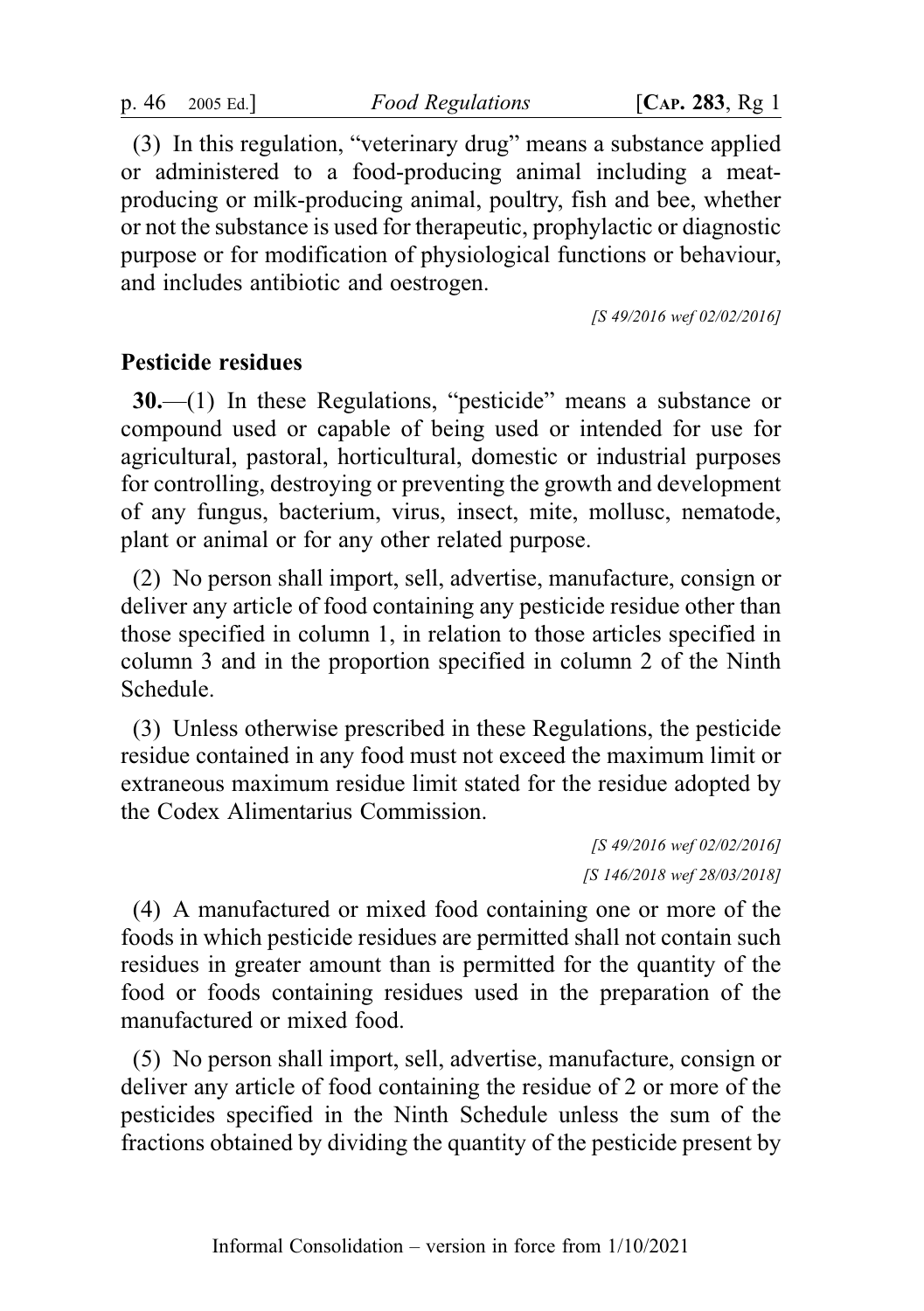(3) In this regulation, "veterinary drug" means a substance applied or administered to a food-producing animal including a meat-producing or milk-producing animal, poultry, fish and bee, whether or not the substance is used for therapeutic, prophylactic or diagnostic purpose or for modification of physiological functions or behaviour, and includes antibiotic and oestrogen.

*[S 49/2016 wef 02/02/2016]*

### Pesticide residues

**30.**—(1) In these Regulations, "pesticide" means a substance or compound used or capable of being used or intended for use for agricultural, pastoral, horticultural, domestic or industrial purposes for controlling, destroying or preventing the growth and development of any fungus, bacterium, virus, insect, mite, mollusc, nematode, plant or animal or for any other related purpose.

(2) No person shall import, sell, advertise, manufacture, consign or deliver any article of food containing any pesticide residue other than those specified in column 1, in relation to those articles specified in column 3 and in the proportion specified in column 2 of the Ninth Schedule.

(3) Unless otherwise prescribed in these Regulations, the pesticide residue contained in any food must not exceed the maximum limit or extraneous maximum residue limit stated for the residue adopted by the Codex Alimentarius Commission.

*[S 49/2016 wef 02/02/2016]*
*[S 146/2018 wef 28/03/2018]*

(4) A manufactured or mixed food containing one or more of the foods in which pesticide residues are permitted shall not contain such residues in greater amount than is permitted for the quantity of the food or foods containing residues used in the preparation of the manufactured or mixed food.

(5) No person shall import, sell, advertise, manufacture, consign or deliver any article of food containing the residue of 2 or more of the pesticides specified in the Ninth Schedule unless the sum of the fractions obtained by dividing the quantity of the pesticide present by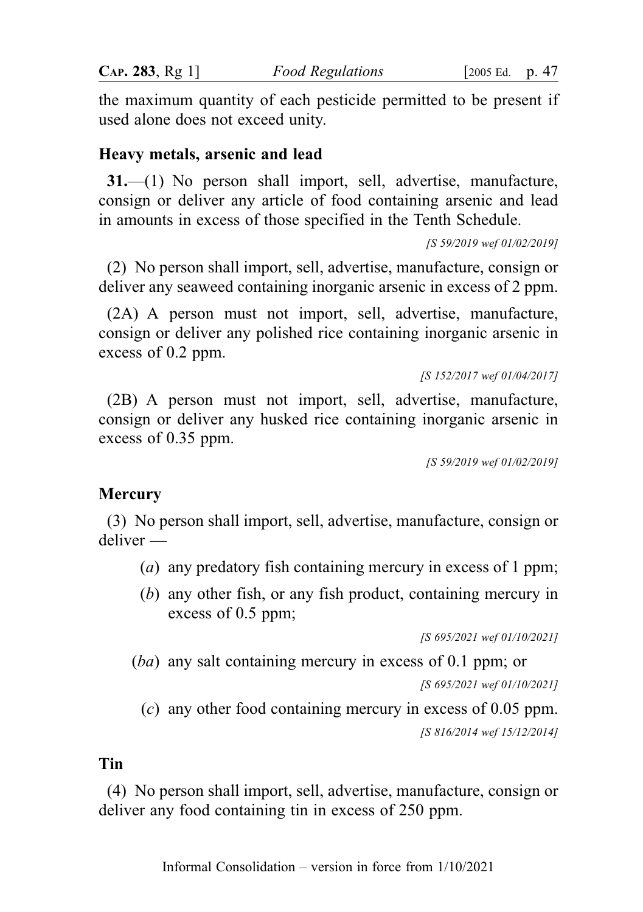the maximum quantity of each pesticide permitted to be present if used alone does not exceed unity.

### Heavy metals, arsenic and lead

**31.**—(1) No person shall import, sell, advertise, manufacture, consign or deliver any article of food containing arsenic and lead in amounts in excess of those specified in the Tenth Schedule.

*[S 59/2019 wef 01/02/2019]*

(2) No person shall import, sell, advertise, manufacture, consign or deliver any seaweed containing inorganic arsenic in excess of 2 ppm.

(2A) A person must not import, sell, advertise, manufacture, consign or deliver any polished rice containing inorganic arsenic in excess of 0.2 ppm.

*[S 152/2017 wef 01/04/2017]*

(2B) A person must not import, sell, advertise, manufacture, consign or deliver any husked rice containing inorganic arsenic in excess of 0.35 ppm.

*[S 59/2019 wef 01/02/2019]*

### Mercury

(3) No person shall import, sell, advertise, manufacture, consign or deliver —

(*a*) any predatory fish containing mercury in excess of 1 ppm;

(*b*) any other fish, or any fish product, containing mercury in excess of 0.5 ppm;

*[S 695/2021 wef 01/10/2021]*

(*ba*) any salt containing mercury in excess of 0.1 ppm; or

*[S 695/2021 wef 01/10/2021]*

(*c*) any other food containing mercury in excess of 0.05 ppm.

*[S 816/2014 wef 15/12/2014]*

### Tin

(4) No person shall import, sell, advertise, manufacture, consign or deliver any food containing tin in excess of 250 ppm.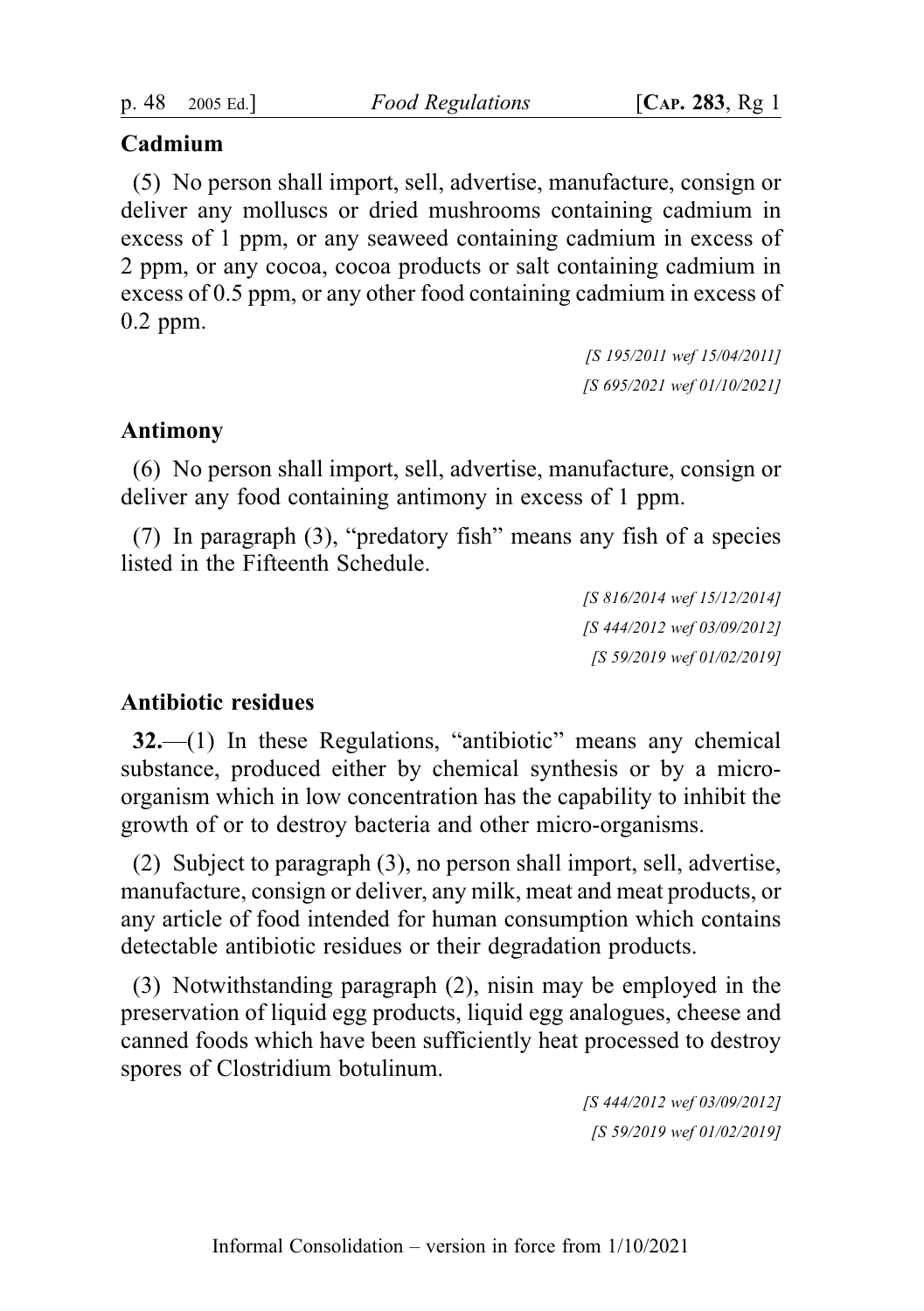**Cadmium**

(5) No person shall import, sell, advertise, manufacture, consign or deliver any molluscs or dried mushrooms containing cadmium in excess of 1 ppm, or any seaweed containing cadmium in excess of 2 ppm, or any cocoa, cocoa products or salt containing cadmium in excess of 0.5 ppm, or any other food containing cadmium in excess of 0.2 ppm.

*[S 195/2011 wef 15/04/2011]*
*[S 695/2021 wef 01/10/2021]*

**Antimony**

(6) No person shall import, sell, advertise, manufacture, consign or deliver any food containing antimony in excess of 1 ppm.

(7) In paragraph (3), "predatory fish" means any fish of a species listed in the Fifteenth Schedule.

*[S 816/2014 wef 15/12/2014]*
*[S 444/2012 wef 03/09/2012]*
*[S 59/2019 wef 01/02/2019]*

**Antibiotic residues**

**32.**—(1) In these Regulations, "antibiotic" means any chemical substance, produced either by chemical synthesis or by a micro-organism which in low concentration has the capability to inhibit the growth of or to destroy bacteria and other micro-organisms.

(2) Subject to paragraph (3), no person shall import, sell, advertise, manufacture, consign or deliver, any milk, meat and meat products, or any article of food intended for human consumption which contains detectable antibiotic residues or their degradation products.

(3) Notwithstanding paragraph (2), nisin may be employed in the preservation of liquid egg products, liquid egg analogues, cheese and canned foods which have been sufficiently heat processed to destroy spores of Clostridium botulinum.

*[S 444/2012 wef 03/09/2012]*
*[S 59/2019 wef 01/02/2019]*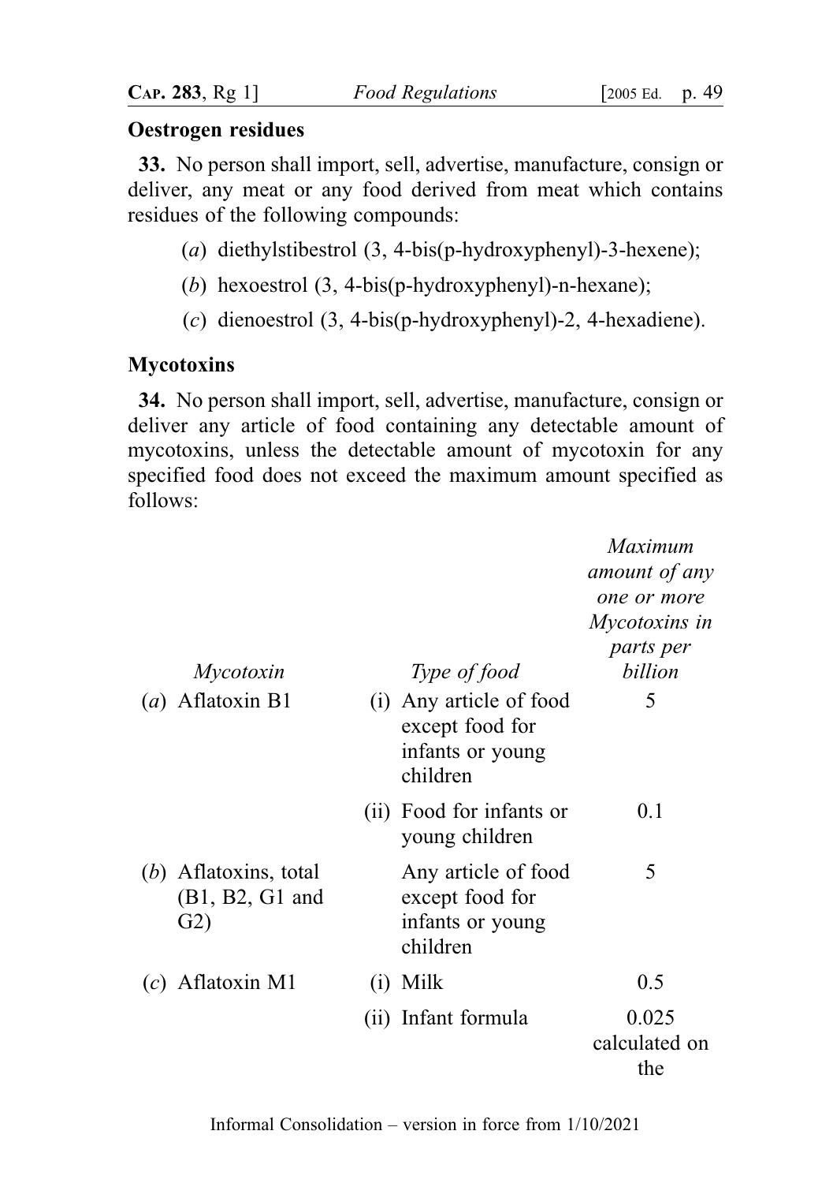### Oestrogen residues

**33.** No person shall import, sell, advertise, manufacture, consign or deliver, any meat or any food derived from meat which contains residues of the following compounds:

(*a*) diethylstibestrol (3, 4-bis(p-hydroxyphenyl)-3-hexene);

(*b*) hexoestrol (3, 4-bis(p-hydroxyphenyl)-n-hexane);

(*c*) dienoestrol (3, 4-bis(p-hydroxyphenyl)-2, 4-hexadiene).

### Mycotoxins

**34.** No person shall import, sell, advertise, manufacture, consign or deliver any article of food containing any detectable amount of mycotoxins, unless the detectable amount of mycotoxin for any specified food does not exceed the maximum amount specified as follows:

| *Mycotoxin* | *Type of food* | *Maximum amount of any one or more Mycotoxins in parts per billion* |
|---|---|---|
| (*a*) Aflatoxin B1 | (i) Any article of food except food for infants or young children | 5 |
| | (ii) Food for infants or young children | 0.1 |
| (*b*) Aflatoxins, total (B1, B2, G1 and G2) | Any article of food except food for infants or young children | 5 |
| (*c*) Aflatoxin M1 | (i) Milk | 0.5 |
| | (ii) Infant formula | 0.025 calculated on the |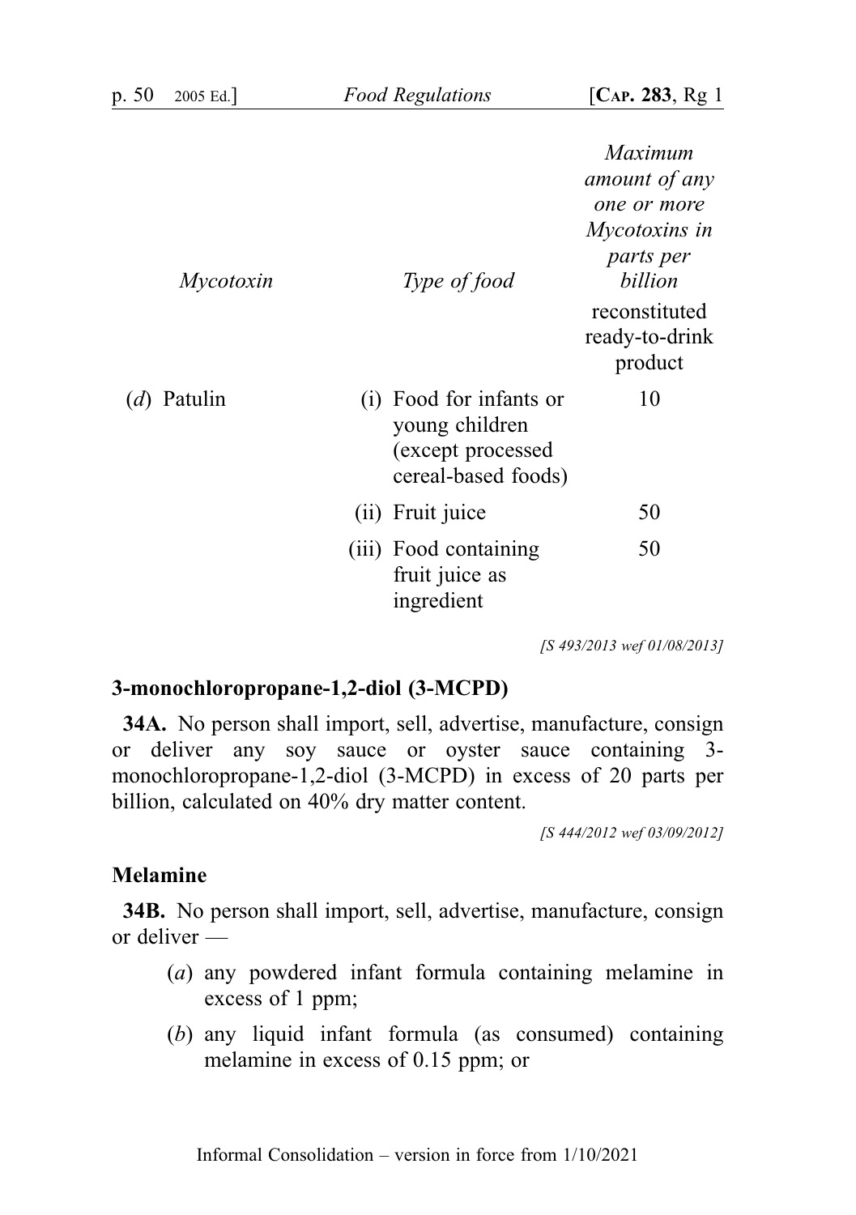| *Mycotoxin* | *Type of food* | *Maximum amount of any one or more Mycotoxins in parts per billion* |
|---|---|---|
| | | reconstituted ready-to-drink product |
| (*d*) Patulin | (i) Food for infants or young children (except processed cereal-based foods) | 10 |
| | (ii) Fruit juice | 50 |
| | (iii) Food containing fruit juice as ingredient | 50 |

*[S 493/2013 wef 01/08/2013]*

### 3-monochloropropane-1,2-diol (3-MCPD)

**34A.** No person shall import, sell, advertise, manufacture, consign or deliver any soy sauce or oyster sauce containing 3-monochloropropane-1,2-diol (3-MCPD) in excess of 20 parts per billion, calculated on 40% dry matter content.

*[S 444/2012 wef 03/09/2012]*

### Melamine

**34B.** No person shall import, sell, advertise, manufacture, consign or deliver —

(*a*) any powdered infant formula containing melamine in excess of 1 ppm;

(*b*) any liquid infant formula (as consumed) containing melamine in excess of 0.15 ppm; or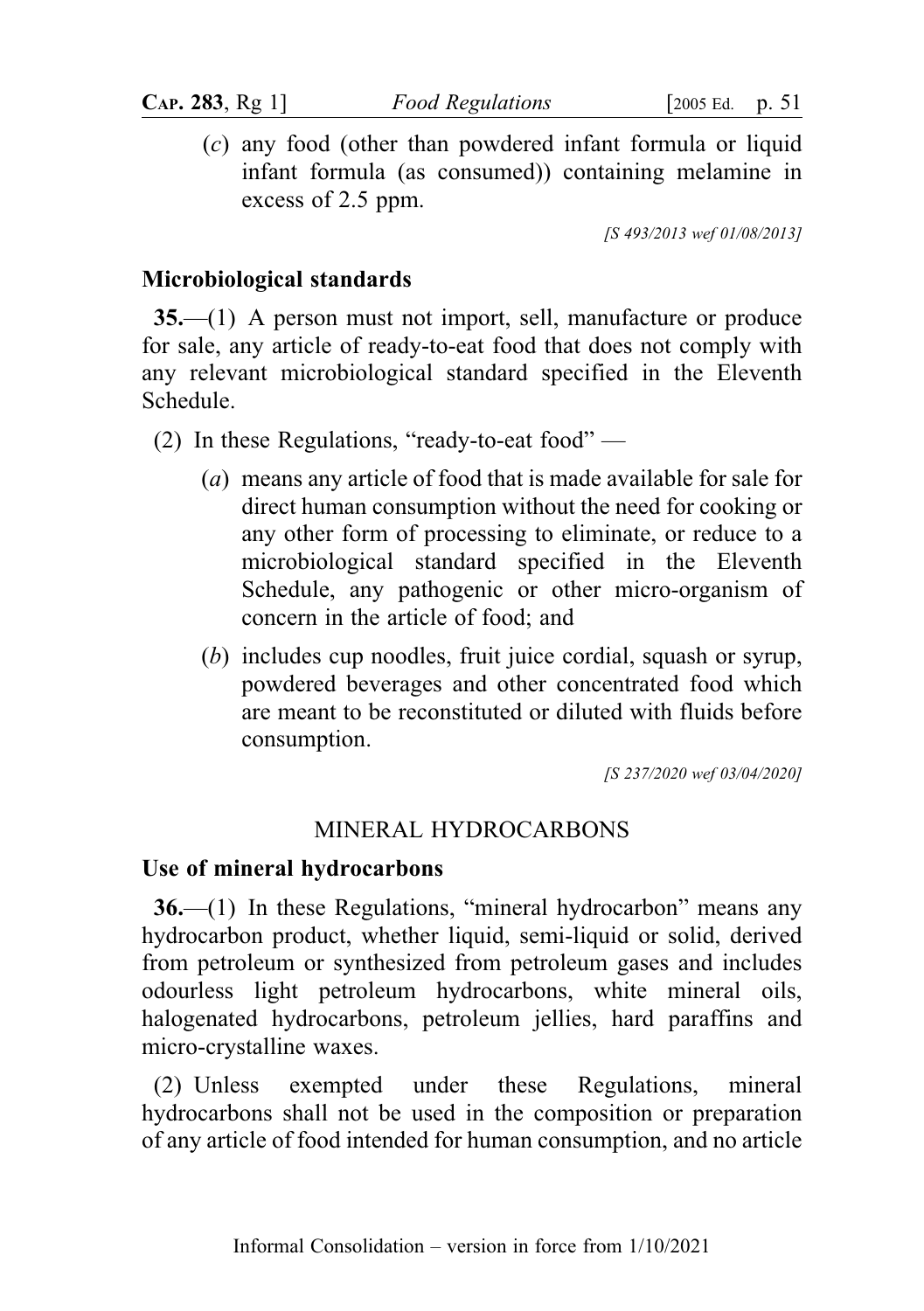(*c*) any food (other than powdered infant formula or liquid infant formula (as consumed)) containing melamine in excess of 2.5 ppm.

*[S 493/2013 wef 01/08/2013]*

**Microbiological standards**

**35.**—(1) A person must not import, sell, manufacture or produce for sale, any article of ready-to-eat food that does not comply with any relevant microbiological standard specified in the Eleventh Schedule.

(2) In these Regulations, "ready-to-eat food" —

(*a*) means any article of food that is made available for sale for direct human consumption without the need for cooking or any other form of processing to eliminate, or reduce to a microbiological standard specified in the Eleventh Schedule, any pathogenic or other micro-organism of concern in the article of food; and

(*b*) includes cup noodles, fruit juice cordial, squash or syrup, powdered beverages and other concentrated food which are meant to be reconstituted or diluted with fluids before consumption.

*[S 237/2020 wef 03/04/2020]*

MINERAL HYDROCARBONS

**Use of mineral hydrocarbons**

**36.**—(1) In these Regulations, "mineral hydrocarbon" means any hydrocarbon product, whether liquid, semi-liquid or solid, derived from petroleum or synthesized from petroleum gases and includes odourless light petroleum hydrocarbons, white mineral oils, halogenated hydrocarbons, petroleum jellies, hard paraffins and micro-crystalline waxes.

(2) Unless exempted under these Regulations, mineral hydrocarbons shall not be used in the composition or preparation of any article of food intended for human consumption, and no article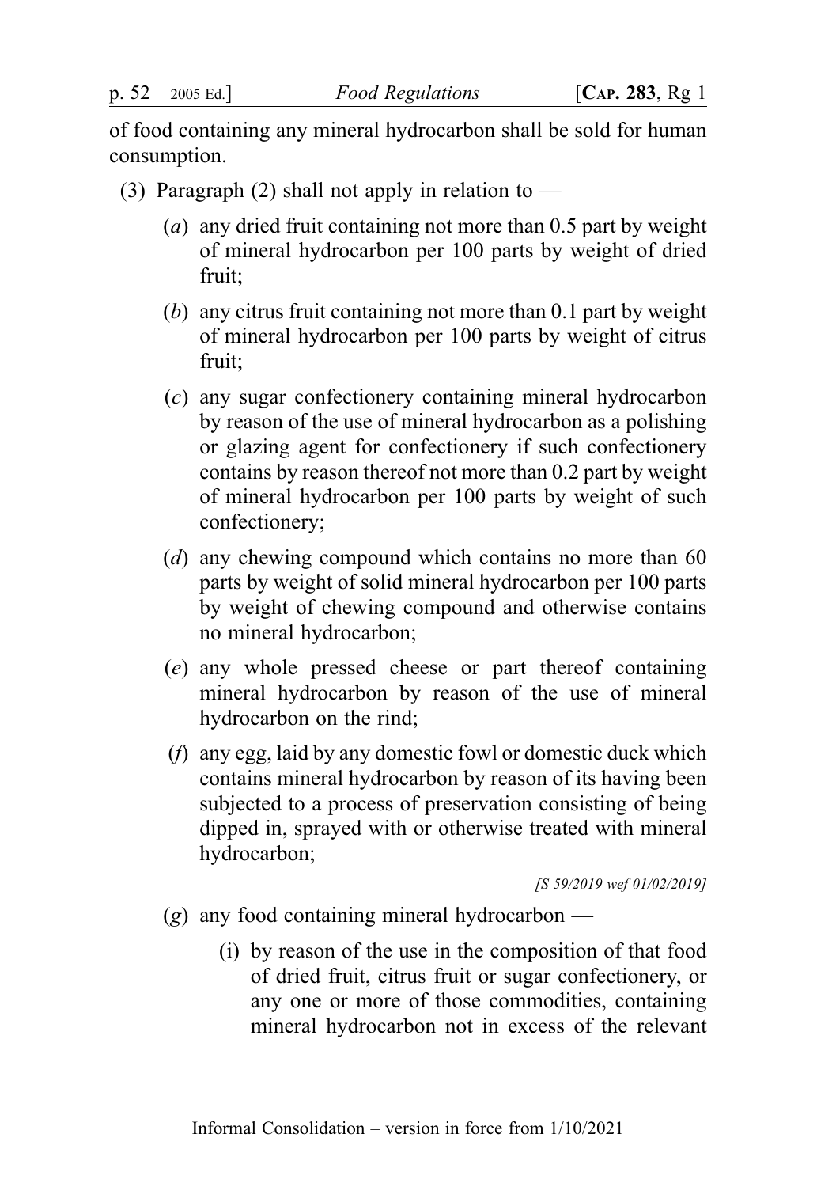of food containing any mineral hydrocarbon shall be sold for human consumption.

(3) Paragraph (2) shall not apply in relation to —

(*a*) any dried fruit containing not more than 0.5 part by weight of mineral hydrocarbon per 100 parts by weight of dried fruit;

(*b*) any citrus fruit containing not more than 0.1 part by weight of mineral hydrocarbon per 100 parts by weight of citrus fruit;

(*c*) any sugar confectionery containing mineral hydrocarbon by reason of the use of mineral hydrocarbon as a polishing or glazing agent for confectionery if such confectionery contains by reason thereof not more than 0.2 part by weight of mineral hydrocarbon per 100 parts by weight of such confectionery;

(*d*) any chewing compound which contains no more than 60 parts by weight of solid mineral hydrocarbon per 100 parts by weight of chewing compound and otherwise contains no mineral hydrocarbon;

(*e*) any whole pressed cheese or part thereof containing mineral hydrocarbon by reason of the use of mineral hydrocarbon on the rind;

(*f*) any egg, laid by any domestic fowl or domestic duck which contains mineral hydrocarbon by reason of its having been subjected to a process of preservation consisting of being dipped in, sprayed with or otherwise treated with mineral hydrocarbon;

*[S 59/2019 wef 01/02/2019]*

(*g*) any food containing mineral hydrocarbon —

(i) by reason of the use in the composition of that food of dried fruit, citrus fruit or sugar confectionery, or any one or more of those commodities, containing mineral hydrocarbon not in excess of the relevant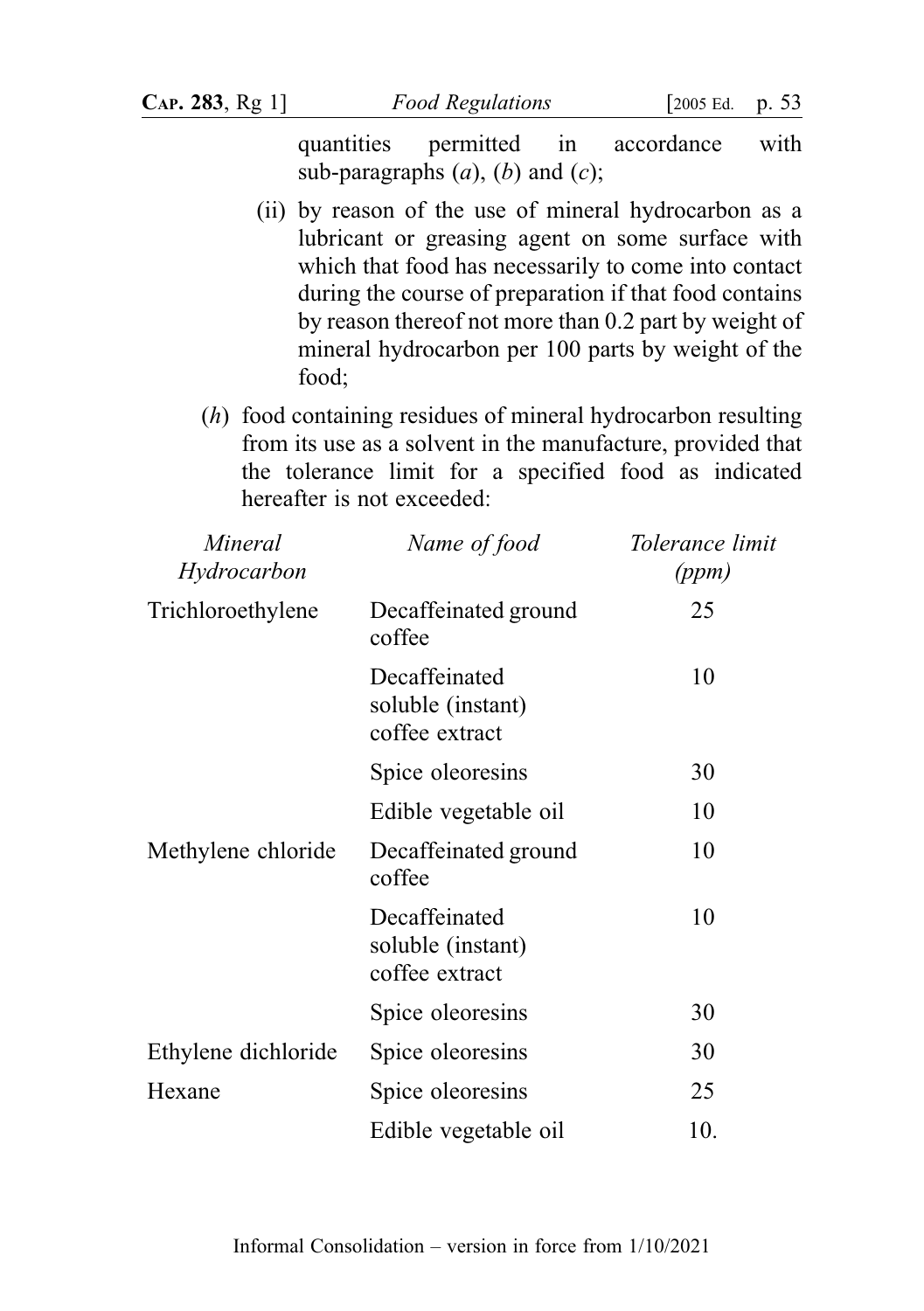quantities permitted in accordance with sub-paragraphs (*a*), (*b*) and (*c*);

(ii) by reason of the use of mineral hydrocarbon as a lubricant or greasing agent on some surface with which that food has necessarily to come into contact during the course of preparation if that food contains by reason thereof not more than 0.2 part by weight of mineral hydrocarbon per 100 parts by weight of the food;

(*h*) food containing residues of mineral hydrocarbon resulting from its use as a solvent in the manufacture, provided that the tolerance limit for a specified food as indicated hereafter is not exceeded:

| *Mineral Hydrocarbon* | *Name of food* | *Tolerance limit (ppm)* |
|---|---|---|
| Trichloroethylene | Decaffeinated ground coffee | 25 |
| | Decaffeinated soluble (instant) coffee extract | 10 |
| | Spice oleoresins | 30 |
| | Edible vegetable oil | 10 |
| Methylene chloride | Decaffeinated ground coffee | 10 |
| | Decaffeinated soluble (instant) coffee extract | 10 |
| | Spice oleoresins | 30 |
| Ethylene dichloride | Spice oleoresins | 30 |
| Hexane | Spice oleoresins | 25 |
| | Edible vegetable oil | 10. |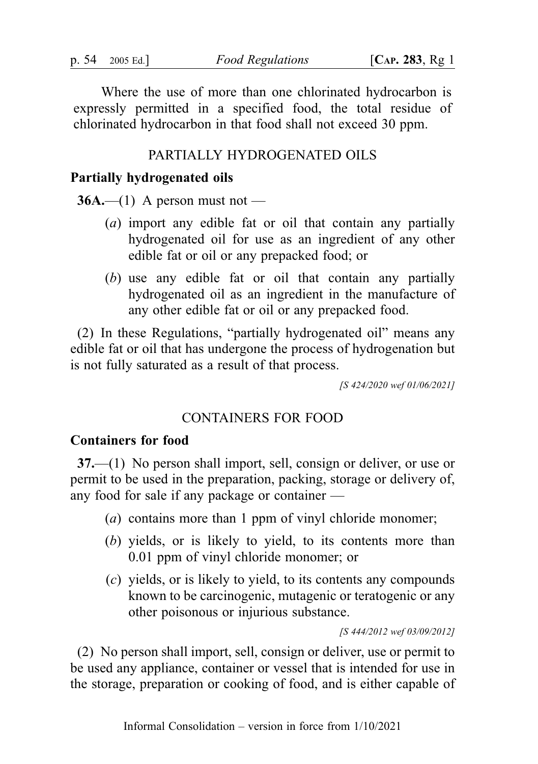Where the use of more than one chlorinated hydrocarbon is expressly permitted in a specified food, the total residue of chlorinated hydrocarbon in that food shall not exceed 30 ppm.

PARTIALLY HYDROGENATED OILS

**Partially hydrogenated oils**

**36A.**—(1) A person must not —

(*a*) import any edible fat or oil that contain any partially hydrogenated oil for use as an ingredient of any other edible fat or oil or any prepacked food; or

(*b*) use any edible fat or oil that contain any partially hydrogenated oil as an ingredient in the manufacture of any other edible fat or oil or any prepacked food.

(2) In these Regulations, "partially hydrogenated oil" means any edible fat or oil that has undergone the process of hydrogenation but is not fully saturated as a result of that process.

*[S 424/2020 wef 01/06/2021]*

CONTAINERS FOR FOOD

**Containers for food**

**37.**—(1) No person shall import, sell, consign or deliver, or use or permit to be used in the preparation, packing, storage or delivery of, any food for sale if any package or container —

(*a*) contains more than 1 ppm of vinyl chloride monomer;

(*b*) yields, or is likely to yield, to its contents more than 0.01 ppm of vinyl chloride monomer; or

(*c*) yields, or is likely to yield, to its contents any compounds known to be carcinogenic, mutagenic or teratogenic or any other poisonous or injurious substance.

*[S 444/2012 wef 03/09/2012]*

(2) No person shall import, sell, consign or deliver, use or permit to be used any appliance, container or vessel that is intended for use in the storage, preparation or cooking of food, and is either capable of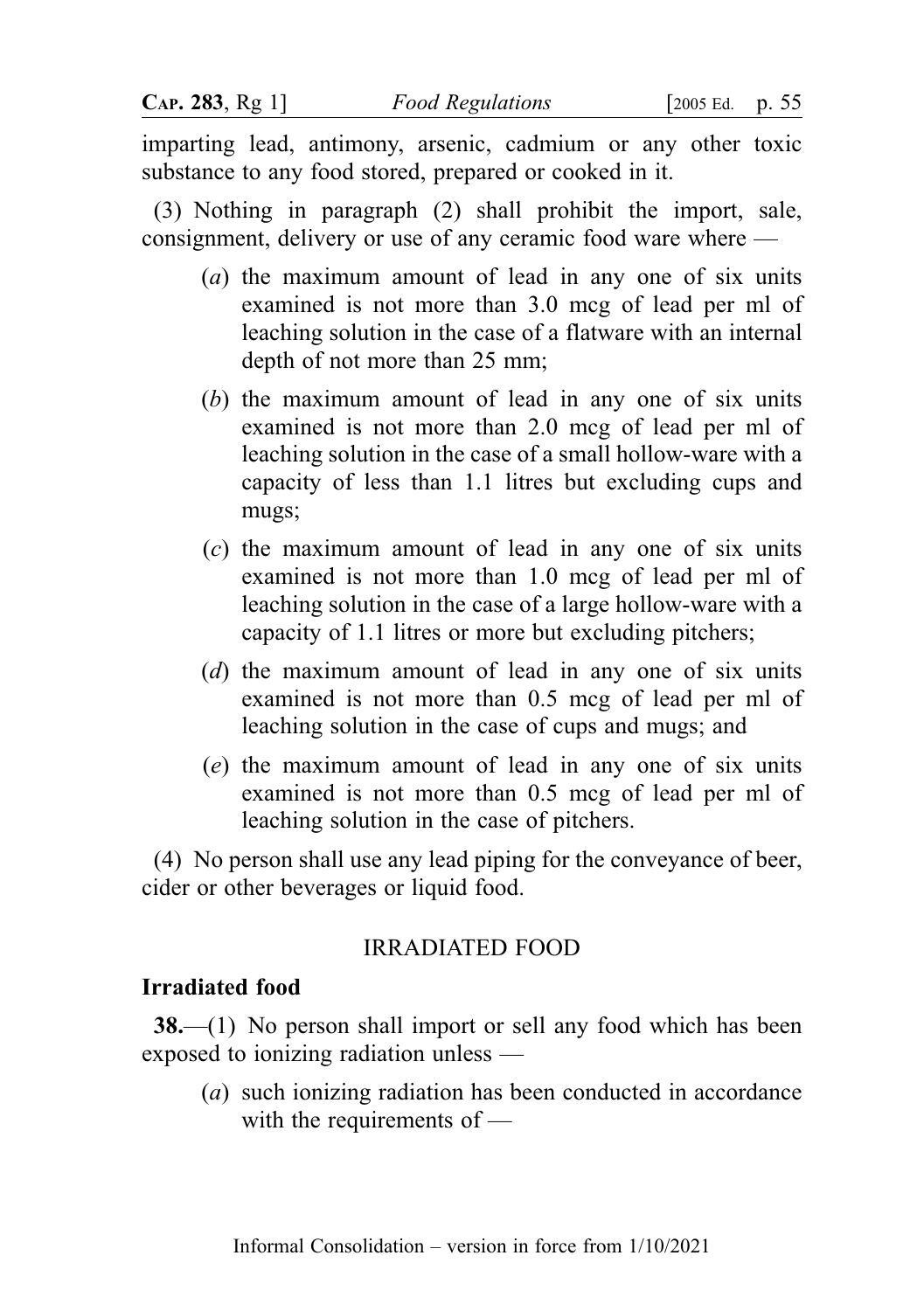imparting lead, antimony, arsenic, cadmium or any other toxic substance to any food stored, prepared or cooked in it.

(3) Nothing in paragraph (2) shall prohibit the import, sale, consignment, delivery or use of any ceramic food ware where —

(*a*) the maximum amount of lead in any one of six units examined is not more than 3.0 mcg of lead per ml of leaching solution in the case of a flatware with an internal depth of not more than 25 mm;

(*b*) the maximum amount of lead in any one of six units examined is not more than 2.0 mcg of lead per ml of leaching solution in the case of a small hollow-ware with a capacity of less than 1.1 litres but excluding cups and mugs;

(*c*) the maximum amount of lead in any one of six units examined is not more than 1.0 mcg of lead per ml of leaching solution in the case of a large hollow-ware with a capacity of 1.1 litres or more but excluding pitchers;

(*d*) the maximum amount of lead in any one of six units examined is not more than 0.5 mcg of lead per ml of leaching solution in the case of cups and mugs; and

(*e*) the maximum amount of lead in any one of six units examined is not more than 0.5 mcg of lead per ml of leaching solution in the case of pitchers.

(4) No person shall use any lead piping for the conveyance of beer, cider or other beverages or liquid food.

## IRRADIATED FOOD

### Irradiated food

**38.**—(1) No person shall import or sell any food which has been exposed to ionizing radiation unless —

(*a*) such ionizing radiation has been conducted in accordance with the requirements of —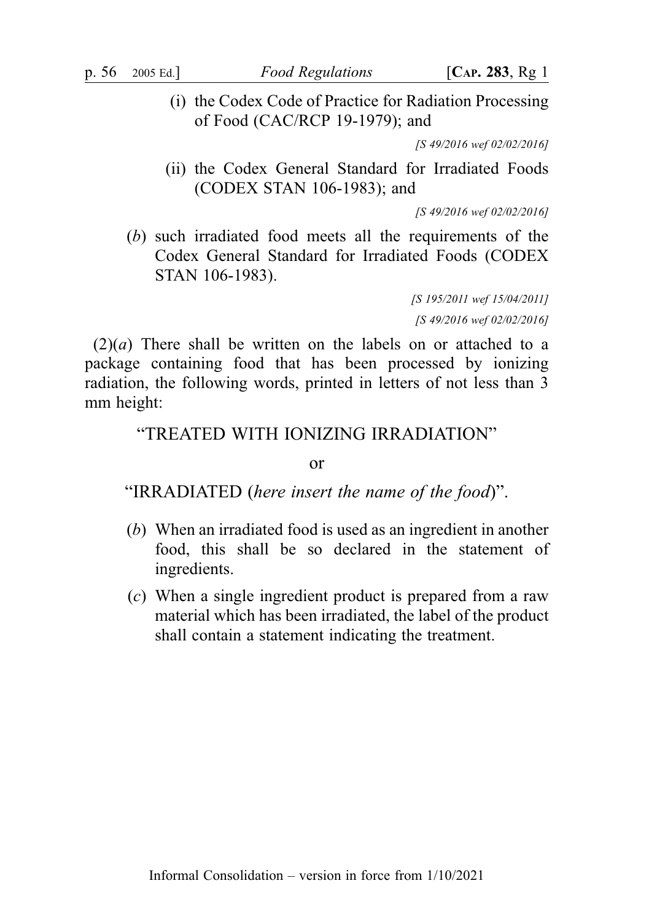(i) the Codex Code of Practice for Radiation Processing of Food (CAC/RCP 19-1979); and

*[S 49/2016 wef 02/02/2016]*

(ii) the Codex General Standard for Irradiated Foods (CODEX STAN 106-1983); and

*[S 49/2016 wef 02/02/2016]*

(*b*) such irradiated food meets all the requirements of the Codex General Standard for Irradiated Foods (CODEX STAN 106-1983).

*[S 195/2011 wef 15/04/2011]*
*[S 49/2016 wef 02/02/2016]*

(2)(*a*) There shall be written on the labels on or attached to a package containing food that has been processed by ionizing radiation, the following words, printed in letters of not less than 3 mm height:

"TREATED WITH IONIZING IRRADIATION"

or

"IRRADIATED (*here insert the name of the food*)".

(*b*) When an irradiated food is used as an ingredient in another food, this shall be so declared in the statement of ingredients.

(*c*) When a single ingredient product is prepared from a raw material which has been irradiated, the label of the product shall contain a statement indicating the treatment.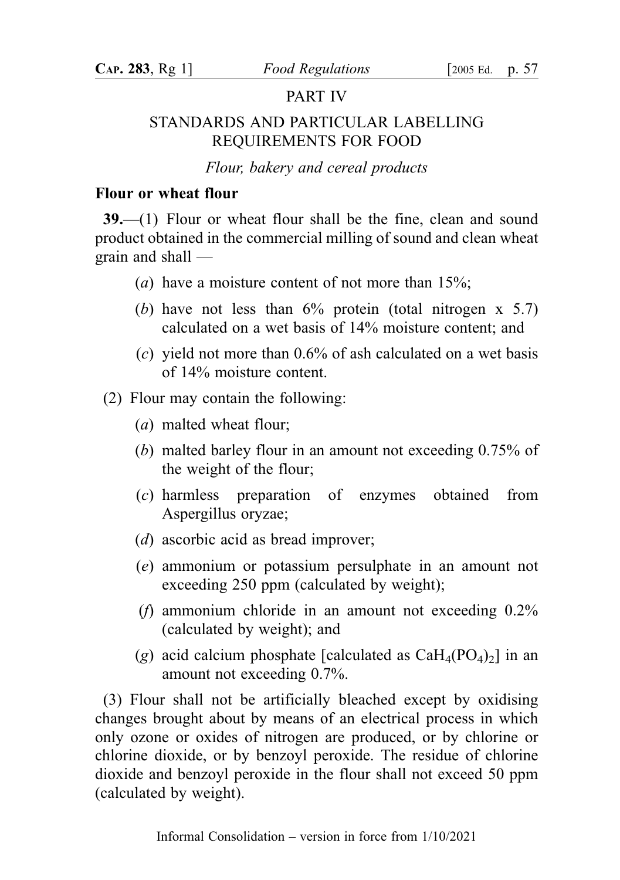# PART IV

## STANDARDS AND PARTICULAR LABELLING REQUIREMENTS FOR FOOD

*Flour, bakery and cereal products*

### Flour or wheat flour

**39.**—(1) Flour or wheat flour shall be the fine, clean and sound product obtained in the commercial milling of sound and clean wheat grain and shall —

(*a*) have a moisture content of not more than 15%;

(*b*) have not less than 6% protein (total nitrogen x 5.7) calculated on a wet basis of 14% moisture content; and

(*c*) yield not more than 0.6% of ash calculated on a wet basis of 14% moisture content.

(2) Flour may contain the following:

(*a*) malted wheat flour;

(*b*) malted barley flour in an amount not exceeding 0.75% of the weight of the flour;

(*c*) harmless preparation of enzymes obtained from Aspergillus oryzae;

(*d*) ascorbic acid as bread improver;

(*e*) ammonium or potassium persulphate in an amount not exceeding 250 ppm (calculated by weight);

(*f*) ammonium chloride in an amount not exceeding 0.2% (calculated by weight); and

(*g*) acid calcium phosphate [calculated as $CaH_4(PO_4)_2$] in an amount not exceeding 0.7%.

(3) Flour shall not be artificially bleached except by oxidising changes brought about by means of an electrical process in which only ozone or oxides of nitrogen are produced, or by chlorine or chlorine dioxide, or by benzoyl peroxide. The residue of chlorine dioxide and benzoyl peroxide in the flour shall not exceed 50 ppm (calculated by weight).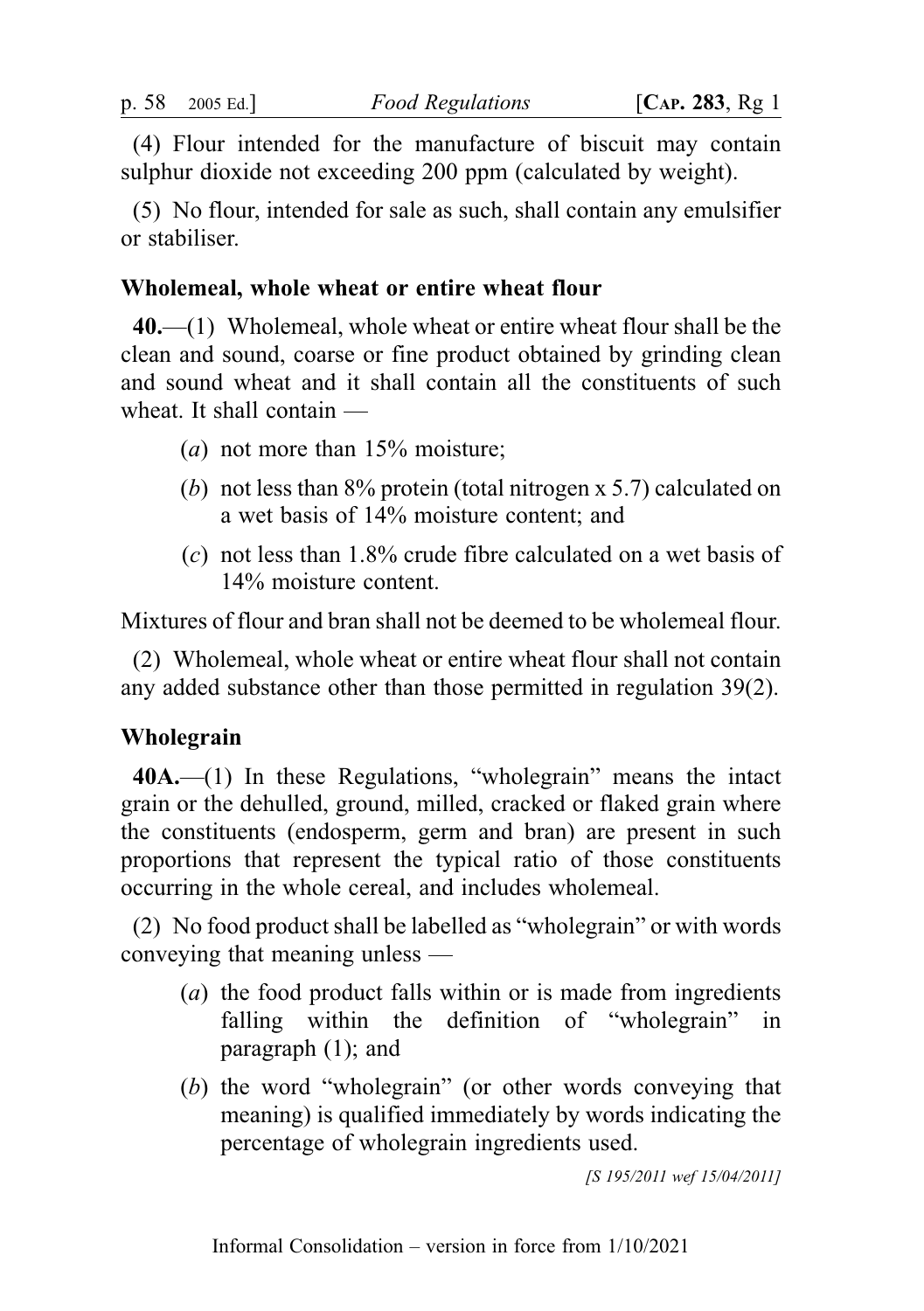(4) Flour intended for the manufacture of biscuit may contain sulphur dioxide not exceeding 200 ppm (calculated by weight).

(5) No flour, intended for sale as such, shall contain any emulsifier or stabiliser.

### Wholemeal, whole wheat or entire wheat flour

**40.**—(1) Wholemeal, whole wheat or entire wheat flour shall be the clean and sound, coarse or fine product obtained by grinding clean and sound wheat and it shall contain all the constituents of such wheat. It shall contain —

- (*a*) not more than 15% moisture;
- (*b*) not less than 8% protein (total nitrogen x 5.7) calculated on a wet basis of 14% moisture content; and
- (*c*) not less than 1.8% crude fibre calculated on a wet basis of 14% moisture content.

Mixtures of flour and bran shall not be deemed to be wholemeal flour.

(2) Wholemeal, whole wheat or entire wheat flour shall not contain any added substance other than those permitted in regulation 39(2).

### Wholegrain

**40A.**—(1) In these Regulations, "wholegrain" means the intact grain or the dehulled, ground, milled, cracked or flaked grain where the constituents (endosperm, germ and bran) are present in such proportions that represent the typical ratio of those constituents occurring in the whole cereal, and includes wholemeal.

(2) No food product shall be labelled as "wholegrain" or with words conveying that meaning unless —

- (*a*) the food product falls within or is made from ingredients falling within the definition of "wholegrain" in paragraph (1); and
- (*b*) the word "wholegrain" (or other words conveying that meaning) is qualified immediately by words indicating the percentage of wholegrain ingredients used.

*[S 195/2011 wef 15/04/2011]*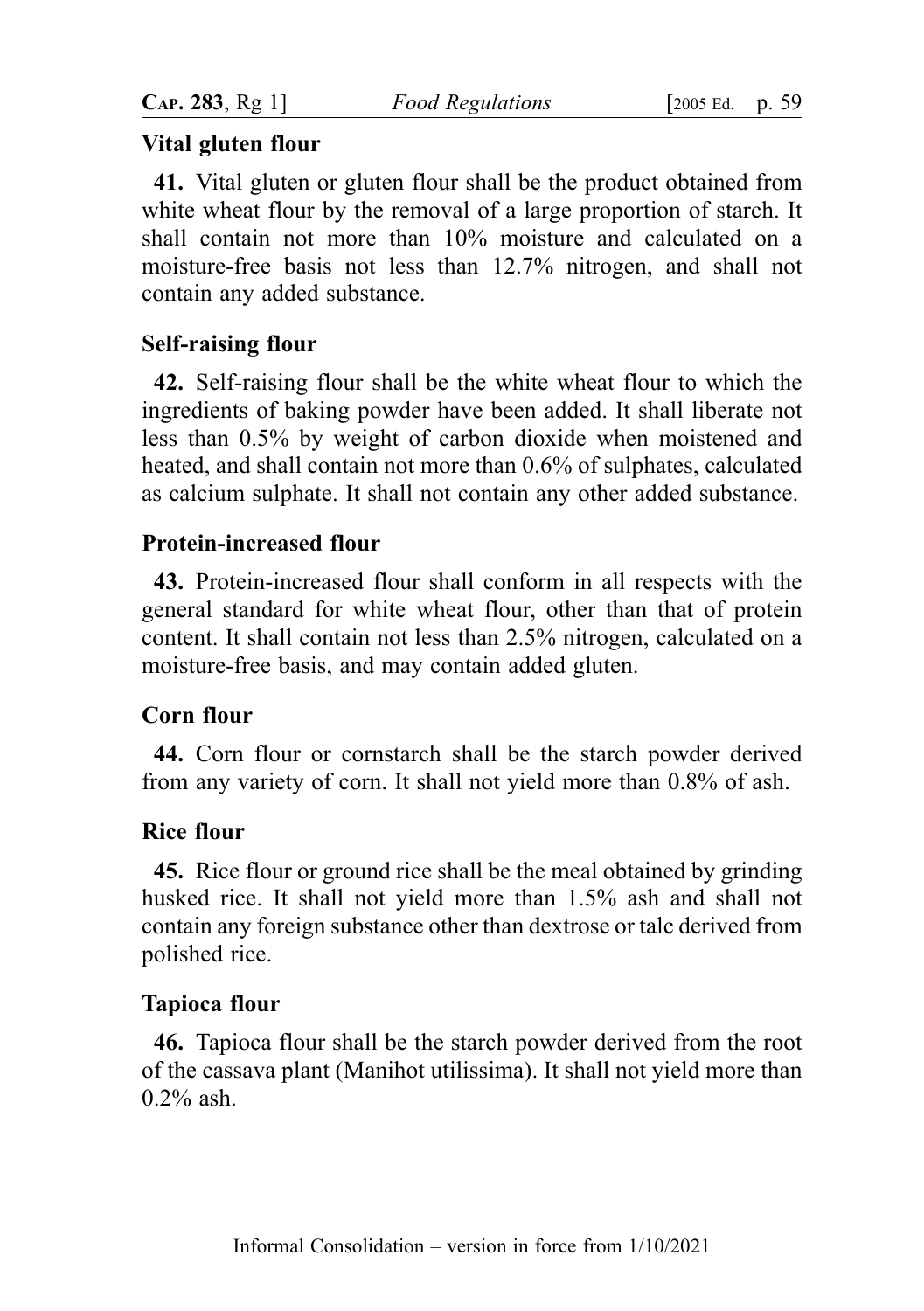**Vital gluten flour**

**41.** Vital gluten or gluten flour shall be the product obtained from white wheat flour by the removal of a large proportion of starch. It shall contain not more than 10% moisture and calculated on a moisture-free basis not less than 12.7% nitrogen, and shall not contain any added substance.

**Self-raising flour**

**42.** Self-raising flour shall be the white wheat flour to which the ingredients of baking powder have been added. It shall liberate not less than 0.5% by weight of carbon dioxide when moistened and heated, and shall contain not more than 0.6% of sulphates, calculated as calcium sulphate. It shall not contain any other added substance.

**Protein-increased flour**

**43.** Protein-increased flour shall conform in all respects with the general standard for white wheat flour, other than that of protein content. It shall contain not less than 2.5% nitrogen, calculated on a moisture-free basis, and may contain added gluten.

**Corn flour**

**44.** Corn flour or cornstarch shall be the starch powder derived from any variety of corn. It shall not yield more than 0.8% of ash.

**Rice flour**

**45.** Rice flour or ground rice shall be the meal obtained by grinding husked rice. It shall not yield more than 1.5% ash and shall not contain any foreign substance other than dextrose or talc derived from polished rice.

**Tapioca flour**

**46.** Tapioca flour shall be the starch powder derived from the root of the cassava plant (Manihot utilissima). It shall not yield more than 0.2% ash.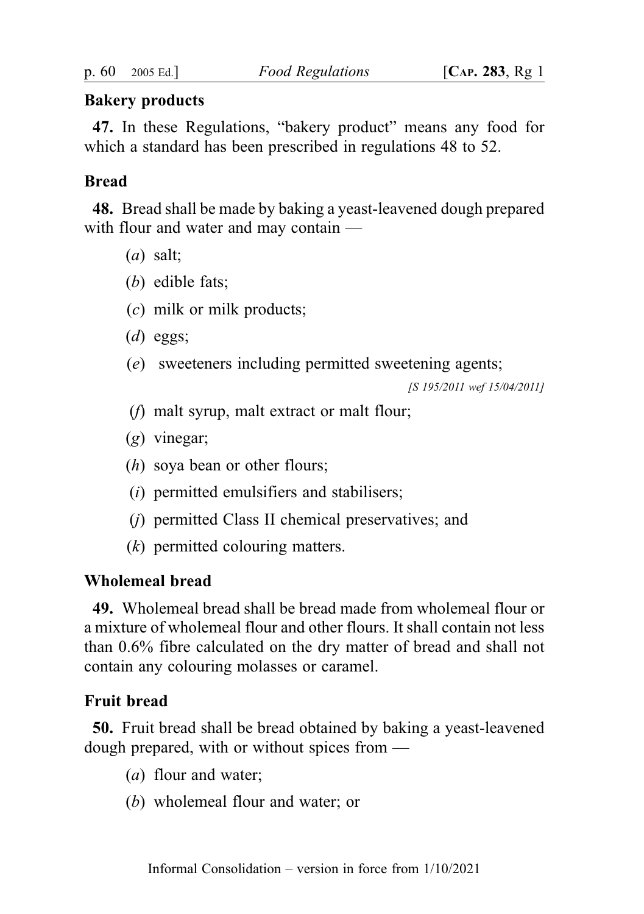**Bakery products**

**47.** In these Regulations, "bakery product" means any food for which a standard has been prescribed in regulations 48 to 52.

**Bread**

**48.** Bread shall be made by baking a yeast-leavened dough prepared with flour and water and may contain —

(*a*) salt;

(*b*) edible fats;

(*c*) milk or milk products;

(*d*) eggs;

(*e*) sweeteners including permitted sweetening agents;

*[S 195/2011 wef 15/04/2011]*

(*f*) malt syrup, malt extract or malt flour;

(*g*) vinegar;

(*h*) soya bean or other flours;

(*i*) permitted emulsifiers and stabilisers;

(*j*) permitted Class II chemical preservatives; and

(*k*) permitted colouring matters.

**Wholemeal bread**

**49.** Wholemeal bread shall be bread made from wholemeal flour or a mixture of wholemeal flour and other flours. It shall contain not less than 0.6% fibre calculated on the dry matter of bread and shall not contain any colouring molasses or caramel.

**Fruit bread**

**50.** Fruit bread shall be bread obtained by baking a yeast-leavened dough prepared, with or without spices from —

(*a*) flour and water;

(*b*) wholemeal flour and water; or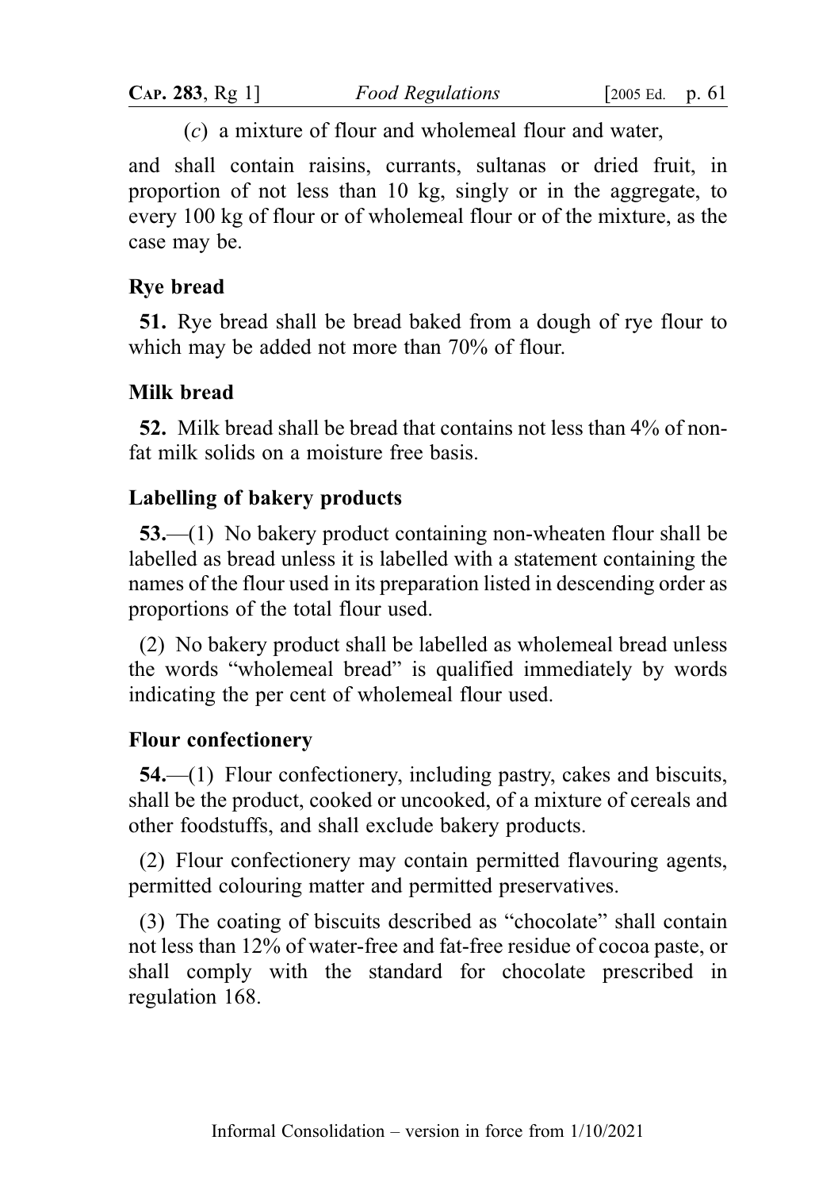(c) a mixture of flour and wholemeal flour and water,

and shall contain raisins, currants, sultanas or dried fruit, in proportion of not less than 10 kg, singly or in the aggregate, to every 100 kg of flour or of wholemeal flour or of the mixture, as the case may be.

### Rye bread

**51.** Rye bread shall be bread baked from a dough of rye flour to which may be added not more than 70% of flour.

### Milk bread

**52.** Milk bread shall be bread that contains not less than 4% of non-fat milk solids on a moisture free basis.

### Labelling of bakery products

**53.**—(1) No bakery product containing non-wheaten flour shall be labelled as bread unless it is labelled with a statement containing the names of the flour used in its preparation listed in descending order as proportions of the total flour used.

(2) No bakery product shall be labelled as wholemeal bread unless the words "wholemeal bread" is qualified immediately by words indicating the per cent of wholemeal flour used.

### Flour confectionery

**54.**—(1) Flour confectionery, including pastry, cakes and biscuits, shall be the product, cooked or uncooked, of a mixture of cereals and other foodstuffs, and shall exclude bakery products.

(2) Flour confectionery may contain permitted flavouring agents, permitted colouring matter and permitted preservatives.

(3) The coating of biscuits described as "chocolate" shall contain not less than 12% of water-free and fat-free residue of cocoa paste, or shall comply with the standard for chocolate prescribed in regulation 168.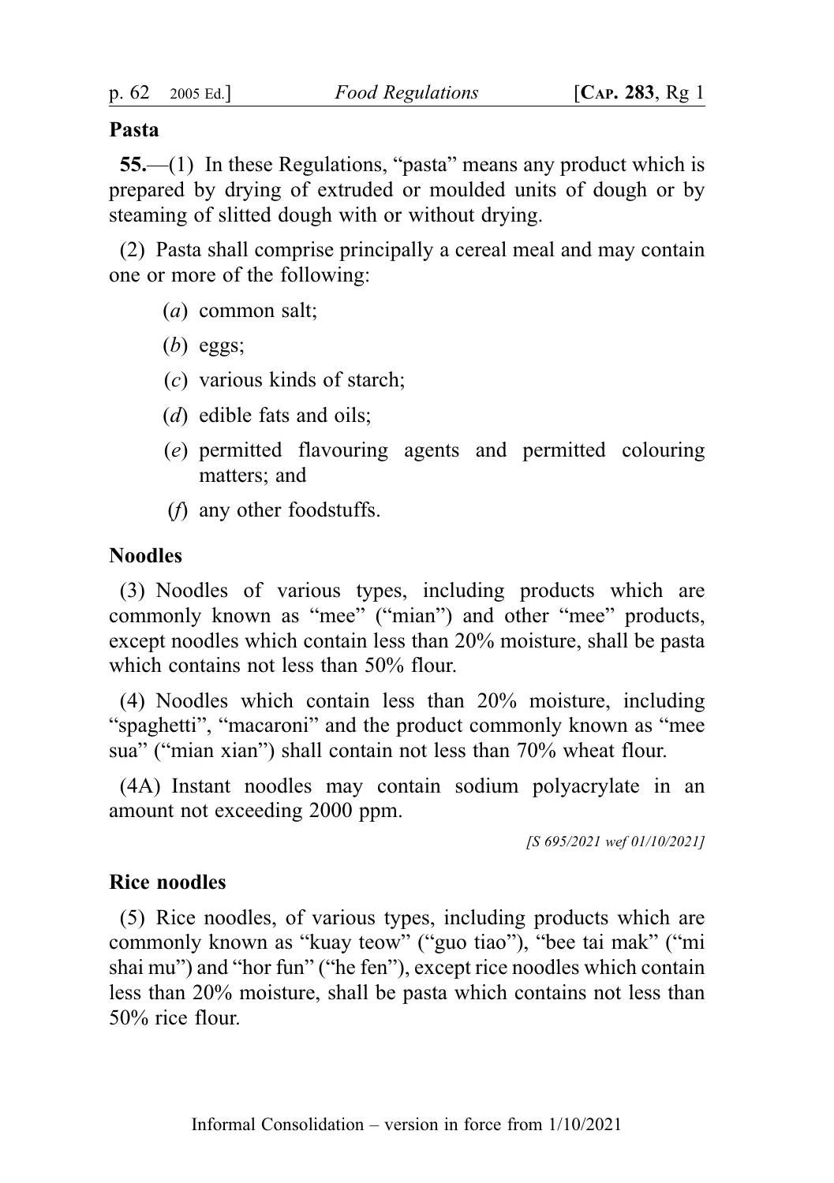**Pasta**

**55.**—(1) In these Regulations, "pasta" means any product which is prepared by drying of extruded or moulded units of dough or by steaming of slitted dough with or without drying.

(2) Pasta shall comprise principally a cereal meal and may contain one or more of the following:

- (*a*) common salt;
- (*b*) eggs;
- (*c*) various kinds of starch;
- (*d*) edible fats and oils;
- (*e*) permitted flavouring agents and permitted colouring matters; and
- (*f*) any other foodstuffs.

**Noodles**

(3) Noodles of various types, including products which are commonly known as "mee" ("mian") and other "mee" products, except noodles which contain less than 20% moisture, shall be pasta which contains not less than 50% flour.

(4) Noodles which contain less than 20% moisture, including "spaghetti", "macaroni" and the product commonly known as "mee sua" ("mian xian") shall contain not less than 70% wheat flour.

(4A) Instant noodles may contain sodium polyacrylate in an amount not exceeding 2000 ppm.

*[S 695/2021 wef 01/10/2021]*

**Rice noodles**

(5) Rice noodles, of various types, including products which are commonly known as "kuay teow" ("guo tiao"), "bee tai mak" ("mi shai mu") and "hor fun" ("he fen"), except rice noodles which contain less than 20% moisture, shall be pasta which contains not less than 50% rice flour.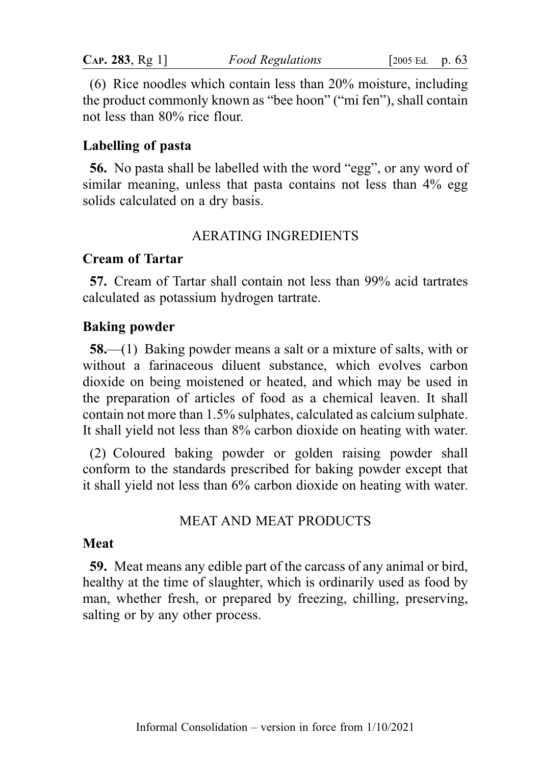(6) Rice noodles which contain less than 20% moisture, including the product commonly known as "bee hoon" ("mi fen"), shall contain not less than 80% rice flour.

### Labelling of pasta

**56.** No pasta shall be labelled with the word "egg", or any word of similar meaning, unless that pasta contains not less than 4% egg solids calculated on a dry basis.

## AERATING INGREDIENTS

### Cream of Tartar

**57.** Cream of Tartar shall contain not less than 99% acid tartrates calculated as potassium hydrogen tartrate.

### Baking powder

**58.**—(1) Baking powder means a salt or a mixture of salts, with or without a farinaceous diluent substance, which evolves carbon dioxide on being moistened or heated, and which may be used in the preparation of articles of food as a chemical leaven. It shall contain not more than 1.5% sulphates, calculated as calcium sulphate. It shall yield not less than 8% carbon dioxide on heating with water.

(2) Coloured baking powder or golden raising powder shall conform to the standards prescribed for baking powder except that it shall yield not less than 6% carbon dioxide on heating with water.

## MEAT AND MEAT PRODUCTS

### Meat

**59.** Meat means any edible part of the carcass of any animal or bird, healthy at the time of slaughter, which is ordinarily used as food by man, whether fresh, or prepared by freezing, chilling, preserving, salting or by any other process.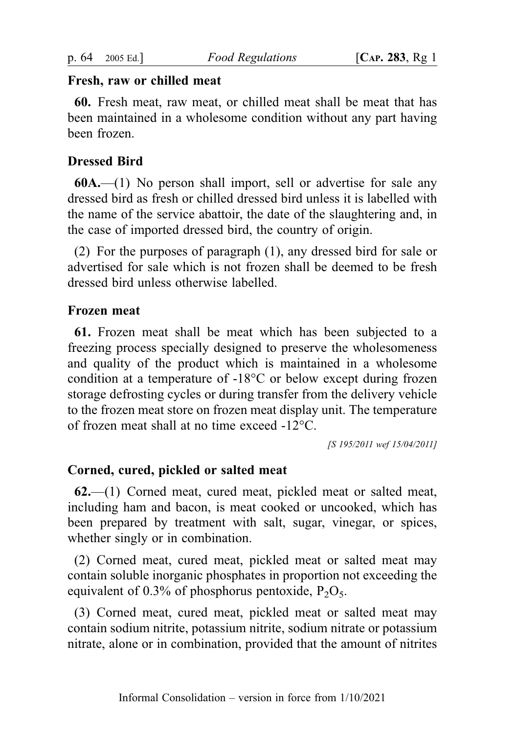**Fresh, raw or chilled meat**

**60.** Fresh meat, raw meat, or chilled meat shall be meat that has been maintained in a wholesome condition without any part having been frozen.

**Dressed Bird**

**60A.**—(1) No person shall import, sell or advertise for sale any dressed bird as fresh or chilled dressed bird unless it is labelled with the name of the service abattoir, the date of the slaughtering and, in the case of imported dressed bird, the country of origin.

(2) For the purposes of paragraph (1), any dressed bird for sale or advertised for sale which is not frozen shall be deemed to be fresh dressed bird unless otherwise labelled.

**Frozen meat**

**61.** Frozen meat shall be meat which has been subjected to a freezing process specially designed to preserve the wholesomeness and quality of the product which is maintained in a wholesome condition at a temperature of -18°C or below except during frozen storage defrosting cycles or during transfer from the delivery vehicle to the frozen meat store on frozen meat display unit. The temperature of frozen meat shall at no time exceed -12°C.

*[S 195/2011 wef 15/04/2011]*

**Corned, cured, pickled or salted meat**

**62.**—(1) Corned meat, cured meat, pickled meat or salted meat, including ham and bacon, is meat cooked or uncooked, which has been prepared by treatment with salt, sugar, vinegar, or spices, whether singly or in combination.

(2) Corned meat, cured meat, pickled meat or salted meat may contain soluble inorganic phosphates in proportion not exceeding the equivalent of 0.3% of phosphorus pentoxide, $P_2O_5$.

(3) Corned meat, cured meat, pickled meat or salted meat may contain sodium nitrite, potassium nitrite, sodium nitrate or potassium nitrate, alone or in combination, provided that the amount of nitrites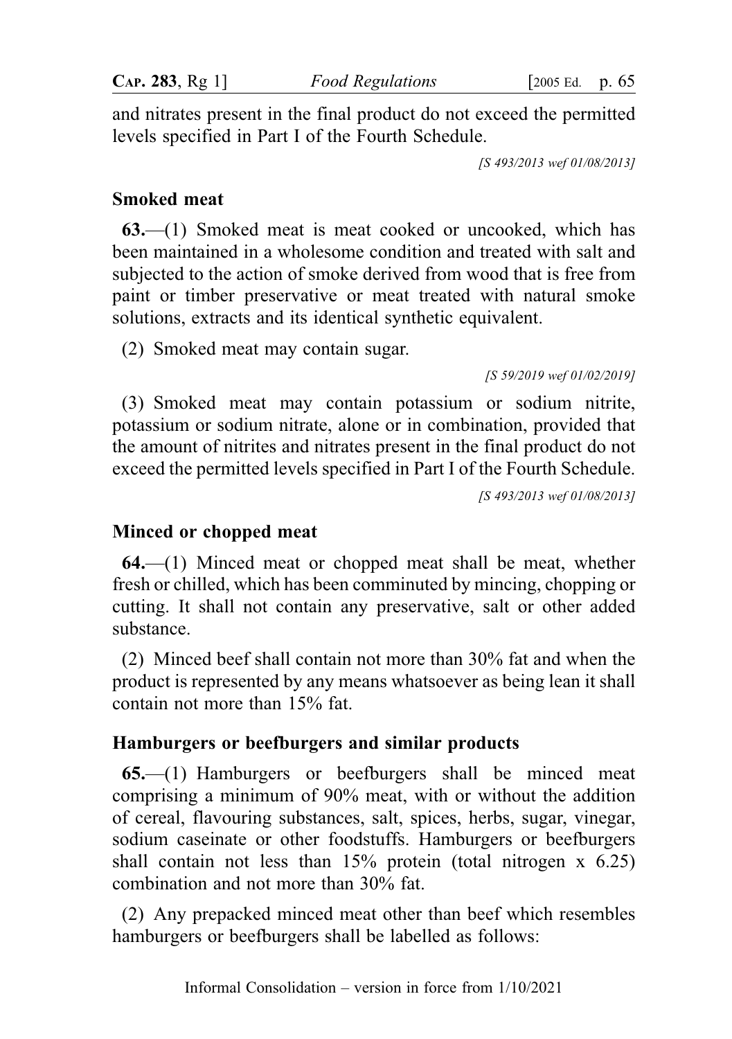and nitrates present in the final product do not exceed the permitted levels specified in Part I of the Fourth Schedule.

*[S 493/2013 wef 01/08/2013]*

### Smoked meat

**63.**—(1) Smoked meat is meat cooked or uncooked, which has been maintained in a wholesome condition and treated with salt and subjected to the action of smoke derived from wood that is free from paint or timber preservative or meat treated with natural smoke solutions, extracts and its identical synthetic equivalent.

(2) Smoked meat may contain sugar.

*[S 59/2019 wef 01/02/2019]*

(3) Smoked meat may contain potassium or sodium nitrite, potassium or sodium nitrate, alone or in combination, provided that the amount of nitrites and nitrates present in the final product do not exceed the permitted levels specified in Part I of the Fourth Schedule.

*[S 493/2013 wef 01/08/2013]*

### Minced or chopped meat

**64.**—(1) Minced meat or chopped meat shall be meat, whether fresh or chilled, which has been comminuted by mincing, chopping or cutting. It shall not contain any preservative, salt or other added substance.

(2) Minced beef shall contain not more than 30% fat and when the product is represented by any means whatsoever as being lean it shall contain not more than 15% fat.

### Hamburgers or beefburgers and similar products

**65.**—(1) Hamburgers or beefburgers shall be minced meat comprising a minimum of 90% meat, with or without the addition of cereal, flavouring substances, salt, spices, herbs, sugar, vinegar, sodium caseinate or other foodstuffs. Hamburgers or beefburgers shall contain not less than 15% protein (total nitrogen x 6.25) combination and not more than 30% fat.

(2) Any prepacked minced meat other than beef which resembles hamburgers or beefburgers shall be labelled as follows: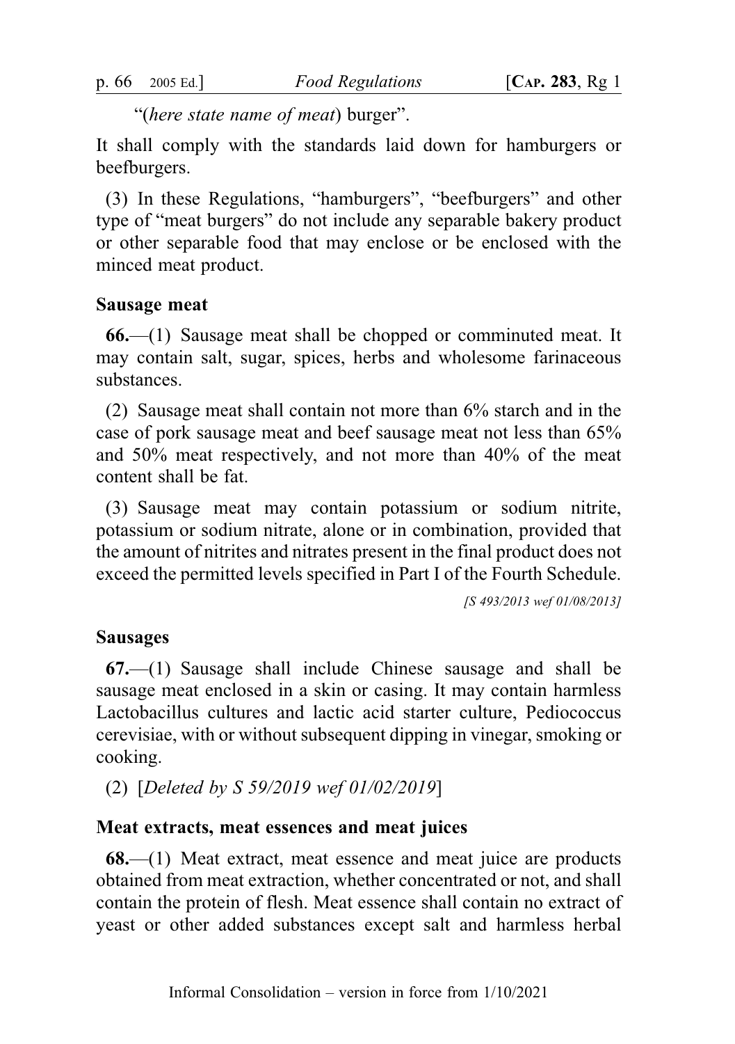"(*here state name of meat*) burger".

It shall comply with the standards laid down for hamburgers or beefburgers.

(3) In these Regulations, "hamburgers", "beefburgers" and other type of "meat burgers" do not include any separable bakery product or other separable food that may enclose or be enclosed with the minced meat product.

### Sausage meat

**66.**—(1) Sausage meat shall be chopped or comminuted meat. It may contain salt, sugar, spices, herbs and wholesome farinaceous substances.

(2) Sausage meat shall contain not more than 6% starch and in the case of pork sausage meat and beef sausage meat not less than 65% and 50% meat respectively, and not more than 40% of the meat content shall be fat.

(3) Sausage meat may contain potassium or sodium nitrite, potassium or sodium nitrate, alone or in combination, provided that the amount of nitrites and nitrates present in the final product does not exceed the permitted levels specified in Part I of the Fourth Schedule.

*[S 493/2013 wef 01/08/2013]*

### Sausages

**67.**—(1) Sausage shall include Chinese sausage and shall be sausage meat enclosed in a skin or casing. It may contain harmless Lactobacillus cultures and lactic acid starter culture, Pediococcus cerevisiae, with or without subsequent dipping in vinegar, smoking or cooking.

(2) [*Deleted by S 59/2019 wef 01/02/2019*]

### Meat extracts, meat essences and meat juices

**68.**—(1) Meat extract, meat essence and meat juice are products obtained from meat extraction, whether concentrated or not, and shall contain the protein of flesh. Meat essence shall contain no extract of yeast or other added substances except salt and harmless herbal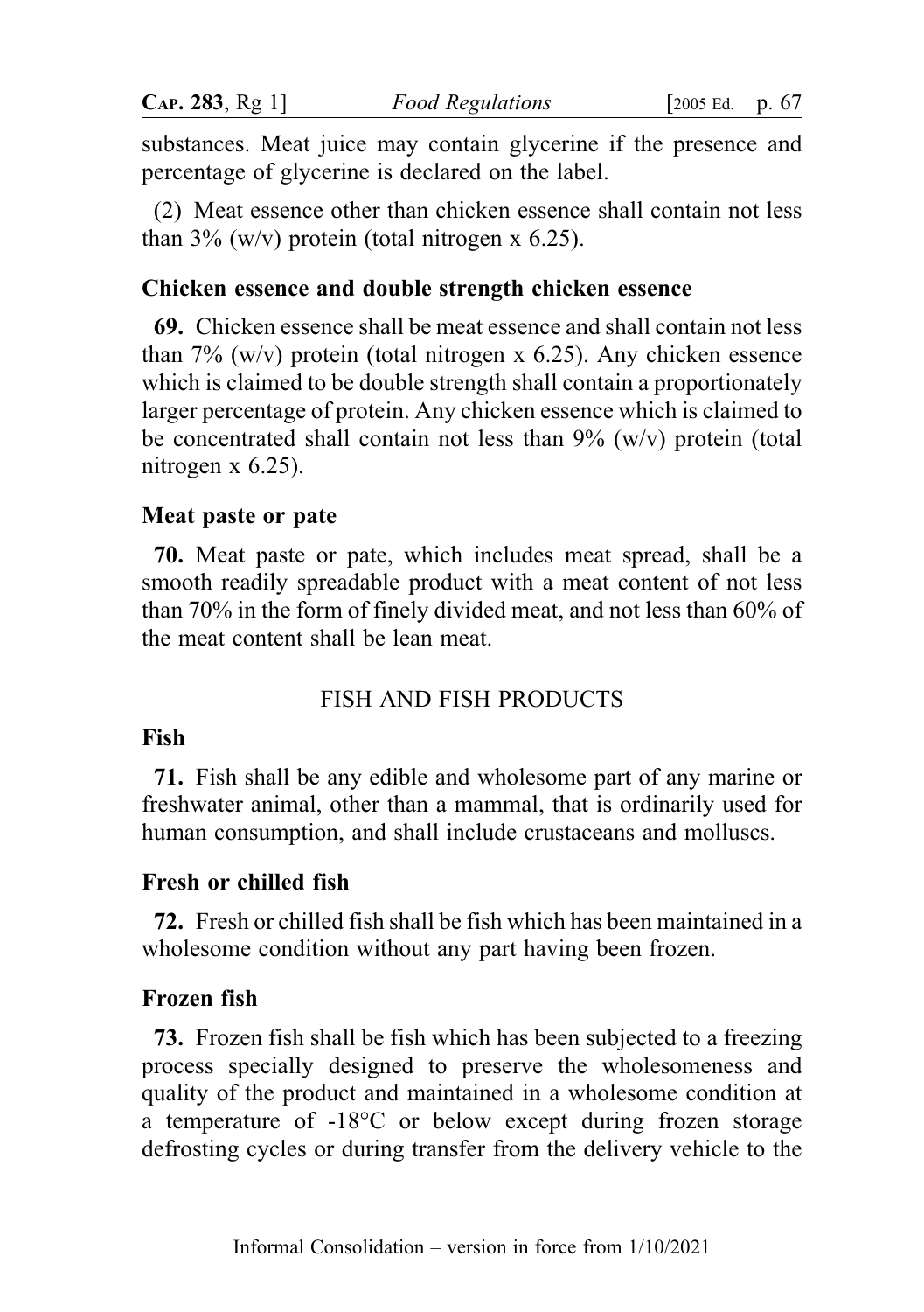substances. Meat juice may contain glycerine if the presence and percentage of glycerine is declared on the label.

(2) Meat essence other than chicken essence shall contain not less than 3% (w/v) protein (total nitrogen x 6.25).

### Chicken essence and double strength chicken essence

**69.** Chicken essence shall be meat essence and shall contain not less than 7% (w/v) protein (total nitrogen x 6.25). Any chicken essence which is claimed to be double strength shall contain a proportionately larger percentage of protein. Any chicken essence which is claimed to be concentrated shall contain not less than 9% (w/v) protein (total nitrogen x 6.25).

### Meat paste or pate

**70.** Meat paste or pate, which includes meat spread, shall be a smooth readily spreadable product with a meat content of not less than 70% in the form of finely divided meat, and not less than 60% of the meat content shall be lean meat.

## FISH AND FISH PRODUCTS

### Fish

**71.** Fish shall be any edible and wholesome part of any marine or freshwater animal, other than a mammal, that is ordinarily used for human consumption, and shall include crustaceans and molluscs.

### Fresh or chilled fish

**72.** Fresh or chilled fish shall be fish which has been maintained in a wholesome condition without any part having been frozen.

### Frozen fish

**73.** Frozen fish shall be fish which has been subjected to a freezing process specially designed to preserve the wholesomeness and quality of the product and maintained in a wholesome condition at a temperature of -18°C or below except during frozen storage defrosting cycles or during transfer from the delivery vehicle to the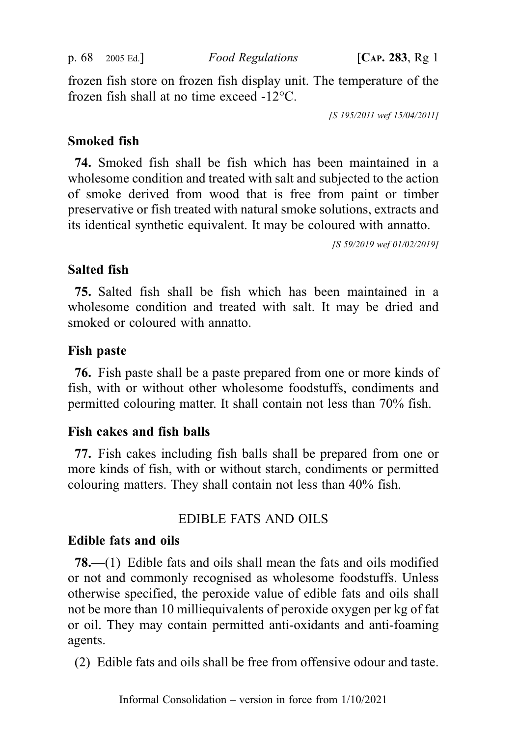frozen fish store on frozen fish display unit. The temperature of the frozen fish shall at no time exceed -12°C.

*[S 195/2011 wef 15/04/2011]*

**Smoked fish**

**74.** Smoked fish shall be fish which has been maintained in a wholesome condition and treated with salt and subjected to the action of smoke derived from wood that is free from paint or timber preservative or fish treated with natural smoke solutions, extracts and its identical synthetic equivalent. It may be coloured with annatto.

*[S 59/2019 wef 01/02/2019]*

**Salted fish**

**75.** Salted fish shall be fish which has been maintained in a wholesome condition and treated with salt. It may be dried and smoked or coloured with annatto.

**Fish paste**

**76.** Fish paste shall be a paste prepared from one or more kinds of fish, with or without other wholesome foodstuffs, condiments and permitted colouring matter. It shall contain not less than 70% fish.

**Fish cakes and fish balls**

**77.** Fish cakes including fish balls shall be prepared from one or more kinds of fish, with or without starch, condiments or permitted colouring matters. They shall contain not less than 40% fish.

## EDIBLE FATS AND OILS

**Edible fats and oils**

**78.**—(1) Edible fats and oils shall mean the fats and oils modified or not and commonly recognised as wholesome foodstuffs. Unless otherwise specified, the peroxide value of edible fats and oils shall not be more than 10 milliequivalents of peroxide oxygen per kg of fat or oil. They may contain permitted anti-oxidants and anti-foaming agents.

(2) Edible fats and oils shall be free from offensive odour and taste.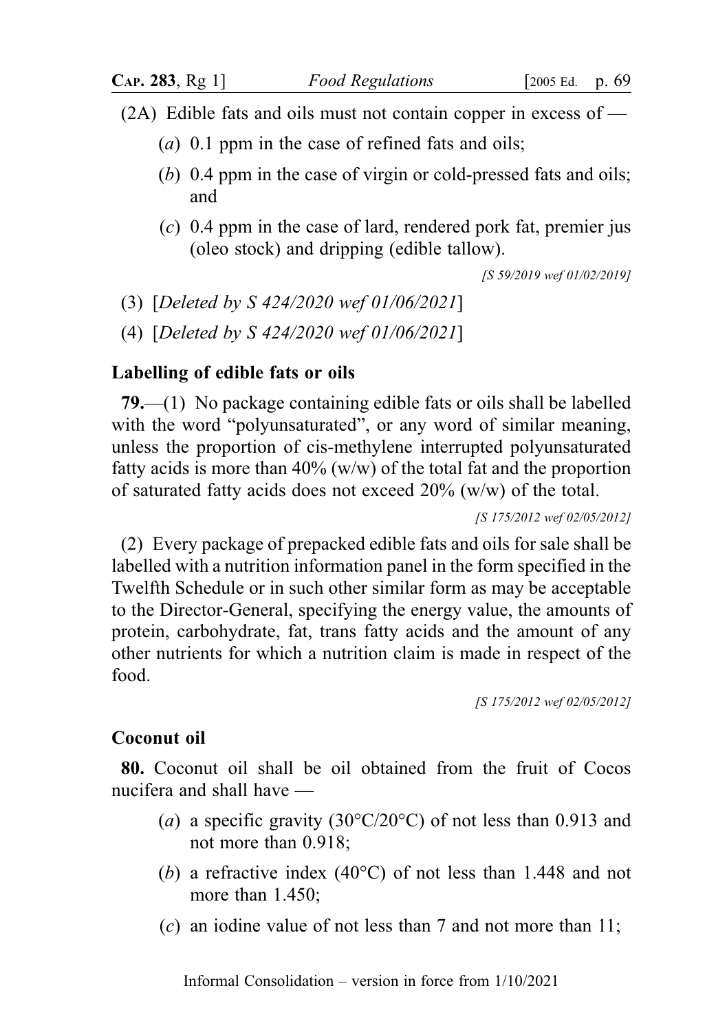(2A) Edible fats and oils must not contain copper in excess of —

(*a*) 0.1 ppm in the case of refined fats and oils;

(*b*) 0.4 ppm in the case of virgin or cold-pressed fats and oils; and

(*c*) 0.4 ppm in the case of lard, rendered pork fat, premier jus (oleo stock) and dripping (edible tallow).

*[S 59/2019 wef 01/02/2019]*

(3) [*Deleted by S 424/2020 wef 01/06/2021*]

(4) [*Deleted by S 424/2020 wef 01/06/2021*]

### Labelling of edible fats or oils

**79.**—(1) No package containing edible fats or oils shall be labelled with the word "polyunsaturated", or any word of similar meaning, unless the proportion of cis-methylene interrupted polyunsaturated fatty acids is more than 40% (w/w) of the total fat and the proportion of saturated fatty acids does not exceed 20% (w/w) of the total.

*[S 175/2012 wef 02/05/2012]*

(2) Every package of prepacked edible fats and oils for sale shall be labelled with a nutrition information panel in the form specified in the Twelfth Schedule or in such other similar form as may be acceptable to the Director-General, specifying the energy value, the amounts of protein, carbohydrate, fat, trans fatty acids and the amount of any other nutrients for which a nutrition claim is made in respect of the food.

*[S 175/2012 wef 02/05/2012]*

### Coconut oil

**80.** Coconut oil shall be oil obtained from the fruit of Cocos nucifera and shall have —

(*a*) a specific gravity (30°C/20°C) of not less than 0.913 and not more than 0.918;

(*b*) a refractive index (40°C) of not less than 1.448 and not more than 1.450;

(*c*) an iodine value of not less than 7 and not more than 11;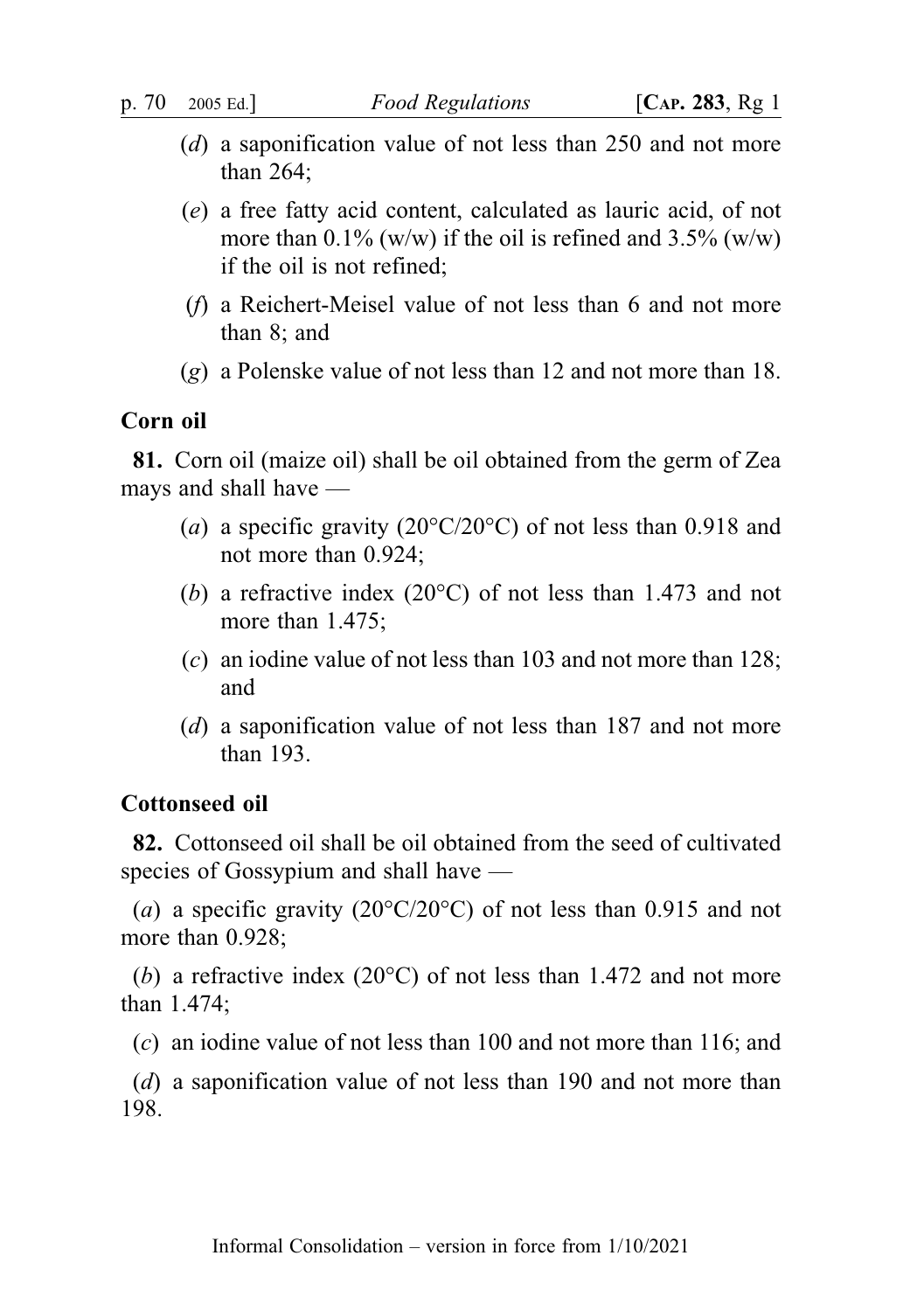(*d*) a saponification value of not less than 250 and not more than 264;

(*e*) a free fatty acid content, calculated as lauric acid, of not more than 0.1% (w/w) if the oil is refined and 3.5% (w/w) if the oil is not refined;

(*f*) a Reichert-Meisel value of not less than 6 and not more than 8; and

(*g*) a Polenske value of not less than 12 and not more than 18.

**Corn oil**

**81.** Corn oil (maize oil) shall be oil obtained from the germ of Zea mays and shall have —

(*a*) a specific gravity (20°C/20°C) of not less than 0.918 and not more than 0.924;

(*b*) a refractive index (20°C) of not less than 1.473 and not more than 1.475;

(*c*) an iodine value of not less than 103 and not more than 128; and

(*d*) a saponification value of not less than 187 and not more than 193.

**Cottonseed oil**

**82.** Cottonseed oil shall be oil obtained from the seed of cultivated species of Gossypium and shall have —

(*a*) a specific gravity (20°C/20°C) of not less than 0.915 and not more than 0.928;

(*b*) a refractive index (20°C) of not less than 1.472 and not more than 1.474;

(*c*) an iodine value of not less than 100 and not more than 116; and

(*d*) a saponification value of not less than 190 and not more than 198.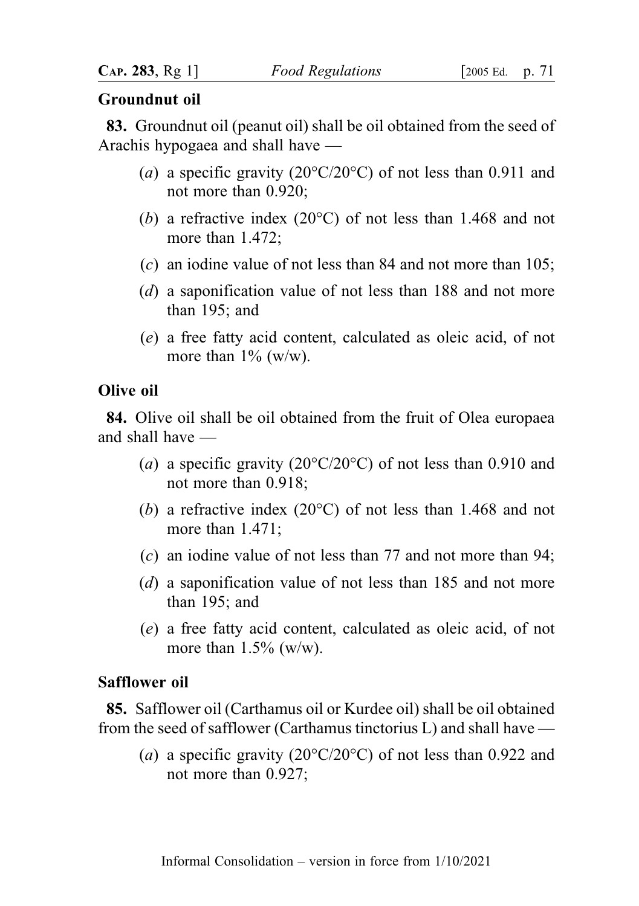### Groundnut oil

**83.** Groundnut oil (peanut oil) shall be oil obtained from the seed of Arachis hypogaea and shall have —

(*a*) a specific gravity (20°C/20°C) of not less than 0.911 and not more than 0.920;

(*b*) a refractive index (20°C) of not less than 1.468 and not more than 1.472;

(*c*) an iodine value of not less than 84 and not more than 105;

(*d*) a saponification value of not less than 188 and not more than 195; and

(*e*) a free fatty acid content, calculated as oleic acid, of not more than 1% (w/w).

### Olive oil

**84.** Olive oil shall be oil obtained from the fruit of Olea europaea and shall have —

(*a*) a specific gravity (20°C/20°C) of not less than 0.910 and not more than 0.918;

(*b*) a refractive index (20°C) of not less than 1.468 and not more than 1.471;

(*c*) an iodine value of not less than 77 and not more than 94;

(*d*) a saponification value of not less than 185 and not more than 195; and

(*e*) a free fatty acid content, calculated as oleic acid, of not more than 1.5% (w/w).

### Safflower oil

**85.** Safflower oil (Carthamus oil or Kurdee oil) shall be oil obtained from the seed of safflower (Carthamus tinctorius L) and shall have —

(*a*) a specific gravity (20°C/20°C) of not less than 0.922 and not more than 0.927;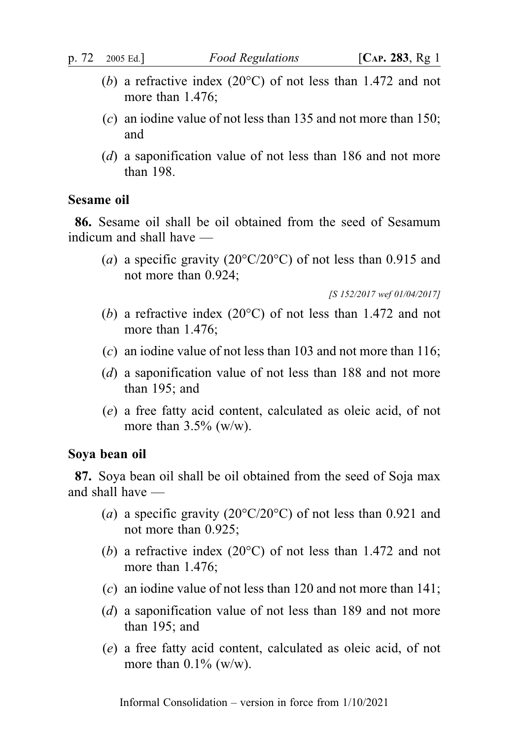(b) a refractive index (20°C) of not less than 1.472 and not more than 1.476;

(c) an iodine value of not less than 135 and not more than 150; and

(d) a saponification value of not less than 186 and not more than 198.

**Sesame oil**

**86.** Sesame oil shall be oil obtained from the seed of Sesamum indicum and shall have —

(a) a specific gravity (20°C/20°C) of not less than 0.915 and not more than 0.924;

*[S 152/2017 wef 01/04/2017]*

(b) a refractive index (20°C) of not less than 1.472 and not more than 1.476;

(c) an iodine value of not less than 103 and not more than 116;

(d) a saponification value of not less than 188 and not more than 195; and

(e) a free fatty acid content, calculated as oleic acid, of not more than 3.5% (w/w).

**Soya bean oil**

**87.** Soya bean oil shall be oil obtained from the seed of Soja max and shall have —

(a) a specific gravity (20°C/20°C) of not less than 0.921 and not more than 0.925;

(b) a refractive index (20°C) of not less than 1.472 and not more than 1.476;

(c) an iodine value of not less than 120 and not more than 141;

(d) a saponification value of not less than 189 and not more than 195; and

(e) a free fatty acid content, calculated as oleic acid, of not more than 0.1% (w/w).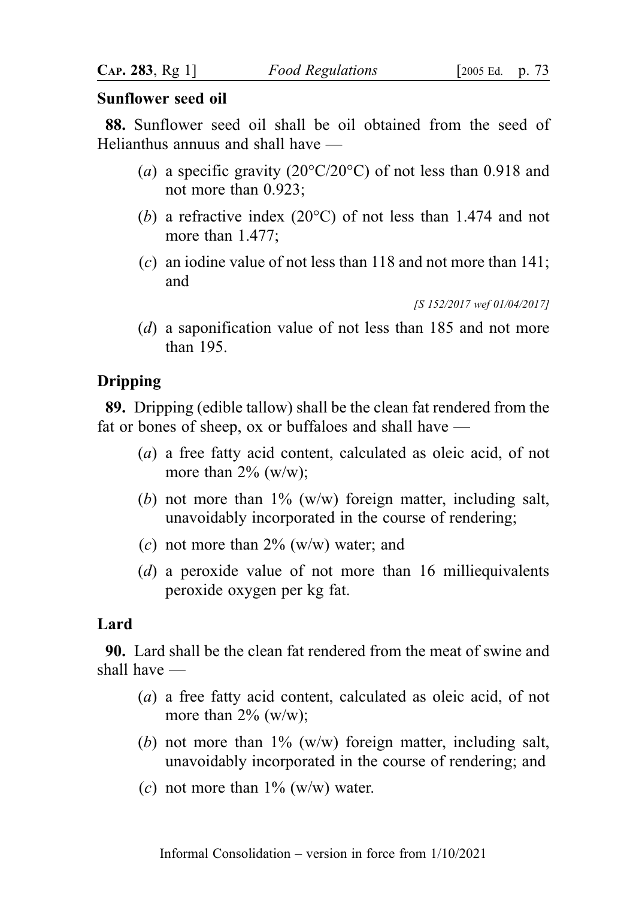## Sunflower seed oil

**88.** Sunflower seed oil shall be oil obtained from the seed of Helianthus annuus and shall have —

(*a*) a specific gravity (20°C/20°C) of not less than 0.918 and not more than 0.923;

(*b*) a refractive index (20°C) of not less than 1.474 and not more than 1.477;

(*c*) an iodine value of not less than 118 and not more than 141; and

*[S 152/2017 wef 01/04/2017]*

(*d*) a saponification value of not less than 185 and not more than 195.

## Dripping

**89.** Dripping (edible tallow) shall be the clean fat rendered from the fat or bones of sheep, ox or buffaloes and shall have —

(*a*) a free fatty acid content, calculated as oleic acid, of not more than 2% (w/w);

(*b*) not more than 1% (w/w) foreign matter, including salt, unavoidably incorporated in the course of rendering;

(*c*) not more than 2% (w/w) water; and

(*d*) a peroxide value of not more than 16 milliequivalents peroxide oxygen per kg fat.

## Lard

**90.** Lard shall be the clean fat rendered from the meat of swine and shall have —

(*a*) a free fatty acid content, calculated as oleic acid, of not more than 2% (w/w);

(*b*) not more than 1% (w/w) foreign matter, including salt, unavoidably incorporated in the course of rendering; and

(*c*) not more than 1% (w/w) water.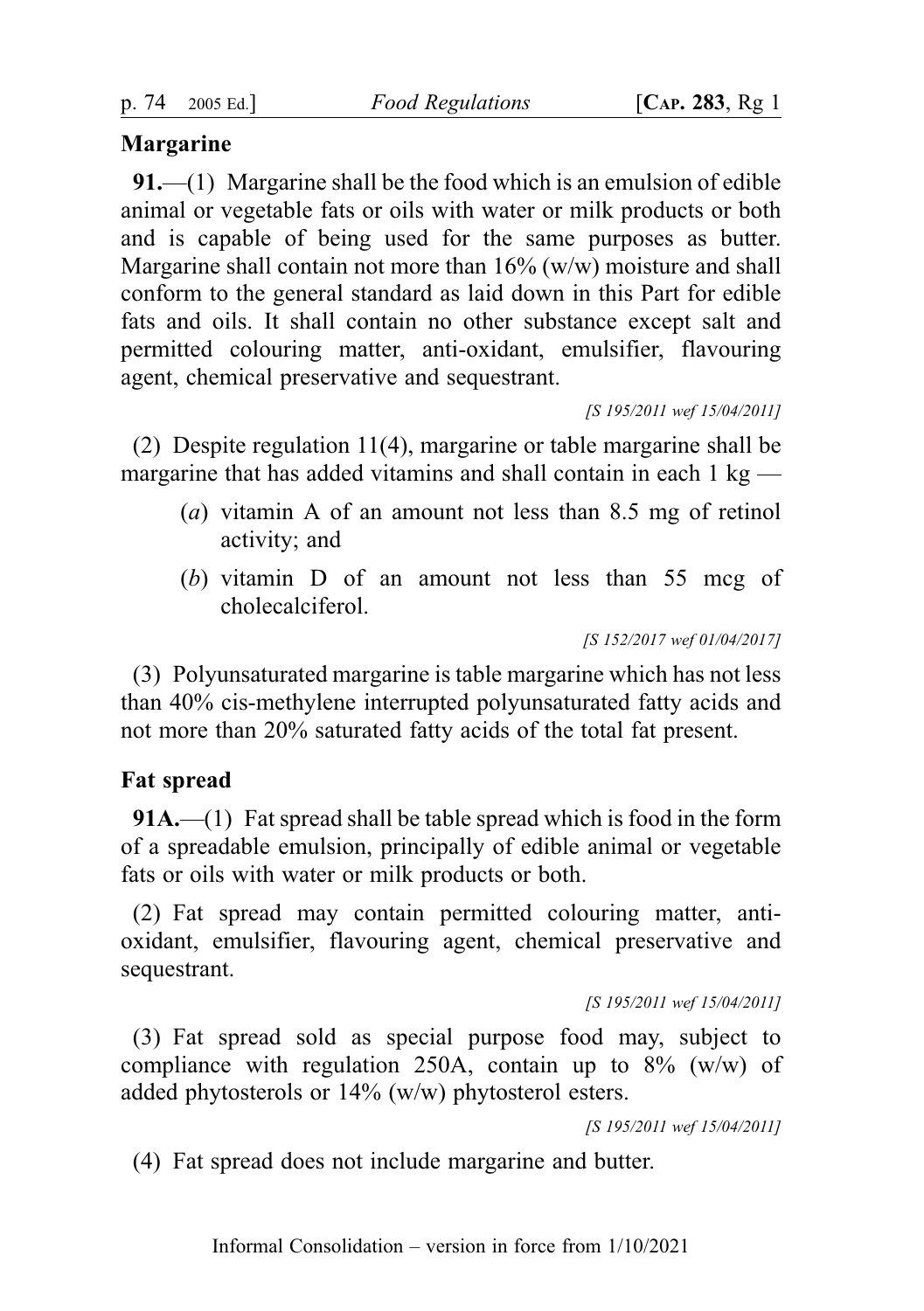## Margarine

**91.**—(1) Margarine shall be the food which is an emulsion of edible animal or vegetable fats or oils with water or milk products or both and is capable of being used for the same purposes as butter. Margarine shall contain not more than 16% (w/w) moisture and shall conform to the general standard as laid down in this Part for edible fats and oils. It shall contain no other substance except salt and permitted colouring matter, anti-oxidant, emulsifier, flavouring agent, chemical preservative and sequestrant.

*[S 195/2011 wef 15/04/2011]*

(2) Despite regulation 11(4), margarine or table margarine shall be margarine that has added vitamins and shall contain in each 1 kg —

- (*a*) vitamin A of an amount not less than 8.5 mg of retinol activity; and
- (*b*) vitamin D of an amount not less than 55 mcg of cholecalciferol.

*[S 152/2017 wef 01/04/2017]*

(3) Polyunsaturated margarine is table margarine which has not less than 40% cis-methylene interrupted polyunsaturated fatty acids and not more than 20% saturated fatty acids of the total fat present.

## Fat spread

**91A.**—(1) Fat spread shall be table spread which is food in the form of a spreadable emulsion, principally of edible animal or vegetable fats or oils with water or milk products or both.

(2) Fat spread may contain permitted colouring matter, anti-oxidant, emulsifier, flavouring agent, chemical preservative and sequestrant.

*[S 195/2011 wef 15/04/2011]*

(3) Fat spread sold as special purpose food may, subject to compliance with regulation 250A, contain up to 8% (w/w) of added phytosterols or 14% (w/w) phytosterol esters.

*[S 195/2011 wef 15/04/2011]*

(4) Fat spread does not include margarine and butter.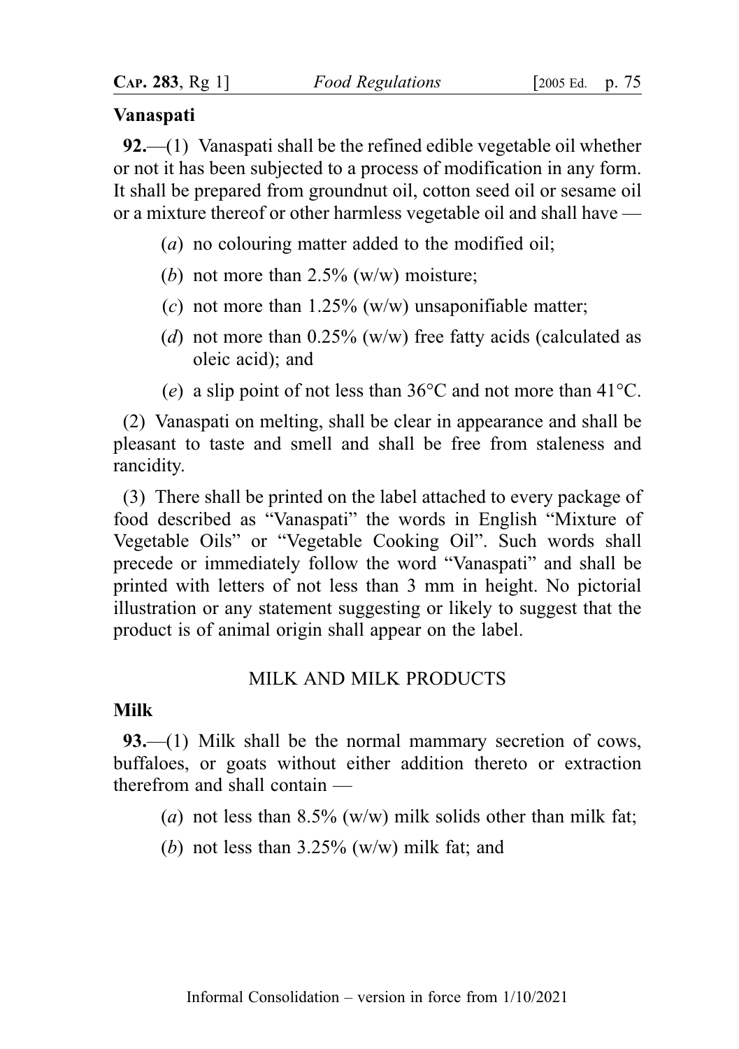**Vanaspati**

**92.**—(1) Vanaspati shall be the refined edible vegetable oil whether or not it has been subjected to a process of modification in any form. It shall be prepared from groundnut oil, cotton seed oil or sesame oil or a mixture thereof or other harmless vegetable oil and shall have —

(*a*) no colouring matter added to the modified oil;

(*b*) not more than 2.5% (w/w) moisture;

(*c*) not more than 1.25% (w/w) unsaponifiable matter;

(*d*) not more than 0.25% (w/w) free fatty acids (calculated as oleic acid); and

(*e*) a slip point of not less than 36°C and not more than 41°C.

(2) Vanaspati on melting, shall be clear in appearance and shall be pleasant to taste and smell and shall be free from staleness and rancidity.

(3) There shall be printed on the label attached to every package of food described as "Vanaspati" the words in English "Mixture of Vegetable Oils" or "Vegetable Cooking Oil". Such words shall precede or immediately follow the word "Vanaspati" and shall be printed with letters of not less than 3 mm in height. No pictorial illustration or any statement suggesting or likely to suggest that the product is of animal origin shall appear on the label.

MILK AND MILK PRODUCTS

**Milk**

**93.**—(1) Milk shall be the normal mammary secretion of cows, buffaloes, or goats without either addition thereto or extraction therefrom and shall contain —

(*a*) not less than 8.5% (w/w) milk solids other than milk fat;

(*b*) not less than 3.25% (w/w) milk fat; and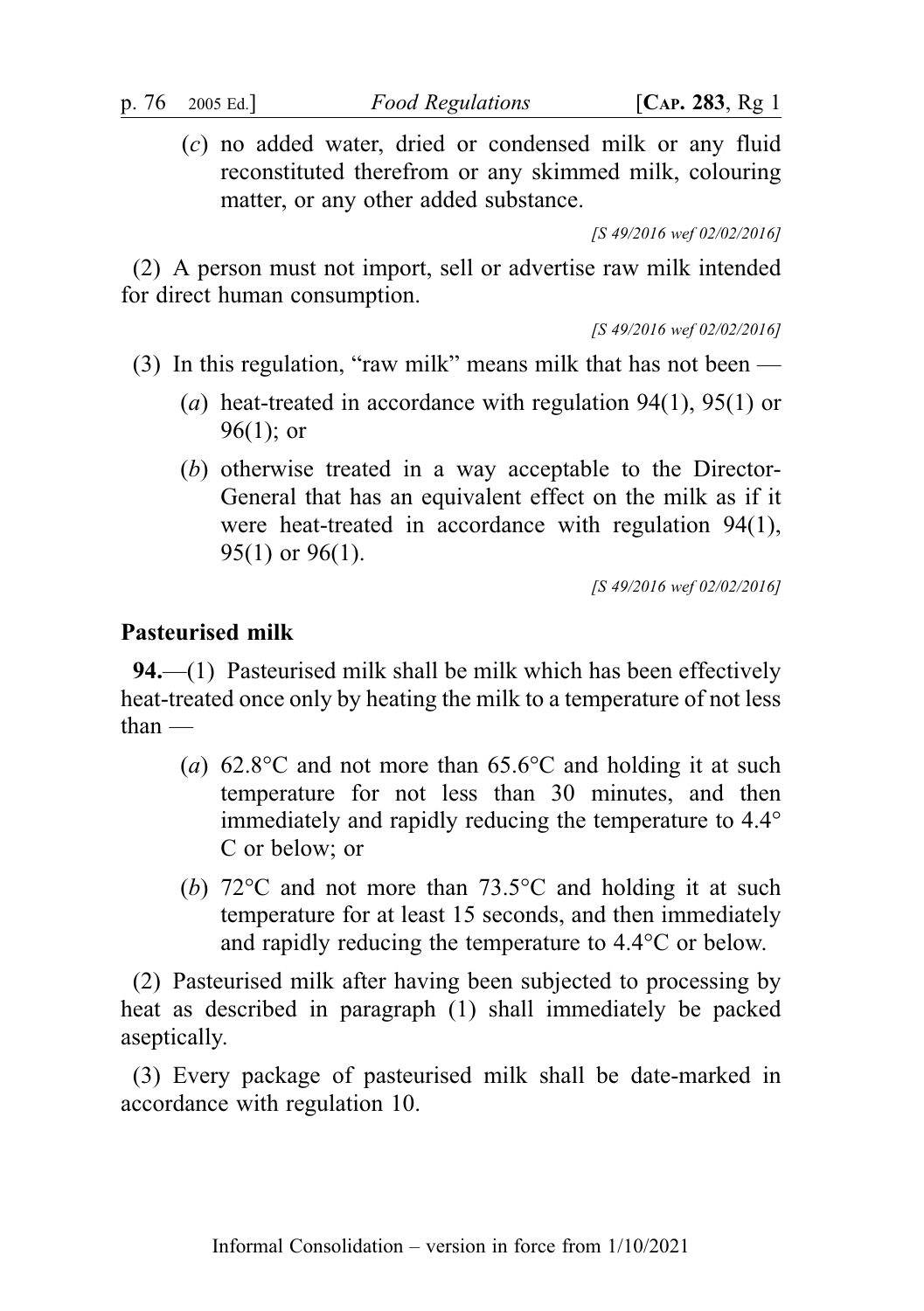(*c*) no added water, dried or condensed milk or any fluid reconstituted therefrom or any skimmed milk, colouring matter, or any other added substance.

*[S 49/2016 wef 02/02/2016]*

(2) A person must not import, sell or advertise raw milk intended for direct human consumption.

*[S 49/2016 wef 02/02/2016]*

(3) In this regulation, "raw milk" means milk that has not been —

(*a*) heat-treated in accordance with regulation 94(1), 95(1) or 96(1); or

(*b*) otherwise treated in a way acceptable to the Director-General that has an equivalent effect on the milk as if it were heat-treated in accordance with regulation 94(1), 95(1) or 96(1).

*[S 49/2016 wef 02/02/2016]*

## Pasteurised milk

**94.**—(1) Pasteurised milk shall be milk which has been effectively heat-treated once only by heating the milk to a temperature of not less than —

(*a*) 62.8°C and not more than 65.6°C and holding it at such temperature for not less than 30 minutes, and then immediately and rapidly reducing the temperature to 4.4°C or below; or

(*b*) 72°C and not more than 73.5°C and holding it at such temperature for at least 15 seconds, and then immediately and rapidly reducing the temperature to 4.4°C or below.

(2) Pasteurised milk after having been subjected to processing by heat as described in paragraph (1) shall immediately be packed aseptically.

(3) Every package of pasteurised milk shall be date-marked in accordance with regulation 10.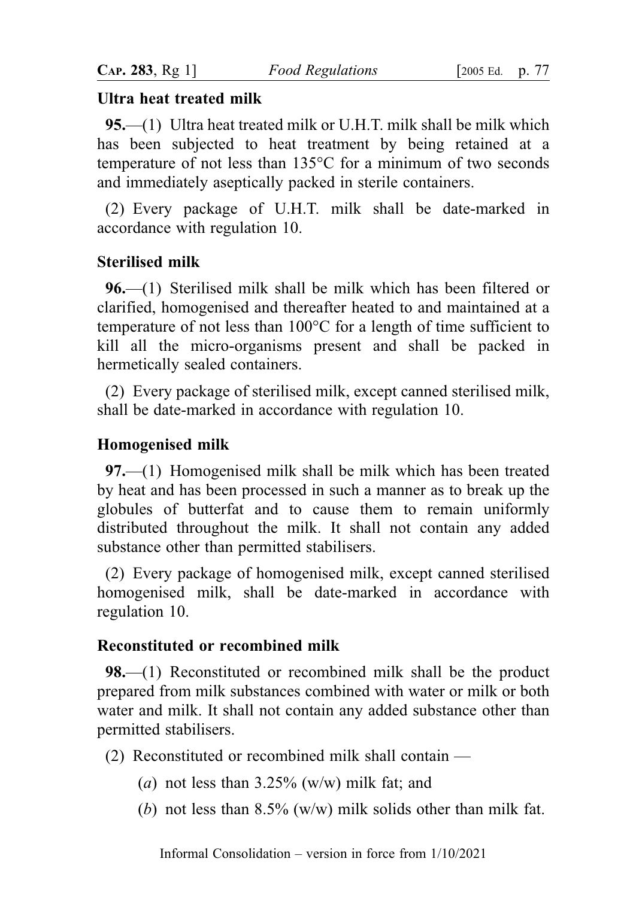### Ultra heat treated milk

**95.**—(1) Ultra heat treated milk or U.H.T. milk shall be milk which has been subjected to heat treatment by being retained at a temperature of not less than 135°C for a minimum of two seconds and immediately aseptically packed in sterile containers.

(2) Every package of U.H.T. milk shall be date-marked in accordance with regulation 10.

### Sterilised milk

**96.**—(1) Sterilised milk shall be milk which has been filtered or clarified, homogenised and thereafter heated to and maintained at a temperature of not less than 100°C for a length of time sufficient to kill all the micro-organisms present and shall be packed in hermetically sealed containers.

(2) Every package of sterilised milk, except canned sterilised milk, shall be date-marked in accordance with regulation 10.

### Homogenised milk

**97.**—(1) Homogenised milk shall be milk which has been treated by heat and has been processed in such a manner as to break up the globules of butterfat and to cause them to remain uniformly distributed throughout the milk. It shall not contain any added substance other than permitted stabilisers.

(2) Every package of homogenised milk, except canned sterilised homogenised milk, shall be date-marked in accordance with regulation 10.

### Reconstituted or recombined milk

**98.**—(1) Reconstituted or recombined milk shall be the product prepared from milk substances combined with water or milk or both water and milk. It shall not contain any added substance other than permitted stabilisers.

(2) Reconstituted or recombined milk shall contain —

(*a*) not less than 3.25% (w/w) milk fat; and

(*b*) not less than 8.5% (w/w) milk solids other than milk fat.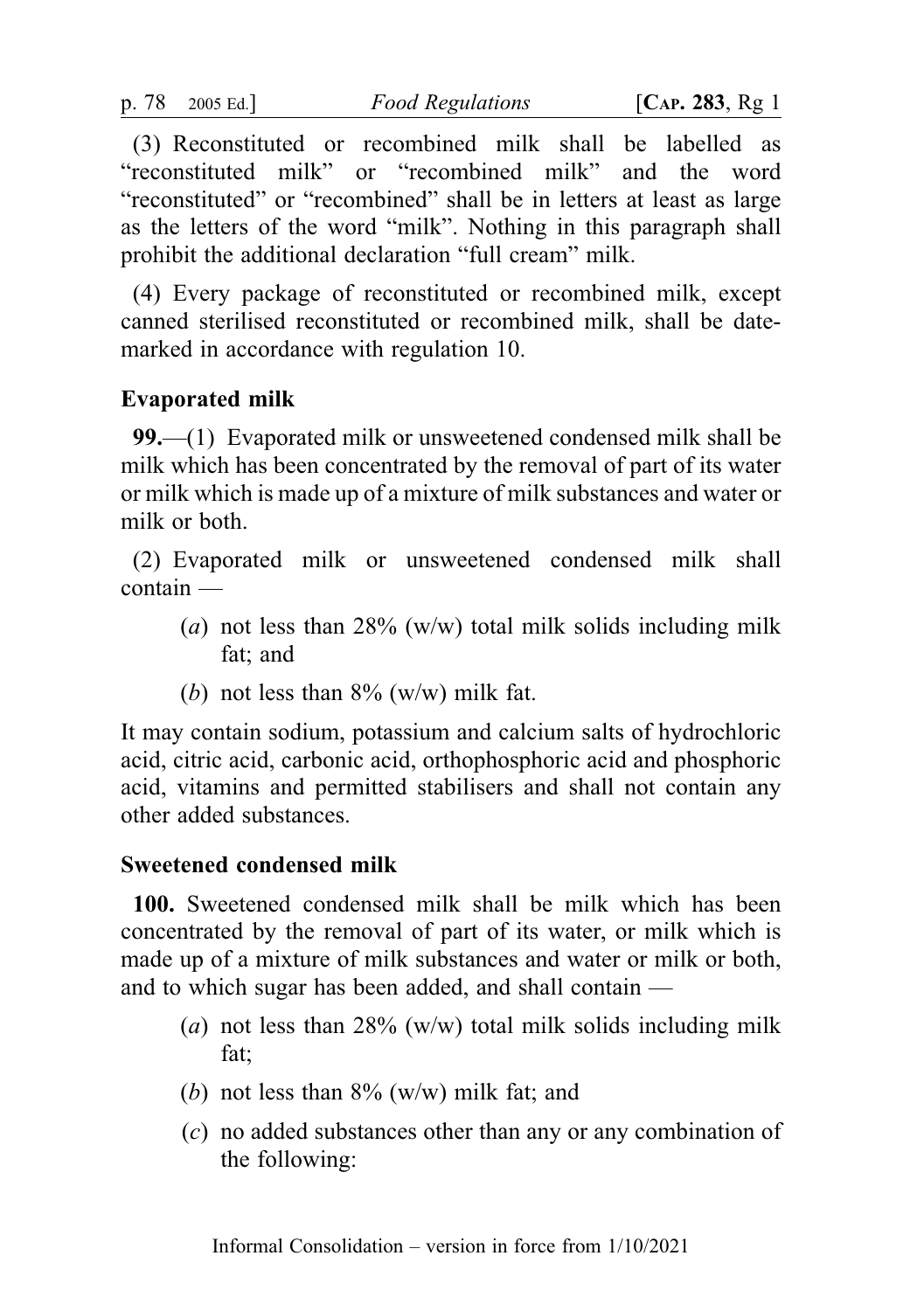(3) Reconstituted or recombined milk shall be labelled as "reconstituted milk" or "recombined milk" and the word "reconstituted" or "recombined" shall be in letters at least as large as the letters of the word "milk". Nothing in this paragraph shall prohibit the additional declaration "full cream" milk.

(4) Every package of reconstituted or recombined milk, except canned sterilised reconstituted or recombined milk, shall be date-marked in accordance with regulation 10.

**Evaporated milk**

**99.**—(1) Evaporated milk or unsweetened condensed milk shall be milk which has been concentrated by the removal of part of its water or milk which is made up of a mixture of milk substances and water or milk or both.

(2) Evaporated milk or unsweetened condensed milk shall contain —

- (*a*) not less than 28% (w/w) total milk solids including milk fat; and
- (*b*) not less than 8% (w/w) milk fat.

It may contain sodium, potassium and calcium salts of hydrochloric acid, citric acid, carbonic acid, orthophosphoric acid and phosphoric acid, vitamins and permitted stabilisers and shall not contain any other added substances.

**Sweetened condensed milk**

**100.** Sweetened condensed milk shall be milk which has been concentrated by the removal of part of its water, or milk which is made up of a mixture of milk substances and water or milk or both, and to which sugar has been added, and shall contain —

- (*a*) not less than 28% (w/w) total milk solids including milk fat;
- (*b*) not less than 8% (w/w) milk fat; and
- (*c*) no added substances other than any or any combination of the following: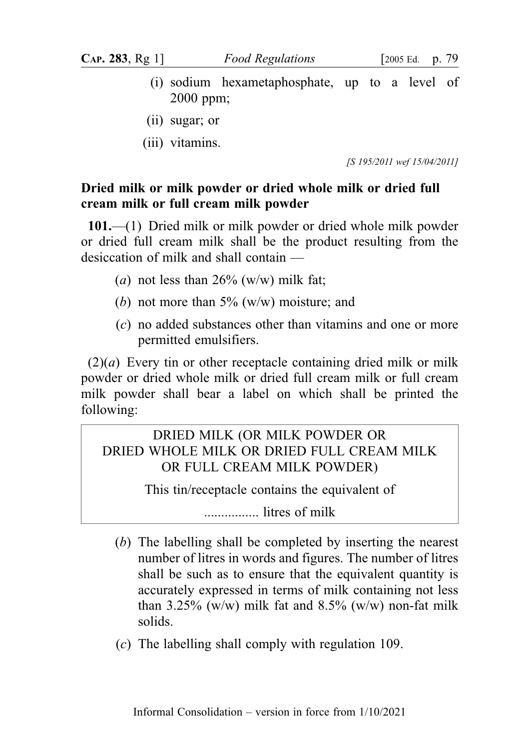(i) sodium hexametaphosphate, up to a level of 2000 ppm;

(ii) sugar; or

(iii) vitamins.

*[S 195/2011 wef 15/04/2011]*

**Dried milk or milk powder or dried whole milk or dried full cream milk or full cream milk powder**

**101.**—(1) Dried milk or milk powder or dried whole milk powder or dried full cream milk shall be the product resulting from the desiccation of milk and shall contain —

(*a*) not less than 26% (w/w) milk fat;

(*b*) not more than 5% (w/w) moisture; and

(*c*) no added substances other than vitamins and one or more permitted emulsifiers.

(2)(*a*) Every tin or other receptacle containing dried milk or milk powder or dried whole milk or dried full cream milk or full cream milk powder shall bear a label on which shall be printed the following:

| DRIED MILK (OR MILK POWDER OR DRIED WHOLE MILK OR DRIED FULL CREAM MILK OR FULL CREAM MILK POWDER) |
|---|
| This tin/receptacle contains the equivalent of |
| ................ litres of milk |

(*b*) The labelling shall be completed by inserting the nearest number of litres in words and figures. The number of litres shall be such as to ensure that the equivalent quantity is accurately expressed in terms of milk containing not less than 3.25% (w/w) milk fat and 8.5% (w/w) non-fat milk solids.

(*c*) The labelling shall comply with regulation 109.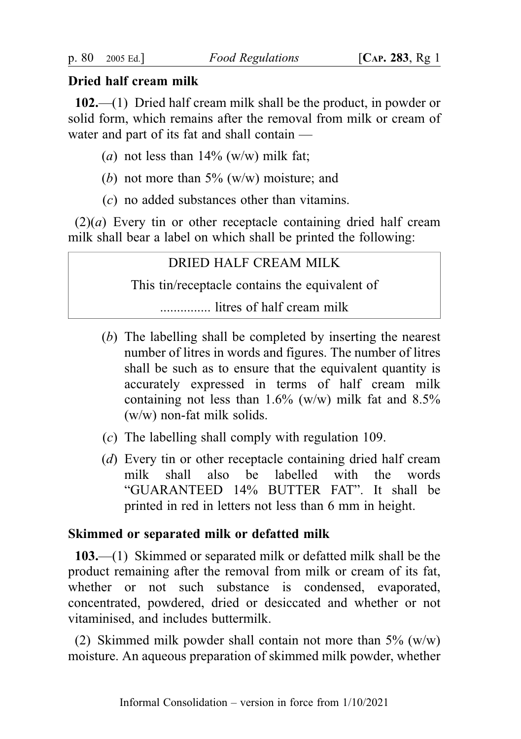**Dried half cream milk**

**102.**—(1) Dried half cream milk shall be the product, in powder or solid form, which remains after the removal from milk or cream of water and part of its fat and shall contain —

(*a*) not less than 14% (w/w) milk fat;

(*b*) not more than 5% (w/w) moisture; and

(*c*) no added substances other than vitamins.

(2)(*a*) Every tin or other receptacle containing dried half cream milk shall bear a label on which shall be printed the following:

| DRIED HALF CREAM MILK |
|---|
| This tin/receptacle contains the equivalent of |
| ............... litres of half cream milk |

(*b*) The labelling shall be completed by inserting the nearest number of litres in words and figures. The number of litres shall be such as to ensure that the equivalent quantity is accurately expressed in terms of half cream milk containing not less than 1.6% (w/w) milk fat and 8.5% (w/w) non-fat milk solids.

(*c*) The labelling shall comply with regulation 109.

(*d*) Every tin or other receptacle containing dried half cream milk shall also be labelled with the words "GUARANTEED 14% BUTTER FAT". It shall be printed in red in letters not less than 6 mm in height.

**Skimmed or separated milk or defatted milk**

**103.**—(1) Skimmed or separated milk or defatted milk shall be the product remaining after the removal from milk or cream of its fat, whether or not such substance is condensed, evaporated, concentrated, powdered, dried or desiccated and whether or not vitaminised, and includes buttermilk.

(2) Skimmed milk powder shall contain not more than 5% (w/w) moisture. An aqueous preparation of skimmed milk powder, whether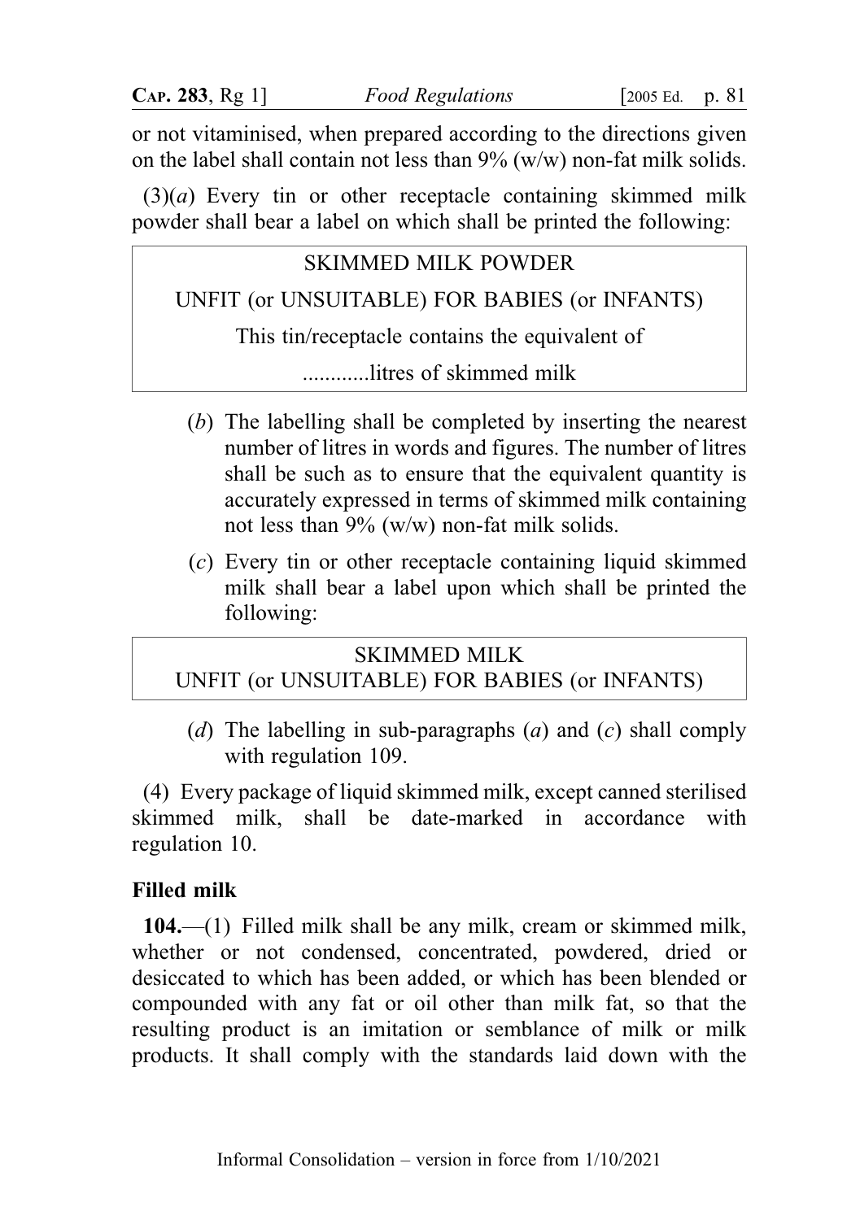or not vitaminised, when prepared according to the directions given on the label shall contain not less than 9% (w/w) non-fat milk solids.

(3)(*a*) Every tin or other receptacle containing skimmed milk powder shall bear a label on which shall be printed the following:

| SKIMMED MILK POWDER<br>UNFIT (or UNSUITABLE) FOR BABIES (or INFANTS)<br>This tin/receptacle contains the equivalent of<br>............litres of skimmed milk |
|---|

(*b*) The labelling shall be completed by inserting the nearest number of litres in words and figures. The number of litres shall be such as to ensure that the equivalent quantity is accurately expressed in terms of skimmed milk containing not less than 9% (w/w) non-fat milk solids.

(*c*) Every tin or other receptacle containing liquid skimmed milk shall bear a label upon which shall be printed the following:

| SKIMMED MILK<br>UNFIT (or UNSUITABLE) FOR BABIES (or INFANTS) |
|---|

(*d*) The labelling in sub-paragraphs (*a*) and (*c*) shall comply with regulation 109.

(4) Every package of liquid skimmed milk, except canned sterilised skimmed milk, shall be date-marked in accordance with regulation 10.

**Filled milk**

**104.**—(1) Filled milk shall be any milk, cream or skimmed milk, whether or not condensed, concentrated, powdered, dried or desiccated to which has been added, or which has been blended or compounded with any fat or oil other than milk fat, so that the resulting product is an imitation or semblance of milk or milk products. It shall comply with the standards laid down with the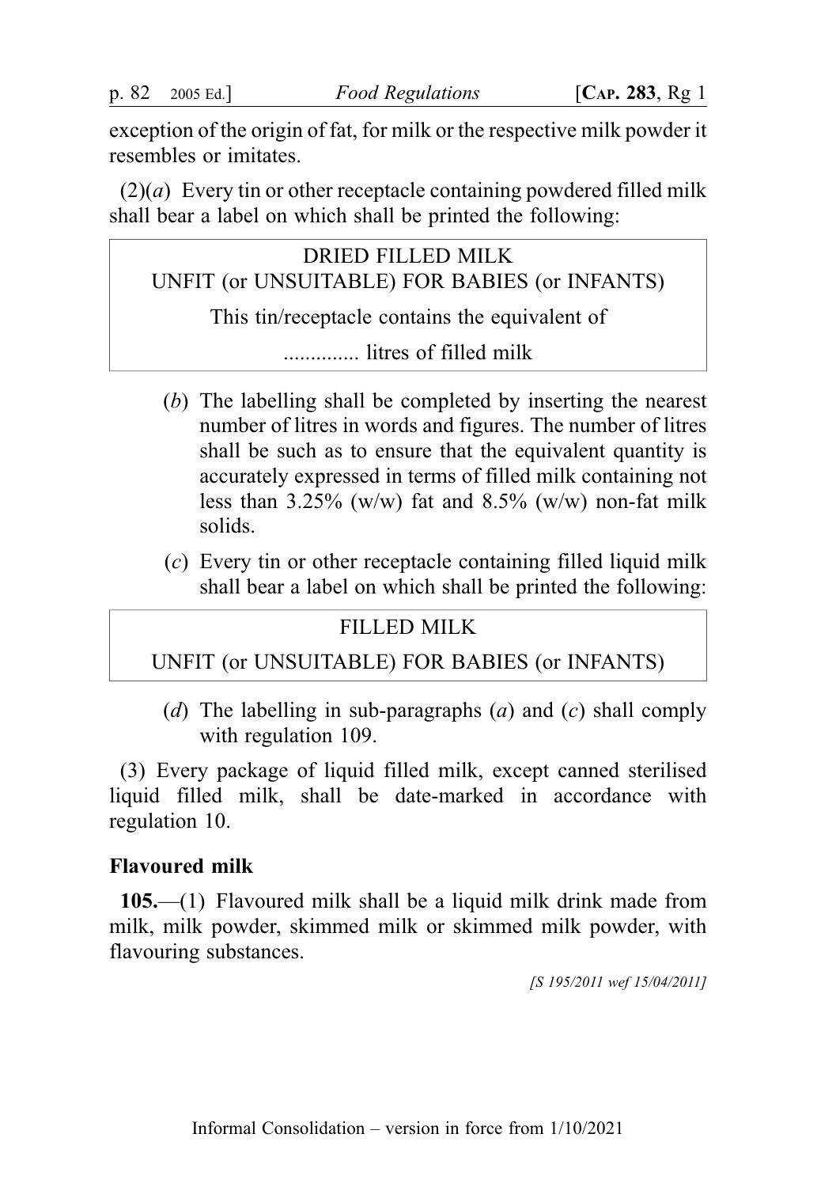exception of the origin of fat, for milk or the respective milk powder it resembles or imitates.

(2)(*a*) Every tin or other receptacle containing powdered filled milk shall bear a label on which shall be printed the following:

| DRIED FILLED MILK<br>UNFIT (or UNSUITABLE) FOR BABIES (or INFANTS)<br>This tin/receptacle contains the equivalent of<br>.............. litres of filled milk |
|---|

(*b*) The labelling shall be completed by inserting the nearest number of litres in words and figures. The number of litres shall be such as to ensure that the equivalent quantity is accurately expressed in terms of filled milk containing not less than 3.25% (w/w) fat and 8.5% (w/w) non-fat milk solids.

(*c*) Every tin or other receptacle containing filled liquid milk shall bear a label on which shall be printed the following:

| FILLED MILK<br>UNFIT (or UNSUITABLE) FOR BABIES (or INFANTS) |
|---|

(*d*) The labelling in sub-paragraphs (*a*) and (*c*) shall comply with regulation 109.

(3) Every package of liquid filled milk, except canned sterilised liquid filled milk, shall be date-marked in accordance with regulation 10.

**Flavoured milk**

**105.**—(1) Flavoured milk shall be a liquid milk drink made from milk, milk powder, skimmed milk or skimmed milk powder, with flavouring substances.

*[S 195/2011 wef 15/04/2011]*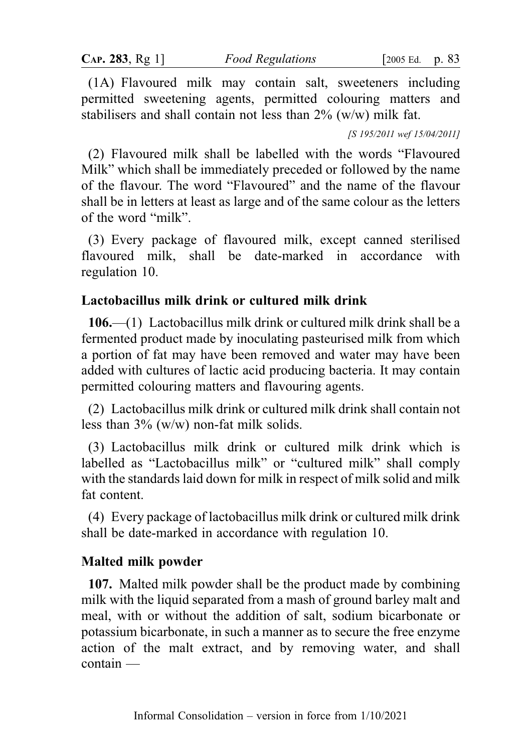(1A) Flavoured milk may contain salt, sweeteners including permitted sweetening agents, permitted colouring matters and stabilisers and shall contain not less than 2% (w/w) milk fat.

*[S 195/2011 wef 15/04/2011]*

(2) Flavoured milk shall be labelled with the words "Flavoured Milk" which shall be immediately preceded or followed by the name of the flavour. The word "Flavoured" and the name of the flavour shall be in letters at least as large and of the same colour as the letters of the word "milk".

(3) Every package of flavoured milk, except canned sterilised flavoured milk, shall be date-marked in accordance with regulation 10.

### Lactobacillus milk drink or cultured milk drink

**106.**—(1) Lactobacillus milk drink or cultured milk drink shall be a fermented product made by inoculating pasteurised milk from which a portion of fat may have been removed and water may have been added with cultures of lactic acid producing bacteria. It may contain permitted colouring matters and flavouring agents.

(2) Lactobacillus milk drink or cultured milk drink shall contain not less than 3% (w/w) non-fat milk solids.

(3) Lactobacillus milk drink or cultured milk drink which is labelled as "Lactobacillus milk" or "cultured milk" shall comply with the standards laid down for milk in respect of milk solid and milk fat content.

(4) Every package of lactobacillus milk drink or cultured milk drink shall be date-marked in accordance with regulation 10.

### Malted milk powder

**107.** Malted milk powder shall be the product made by combining milk with the liquid separated from a mash of ground barley malt and meal, with or without the addition of salt, sodium bicarbonate or potassium bicarbonate, in such a manner as to secure the free enzyme action of the malt extract, and by removing water, and shall contain —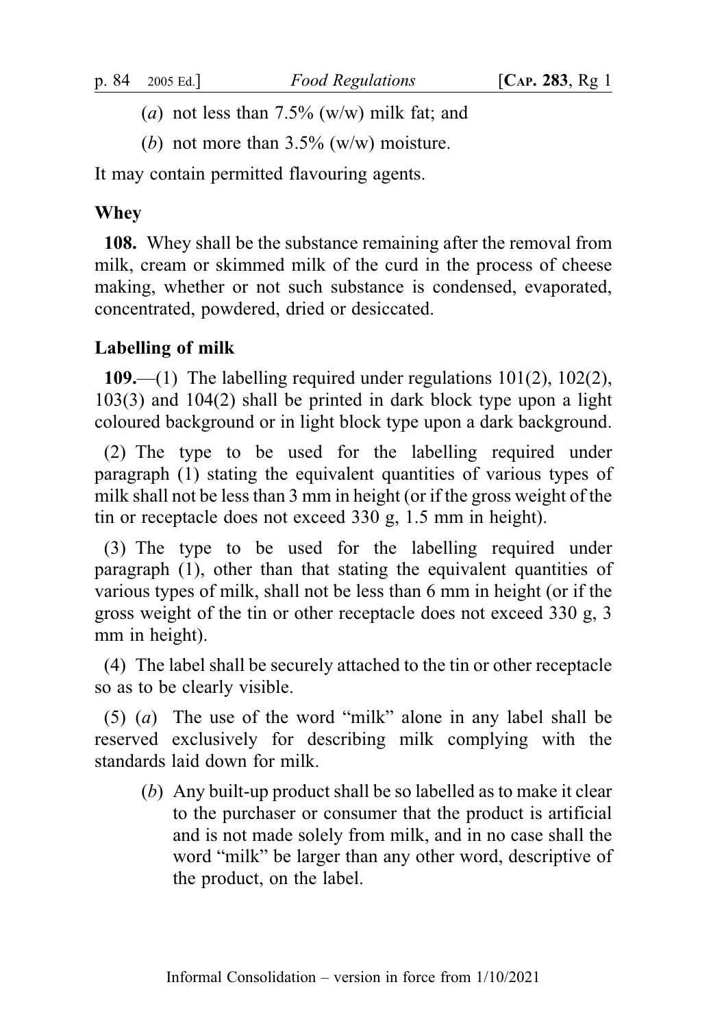(*a*) not less than 7.5% (w/w) milk fat; and

(*b*) not more than 3.5% (w/w) moisture.

It may contain permitted flavouring agents.

**Whey**

**108.** Whey shall be the substance remaining after the removal from milk, cream or skimmed milk of the curd in the process of cheese making, whether or not such substance is condensed, evaporated, concentrated, powdered, dried or desiccated.

**Labelling of milk**

**109.**—(1) The labelling required under regulations 101(2), 102(2), 103(3) and 104(2) shall be printed in dark block type upon a light coloured background or in light block type upon a dark background.

(2) The type to be used for the labelling required under paragraph (1) stating the equivalent quantities of various types of milk shall not be less than 3 mm in height (or if the gross weight of the tin or receptacle does not exceed 330 g, 1.5 mm in height).

(3) The type to be used for the labelling required under paragraph (1), other than that stating the equivalent quantities of various types of milk, shall not be less than 6 mm in height (or if the gross weight of the tin or other receptacle does not exceed 330 g, 3 mm in height).

(4) The label shall be securely attached to the tin or other receptacle so as to be clearly visible.

(5) (*a*) The use of the word "milk" alone in any label shall be reserved exclusively for describing milk complying with the standards laid down for milk.

(*b*) Any built-up product shall be so labelled as to make it clear to the purchaser or consumer that the product is artificial and is not made solely from milk, and in no case shall the word "milk" be larger than any other word, descriptive of the product, on the label.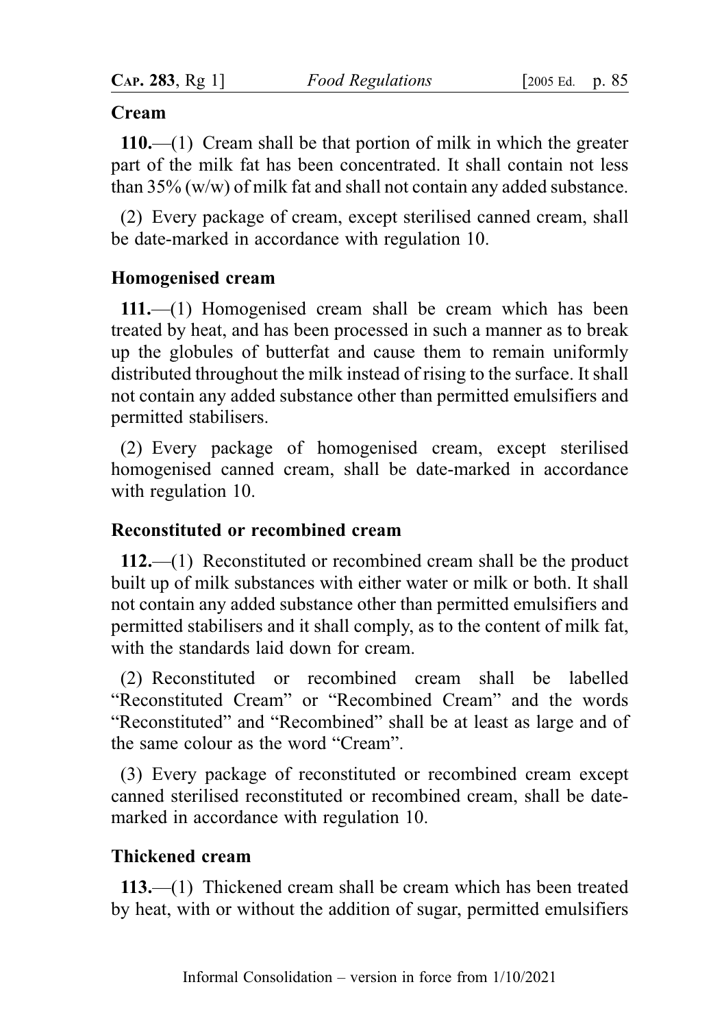**Cream**

**110.**—(1) Cream shall be that portion of milk in which the greater part of the milk fat has been concentrated. It shall contain not less than 35% (w/w) of milk fat and shall not contain any added substance.

(2) Every package of cream, except sterilised canned cream, shall be date-marked in accordance with regulation 10.

**Homogenised cream**

**111.**—(1) Homogenised cream shall be cream which has been treated by heat, and has been processed in such a manner as to break up the globules of butterfat and cause them to remain uniformly distributed throughout the milk instead of rising to the surface. It shall not contain any added substance other than permitted emulsifiers and permitted stabilisers.

(2) Every package of homogenised cream, except sterilised homogenised canned cream, shall be date-marked in accordance with regulation 10.

**Reconstituted or recombined cream**

**112.**—(1) Reconstituted or recombined cream shall be the product built up of milk substances with either water or milk or both. It shall not contain any added substance other than permitted emulsifiers and permitted stabilisers and it shall comply, as to the content of milk fat, with the standards laid down for cream.

(2) Reconstituted or recombined cream shall be labelled "Reconstituted Cream" or "Recombined Cream" and the words "Reconstituted" and "Recombined" shall be at least as large and of the same colour as the word "Cream".

(3) Every package of reconstituted or recombined cream except canned sterilised reconstituted or recombined cream, shall be date-marked in accordance with regulation 10.

**Thickened cream**

**113.**—(1) Thickened cream shall be cream which has been treated by heat, with or without the addition of sugar, permitted emulsifiers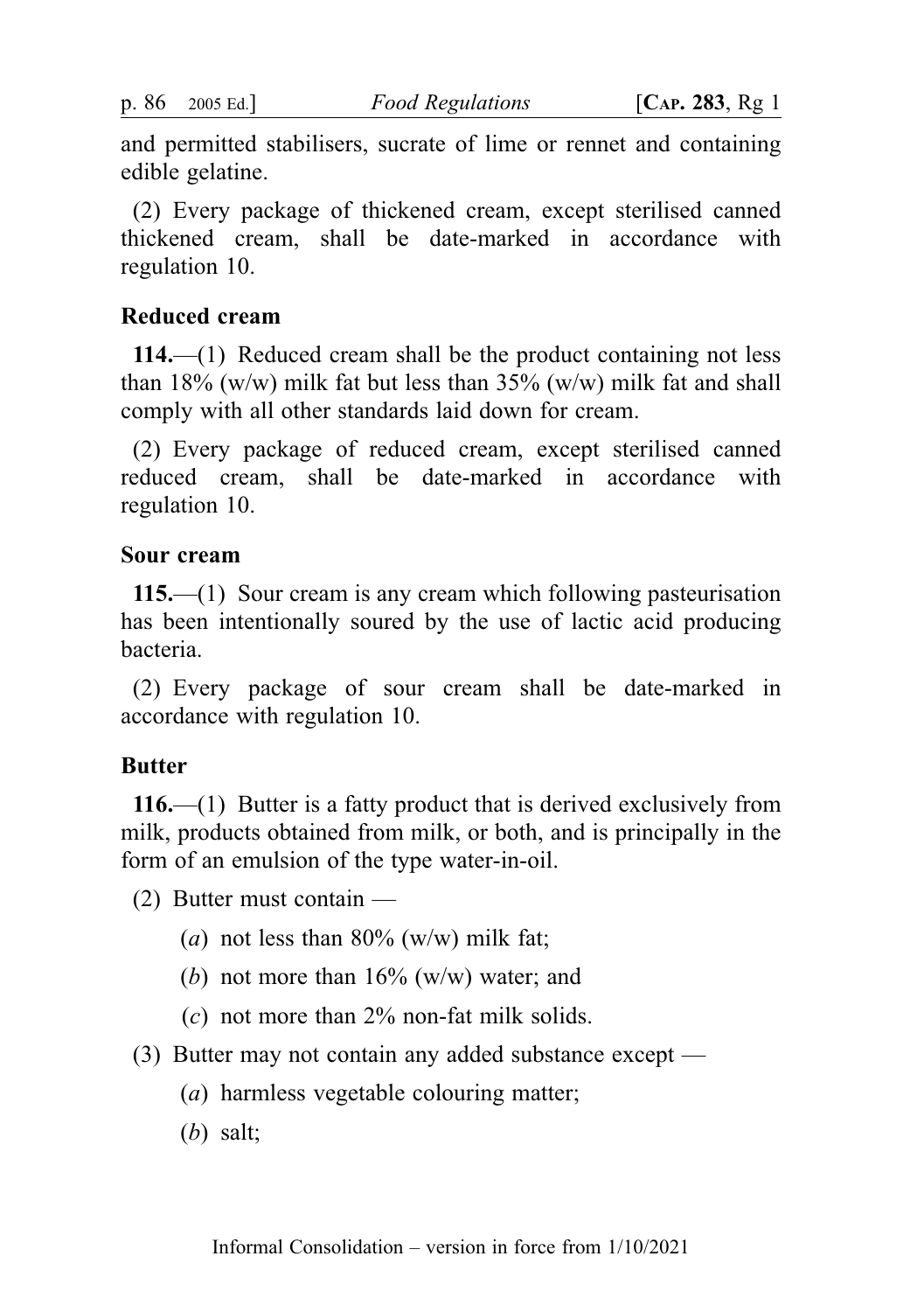and permitted stabilisers, sucrate of lime or rennet and containing edible gelatine.

(2) Every package of thickened cream, except sterilised canned thickened cream, shall be date-marked in accordance with regulation 10.

### Reduced cream

**114.**—(1) Reduced cream shall be the product containing not less than 18% (w/w) milk fat but less than 35% (w/w) milk fat and shall comply with all other standards laid down for cream.

(2) Every package of reduced cream, except sterilised canned reduced cream, shall be date-marked in accordance with regulation 10.

### Sour cream

**115.**—(1) Sour cream is any cream which following pasteurisation has been intentionally soured by the use of lactic acid producing bacteria.

(2) Every package of sour cream shall be date-marked in accordance with regulation 10.

### Butter

**116.**—(1) Butter is a fatty product that is derived exclusively from milk, products obtained from milk, or both, and is principally in the form of an emulsion of the type water-in-oil.

(2) Butter must contain —

(*a*) not less than 80% (w/w) milk fat;

(*b*) not more than 16% (w/w) water; and

(*c*) not more than 2% non-fat milk solids.

(3) Butter may not contain any added substance except —

(*a*) harmless vegetable colouring matter;

(*b*) salt;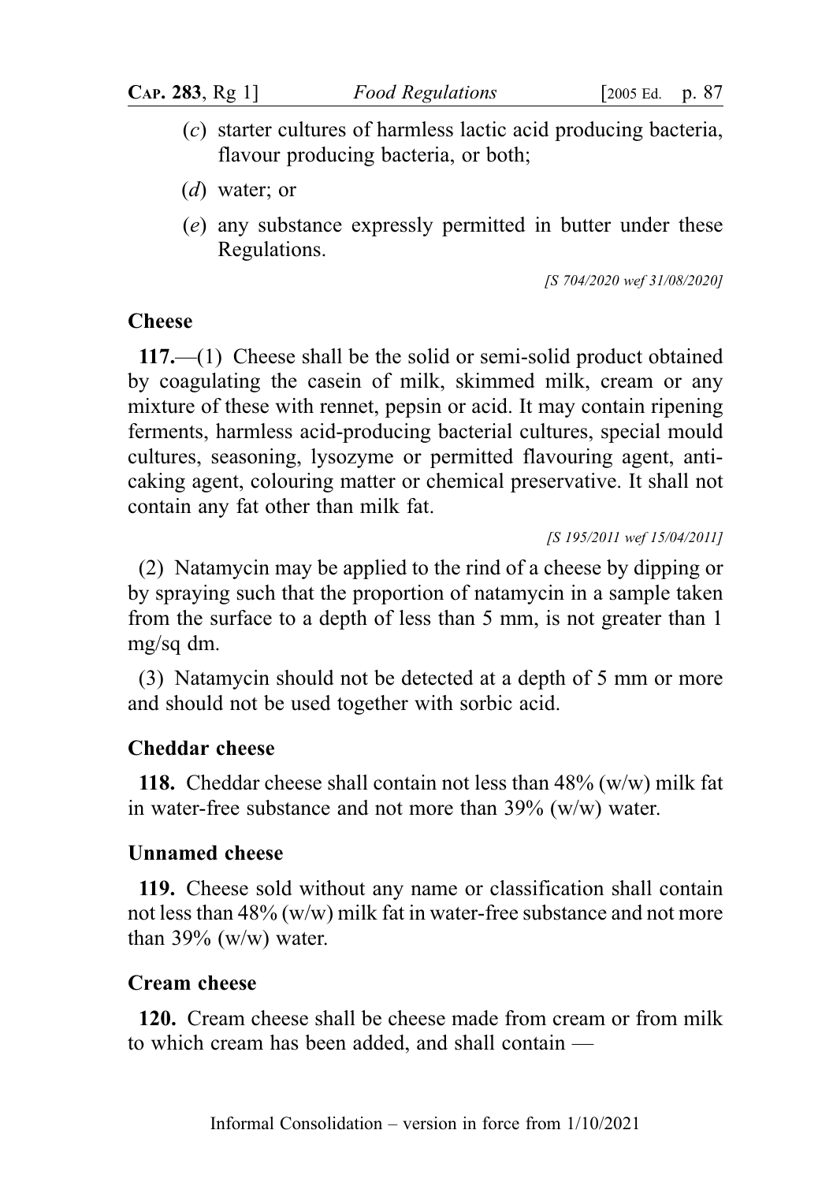(*c*) starter cultures of harmless lactic acid producing bacteria, flavour producing bacteria, or both;

(*d*) water; or

(*e*) any substance expressly permitted in butter under these Regulations.

*[S 704/2020 wef 31/08/2020]*

### Cheese

**117.**—(1) Cheese shall be the solid or semi-solid product obtained by coagulating the casein of milk, skimmed milk, cream or any mixture of these with rennet, pepsin or acid. It may contain ripening ferments, harmless acid-producing bacterial cultures, special mould cultures, seasoning, lysozyme or permitted flavouring agent, anti-caking agent, colouring matter or chemical preservative. It shall not contain any fat other than milk fat.

*[S 195/2011 wef 15/04/2011]*

(2) Natamycin may be applied to the rind of a cheese by dipping or by spraying such that the proportion of natamycin in a sample taken from the surface to a depth of less than 5 mm, is not greater than 1 mg/sq dm.

(3) Natamycin should not be detected at a depth of 5 mm or more and should not be used together with sorbic acid.

### Cheddar cheese

**118.** Cheddar cheese shall contain not less than 48% (w/w) milk fat in water-free substance and not more than 39% (w/w) water.

### Unnamed cheese

**119.** Cheese sold without any name or classification shall contain not less than 48% (w/w) milk fat in water-free substance and not more than 39% (w/w) water.

### Cream cheese

**120.** Cream cheese shall be cheese made from cream or from milk to which cream has been added, and shall contain —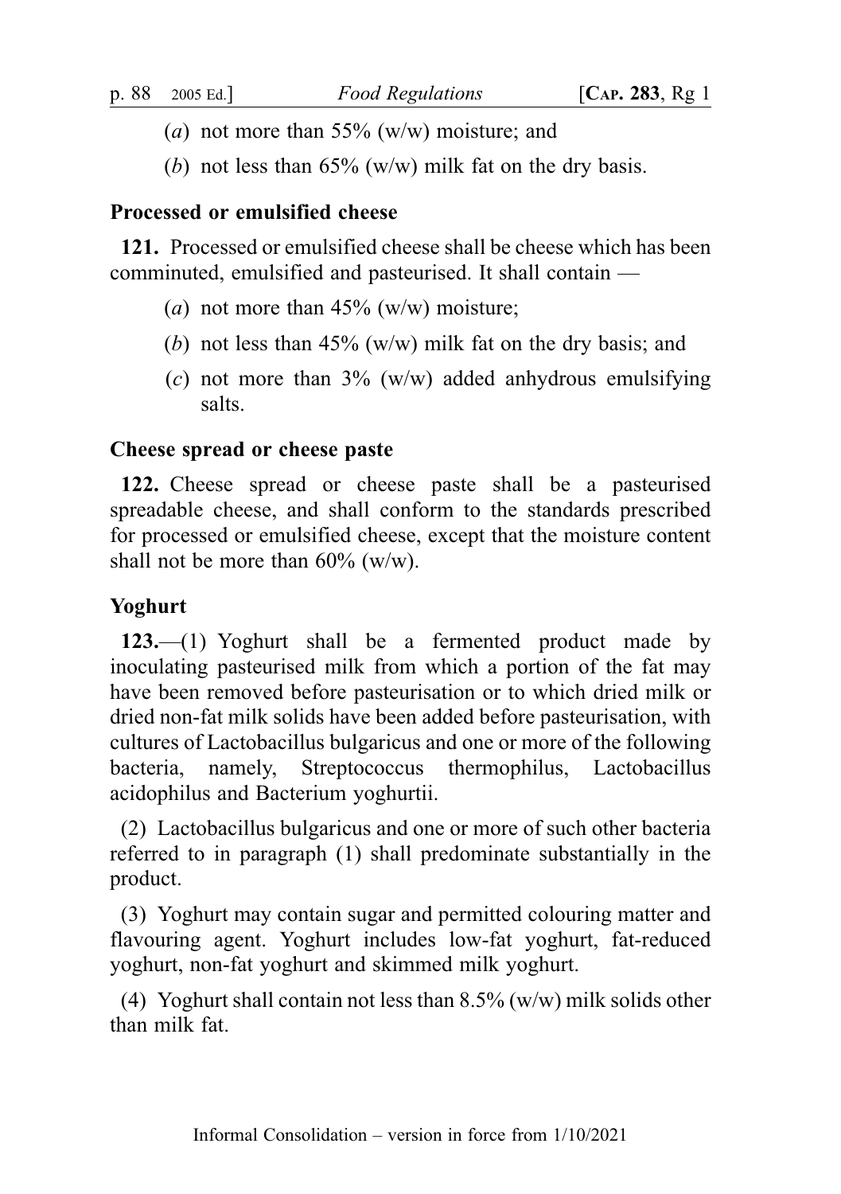(*a*) not more than 55% (w/w) moisture; and

(*b*) not less than 65% (w/w) milk fat on the dry basis.

### Processed or emulsified cheese

**121.** Processed or emulsified cheese shall be cheese which has been comminuted, emulsified and pasteurised. It shall contain —

(*a*) not more than 45% (w/w) moisture;

(*b*) not less than 45% (w/w) milk fat on the dry basis; and

(*c*) not more than 3% (w/w) added anhydrous emulsifying salts.

### Cheese spread or cheese paste

**122.** Cheese spread or cheese paste shall be a pasteurised spreadable cheese, and shall conform to the standards prescribed for processed or emulsified cheese, except that the moisture content shall not be more than 60% (w/w).

### Yoghurt

**123.**—(1) Yoghurt shall be a fermented product made by inoculating pasteurised milk from which a portion of the fat may have been removed before pasteurisation or to which dried milk or dried non-fat milk solids have been added before pasteurisation, with cultures of Lactobacillus bulgaricus and one or more of the following bacteria, namely, Streptococcus thermophilus, Lactobacillus acidophilus and Bacterium yoghurtii.

(2) Lactobacillus bulgaricus and one or more of such other bacteria referred to in paragraph (1) shall predominate substantially in the product.

(3) Yoghurt may contain sugar and permitted colouring matter and flavouring agent. Yoghurt includes low-fat yoghurt, fat-reduced yoghurt, non-fat yoghurt and skimmed milk yoghurt.

(4) Yoghurt shall contain not less than 8.5% (w/w) milk solids other than milk fat.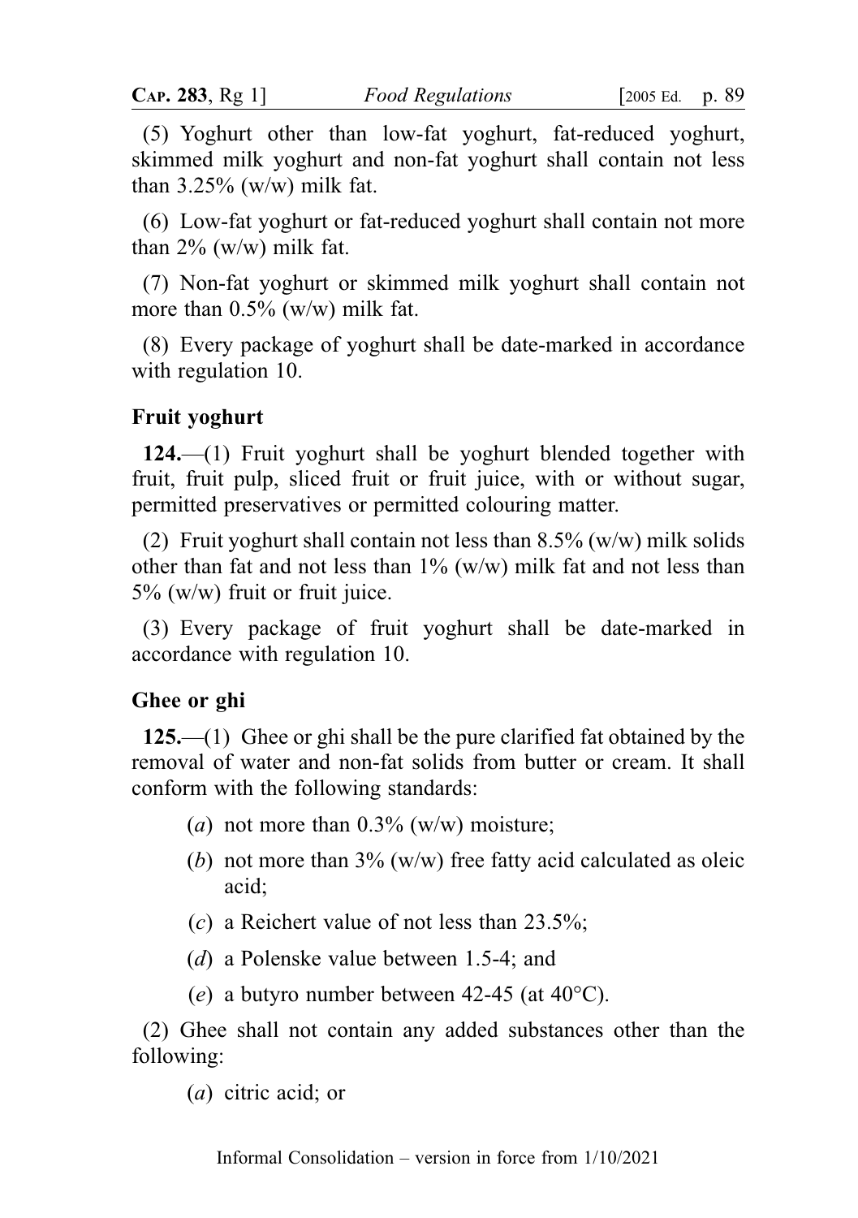(5) Yoghurt other than low-fat yoghurt, fat-reduced yoghurt, skimmed milk yoghurt and non-fat yoghurt shall contain not less than 3.25% (w/w) milk fat.

(6) Low-fat yoghurt or fat-reduced yoghurt shall contain not more than 2% (w/w) milk fat.

(7) Non-fat yoghurt or skimmed milk yoghurt shall contain not more than 0.5% (w/w) milk fat.

(8) Every package of yoghurt shall be date-marked in accordance with regulation 10.

### Fruit yoghurt

**124.**—(1) Fruit yoghurt shall be yoghurt blended together with fruit, fruit pulp, sliced fruit or fruit juice, with or without sugar, permitted preservatives or permitted colouring matter.

(2) Fruit yoghurt shall contain not less than 8.5% (w/w) milk solids other than fat and not less than 1% (w/w) milk fat and not less than 5% (w/w) fruit or fruit juice.

(3) Every package of fruit yoghurt shall be date-marked in accordance with regulation 10.

### Ghee or ghi

**125.**—(1) Ghee or ghi shall be the pure clarified fat obtained by the removal of water and non-fat solids from butter or cream. It shall conform with the following standards:

- (*a*) not more than 0.3% (w/w) moisture;
- (*b*) not more than 3% (w/w) free fatty acid calculated as oleic acid;
- (*c*) a Reichert value of not less than 23.5%;
- (*d*) a Polenske value between 1.5-4; and
- (*e*) a butyro number between 42-45 (at 40°C).

(2) Ghee shall not contain any added substances other than the following:

- (*a*) citric acid; or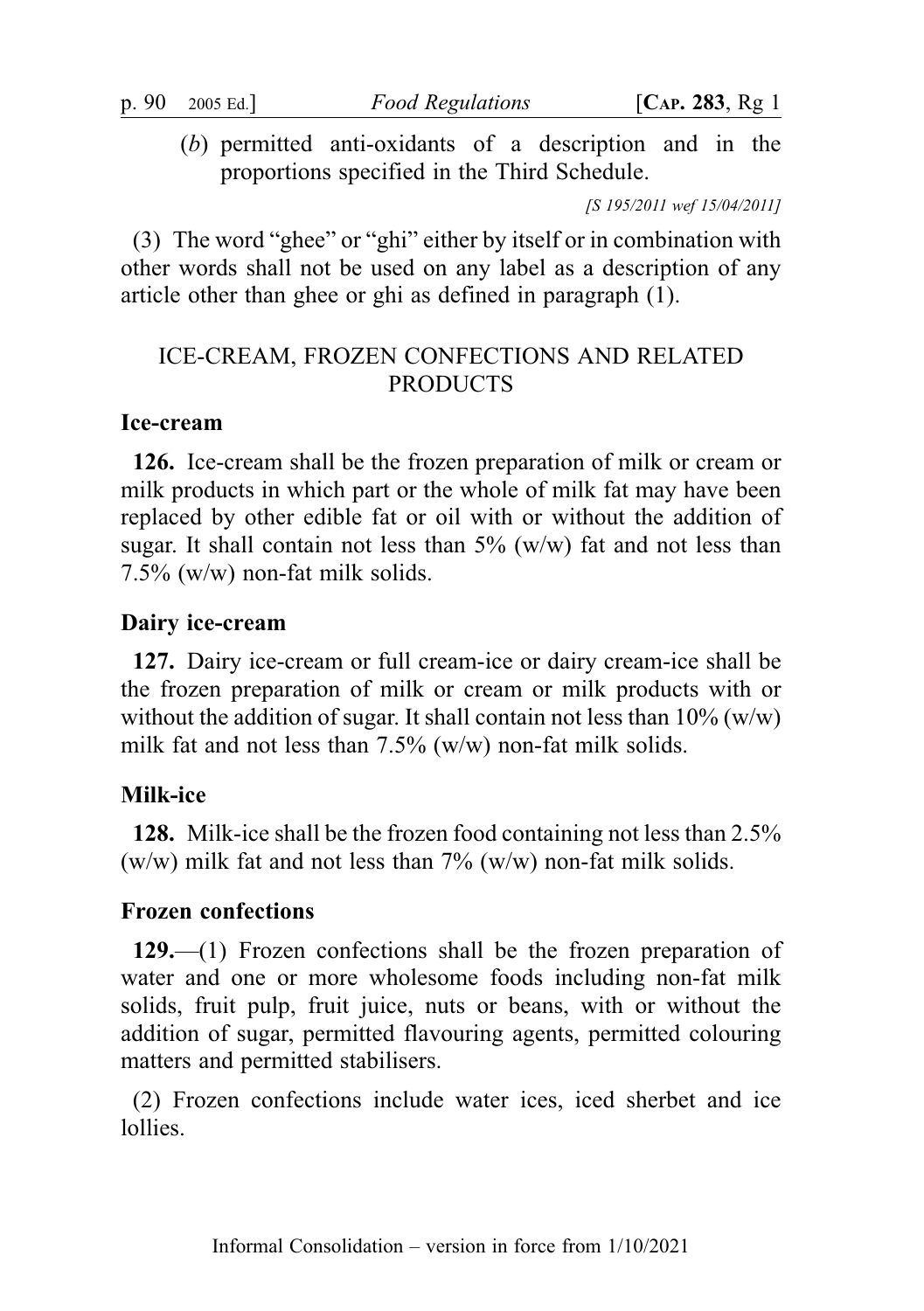(*b*) permitted anti-oxidants of a description and in the proportions specified in the Third Schedule.

*[S 195/2011 wef 15/04/2011]*

(3) The word "ghee" or "ghi" either by itself or in combination with other words shall not be used on any label as a description of any article other than ghee or ghi as defined in paragraph (1).

## ICE-CREAM, FROZEN CONFECTIONS AND RELATED PRODUCTS

### Ice-cream

**126.** Ice-cream shall be the frozen preparation of milk or cream or milk products in which part or the whole of milk fat may have been replaced by other edible fat or oil with or without the addition of sugar. It shall contain not less than 5% (w/w) fat and not less than 7.5% (w/w) non-fat milk solids.

### Dairy ice-cream

**127.** Dairy ice-cream or full cream-ice or dairy cream-ice shall be the frozen preparation of milk or cream or milk products with or without the addition of sugar. It shall contain not less than 10% (w/w) milk fat and not less than 7.5% (w/w) non-fat milk solids.

### Milk-ice

**128.** Milk-ice shall be the frozen food containing not less than 2.5% (w/w) milk fat and not less than 7% (w/w) non-fat milk solids.

### Frozen confections

**129.**—(1) Frozen confections shall be the frozen preparation of water and one or more wholesome foods including non-fat milk solids, fruit pulp, fruit juice, nuts or beans, with or without the addition of sugar, permitted flavouring agents, permitted colouring matters and permitted stabilisers.

(2) Frozen confections include water ices, iced sherbet and ice lollies.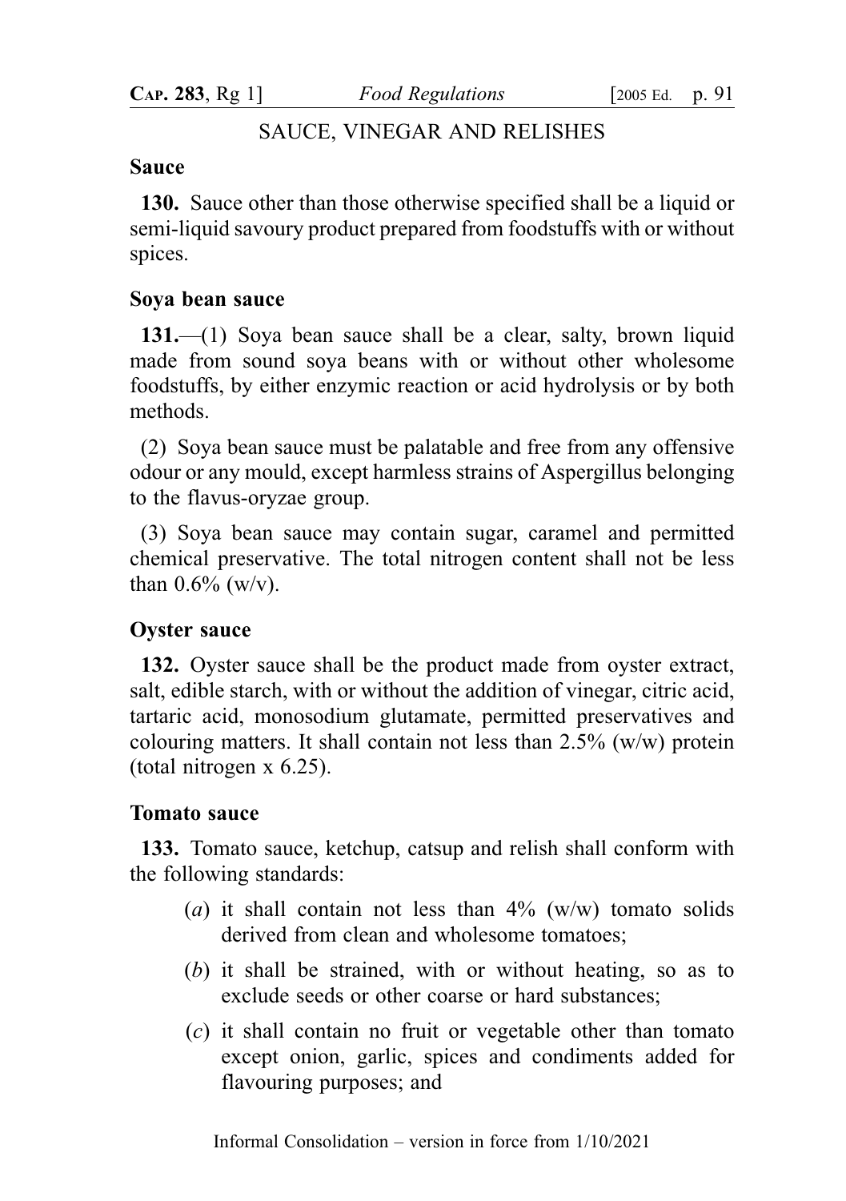## SAUCE, VINEGAR AND RELISHES

### Sauce

**130.** Sauce other than those otherwise specified shall be a liquid or semi-liquid savoury product prepared from foodstuffs with or without spices.

### Soya bean sauce

**131.**—(1) Soya bean sauce shall be a clear, salty, brown liquid made from sound soya beans with or without other wholesome foodstuffs, by either enzymic reaction or acid hydrolysis or by both methods.

(2) Soya bean sauce must be palatable and free from any offensive odour or any mould, except harmless strains of Aspergillus belonging to the flavus-oryzae group.

(3) Soya bean sauce may contain sugar, caramel and permitted chemical preservative. The total nitrogen content shall not be less than 0.6% (w/v).

### Oyster sauce

**132.** Oyster sauce shall be the product made from oyster extract, salt, edible starch, with or without the addition of vinegar, citric acid, tartaric acid, monosodium glutamate, permitted preservatives and colouring matters. It shall contain not less than 2.5% (w/w) protein (total nitrogen x 6.25).

### Tomato sauce

**133.** Tomato sauce, ketchup, catsup and relish shall conform with the following standards:

(*a*) it shall contain not less than 4% (w/w) tomato solids derived from clean and wholesome tomatoes;

(*b*) it shall be strained, with or without heating, so as to exclude seeds or other coarse or hard substances;

(*c*) it shall contain no fruit or vegetable other than tomato except onion, garlic, spices and condiments added for flavouring purposes; and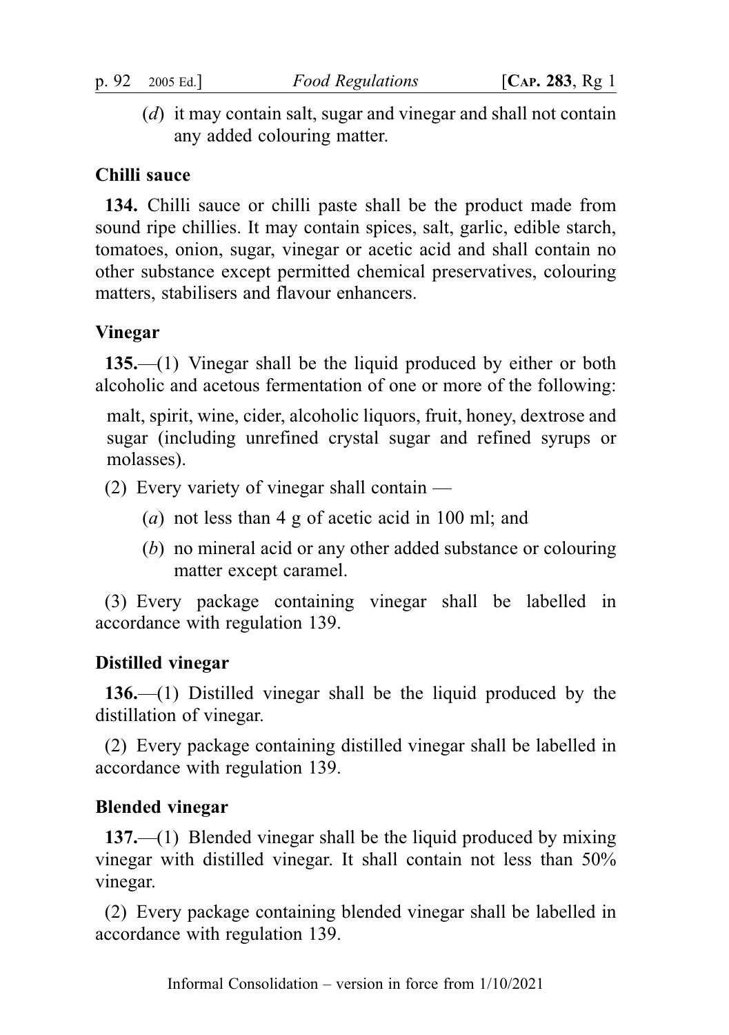(*d*) it may contain salt, sugar and vinegar and shall not contain any added colouring matter.

**Chilli sauce**

**134.** Chilli sauce or chilli paste shall be the product made from sound ripe chillies. It may contain spices, salt, garlic, edible starch, tomatoes, onion, sugar, vinegar or acetic acid and shall contain no other substance except permitted chemical preservatives, colouring matters, stabilisers and flavour enhancers.

**Vinegar**

**135.**—(1) Vinegar shall be the liquid produced by either or both alcoholic and acetous fermentation of one or more of the following:

malt, spirit, wine, cider, alcoholic liquors, fruit, honey, dextrose and sugar (including unrefined crystal sugar and refined syrups or molasses).

(2) Every variety of vinegar shall contain —

(*a*) not less than 4 g of acetic acid in 100 ml; and

(*b*) no mineral acid or any other added substance or colouring matter except caramel.

(3) Every package containing vinegar shall be labelled in accordance with regulation 139.

**Distilled vinegar**

**136.**—(1) Distilled vinegar shall be the liquid produced by the distillation of vinegar.

(2) Every package containing distilled vinegar shall be labelled in accordance with regulation 139.

**Blended vinegar**

**137.**—(1) Blended vinegar shall be the liquid produced by mixing vinegar with distilled vinegar. It shall contain not less than 50% vinegar.

(2) Every package containing blended vinegar shall be labelled in accordance with regulation 139.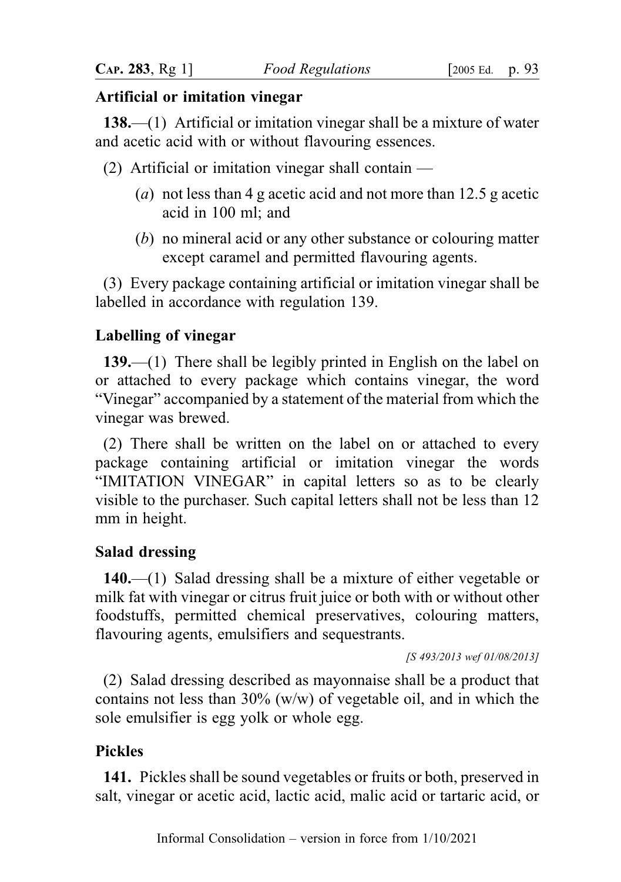## Artificial or imitation vinegar

**138.**—(1) Artificial or imitation vinegar shall be a mixture of water and acetic acid with or without flavouring essences.

(2) Artificial or imitation vinegar shall contain —

(*a*) not less than 4 g acetic acid and not more than 12.5 g acetic acid in 100 ml; and

(*b*) no mineral acid or any other substance or colouring matter except caramel and permitted flavouring agents.

(3) Every package containing artificial or imitation vinegar shall be labelled in accordance with regulation 139.

## Labelling of vinegar

**139.**—(1) There shall be legibly printed in English on the label on or attached to every package which contains vinegar, the word "Vinegar" accompanied by a statement of the material from which the vinegar was brewed.

(2) There shall be written on the label on or attached to every package containing artificial or imitation vinegar the words "IMITATION VINEGAR" in capital letters so as to be clearly visible to the purchaser. Such capital letters shall not be less than 12 mm in height.

## Salad dressing

**140.**—(1) Salad dressing shall be a mixture of either vegetable or milk fat with vinegar or citrus fruit juice or both with or without other foodstuffs, permitted chemical preservatives, colouring matters, flavouring agents, emulsifiers and sequestrants.

*[S 493/2013 wef 01/08/2013]*

(2) Salad dressing described as mayonnaise shall be a product that contains not less than 30% (w/w) of vegetable oil, and in which the sole emulsifier is egg yolk or whole egg.

## Pickles

**141.** Pickles shall be sound vegetables or fruits or both, preserved in salt, vinegar or acetic acid, lactic acid, malic acid or tartaric acid, or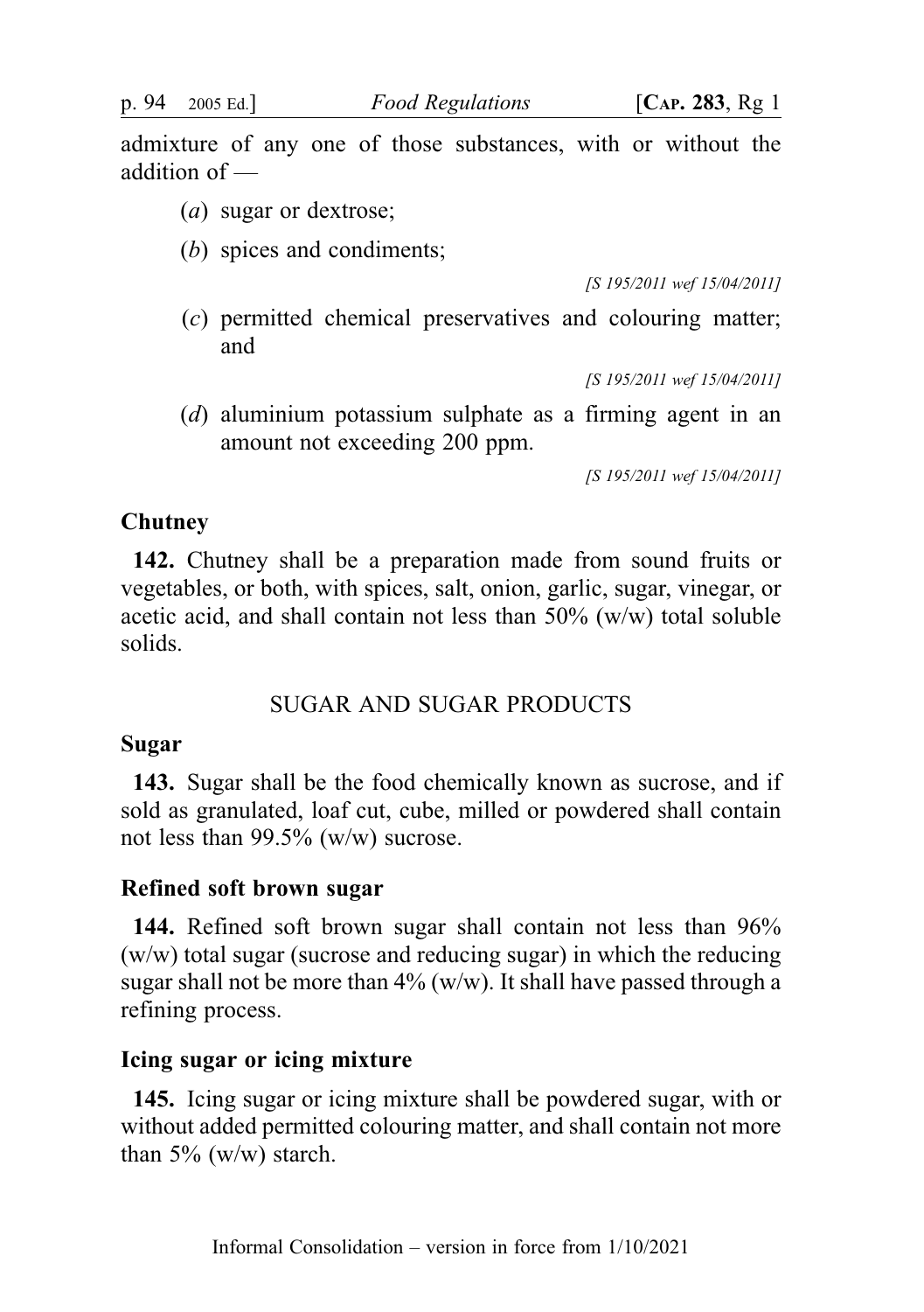admixture of any one of those substances, with or without the addition of —

(*a*) sugar or dextrose;

(*b*) spices and condiments;

*[S 195/2011 wef 15/04/2011]*

(*c*) permitted chemical preservatives and colouring matter; and

*[S 195/2011 wef 15/04/2011]*

(*d*) aluminium potassium sulphate as a firming agent in an amount not exceeding 200 ppm.

*[S 195/2011 wef 15/04/2011]*

**Chutney**

**142.** Chutney shall be a preparation made from sound fruits or vegetables, or both, with spices, salt, onion, garlic, sugar, vinegar, or acetic acid, and shall contain not less than 50% (w/w) total soluble solids.

## SUGAR AND SUGAR PRODUCTS

**Sugar**

**143.** Sugar shall be the food chemically known as sucrose, and if sold as granulated, loaf cut, cube, milled or powdered shall contain not less than 99.5% (w/w) sucrose.

**Refined soft brown sugar**

**144.** Refined soft brown sugar shall contain not less than 96% (w/w) total sugar (sucrose and reducing sugar) in which the reducing sugar shall not be more than 4% (w/w). It shall have passed through a refining process.

**Icing sugar or icing mixture**

**145.** Icing sugar or icing mixture shall be powdered sugar, with or without added permitted colouring matter, and shall contain not more than 5% (w/w) starch.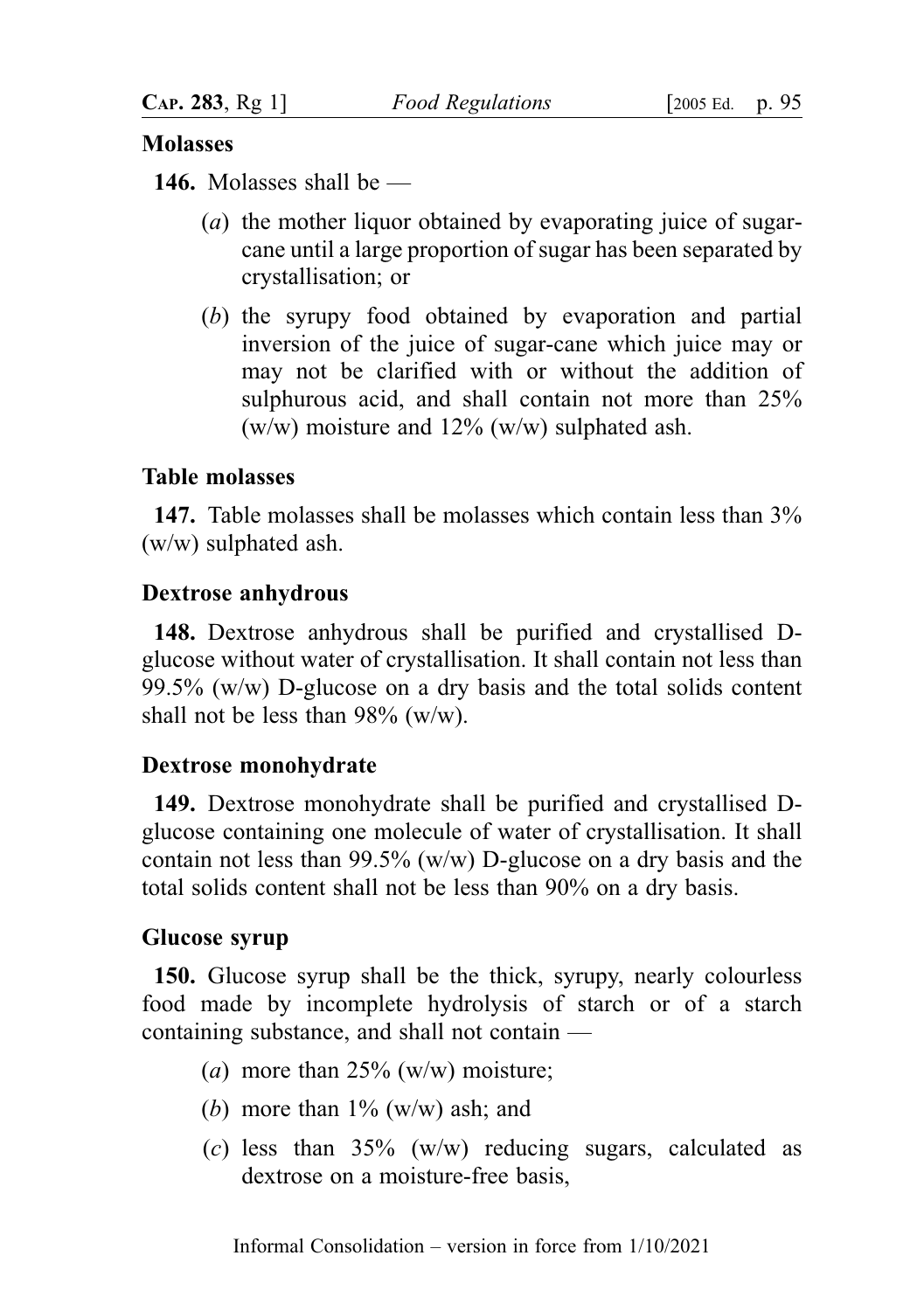**Molasses**

**146.** Molasses shall be —

(*a*) the mother liquor obtained by evaporating juice of sugar-cane until a large proportion of sugar has been separated by crystallisation; or

(*b*) the syrupy food obtained by evaporation and partial inversion of the juice of sugar-cane which juice may or may not be clarified with or without the addition of sulphurous acid, and shall contain not more than 25% (w/w) moisture and 12% (w/w) sulphated ash.

**Table molasses**

**147.** Table molasses shall be molasses which contain less than 3% (w/w) sulphated ash.

**Dextrose anhydrous**

**148.** Dextrose anhydrous shall be purified and crystallised D-glucose without water of crystallisation. It shall contain not less than 99.5% (w/w) D-glucose on a dry basis and the total solids content shall not be less than 98% (w/w).

**Dextrose monohydrate**

**149.** Dextrose monohydrate shall be purified and crystallised D-glucose containing one molecule of water of crystallisation. It shall contain not less than 99.5% (w/w) D-glucose on a dry basis and the total solids content shall not be less than 90% on a dry basis.

**Glucose syrup**

**150.** Glucose syrup shall be the thick, syrupy, nearly colourless food made by incomplete hydrolysis of starch or of a starch containing substance, and shall not contain —

(*a*) more than 25% (w/w) moisture;

(*b*) more than 1% (w/w) ash; and

(*c*) less than 35% (w/w) reducing sugars, calculated as dextrose on a moisture-free basis,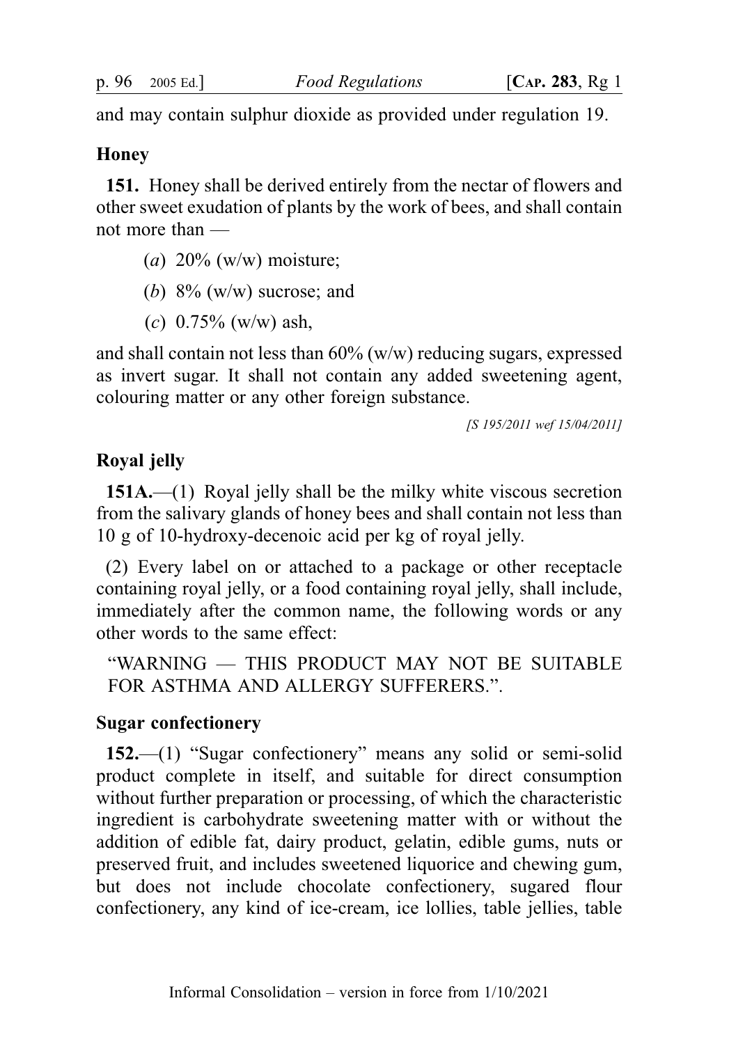and may contain sulphur dioxide as provided under regulation 19.

**Honey**

**151.** Honey shall be derived entirely from the nectar of flowers and other sweet exudation of plants by the work of bees, and shall contain not more than —

(*a*) 20% (w/w) moisture;

(*b*) 8% (w/w) sucrose; and

(*c*) 0.75% (w/w) ash,

and shall contain not less than 60% (w/w) reducing sugars, expressed as invert sugar. It shall not contain any added sweetening agent, colouring matter or any other foreign substance.

*[S 195/2011 wef 15/04/2011]*

**Royal jelly**

**151A.**—(1) Royal jelly shall be the milky white viscous secretion from the salivary glands of honey bees and shall contain not less than 10 g of 10-hydroxy-decenoic acid per kg of royal jelly.

(2) Every label on or attached to a package or other receptacle containing royal jelly, or a food containing royal jelly, shall include, immediately after the common name, the following words or any other words to the same effect:

"WARNING — THIS PRODUCT MAY NOT BE SUITABLE FOR ASTHMA AND ALLERGY SUFFERERS.".

**Sugar confectionery**

**152.**—(1) "Sugar confectionery" means any solid or semi-solid product complete in itself, and suitable for direct consumption without further preparation or processing, of which the characteristic ingredient is carbohydrate sweetening matter with or without the addition of edible fat, dairy product, gelatin, edible gums, nuts or preserved fruit, and includes sweetened liquorice and chewing gum, but does not include chocolate confectionery, sugared flour confectionery, any kind of ice-cream, ice lollies, table jellies, table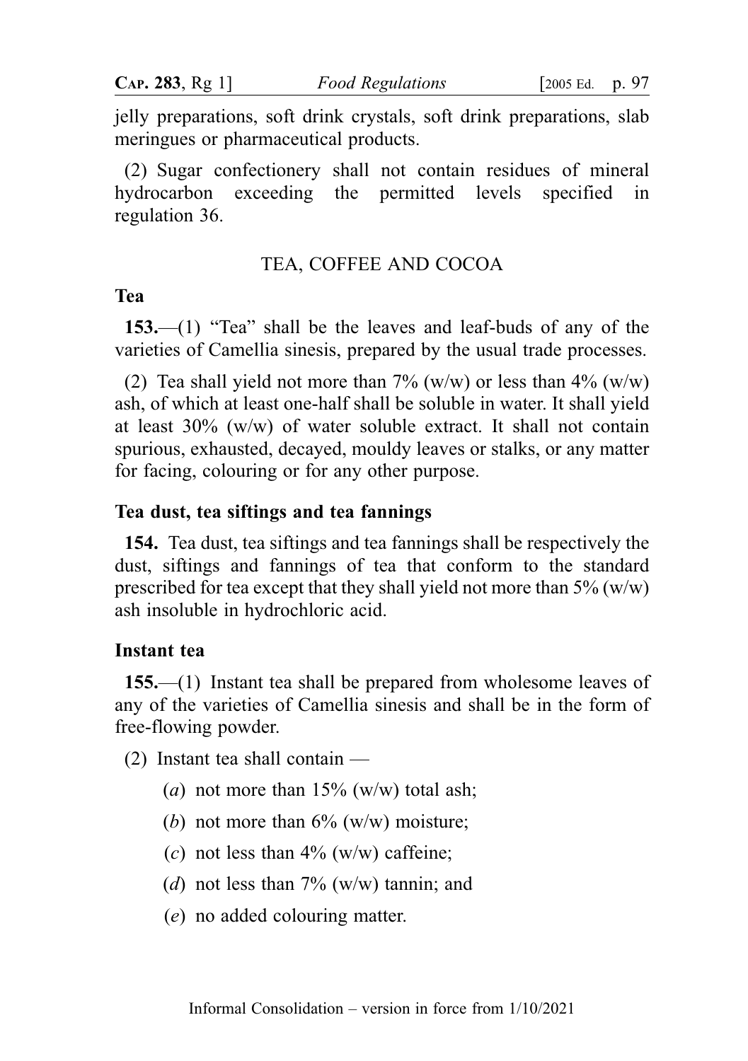jelly preparations, soft drink crystals, soft drink preparations, slab meringues or pharmaceutical products.

(2) Sugar confectionery shall not contain residues of mineral hydrocarbon exceeding the permitted levels specified in regulation 36.

## TEA, COFFEE AND COCOA

### Tea

**153.**—(1) "Tea" shall be the leaves and leaf-buds of any of the varieties of Camellia sinesis, prepared by the usual trade processes.

(2) Tea shall yield not more than 7% (w/w) or less than 4% (w/w) ash, of which at least one-half shall be soluble in water. It shall yield at least 30% (w/w) of water soluble extract. It shall not contain spurious, exhausted, decayed, mouldy leaves or stalks, or any matter for facing, colouring or for any other purpose.

### Tea dust, tea siftings and tea fannings

**154.** Tea dust, tea siftings and tea fannings shall be respectively the dust, siftings and fannings of tea that conform to the standard prescribed for tea except that they shall yield not more than 5% (w/w) ash insoluble in hydrochloric acid.

### Instant tea

**155.**—(1) Instant tea shall be prepared from wholesome leaves of any of the varieties of Camellia sinesis and shall be in the form of free-flowing powder.

(2) Instant tea shall contain —

(*a*) not more than 15% (w/w) total ash;

(*b*) not more than 6% (w/w) moisture;

(*c*) not less than 4% (w/w) caffeine;

(*d*) not less than 7% (w/w) tannin; and

(*e*) no added colouring matter.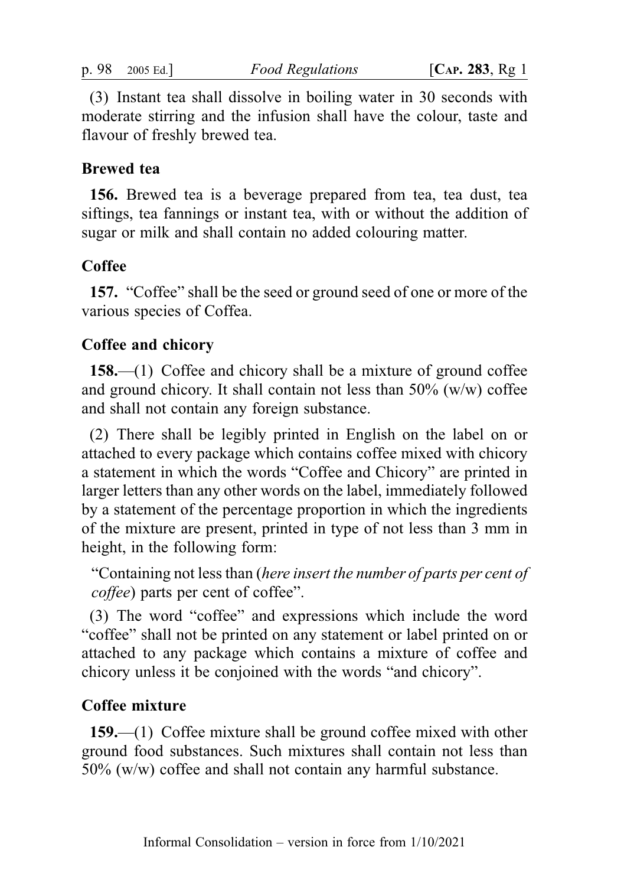(3) Instant tea shall dissolve in boiling water in 30 seconds with moderate stirring and the infusion shall have the colour, taste and flavour of freshly brewed tea.

### Brewed tea

**156.** Brewed tea is a beverage prepared from tea, tea dust, tea siftings, tea fannings or instant tea, with or without the addition of sugar or milk and shall contain no added colouring matter.

### Coffee

**157.** "Coffee" shall be the seed or ground seed of one or more of the various species of Coffea.

### Coffee and chicory

**158.**—(1) Coffee and chicory shall be a mixture of ground coffee and ground chicory. It shall contain not less than 50% (w/w) coffee and shall not contain any foreign substance.

(2) There shall be legibly printed in English on the label on or attached to every package which contains coffee mixed with chicory a statement in which the words "Coffee and Chicory" are printed in larger letters than any other words on the label, immediately followed by a statement of the percentage proportion in which the ingredients of the mixture are present, printed in type of not less than 3 mm in height, in the following form:

"Containing not less than (*here insert the number of parts per cent of coffee*) parts per cent of coffee".

(3) The word "coffee" and expressions which include the word "coffee" shall not be printed on any statement or label printed on or attached to any package which contains a mixture of coffee and chicory unless it be conjoined with the words "and chicory".

### Coffee mixture

**159.**—(1) Coffee mixture shall be ground coffee mixed with other ground food substances. Such mixtures shall contain not less than 50% (w/w) coffee and shall not contain any harmful substance.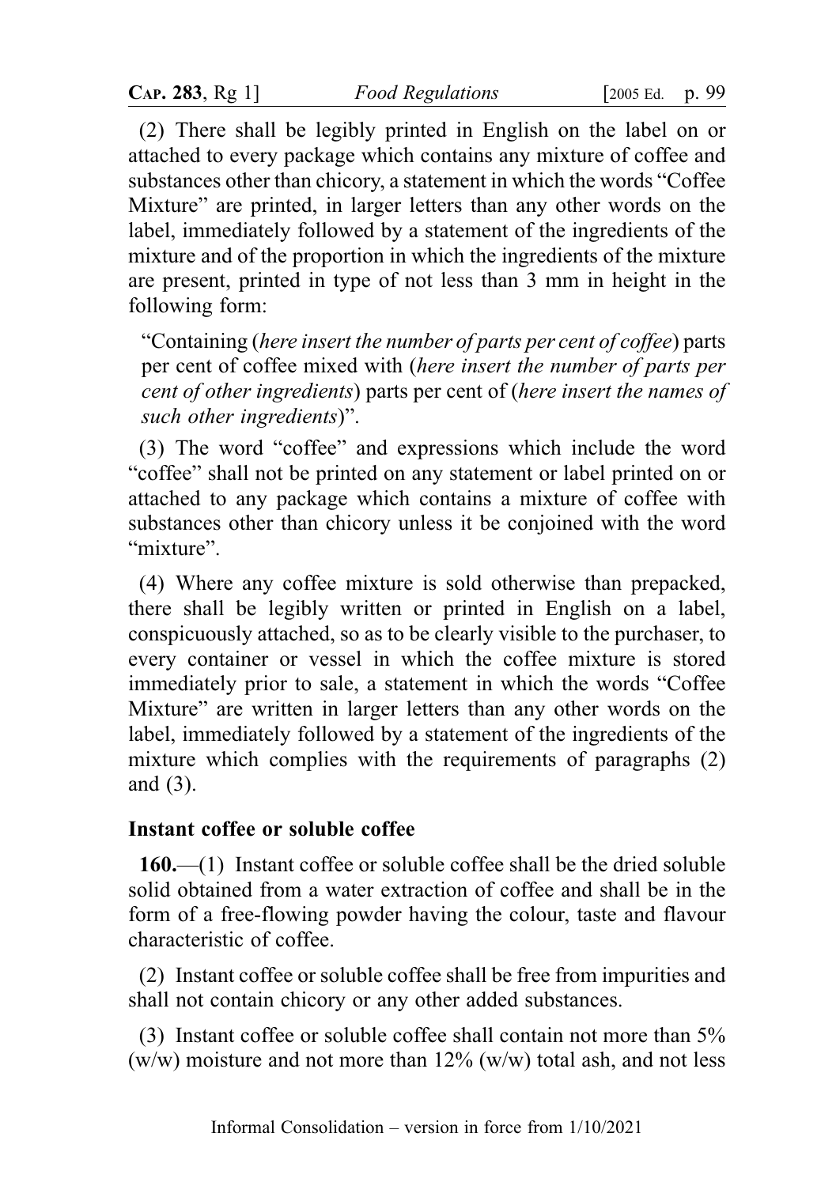(2) There shall be legibly printed in English on the label on or attached to every package which contains any mixture of coffee and substances other than chicory, a statement in which the words "Coffee Mixture" are printed, in larger letters than any other words on the label, immediately followed by a statement of the ingredients of the mixture and of the proportion in which the ingredients of the mixture are present, printed in type of not less than 3 mm in height in the following form:

"Containing (*here insert the number of parts per cent of coffee*) parts per cent of coffee mixed with (*here insert the number of parts per cent of other ingredients*) parts per cent of (*here insert the names of such other ingredients*)".

(3) The word "coffee" and expressions which include the word "coffee" shall not be printed on any statement or label printed on or attached to any package which contains a mixture of coffee with substances other than chicory unless it be conjoined with the word "mixture".

(4) Where any coffee mixture is sold otherwise than prepacked, there shall be legibly written or printed in English on a label, conspicuously attached, so as to be clearly visible to the purchaser, to every container or vessel in which the coffee mixture is stored immediately prior to sale, a statement in which the words "Coffee Mixture" are written in larger letters than any other words on the label, immediately followed by a statement of the ingredients of the mixture which complies with the requirements of paragraphs (2) and (3).

**Instant coffee or soluble coffee**

**160.**—(1) Instant coffee or soluble coffee shall be the dried soluble solid obtained from a water extraction of coffee and shall be in the form of a free-flowing powder having the colour, taste and flavour characteristic of coffee.

(2) Instant coffee or soluble coffee shall be free from impurities and shall not contain chicory or any other added substances.

(3) Instant coffee or soluble coffee shall contain not more than 5% (w/w) moisture and not more than 12% (w/w) total ash, and not less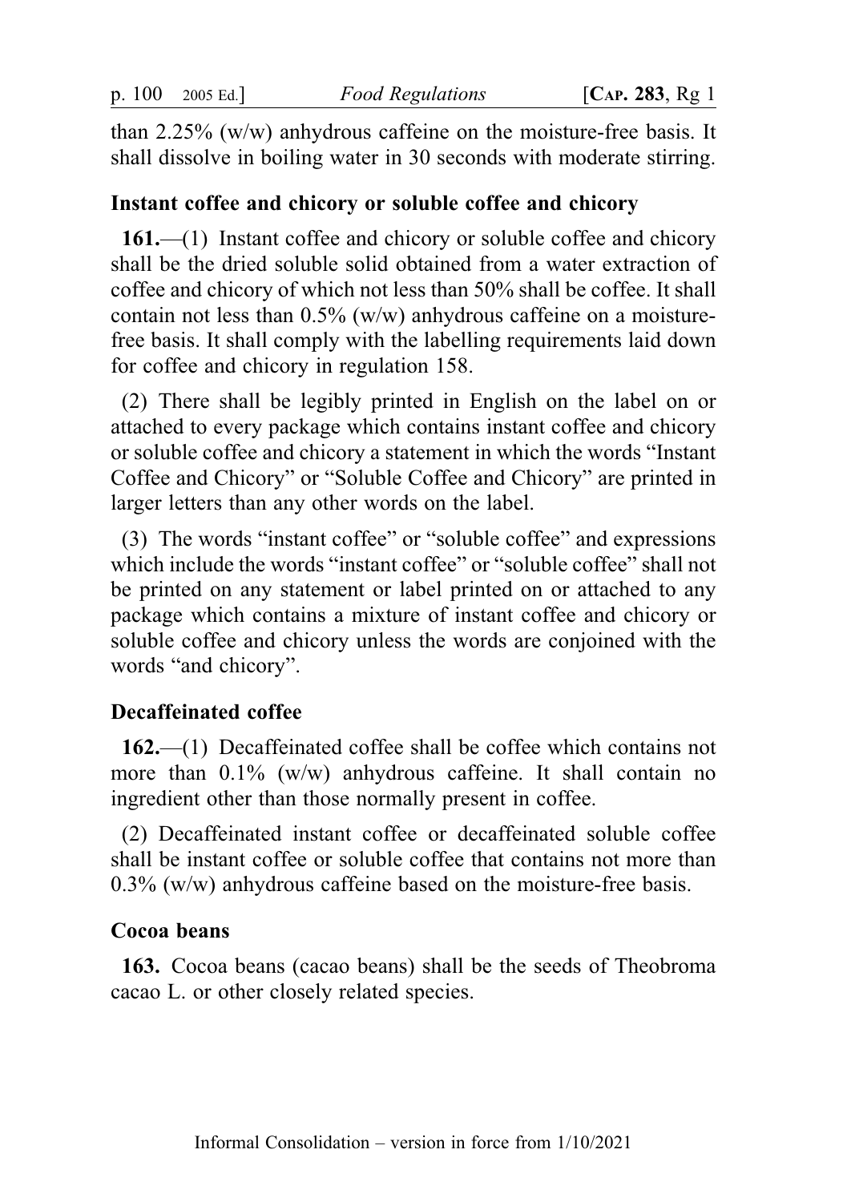than 2.25% (w/w) anhydrous caffeine on the moisture-free basis. It shall dissolve in boiling water in 30 seconds with moderate stirring.

### Instant coffee and chicory or soluble coffee and chicory

**161.**—(1) Instant coffee and chicory or soluble coffee and chicory shall be the dried soluble solid obtained from a water extraction of coffee and chicory of which not less than 50% shall be coffee. It shall contain not less than 0.5% (w/w) anhydrous caffeine on a moisture-free basis. It shall comply with the labelling requirements laid down for coffee and chicory in regulation 158.

(2) There shall be legibly printed in English on the label on or attached to every package which contains instant coffee and chicory or soluble coffee and chicory a statement in which the words "Instant Coffee and Chicory" or "Soluble Coffee and Chicory" are printed in larger letters than any other words on the label.

(3) The words "instant coffee" or "soluble coffee" and expressions which include the words "instant coffee" or "soluble coffee" shall not be printed on any statement or label printed on or attached to any package which contains a mixture of instant coffee and chicory or soluble coffee and chicory unless the words are conjoined with the words "and chicory".

### Decaffeinated coffee

**162.**—(1) Decaffeinated coffee shall be coffee which contains not more than 0.1% (w/w) anhydrous caffeine. It shall contain no ingredient other than those normally present in coffee.

(2) Decaffeinated instant coffee or decaffeinated soluble coffee shall be instant coffee or soluble coffee that contains not more than 0.3% (w/w) anhydrous caffeine based on the moisture-free basis.

### Cocoa beans

**163.** Cocoa beans (cacao beans) shall be the seeds of Theobroma cacao L. or other closely related species.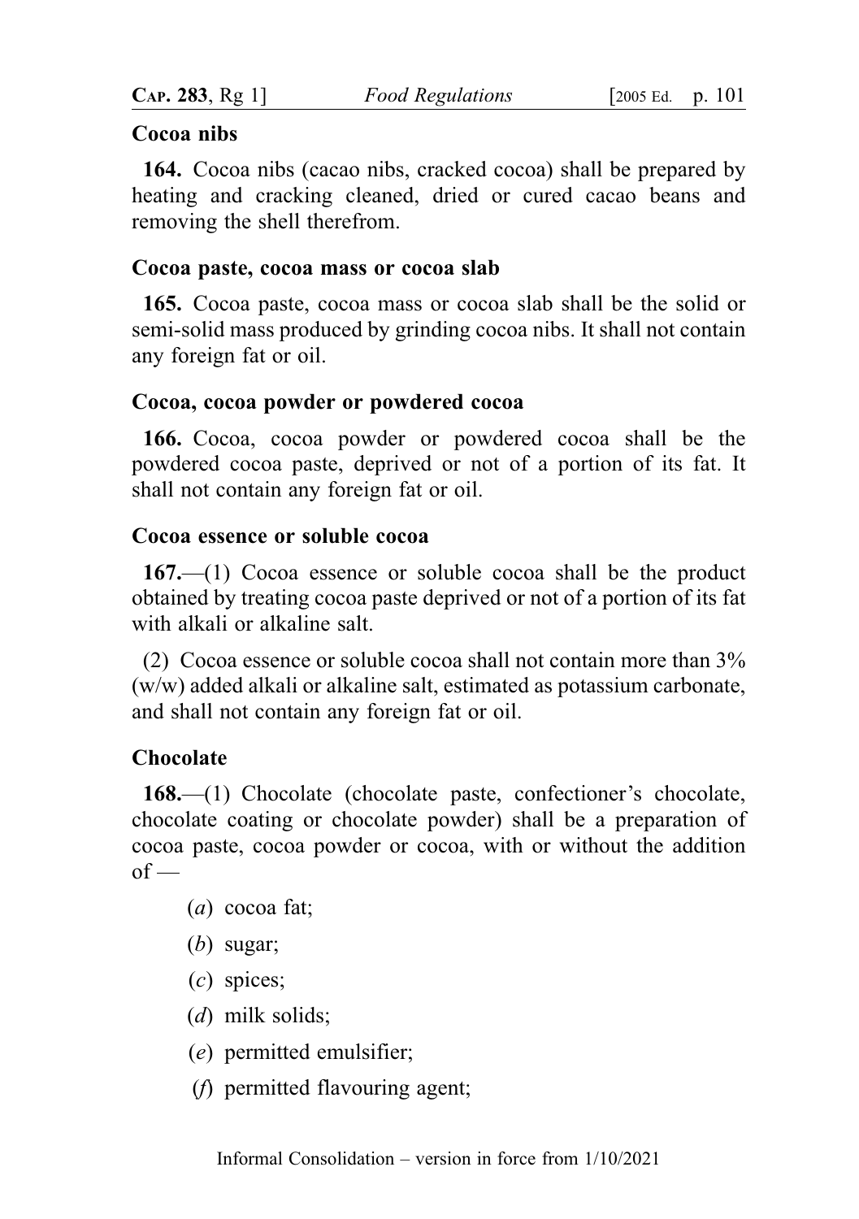**Cocoa nibs**

**164.** Cocoa nibs (cacao nibs, cracked cocoa) shall be prepared by heating and cracking cleaned, dried or cured cacao beans and removing the shell therefrom.

**Cocoa paste, cocoa mass or cocoa slab**

**165.** Cocoa paste, cocoa mass or cocoa slab shall be the solid or semi-solid mass produced by grinding cocoa nibs. It shall not contain any foreign fat or oil.

**Cocoa, cocoa powder or powdered cocoa**

**166.** Cocoa, cocoa powder or powdered cocoa shall be the powdered cocoa paste, deprived or not of a portion of its fat. It shall not contain any foreign fat or oil.

**Cocoa essence or soluble cocoa**

**167.**—(1) Cocoa essence or soluble cocoa shall be the product obtained by treating cocoa paste deprived or not of a portion of its fat with alkali or alkaline salt.

(2) Cocoa essence or soluble cocoa shall not contain more than 3% (w/w) added alkali or alkaline salt, estimated as potassium carbonate, and shall not contain any foreign fat or oil.

**Chocolate**

**168.**—(1) Chocolate (chocolate paste, confectioner's chocolate, chocolate coating or chocolate powder) shall be a preparation of cocoa paste, cocoa powder or cocoa, with or without the addition of —

(*a*) cocoa fat;

(*b*) sugar;

(*c*) spices;

(*d*) milk solids;

(*e*) permitted emulsifier;

(*f*) permitted flavouring agent;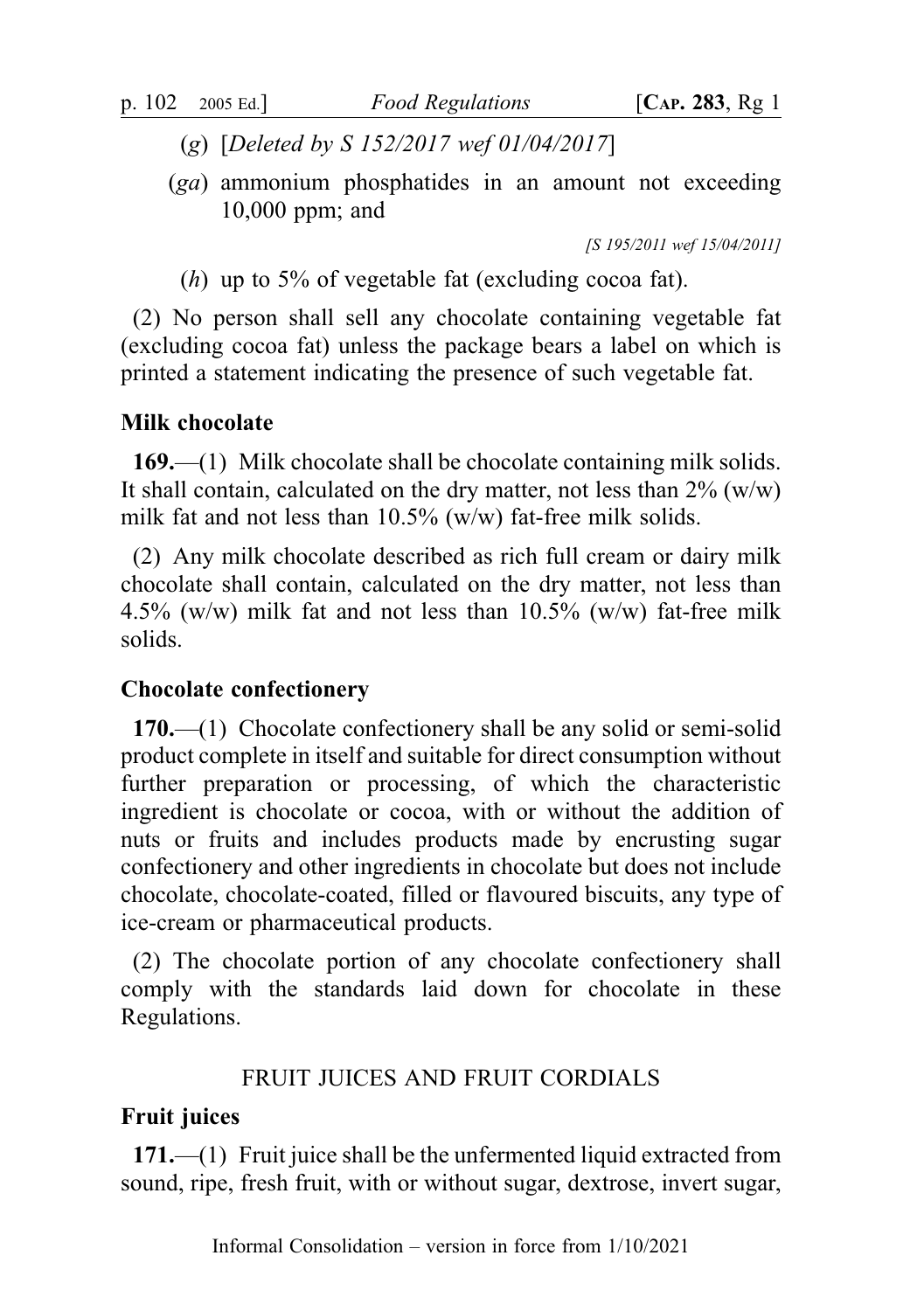(*g*) [*Deleted by S 152/2017 wef 01/04/2017*]

(*ga*) ammonium phosphatides in an amount not exceeding 10,000 ppm; and

[S 195/2011 wef 15/04/2011]

(*h*) up to 5% of vegetable fat (excluding cocoa fat).

(2) No person shall sell any chocolate containing vegetable fat (excluding cocoa fat) unless the package bears a label on which is printed a statement indicating the presence of such vegetable fat.

### Milk chocolate

**169.**—(1) Milk chocolate shall be chocolate containing milk solids. It shall contain, calculated on the dry matter, not less than 2% (w/w) milk fat and not less than 10.5% (w/w) fat-free milk solids.

(2) Any milk chocolate described as rich full cream or dairy milk chocolate shall contain, calculated on the dry matter, not less than 4.5% (w/w) milk fat and not less than 10.5% (w/w) fat-free milk solids.

### Chocolate confectionery

**170.**—(1) Chocolate confectionery shall be any solid or semi-solid product complete in itself and suitable for direct consumption without further preparation or processing, of which the characteristic ingredient is chocolate or cocoa, with or without the addition of nuts or fruits and includes products made by encrusting sugar confectionery and other ingredients in chocolate but does not include chocolate, chocolate-coated, filled or flavoured biscuits, any type of ice-cream or pharmaceutical products.

(2) The chocolate portion of any chocolate confectionery shall comply with the standards laid down for chocolate in these Regulations.

## FRUIT JUICES AND FRUIT CORDIALS

### Fruit juices

**171.**—(1) Fruit juice shall be the unfermented liquid extracted from sound, ripe, fresh fruit, with or without sugar, dextrose, invert sugar,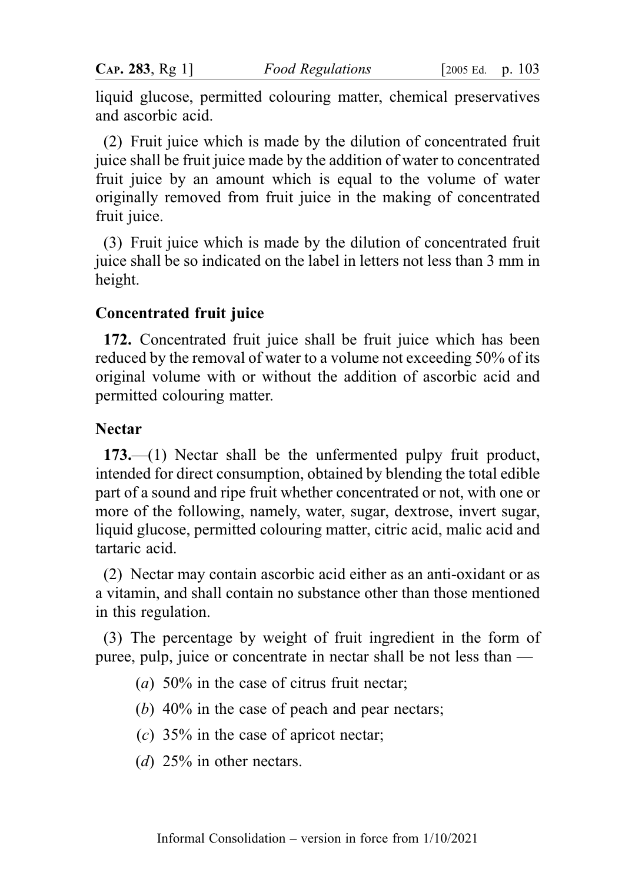liquid glucose, permitted colouring matter, chemical preservatives and ascorbic acid.

(2) Fruit juice which is made by the dilution of concentrated fruit juice shall be fruit juice made by the addition of water to concentrated fruit juice by an amount which is equal to the volume of water originally removed from fruit juice in the making of concentrated fruit juice.

(3) Fruit juice which is made by the dilution of concentrated fruit juice shall be so indicated on the label in letters not less than 3 mm in height.

**Concentrated fruit juice**

**172.** Concentrated fruit juice shall be fruit juice which has been reduced by the removal of water to a volume not exceeding 50% of its original volume with or without the addition of ascorbic acid and permitted colouring matter.

**Nectar**

**173.**—(1) Nectar shall be the unfermented pulpy fruit product, intended for direct consumption, obtained by blending the total edible part of a sound and ripe fruit whether concentrated or not, with one or more of the following, namely, water, sugar, dextrose, invert sugar, liquid glucose, permitted colouring matter, citric acid, malic acid and tartaric acid.

(2) Nectar may contain ascorbic acid either as an anti-oxidant or as a vitamin, and shall contain no substance other than those mentioned in this regulation.

(3) The percentage by weight of fruit ingredient in the form of puree, pulp, juice or concentrate in nectar shall be not less than —

(*a*) 50% in the case of citrus fruit nectar;

(*b*) 40% in the case of peach and pear nectars;

(*c*) 35% in the case of apricot nectar;

(*d*) 25% in other nectars.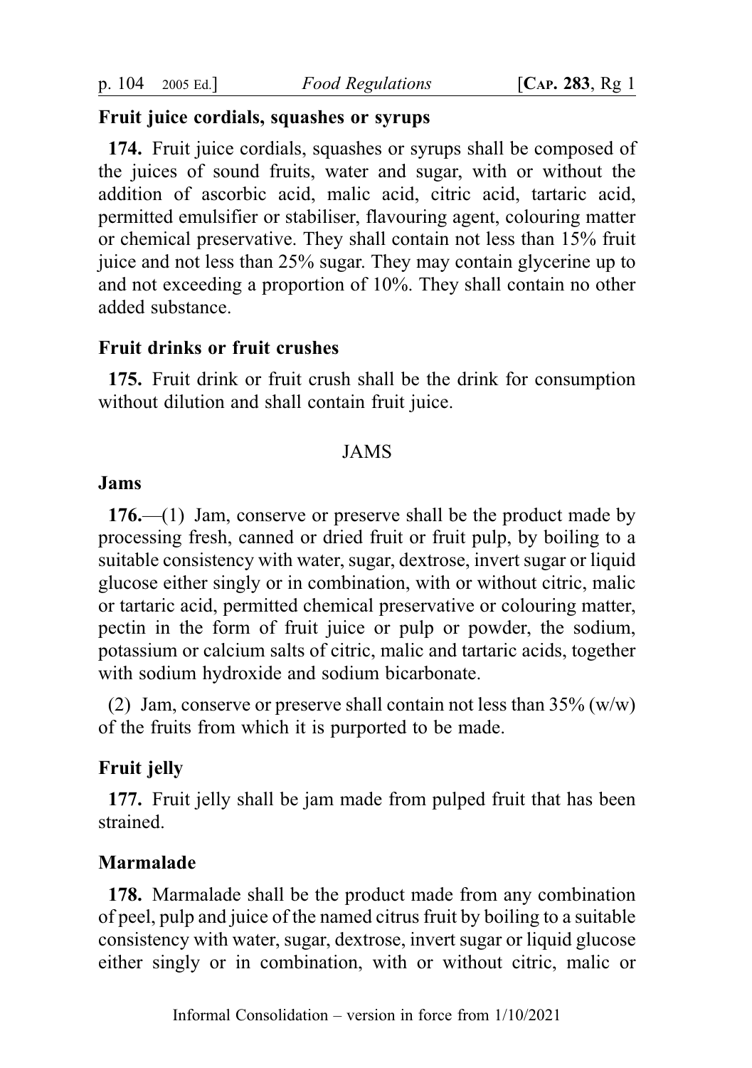**Fruit juice cordials, squashes or syrups**

**174.** Fruit juice cordials, squashes or syrups shall be composed of the juices of sound fruits, water and sugar, with or without the addition of ascorbic acid, malic acid, citric acid, tartaric acid, permitted emulsifier or stabiliser, flavouring agent, colouring matter or chemical preservative. They shall contain not less than 15% fruit juice and not less than 25% sugar. They may contain glycerine up to and not exceeding a proportion of 10%. They shall contain no other added substance.

**Fruit drinks or fruit crushes**

**175.** Fruit drink or fruit crush shall be the drink for consumption without dilution and shall contain fruit juice.

JAMS

**Jams**

**176.**—(1) Jam, conserve or preserve shall be the product made by processing fresh, canned or dried fruit or fruit pulp, by boiling to a suitable consistency with water, sugar, dextrose, invert sugar or liquid glucose either singly or in combination, with or without citric, malic or tartaric acid, permitted chemical preservative or colouring matter, pectin in the form of fruit juice or pulp or powder, the sodium, potassium or calcium salts of citric, malic and tartaric acids, together with sodium hydroxide and sodium bicarbonate.

(2) Jam, conserve or preserve shall contain not less than 35% (w/w) of the fruits from which it is purported to be made.

**Fruit jelly**

**177.** Fruit jelly shall be jam made from pulped fruit that has been strained.

**Marmalade**

**178.** Marmalade shall be the product made from any combination of peel, pulp and juice of the named citrus fruit by boiling to a suitable consistency with water, sugar, dextrose, invert sugar or liquid glucose either singly or in combination, with or without citric, malic or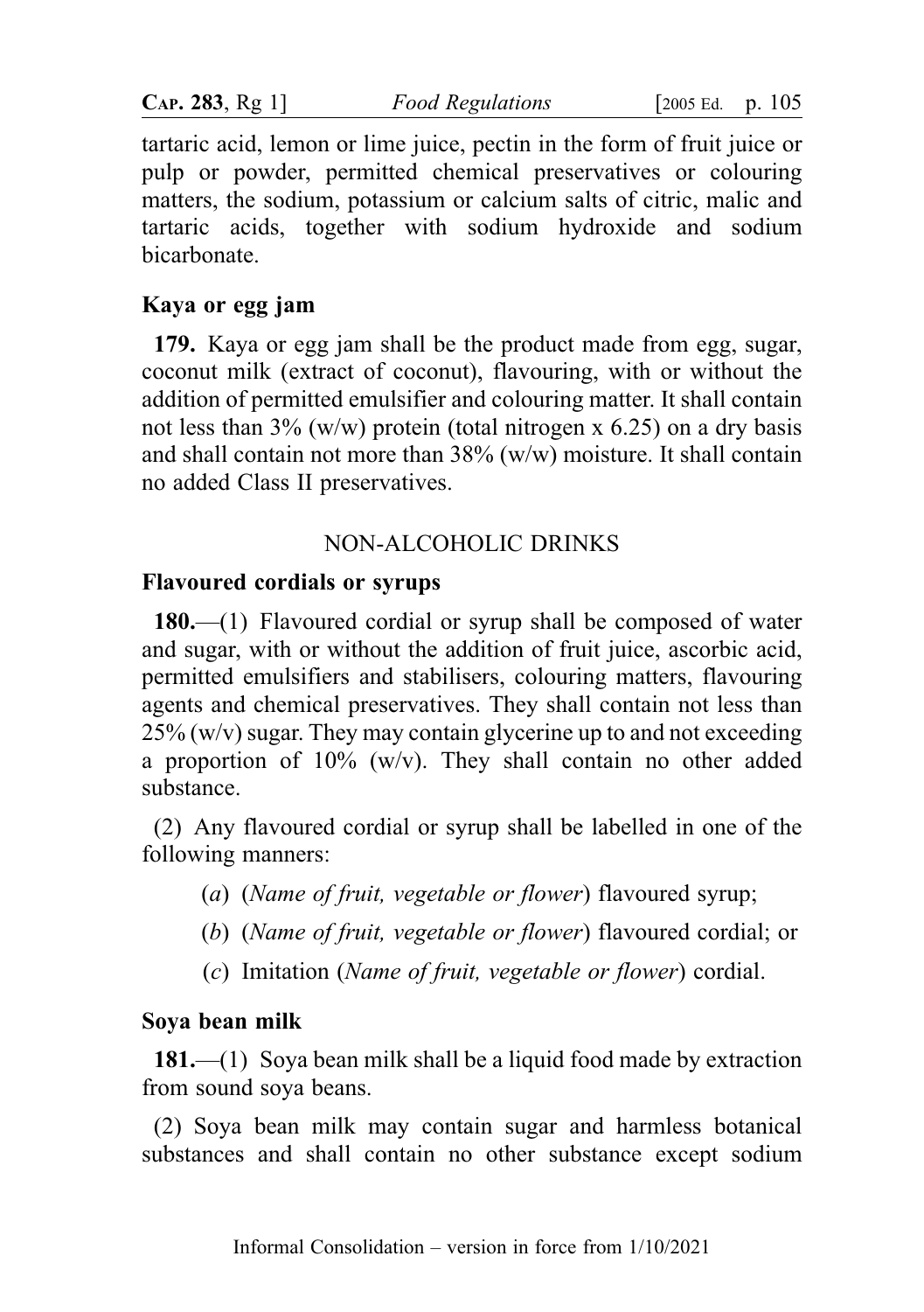tartaric acid, lemon or lime juice, pectin in the form of fruit juice or pulp or powder, permitted chemical preservatives or colouring matters, the sodium, potassium or calcium salts of citric, malic and tartaric acids, together with sodium hydroxide and sodium bicarbonate.

**Kaya or egg jam**

**179.** Kaya or egg jam shall be the product made from egg, sugar, coconut milk (extract of coconut), flavouring, with or without the addition of permitted emulsifier and colouring matter. It shall contain not less than 3% (w/w) protein (total nitrogen x 6.25) on a dry basis and shall contain not more than 38% (w/w) moisture. It shall contain no added Class II preservatives.

NON-ALCOHOLIC DRINKS

**Flavoured cordials or syrups**

**180.**—(1) Flavoured cordial or syrup shall be composed of water and sugar, with or without the addition of fruit juice, ascorbic acid, permitted emulsifiers and stabilisers, colouring matters, flavouring agents and chemical preservatives. They shall contain not less than 25% (w/v) sugar. They may contain glycerine up to and not exceeding a proportion of 10% (w/v). They shall contain no other added substance.

(2) Any flavoured cordial or syrup shall be labelled in one of the following manners:

(*a*) (*Name of fruit, vegetable or flower*) flavoured syrup;

(*b*) (*Name of fruit, vegetable or flower*) flavoured cordial; or

(*c*) Imitation (*Name of fruit, vegetable or flower*) cordial.

**Soya bean milk**

**181.**—(1) Soya bean milk shall be a liquid food made by extraction from sound soya beans.

(2) Soya bean milk may contain sugar and harmless botanical substances and shall contain no other substance except sodium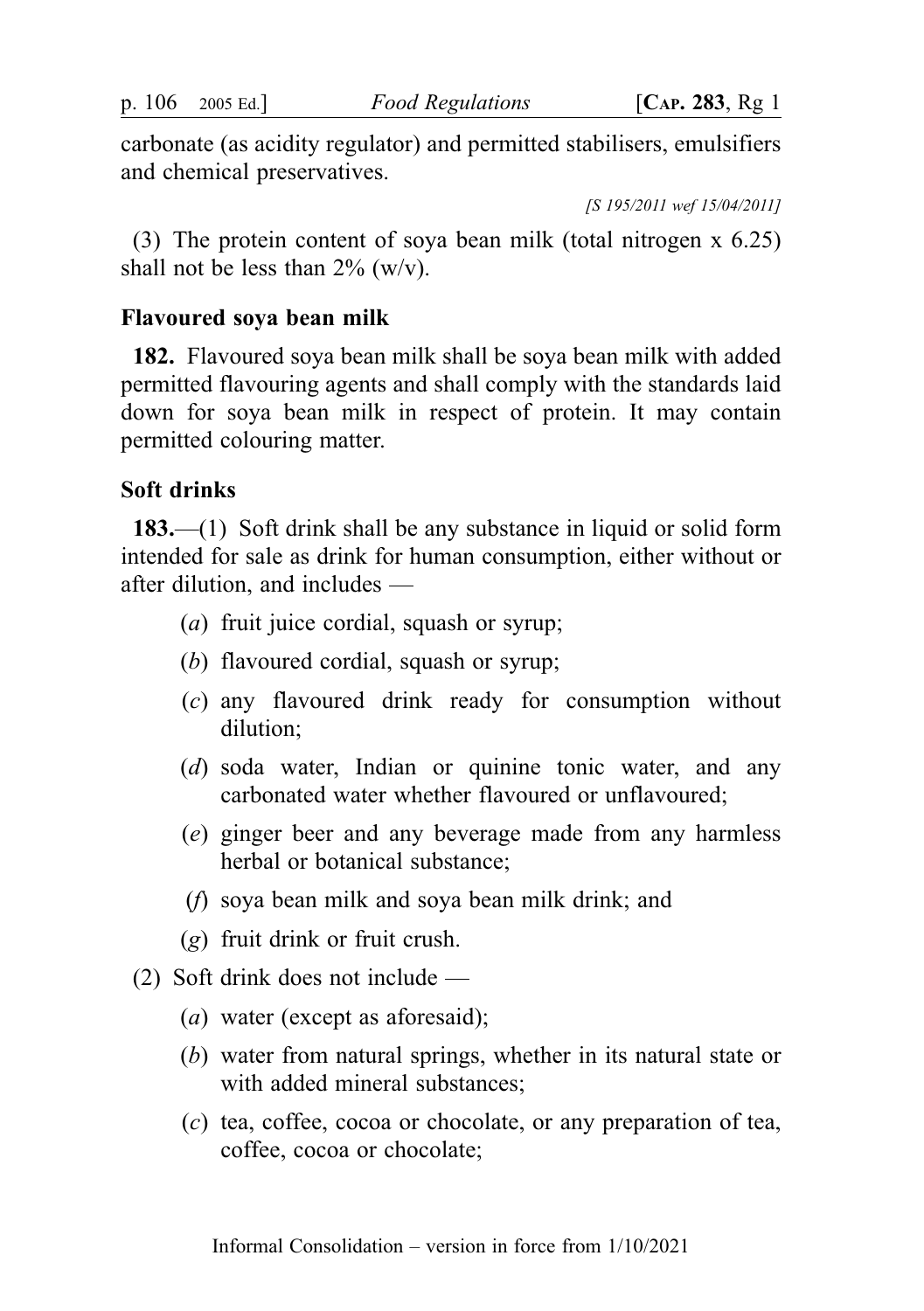carbonate (as acidity regulator) and permitted stabilisers, emulsifiers and chemical preservatives.

*[S 195/2011 wef 15/04/2011]*

(3) The protein content of soya bean milk (total nitrogen x 6.25) shall not be less than 2% (w/v).

**Flavoured soya bean milk**

**182.** Flavoured soya bean milk shall be soya bean milk with added permitted flavouring agents and shall comply with the standards laid down for soya bean milk in respect of protein. It may contain permitted colouring matter.

**Soft drinks**

**183.**—(1) Soft drink shall be any substance in liquid or solid form intended for sale as drink for human consumption, either without or after dilution, and includes —

(*a*) fruit juice cordial, squash or syrup;

(*b*) flavoured cordial, squash or syrup;

(*c*) any flavoured drink ready for consumption without dilution;

(*d*) soda water, Indian or quinine tonic water, and any carbonated water whether flavoured or unflavoured;

(*e*) ginger beer and any beverage made from any harmless herbal or botanical substance;

(*f*) soya bean milk and soya bean milk drink; and

(*g*) fruit drink or fruit crush.

(2) Soft drink does not include —

(*a*) water (except as aforesaid);

(*b*) water from natural springs, whether in its natural state or with added mineral substances;

(*c*) tea, coffee, cocoa or chocolate, or any preparation of tea, coffee, cocoa or chocolate;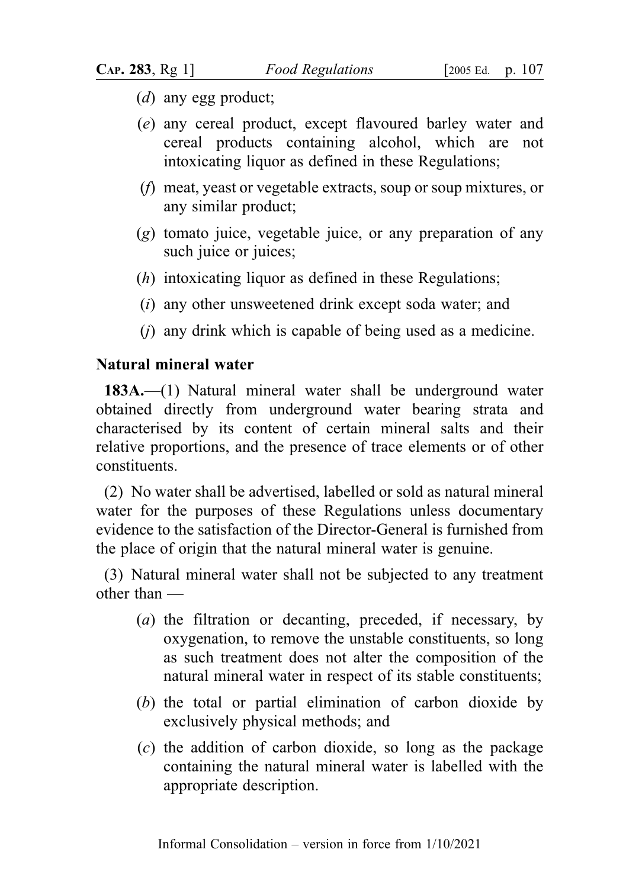(*d*) any egg product;

(*e*) any cereal product, except flavoured barley water and cereal products containing alcohol, which are not intoxicating liquor as defined in these Regulations;

(*f*) meat, yeast or vegetable extracts, soup or soup mixtures, or any similar product;

(*g*) tomato juice, vegetable juice, or any preparation of any such juice or juices;

(*h*) intoxicating liquor as defined in these Regulations;

(*i*) any other unsweetened drink except soda water; and

(*j*) any drink which is capable of being used as a medicine.

**Natural mineral water**

**183A.**—(1) Natural mineral water shall be underground water obtained directly from underground water bearing strata and characterised by its content of certain mineral salts and their relative proportions, and the presence of trace elements or of other constituents.

(2) No water shall be advertised, labelled or sold as natural mineral water for the purposes of these Regulations unless documentary evidence to the satisfaction of the Director-General is furnished from the place of origin that the natural mineral water is genuine.

(3) Natural mineral water shall not be subjected to any treatment other than —

(*a*) the filtration or decanting, preceded, if necessary, by oxygenation, to remove the unstable constituents, so long as such treatment does not alter the composition of the natural mineral water in respect of its stable constituents;

(*b*) the total or partial elimination of carbon dioxide by exclusively physical methods; and

(*c*) the addition of carbon dioxide, so long as the package containing the natural mineral water is labelled with the appropriate description.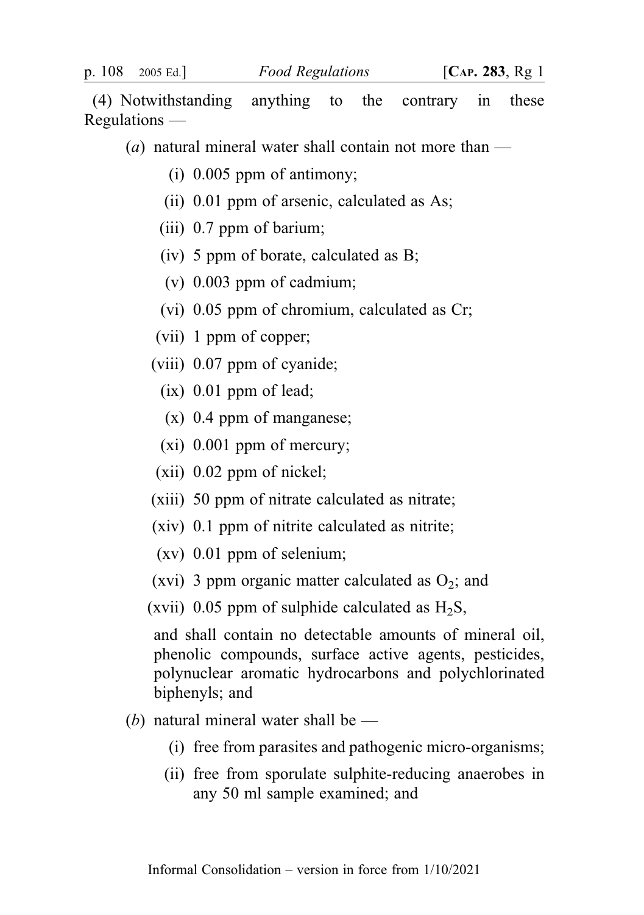(4) Notwithstanding anything to the contrary in these Regulations —

(*a*) natural mineral water shall contain not more than —

(i) 0.005 ppm of antimony;

(ii) 0.01 ppm of arsenic, calculated as As;

(iii) 0.7 ppm of barium;

(iv) 5 ppm of borate, calculated as B;

(v) 0.003 ppm of cadmium;

(vi) 0.05 ppm of chromium, calculated as Cr;

(vii) 1 ppm of copper;

(viii) 0.07 ppm of cyanide;

(ix) 0.01 ppm of lead;

(x) 0.4 ppm of manganese;

(xi) 0.001 ppm of mercury;

(xii) 0.02 ppm of nickel;

(xiii) 50 ppm of nitrate calculated as nitrate;

(xiv) 0.1 ppm of nitrite calculated as nitrite;

(xv) 0.01 ppm of selenium;

(xvi) 3 ppm organic matter calculated as $O_2$; and

(xvii) 0.05 ppm of sulphide calculated as $H_2S$,

and shall contain no detectable amounts of mineral oil, phenolic compounds, surface active agents, pesticides, polynuclear aromatic hydrocarbons and polychlorinated biphenyls; and

(*b*) natural mineral water shall be —

(i) free from parasites and pathogenic micro-organisms;

(ii) free from sporulate sulphite-reducing anaerobes in any 50 ml sample examined; and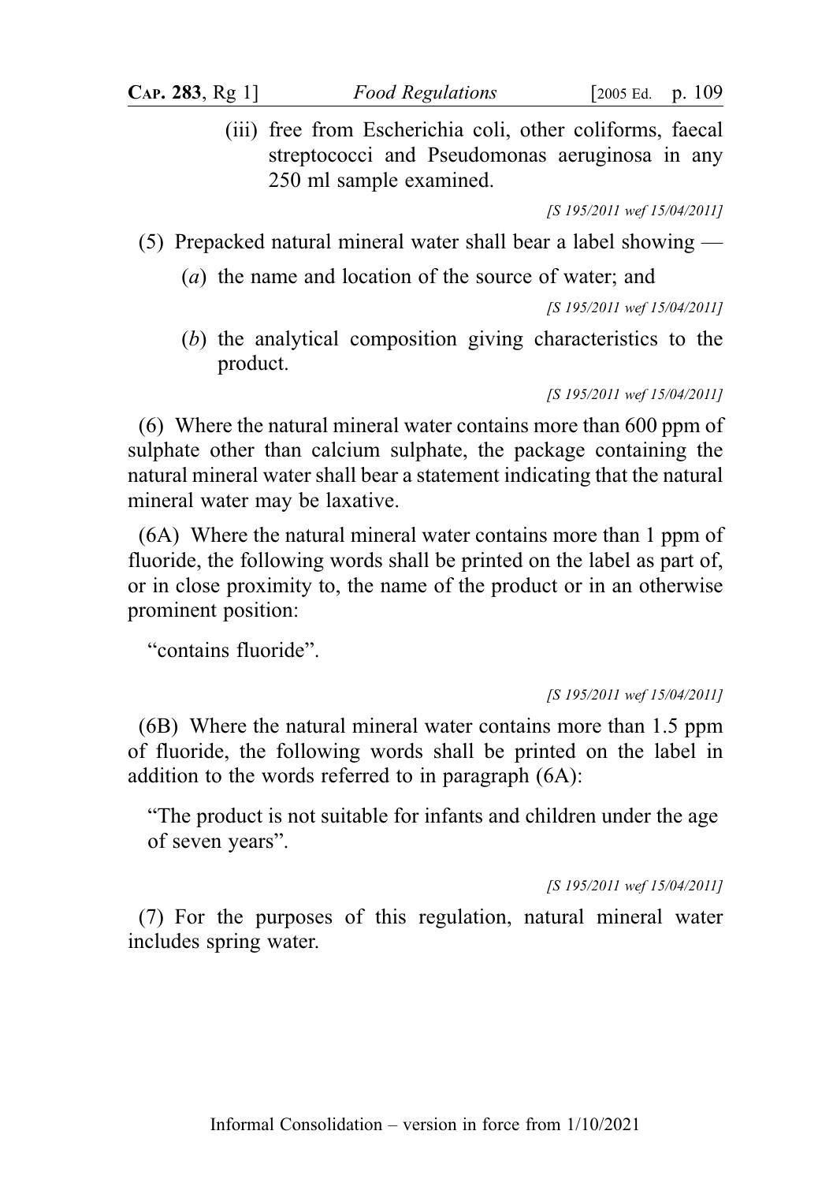(iii) free from Escherichia coli, other coliforms, faecal streptococci and Pseudomonas aeruginosa in any 250 ml sample examined.

*[S 195/2011 wef 15/04/2011]*

(5) Prepacked natural mineral water shall bear a label showing —

(*a*) the name and location of the source of water; and

*[S 195/2011 wef 15/04/2011]*

(*b*) the analytical composition giving characteristics to the product.

*[S 195/2011 wef 15/04/2011]*

(6) Where the natural mineral water contains more than 600 ppm of sulphate other than calcium sulphate, the package containing the natural mineral water shall bear a statement indicating that the natural mineral water may be laxative.

(6A) Where the natural mineral water contains more than 1 ppm of fluoride, the following words shall be printed on the label as part of, or in close proximity to, the name of the product or in an otherwise prominent position:

"contains fluoride".

*[S 195/2011 wef 15/04/2011]*

(6B) Where the natural mineral water contains more than 1.5 ppm of fluoride, the following words shall be printed on the label in addition to the words referred to in paragraph (6A):

"The product is not suitable for infants and children under the age of seven years".

*[S 195/2011 wef 15/04/2011]*

(7) For the purposes of this regulation, natural mineral water includes spring water.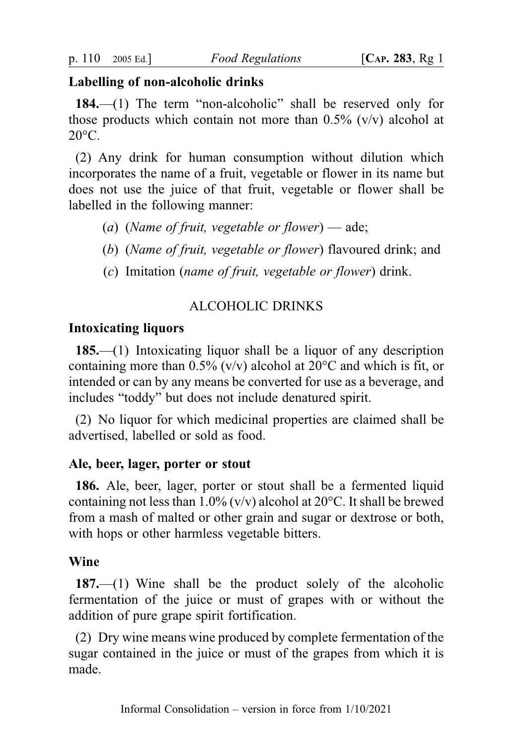**Labelling of non-alcoholic drinks**

**184.**—(1) The term "non-alcoholic" shall be reserved only for those products which contain not more than 0.5% (v/v) alcohol at 20°C.

(2) Any drink for human consumption without dilution which incorporates the name of a fruit, vegetable or flower in its name but does not use the juice of that fruit, vegetable or flower shall be labelled in the following manner:

(*a*) (*Name of fruit, vegetable or flower*) — ade;

(*b*) (*Name of fruit, vegetable or flower*) flavoured drink; and

(*c*) Imitation (*name of fruit, vegetable or flower*) drink.

ALCOHOLIC DRINKS

**Intoxicating liquors**

**185.**—(1) Intoxicating liquor shall be a liquor of any description containing more than 0.5% (v/v) alcohol at 20°C and which is fit, or intended or can by any means be converted for use as a beverage, and includes "toddy" but does not include denatured spirit.

(2) No liquor for which medicinal properties are claimed shall be advertised, labelled or sold as food.

**Ale, beer, lager, porter or stout**

**186.** Ale, beer, lager, porter or stout shall be a fermented liquid containing not less than 1.0% (v/v) alcohol at 20°C. It shall be brewed from a mash of malted or other grain and sugar or dextrose or both, with hops or other harmless vegetable bitters.

**Wine**

**187.**—(1) Wine shall be the product solely of the alcoholic fermentation of the juice or must of grapes with or without the addition of pure grape spirit fortification.

(2) Dry wine means wine produced by complete fermentation of the sugar contained in the juice or must of the grapes from which it is made.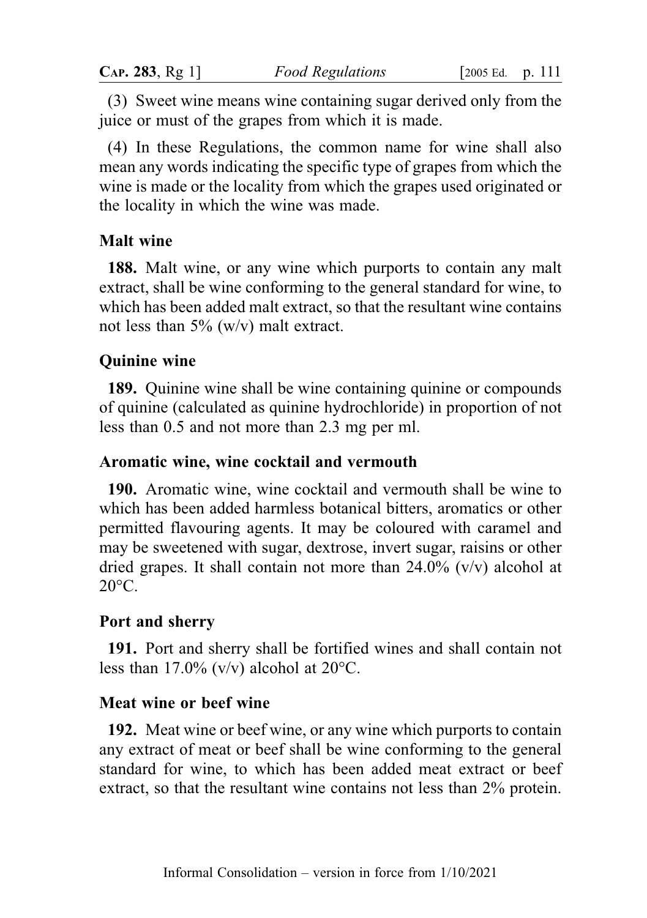(3) Sweet wine means wine containing sugar derived only from the juice or must of the grapes from which it is made.

(4) In these Regulations, the common name for wine shall also mean any words indicating the specific type of grapes from which the wine is made or the locality from which the grapes used originated or the locality in which the wine was made.

### Malt wine

**188.** Malt wine, or any wine which purports to contain any malt extract, shall be wine conforming to the general standard for wine, to which has been added malt extract, so that the resultant wine contains not less than 5% (w/v) malt extract.

### Quinine wine

**189.** Quinine wine shall be wine containing quinine or compounds of quinine (calculated as quinine hydrochloride) in proportion of not less than 0.5 and not more than 2.3 mg per ml.

### Aromatic wine, wine cocktail and vermouth

**190.** Aromatic wine, wine cocktail and vermouth shall be wine to which has been added harmless botanical bitters, aromatics or other permitted flavouring agents. It may be coloured with caramel and may be sweetened with sugar, dextrose, invert sugar, raisins or other dried grapes. It shall contain not more than 24.0% (v/v) alcohol at 20°C.

### Port and sherry

**191.** Port and sherry shall be fortified wines and shall contain not less than 17.0% (v/v) alcohol at 20°C.

### Meat wine or beef wine

**192.** Meat wine or beef wine, or any wine which purports to contain any extract of meat or beef shall be wine conforming to the general standard for wine, to which has been added meat extract or beef extract, so that the resultant wine contains not less than 2% protein.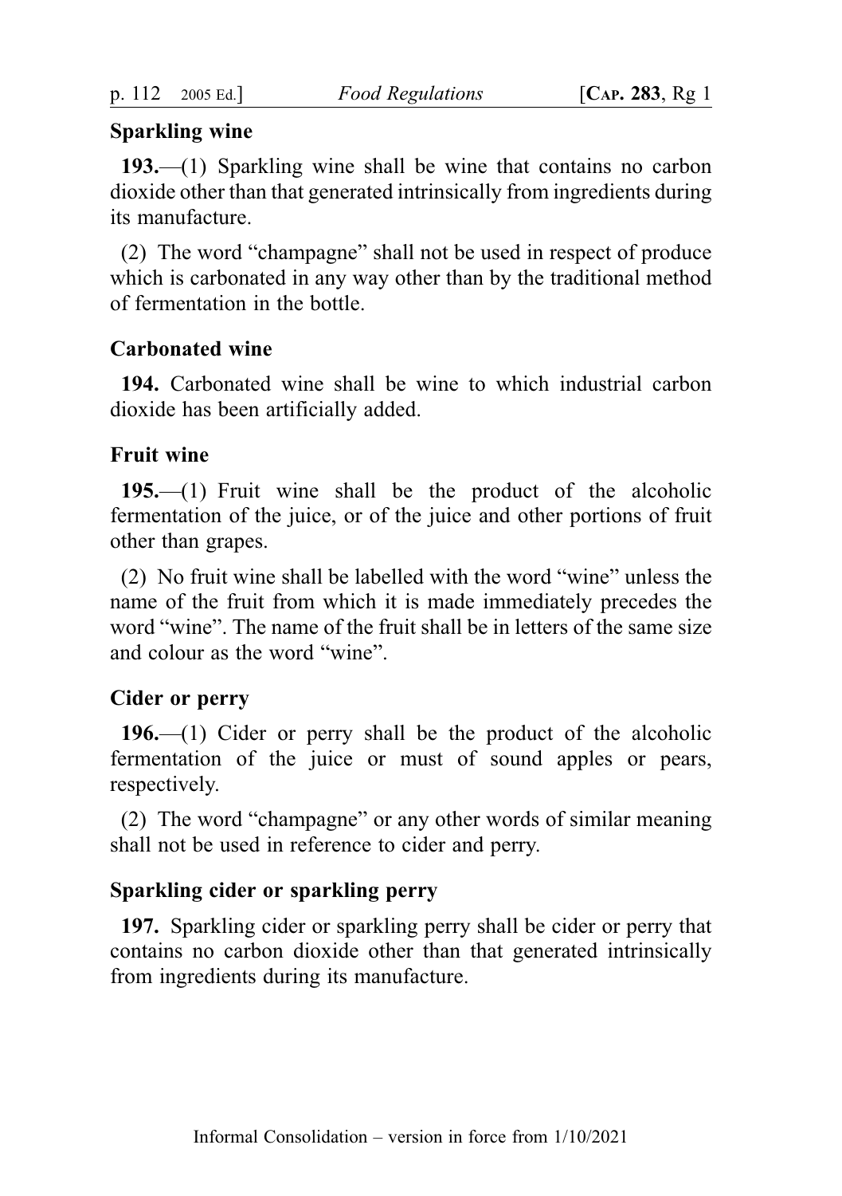**Sparkling wine**

**193.**—(1) Sparkling wine shall be wine that contains no carbon dioxide other than that generated intrinsically from ingredients during its manufacture.

(2) The word "champagne" shall not be used in respect of produce which is carbonated in any way other than by the traditional method of fermentation in the bottle.

**Carbonated wine**

**194.** Carbonated wine shall be wine to which industrial carbon dioxide has been artificially added.

**Fruit wine**

**195.**—(1) Fruit wine shall be the product of the alcoholic fermentation of the juice, or of the juice and other portions of fruit other than grapes.

(2) No fruit wine shall be labelled with the word "wine" unless the name of the fruit from which it is made immediately precedes the word "wine". The name of the fruit shall be in letters of the same size and colour as the word "wine".

**Cider or perry**

**196.**—(1) Cider or perry shall be the product of the alcoholic fermentation of the juice or must of sound apples or pears, respectively.

(2) The word "champagne" or any other words of similar meaning shall not be used in reference to cider and perry.

**Sparkling cider or sparkling perry**

**197.** Sparkling cider or sparkling perry shall be cider or perry that contains no carbon dioxide other than that generated intrinsically from ingredients during its manufacture.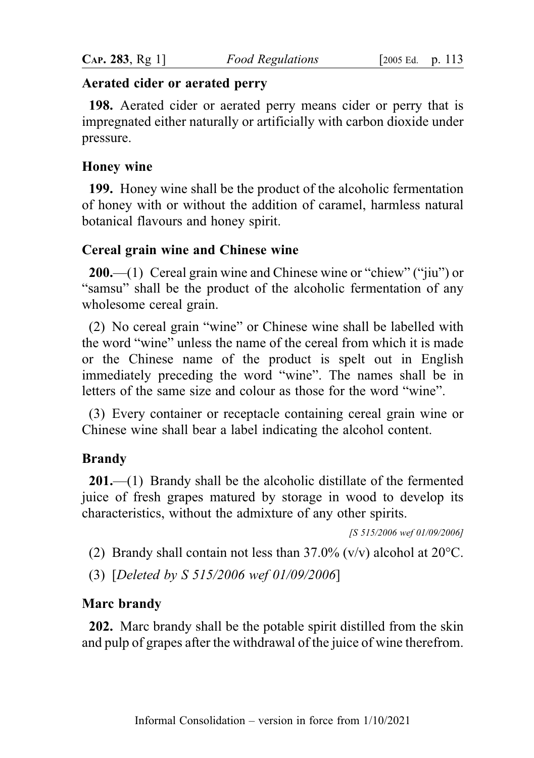### Aerated cider or aerated perry

**198.** Aerated cider or aerated perry means cider or perry that is impregnated either naturally or artificially with carbon dioxide under pressure.

### Honey wine

**199.** Honey wine shall be the product of the alcoholic fermentation of honey with or without the addition of caramel, harmless natural botanical flavours and honey spirit.

### Cereal grain wine and Chinese wine

**200.**—(1) Cereal grain wine and Chinese wine or "chiew" ("jiu") or "samsu" shall be the product of the alcoholic fermentation of any wholesome cereal grain.

(2) No cereal grain "wine" or Chinese wine shall be labelled with the word "wine" unless the name of the cereal from which it is made or the Chinese name of the product is spelt out in English immediately preceding the word "wine". The names shall be in letters of the same size and colour as those for the word "wine".

(3) Every container or receptacle containing cereal grain wine or Chinese wine shall bear a label indicating the alcohol content.

### Brandy

**201.**—(1) Brandy shall be the alcoholic distillate of the fermented juice of fresh grapes matured by storage in wood to develop its characteristics, without the admixture of any other spirits.

*[S 515/2006 wef 01/09/2006]*

(2) Brandy shall contain not less than 37.0% (v/v) alcohol at 20°C.

(3) [*Deleted by S 515/2006 wef 01/09/2006*]

### Marc brandy

**202.** Marc brandy shall be the potable spirit distilled from the skin and pulp of grapes after the withdrawal of the juice of wine therefrom.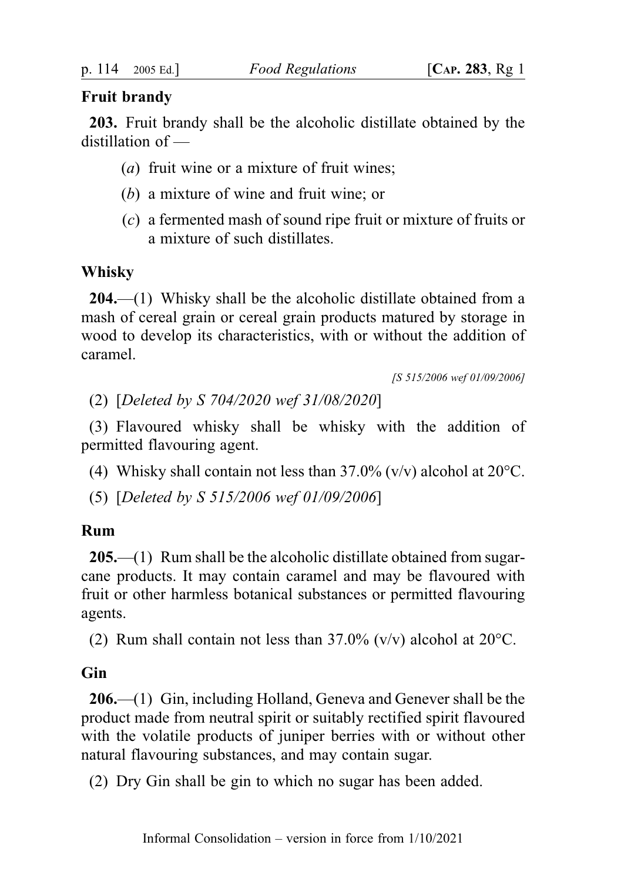**Fruit brandy**

**203.** Fruit brandy shall be the alcoholic distillate obtained by the distillation of —

(*a*) fruit wine or a mixture of fruit wines;

(*b*) a mixture of wine and fruit wine; or

(*c*) a fermented mash of sound ripe fruit or mixture of fruits or a mixture of such distillates.

**Whisky**

**204.**—(1) Whisky shall be the alcoholic distillate obtained from a mash of cereal grain or cereal grain products matured by storage in wood to develop its characteristics, with or without the addition of caramel.

*[S 515/2006 wef 01/09/2006]*

(2) [*Deleted by S 704/2020 wef 31/08/2020*]

(3) Flavoured whisky shall be whisky with the addition of permitted flavouring agent.

(4) Whisky shall contain not less than 37.0% (v/v) alcohol at 20°C.

(5) [*Deleted by S 515/2006 wef 01/09/2006*]

**Rum**

**205.**—(1) Rum shall be the alcoholic distillate obtained from sugar-cane products. It may contain caramel and may be flavoured with fruit or other harmless botanical substances or permitted flavouring agents.

(2) Rum shall contain not less than 37.0% (v/v) alcohol at 20°C.

**Gin**

**206.**—(1) Gin, including Holland, Geneva and Genever shall be the product made from neutral spirit or suitably rectified spirit flavoured with the volatile products of juniper berries with or without other natural flavouring substances, and may contain sugar.

(2) Dry Gin shall be gin to which no sugar has been added.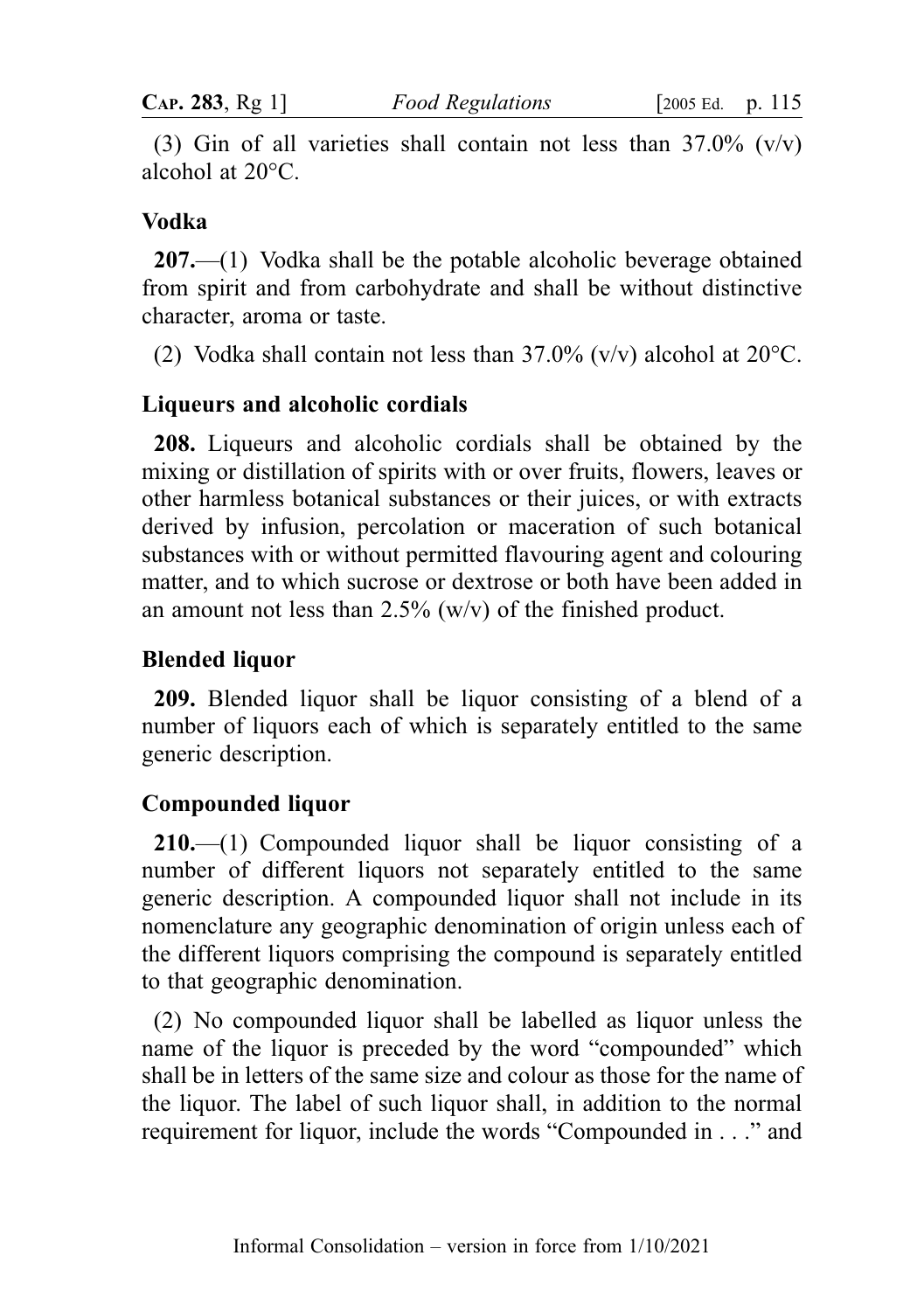(3) Gin of all varieties shall contain not less than 37.0% (v/v) alcohol at 20°C.

### Vodka

**207.**—(1) Vodka shall be the potable alcoholic beverage obtained from spirit and from carbohydrate and shall be without distinctive character, aroma or taste.

(2) Vodka shall contain not less than 37.0% (v/v) alcohol at 20°C.

### Liqueurs and alcoholic cordials

**208.** Liqueurs and alcoholic cordials shall be obtained by the mixing or distillation of spirits with or over fruits, flowers, leaves or other harmless botanical substances or their juices, or with extracts derived by infusion, percolation or maceration of such botanical substances with or without permitted flavouring agent and colouring matter, and to which sucrose or dextrose or both have been added in an amount not less than 2.5% (w/v) of the finished product.

### Blended liquor

**209.** Blended liquor shall be liquor consisting of a blend of a number of liquors each of which is separately entitled to the same generic description.

### Compounded liquor

**210.**—(1) Compounded liquor shall be liquor consisting of a number of different liquors not separately entitled to the same generic description. A compounded liquor shall not include in its nomenclature any geographic denomination of origin unless each of the different liquors comprising the compound is separately entitled to that geographic denomination.

(2) No compounded liquor shall be labelled as liquor unless the name of the liquor is preceded by the word "compounded" which shall be in letters of the same size and colour as those for the name of the liquor. The label of such liquor shall, in addition to the normal requirement for liquor, include the words "Compounded in . . ." and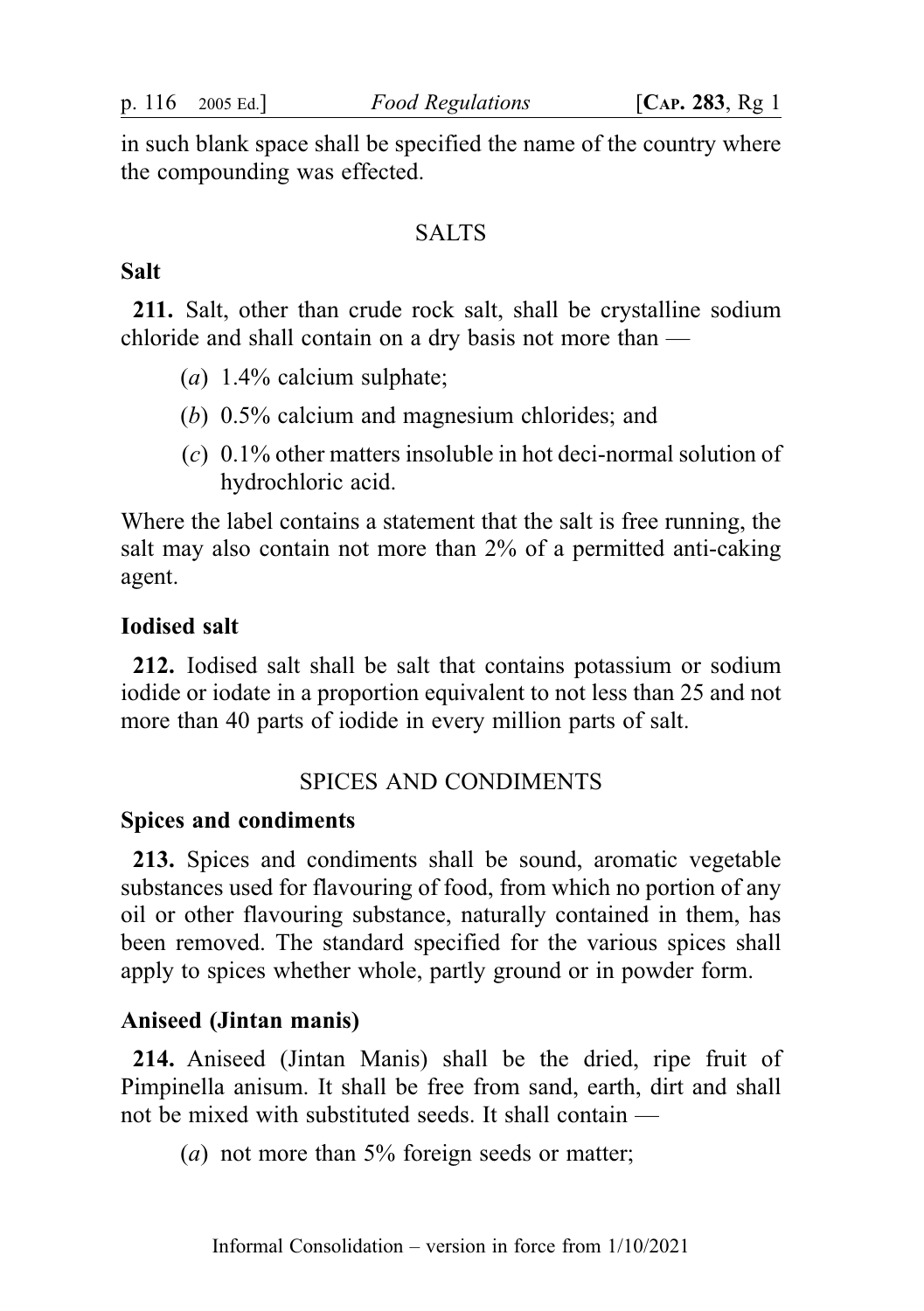in such blank space shall be specified the name of the country where the compounding was effected.

## SALTS

### Salt

**211.** Salt, other than crude rock salt, shall be crystalline sodium chloride and shall contain on a dry basis not more than —

(*a*) 1.4% calcium sulphate;

(*b*) 0.5% calcium and magnesium chlorides; and

(*c*) 0.1% other matters insoluble in hot deci-normal solution of hydrochloric acid.

Where the label contains a statement that the salt is free running, the salt may also contain not more than 2% of a permitted anti-caking agent.

### Iodised salt

**212.** Iodised salt shall be salt that contains potassium or sodium iodide or iodate in a proportion equivalent to not less than 25 and not more than 40 parts of iodide in every million parts of salt.

## SPICES AND CONDIMENTS

### Spices and condiments

**213.** Spices and condiments shall be sound, aromatic vegetable substances used for flavouring of food, from which no portion of any oil or other flavouring substance, naturally contained in them, has been removed. The standard specified for the various spices shall apply to spices whether whole, partly ground or in powder form.

### Aniseed (Jintan manis)

**214.** Aniseed (Jintan Manis) shall be the dried, ripe fruit of Pimpinella anisum. It shall be free from sand, earth, dirt and shall not be mixed with substituted seeds. It shall contain —

(*a*) not more than 5% foreign seeds or matter;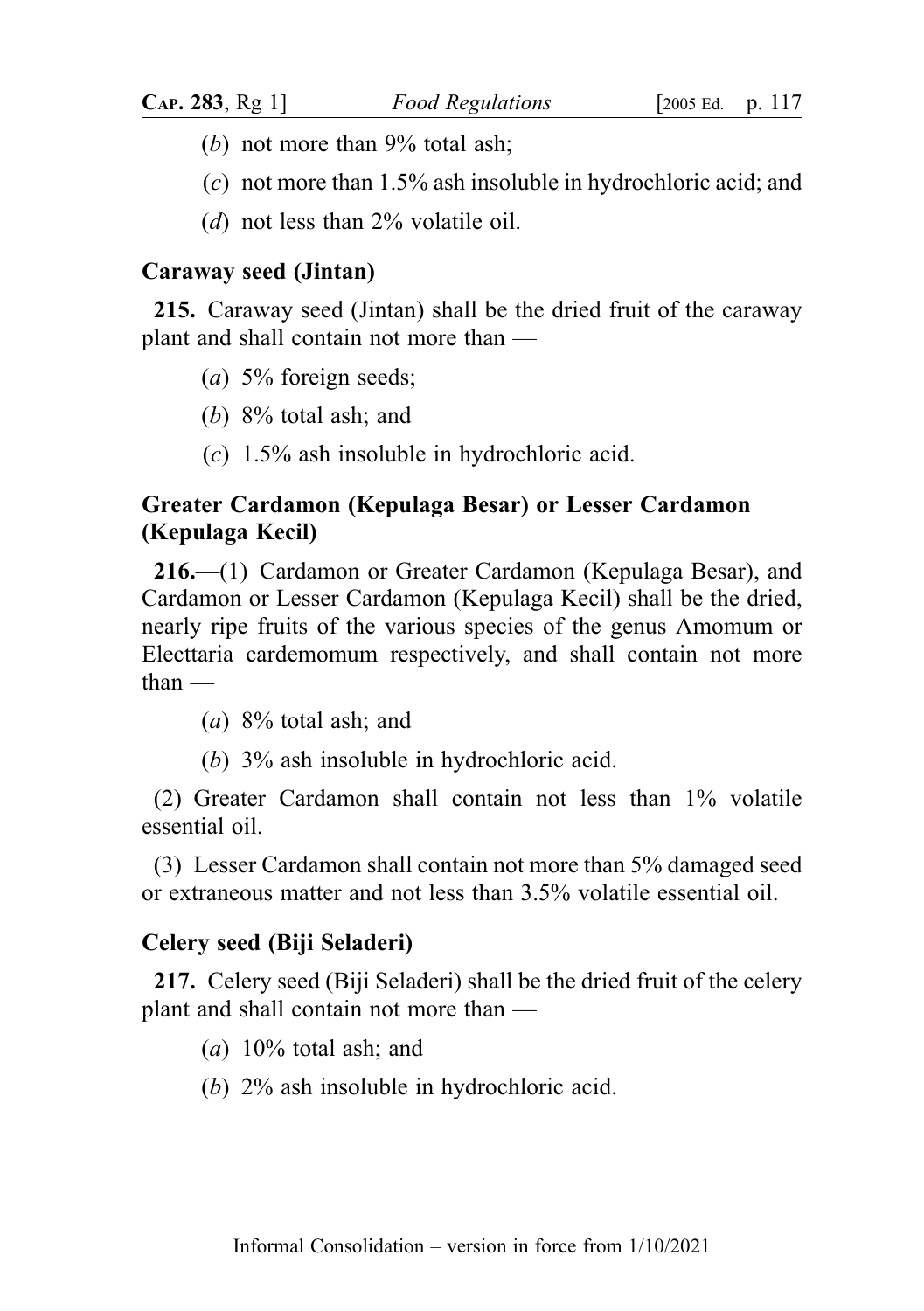(*b*) not more than 9% total ash;

(*c*) not more than 1.5% ash insoluble in hydrochloric acid; and

(*d*) not less than 2% volatile oil.

### Caraway seed (Jintan)

**215.** Caraway seed (Jintan) shall be the dried fruit of the caraway plant and shall contain not more than —

(*a*) 5% foreign seeds;

(*b*) 8% total ash; and

(*c*) 1.5% ash insoluble in hydrochloric acid.

### Greater Cardamon (Kepulaga Besar) or Lesser Cardamon (Kepulaga Kecil)

**216.**—(1) Cardamon or Greater Cardamon (Kepulaga Besar), and Cardamon or Lesser Cardamon (Kepulaga Kecil) shall be the dried, nearly ripe fruits of the various species of the genus Amomum or Electtaria cardemomum respectively, and shall contain not more than —

(*a*) 8% total ash; and

(*b*) 3% ash insoluble in hydrochloric acid.

(2) Greater Cardamon shall contain not less than 1% volatile essential oil.

(3) Lesser Cardamon shall contain not more than 5% damaged seed or extraneous matter and not less than 3.5% volatile essential oil.

### Celery seed (Biji Seladeri)

**217.** Celery seed (Biji Seladeri) shall be the dried fruit of the celery plant and shall contain not more than —

(*a*) 10% total ash; and

(*b*) 2% ash insoluble in hydrochloric acid.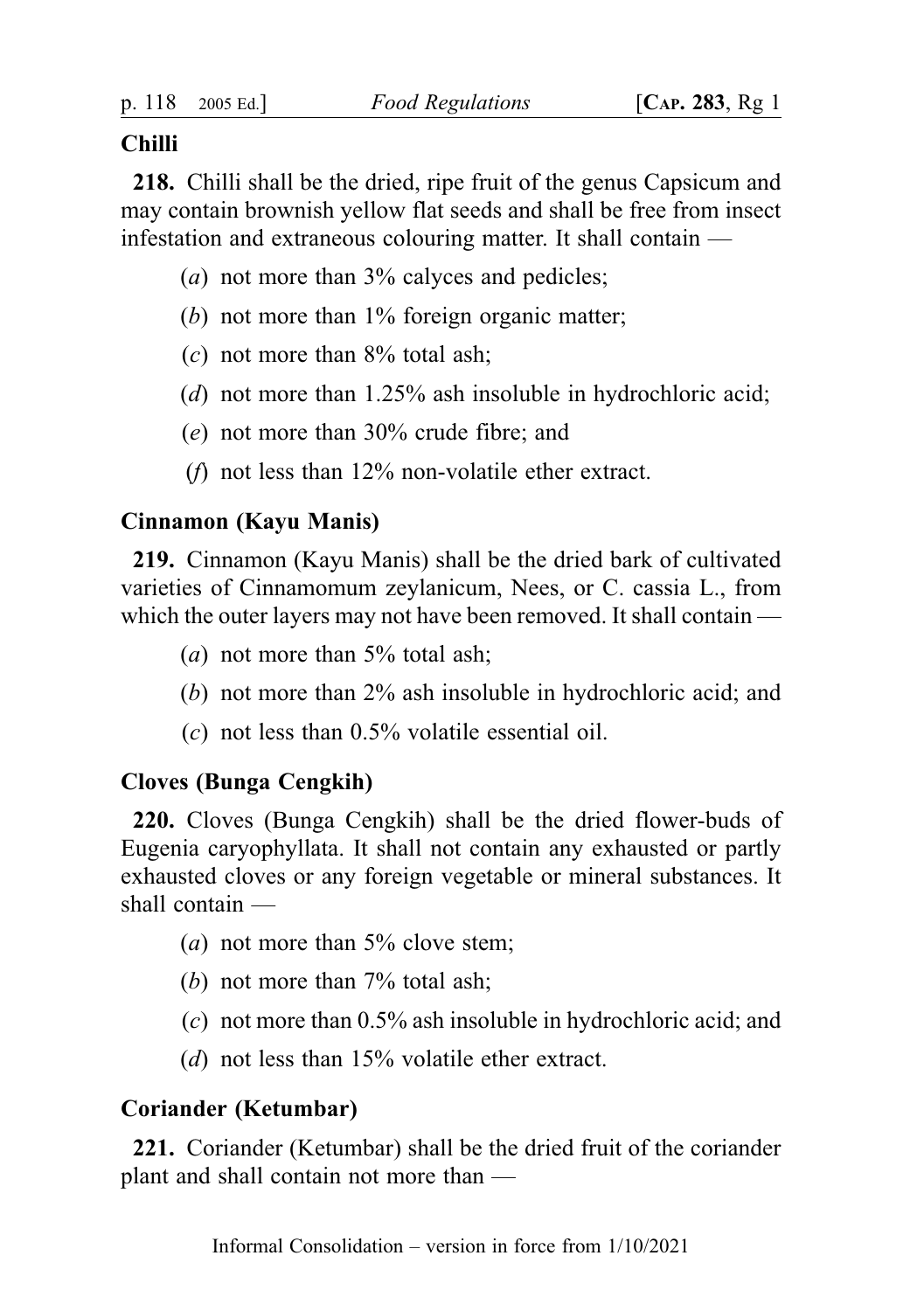### Chilli

**218.** Chilli shall be the dried, ripe fruit of the genus Capsicum and may contain brownish yellow flat seeds and shall be free from insect infestation and extraneous colouring matter. It shall contain —

(*a*) not more than 3% calyces and pedicles;

(*b*) not more than 1% foreign organic matter;

(*c*) not more than 8% total ash;

(*d*) not more than 1.25% ash insoluble in hydrochloric acid;

(*e*) not more than 30% crude fibre; and

(*f*) not less than 12% non-volatile ether extract.

### Cinnamon (Kayu Manis)

**219.** Cinnamon (Kayu Manis) shall be the dried bark of cultivated varieties of Cinnamomum zeylanicum, Nees, or C. cassia L., from which the outer layers may not have been removed. It shall contain —

(*a*) not more than 5% total ash;

(*b*) not more than 2% ash insoluble in hydrochloric acid; and

(*c*) not less than 0.5% volatile essential oil.

### Cloves (Bunga Cengkih)

**220.** Cloves (Bunga Cengkih) shall be the dried flower-buds of Eugenia caryophyllata. It shall not contain any exhausted or partly exhausted cloves or any foreign vegetable or mineral substances. It shall contain —

(*a*) not more than 5% clove stem;

(*b*) not more than 7% total ash;

(*c*) not more than 0.5% ash insoluble in hydrochloric acid; and

(*d*) not less than 15% volatile ether extract.

### Coriander (Ketumbar)

**221.** Coriander (Ketumbar) shall be the dried fruit of the coriander plant and shall contain not more than —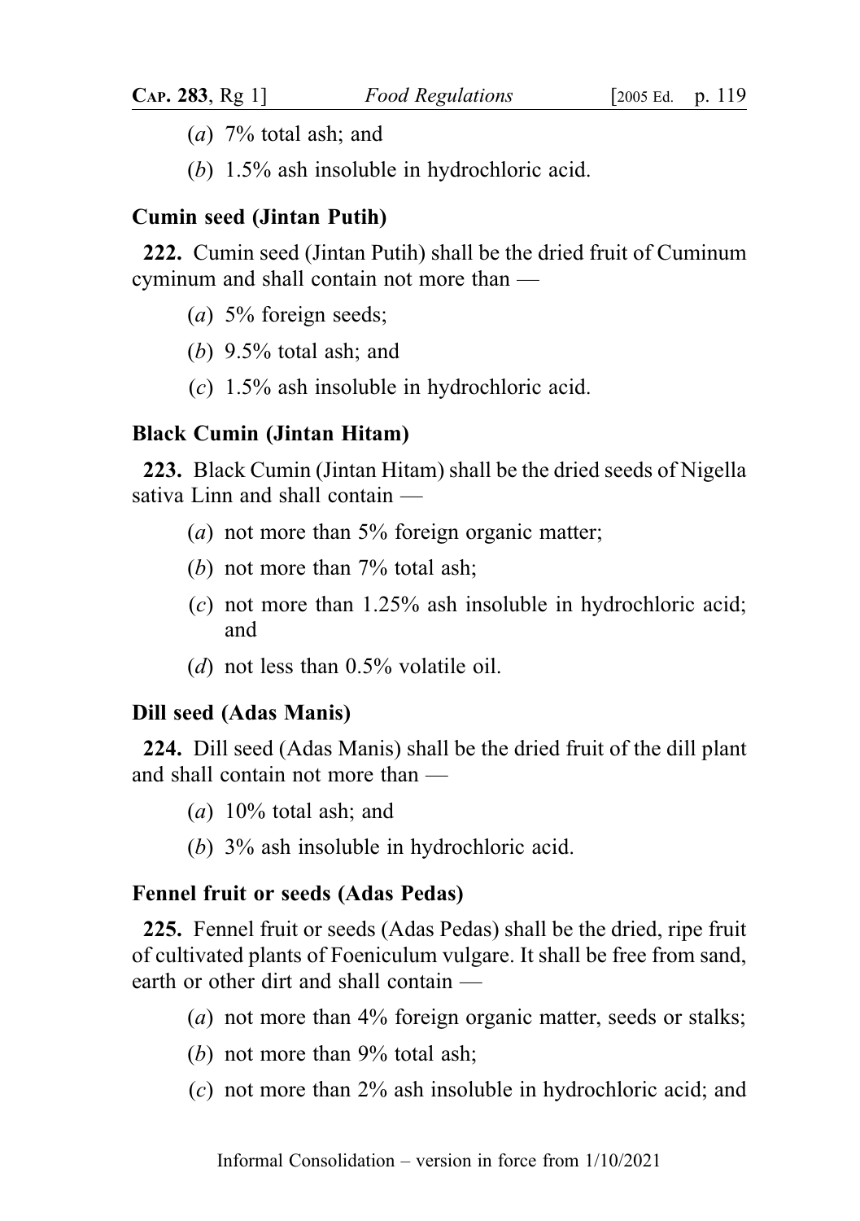(*a*) 7% total ash; and

(*b*) 1.5% ash insoluble in hydrochloric acid.

**Cumin seed (Jintan Putih)**

**222.** Cumin seed (Jintan Putih) shall be the dried fruit of Cuminum cyminum and shall contain not more than —

(*a*) 5% foreign seeds;

(*b*) 9.5% total ash; and

(*c*) 1.5% ash insoluble in hydrochloric acid.

**Black Cumin (Jintan Hitam)**

**223.** Black Cumin (Jintan Hitam) shall be the dried seeds of Nigella sativa Linn and shall contain —

(*a*) not more than 5% foreign organic matter;

(*b*) not more than 7% total ash;

(*c*) not more than 1.25% ash insoluble in hydrochloric acid; and

(*d*) not less than 0.5% volatile oil.

**Dill seed (Adas Manis)**

**224.** Dill seed (Adas Manis) shall be the dried fruit of the dill plant and shall contain not more than —

(*a*) 10% total ash; and

(*b*) 3% ash insoluble in hydrochloric acid.

**Fennel fruit or seeds (Adas Pedas)**

**225.** Fennel fruit or seeds (Adas Pedas) shall be the dried, ripe fruit of cultivated plants of Foeniculum vulgare. It shall be free from sand, earth or other dirt and shall contain —

(*a*) not more than 4% foreign organic matter, seeds or stalks;

(*b*) not more than 9% total ash;

(*c*) not more than 2% ash insoluble in hydrochloric acid; and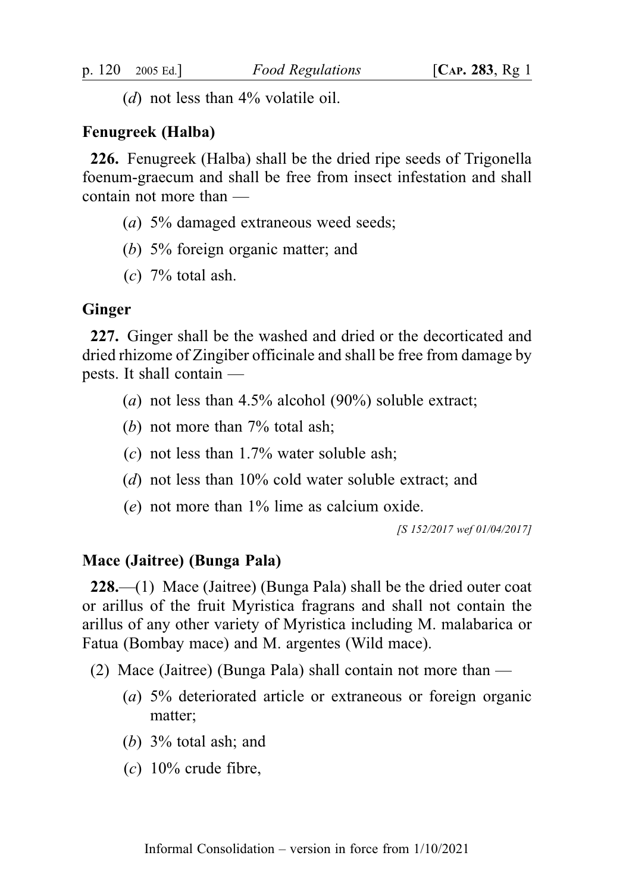(*d*) not less than 4% volatile oil.

**Fenugreek (Halba)**

**226.** Fenugreek (Halba) shall be the dried ripe seeds of Trigonella foenum-graecum and shall be free from insect infestation and shall contain not more than —

(*a*) 5% damaged extraneous weed seeds;

(*b*) 5% foreign organic matter; and

(*c*) 7% total ash.

**Ginger**

**227.** Ginger shall be the washed and dried or the decorticated and dried rhizome of Zingiber officinale and shall be free from damage by pests. It shall contain —

(*a*) not less than 4.5% alcohol (90%) soluble extract;

(*b*) not more than 7% total ash;

(*c*) not less than 1.7% water soluble ash;

(*d*) not less than 10% cold water soluble extract; and

(*e*) not more than 1% lime as calcium oxide.

*[S 152/2017 wef 01/04/2017]*

**Mace (Jaitree) (Bunga Pala)**

**228.**—(1) Mace (Jaitree) (Bunga Pala) shall be the dried outer coat or arillus of the fruit Myristica fragrans and shall not contain the arillus of any other variety of Myristica including M. malabarica or Fatua (Bombay mace) and M. argentes (Wild mace).

(2) Mace (Jaitree) (Bunga Pala) shall contain not more than —

(*a*) 5% deteriorated article or extraneous or foreign organic matter;

(*b*) 3% total ash; and

(*c*) 10% crude fibre,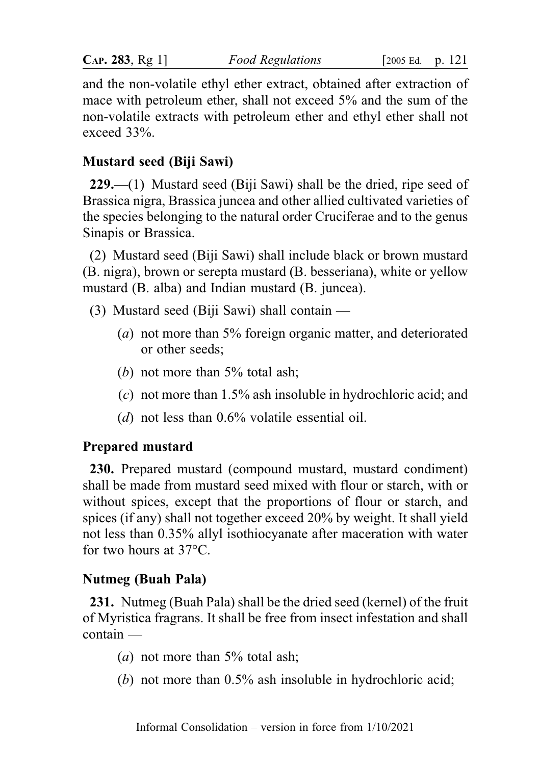and the non-volatile ethyl ether extract, obtained after extraction of mace with petroleum ether, shall not exceed 5% and the sum of the non-volatile extracts with petroleum ether and ethyl ether shall not exceed 33%.

### Mustard seed (Biji Sawi)

**229.**—(1) Mustard seed (Biji Sawi) shall be the dried, ripe seed of Brassica nigra, Brassica juncea and other allied cultivated varieties of the species belonging to the natural order Cruciferae and to the genus Sinapis or Brassica.

(2) Mustard seed (Biji Sawi) shall include black or brown mustard (B. nigra), brown or serepta mustard (B. besseriana), white or yellow mustard (B. alba) and Indian mustard (B. juncea).

(3) Mustard seed (Biji Sawi) shall contain —

(*a*) not more than 5% foreign organic matter, and deteriorated or other seeds;

(*b*) not more than 5% total ash;

(*c*) not more than 1.5% ash insoluble in hydrochloric acid; and

(*d*) not less than 0.6% volatile essential oil.

### Prepared mustard

**230.** Prepared mustard (compound mustard, mustard condiment) shall be made from mustard seed mixed with flour or starch, with or without spices, except that the proportions of flour or starch, and spices (if any) shall not together exceed 20% by weight. It shall yield not less than 0.35% allyl isothiocyanate after maceration with water for two hours at 37°C.

### Nutmeg (Buah Pala)

**231.** Nutmeg (Buah Pala) shall be the dried seed (kernel) of the fruit of Myristica fragrans. It shall be free from insect infestation and shall contain —

(*a*) not more than 5% total ash;

(*b*) not more than 0.5% ash insoluble in hydrochloric acid;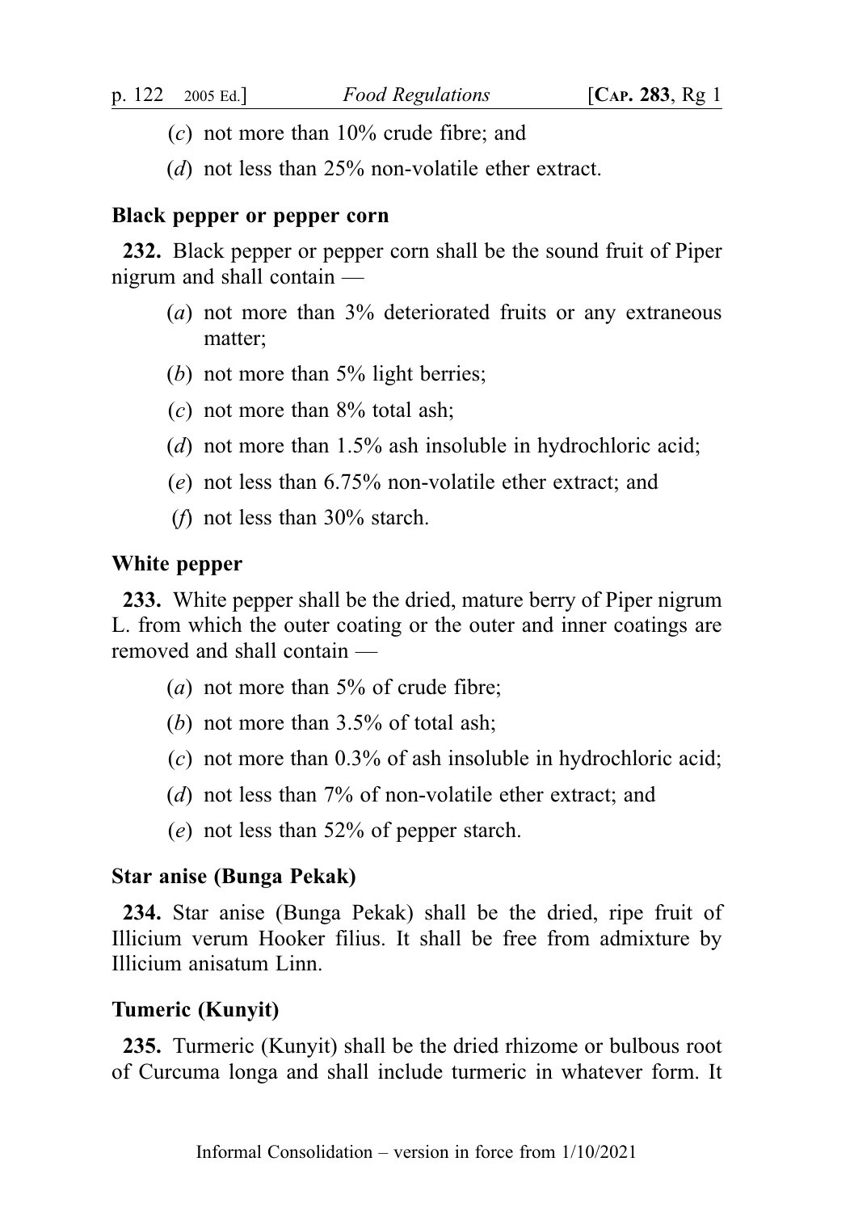(*c*) not more than 10% crude fibre; and

(*d*) not less than 25% non-volatile ether extract.

**Black pepper or pepper corn**

**232.** Black pepper or pepper corn shall be the sound fruit of Piper nigrum and shall contain —

(*a*) not more than 3% deteriorated fruits or any extraneous matter;

(*b*) not more than 5% light berries;

(*c*) not more than 8% total ash;

(*d*) not more than 1.5% ash insoluble in hydrochloric acid;

(*e*) not less than 6.75% non-volatile ether extract; and

(*f*) not less than 30% starch.

**White pepper**

**233.** White pepper shall be the dried, mature berry of Piper nigrum L. from which the outer coating or the outer and inner coatings are removed and shall contain —

(*a*) not more than 5% of crude fibre;

(*b*) not more than 3.5% of total ash;

(*c*) not more than 0.3% of ash insoluble in hydrochloric acid;

(*d*) not less than 7% of non-volatile ether extract; and

(*e*) not less than 52% of pepper starch.

**Star anise (Bunga Pekak)**

**234.** Star anise (Bunga Pekak) shall be the dried, ripe fruit of Illicium verum Hooker filius. It shall be free from admixture by Illicium anisatum Linn.

**Tumeric (Kunyit)**

**235.** Turmeric (Kunyit) shall be the dried rhizome or bulbous root of Curcuma longa and shall include turmeric in whatever form. It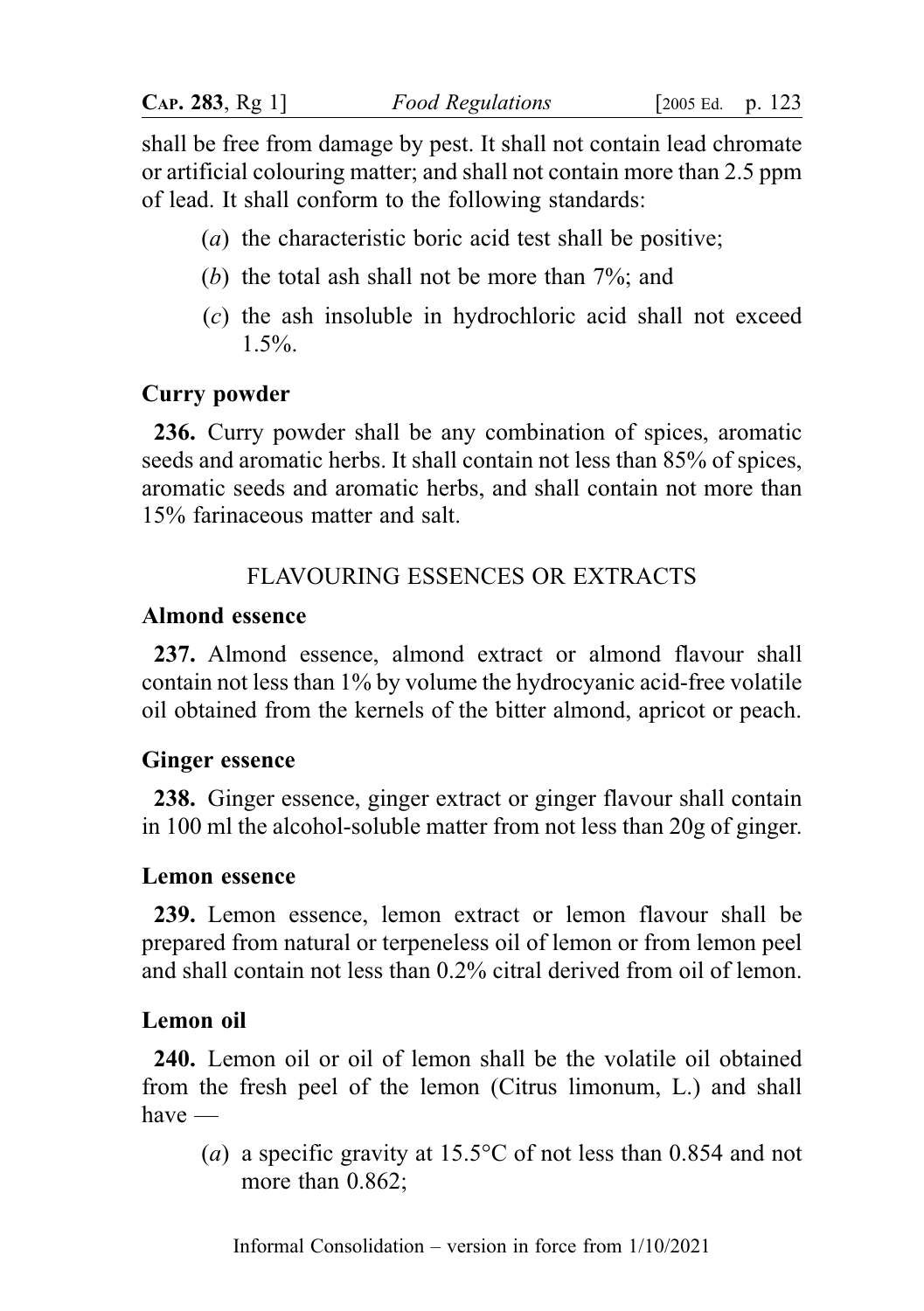shall be free from damage by pest. It shall not contain lead chromate or artificial colouring matter; and shall not contain more than 2.5 ppm of lead. It shall conform to the following standards:

(*a*) the characteristic boric acid test shall be positive;

(*b*) the total ash shall not be more than 7%; and

(*c*) the ash insoluble in hydrochloric acid shall not exceed 1.5%.

### Curry powder

**236.** Curry powder shall be any combination of spices, aromatic seeds and aromatic herbs. It shall contain not less than 85% of spices, aromatic seeds and aromatic herbs, and shall contain not more than 15% farinaceous matter and salt.

## FLAVOURING ESSENCES OR EXTRACTS

### Almond essence

**237.** Almond essence, almond extract or almond flavour shall contain not less than 1% by volume the hydrocyanic acid-free volatile oil obtained from the kernels of the bitter almond, apricot or peach.

### Ginger essence

**238.** Ginger essence, ginger extract or ginger flavour shall contain in 100 ml the alcohol-soluble matter from not less than 20g of ginger.

### Lemon essence

**239.** Lemon essence, lemon extract or lemon flavour shall be prepared from natural or terpeneless oil of lemon or from lemon peel and shall contain not less than 0.2% citral derived from oil of lemon.

### Lemon oil

**240.** Lemon oil or oil of lemon shall be the volatile oil obtained from the fresh peel of the lemon (Citrus limonum, L.) and shall have —

(*a*) a specific gravity at 15.5°C of not less than 0.854 and not more than 0.862;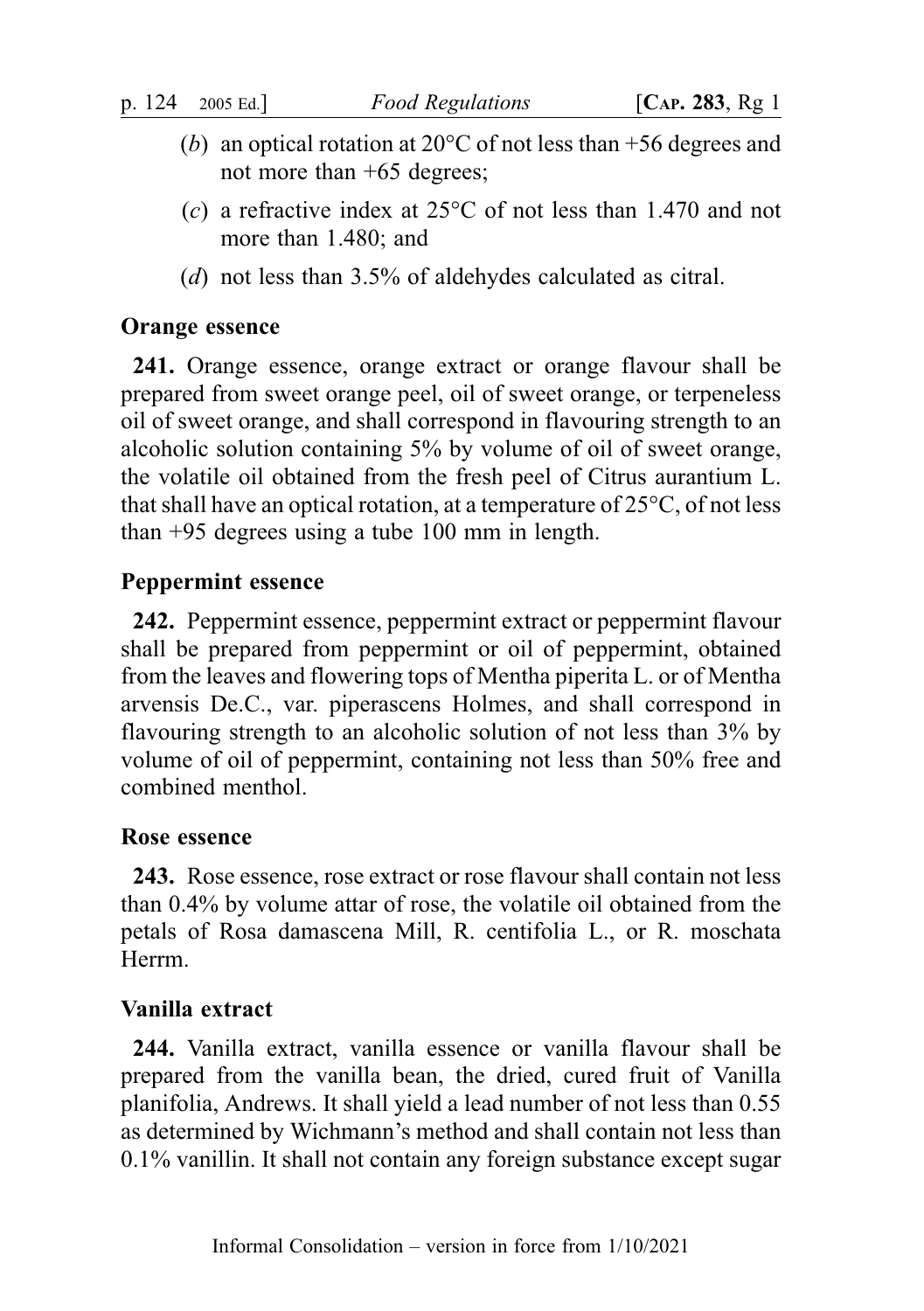(*b*) an optical rotation at 20°C of not less than +56 degrees and not more than +65 degrees;

(*c*) a refractive index at 25°C of not less than 1.470 and not more than 1.480; and

(*d*) not less than 3.5% of aldehydes calculated as citral.

### Orange essence

**241.** Orange essence, orange extract or orange flavour shall be prepared from sweet orange peel, oil of sweet orange, or terpeneless oil of sweet orange, and shall correspond in flavouring strength to an alcoholic solution containing 5% by volume of oil of sweet orange, the volatile oil obtained from the fresh peel of Citrus aurantium L. that shall have an optical rotation, at a temperature of 25°C, of not less than +95 degrees using a tube 100 mm in length.

### Peppermint essence

**242.** Peppermint essence, peppermint extract or peppermint flavour shall be prepared from peppermint or oil of peppermint, obtained from the leaves and flowering tops of Mentha piperita L. or of Mentha arvensis De.C., var. piperascens Holmes, and shall correspond in flavouring strength to an alcoholic solution of not less than 3% by volume of oil of peppermint, containing not less than 50% free and combined menthol.

### Rose essence

**243.** Rose essence, rose extract or rose flavour shall contain not less than 0.4% by volume attar of rose, the volatile oil obtained from the petals of Rosa damascena Mill, R. centifolia L., or R. moschata Herrm.

### Vanilla extract

**244.** Vanilla extract, vanilla essence or vanilla flavour shall be prepared from the vanilla bean, the dried, cured fruit of Vanilla planifolia, Andrews. It shall yield a lead number of not less than 0.55 as determined by Wichmann's method and shall contain not less than 0.1% vanillin. It shall not contain any foreign substance except sugar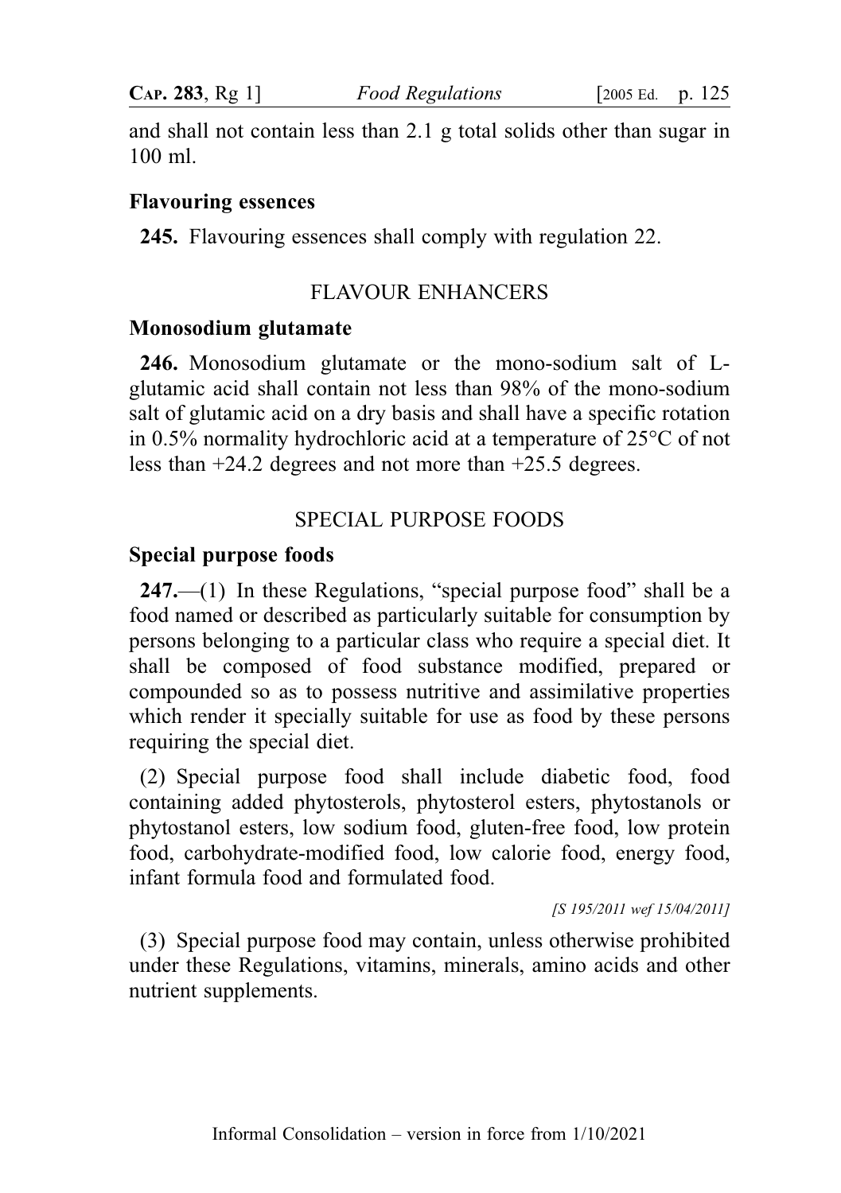and shall not contain less than 2.1 g total solids other than sugar in 100 ml.

**Flavouring essences**

**245.** Flavouring essences shall comply with regulation 22.

FLAVOUR ENHANCERS

**Monosodium glutamate**

**246.** Monosodium glutamate or the mono-sodium salt of L-glutamic acid shall contain not less than 98% of the mono-sodium salt of glutamic acid on a dry basis and shall have a specific rotation in 0.5% normality hydrochloric acid at a temperature of 25°C of not less than +24.2 degrees and not more than +25.5 degrees.

SPECIAL PURPOSE FOODS

**Special purpose foods**

**247.**—(1) In these Regulations, "special purpose food" shall be a food named or described as particularly suitable for consumption by persons belonging to a particular class who require a special diet. It shall be composed of food substance modified, prepared or compounded so as to possess nutritive and assimilative properties which render it specially suitable for use as food by these persons requiring the special diet.

(2) Special purpose food shall include diabetic food, food containing added phytosterols, phytosterol esters, phytostanols or phytostanol esters, low sodium food, gluten-free food, low protein food, carbohydrate-modified food, low calorie food, energy food, infant formula food and formulated food.

*[S 195/2011 wef 15/04/2011]*

(3) Special purpose food may contain, unless otherwise prohibited under these Regulations, vitamins, minerals, amino acids and other nutrient supplements.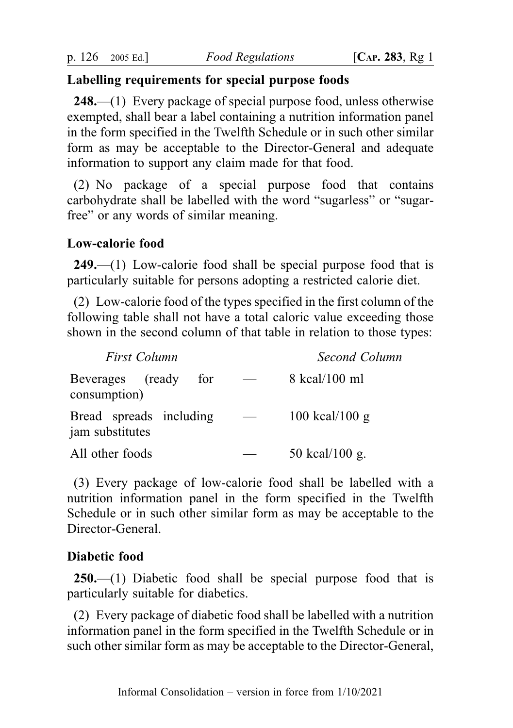**Labelling requirements for special purpose foods**

**248.**—(1) Every package of special purpose food, unless otherwise exempted, shall bear a label containing a nutrition information panel in the form specified in the Twelfth Schedule or in such other similar form as may be acceptable to the Director-General and adequate information to support any claim made for that food.

(2) No package of a special purpose food that contains carbohydrate shall be labelled with the word "sugarless" or "sugar-free" or any words of similar meaning.

**Low-calorie food**

**249.**—(1) Low-calorie food shall be special purpose food that is particularly suitable for persons adopting a restricted calorie diet.

(2) Low-calorie food of the types specified in the first column of the following table shall not have a total caloric value exceeding those shown in the second column of that table in relation to those types:

| *First Column* | | *Second Column* |
|---|---|---|
| Beverages (ready for consumption) | — | 8 kcal/100 ml |
| Bread spreads including jam substitutes | — | 100 kcal/100 g |
| All other foods | — | 50 kcal/100 g. |

(3) Every package of low-calorie food shall be labelled with a nutrition information panel in the form specified in the Twelfth Schedule or in such other similar form as may be acceptable to the Director-General.

**Diabetic food**

**250.**—(1) Diabetic food shall be special purpose food that is particularly suitable for diabetics.

(2) Every package of diabetic food shall be labelled with a nutrition information panel in the form specified in the Twelfth Schedule or in such other similar form as may be acceptable to the Director-General,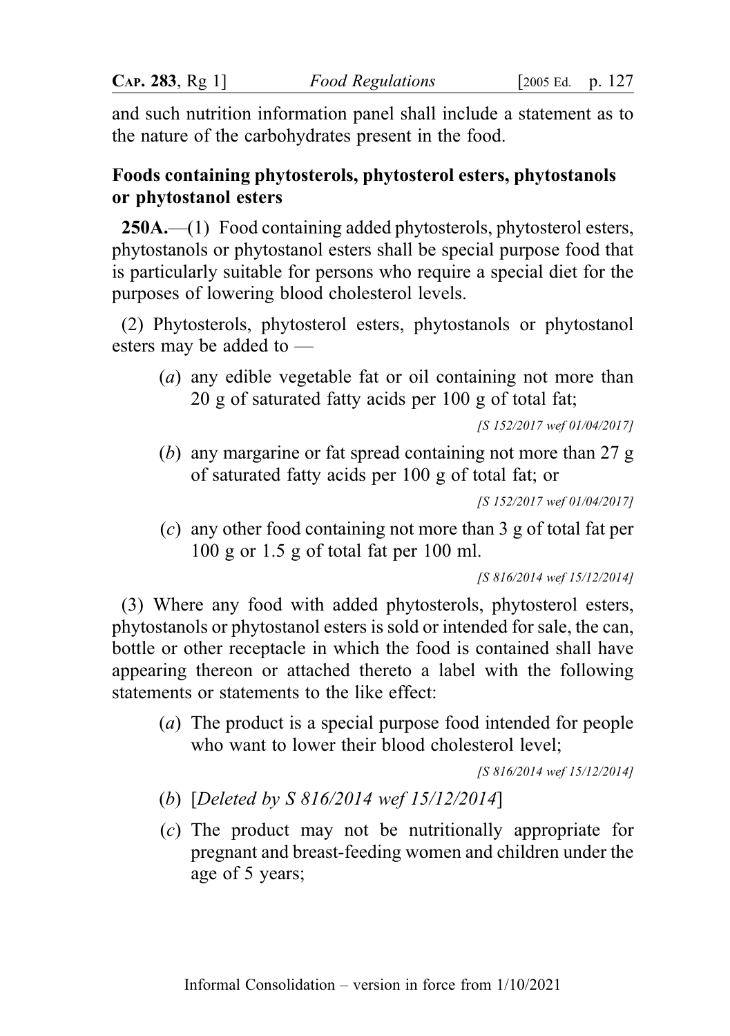and such nutrition information panel shall include a statement as to the nature of the carbohydrates present in the food.

**Foods containing phytosterols, phytosterol esters, phytostanols or phytostanol esters**

**250A.**—(1) Food containing added phytosterols, phytosterol esters, phytostanols or phytostanol esters shall be special purpose food that is particularly suitable for persons who require a special diet for the purposes of lowering blood cholesterol levels.

(2) Phytosterols, phytosterol esters, phytostanols or phytostanol esters may be added to —

(*a*) any edible vegetable fat or oil containing not more than 20 g of saturated fatty acids per 100 g of total fat;

*[S 152/2017 wef 01/04/2017]*

(*b*) any margarine or fat spread containing not more than 27 g of saturated fatty acids per 100 g of total fat; or

*[S 152/2017 wef 01/04/2017]*

(*c*) any other food containing not more than 3 g of total fat per 100 g or 1.5 g of total fat per 100 ml.

*[S 816/2014 wef 15/12/2014]*

(3) Where any food with added phytosterols, phytosterol esters, phytostanols or phytostanol esters is sold or intended for sale, the can, bottle or other receptacle in which the food is contained shall have appearing thereon or attached thereto a label with the following statements or statements to the like effect:

(*a*) The product is a special purpose food intended for people who want to lower their blood cholesterol level;

*[S 816/2014 wef 15/12/2014]*

(*b*) [*Deleted by S 816/2014 wef 15/12/2014*]

(*c*) The product may not be nutritionally appropriate for pregnant and breast-feeding women and children under the age of 5 years;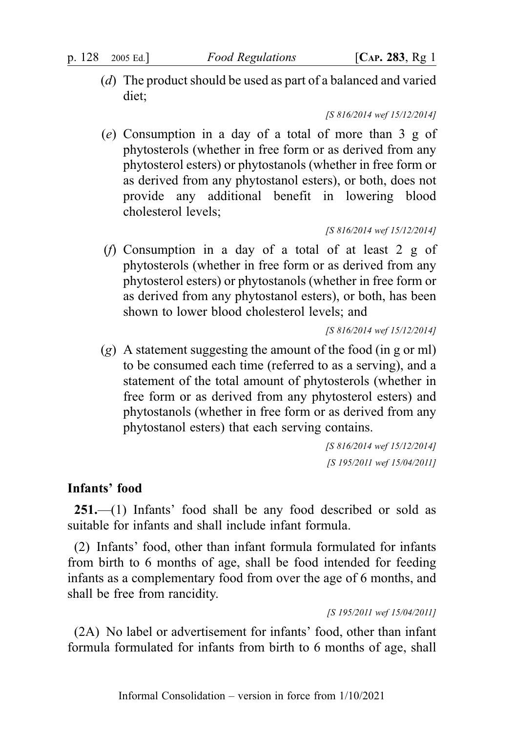(*d*) The product should be used as part of a balanced and varied diet;

*[S 816/2014 wef 15/12/2014]*

(*e*) Consumption in a day of a total of more than 3 g of phytosterols (whether in free form or as derived from any phytosterol esters) or phytostanols (whether in free form or as derived from any phytostanol esters), or both, does not provide any additional benefit in lowering blood cholesterol levels;

*[S 816/2014 wef 15/12/2014]*

(*f*) Consumption in a day of a total of at least 2 g of phytosterols (whether in free form or as derived from any phytosterol esters) or phytostanols (whether in free form or as derived from any phytostanol esters), or both, has been shown to lower blood cholesterol levels; and

*[S 816/2014 wef 15/12/2014]*

(*g*) A statement suggesting the amount of the food (in g or ml) to be consumed each time (referred to as a serving), and a statement of the total amount of phytosterols (whether in free form or as derived from any phytosterol esters) and phytostanols (whether in free form or as derived from any phytostanol esters) that each serving contains.

*[S 816/2014 wef 15/12/2014]*
*[S 195/2011 wef 15/04/2011]*

**Infants' food**

**251.**—(1) Infants' food shall be any food described or sold as suitable for infants and shall include infant formula.

(2) Infants' food, other than infant formula formulated for infants from birth to 6 months of age, shall be food intended for feeding infants as a complementary food from over the age of 6 months, and shall be free from rancidity.

*[S 195/2011 wef 15/04/2011]*

(2A) No label or advertisement for infants' food, other than infant formula formulated for infants from birth to 6 months of age, shall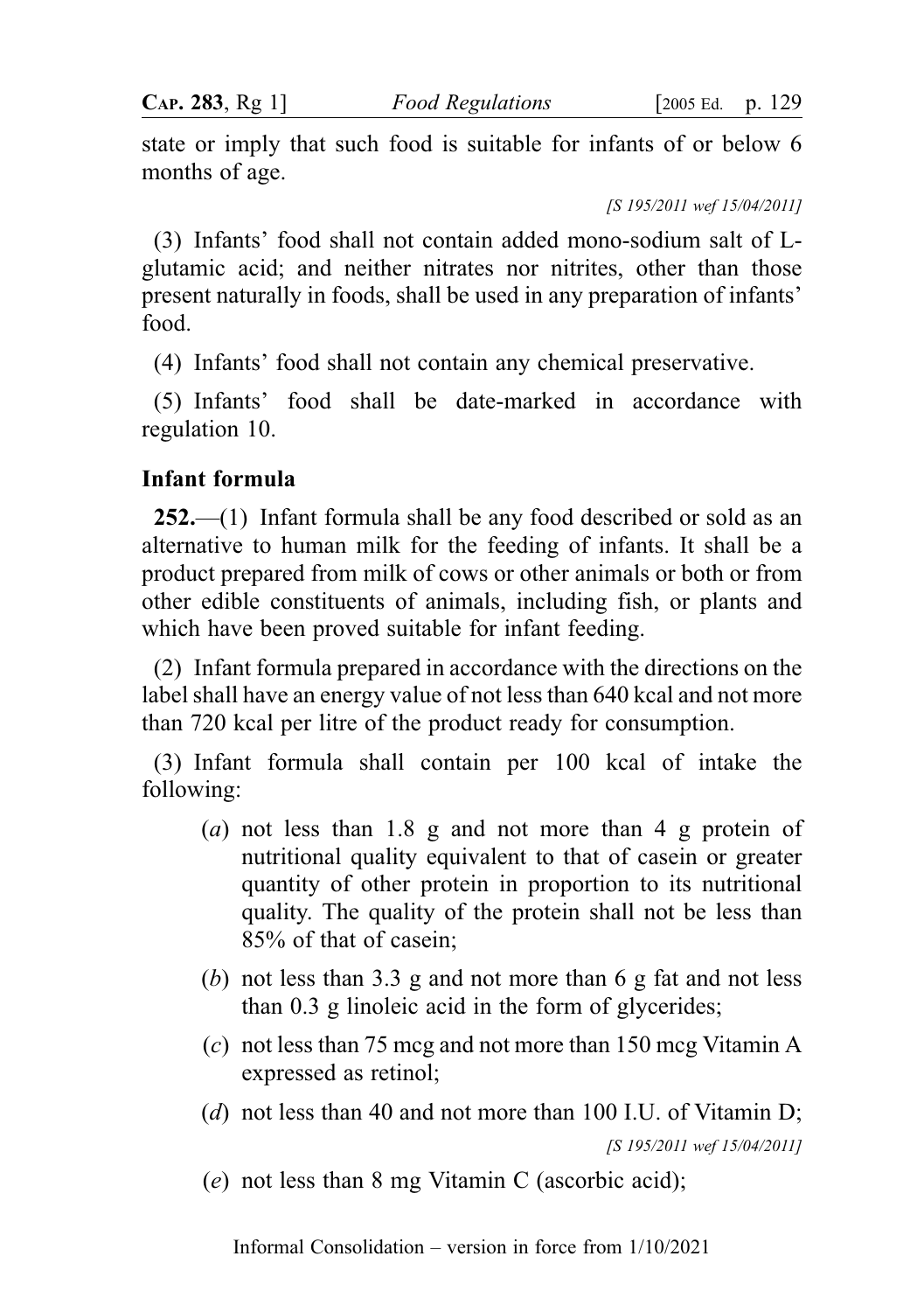state or imply that such food is suitable for infants of or below 6 months of age.

[S 195/2011 wef 15/04/2011]

(3) Infants' food shall not contain added mono-sodium salt of L-glutamic acid; and neither nitrates nor nitrites, other than those present naturally in foods, shall be used in any preparation of infants' food.

(4) Infants' food shall not contain any chemical preservative.

(5) Infants' food shall be date-marked in accordance with regulation 10.

### Infant formula

**252.**—(1) Infant formula shall be any food described or sold as an alternative to human milk for the feeding of infants. It shall be a product prepared from milk of cows or other animals or both or from other edible constituents of animals, including fish, or plants and which have been proved suitable for infant feeding.

(2) Infant formula prepared in accordance with the directions on the label shall have an energy value of not less than 640 kcal and not more than 720 kcal per litre of the product ready for consumption.

(3) Infant formula shall contain per 100 kcal of intake the following:

(*a*) not less than 1.8 g and not more than 4 g protein of nutritional quality equivalent to that of casein or greater quantity of other protein in proportion to its nutritional quality. The quality of the protein shall not be less than 85% of that of casein;

(*b*) not less than 3.3 g and not more than 6 g fat and not less than 0.3 g linoleic acid in the form of glycerides;

(*c*) not less than 75 mcg and not more than 150 mcg Vitamin A expressed as retinol;

(*d*) not less than 40 and not more than 100 I.U. of Vitamin D;

[S 195/2011 wef 15/04/2011]

(*e*) not less than 8 mg Vitamin C (ascorbic acid);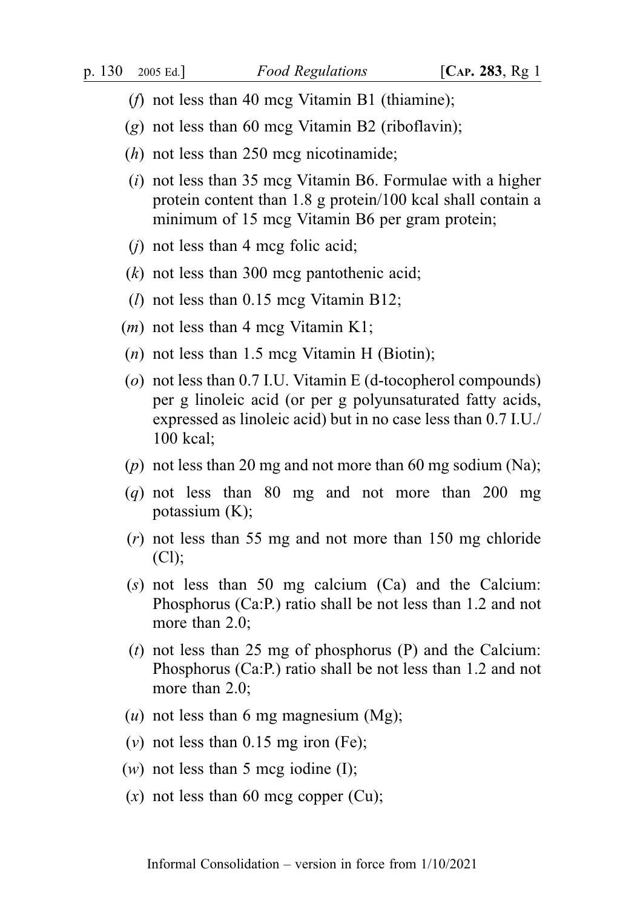(*f*) not less than 40 mcg Vitamin B1 (thiamine);

(*g*) not less than 60 mcg Vitamin B2 (riboflavin);

(*h*) not less than 250 mcg nicotinamide;

(*i*) not less than 35 mcg Vitamin B6. Formulae with a higher protein content than 1.8 g protein/100 kcal shall contain a minimum of 15 mcg Vitamin B6 per gram protein;

(*j*) not less than 4 mcg folic acid;

(*k*) not less than 300 mcg pantothenic acid;

(*l*) not less than 0.15 mcg Vitamin B12;

(*m*) not less than 4 mcg Vitamin K1;

(*n*) not less than 1.5 mcg Vitamin H (Biotin);

(*o*) not less than 0.7 I.U. Vitamin E (d-tocopherol compounds) per g linoleic acid (or per g polyunsaturated fatty acids, expressed as linoleic acid) but in no case less than 0.7 I.U./100 kcal;

(*p*) not less than 20 mg and not more than 60 mg sodium (Na);

(*q*) not less than 80 mg and not more than 200 mg potassium (K);

(*r*) not less than 55 mg and not more than 150 mg chloride (Cl);

(*s*) not less than 50 mg calcium (Ca) and the Calcium: Phosphorus (Ca:P.) ratio shall be not less than 1.2 and not more than 2.0;

(*t*) not less than 25 mg of phosphorus (P) and the Calcium: Phosphorus (Ca:P.) ratio shall be not less than 1.2 and not more than 2.0;

(*u*) not less than 6 mg magnesium (Mg);

(*v*) not less than 0.15 mg iron (Fe);

(*w*) not less than 5 mcg iodine (I);

(*x*) not less than 60 mcg copper (Cu);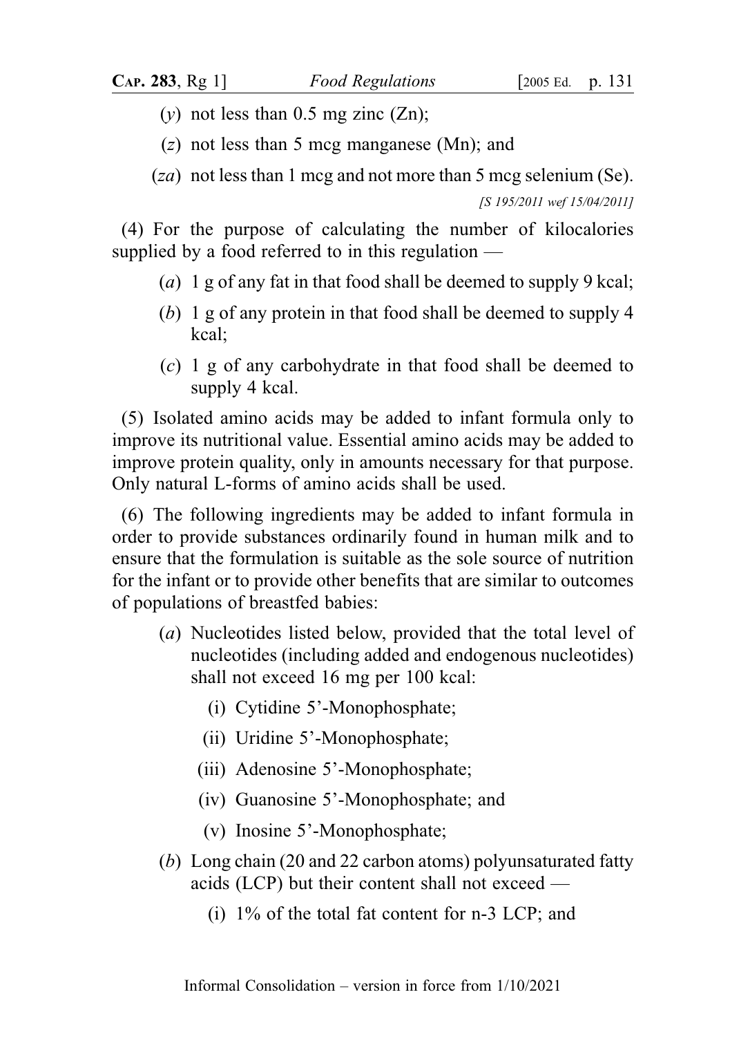(*y*) not less than 0.5 mg zinc (Zn);

(*z*) not less than 5 mcg manganese (Mn); and

(*za*) not less than 1 mcg and not more than 5 mcg selenium (Se).

*[S 195/2011 wef 15/04/2011]*

(4) For the purpose of calculating the number of kilocalories supplied by a food referred to in this regulation —

(*a*) 1 g of any fat in that food shall be deemed to supply 9 kcal;

(*b*) 1 g of any protein in that food shall be deemed to supply 4 kcal;

(*c*) 1 g of any carbohydrate in that food shall be deemed to supply 4 kcal.

(5) Isolated amino acids may be added to infant formula only to improve its nutritional value. Essential amino acids may be added to improve protein quality, only in amounts necessary for that purpose. Only natural L-forms of amino acids shall be used.

(6) The following ingredients may be added to infant formula in order to provide substances ordinarily found in human milk and to ensure that the formulation is suitable as the sole source of nutrition for the infant or to provide other benefits that are similar to outcomes of populations of breastfed babies:

(*a*) Nucleotides listed below, provided that the total level of nucleotides (including added and endogenous nucleotides) shall not exceed 16 mg per 100 kcal:

(i) Cytidine 5'-Monophosphate;

(ii) Uridine 5'-Monophosphate;

(iii) Adenosine 5'-Monophosphate;

(iv) Guanosine 5'-Monophosphate; and

(v) Inosine 5'-Monophosphate;

(*b*) Long chain (20 and 22 carbon atoms) polyunsaturated fatty acids (LCP) but their content shall not exceed —

(i) 1% of the total fat content for n-3 LCP; and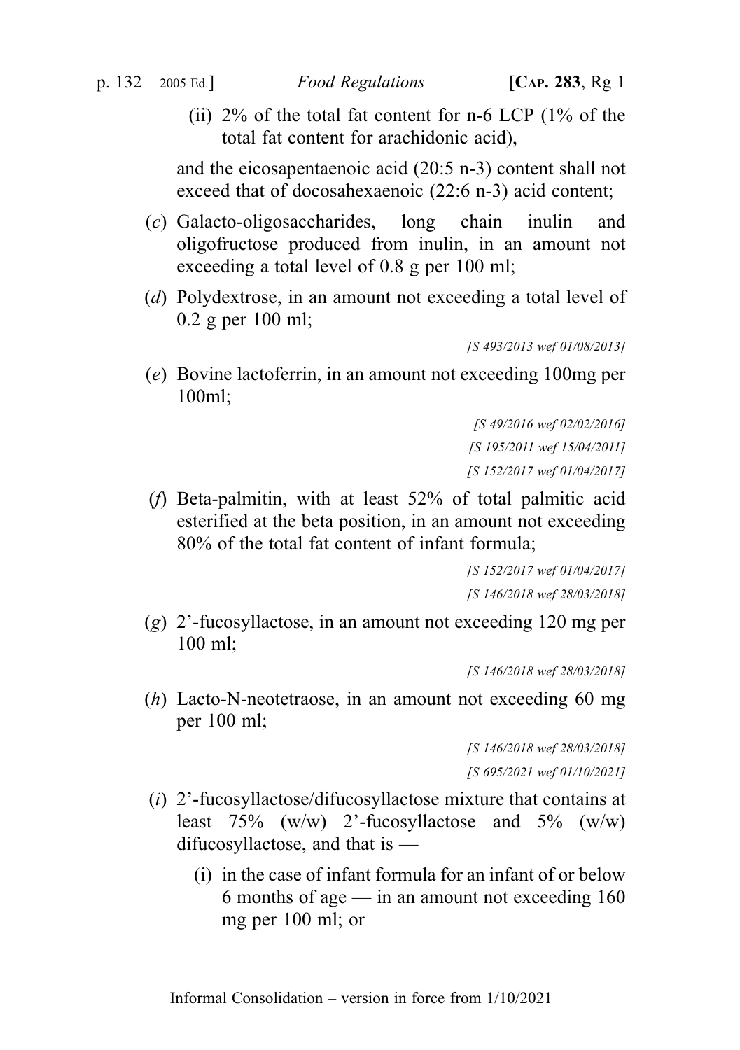(ii) 2% of the total fat content for n-6 LCP (1% of the total fat content for arachidonic acid),

and the eicosapentaenoic acid (20:5 n-3) content shall not exceed that of docosahexaenoic (22:6 n-3) acid content;

(*c*) Galacto-oligosaccharides, long chain inulin and oligofructose produced from inulin, in an amount not exceeding a total level of 0.8 g per 100 ml;

(*d*) Polydextrose, in an amount not exceeding a total level of 0.2 g per 100 ml;

*[S 493/2013 wef 01/08/2013]*

(*e*) Bovine lactoferrin, in an amount not exceeding 100mg per 100ml;

*[S 49/2016 wef 02/02/2016]*
*[S 195/2011 wef 15/04/2011]*
*[S 152/2017 wef 01/04/2017]*

(*f*) Beta-palmitin, with at least 52% of total palmitic acid esterified at the beta position, in an amount not exceeding 80% of the total fat content of infant formula;

*[S 152/2017 wef 01/04/2017]*
*[S 146/2018 wef 28/03/2018]*

(*g*) 2'-fucosyllactose, in an amount not exceeding 120 mg per 100 ml;

*[S 146/2018 wef 28/03/2018]*

(*h*) Lacto-N-neotetraose, in an amount not exceeding 60 mg per 100 ml;

*[S 146/2018 wef 28/03/2018]*
*[S 695/2021 wef 01/10/2021]*

(*i*) 2'-fucosyllactose/difucosyllactose mixture that contains at least 75% (w/w) 2'-fucosyllactose and 5% (w/w) difucosyllactose, and that is —

(i) in the case of infant formula for an infant of or below 6 months of age — in an amount not exceeding 160 mg per 100 ml; or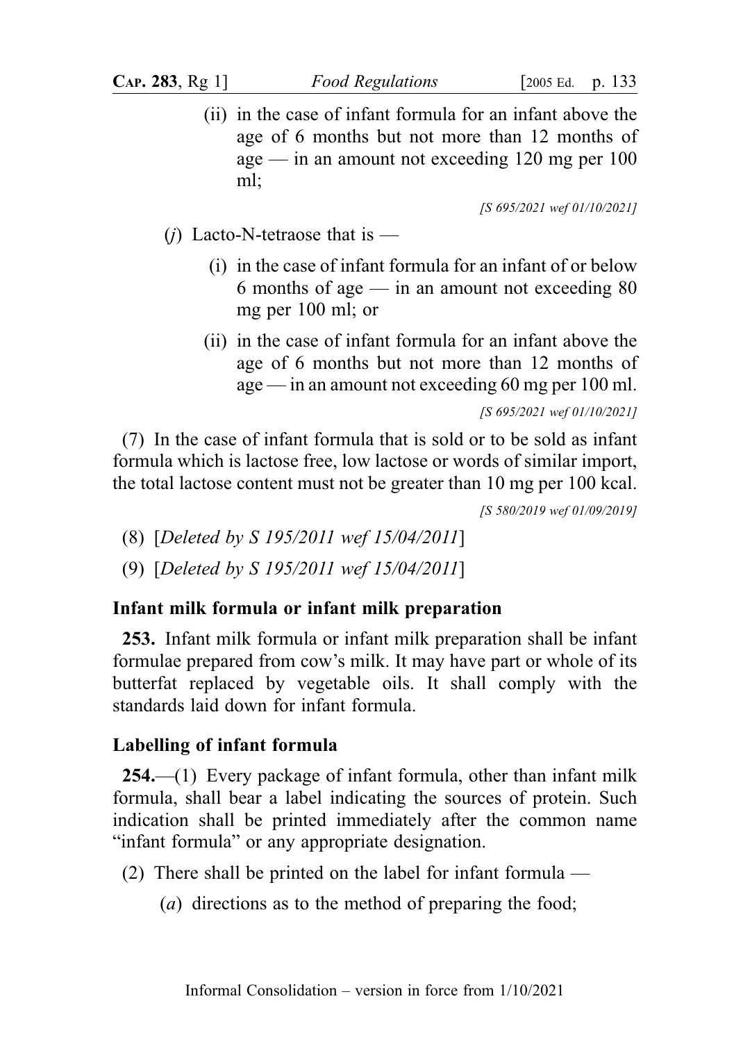(ii) in the case of infant formula for an infant above the age of 6 months but not more than 12 months of age — in an amount not exceeding 120 mg per 100 ml;

[S 695/2021 wef 01/10/2021]

(*j*) Lacto-N-tetraose that is —

(i) in the case of infant formula for an infant of or below 6 months of age — in an amount not exceeding 80 mg per 100 ml; or

(ii) in the case of infant formula for an infant above the age of 6 months but not more than 12 months of age — in an amount not exceeding 60 mg per 100 ml.

[S 695/2021 wef 01/10/2021]

(7) In the case of infant formula that is sold or to be sold as infant formula which is lactose free, low lactose or words of similar import, the total lactose content must not be greater than 10 mg per 100 kcal.

[S 580/2019 wef 01/09/2019]

(8) [*Deleted by S 195/2011 wef 15/04/2011*]

(9) [*Deleted by S 195/2011 wef 15/04/2011*]

**Infant milk formula or infant milk preparation**

**253.** Infant milk formula or infant milk preparation shall be infant formulae prepared from cow's milk. It may have part or whole of its butterfat replaced by vegetable oils. It shall comply with the standards laid down for infant formula.

**Labelling of infant formula**

**254.**—(1) Every package of infant formula, other than infant milk formula, shall bear a label indicating the sources of protein. Such indication shall be printed immediately after the common name "infant formula" or any appropriate designation.

(2) There shall be printed on the label for infant formula —

(*a*) directions as to the method of preparing the food;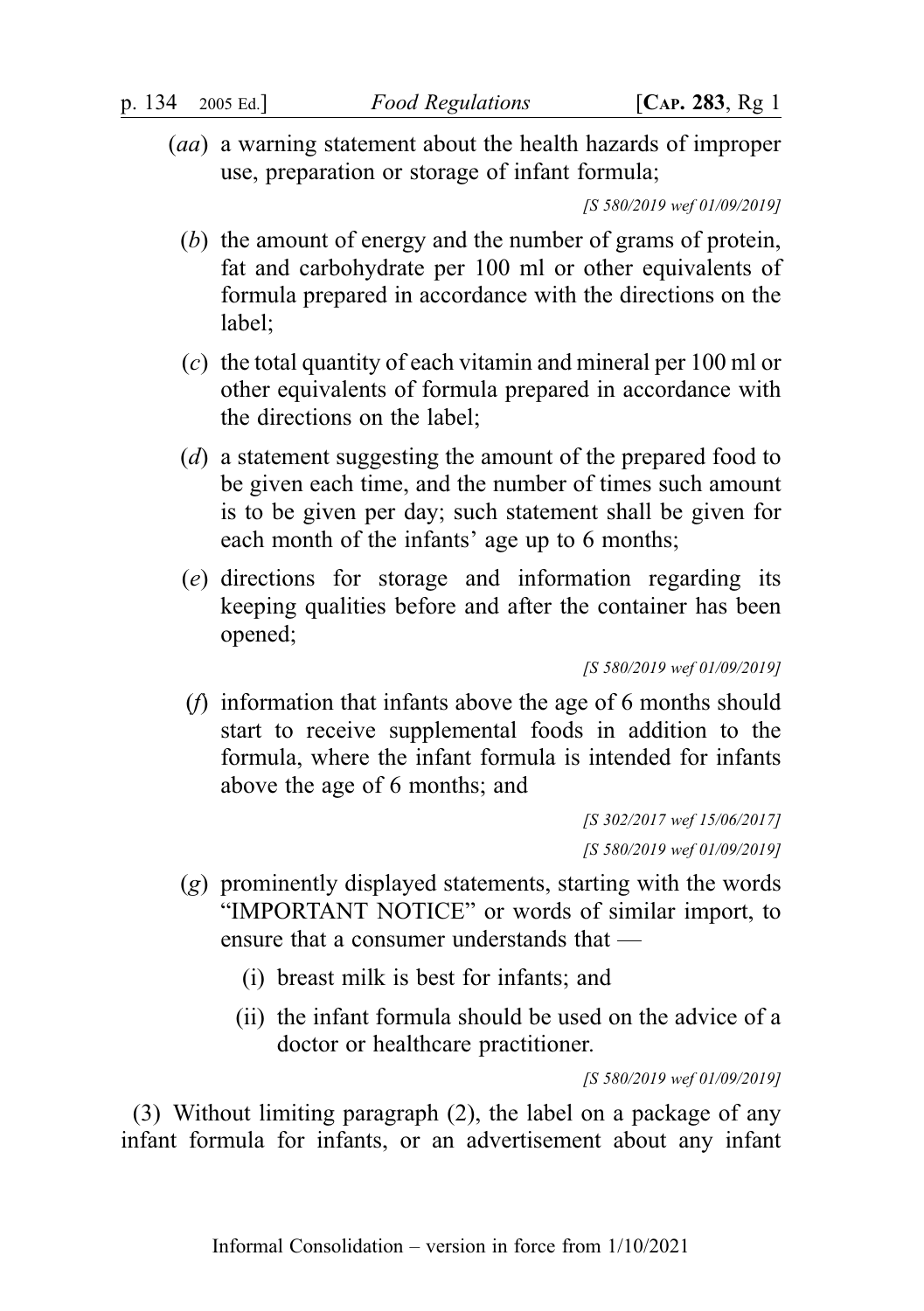(*aa*) a warning statement about the health hazards of improper use, preparation or storage of infant formula;

[S 580/2019 wef 01/09/2019]

(*b*) the amount of energy and the number of grams of protein, fat and carbohydrate per 100 ml or other equivalents of formula prepared in accordance with the directions on the label;

(*c*) the total quantity of each vitamin and mineral per 100 ml or other equivalents of formula prepared in accordance with the directions on the label;

(*d*) a statement suggesting the amount of the prepared food to be given each time, and the number of times such amount is to be given per day; such statement shall be given for each month of the infants' age up to 6 months;

(*e*) directions for storage and information regarding its keeping qualities before and after the container has been opened;

[S 580/2019 wef 01/09/2019]

(*f*) information that infants above the age of 6 months should start to receive supplemental foods in addition to the formula, where the infant formula is intended for infants above the age of 6 months; and

[S 302/2017 wef 15/06/2017]

[S 580/2019 wef 01/09/2019]

(*g*) prominently displayed statements, starting with the words "IMPORTANT NOTICE" or words of similar import, to ensure that a consumer understands that —

(i) breast milk is best for infants; and

(ii) the infant formula should be used on the advice of a doctor or healthcare practitioner.

[S 580/2019 wef 01/09/2019]

(3) Without limiting paragraph (2), the label on a package of any infant formula for infants, or an advertisement about any infant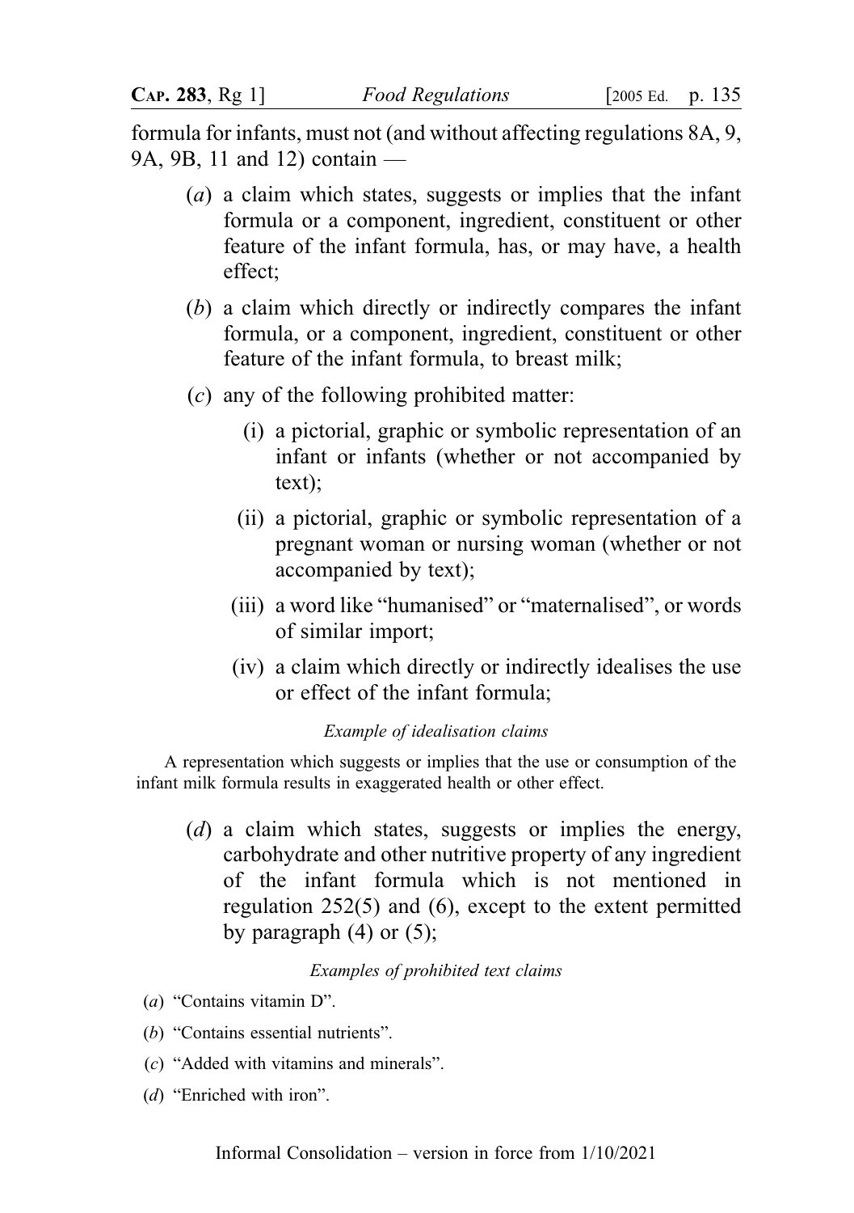formula for infants, must not (and without affecting regulations 8A, 9, 9A, 9B, 11 and 12) contain —

(*a*) a claim which states, suggests or implies that the infant formula or a component, ingredient, constituent or other feature of the infant formula, has, or may have, a health effect;

(*b*) a claim which directly or indirectly compares the infant formula, or a component, ingredient, constituent or other feature of the infant formula, to breast milk;

(*c*) any of the following prohibited matter:

(i) a pictorial, graphic or symbolic representation of an infant or infants (whether or not accompanied by text);

(ii) a pictorial, graphic or symbolic representation of a pregnant woman or nursing woman (whether or not accompanied by text);

(iii) a word like "humanised" or "maternalised", or words of similar import;

(iv) a claim which directly or indirectly idealises the use or effect of the infant formula;

*Example of idealisation claims*

A representation which suggests or implies that the use or consumption of the infant milk formula results in exaggerated health or other effect.

(*d*) a claim which states, suggests or implies the energy, carbohydrate and other nutritive property of any ingredient of the infant formula which is not mentioned in regulation 252(5) and (6), except to the extent permitted by paragraph (4) or (5);

*Examples of prohibited text claims*

(*a*) "Contains vitamin D".

(*b*) "Contains essential nutrients".

(*c*) "Added with vitamins and minerals".

(*d*) "Enriched with iron".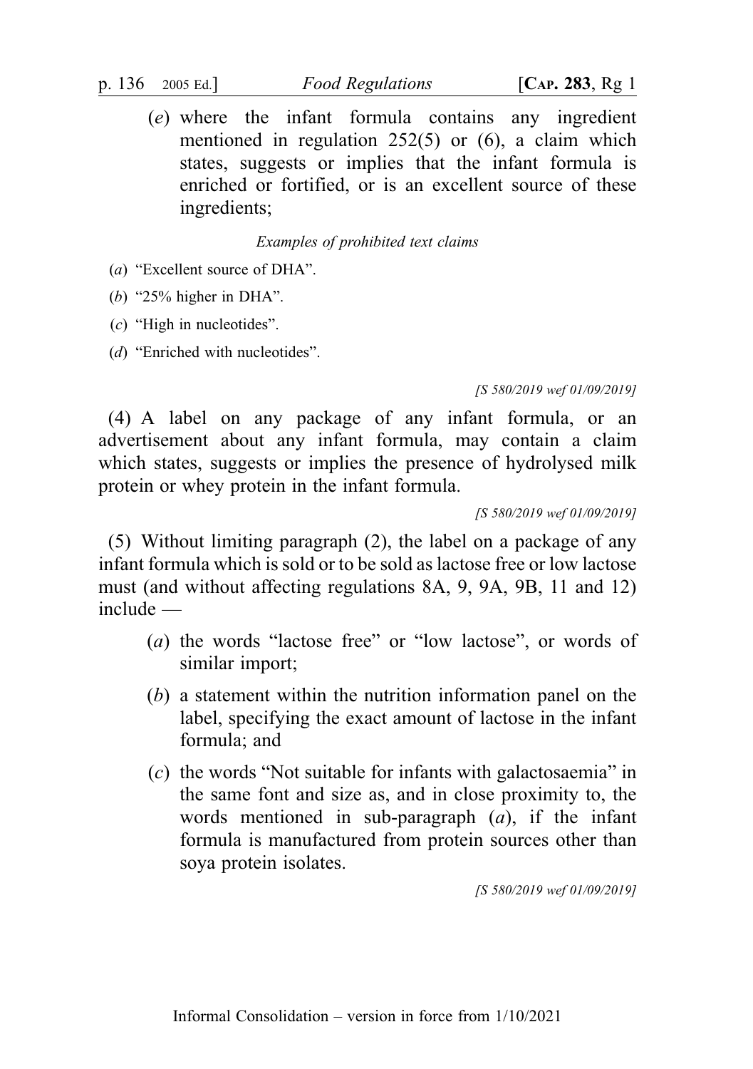(*e*) where the infant formula contains any ingredient mentioned in regulation 252(5) or (6), a claim which states, suggests or implies that the infant formula is enriched or fortified, or is an excellent source of these ingredients;

*Examples of prohibited text claims*

(*a*) "Excellent source of DHA".

(*b*) "25% higher in DHA".

(*c*) "High in nucleotides".

(*d*) "Enriched with nucleotides".

*[S 580/2019 wef 01/09/2019]*

(4) A label on any package of any infant formula, or an advertisement about any infant formula, may contain a claim which states, suggests or implies the presence of hydrolysed milk protein or whey protein in the infant formula.

*[S 580/2019 wef 01/09/2019]*

(5) Without limiting paragraph (2), the label on a package of any infant formula which is sold or to be sold as lactose free or low lactose must (and without affecting regulations 8A, 9, 9A, 9B, 11 and 12) include —

(*a*) the words "lactose free" or "low lactose", or words of similar import;

(*b*) a statement within the nutrition information panel on the label, specifying the exact amount of lactose in the infant formula; and

(*c*) the words "Not suitable for infants with galactosaemia" in the same font and size as, and in close proximity to, the words mentioned in sub-paragraph (*a*), if the infant formula is manufactured from protein sources other than soya protein isolates.

*[S 580/2019 wef 01/09/2019]*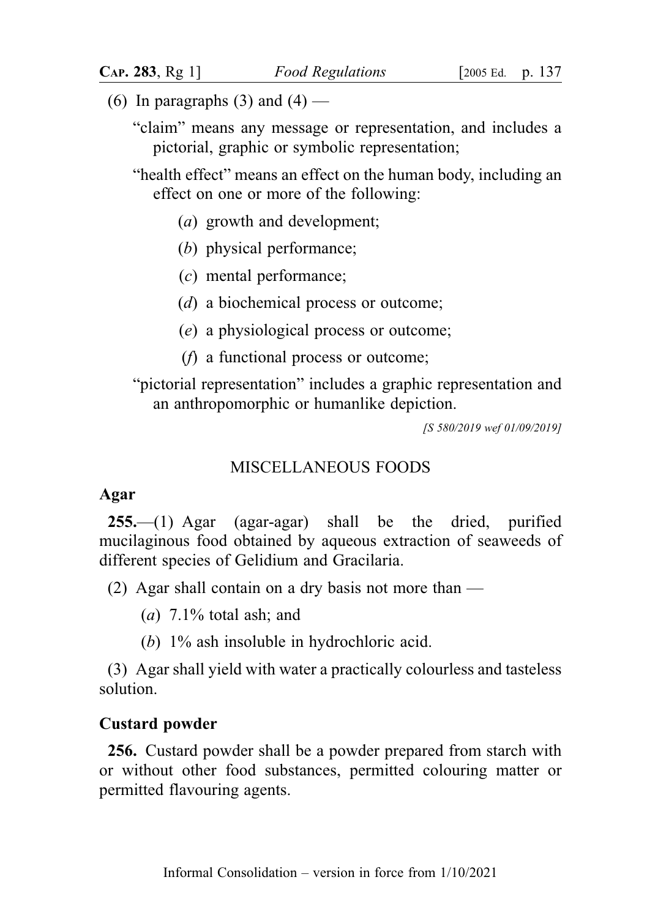(6) In paragraphs (3) and (4) —

"claim" means any message or representation, and includes a pictorial, graphic or symbolic representation;

"health effect" means an effect on the human body, including an effect on one or more of the following:

- (*a*) growth and development;
- (*b*) physical performance;
- (*c*) mental performance;
- (*d*) a biochemical process or outcome;
- (*e*) a physiological process or outcome;
- (*f*) a functional process or outcome;

"pictorial representation" includes a graphic representation and an anthropomorphic or humanlike depiction.

*[S 580/2019 wef 01/09/2019]*

## MISCELLANEOUS FOODS

### Agar

**255.**—(1) Agar (agar-agar) shall be the dried, purified mucilaginous food obtained by aqueous extraction of seaweeds of different species of Gelidium and Gracilaria.

(2) Agar shall contain on a dry basis not more than —

- (*a*) 7.1% total ash; and
- (*b*) 1% ash insoluble in hydrochloric acid.

(3) Agar shall yield with water a practically colourless and tasteless solution.

### Custard powder

**256.** Custard powder shall be a powder prepared from starch with or without other food substances, permitted colouring matter or permitted flavouring agents.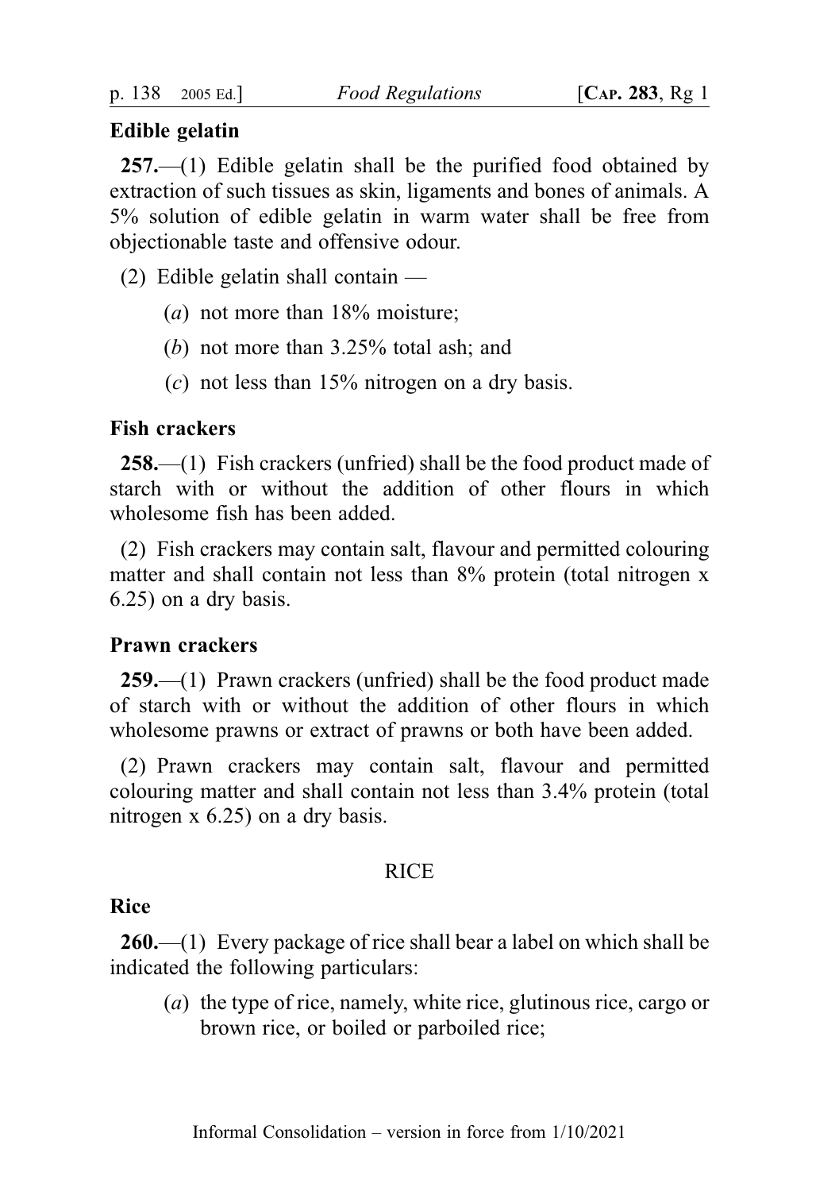**Edible gelatin**

**257.**—(1) Edible gelatin shall be the purified food obtained by extraction of such tissues as skin, ligaments and bones of animals. A 5% solution of edible gelatin in warm water shall be free from objectionable taste and offensive odour.

(2) Edible gelatin shall contain —

(*a*) not more than 18% moisture;

(*b*) not more than 3.25% total ash; and

(*c*) not less than 15% nitrogen on a dry basis.

**Fish crackers**

**258.**—(1) Fish crackers (unfried) shall be the food product made of starch with or without the addition of other flours in which wholesome fish has been added.

(2) Fish crackers may contain salt, flavour and permitted colouring matter and shall contain not less than 8% protein (total nitrogen x 6.25) on a dry basis.

**Prawn crackers**

**259.**—(1) Prawn crackers (unfried) shall be the food product made of starch with or without the addition of other flours in which wholesome prawns or extract of prawns or both have been added.

(2) Prawn crackers may contain salt, flavour and permitted colouring matter and shall contain not less than 3.4% protein (total nitrogen x 6.25) on a dry basis.

RICE

**Rice**

**260.**—(1) Every package of rice shall bear a label on which shall be indicated the following particulars:

(*a*) the type of rice, namely, white rice, glutinous rice, cargo or brown rice, or boiled or parboiled rice;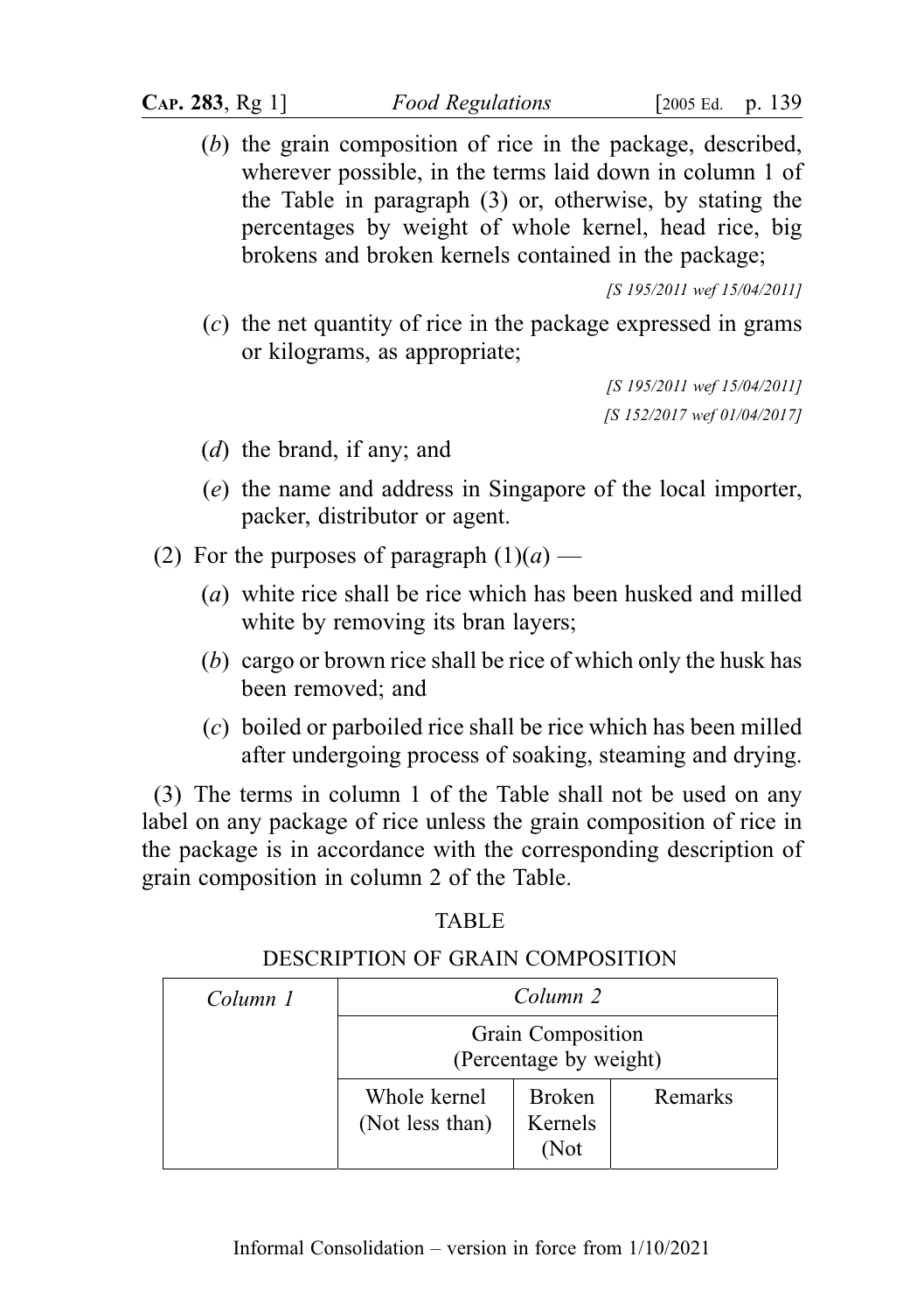(*b*) the grain composition of rice in the package, described, wherever possible, in the terms laid down in column 1 of the Table in paragraph (3) or, otherwise, by stating the percentages by weight of whole kernel, head rice, big brokens and broken kernels contained in the package;

*[S 195/2011 wef 15/04/2011]*

(*c*) the net quantity of rice in the package expressed in grams or kilograms, as appropriate;

*[S 195/2011 wef 15/04/2011]*
*[S 152/2017 wef 01/04/2017]*

(*d*) the brand, if any; and

(*e*) the name and address in Singapore of the local importer, packer, distributor or agent.

(2) For the purposes of paragraph (1)(*a*) —

(*a*) white rice shall be rice which has been husked and milled white by removing its bran layers;

(*b*) cargo or brown rice shall be rice of which only the husk has been removed; and

(*c*) boiled or parboiled rice shall be rice which has been milled after undergoing process of soaking, steaming and drying.

(3) The terms in column 1 of the Table shall not be used on any label on any package of rice unless the grain composition of rice in the package is in accordance with the corresponding description of grain composition in column 2 of the Table.

TABLE

DESCRIPTION OF GRAIN COMPOSITION

| *Column 1* | *Column 2* | | |
|---|---|---|---|
| | Grain Composition (Percentage by weight) | | |
| | Whole kernel (Not less than) | Broken Kernels (Not | Remarks |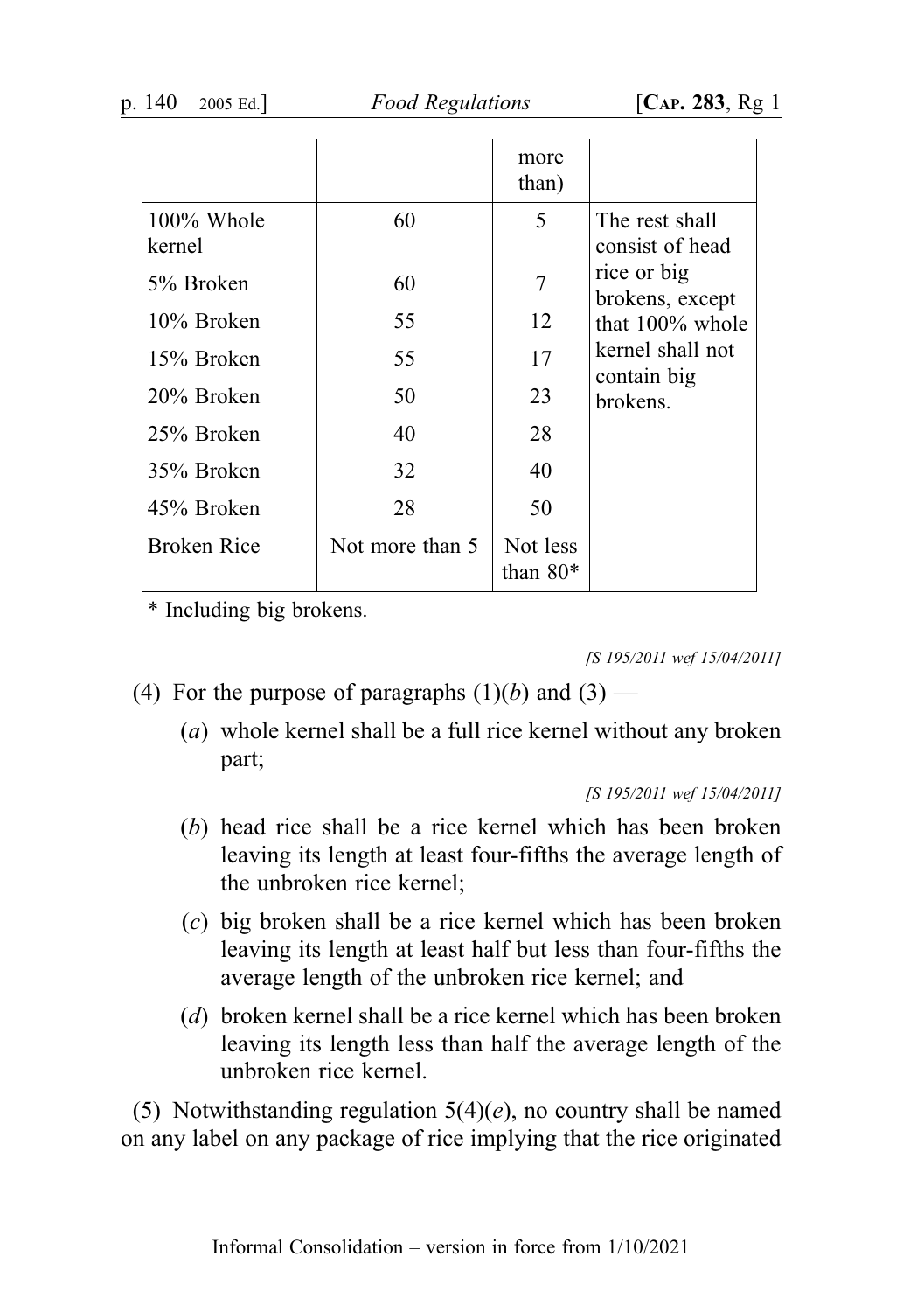| | | more than) | |
|---|---|---|---|
| 100% Whole kernel | 60 | 5 | The rest shall consist of head rice or big brokens, except that 100% whole kernel shall not contain big brokens. |
| 5% Broken | 60 | 7 | |
| 10% Broken | 55 | 12 | |
| 15% Broken | 55 | 17 | |
| 20% Broken | 50 | 23 | |
| 25% Broken | 40 | 28 | |
| 35% Broken | 32 | 40 | |
| 45% Broken | 28 | 50 | |
| Broken Rice | Not more than 5 | Not less than 80* | |

\* Including big brokens.

*[S 195/2011 wef 15/04/2011]*

(4) For the purpose of paragraphs (1)(*b*) and (3) —

(*a*) whole kernel shall be a full rice kernel without any broken part;

*[S 195/2011 wef 15/04/2011]*

(*b*) head rice shall be a rice kernel which has been broken leaving its length at least four-fifths the average length of the unbroken rice kernel;

(*c*) big broken shall be a rice kernel which has been broken leaving its length at least half but less than four-fifths the average length of the unbroken rice kernel; and

(*d*) broken kernel shall be a rice kernel which has been broken leaving its length less than half the average length of the unbroken rice kernel.

(5) Notwithstanding regulation 5(4)(*e*), no country shall be named on any label on any package of rice implying that the rice originated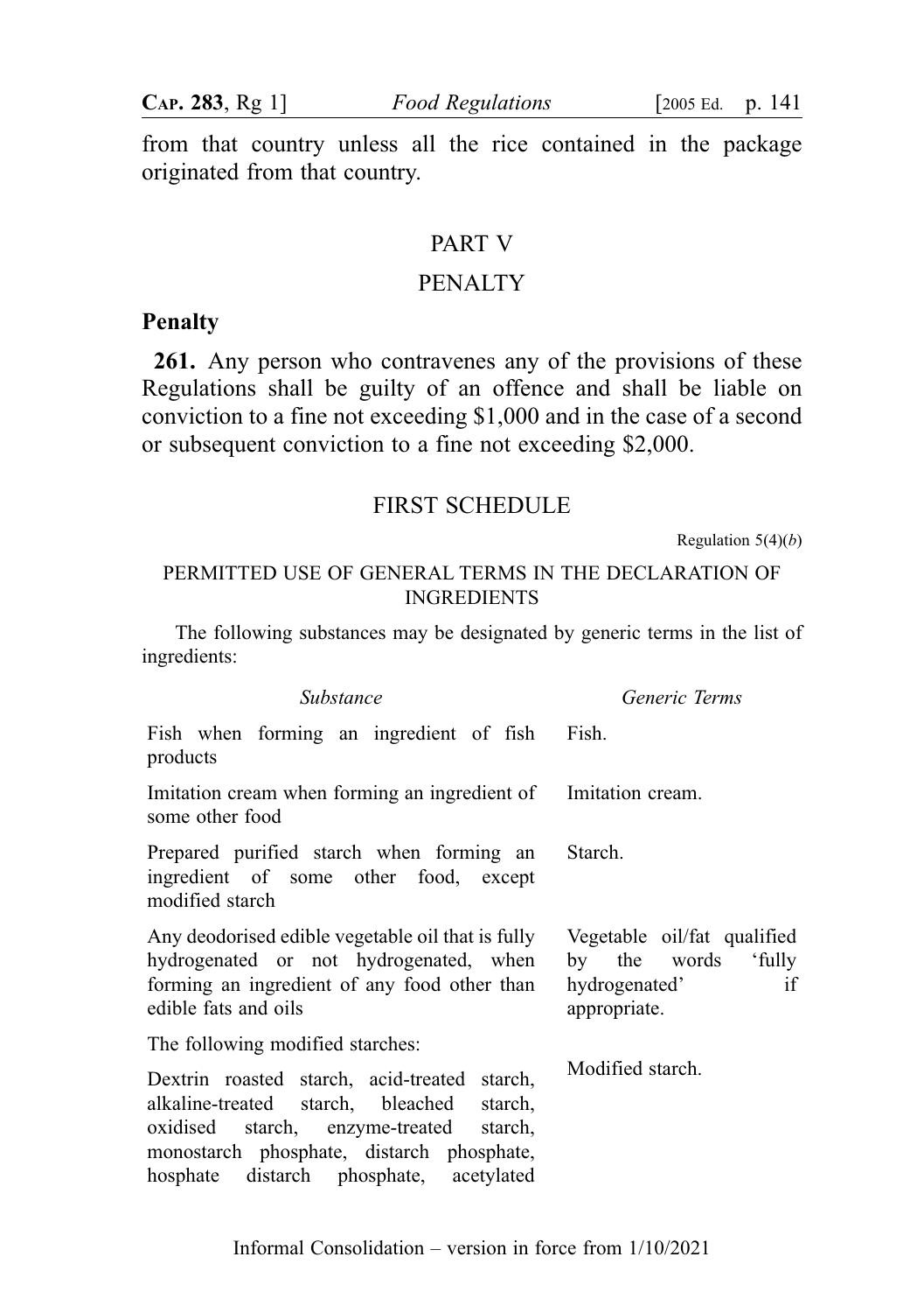from that country unless all the rice contained in the package originated from that country.

## PART V

## PENALTY

### Penalty

**261.** Any person who contravenes any of the provisions of these Regulations shall be guilty of an offence and shall be liable on conviction to a fine not exceeding $1,000 and in the case of a second or subsequent conviction to a fine not exceeding $2,000.

## FIRST SCHEDULE

Regulation 5(4)(*b*)

PERMITTED USE OF GENERAL TERMS IN THE DECLARATION OF INGREDIENTS

The following substances may be designated by generic terms in the list of ingredients:

| *Substance* | *Generic Terms* |
|---|---|
| Fish when forming an ingredient of fish products | Fish. |
| Imitation cream when forming an ingredient of some other food | Imitation cream. |
| Prepared purified starch when forming an ingredient of some other food, except modified starch | Starch. |
| Any deodorised edible vegetable oil that is fully hydrogenated or not hydrogenated, when forming an ingredient of any food other than edible fats and oils | Vegetable oil/fat qualified by the words 'fully hydrogenated' if appropriate. |
| The following modified starches: | |
| Dextrin roasted starch, acid-treated starch, alkaline-treated starch, bleached starch, oxidised starch, enzyme-treated starch, monostarch phosphate, distarch phosphate, hosphate distarch phosphate, acetylated | Modified starch. |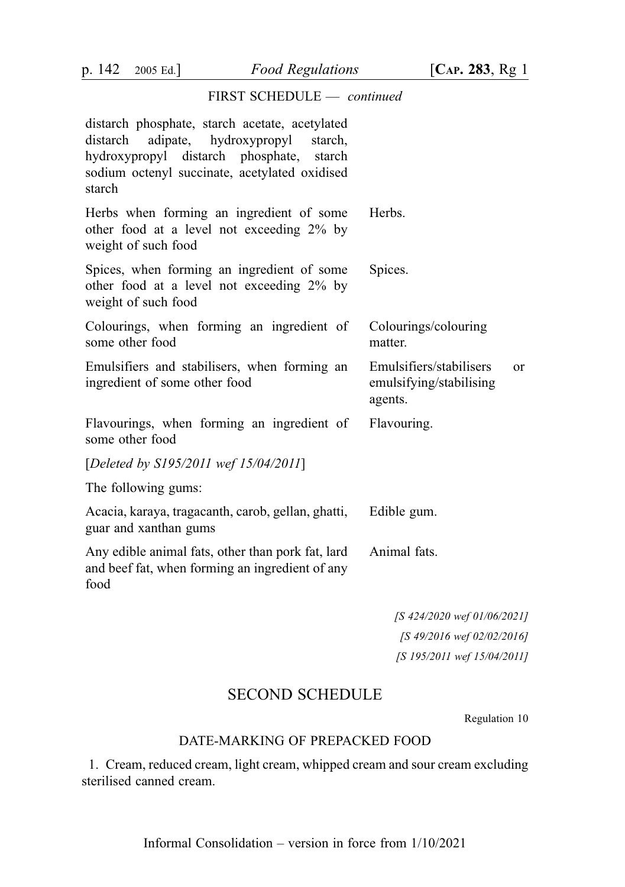FIRST SCHEDULE — *continued*

| | |
|---|---|
| distarch phosphate, starch acetate, acetylated distarch adipate, hydroxypropyl starch, hydroxypropyl distarch phosphate, starch sodium octenyl succinate, acetylated oxidised starch | |
| Herbs when forming an ingredient of some other food at a level not exceeding 2% by weight of such food | Herbs. |
| Spices, when forming an ingredient of some other food at a level not exceeding 2% by weight of such food | Spices. |
| Colourings, when forming an ingredient of some other food | Colourings/colouring matter. |
| Emulsifiers and stabilisers, when forming an ingredient of some other food | Emulsifiers/stabilisers or emulsifying/stabilising agents. |
| Flavourings, when forming an ingredient of some other food | Flavouring. |
| [*Deleted by S195/2011 wef 15/04/2011*] | |
| The following gums: | |
| Acacia, karaya, tragacanth, carob, gellan, ghatti, guar and xanthan gums | Edible gum. |
| Any edible animal fats, other than pork fat, lard and beef fat, when forming an ingredient of any food | Animal fats. |

*[S 424/2020 wef 01/06/2021]*
*[S 49/2016 wef 02/02/2016]*
*[S 195/2011 wef 15/04/2011]*

## SECOND SCHEDULE

Regulation 10

### DATE-MARKING OF PREPACKED FOOD

1. Cream, reduced cream, light cream, whipped cream and sour cream excluding sterilised canned cream.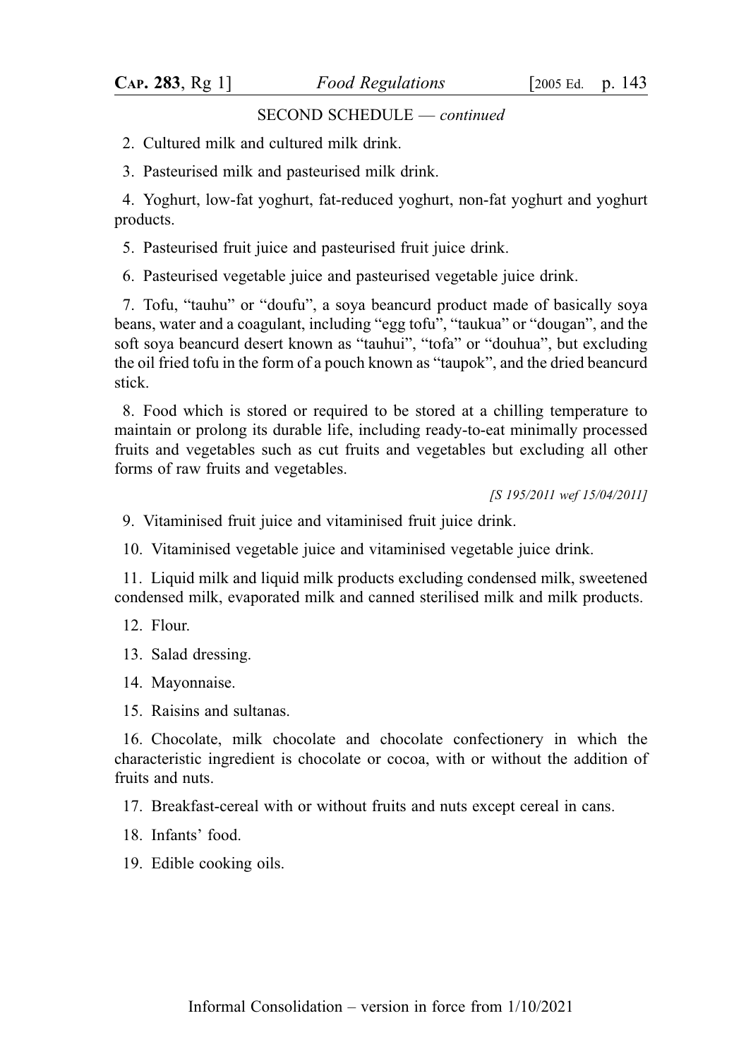SECOND SCHEDULE — *continued*

2. Cultured milk and cultured milk drink.

3. Pasteurised milk and pasteurised milk drink.

4. Yoghurt, low-fat yoghurt, fat-reduced yoghurt, non-fat yoghurt and yoghurt products.

5. Pasteurised fruit juice and pasteurised fruit juice drink.

6. Pasteurised vegetable juice and pasteurised vegetable juice drink.

7. Tofu, "tauhu" or "doufu", a soya beancurd product made of basically soya beans, water and a coagulant, including "egg tofu", "taukua" or "dougan", and the soft soya beancurd desert known as "tauhui", "tofa" or "douhua", but excluding the oil fried tofu in the form of a pouch known as "taupok", and the dried beancurd stick.

8. Food which is stored or required to be stored at a chilling temperature to maintain or prolong its durable life, including ready-to-eat minimally processed fruits and vegetables such as cut fruits and vegetables but excluding all other forms of raw fruits and vegetables.

*[S 195/2011 wef 15/04/2011]*

9. Vitaminised fruit juice and vitaminised fruit juice drink.

10. Vitaminised vegetable juice and vitaminised vegetable juice drink.

11. Liquid milk and liquid milk products excluding condensed milk, sweetened condensed milk, evaporated milk and canned sterilised milk and milk products.

12. Flour.

13. Salad dressing.

14. Mayonnaise.

15. Raisins and sultanas.

16. Chocolate, milk chocolate and chocolate confectionery in which the characteristic ingredient is chocolate or cocoa, with or without the addition of fruits and nuts.

17. Breakfast-cereal with or without fruits and nuts except cereal in cans.

18. Infants' food.

19. Edible cooking oils.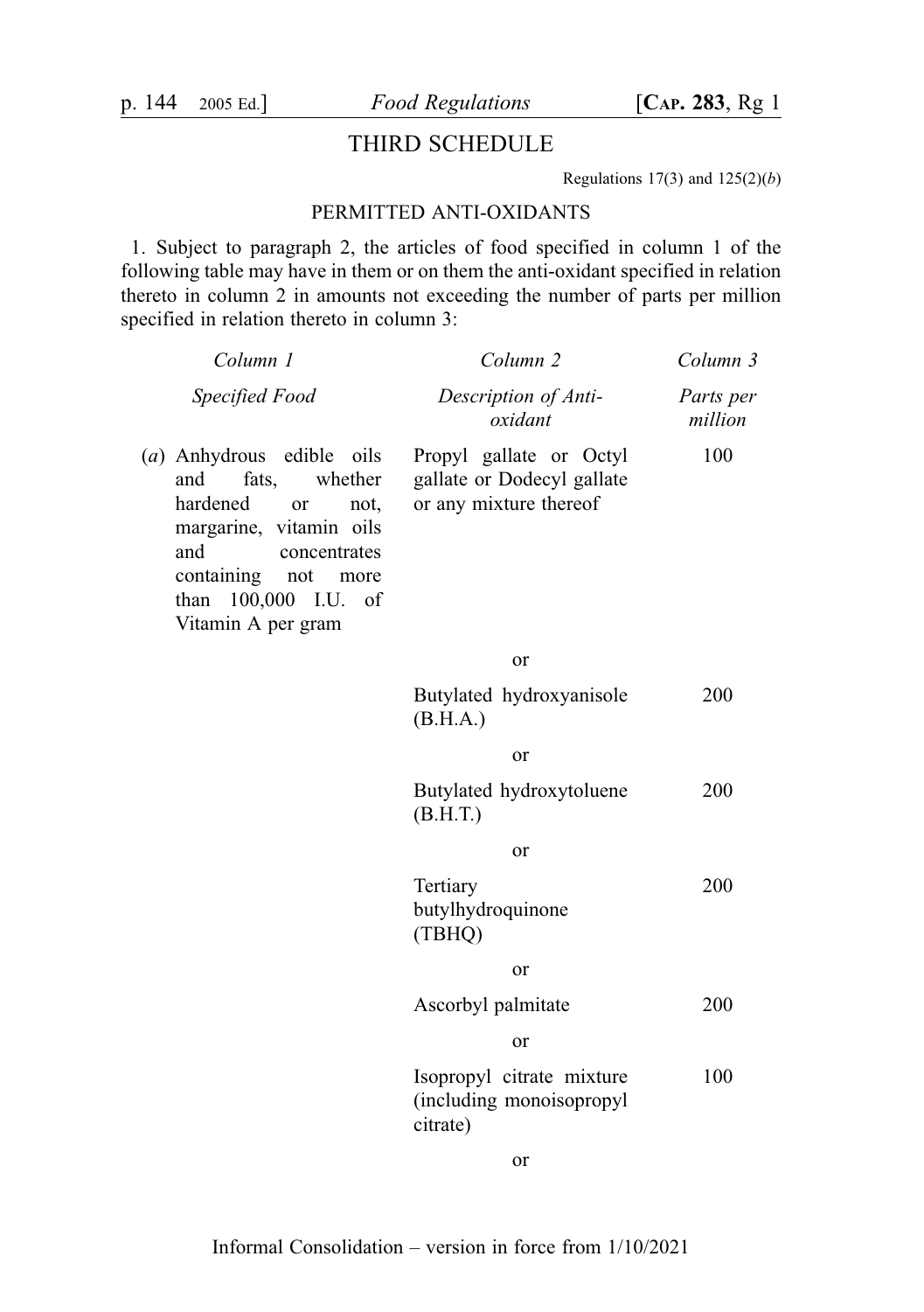## THIRD SCHEDULE

Regulations 17(3) and 125(2)(*b*)

### PERMITTED ANTI-OXIDANTS

1. Subject to paragraph 2, the articles of food specified in column 1 of the following table may have in them or on them the anti-oxidant specified in relation thereto in column 2 in amounts not exceeding the number of parts per million specified in relation thereto in column 3:

| *Column 1* | *Column 2* | *Column 3* |
|---|---|---|
| *Specified Food* | *Description of Anti-oxidant* | *Parts per million* |
| (*a*) Anhydrous edible oils and fats, whether hardened or not, margarine, vitamin oils and concentrates containing not more than 100,000 I.U. of Vitamin A per gram | Propyl gallate or Octyl gallate or Dodecyl gallate or any mixture thereof | 100 |
| | or | |
| | Butylated hydroxyanisole (B.H.A.) | 200 |
| | or | |
| | Butylated hydroxytoluene (B.H.T.) | 200 |
| | or | |
| | Tertiary butylhydroquinone (TBHQ) | 200 |
| | or | |
| | Ascorbyl palmitate | 200 |
| | or | |
| | Isopropyl citrate mixture (including monoisopropyl citrate) | 100 |
| | or | |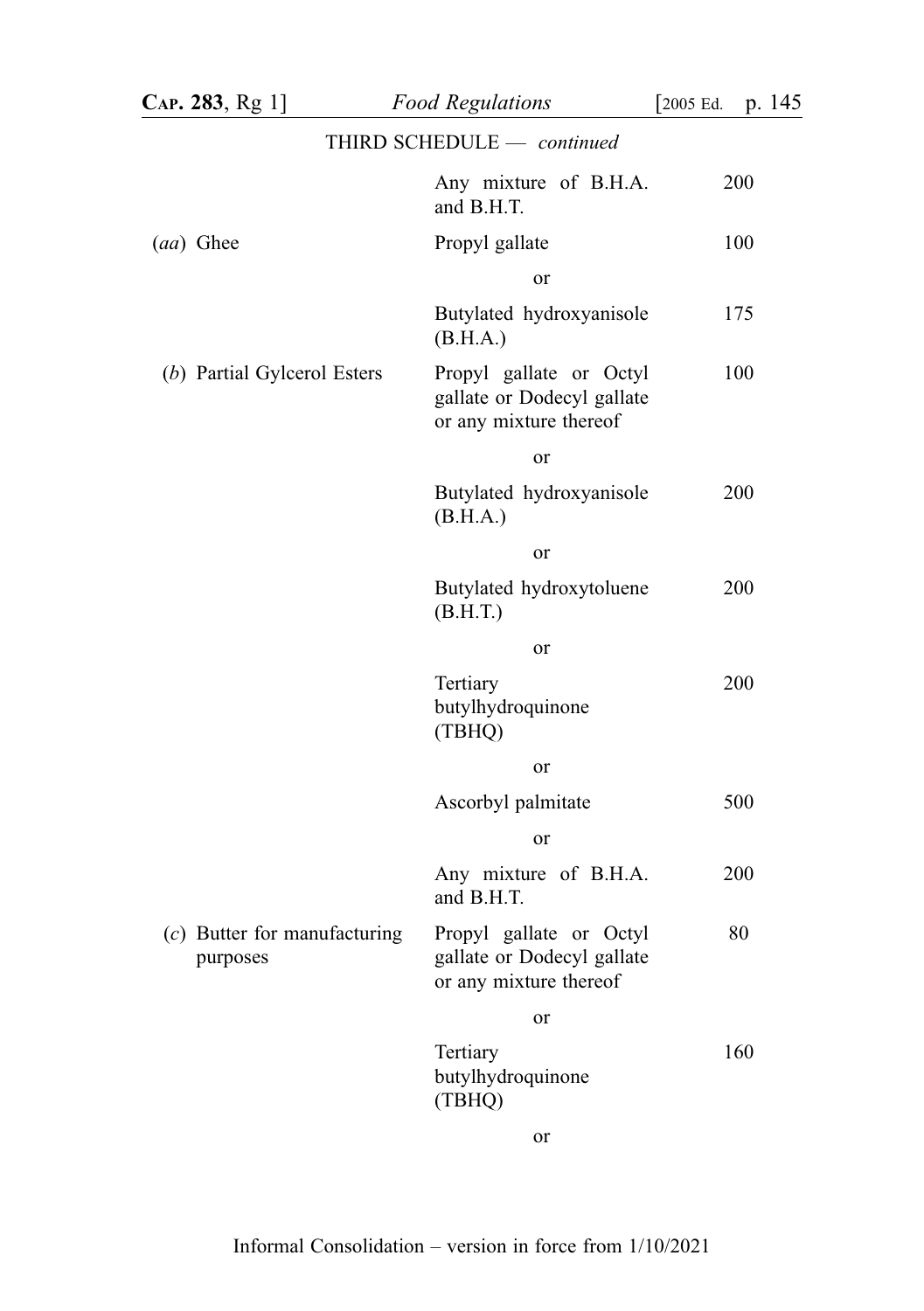THIRD SCHEDULE — *continued*

| | | |
|---|---|---|
| | Any mixture of B.H.A. and B.H.T. | 200 |
| (*aa*) Ghee | Propyl gallate | 100 |
| | or | |
| | Butylated hydroxyanisole (B.H.A.) | 175 |
| (*b*) Partial Gylcerol Esters | Propyl gallate or Octyl gallate or Dodecyl gallate or any mixture thereof | 100 |
| | or | |
| | Butylated hydroxyanisole (B.H.A.) | 200 |
| | or | |
| | Butylated hydroxytoluene (B.H.T.) | 200 |
| | or | |
| | Tertiary butylhydroquinone (TBHQ) | 200 |
| | or | |
| | Ascorbyl palmitate | 500 |
| | or | |
| | Any mixture of B.H.A. and B.H.T. | 200 |
| (*c*) Butter for manufacturing purposes | Propyl gallate or Octyl gallate or Dodecyl gallate or any mixture thereof | 80 |
| | or | |
| | Tertiary butylhydroquinone (TBHQ) | 160 |
| | or | |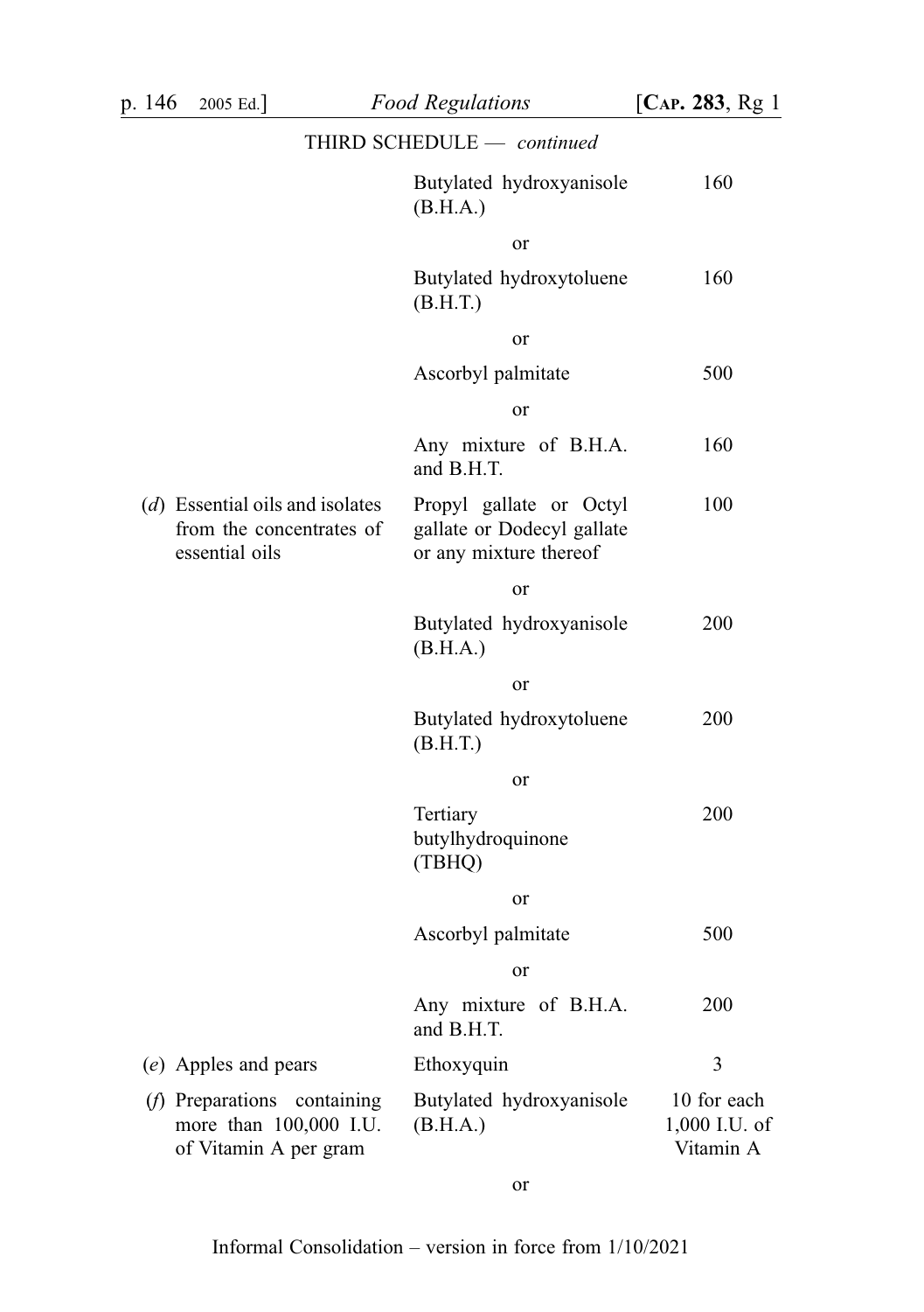THIRD SCHEDULE — *continued*

| | | |
|---|---|---|
| | Butylated hydroxyanisole (B.H.A.) | 160 |
| | or | |
| | Butylated hydroxytoluene (B.H.T.) | 160 |
| | or | |
| | Ascorbyl palmitate | 500 |
| | or | |
| | Any mixture of B.H.A. and B.H.T. | 160 |
| (*d*) Essential oils and isolates from the concentrates of essential oils | Propyl gallate or Octyl gallate or Dodecyl gallate or any mixture thereof | 100 |
| | or | |
| | Butylated hydroxyanisole (B.H.A.) | 200 |
| | or | |
| | Butylated hydroxytoluene (B.H.T.) | 200 |
| | or | |
| | Tertiary butylhydroquinone (TBHQ) | 200 |
| | or | |
| | Ascorbyl palmitate | 500 |
| | or | |
| | Any mixture of B.H.A. and B.H.T. | 200 |
| (*e*) Apples and pears | Ethoxyquin | 3 |
| (*f*) Preparations containing more than 100,000 I.U. of Vitamin A per gram | Butylated hydroxyanisole (B.H.A.) | 10 for each 1,000 I.U. of Vitamin A |
| | or | |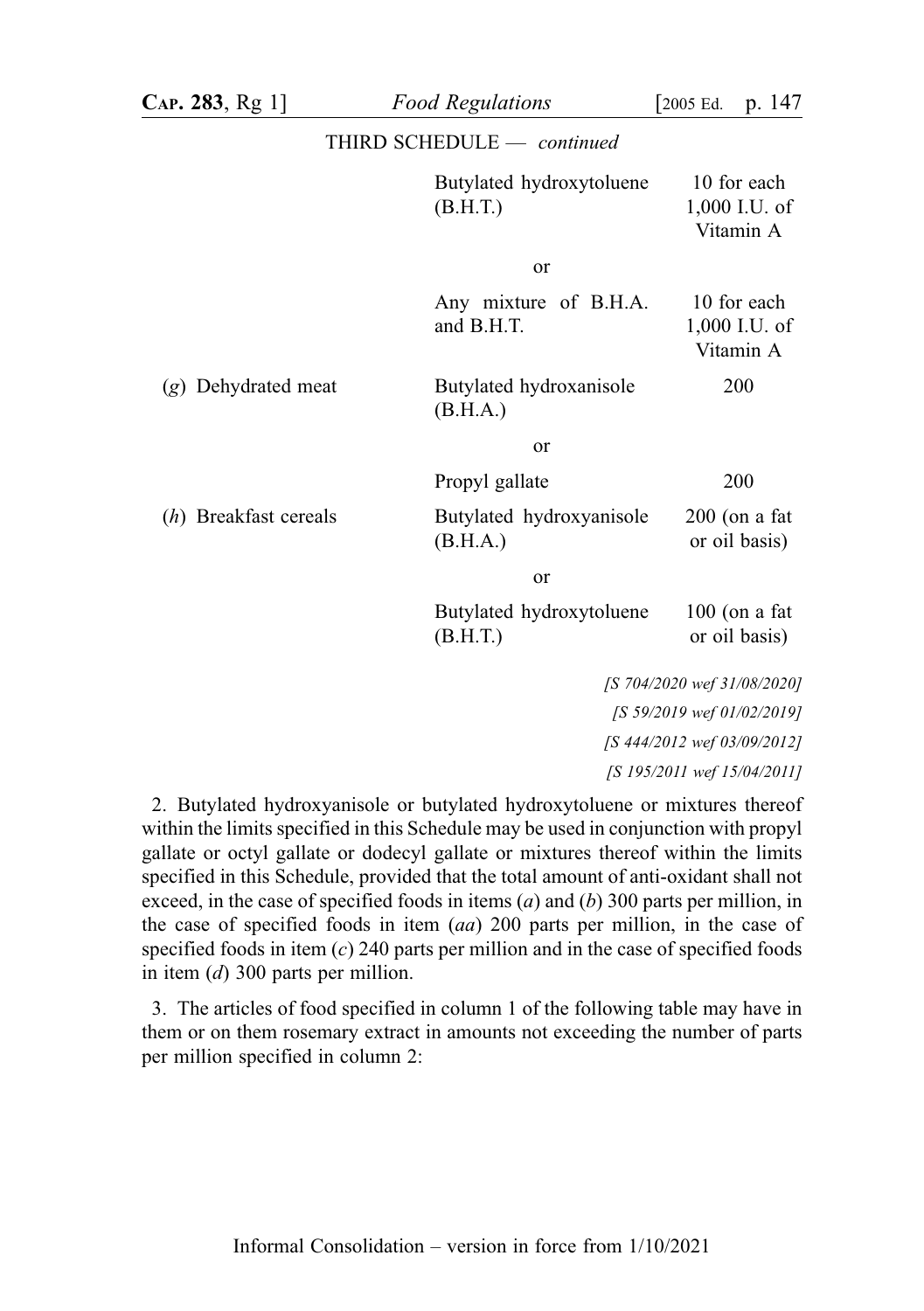THIRD SCHEDULE — *continued*

| | | |
|---|---|---|
| | Butylated hydroxytoluene (B.H.T.) | 10 for each 1,000 I.U. of Vitamin A |
| | or | |
| | Any mixture of B.H.A. and B.H.T. | 10 for each 1,000 I.U. of Vitamin A |
| (*g*) Dehydrated meat | Butylated hydroxanisole (B.H.A.) | 200 |
| | or | |
| | Propyl gallate | 200 |
| (*h*) Breakfast cereals | Butylated hydroxyanisole (B.H.A.) | 200 (on a fat or oil basis) |
| | or | |
| | Butylated hydroxytoluene (B.H.T.) | 100 (on a fat or oil basis) |

*[S 704/2020 wef 31/08/2020]*
*[S 59/2019 wef 01/02/2019]*
*[S 444/2012 wef 03/09/2012]*
*[S 195/2011 wef 15/04/2011]*

2. Butylated hydroxyanisole or butylated hydroxytoluene or mixtures thereof within the limits specified in this Schedule may be used in conjunction with propyl gallate or octyl gallate or dodecyl gallate or mixtures thereof within the limits specified in this Schedule, provided that the total amount of anti-oxidant shall not exceed, in the case of specified foods in items (*a*) and (*b*) 300 parts per million, in the case of specified foods in item (*aa*) 200 parts per million, in the case of specified foods in item (*c*) 240 parts per million and in the case of specified foods in item (*d*) 300 parts per million.

3. The articles of food specified in column 1 of the following table may have in them or on them rosemary extract in amounts not exceeding the number of parts per million specified in column 2: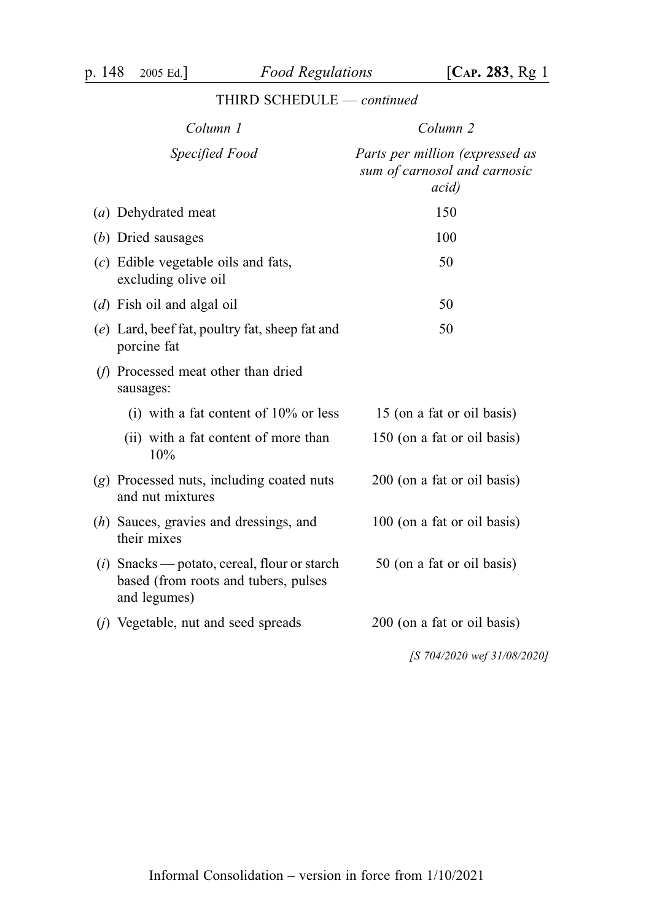THIRD SCHEDULE — *continued*

| *Column 1* | *Column 2* |
|---|---|
| *Specified Food* | *Parts per million (expressed as sum of carnosol and carnosic acid)* |
| (*a*) Dehydrated meat | 150 |
| (*b*) Dried sausages | 100 |
| (*c*) Edible vegetable oils and fats, excluding olive oil | 50 |
| (*d*) Fish oil and algal oil | 50 |
| (*e*) Lard, beef fat, poultry fat, sheep fat and porcine fat | 50 |
| (*f*) Processed meat other than dried sausages: | |
| (i) with a fat content of 10% or less | 15 (on a fat or oil basis) |
| (ii) with a fat content of more than 10% | 150 (on a fat or oil basis) |
| (*g*) Processed nuts, including coated nuts and nut mixtures | 200 (on a fat or oil basis) |
| (*h*) Sauces, gravies and dressings, and their mixes | 100 (on a fat or oil basis) |
| (*i*) Snacks — potato, cereal, flour or starch based (from roots and tubers, pulses and legumes) | 50 (on a fat or oil basis) |
| (*j*) Vegetable, nut and seed spreads | 200 (on a fat or oil basis) |

*[S 704/2020 wef 31/08/2020]*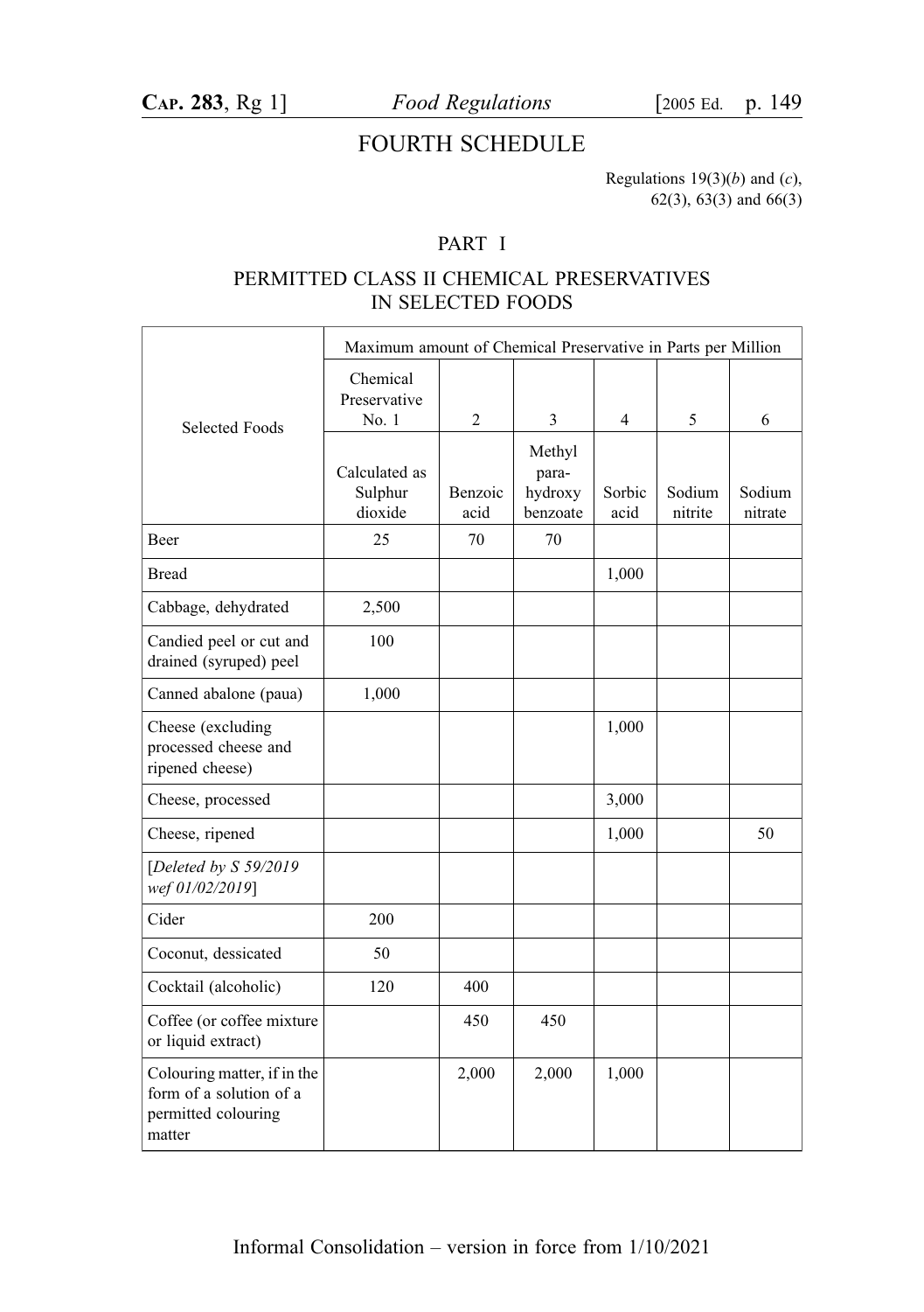# FOURTH SCHEDULE

Regulations 19(3)(*b*) and (*c*), 62(3), 63(3) and 66(3)

## PART I

### PERMITTED CLASS II CHEMICAL PRESERVATIVES IN SELECTED FOODS

| Selected Foods | Maximum amount of Chemical Preservative in Parts per Million | | | | | |
|---|---|---|---|---|---|---|
| | Chemical Preservative No. 1 | 2 | 3 | 4 | 5 | 6 |
| | Calculated as Sulphur dioxide | Benzoic acid | Methyl para-hydroxy benzoate | Sorbic acid | Sodium nitrite | Sodium nitrate |
| Beer | 25 | 70 | 70 | | | |
| Bread | | | | 1,000 | | |
| Cabbage, dehydrated | 2,500 | | | | | |
| Candied peel or cut and drained (syruped) peel | 100 | | | | | |
| Canned abalone (paua) | 1,000 | | | | | |
| Cheese (excluding processed cheese and ripened cheese) | | | | 1,000 | | |
| Cheese, processed | | | | 3,000 | | |
| Cheese, ripened | | | | 1,000 | | 50 |
| [*Deleted by S 59/2019 wef 01/02/2019*] | | | | | | |
| Cider | 200 | | | | | |
| Coconut, dessicated | 50 | | | | | |
| Cocktail (alcoholic) | 120 | 400 | | | | |
| Coffee (or coffee mixture or liquid extract) | | 450 | 450 | | | |
| Colouring matter, if in the form of a solution of a permitted colouring matter | | 2,000 | 2,000 | 1,000 | | |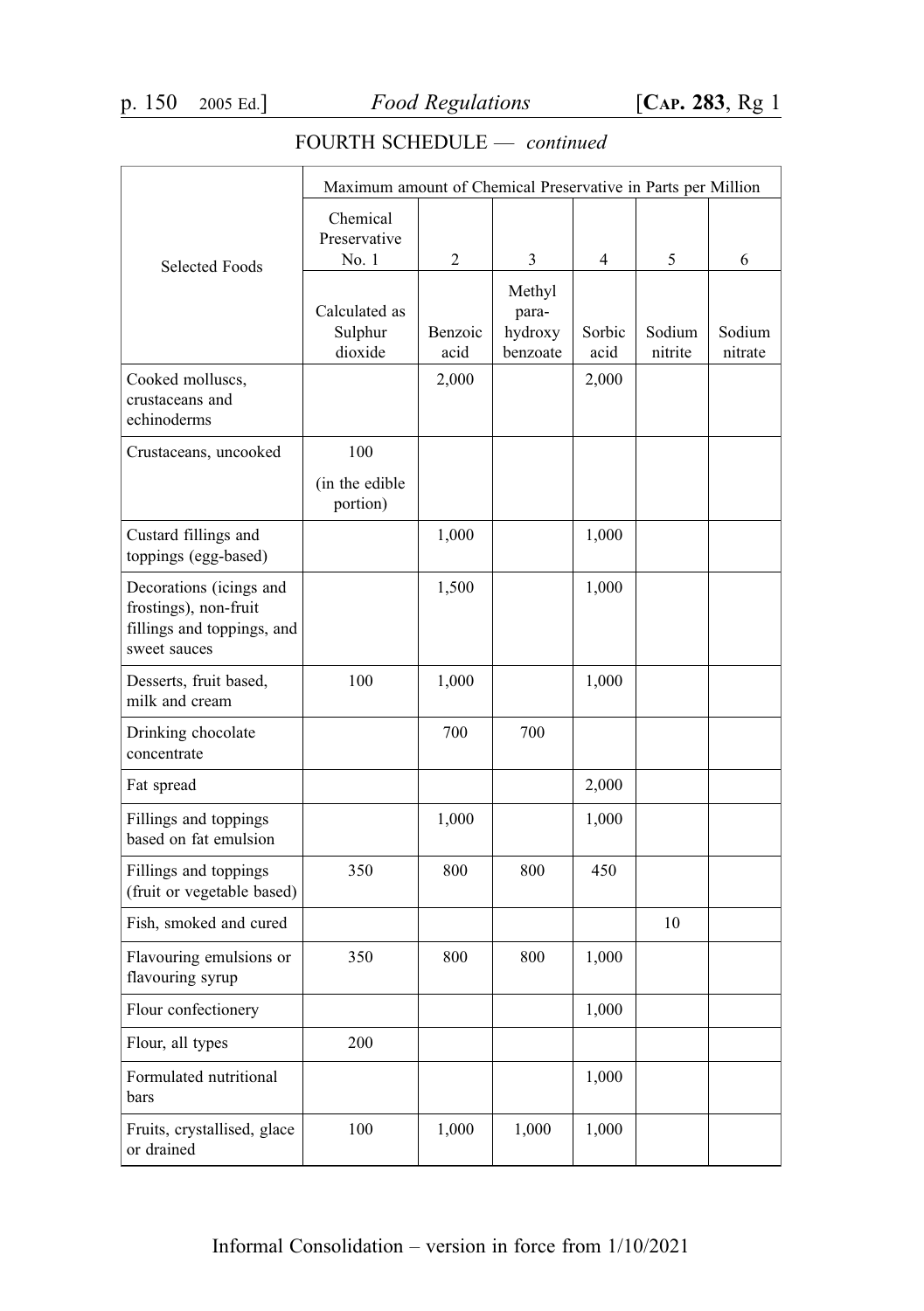FOURTH SCHEDULE — *continued*

| Selected Foods | Maximum amount of Chemical Preservative in Parts per Million | | | | | |
|---|---|---|---|---|---|---|
| | Chemical Preservative No. 1 | 2 | 3 | 4 | 5 | 6 |
| | Calculated as Sulphur dioxide | Benzoic acid | Methyl para-hydroxy benzoate | Sorbic acid | Sodium nitrite | Sodium nitrate |
| Cooked molluscs, crustaceans and echinoderms | | 2,000 | | 2,000 | | |
| Crustaceans, uncooked | 100 (in the edible portion) | | | | | |
| Custard fillings and toppings (egg-based) | | 1,000 | | 1,000 | | |
| Decorations (icings and frostings), non-fruit fillings and toppings, and sweet sauces | | 1,500 | | 1,000 | | |
| Desserts, fruit based, milk and cream | 100 | 1,000 | | 1,000 | | |
| Drinking chocolate concentrate | | 700 | 700 | | | |
| Fat spread | | | | 2,000 | | |
| Fillings and toppings based on fat emulsion | | 1,000 | | 1,000 | | |
| Fillings and toppings (fruit or vegetable based) | 350 | 800 | 800 | 450 | | |
| Fish, smoked and cured | | | | | 10 | |
| Flavouring emulsions or flavouring syrup | 350 | 800 | 800 | 1,000 | | |
| Flour confectionery | | | | 1,000 | | |
| Flour, all types | 200 | | | | | |
| Formulated nutritional bars | | | | 1,000 | | |
| Fruits, crystallised, glace or drained | 100 | 1,000 | 1,000 | 1,000 | | |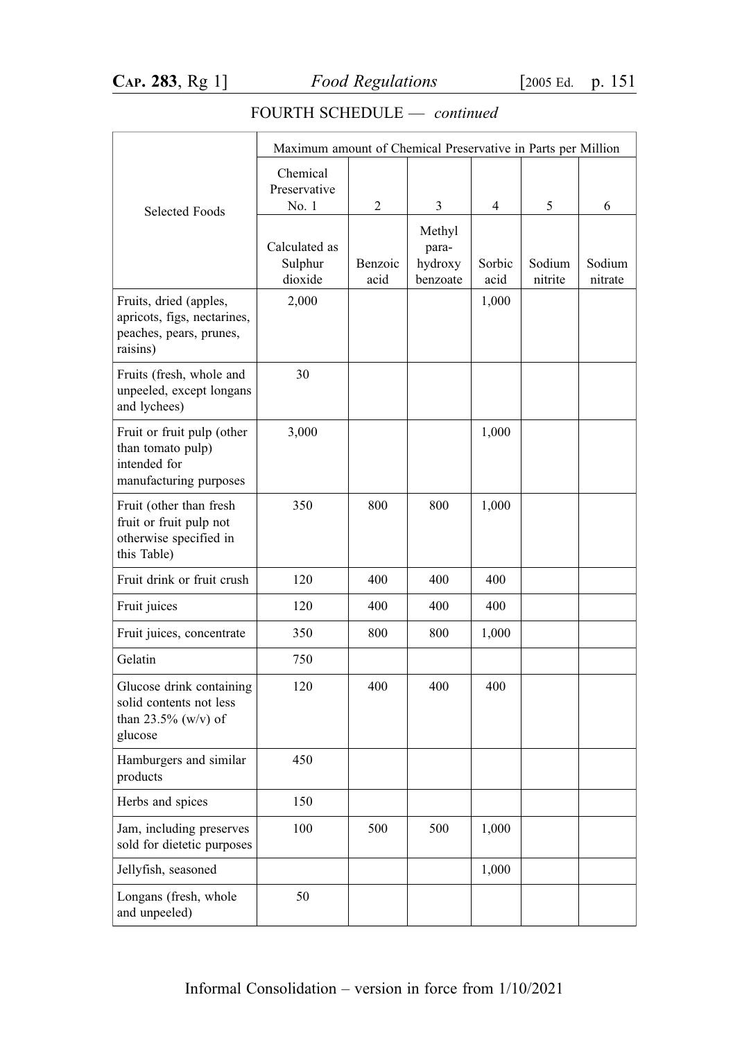FOURTH SCHEDULE — *continued*

| Selected Foods | Maximum amount of Chemical Preservative in Parts per Million | | | | | |
|---|---|---|---|---|---|---|
| | Chemical Preservative No. 1 | 2 | 3 | 4 | 5 | 6 |
| | Calculated as Sulphur dioxide | Benzoic acid | Methyl para-hydroxy benzoate | Sorbic acid | Sodium nitrite | Sodium nitrate |
| Fruits, dried (apples, apricots, figs, nectarines, peaches, pears, prunes, raisins) | 2,000 | | | 1,000 | | |
| Fruits (fresh, whole and unpeeled, except longans and lychees) | 30 | | | | | |
| Fruit or fruit pulp (other than tomato pulp) intended for manufacturing purposes | 3,000 | | | 1,000 | | |
| Fruit (other than fresh fruit or fruit pulp not otherwise specified in this Table) | 350 | 800 | 800 | 1,000 | | |
| Fruit drink or fruit crush | 120 | 400 | 400 | 400 | | |
| Fruit juices | 120 | 400 | 400 | 400 | | |
| Fruit juices, concentrate | 350 | 800 | 800 | 1,000 | | |
| Gelatin | 750 | | | | | |
| Glucose drink containing solid contents not less than 23.5% (w/v) of glucose | 120 | 400 | 400 | 400 | | |
| Hamburgers and similar products | 450 | | | | | |
| Herbs and spices | 150 | | | | | |
| Jam, including preserves sold for dietetic purposes | 100 | 500 | 500 | 1,000 | | |
| Jellyfish, seasoned | | | | 1,000 | | |
| Longans (fresh, whole and unpeeled) | 50 | | | | | |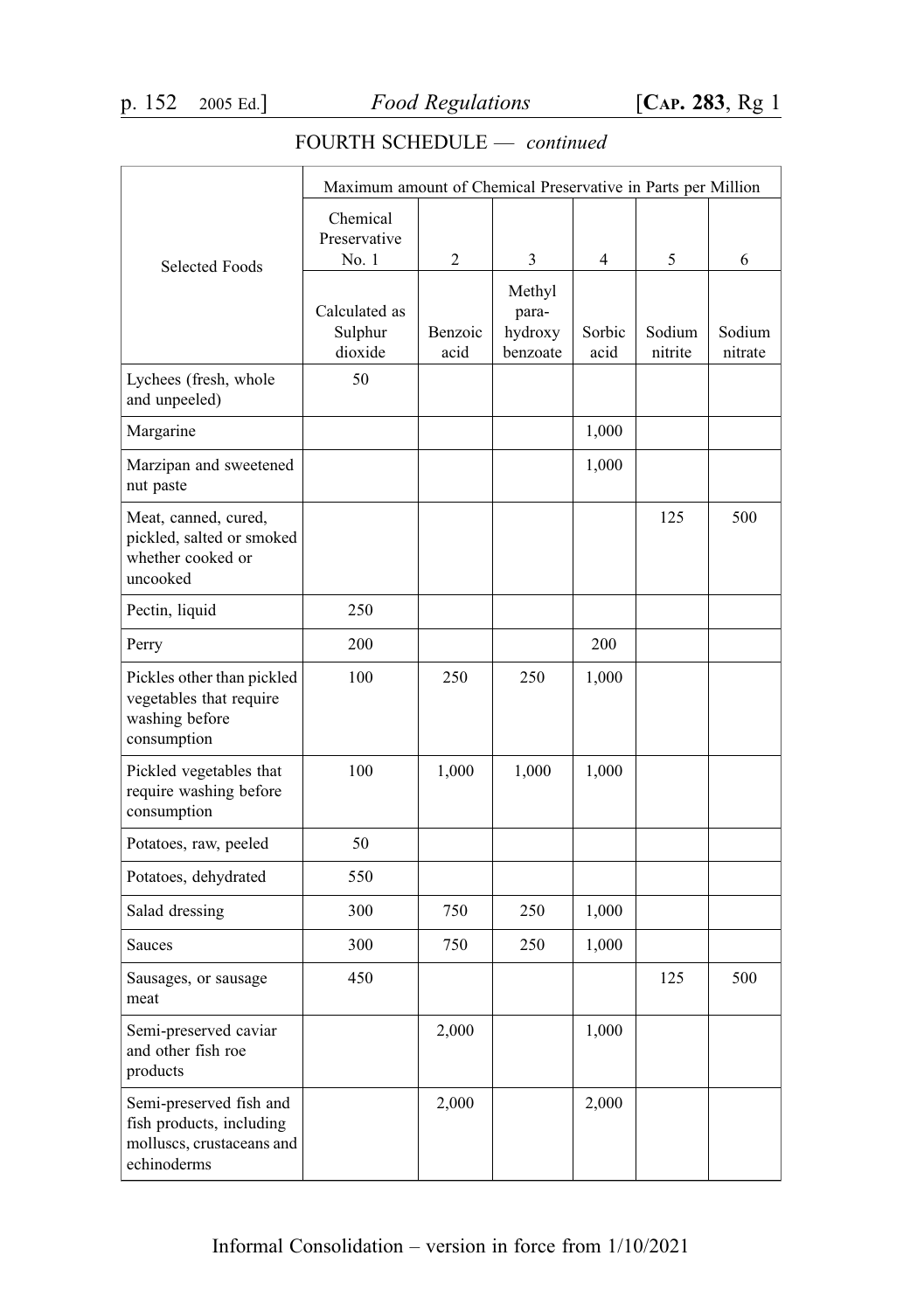FOURTH SCHEDULE — *continued*

| Selected Foods | Maximum amount of Chemical Preservative in Parts per Million | | | | | |
|---|---|---|---|---|---|---|
| | Chemical Preservative No. 1 | 2 | 3 | 4 | 5 | 6 |
| | Calculated as Sulphur dioxide | Benzoic acid | Methyl para-hydroxy benzoate | Sorbic acid | Sodium nitrite | Sodium nitrate |
| Lychees (fresh, whole and unpeeled) | 50 | | | | | |
| Margarine | | | | 1,000 | | |
| Marzipan and sweetened nut paste | | | | 1,000 | | |
| Meat, canned, cured, pickled, salted or smoked whether cooked or uncooked | | | | | 125 | 500 |
| Pectin, liquid | 250 | | | | | |
| Perry | 200 | | | 200 | | |
| Pickles other than pickled vegetables that require washing before consumption | 100 | 250 | 250 | 1,000 | | |
| Pickled vegetables that require washing before consumption | 100 | 1,000 | 1,000 | 1,000 | | |
| Potatoes, raw, peeled | 50 | | | | | |
| Potatoes, dehydrated | 550 | | | | | |
| Salad dressing | 300 | 750 | 250 | 1,000 | | |
| Sauces | 300 | 750 | 250 | 1,000 | | |
| Sausages, or sausage meat | 450 | | | | 125 | 500 |
| Semi-preserved caviar and other fish roe products | | 2,000 | | 1,000 | | |
| Semi-preserved fish and fish products, including molluscs, crustaceans and echinoderms | | 2,000 | | 2,000 | | |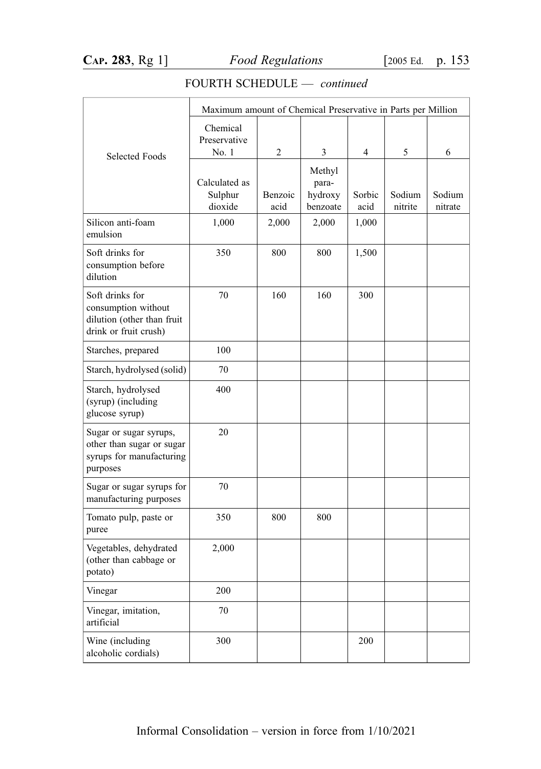FOURTH SCHEDULE — *continued*

| Selected Foods | Maximum amount of Chemical Preservative in Parts per Million | | | | | |
|---|---|---|---|---|---|---|
| | Chemical Preservative No. 1 | 2 | 3 | 4 | 5 | 6 |
| | Calculated as Sulphur dioxide | Benzoic acid | Methyl para-hydroxy benzoate | Sorbic acid | Sodium nitrite | Sodium nitrate |
| Silicon anti-foam emulsion | 1,000 | 2,000 | 2,000 | 1,000 | | |
| Soft drinks for consumption before dilution | 350 | 800 | 800 | 1,500 | | |
| Soft drinks for consumption without dilution (other than fruit drink or fruit crush) | 70 | 160 | 160 | 300 | | |
| Starches, prepared | 100 | | | | | |
| Starch, hydrolysed (solid) | 70 | | | | | |
| Starch, hydrolysed (syrup) (including glucose syrup) | 400 | | | | | |
| Sugar or sugar syrups, other than sugar or sugar syrups for manufacturing purposes | 20 | | | | | |
| Sugar or sugar syrups for manufacturing purposes | 70 | | | | | |
| Tomato pulp, paste or puree | 350 | 800 | 800 | | | |
| Vegetables, dehydrated (other than cabbage or potato) | 2,000 | | | | | |
| Vinegar | 200 | | | | | |
| Vinegar, imitation, artificial | 70 | | | | | |
| Wine (including alcoholic cordials) | 300 | | | 200 | | |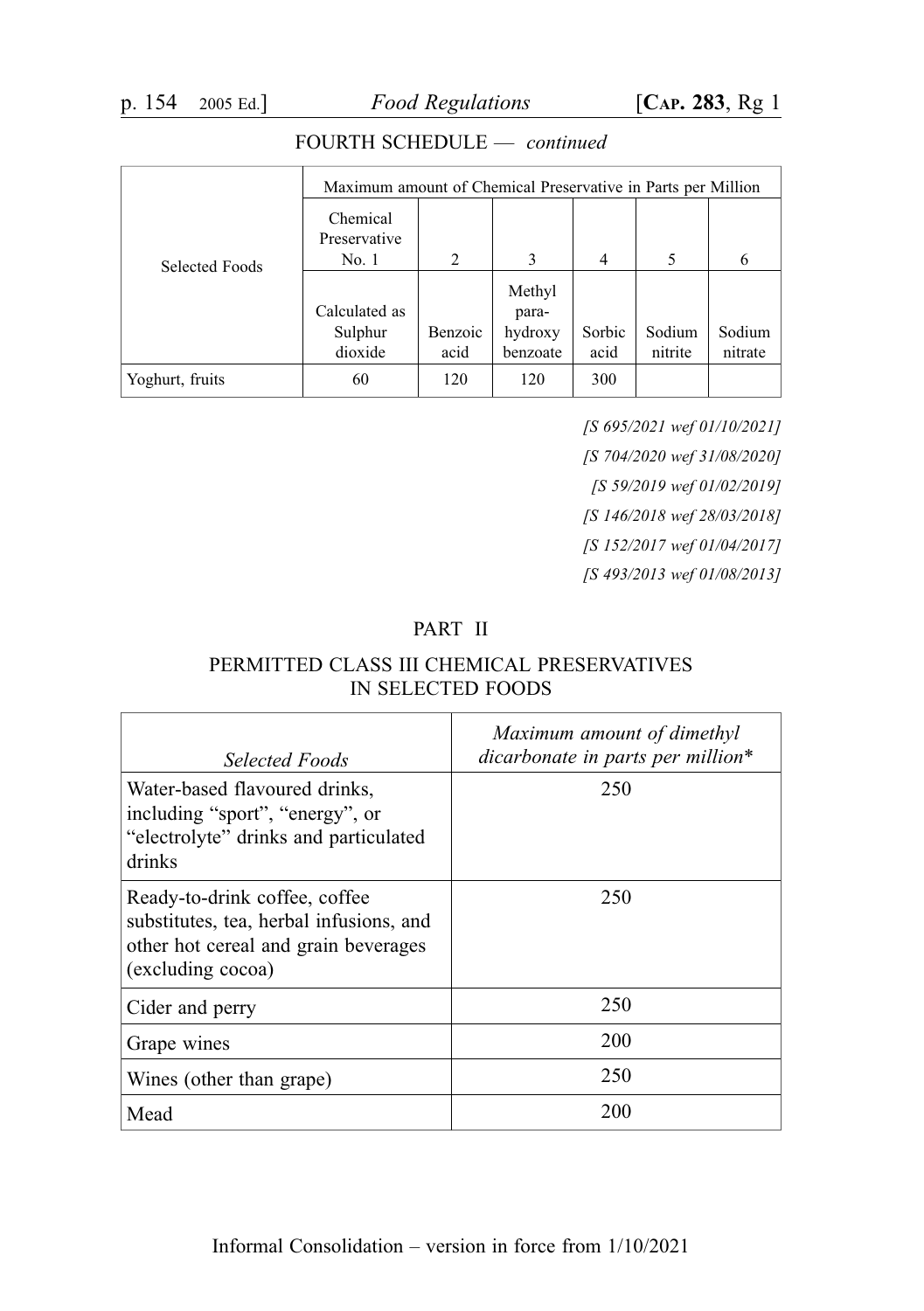FOURTH SCHEDULE — *continued*

| Selected Foods | Maximum amount of Chemical Preservative in Parts per Million | | | | | |
|---|---|---|---|---|---|---|
| | Chemical Preservative No. 1 | 2 | 3 | 4 | 5 | 6 |
| | Calculated as Sulphur dioxide | Benzoic acid | Methyl para-hydroxy benzoate | Sorbic acid | Sodium nitrite | Sodium nitrate |
| Yoghurt, fruits | 60 | 120 | 120 | 300 | | |

*[S 695/2021 wef 01/10/2021]*

*[S 704/2020 wef 31/08/2020]*

*[S 59/2019 wef 01/02/2019]*

*[S 146/2018 wef 28/03/2018]*

*[S 152/2017 wef 01/04/2017]*

*[S 493/2013 wef 01/08/2013]*

## PART II

## PERMITTED CLASS III CHEMICAL PRESERVATIVES IN SELECTED FOODS

| *Selected Foods* | *Maximum amount of dimethyl dicarbonate in parts per million** |
|---|---|
| Water-based flavoured drinks, including "sport", "energy", or "electrolyte" drinks and particulated drinks | 250 |
| Ready-to-drink coffee, coffee substitutes, tea, herbal infusions, and other hot cereal and grain beverages (excluding cocoa) | 250 |
| Cider and perry | 250 |
| Grape wines | 200 |
| Wines (other than grape) | 250 |
| Mead | 200 |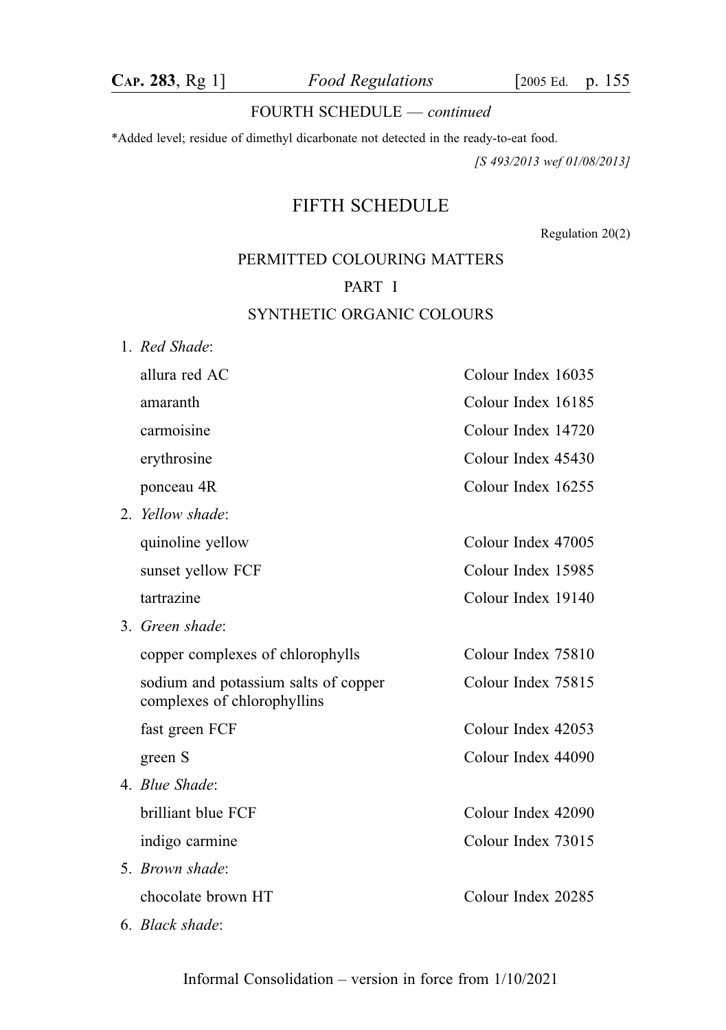FOURTH SCHEDULE — *continued*

*Added level; residue of dimethyl dicarbonate not detected in the ready-to-eat food.

*[S 493/2013 wef 01/08/2013]*

# FIFTH SCHEDULE

Regulation 20(2)

## PERMITTED COLOURING MATTERS

## PART I

## SYNTHETIC ORGANIC COLOURS

1. *Red Shade*:

| | |
|---|---|
| allura red AC | Colour Index 16035 |
| amaranth | Colour Index 16185 |
| carmoisine | Colour Index 14720 |
| erythrosine | Colour Index 45430 |
| ponceau 4R | Colour Index 16255 |

2. *Yellow shade*:

| | |
|---|---|
| quinoline yellow | Colour Index 47005 |
| sunset yellow FCF | Colour Index 15985 |
| tartrazine | Colour Index 19140 |

3. *Green shade*:

| | |
|---|---|
| copper complexes of chlorophylls | Colour Index 75810 |
| sodium and potassium salts of copper complexes of chlorophyllins | Colour Index 75815 |
| fast green FCF | Colour Index 42053 |
| green S | Colour Index 44090 |

4. *Blue Shade*:

| | |
|---|---|
| brilliant blue FCF | Colour Index 42090 |
| indigo carmine | Colour Index 73015 |

5. *Brown shade*:

| | |
|---|---|
| chocolate brown HT | Colour Index 20285 |

6. *Black shade*: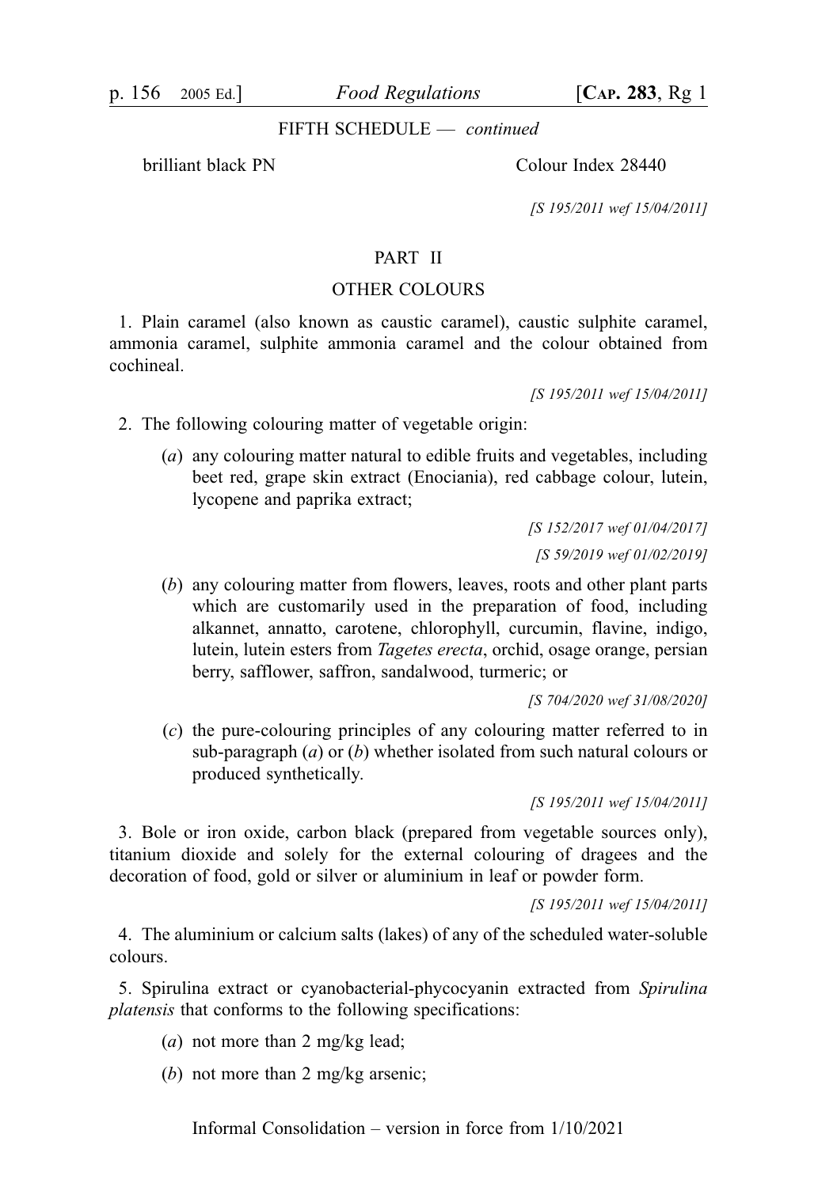FIFTH SCHEDULE — *continued*

brilliant black PN Colour Index 28440

*[S 195/2011 wef 15/04/2011]*

## PART II

## OTHER COLOURS

1. Plain caramel (also known as caustic caramel), caustic sulphite caramel, ammonia caramel, sulphite ammonia caramel and the colour obtained from cochineal.

*[S 195/2011 wef 15/04/2011]*

2. The following colouring matter of vegetable origin:

(*a*) any colouring matter natural to edible fruits and vegetables, including beet red, grape skin extract (Enociania), red cabbage colour, lutein, lycopene and paprika extract;

*[S 152/2017 wef 01/04/2017]*

*[S 59/2019 wef 01/02/2019]*

(*b*) any colouring matter from flowers, leaves, roots and other plant parts which are customarily used in the preparation of food, including alkannet, annatto, carotene, chlorophyll, curcumin, flavine, indigo, lutein, lutein esters from *Tagetes erecta*, orchid, osage orange, persian berry, safflower, saffron, sandalwood, turmeric; or

*[S 704/2020 wef 31/08/2020]*

(*c*) the pure-colouring principles of any colouring matter referred to in sub-paragraph (*a*) or (*b*) whether isolated from such natural colours or produced synthetically.

*[S 195/2011 wef 15/04/2011]*

3. Bole or iron oxide, carbon black (prepared from vegetable sources only), titanium dioxide and solely for the external colouring of dragees and the decoration of food, gold or silver or aluminium in leaf or powder form.

*[S 195/2011 wef 15/04/2011]*

4. The aluminium or calcium salts (lakes) of any of the scheduled water-soluble colours.

5. Spirulina extract or cyanobacterial-phycocyanin extracted from *Spirulina platensis* that conforms to the following specifications:

(*a*) not more than 2 mg/kg lead;

(*b*) not more than 2 mg/kg arsenic;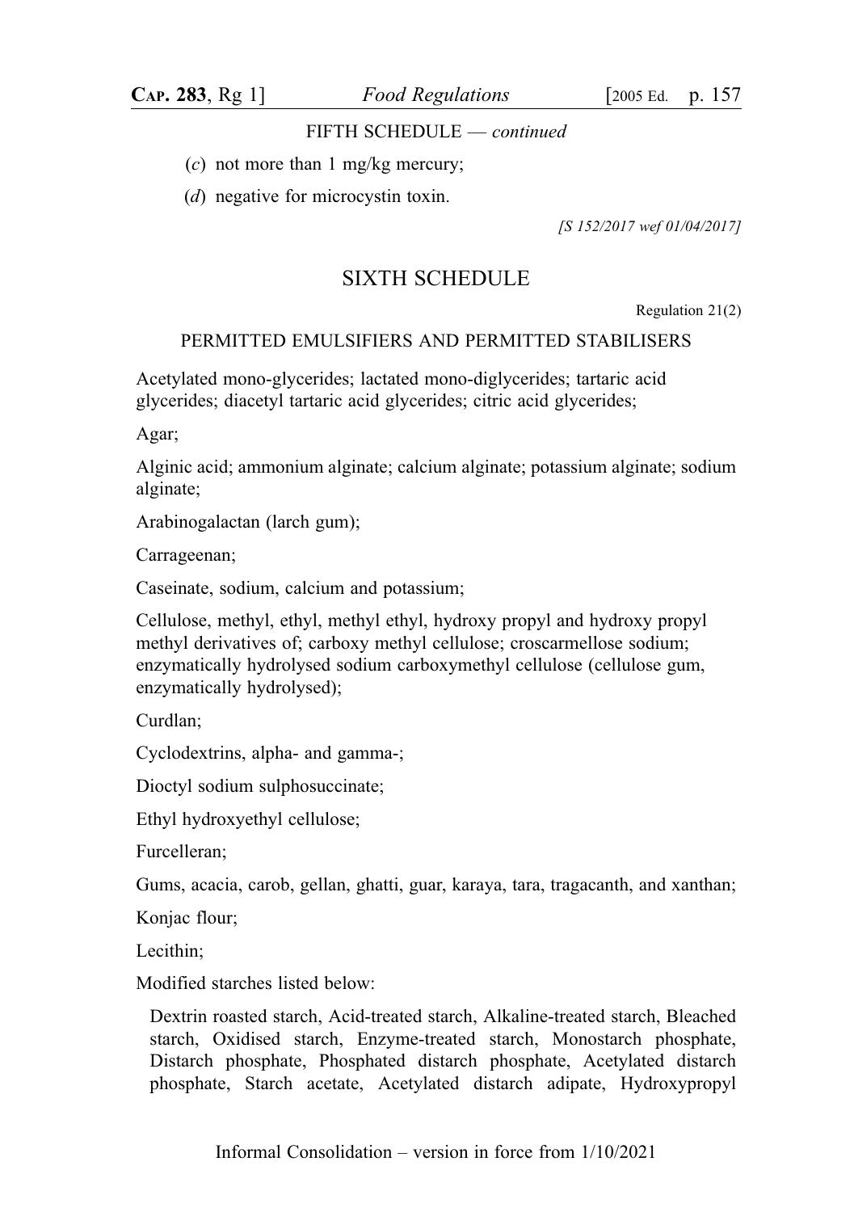FIFTH SCHEDULE — *continued*

(*c*) not more than 1 mg/kg mercury;

(*d*) negative for microcystin toxin.

*[S 152/2017 wef 01/04/2017]*

## SIXTH SCHEDULE

Regulation 21(2)

### PERMITTED EMULSIFIERS AND PERMITTED STABILISERS

Acetylated mono-glycerides; lactated mono-diglycerides; tartaric acid glycerides; diacetyl tartaric acid glycerides; citric acid glycerides;

Agar;

Alginic acid; ammonium alginate; calcium alginate; potassium alginate; sodium alginate;

Arabinogalactan (larch gum);

Carrageenan;

Caseinate, sodium, calcium and potassium;

Cellulose, methyl, ethyl, methyl ethyl, hydroxy propyl and hydroxy propyl methyl derivatives of; carboxy methyl cellulose; croscarmellose sodium; enzymatically hydrolysed sodium carboxymethyl cellulose (cellulose gum, enzymatically hydrolysed);

Curdlan;

Cyclodextrins, alpha- and gamma-;

Dioctyl sodium sulphosuccinate;

Ethyl hydroxyethyl cellulose;

Furcelleran;

Gums, acacia, carob, gellan, ghatti, guar, karaya, tara, tragacanth, and xanthan;

Konjac flour;

Lecithin;

Modified starches listed below:

Dextrin roasted starch, Acid-treated starch, Alkaline-treated starch, Bleached starch, Oxidised starch, Enzyme-treated starch, Monostarch phosphate, Distarch phosphate, Phosphated distarch phosphate, Acetylated distarch phosphate, Starch acetate, Acetylated distarch adipate, Hydroxypropyl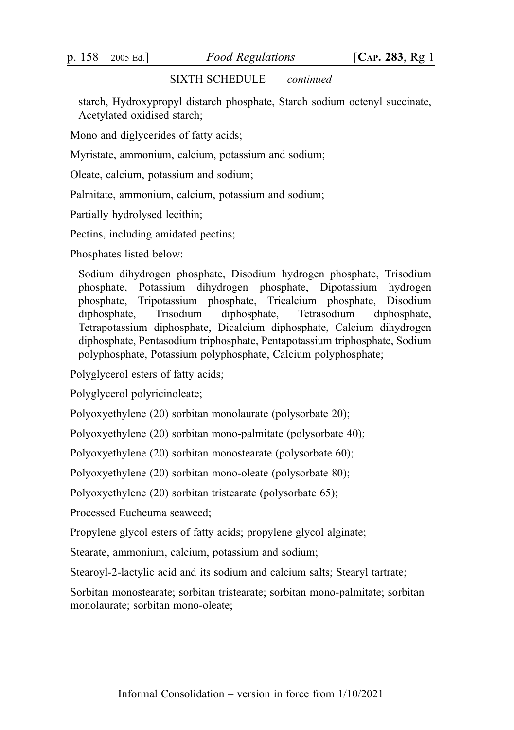SIXTH SCHEDULE — *continued*

starch, Hydroxypropyl distarch phosphate, Starch sodium octenyl succinate, Acetylated oxidised starch;

Mono and diglycerides of fatty acids;

Myristate, ammonium, calcium, potassium and sodium;

Oleate, calcium, potassium and sodium;

Palmitate, ammonium, calcium, potassium and sodium;

Partially hydrolysed lecithin;

Pectins, including amidated pectins;

Phosphates listed below:

Sodium dihydrogen phosphate, Disodium hydrogen phosphate, Trisodium phosphate, Potassium dihydrogen phosphate, Dipotassium hydrogen phosphate, Tripotassium phosphate, Tricalcium phosphate, Disodium diphosphate, Trisodium diphosphate, Tetrasodium diphosphate, Tetrapotassium diphosphate, Dicalcium diphosphate, Calcium dihydrogen diphosphate, Pentasodium triphosphate, Pentapotassium triphosphate, Sodium polyphosphate, Potassium polyphosphate, Calcium polyphosphate;

Polyglycerol esters of fatty acids;

Polyglycerol polyricinoleate;

Polyoxyethylene (20) sorbitan monolaurate (polysorbate 20);

Polyoxyethylene (20) sorbitan mono-palmitate (polysorbate 40);

Polyoxyethylene (20) sorbitan monostearate (polysorbate 60);

Polyoxyethylene (20) sorbitan mono-oleate (polysorbate 80);

Polyoxyethylene (20) sorbitan tristearate (polysorbate 65);

Processed Eucheuma seaweed;

Propylene glycol esters of fatty acids; propylene glycol alginate;

Stearate, ammonium, calcium, potassium and sodium;

Stearoyl-2-lactylic acid and its sodium and calcium salts; Stearyl tartrate;

Sorbitan monostearate; sorbitan tristearate; sorbitan mono-palmitate; sorbitan monolaurate; sorbitan mono-oleate;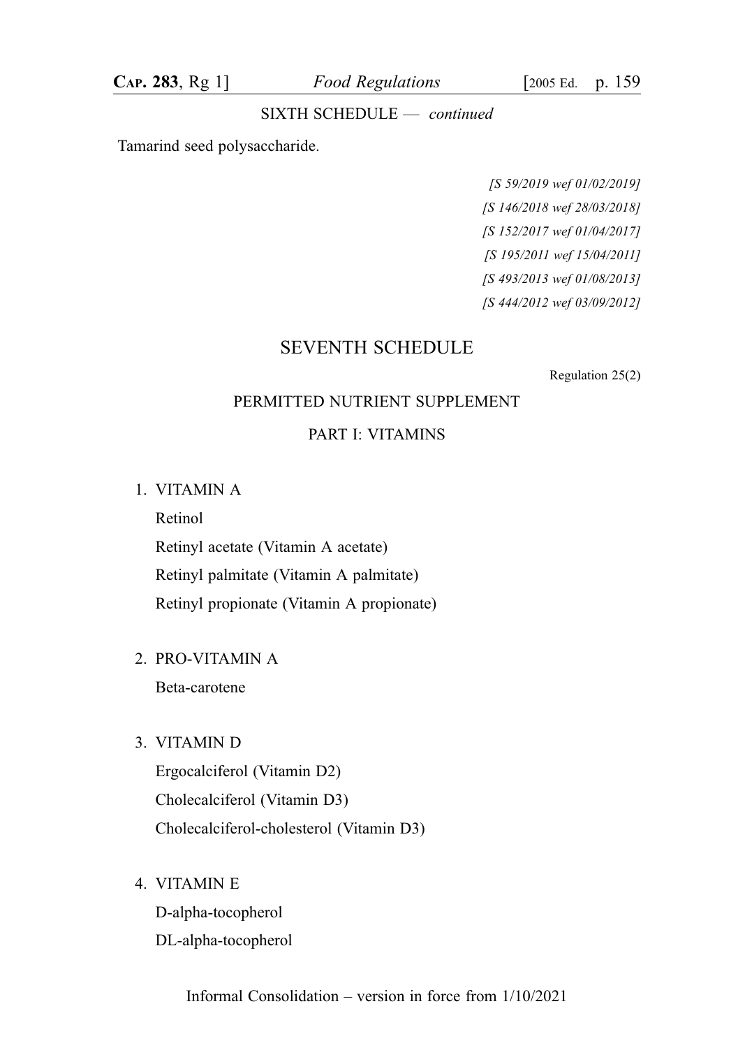SIXTH SCHEDULE — *continued*

Tamarind seed polysaccharide.

*[S 59/2019 wef 01/02/2019]*
*[S 146/2018 wef 28/03/2018]*
*[S 152/2017 wef 01/04/2017]*
*[S 195/2011 wef 15/04/2011]*
*[S 493/2013 wef 01/08/2013]*
*[S 444/2012 wef 03/09/2012]*

## SEVENTH SCHEDULE

Regulation 25(2)

### PERMITTED NUTRIENT SUPPLEMENT

### PART I: VITAMINS

1. VITAMIN A

   Retinol

   Retinyl acetate (Vitamin A acetate)

   Retinyl palmitate (Vitamin A palmitate)

   Retinyl propionate (Vitamin A propionate)

2. PRO-VITAMIN A

   Beta-carotene

3. VITAMIN D

   Ergocalciferol (Vitamin D2)

   Cholecalciferol (Vitamin D3)

   Cholecalciferol-cholesterol (Vitamin D3)

4. VITAMIN E

   D-alpha-tocopherol

   DL-alpha-tocopherol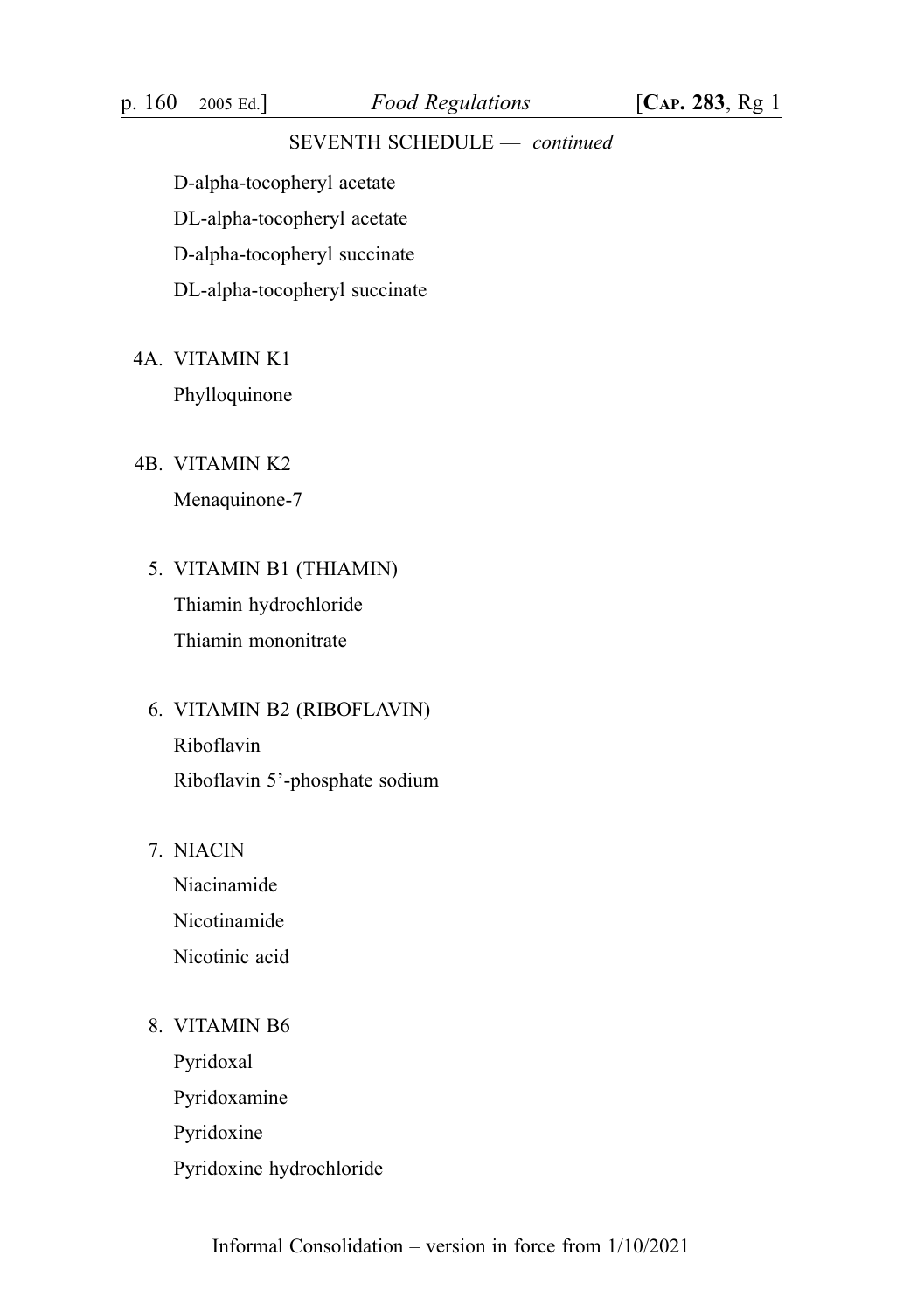SEVENTH SCHEDULE — *continued*

D-alpha-tocopheryl acetate

DL-alpha-tocopheryl acetate

D-alpha-tocopheryl succinate

DL-alpha-tocopheryl succinate

4A. VITAMIN K1

Phylloquinone

4B. VITAMIN K2

Menaquinone-7

5. VITAMIN B1 (THIAMIN)

Thiamin hydrochloride

Thiamin mononitrate

6. VITAMIN B2 (RIBOFLAVIN)

Riboflavin

Riboflavin 5'-phosphate sodium

7. NIACIN

Niacinamide

Nicotinamide

Nicotinic acid

8. VITAMIN B6

Pyridoxal

Pyridoxamine

Pyridoxine

Pyridoxine hydrochloride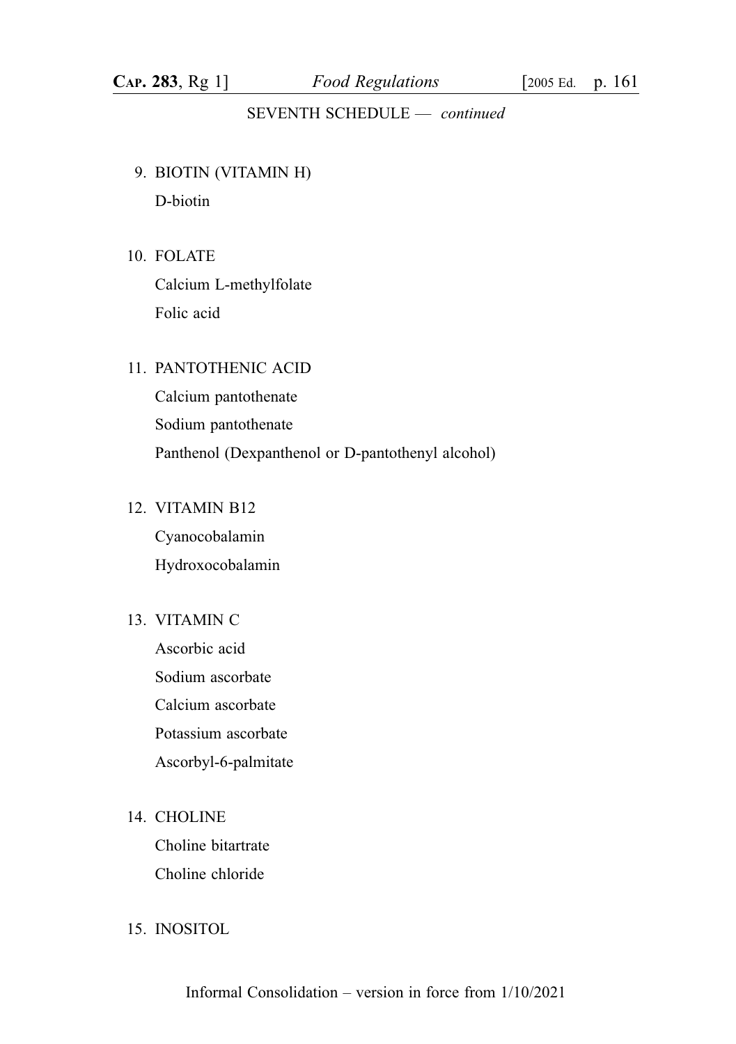SEVENTH SCHEDULE — *continued*

9. BIOTIN (VITAMIN H)

   D-biotin

10. FOLATE

    Calcium L-methylfolate

    Folic acid

11. PANTOTHENIC ACID

    Calcium pantothenate

    Sodium pantothenate

    Panthenol (Dexpanthenol or D-pantothenyl alcohol)

12. VITAMIN B12

    Cyanocobalamin

    Hydroxocobalamin

13. VITAMIN C

    Ascorbic acid

    Sodium ascorbate

    Calcium ascorbate

    Potassium ascorbate

    Ascorbyl-6-palmitate

14. CHOLINE

    Choline bitartrate

    Choline chloride

15. INOSITOL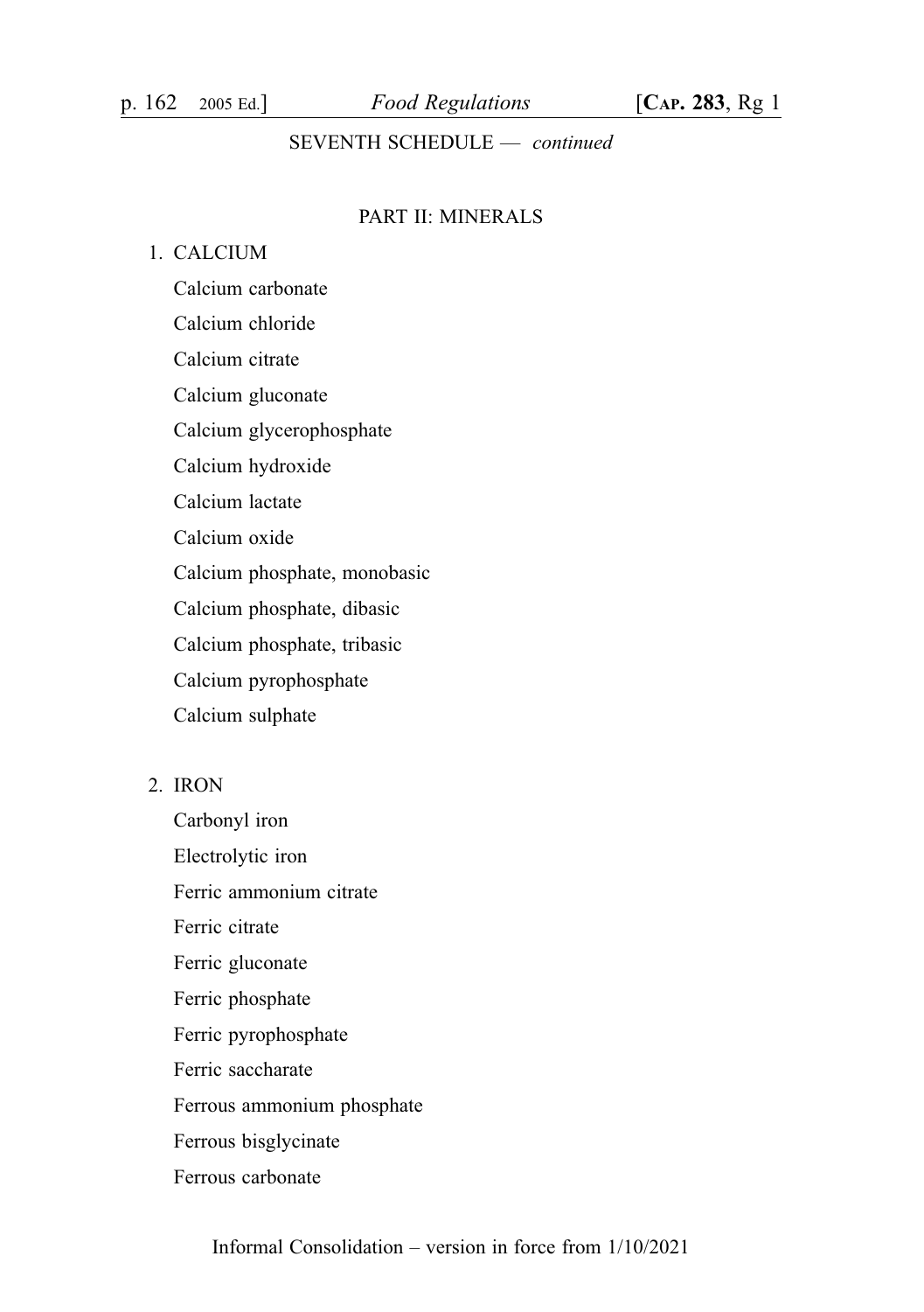SEVENTH SCHEDULE — *continued*

## PART II: MINERALS

1. CALCIUM

   Calcium carbonate

   Calcium chloride

   Calcium citrate

   Calcium gluconate

   Calcium glycerophosphate

   Calcium hydroxide

   Calcium lactate

   Calcium oxide

   Calcium phosphate, monobasic

   Calcium phosphate, dibasic

   Calcium phosphate, tribasic

   Calcium pyrophosphate

   Calcium sulphate

2. IRON

   Carbonyl iron

   Electrolytic iron

   Ferric ammonium citrate

   Ferric citrate

   Ferric gluconate

   Ferric phosphate

   Ferric pyrophosphate

   Ferric saccharate

   Ferrous ammonium phosphate

   Ferrous bisglycinate

   Ferrous carbonate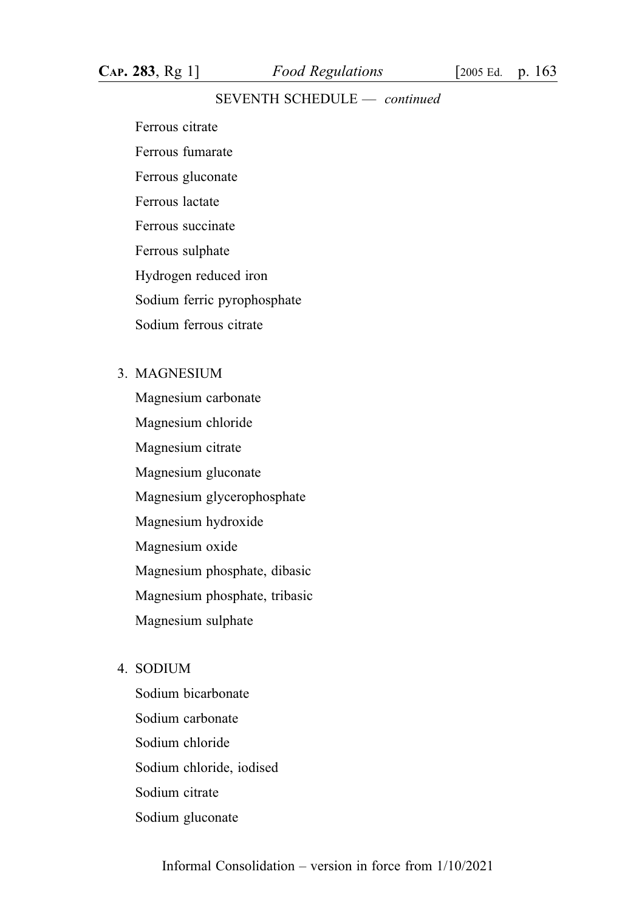SEVENTH SCHEDULE — *continued*

Ferrous citrate

Ferrous fumarate

Ferrous gluconate

Ferrous lactate

Ferrous succinate

Ferrous sulphate

Hydrogen reduced iron

Sodium ferric pyrophosphate

Sodium ferrous citrate

3. MAGNESIUM

Magnesium carbonate

Magnesium chloride

Magnesium citrate

Magnesium gluconate

Magnesium glycerophosphate

Magnesium hydroxide

Magnesium oxide

Magnesium phosphate, dibasic

Magnesium phosphate, tribasic

Magnesium sulphate

4. SODIUM

Sodium bicarbonate

Sodium carbonate

Sodium chloride

Sodium chloride, iodised

Sodium citrate

Sodium gluconate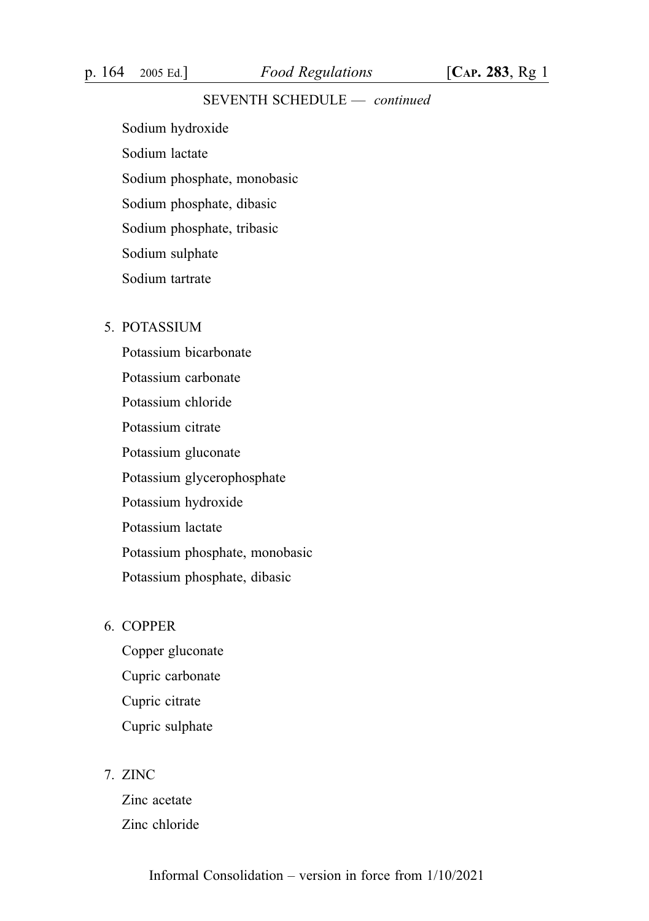SEVENTH SCHEDULE — *continued*

Sodium hydroxide

Sodium lactate

Sodium phosphate, monobasic

Sodium phosphate, dibasic

Sodium phosphate, tribasic

Sodium sulphate

Sodium tartrate

5. POTASSIUM

Potassium bicarbonate

Potassium carbonate

Potassium chloride

Potassium citrate

Potassium gluconate

Potassium glycerophosphate

Potassium hydroxide

Potassium lactate

Potassium phosphate, monobasic

Potassium phosphate, dibasic

6. COPPER

Copper gluconate

Cupric carbonate

Cupric citrate

Cupric sulphate

7. ZINC

Zinc acetate

Zinc chloride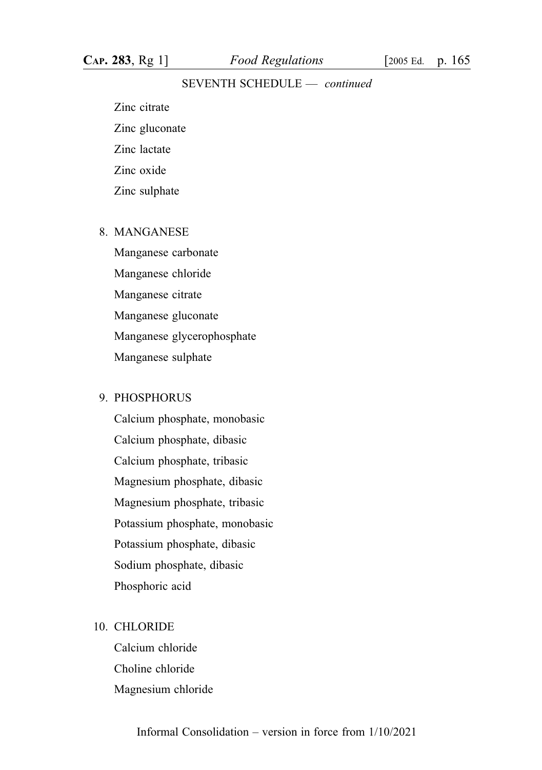SEVENTH SCHEDULE — *continued*

Zinc citrate

Zinc gluconate

Zinc lactate

Zinc oxide

Zinc sulphate

8. MANGANESE

Manganese carbonate

Manganese chloride

Manganese citrate

Manganese gluconate

Manganese glycerophosphate

Manganese sulphate

9. PHOSPHORUS

Calcium phosphate, monobasic

Calcium phosphate, dibasic

Calcium phosphate, tribasic

Magnesium phosphate, dibasic

Magnesium phosphate, tribasic

Potassium phosphate, monobasic

Potassium phosphate, dibasic

Sodium phosphate, dibasic

Phosphoric acid

10. CHLORIDE

Calcium chloride

Choline chloride

Magnesium chloride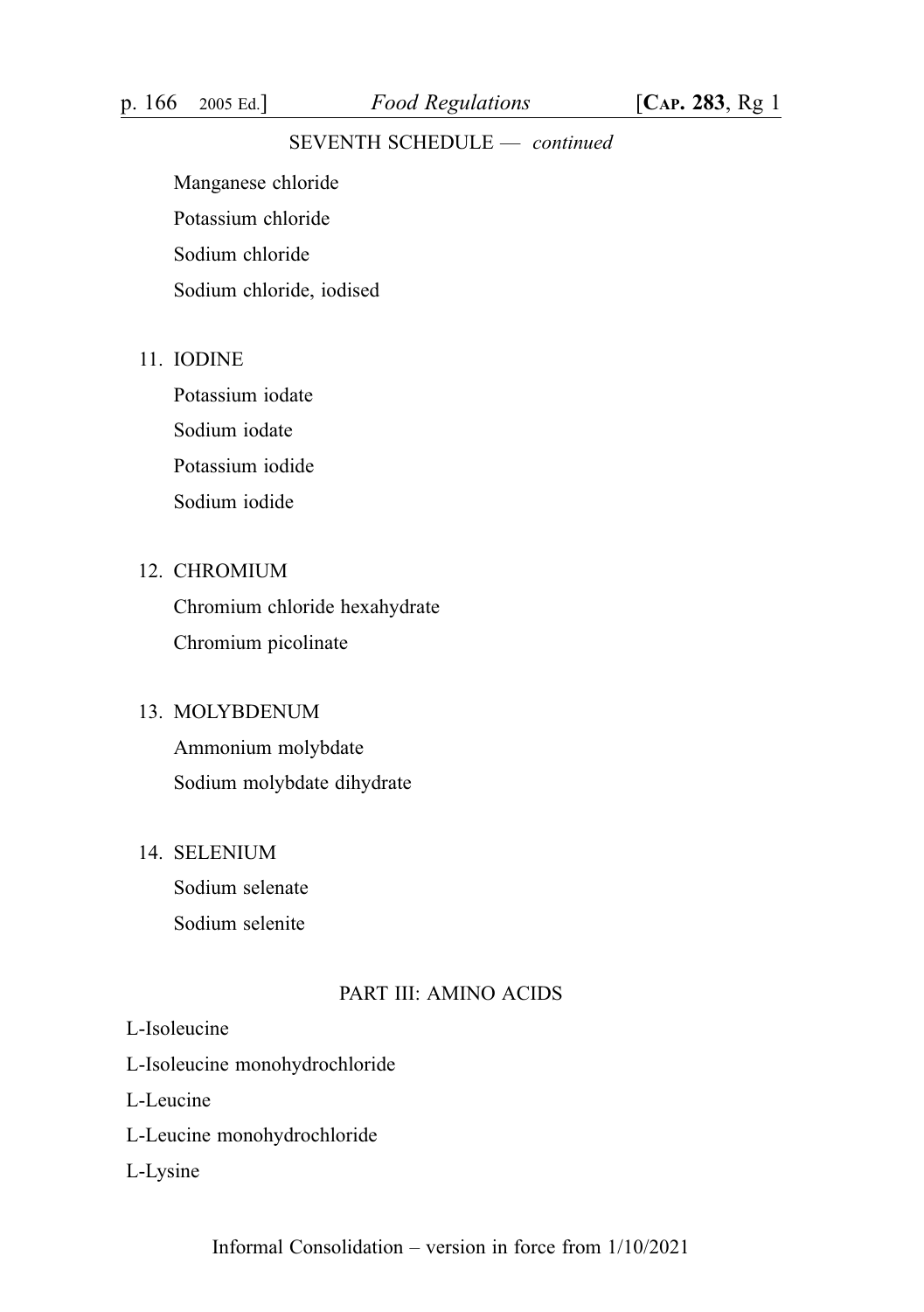SEVENTH SCHEDULE — *continued*

Manganese chloride

Potassium chloride

Sodium chloride

Sodium chloride, iodised

11. IODINE

Potassium iodate

Sodium iodate

Potassium iodide

Sodium iodide

12. CHROMIUM

Chromium chloride hexahydrate

Chromium picolinate

13. MOLYBDENUM

Ammonium molybdate

Sodium molybdate dihydrate

14. SELENIUM

Sodium selenate

Sodium selenite

PART III: AMINO ACIDS

L-Isoleucine

L-Isoleucine monohydrochloride

L-Leucine

L-Leucine monohydrochloride

L-Lysine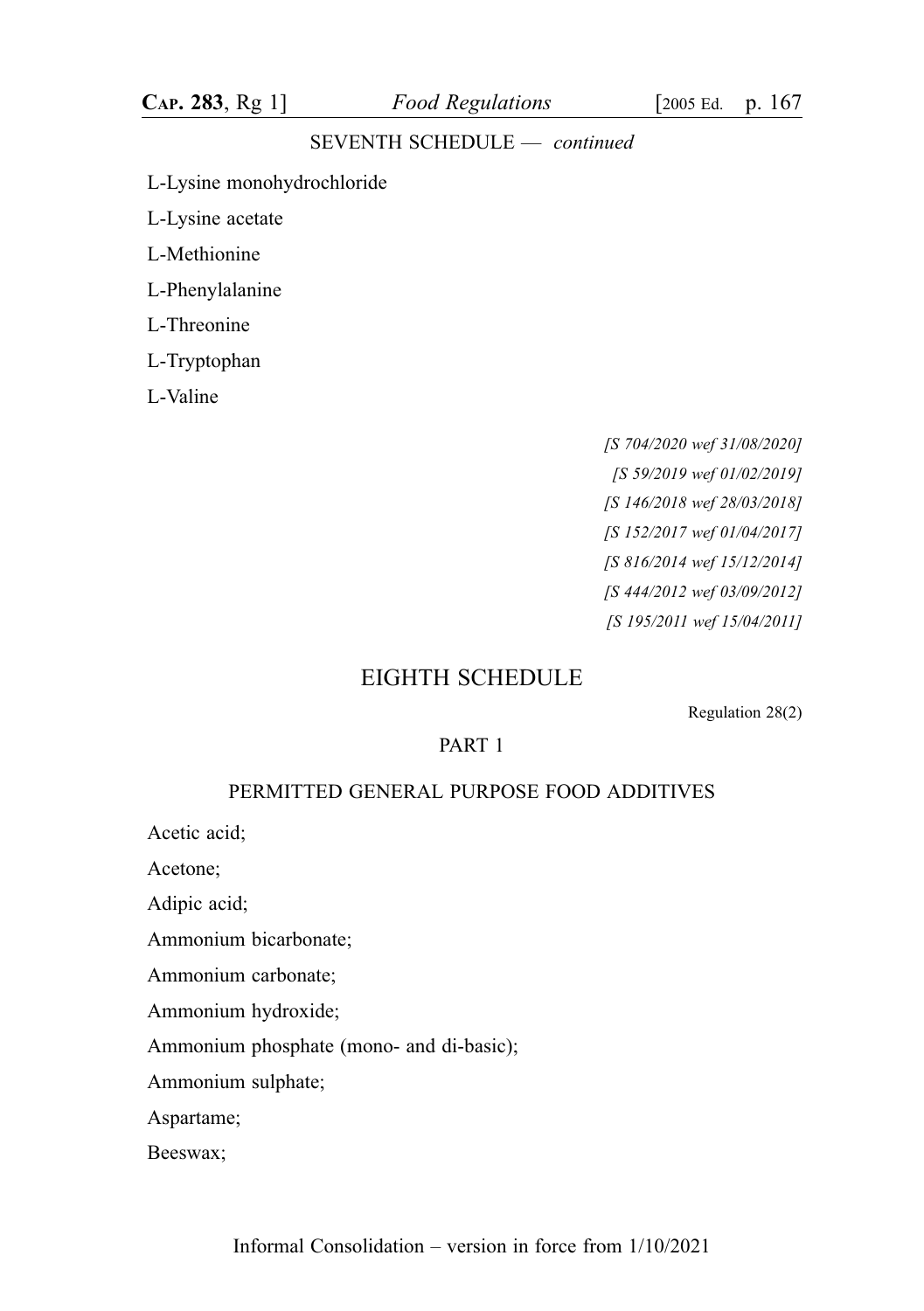SEVENTH SCHEDULE — *continued*

L-Lysine monohydrochloride

L-Lysine acetate

L-Methionine

L-Phenylalanine

L-Threonine

L-Tryptophan

L-Valine

*[S 704/2020 wef 31/08/2020]*
*[S 59/2019 wef 01/02/2019]*
*[S 146/2018 wef 28/03/2018]*
*[S 152/2017 wef 01/04/2017]*
*[S 816/2014 wef 15/12/2014]*
*[S 444/2012 wef 03/09/2012]*
*[S 195/2011 wef 15/04/2011]*

## EIGHTH SCHEDULE

Regulation 28(2)

### PART 1

### PERMITTED GENERAL PURPOSE FOOD ADDITIVES

Acetic acid;

Acetone;

Adipic acid;

Ammonium bicarbonate;

Ammonium carbonate;

Ammonium hydroxide;

Ammonium phosphate (mono- and di-basic);

Ammonium sulphate;

Aspartame;

Beeswax;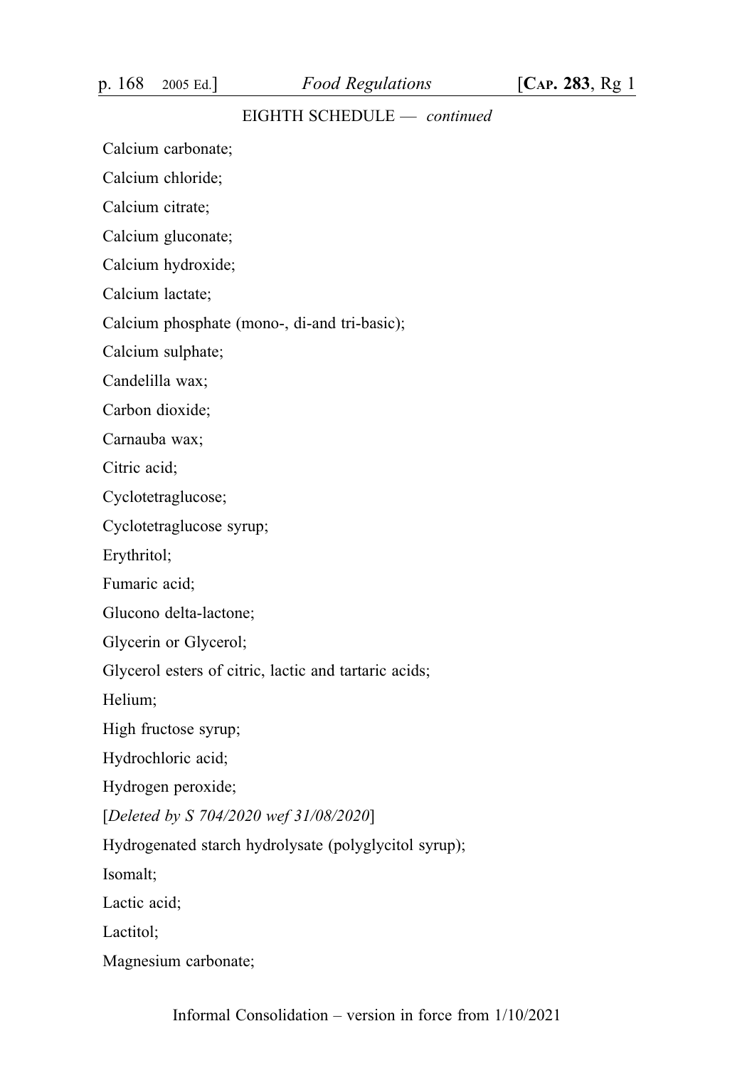EIGHTH SCHEDULE — *continued*

Calcium carbonate;

Calcium chloride;

Calcium citrate;

Calcium gluconate;

Calcium hydroxide;

Calcium lactate;

Calcium phosphate (mono-, di-and tri-basic);

Calcium sulphate;

Candelilla wax;

Carbon dioxide;

Carnauba wax;

Citric acid;

Cyclotetraglucose;

Cyclotetraglucose syrup;

Erythritol;

Fumaric acid;

Glucono delta-lactone;

Glycerin or Glycerol;

Glycerol esters of citric, lactic and tartaric acids;

Helium;

High fructose syrup;

Hydrochloric acid;

Hydrogen peroxide;

[*Deleted by S 704/2020 wef 31/08/2020*]

Hydrogenated starch hydrolysate (polyglycitol syrup);

Isomalt;

Lactic acid;

Lactitol;

Magnesium carbonate;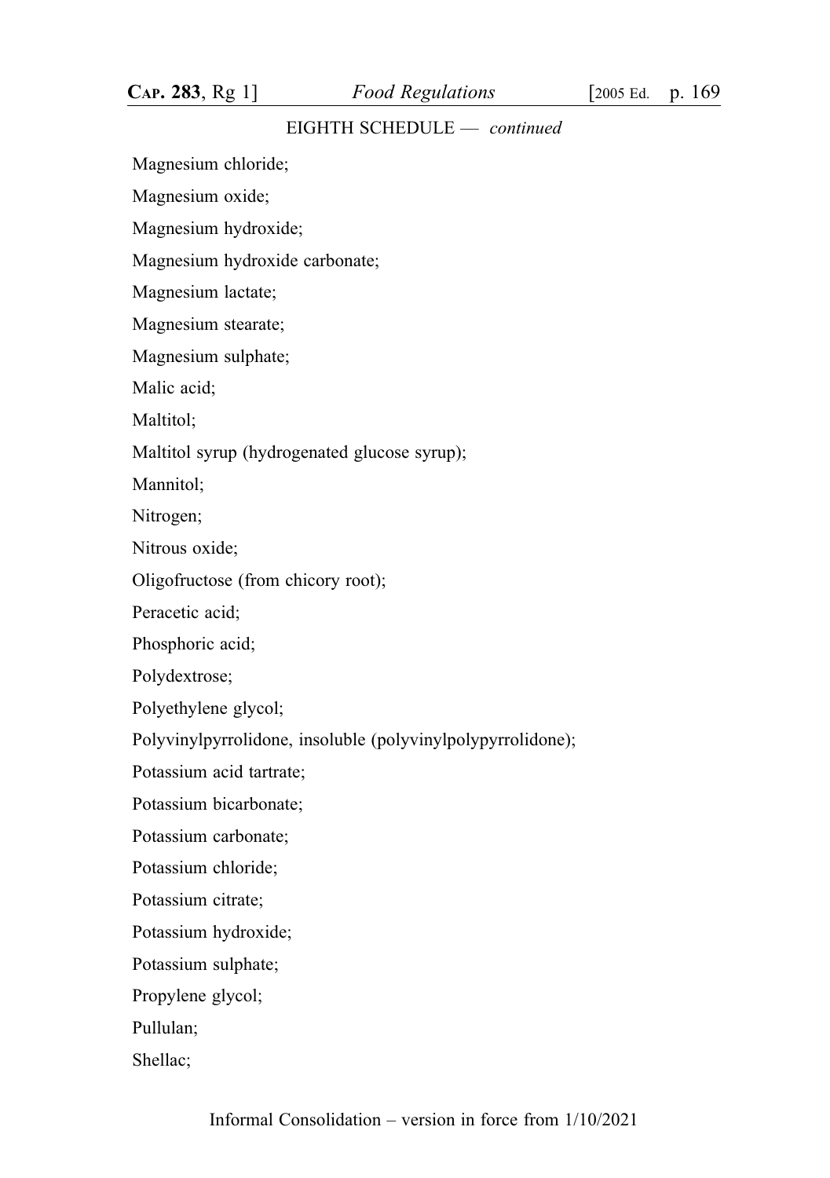EIGHTH SCHEDULE — *continued*

Magnesium chloride;

Magnesium oxide;

Magnesium hydroxide;

Magnesium hydroxide carbonate;

Magnesium lactate;

Magnesium stearate;

Magnesium sulphate;

Malic acid;

Maltitol;

Maltitol syrup (hydrogenated glucose syrup);

Mannitol;

Nitrogen;

Nitrous oxide;

Oligofructose (from chicory root);

Peracetic acid;

Phosphoric acid;

Polydextrose;

Polyethylene glycol;

Polyvinylpyrrolidone, insoluble (polyvinylpolypyrrolidone);

Potassium acid tartrate;

Potassium bicarbonate;

Potassium carbonate;

Potassium chloride;

Potassium citrate;

Potassium hydroxide;

Potassium sulphate;

Propylene glycol;

Pullulan;

Shellac;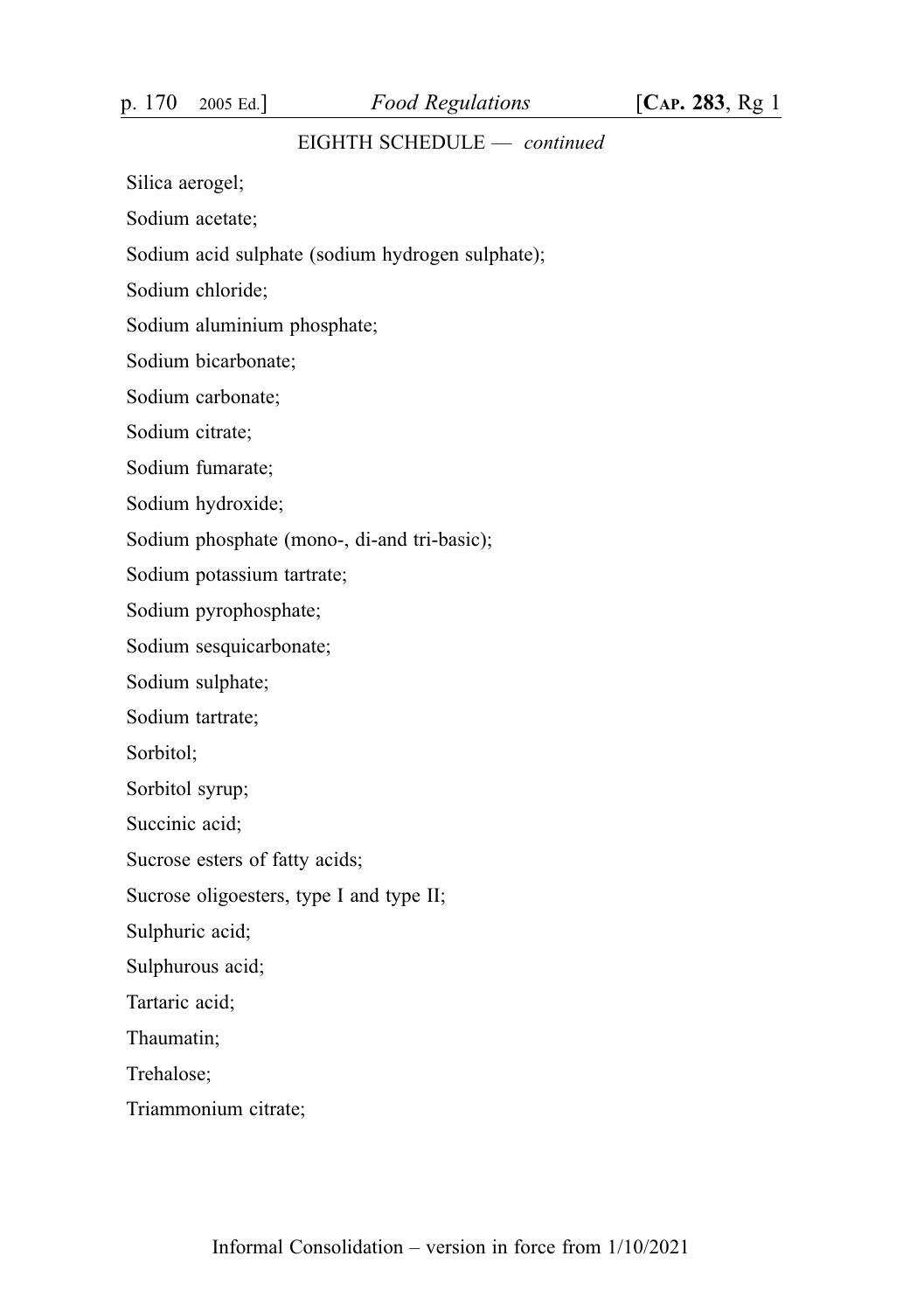EIGHTH SCHEDULE — *continued*

Silica aerogel;

Sodium acetate;

Sodium acid sulphate (sodium hydrogen sulphate);

Sodium chloride;

Sodium aluminium phosphate;

Sodium bicarbonate;

Sodium carbonate;

Sodium citrate;

Sodium fumarate;

Sodium hydroxide;

Sodium phosphate (mono-, di-and tri-basic);

Sodium potassium tartrate;

Sodium pyrophosphate;

Sodium sesquicarbonate;

Sodium sulphate;

Sodium tartrate;

Sorbitol;

Sorbitol syrup;

Succinic acid;

Sucrose esters of fatty acids;

Sucrose oligoesters, type I and type II;

Sulphuric acid;

Sulphurous acid;

Tartaric acid;

Thaumatin;

Trehalose;

Triammonium citrate;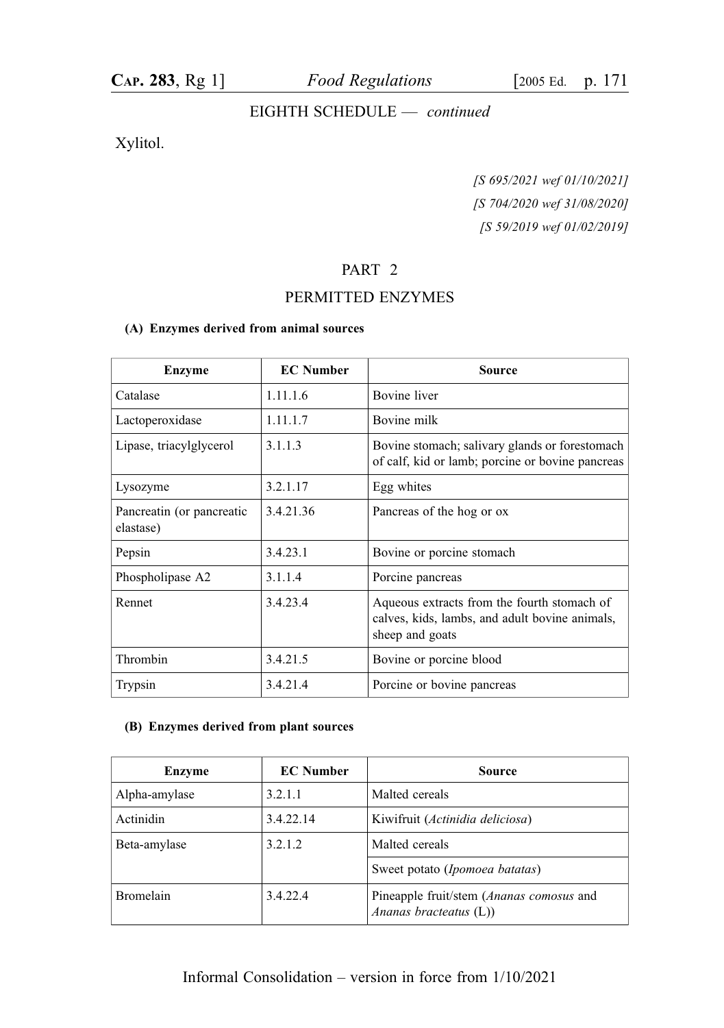EIGHTH SCHEDULE — *continued*

Xylitol.

*[S 695/2021 wef 01/10/2021]*
*[S 704/2020 wef 31/08/2020]*
*[S 59/2019 wef 01/02/2019]*

## PART 2

## PERMITTED ENZYMES

**(A) Enzymes derived from animal sources**

| Enzyme | EC Number | Source |
|---|---|---|
| Catalase | 1.11.1.6 | Bovine liver |
| Lactoperoxidase | 1.11.1.7 | Bovine milk |
| Lipase, triacylglycerol | 3.1.1.3 | Bovine stomach; salivary glands or forestomach of calf, kid or lamb; porcine or bovine pancreas |
| Lysozyme | 3.2.1.17 | Egg whites |
| Pancreatin (or pancreatic elastase) | 3.4.21.36 | Pancreas of the hog or ox |
| Pepsin | 3.4.23.1 | Bovine or porcine stomach |
| Phospholipase A2 | 3.1.1.4 | Porcine pancreas |
| Rennet | 3.4.23.4 | Aqueous extracts from the fourth stomach of calves, kids, lambs, and adult bovine animals, sheep and goats |
| Thrombin | 3.4.21.5 | Bovine or porcine blood |
| Trypsin | 3.4.21.4 | Porcine or bovine pancreas |

**(B) Enzymes derived from plant sources**

| Enzyme | EC Number | Source |
|---|---|---|
| Alpha-amylase | 3.2.1.1 | Malted cereals |
| Actinidin | 3.4.22.14 | Kiwifruit (*Actinidia deliciosa*) |
| Beta-amylase | 3.2.1.2 | Malted cereals |
| | | Sweet potato (*Ipomoea batatas*) |
| Bromelain | 3.4.22.4 | Pineapple fruit/stem (*Ananas comosus* and *Ananas bracteatus* (L)) |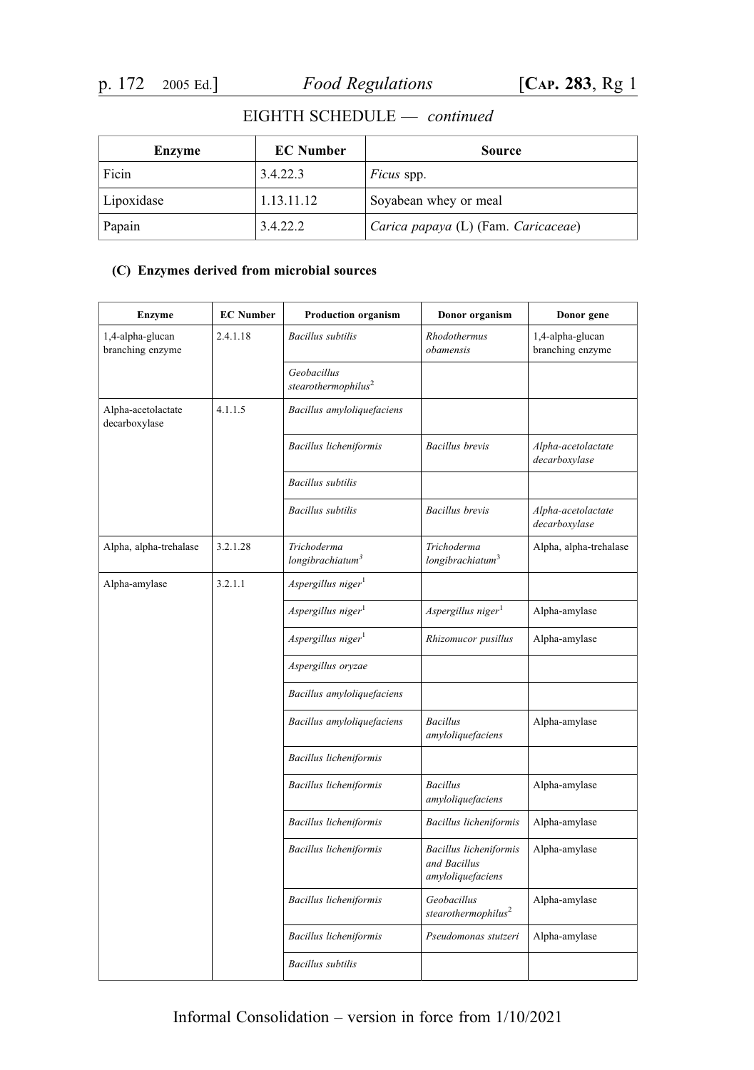EIGHTH SCHEDULE — *continued*

| Enzyme | EC Number | Source |
|---|---|---|
| Ficin | 3.4.22.3 | *Ficus* spp. |
| Lipoxidase | 1.13.11.12 | Soyabean whey or meal |
| Papain | 3.4.22.2 | *Carica papaya* (L) (Fam. *Caricaceae*) |

**(C) Enzymes derived from microbial sources**

| Enzyme | EC Number | Production organism | Donor organism | Donor gene |
|---|---|---|---|---|
| 1,4-alpha-glucan branching enzyme | 2.4.1.18 | *Bacillus subtilis* | *Rhodothermus obamensis* | 1,4-alpha-glucan branching enzyme |
| | | *Geobacillus stearothermophilus*[2] | | |
| Alpha-acetolactate decarboxylase | 4.1.1.5 | *Bacillus amyloliquefaciens* | | |
| | | *Bacillus licheniformis* | *Bacillus brevis* | *Alpha-acetolactate decarboxylase* |
| | | *Bacillus subtilis* | | |
| | | *Bacillus subtilis* | *Bacillus brevis* | *Alpha-acetolactate decarboxylase* |
| Alpha, alpha-trehalase | 3.2.1.28 | *Trichoderma longibrachiatum*[3] | *Trichoderma longibrachiatum*[3] | Alpha, alpha-trehalase |
| Alpha-amylase | 3.2.1.1 | *Aspergillus niger*[1] | | |
| | | *Aspergillus niger*[1] | *Aspergillus niger*[1] | Alpha-amylase |
| | | *Aspergillus niger*[1] | *Rhizomucor pusillus* | Alpha-amylase |
| | | *Aspergillus oryzae* | | |
| | | *Bacillus amyloliquefaciens* | | |
| | | *Bacillus amyloliquefaciens* | *Bacillus amyloliquefaciens* | Alpha-amylase |
| | | *Bacillus licheniformis* | | |
| | | *Bacillus licheniformis* | *Bacillus amyloliquefaciens* | Alpha-amylase |
| | | *Bacillus licheniformis* | *Bacillus licheniformis* | Alpha-amylase |
| | | *Bacillus licheniformis* | *Bacillus licheniformis and Bacillus amyloliquefaciens* | Alpha-amylase |
| | | *Bacillus licheniformis* | *Geobacillus stearothermophilus*[2] | Alpha-amylase |
| | | *Bacillus licheniformis* | *Pseudomonas stutzeri* | Alpha-amylase |
| | | *Bacillus subtilis* | | |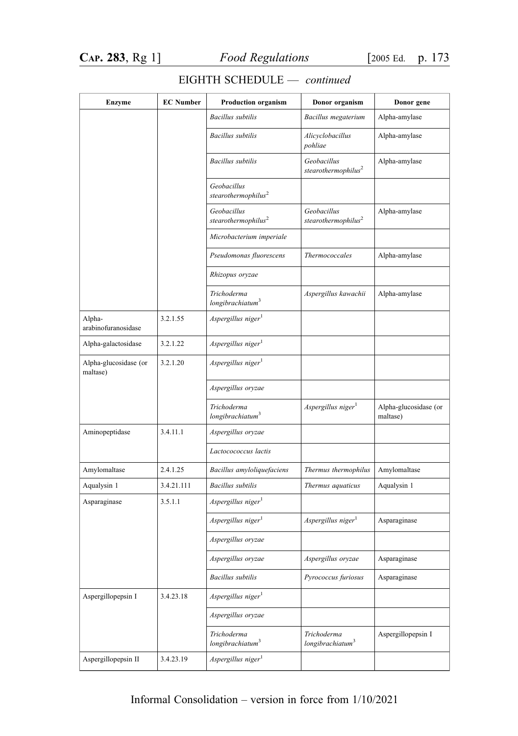EIGHTH SCHEDULE — *continued*

| Enzyme | EC Number | Production organism | Donor organism | Donor gene |
|---|---|---|---|---|
| | | *Bacillus subtilis* | *Bacillus megaterium* | Alpha-amylase |
| | | *Bacillus subtilis* | *Alicyclobacillus pohliae* | Alpha-amylase |
| | | *Bacillus subtilis* | *Geobacillus stearothermophilus*[2] | Alpha-amylase |
| | | *Geobacillus stearothermophilus*[2] | | |
| | | *Geobacillus stearothermophilus*[2] | *Geobacillus stearothermophilus*[2] | Alpha-amylase |
| | | *Microbacterium imperiale* | | |
| | | *Pseudomonas fluorescens* | *Thermococcales* | Alpha-amylase |
| | | *Rhizopus oryzae* | | |
| | | *Trichoderma longibrachiatum*[3] | *Aspergillus kawachii* | Alpha-amylase |
| Alpha-arabinofuranosidase | 3.2.1.55 | *Aspergillus niger*[1] | | |
| Alpha-galactosidase | 3.2.1.22 | *Aspergillus niger*[1] | | |
| Alpha-glucosidase (or maltase) | 3.2.1.20 | *Aspergillus niger*[1] | | |
| | | *Aspergillus oryzae* | | |
| | | *Trichoderma longibrachiatum*[3] | *Aspergillus niger*[1] | Alpha-glucosidase (or maltase) |
| Aminopeptidase | 3.4.11.1 | *Aspergillus oryzae* | | |
| | | *Lactocococcus lactis* | | |
| Amylomaltase | 2.4.1.25 | *Bacillus amyloliquefaciens* | *Thermus thermophilus* | Amylomaltase |
| Aqualysin 1 | 3.4.21.111 | *Bacillus subtilis* | *Thermus aquaticus* | Aqualysin 1 |
| Asparaginase | 3.5.1.1 | *Aspergillus niger*[1] | | |
| | | *Aspergillus niger*[1] | *Aspergillus niger*[1] | Asparaginase |
| | | *Aspergillus oryzae* | | |
| | | *Aspergillus oryzae* | *Aspergillus oryzae* | Asparaginase |
| | | *Bacillus subtilis* | *Pyrococcus furiosus* | Asparaginase |
| Aspergillopepsin I | 3.4.23.18 | *Aspergillus niger*[1] | | |
| | | *Aspergillus oryzae* | | |
| | | *Trichoderma longibrachiatum*[3] | *Trichoderma longibrachiatum*[3] | Aspergillopepsin I |
| Aspergillopepsin II | 3.4.23.19 | *Aspergillus niger*[1] | | |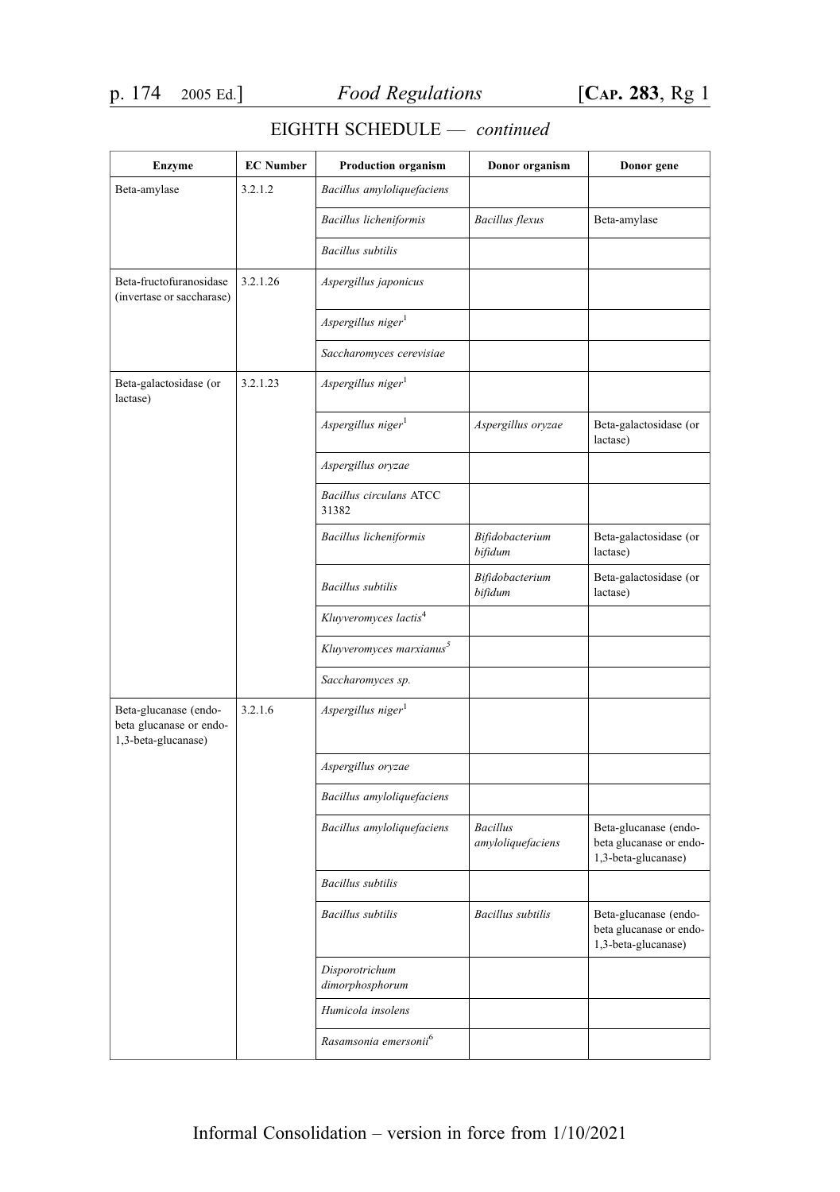EIGHTH SCHEDULE — *continued*

| Enzyme | EC Number | Production organism | Donor organism | Donor gene |
|---|---|---|---|---|
| Beta-amylase | 3.2.1.2 | *Bacillus amyloliquefaciens* | | |
| | | *Bacillus licheniformis* | *Bacillus flexus* | Beta-amylase |
| | | *Bacillus subtilis* | | |
| Beta-fructofuranosidase (invertase or saccharase) | 3.2.1.26 | *Aspergillus japonicus* | | |
| | | *Aspergillus niger*[1] | | |
| | | *Saccharomyces cerevisiae* | | |
| Beta-galactosidase (or lactase) | 3.2.1.23 | *Aspergillus niger*[1] | | |
| | | *Aspergillus niger*[1] | *Aspergillus oryzae* | Beta-galactosidase (or lactase) |
| | | *Aspergillus oryzae* | | |
| | | *Bacillus circulans* ATCC 31382 | | |
| | | *Bacillus licheniformis* | *Bifidobacterium bifidum* | Beta-galactosidase (or lactase) |
| | | *Bacillus subtilis* | *Bifidobacterium bifidum* | Beta-galactosidase (or lactase) |
| | | *Kluyveromyces lactis*[4] | | |
| | | *Kluyveromyces marxianus*[5] | | |
| | | *Saccharomyces sp.* | | |
| Beta-glucanase (endo-beta glucanase or endo-1,3-beta-glucanase) | 3.2.1.6 | *Aspergillus niger*[1] | | |
| | | *Aspergillus oryzae* | | |
| | | *Bacillus amyloliquefaciens* | | |
| | | *Bacillus amyloliquefaciens* | *Bacillus amyloliquefaciens* | Beta-glucanase (endo-beta glucanase or endo-1,3-beta-glucanase) |
| | | *Bacillus subtilis* | | |
| | | *Bacillus subtilis* | *Bacillus subtilis* | Beta-glucanase (endo-beta glucanase or endo-1,3-beta-glucanase) |
| | | *Disporotrichum dimorphosphorum* | | |
| | | *Humicola insolens* | | |
| | | *Rasamsonia emersonii*[6] | | |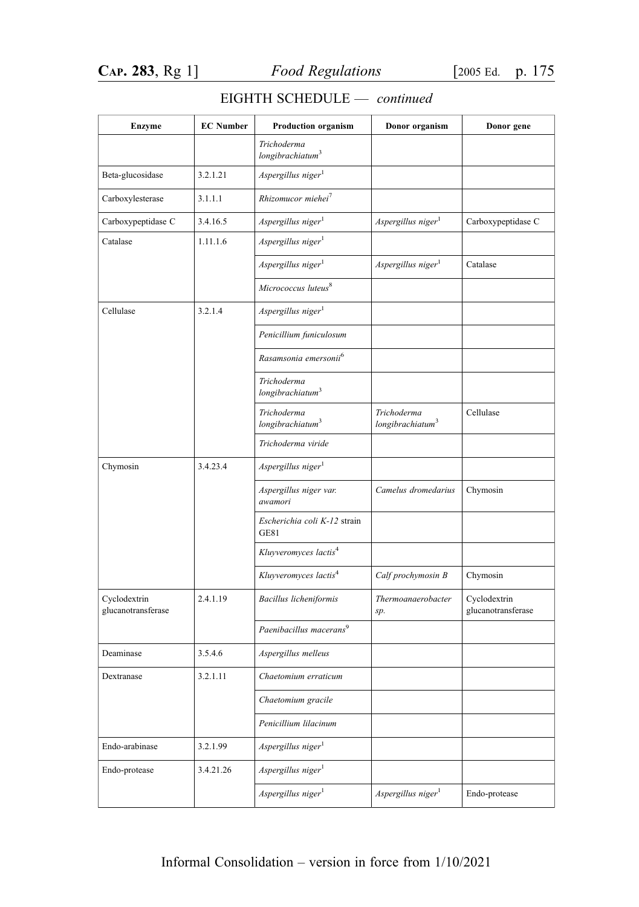## EIGHTH SCHEDULE — *continued*

| Enzyme | EC Number | Production organism | Donor organism | Donor gene |
|---|---|---|---|---|
| | | *Trichoderma longibrachiatum*[3] | | |
| Beta-glucosidase | 3.2.1.21 | *Aspergillus niger*[1] | | |
| Carboxylesterase | 3.1.1.1 | *Rhizomucor miehei*[7] | | |
| Carboxypeptidase C | 3.4.16.5 | *Aspergillus niger*[1] | *Aspergillus niger*[1] | Carboxypeptidase C |
| Catalase | 1.11.1.6 | *Aspergillus niger*[1] | | |
| | | *Aspergillus niger*[1] | *Aspergillus niger*[1] | Catalase |
| | | *Micrococcus luteus*[8] | | |
| Cellulase | 3.2.1.4 | *Aspergillus niger*[1] | | |
| | | *Penicillium funiculosum* | | |
| | | *Rasamsonia emersonii*[6] | | |
| | | *Trichoderma longibrachiatum*[3] | | |
| | | *Trichoderma longibrachiatum*[3] | *Trichoderma longibrachiatum*[3] | Cellulase |
| | | *Trichoderma viride* | | |
| Chymosin | 3.4.23.4 | *Aspergillus niger*[1] | | |
| | | *Aspergillus niger var. awamori* | *Camelus dromedarius* | Chymosin |
| | | *Escherichia coli K-12* strain GE81 | | |
| | | *Kluyveromyces lactis*[4] | | |
| | | *Kluyveromyces lactis*[4] | *Calf prochymosin B* | Chymosin |
| Cyclodextrin glucanotransferase | 2.4.1.19 | *Bacillus licheniformis* | *Thermoanaerobacter sp.* | Cyclodextrin glucanotransferase |
| | | *Paenibacillus macerans*[9] | | |
| Deaminase | 3.5.4.6 | *Aspergillus melleus* | | |
| Dextranase | 3.2.1.11 | *Chaetomium erraticum* | | |
| | | *Chaetomium gracile* | | |
| | | *Penicillium lilacinum* | | |
| Endo-arabinase | 3.2.1.99 | *Aspergillus niger*[1] | | |
| Endo-protease | 3.4.21.26 | *Aspergillus niger*[1] | | |
| | | *Aspergillus niger*[1] | *Aspergillus niger*[1] | Endo-protease |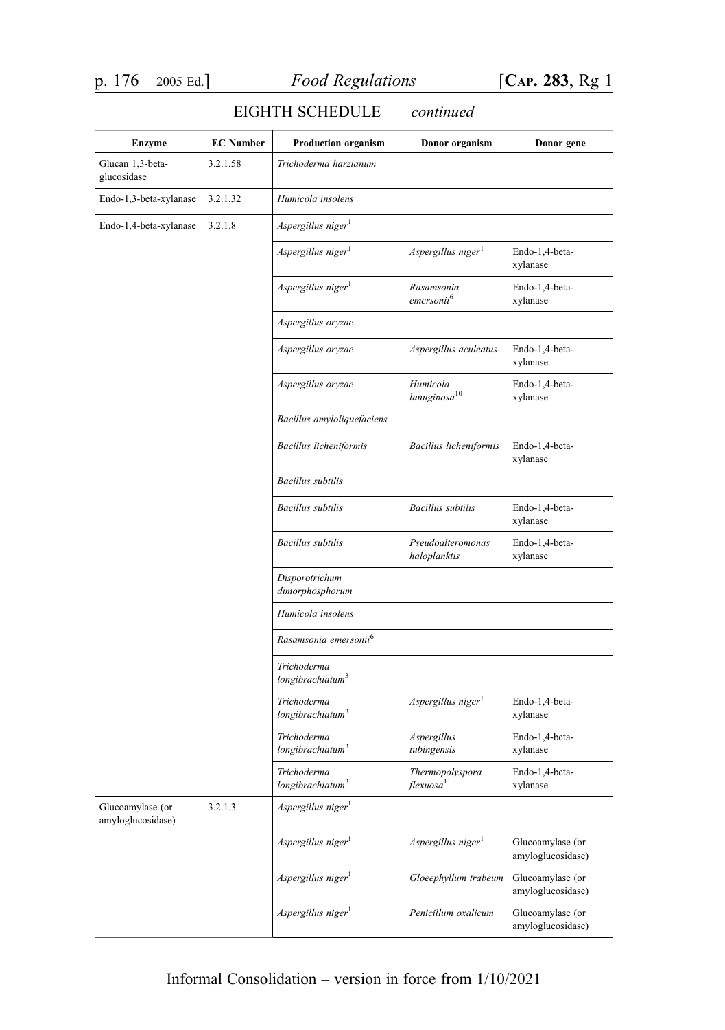EIGHTH SCHEDULE — *continued*

| Enzyme | EC Number | Production organism | Donor organism | Donor gene |
|---|---|---|---|---|
| Glucan 1,3-beta-glucosidase | 3.2.1.58 | *Trichoderma harzianum* | | |
| Endo-1,3-beta-xylanase | 3.2.1.32 | *Humicola insolens* | | |
| Endo-1,4-beta-xylanase | 3.2.1.8 | *Aspergillus niger*[1] | | |
| | | *Aspergillus niger*[1] | *Aspergillus niger*[1] | Endo-1,4-beta-xylanase |
| | | *Aspergillus niger*[1] | *Rasamsonia emersonii*[6] | Endo-1,4-beta-xylanase |
| | | *Aspergillus oryzae* | | |
| | | *Aspergillus oryzae* | *Aspergillus aculeatus* | Endo-1,4-beta-xylanase |
| | | *Aspergillus oryzae* | *Humicola lanuginosa*[10] | Endo-1,4-beta-xylanase |
| | | *Bacillus amyloliquefaciens* | | |
| | | *Bacillus licheniformis* | *Bacillus licheniformis* | Endo-1,4-beta-xylanase |
| | | *Bacillus subtilis* | | |
| | | *Bacillus subtilis* | *Bacillus subtilis* | Endo-1,4-beta-xylanase |
| | | *Bacillus subtilis* | *Pseudoalteromonas haloplanktis* | Endo-1,4-beta-xylanase |
| | | *Disporotrichum dimorphosphorum* | | |
| | | *Humicola insolens* | | |
| | | *Rasamsonia emersonii*[6] | | |
| | | *Trichoderma longibrachiatum*[3] | | |
| | | *Trichoderma longibrachiatum*[3] | *Aspergillus niger*[1] | Endo-1,4-beta-xylanase |
| | | *Trichoderma longibrachiatum*[3] | *Aspergillus tubingensis* | Endo-1,4-beta-xylanase |
| | | *Trichoderma longibrachiatum*[3] | *Thermopolyspora flexuosa*[11] | Endo-1,4-beta-xylanase |
| Glucoamylase (or amyloglucosidase) | 3.2.1.3 | *Aspergillus niger*[1] | | |
| | | *Aspergillus niger*[1] | *Aspergillus niger*[1] | Glucoamylase (or amyloglucosidase) |
| | | *Aspergillus niger*[1] | *Gloeophyllum trabeum* | Glucoamylase (or amyloglucosidase) |
| | | *Aspergillus niger*[1] | *Penicillum oxalicum* | Glucoamylase (or amyloglucosidase) |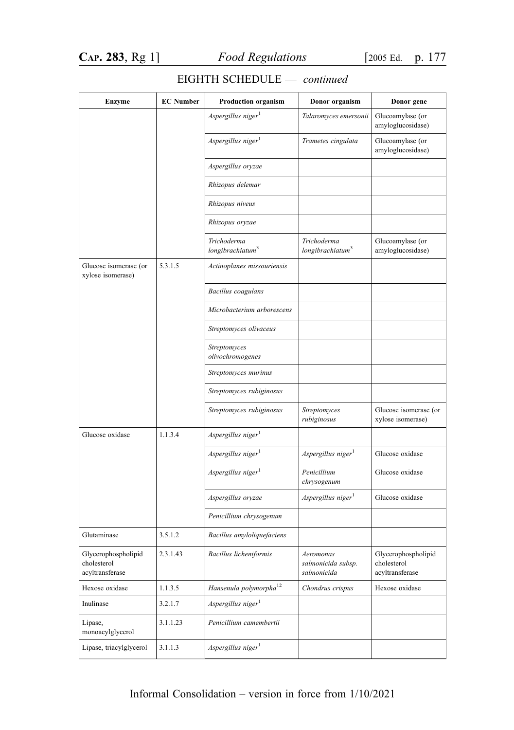EIGHTH SCHEDULE — *continued*

| Enzyme | EC Number | Production organism | Donor organism | Donor gene |
|---|---|---|---|---|
| | | *Aspergillus niger*[1] | *Talaromyces emersonii* | Glucoamylase (or amyloglucosidase) |
| | | *Aspergillus niger*[1] | *Trametes cingulata* | Glucoamylase (or amyloglucosidase) |
| | | *Aspergillus oryzae* | | |
| | | *Rhizopus delemar* | | |
| | | *Rhizopus niveus* | | |
| | | *Rhizopus oryzae* | | |
| | | *Trichoderma longibrachiatum*[3] | *Trichoderma longibrachiatum*[3] | Glucoamylase (or amyloglucosidase) |
| Glucose isomerase (or xylose isomerase) | 5.3.1.5 | *Actinoplanes missouriensis* | | |
| | | *Bacillus coagulans* | | |
| | | *Microbacterium arborescens* | | |
| | | *Streptomyces olivaceus* | | |
| | | *Streptomyces olivochromogenes* | | |
| | | *Streptomyces murinus* | | |
| | | *Streptomyces rubiginosus* | | |
| | | *Streptomyces rubiginosus* | *Streptomyces rubiginosus* | Glucose isomerase (or xylose isomerase) |
| Glucose oxidase | 1.1.3.4 | *Aspergillus niger*[1] | | |
| | | *Aspergillus niger*[1] | *Aspergillus niger*[1] | Glucose oxidase |
| | | *Aspergillus niger*[1] | *Penicillium chrysogenum* | Glucose oxidase |
| | | *Aspergillus oryzae* | *Aspergillus niger*[1] | Glucose oxidase |
| | | *Penicillium chrysogenum* | | |
| Glutaminase | 3.5.1.2 | *Bacillus amyloliquefaciens* | | |
| Glycerophospholipid cholesterol acyltransferase | 2.3.1.43 | *Bacillus licheniformis* | *Aeromonas salmonicida subsp. salmonicida* | Glycerophospholipid cholesterol acyltransferase |
| Hexose oxidase | 1.1.3.5 | *Hansenula polymorpha*[12] | *Chondrus crispus* | Hexose oxidase |
| Inulinase | 3.2.1.7 | *Aspergillus niger*[1] | | |
| Lipase, monoacylglycerol | 3.1.1.23 | *Penicillium camembertii* | | |
| Lipase, triacylglycerol | 3.1.1.3 | *Aspergillus niger*[1] | | |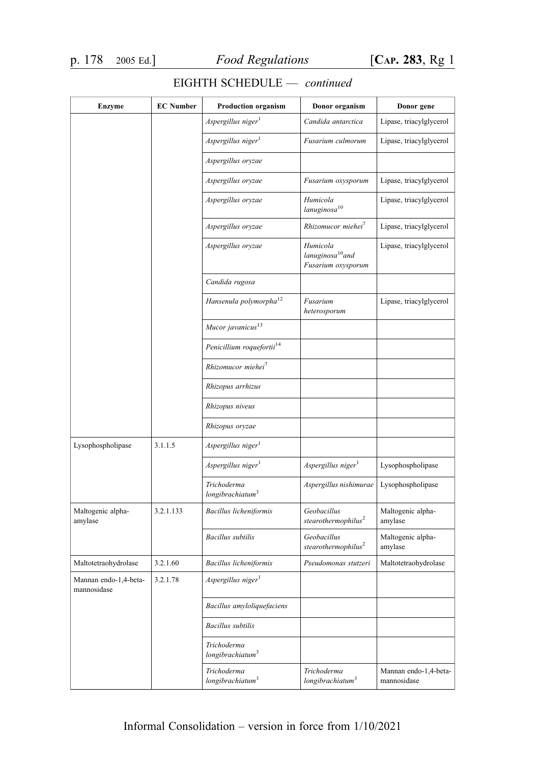## EIGHTH SCHEDULE — *continued*

| Enzyme | EC Number | Production organism | Donor organism | Donor gene |
|---|---|---|---|---|
| | | *Aspergillus niger*[1] | *Candida antarctica* | Lipase, triacylglycerol |
| | | *Aspergillus niger*[1] | *Fusarium culmorum* | Lipase, triacylglycerol |
| | | *Aspergillus oryzae* | | |
| | | *Aspergillus oryzae* | *Fusarium oxysporum* | Lipase, triacylglycerol |
| | | *Aspergillus oryzae* | *Humicola lanuginosa*[10] | Lipase, triacylglycerol |
| | | *Aspergillus oryzae* | *Rhizomucor miehei*[7] | Lipase, triacylglycerol |
| | | *Aspergillus oryzae* | *Humicola lanuginosa*[10] *and Fusarium oxysporum* | Lipase, triacylglycerol |
| | | *Candida rugosa* | | |
| | | *Hansenula polymorpha*[12] | *Fusarium heterosporum* | Lipase, triacylglycerol |
| | | *Mucor javanicus*[13] | | |
| | | *Penicillium roquefortii*[14] | | |
| | | *Rhizomucor miehei*[7] | | |
| | | *Rhizopus arrhizus* | | |
| | | *Rhizopus niveus* | | |
| | | *Rhizopus oryzae* | | |
| Lysophospholipase | 3.1.1.5 | *Aspergillus niger*[1] | | |
| | | *Aspergillus niger*[1] | *Aspergillus niger*[1] | Lysophospholipase |
| | | *Trichoderma longibrachiatum*[3] | *Aspergillus nishimurae* | Lysophospholipase |
| Maltogenic alpha-amylase | 3.2.1.133 | *Bacillus licheniformis* | *Geobacillus stearothermophilus*[2] | Maltogenic alpha-amylase |
| | | *Bacillus subtilis* | *Geobacillus stearothermophilus*[2] | Maltogenic alpha-amylase |
| Maltotetraohydrolase | 3.2.1.60 | *Bacillus licheniformis* | *Pseudomonas stutzeri* | Maltotetraohydrolase |
| Mannan endo-1,4-beta-mannosidase | 3.2.1.78 | *Aspergillus niger*[1] | | |
| | | *Bacillus amyloliquefaciens* | | |
| | | *Bacillus subtilis* | | |
| | | *Trichoderma longibrachiatum*[3] | | |
| | | *Trichoderma longibrachiatum*[3] | *Trichoderma longibrachiatum*[3] | Mannan endo-1,4-beta-mannosidase |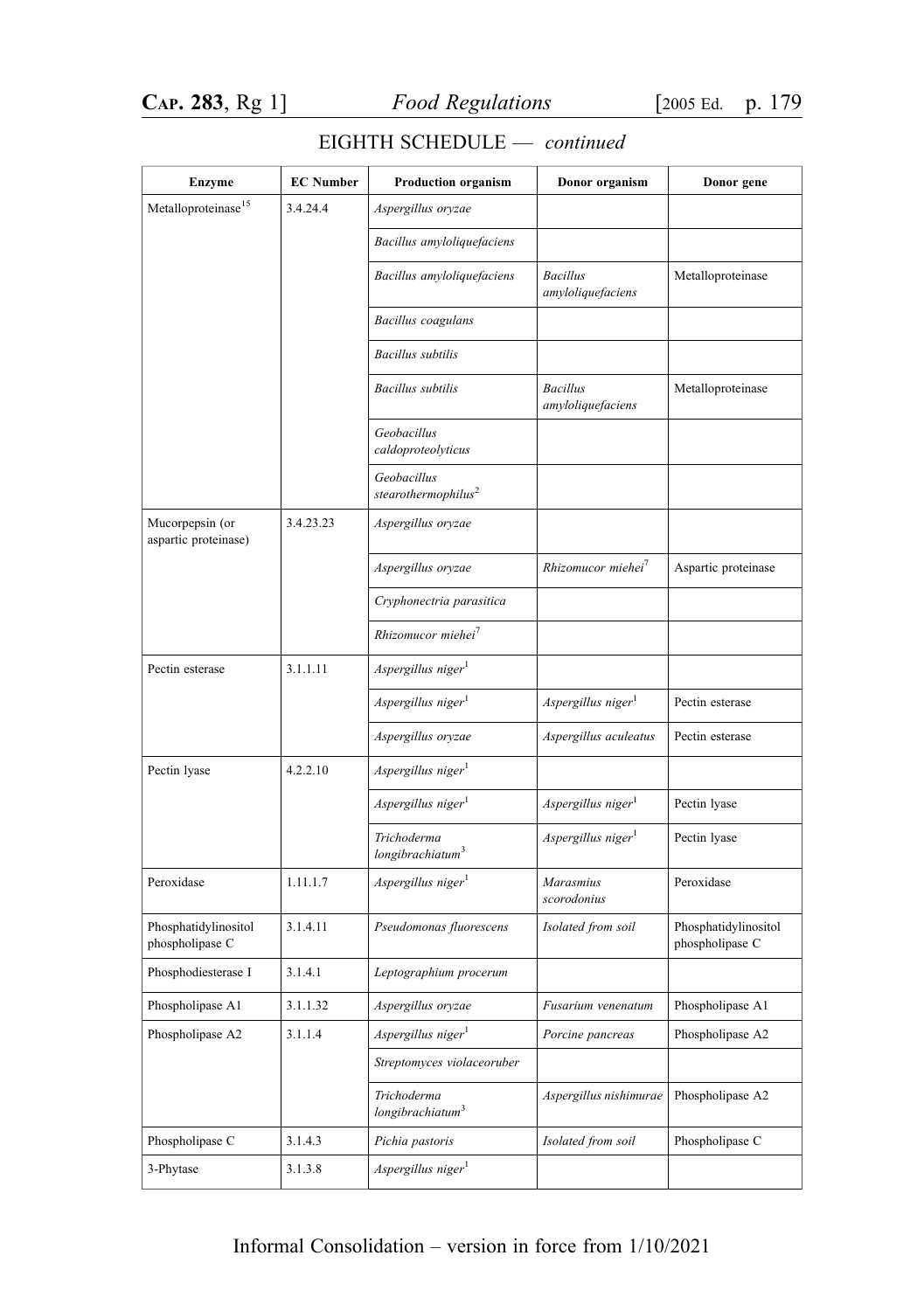EIGHTH SCHEDULE — *continued*

| Enzyme | EC Number | Production organism | Donor organism | Donor gene |
|---|---|---|---|---|
| Metalloproteinase[15] | 3.4.24.4 | *Aspergillus oryzae* | | |
| | | *Bacillus amyloliquefaciens* | | |
| | | *Bacillus amyloliquefaciens* | *Bacillus amyloliquefaciens* | Metalloproteinase |
| | | *Bacillus coagulans* | | |
| | | *Bacillus subtilis* | | |
| | | *Bacillus subtilis* | *Bacillus amyloliquefaciens* | Metalloproteinase |
| | | *Geobacillus caldoproteolyticus* | | |
| | | *Geobacillus stearothermophilus*[2] | | |
| Mucorpepsin (or aspartic proteinase) | 3.4.23.23 | *Aspergillus oryzae* | | |
| | | *Aspergillus oryzae* | *Rhizomucor miehei*[7] | Aspartic proteinase |
| | | *Cryphonectria parasitica* | | |
| | | *Rhizomucor miehei*[7] | | |
| Pectin esterase | 3.1.1.11 | *Aspergillus niger*[1] | | |
| | | *Aspergillus niger*[1] | *Aspergillus niger*[1] | Pectin esterase |
| | | *Aspergillus oryzae* | *Aspergillus aculeatus* | Pectin esterase |
| Pectin lyase | 4.2.2.10 | *Aspergillus niger*[1] | | |
| | | *Aspergillus niger*[1] | *Aspergillus niger*[1] | Pectin lyase |
| | | *Trichoderma longibrachiatum*[3] | *Aspergillus niger*[1] | Pectin lyase |
| Peroxidase | 1.11.1.7 | *Aspergillus niger*[1] | *Marasmius scorodonius* | Peroxidase |
| Phosphatidylinositol phospholipase C | 3.1.4.11 | *Pseudomonas fluorescens* | *Isolated from soil* | Phosphatidylinositol phospholipase C |
| Phosphodiesterase I | 3.1.4.1 | *Leptographium procerum* | | |
| Phospholipase A1 | 3.1.1.32 | *Aspergillus oryzae* | *Fusarium venenatum* | Phospholipase A1 |
| Phospholipase A2 | 3.1.1.4 | *Aspergillus niger*[1] | *Porcine pancreas* | Phospholipase A2 |
| | | *Streptomyces violaceoruber* | | |
| | | *Trichoderma longibrachiatum*[3] | *Aspergillus nishimurae* | Phospholipase A2 |
| Phospholipase C | 3.1.4.3 | *Pichia pastoris* | *Isolated from soil* | Phospholipase C |
| 3-Phytase | 3.1.3.8 | *Aspergillus niger*[1] | | |

Informal Consolidation – version in force from 1/10/2021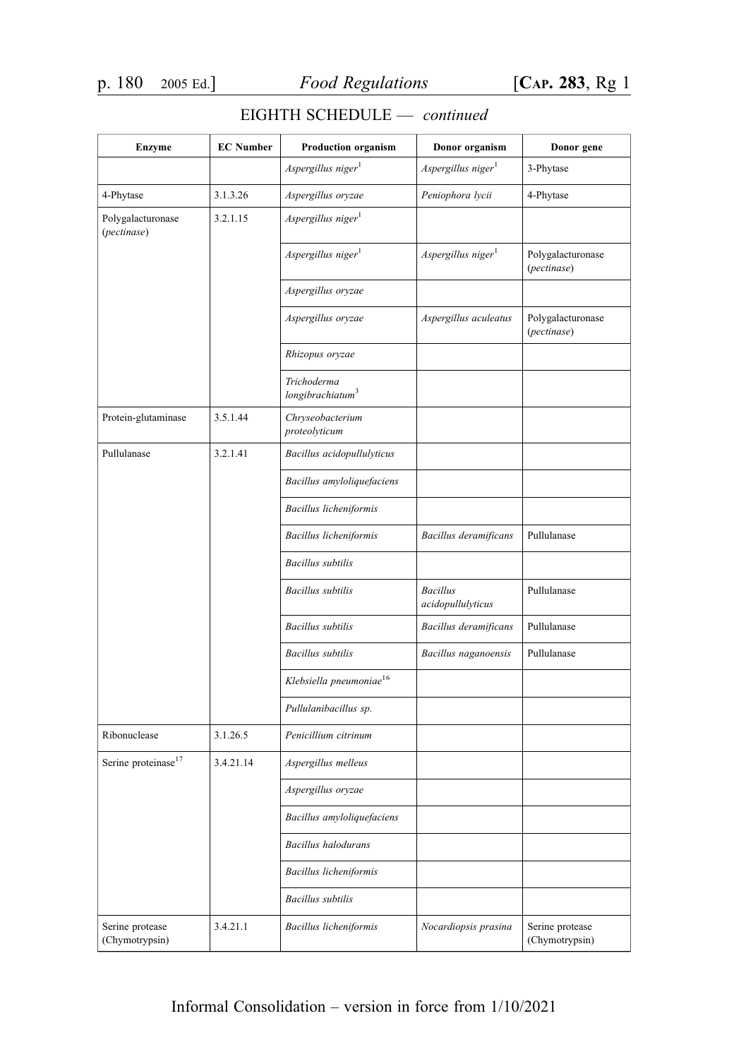EIGHTH SCHEDULE — *continued*

| Enzyme | EC Number | Production organism | Donor organism | Donor gene |
|---|---|---|---|---|
| | | *Aspergillus niger*[1] | *Aspergillus niger*[1] | 3-Phytase |
| 4-Phytase | 3.1.3.26 | *Aspergillus oryzae* | *Peniophora lycii* | 4-Phytase |
| Polygalacturonase (*pectinase*) | 3.2.1.15 | *Aspergillus niger*[1] | | |
| | | *Aspergillus niger*[1] | *Aspergillus niger*[1] | Polygalacturonase (*pectinase*) |
| | | *Aspergillus oryzae* | | |
| | | *Aspergillus oryzae* | *Aspergillus aculeatus* | Polygalacturonase (*pectinase*) |
| | | *Rhizopus oryzae* | | |
| | | *Trichoderma longibrachiatum*[3] | | |
| Protein-glutaminase | 3.5.1.44 | *Chryseobacterium proteolyticum* | | |
| Pullulanase | 3.2.1.41 | *Bacillus acidopullulyticus* | | |
| | | *Bacillus amyloliquefaciens* | | |
| | | *Bacillus licheniformis* | | |
| | | *Bacillus licheniformis* | *Bacillus deramificans* | Pullulanase |
| | | *Bacillus subtilis* | | |
| | | *Bacillus subtilis* | *Bacillus acidopullulyticus* | Pullulanase |
| | | *Bacillus subtilis* | *Bacillus deramificans* | Pullulanase |
| | | *Bacillus subtilis* | *Bacillus naganoensis* | Pullulanase |
| | | *Klebsiella pneumoniae*[16] | | |
| | | *Pullulanibacillus sp.* | | |
| Ribonuclease | 3.1.26.5 | *Penicillium citrinum* | | |
| Serine proteinase[17] | 3.4.21.14 | *Aspergillus melleus* | | |
| | | *Aspergillus oryzae* | | |
| | | *Bacillus amyloliquefaciens* | | |
| | | *Bacillus halodurans* | | |
| | | *Bacillus licheniformis* | | |
| | | *Bacillus subtilis* | | |
| Serine protease (Chymotrypsin) | 3.4.21.1 | *Bacillus licheniformis* | *Nocardiopsis prasina* | Serine protease (Chymotrypsin) |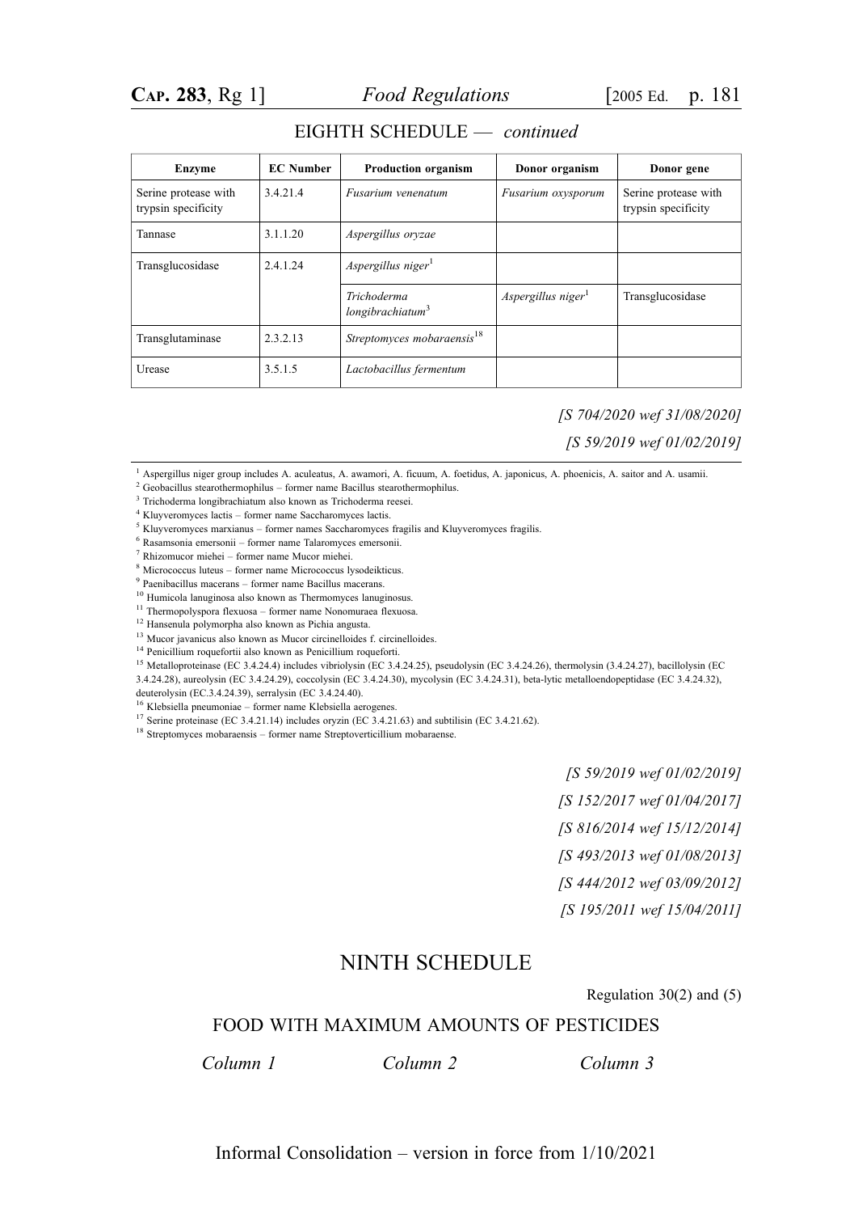EIGHTH SCHEDULE — *continued*

| Enzyme | EC Number | Production organism | Donor organism | Donor gene |
|---|---|---|---|---|
| Serine protease with trypsin specificity | 3.4.21.4 | *Fusarium venenatum* | *Fusarium oxysporum* | Serine protease with trypsin specificity |
| Tannase | 3.1.1.20 | *Aspergillus oryzae* | | |
| Transglucosidase | 2.4.1.24 | *Aspergillus niger*[1] | | |
| | | *Trichoderma longibrachiatum*[3] | *Aspergillus niger*[1] | Transglucosidase |
| Transglutaminase | 2.3.2.13 | *Streptomyces mobaraensis*[18] | | |
| Urease | 3.5.1.5 | *Lactobacillus fermentum* | | |

*[S 704/2020 wef 31/08/2020]*

*[S 59/2019 wef 01/02/2019]*

[1] Aspergillus niger group includes A. aculeatus, A. awamori, A. ficuum, A. foetidus, A. japonicus, A. phoenicis, A. saitor and A. usamii.
[2] Geobacillus stearothermophilus – former name Bacillus stearothermophilus.
[3] Trichoderma longibrachiatum also known as Trichoderma reesei.
[4] Kluyveromyces lactis – former name Saccharomyces lactis.
[5] Kluyveromyces marxianus – former names Saccharomyces fragilis and Kluyveromyces fragilis.
[6] Rasamsonia emersonii – former name Talaromyces emersonii.
[7] Rhizomucor miehei – former name Mucor miehei.
[8] Micrococcus luteus – former name Micrococcus lysodeikticus.
[9] Paenibacillus macerans – former name Bacillus macerans.
[10] Humicola lanuginosa also known as Thermomyces lanuginosus.
[11] Thermopolyspora flexuosa – former name Nonomuraea flexuosa.
[12] Hansenula polymorpha also known as Pichia angusta.
[13] Mucor javanicus also known as Mucor circinelloides f. circinelloides.
[14] Penicillium roquefortii also known as Penicillium roqueforti.
[15] Metalloproteinase (EC 3.4.24.4) includes vibriolysin (EC 3.4.24.25), pseudolysin (EC 3.4.24.26), thermolysin (3.4.24.27), bacillolysin (EC 3.4.24.28), aureolysin (EC 3.4.24.29), coccolysin (EC 3.4.24.30), mycolysin (EC 3.4.24.31), beta-lytic metalloendopeptidase (EC 3.4.24.32), deuterolysin (EC.3.4.24.39), serralysin (EC 3.4.24.40).
[16] Klebsiella pneumoniae – former name Klebsiella aerogenes.
[17] Serine proteinase (EC 3.4.21.14) includes oryzin (EC 3.4.21.63) and subtilisin (EC 3.4.21.62).
[18] Streptomyces mobaraensis – former name Streptoverticillium mobaraense.

*[S 59/2019 wef 01/02/2019]*

*[S 152/2017 wef 01/04/2017]*

*[S 816/2014 wef 15/12/2014]*

*[S 493/2013 wef 01/08/2013]*

*[S 444/2012 wef 03/09/2012]*

*[S 195/2011 wef 15/04/2011]*

## NINTH SCHEDULE

Regulation 30(2) and (5)

### FOOD WITH MAXIMUM AMOUNTS OF PESTICIDES

| *Column 1* | *Column 2* | *Column 3* |
|---|---|---|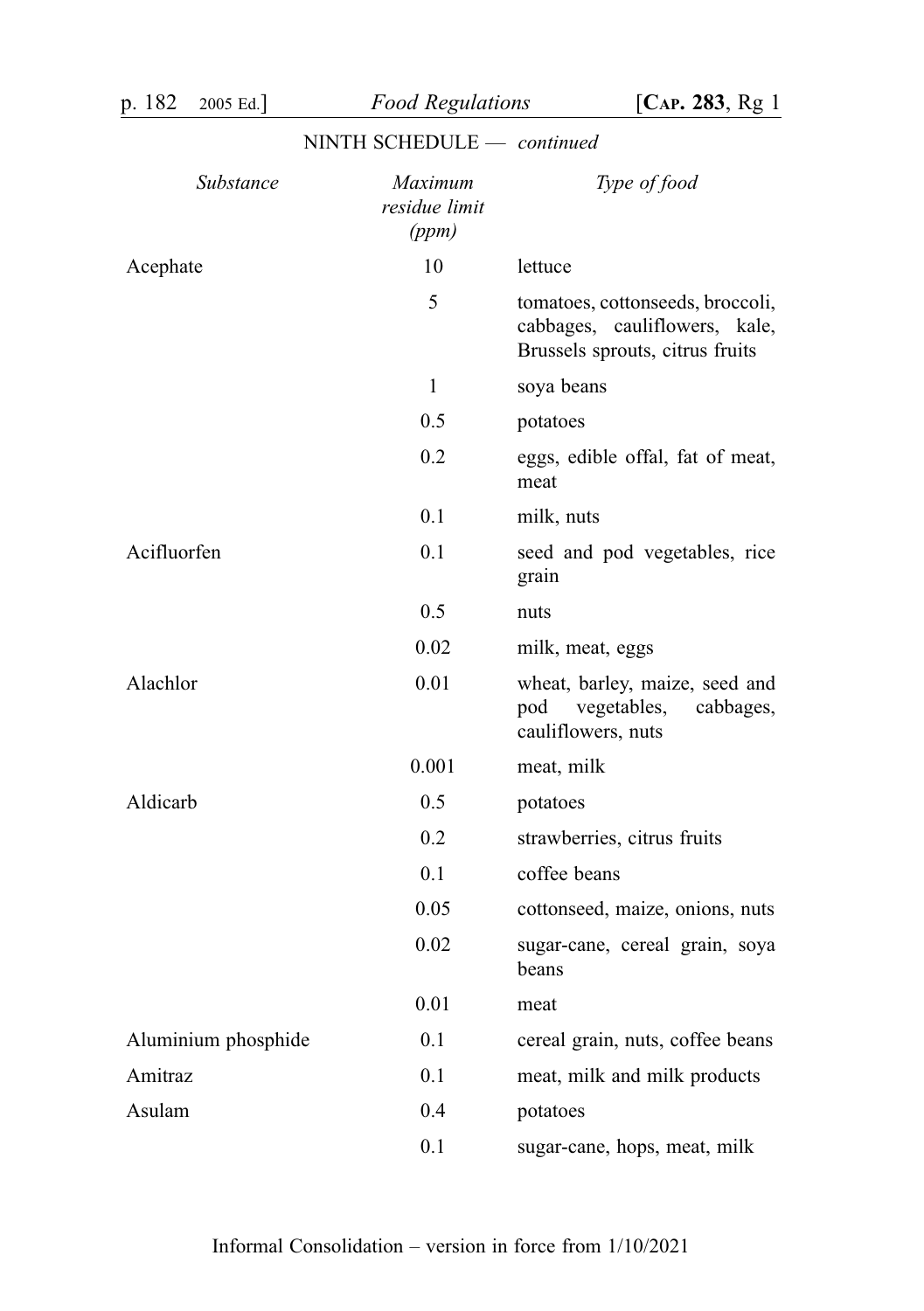NINTH SCHEDULE — *continued*

| *Substance* | *Maximum residue limit (ppm)* | *Type of food* |
| --- | --- | --- |
| Acephate | 10 | lettuce |
| | 5 | tomatoes, cottonseeds, broccoli, cabbages, cauliflowers, kale, Brussels sprouts, citrus fruits |
| | 1 | soya beans |
| | 0.5 | potatoes |
| | 0.2 | eggs, edible offal, fat of meat, meat |
| | 0.1 | milk, nuts |
| Acifluorfen | 0.1 | seed and pod vegetables, rice grain |
| | 0.5 | nuts |
| | 0.02 | milk, meat, eggs |
| Alachlor | 0.01 | wheat, barley, maize, seed and pod vegetables, cabbages, cauliflowers, nuts |
| | 0.001 | meat, milk |
| Aldicarb | 0.5 | potatoes |
| | 0.2 | strawberries, citrus fruits |
| | 0.1 | coffee beans |
| | 0.05 | cottonseed, maize, onions, nuts |
| | 0.02 | sugar-cane, cereal grain, soya beans |
| | 0.01 | meat |
| Aluminium phosphide | 0.1 | cereal grain, nuts, coffee beans |
| Amitraz | 0.1 | meat, milk and milk products |
| Asulam | 0.4 | potatoes |
| | 0.1 | sugar-cane, hops, meat, milk |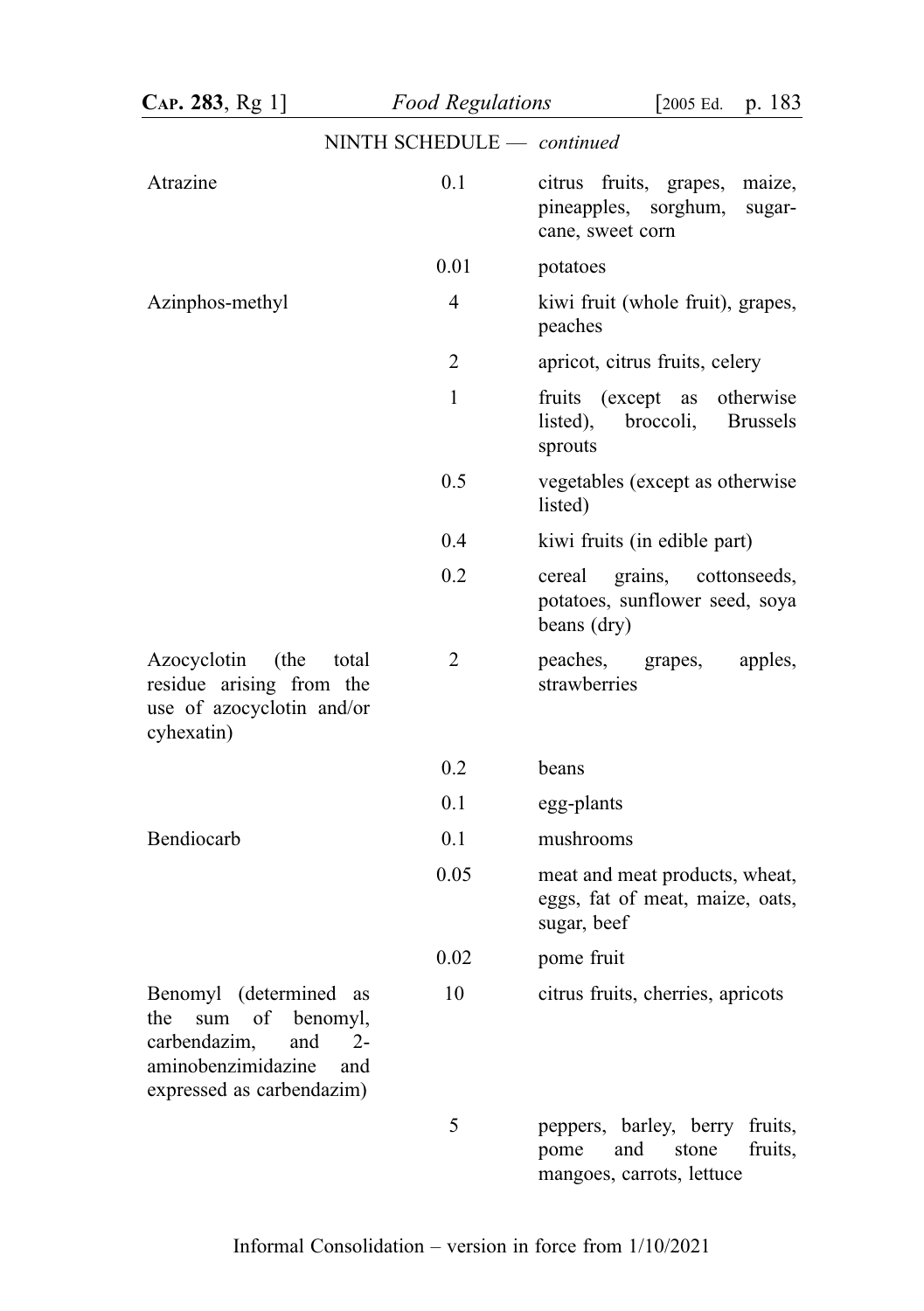NINTH SCHEDULE — *continued*

| | | |
|---|---|---|
| Atrazine | 0.1 | citrus fruits, grapes, maize, pineapples, sorghum, sugar-cane, sweet corn |
| | 0.01 | potatoes |
| Azinphos-methyl | 4 | kiwi fruit (whole fruit), grapes, peaches |
| | 2 | apricot, citrus fruits, celery |
| | 1 | fruits (except as otherwise listed), broccoli, Brussels sprouts |
| | 0.5 | vegetables (except as otherwise listed) |
| | 0.4 | kiwi fruits (in edible part) |
| | 0.2 | cereal grains, cottonseeds, potatoes, sunflower seed, soya beans (dry) |
| Azocyclotin (the total residue arising from the use of azocyclotin and/or cyhexatin) | 2 | peaches, grapes, apples, strawberries |
| | 0.2 | beans |
| | 0.1 | egg-plants |
| Bendiocarb | 0.1 | mushrooms |
| | 0.05 | meat and meat products, wheat, eggs, fat of meat, maize, oats, sugar, beef |
| | 0.02 | pome fruit |
| Benomyl (determined as the sum of benomyl, carbendazim, and 2-aminobenzimidazine and expressed as carbendazim) | 10 | citrus fruits, cherries, apricots |
| | 5 | peppers, barley, berry fruits, pome and stone fruits, mangoes, carrots, lettuce |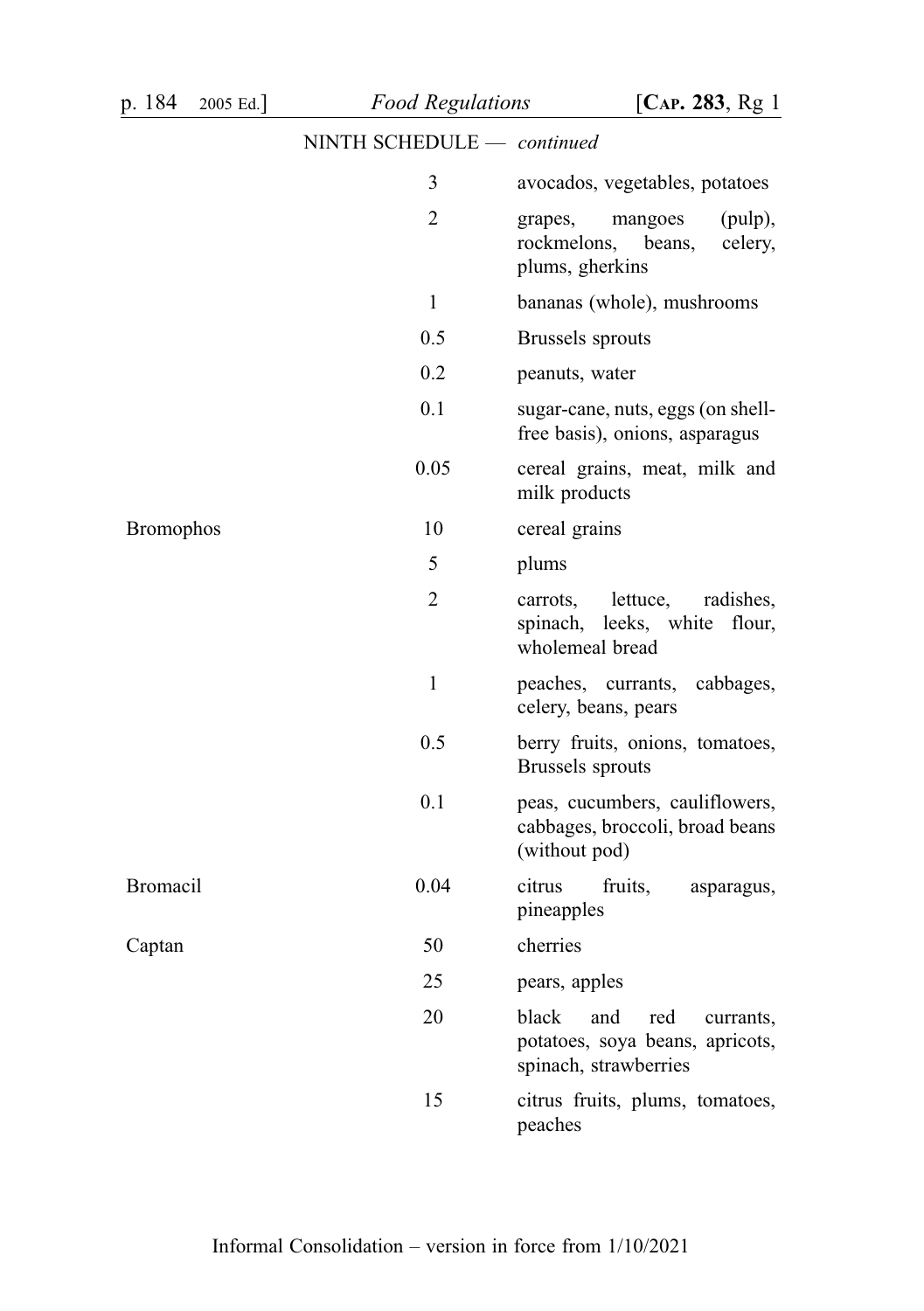NINTH SCHEDULE — *continued*

| | | |
|---|---|---|
| | 3 | avocados, vegetables, potatoes |
| | 2 | grapes, mangoes (pulp), rockmelons, beans, celery, plums, gherkins |
| | 1 | bananas (whole), mushrooms |
| | 0.5 | Brussels sprouts |
| | 0.2 | peanuts, water |
| | 0.1 | sugar-cane, nuts, eggs (on shell-free basis), onions, asparagus |
| | 0.05 | cereal grains, meat, milk and milk products |
| Bromophos | 10 | cereal grains |
| | 5 | plums |
| | 2 | carrots, lettuce, radishes, spinach, leeks, white flour, wholemeal bread |
| | 1 | peaches, currants, cabbages, celery, beans, pears |
| | 0.5 | berry fruits, onions, tomatoes, Brussels sprouts |
| | 0.1 | peas, cucumbers, cauliflowers, cabbages, broccoli, broad beans (without pod) |
| Bromacil | 0.04 | citrus fruits, asparagus, pineapples |
| Captan | 50 | cherries |
| | 25 | pears, apples |
| | 20 | black and red currants, potatoes, soya beans, apricots, spinach, strawberries |
| | 15 | citrus fruits, plums, tomatoes, peaches |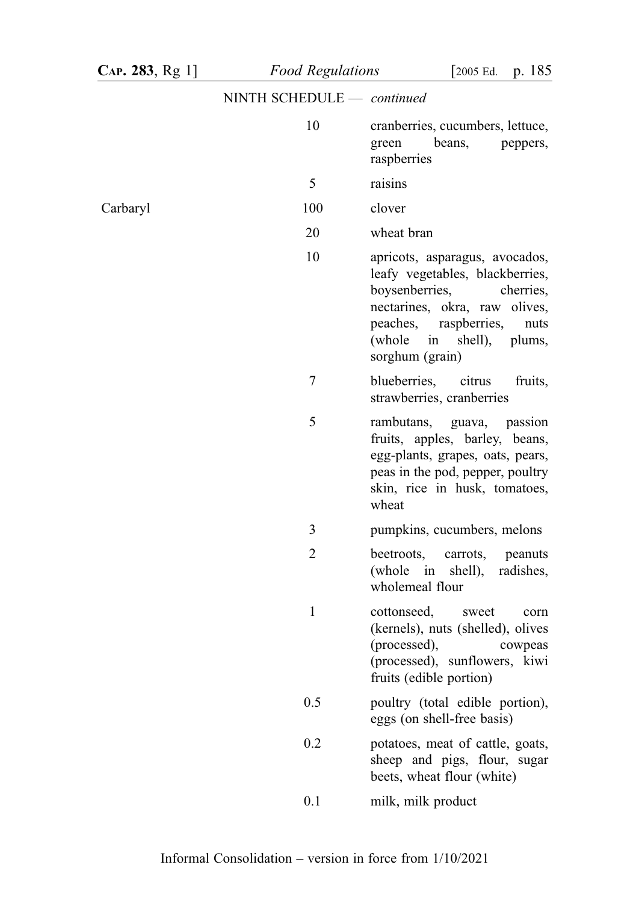NINTH SCHEDULE — *continued*

| | | |
|---|---|---|
| | 10 | cranberries, cucumbers, lettuce, green beans, peppers, raspberries |
| | 5 | raisins |
| Carbaryl | 100 | clover |
| | 20 | wheat bran |
| | 10 | apricots, asparagus, avocados, leafy vegetables, blackberries, boysenberries, cherries, nectarines, okra, raw olives, peaches, raspberries, nuts (whole in shell), plums, sorghum (grain) |
| | 7 | blueberries, citrus fruits, strawberries, cranberries |
| | 5 | rambutans, guava, passion fruits, apples, barley, beans, egg-plants, grapes, oats, pears, peas in the pod, pepper, poultry skin, rice in husk, tomatoes, wheat |
| | 3 | pumpkins, cucumbers, melons |
| | 2 | beetroots, carrots, peanuts (whole in shell), radishes, wholemeal flour |
| | 1 | cottonseed, sweet corn (kernels), nuts (shelled), olives (processed), cowpeas (processed), sunflowers, kiwi fruits (edible portion) |
| | 0.5 | poultry (total edible portion), eggs (on shell-free basis) |
| | 0.2 | potatoes, meat of cattle, goats, sheep and pigs, flour, sugar beets, wheat flour (white) |
| | 0.1 | milk, milk product |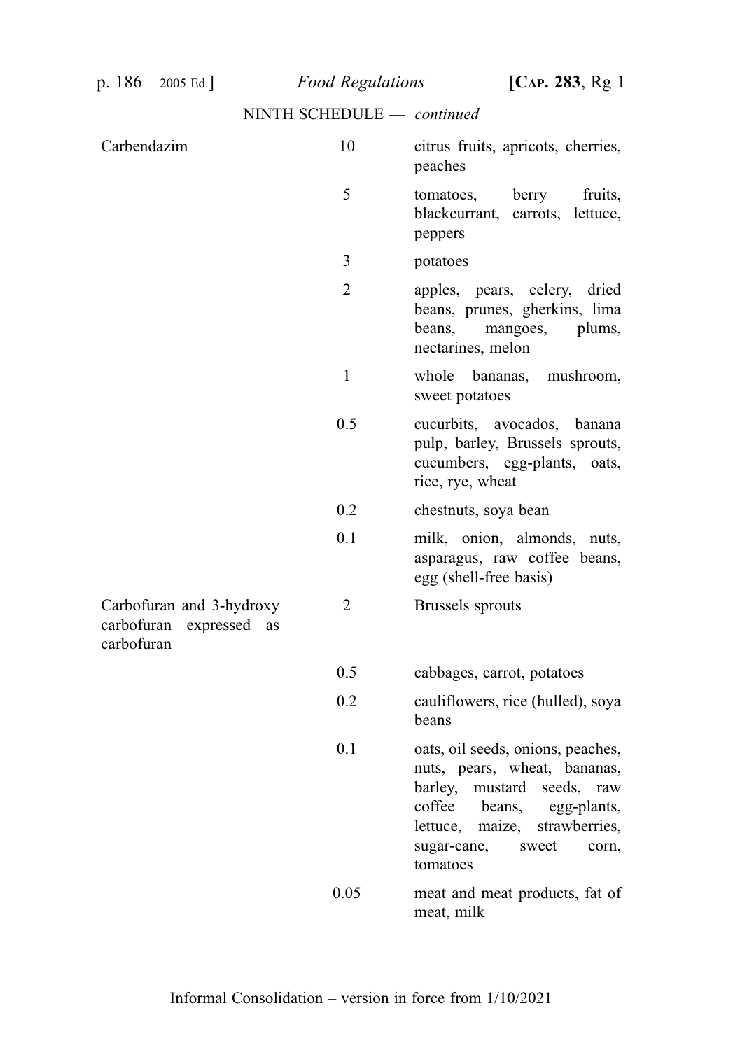NINTH SCHEDULE — *continued*

| | | |
|---|---|---|
| Carbendazim | 10 | citrus fruits, apricots, cherries, peaches |
| | 5 | tomatoes, berry fruits, blackcurrant, carrots, lettuce, peppers |
| | 3 | potatoes |
| | 2 | apples, pears, celery, dried beans, prunes, gherkins, lima beans, mangoes, plums, nectarines, melon |
| | 1 | whole bananas, mushroom, sweet potatoes |
| | 0.5 | cucurbits, avocados, banana pulp, barley, Brussels sprouts, cucumbers, egg-plants, oats, rice, rye, wheat |
| | 0.2 | chestnuts, soya bean |
| | 0.1 | milk, onion, almonds, nuts, asparagus, raw coffee beans, egg (shell-free basis) |
| Carbofuran and 3-hydroxy carbofuran expressed as carbofuran | 2 | Brussels sprouts |
| | 0.5 | cabbages, carrot, potatoes |
| | 0.2 | cauliflowers, rice (hulled), soya beans |
| | 0.1 | oats, oil seeds, onions, peaches, nuts, pears, wheat, bananas, barley, mustard seeds, raw coffee beans, egg-plants, lettuce, maize, strawberries, sugar-cane, sweet corn, tomatoes |
| | 0.05 | meat and meat products, fat of meat, milk |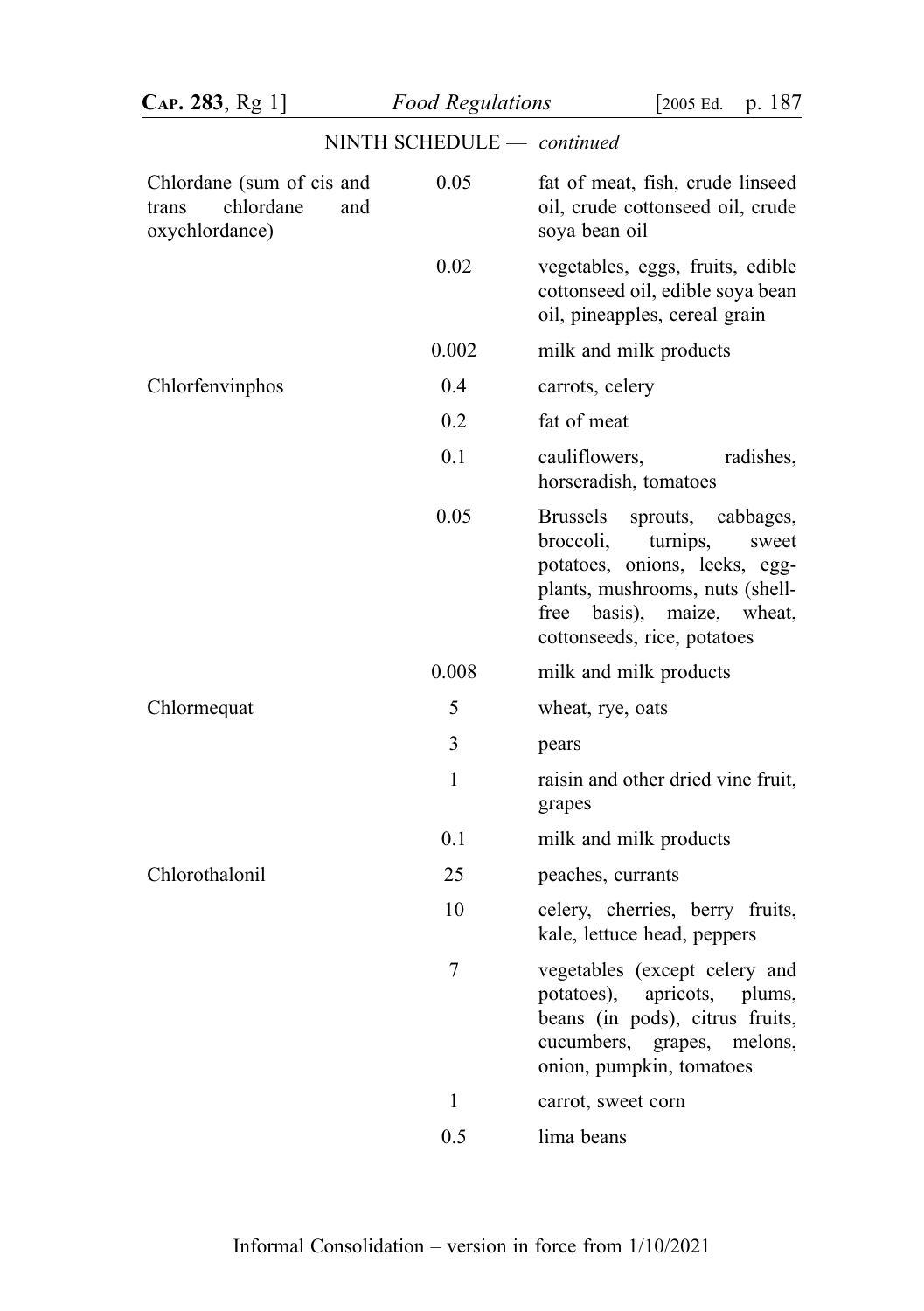NINTH SCHEDULE — *continued*

| | | |
|---|---|---|
| Chlordane (sum of cis and trans chlordane and oxychlordance) | 0.05 | fat of meat, fish, crude linseed oil, crude cottonseed oil, crude soya bean oil |
| | 0.02 | vegetables, eggs, fruits, edible cottonseed oil, edible soya bean oil, pineapples, cereal grain |
| | 0.002 | milk and milk products |
| Chlorfenvinphos | 0.4 | carrots, celery |
| | 0.2 | fat of meat |
| | 0.1 | cauliflowers, radishes, horseradish, tomatoes |
| | 0.05 | Brussels sprouts, cabbages, broccoli, turnips, sweet potatoes, onions, leeks, egg-plants, mushrooms, nuts (shell-free basis), maize, wheat, cottonseeds, rice, potatoes |
| | 0.008 | milk and milk products |
| Chlormequat | 5 | wheat, rye, oats |
| | 3 | pears |
| | 1 | raisin and other dried vine fruit, grapes |
| | 0.1 | milk and milk products |
| Chlorothalonil | 25 | peaches, currants |
| | 10 | celery, cherries, berry fruits, kale, lettuce head, peppers |
| | 7 | vegetables (except celery and potatoes), apricots, plums, beans (in pods), citrus fruits, cucumbers, grapes, melons, onion, pumpkin, tomatoes |
| | 1 | carrot, sweet corn |
| | 0.5 | lima beans |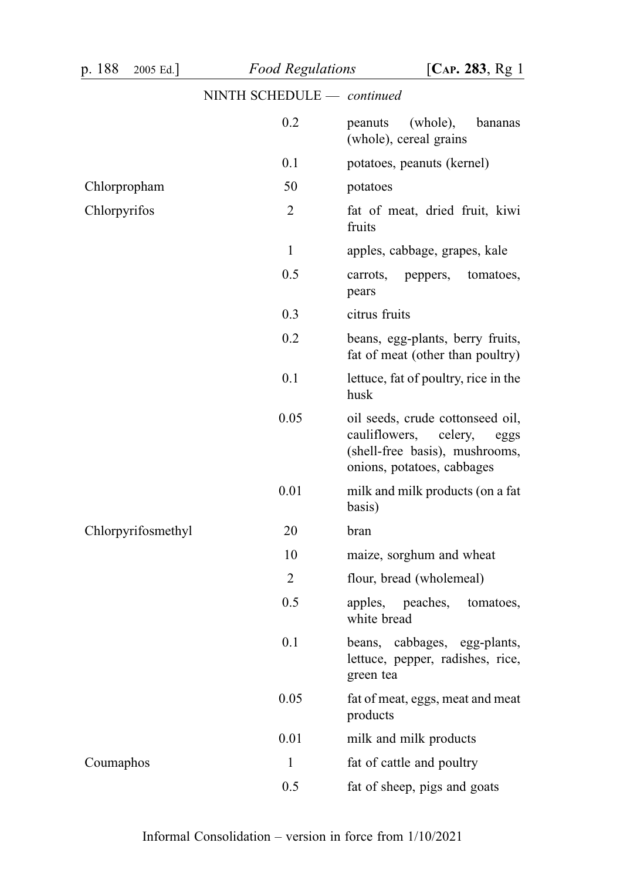NINTH SCHEDULE — *continued*

| | | |
|---|---|---|
| | 0.2 | peanuts (whole), bananas (whole), cereal grains |
| | 0.1 | potatoes, peanuts (kernel) |
| Chlorpropham | 50 | potatoes |
| Chlorpyrifos | 2 | fat of meat, dried fruit, kiwi fruits |
| | 1 | apples, cabbage, grapes, kale |
| | 0.5 | carrots, peppers, tomatoes, pears |
| | 0.3 | citrus fruits |
| | 0.2 | beans, egg-plants, berry fruits, fat of meat (other than poultry) |
| | 0.1 | lettuce, fat of poultry, rice in the husk |
| | 0.05 | oil seeds, crude cottonseed oil, cauliflowers, celery, eggs (shell-free basis), mushrooms, onions, potatoes, cabbages |
| | 0.01 | milk and milk products (on a fat basis) |
| Chlorpyrifosmethyl | 20 | bran |
| | 10 | maize, sorghum and wheat |
| | 2 | flour, bread (wholemeal) |
| | 0.5 | apples, peaches, tomatoes, white bread |
| | 0.1 | beans, cabbages, egg-plants, lettuce, pepper, radishes, rice, green tea |
| | 0.05 | fat of meat, eggs, meat and meat products |
| | 0.01 | milk and milk products |
| Coumaphos | 1 | fat of cattle and poultry |
| | 0.5 | fat of sheep, pigs and goats |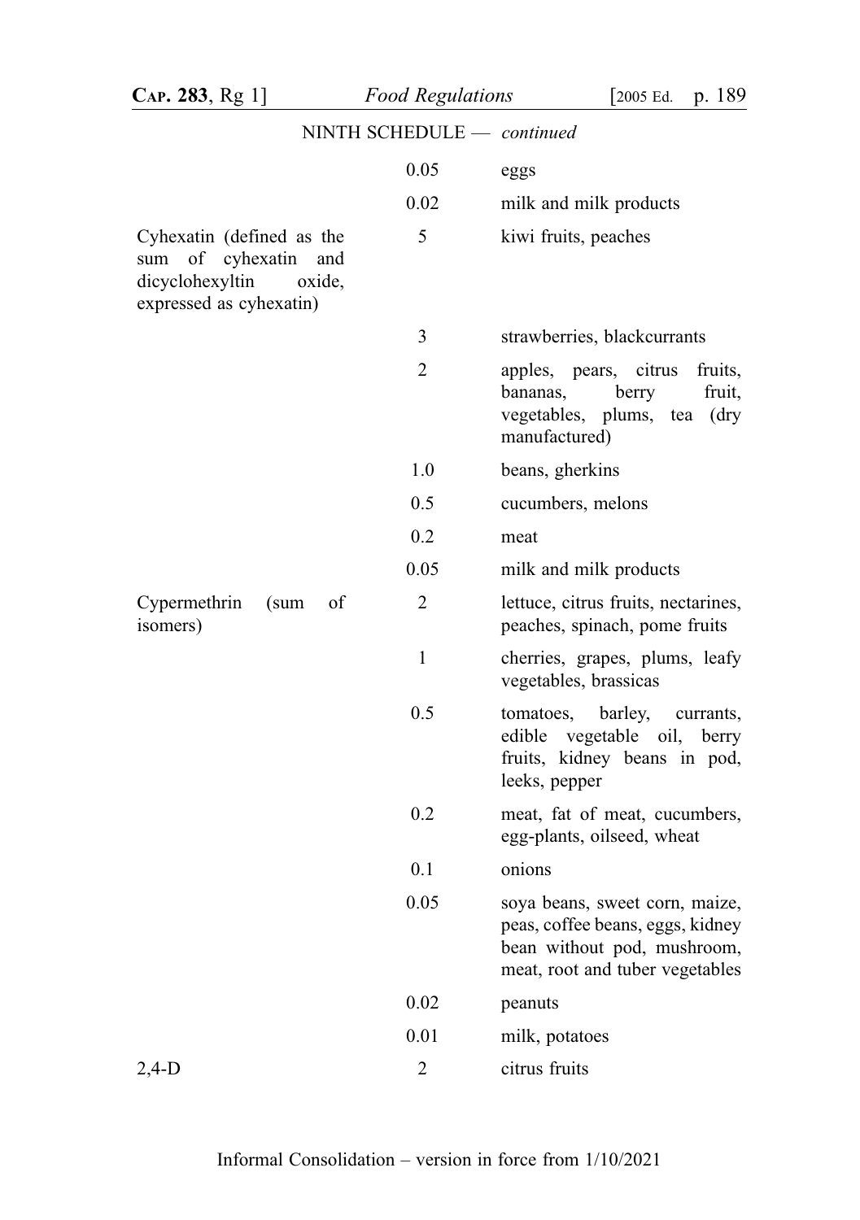NINTH SCHEDULE — *continued*

| | | |
|---|---|---|
| | 0.05 | eggs |
| | 0.02 | milk and milk products |
| Cyhexatin (defined as the sum of cyhexatin and dicyclohexyltin oxide, expressed as cyhexatin) | 5 | kiwi fruits, peaches |
| | 3 | strawberries, blackcurrants |
| | 2 | apples, pears, citrus fruits, bananas, berry fruit, vegetables, plums, tea (dry manufactured) |
| | 1.0 | beans, gherkins |
| | 0.5 | cucumbers, melons |
| | 0.2 | meat |
| | 0.05 | milk and milk products |
| Cypermethrin (sum of isomers) | 2 | lettuce, citrus fruits, nectarines, peaches, spinach, pome fruits |
| | 1 | cherries, grapes, plums, leafy vegetables, brassicas |
| | 0.5 | tomatoes, barley, currants, edible vegetable oil, berry fruits, kidney beans in pod, leeks, pepper |
| | 0.2 | meat, fat of meat, cucumbers, egg-plants, oilseed, wheat |
| | 0.1 | onions |
| | 0.05 | soya beans, sweet corn, maize, peas, coffee beans, eggs, kidney bean without pod, mushroom, meat, root and tuber vegetables |
| | 0.02 | peanuts |
| | 0.01 | milk, potatoes |
| 2,4-D | 2 | citrus fruits |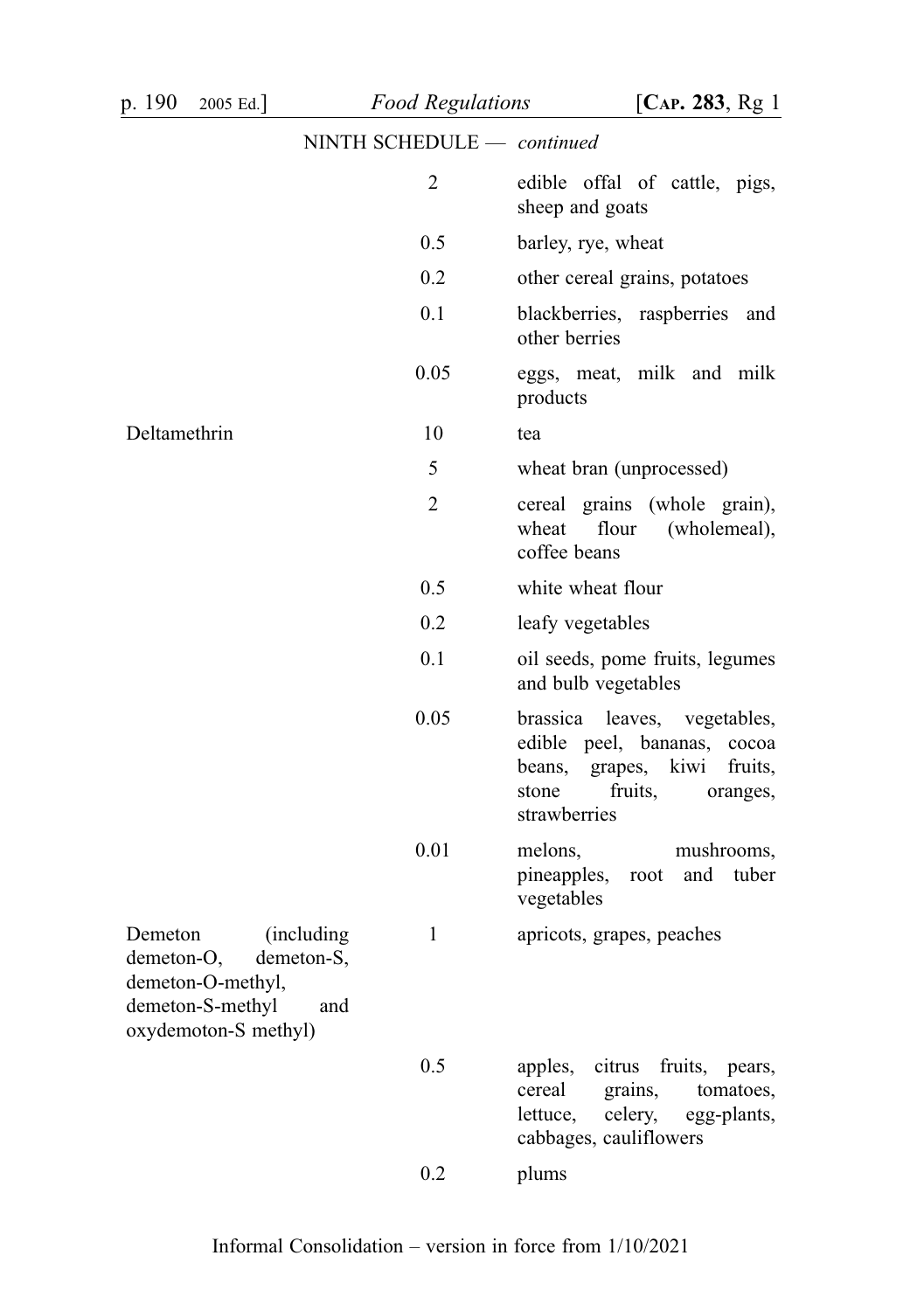NINTH SCHEDULE — *continued*

| | | |
|---|---|---|
| | 2 | edible offal of cattle, pigs, sheep and goats |
| | 0.5 | barley, rye, wheat |
| | 0.2 | other cereal grains, potatoes |
| | 0.1 | blackberries, raspberries and other berries |
| | 0.05 | eggs, meat, milk and milk products |
| Deltamethrin | 10 | tea |
| | 5 | wheat bran (unprocessed) |
| | 2 | cereal grains (whole grain), wheat flour (wholemeal), coffee beans |
| | 0.5 | white wheat flour |
| | 0.2 | leafy vegetables |
| | 0.1 | oil seeds, pome fruits, legumes and bulb vegetables |
| | 0.05 | brassica leaves, vegetables, edible peel, bananas, cocoa beans, grapes, kiwi fruits, stone fruits, oranges, strawberries |
| | 0.01 | melons, mushrooms, pineapples, root and tuber vegetables |
| Demeton (including demeton-O, demeton-S, demeton-O-methyl, demeton-S-methyl and oxydemoton-S methyl) | 1 | apricots, grapes, peaches |
| | 0.5 | apples, citrus fruits, pears, cereal grains, tomatoes, lettuce, celery, egg-plants, cabbages, cauliflowers |
| | 0.2 | plums |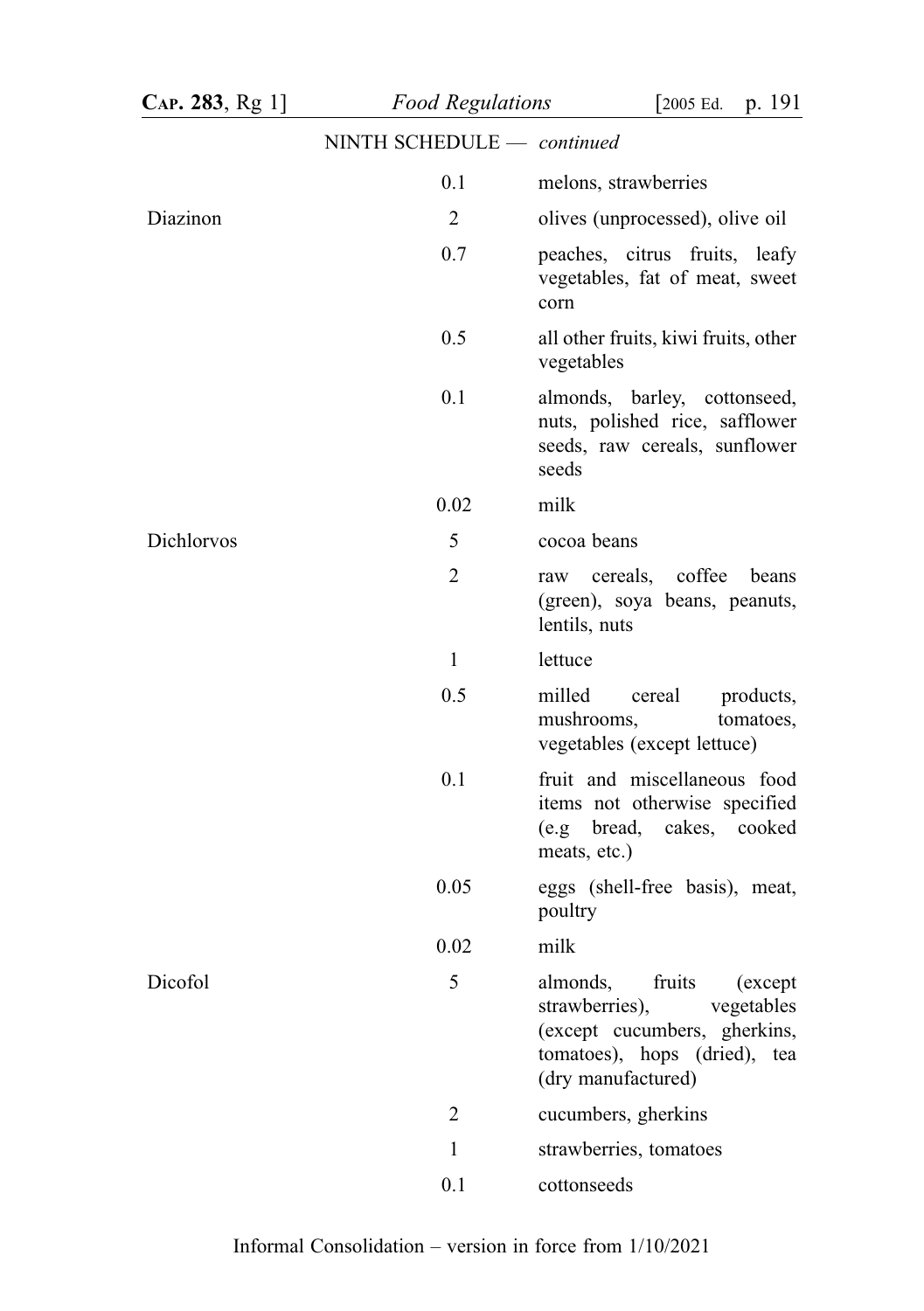NINTH SCHEDULE — *continued*

| | | |
|---|---|---|
| | 0.1 | melons, strawberries |
| Diazinon | 2 | olives (unprocessed), olive oil |
| | 0.7 | peaches, citrus fruits, leafy vegetables, fat of meat, sweet corn |
| | 0.5 | all other fruits, kiwi fruits, other vegetables |
| | 0.1 | almonds, barley, cottonseed, nuts, polished rice, safflower seeds, raw cereals, sunflower seeds |
| | 0.02 | milk |
| Dichlorvos | 5 | cocoa beans |
| | 2 | raw cereals, coffee beans (green), soya beans, peanuts, lentils, nuts |
| | 1 | lettuce |
| | 0.5 | milled cereal products, mushrooms, tomatoes, vegetables (except lettuce) |
| | 0.1 | fruit and miscellaneous food items not otherwise specified (e.g bread, cakes, cooked meats, etc.) |
| | 0.05 | eggs (shell-free basis), meat, poultry |
| | 0.02 | milk |
| Dicofol | 5 | almonds, fruits (except strawberries), vegetables (except cucumbers, gherkins, tomatoes), hops (dried), tea (dry manufactured) |
| | 2 | cucumbers, gherkins |
| | 1 | strawberries, tomatoes |
| | 0.1 | cottonseeds |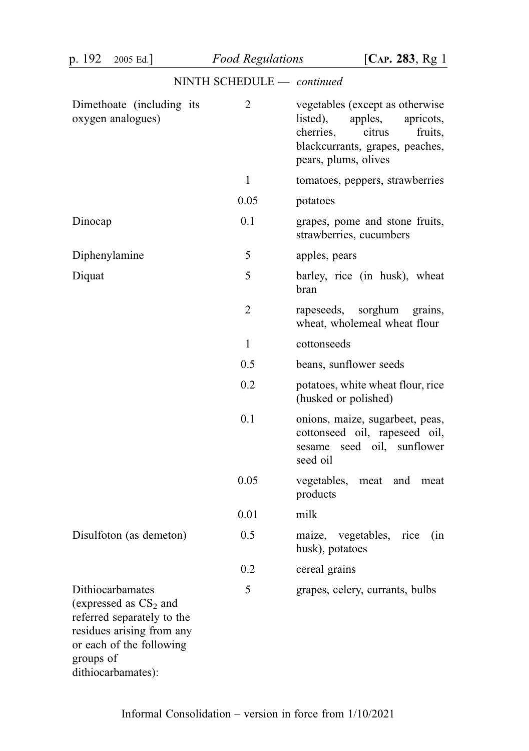NINTH SCHEDULE — *continued*

| | | |
|---|---|---|
| Dimethoate (including its oxygen analogues) | 2 | vegetables (except as otherwise listed), apples, apricots, cherries, citrus fruits, blackcurrants, grapes, peaches, pears, plums, olives |
| | 1 | tomatoes, peppers, strawberries |
| | 0.05 | potatoes |
| Dinocap | 0.1 | grapes, pome and stone fruits, strawberries, cucumbers |
| Diphenylamine | 5 | apples, pears |
| Diquat | 5 | barley, rice (in husk), wheat bran |
| | 2 | rapeseeds, sorghum grains, wheat, wholemeal wheat flour |
| | 1 | cottonseeds |
| | 0.5 | beans, sunflower seeds |
| | 0.2 | potatoes, white wheat flour, rice (husked or polished) |
| | 0.1 | onions, maize, sugarbeet, peas, cottonseed oil, rapeseed oil, sesame seed oil, sunflower seed oil |
| | 0.05 | vegetables, meat and meat products |
| | 0.01 | milk |
| Disulfoton (as demeton) | 0.5 | maize, vegetables, rice (in husk), potatoes |
| | 0.2 | cereal grains |
| Dithiocarbamates (expressed as $CS_2$ and referred separately to the residues arising from any or each of the following groups of dithiocarbamates): | 5 | grapes, celery, currants, bulbs |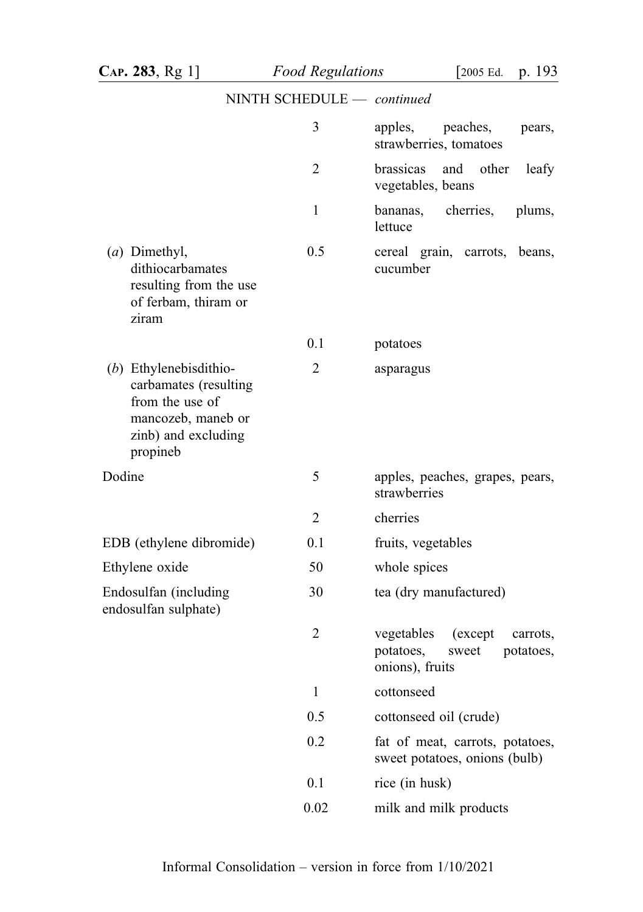NINTH SCHEDULE — *continued*

| | | |
|---|---|---|
| | 3 | apples, peaches, pears, strawberries, tomatoes |
| | 2 | brassicas and other leafy vegetables, beans |
| | 1 | bananas, cherries, plums, lettuce |
| (*a*) Dimethyl, dithiocarbamates resulting from the use of ferbam, thiram or ziram | 0.5 | cereal grain, carrots, beans, cucumber |
| | 0.1 | potatoes |
| (*b*) Ethylenebisdithio-carbamates (resulting from the use of mancozeb, maneb or zinb) and excluding propineb | 2 | asparagus |
| Dodine | 5 | apples, peaches, grapes, pears, strawberries |
| | 2 | cherries |
| EDB (ethylene dibromide) | 0.1 | fruits, vegetables |
| Ethylene oxide | 50 | whole spices |
| Endosulfan (including endosulfan sulphate) | 30 | tea (dry manufactured) |
| | 2 | vegetables (except carrots, potatoes, sweet potatoes, onions), fruits |
| | 1 | cottonseed |
| | 0.5 | cottonseed oil (crude) |
| | 0.2 | fat of meat, carrots, potatoes, sweet potatoes, onions (bulb) |
| | 0.1 | rice (in husk) |
| | 0.02 | milk and milk products |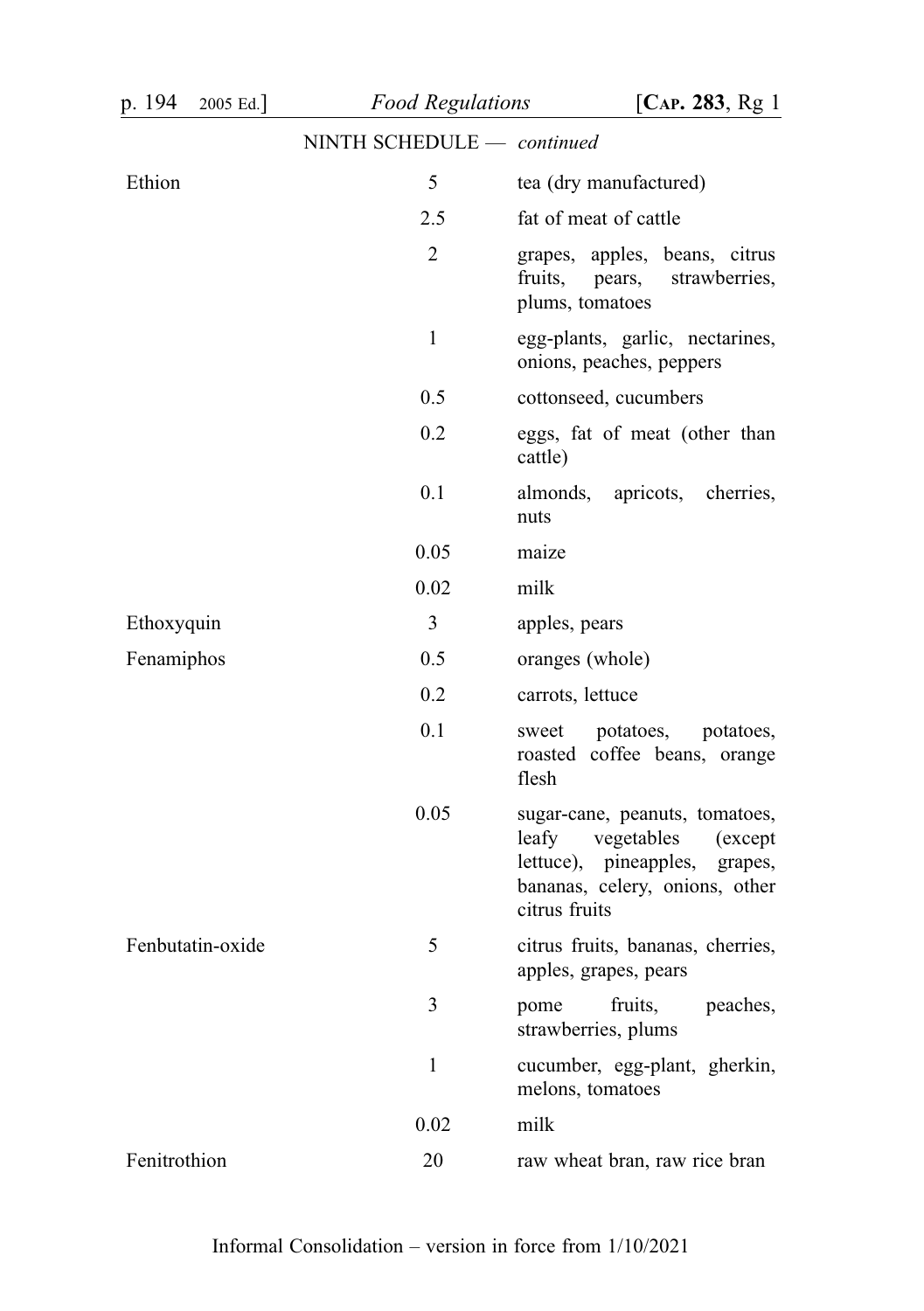NINTH SCHEDULE — *continued*

| | | |
|---|---|---|
| Ethion | 5 | tea (dry manufactured) |
| | 2.5 | fat of meat of cattle |
| | 2 | grapes, apples, beans, citrus fruits, pears, strawberries, plums, tomatoes |
| | 1 | egg-plants, garlic, nectarines, onions, peaches, peppers |
| | 0.5 | cottonseed, cucumbers |
| | 0.2 | eggs, fat of meat (other than cattle) |
| | 0.1 | almonds, apricots, cherries, nuts |
| | 0.05 | maize |
| | 0.02 | milk |
| Ethoxyquin | 3 | apples, pears |
| Fenamiphos | 0.5 | oranges (whole) |
| | 0.2 | carrots, lettuce |
| | 0.1 | sweet potatoes, potatoes, roasted coffee beans, orange flesh |
| | 0.05 | sugar-cane, peanuts, tomatoes, leafy vegetables (except lettuce), pineapples, grapes, bananas, celery, onions, other citrus fruits |
| Fenbutatin-oxide | 5 | citrus fruits, bananas, cherries, apples, grapes, pears |
| | 3 | pome fruits, peaches, strawberries, plums |
| | 1 | cucumber, egg-plant, gherkin, melons, tomatoes |
| | 0.02 | milk |
| Fenitrothion | 20 | raw wheat bran, raw rice bran |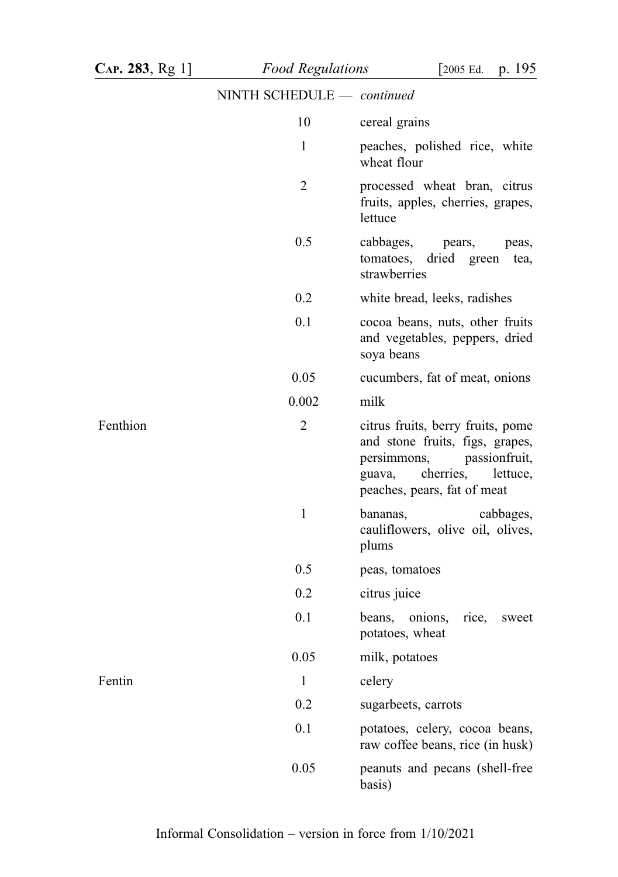NINTH SCHEDULE — *continued*

| | | |
|---|---|---|
| | 10 | cereal grains |
| | 1 | peaches, polished rice, white wheat flour |
| | 2 | processed wheat bran, citrus fruits, apples, cherries, grapes, lettuce |
| | 0.5 | cabbages, pears, peas, tomatoes, dried green tea, strawberries |
| | 0.2 | white bread, leeks, radishes |
| | 0.1 | cocoa beans, nuts, other fruits and vegetables, peppers, dried soya beans |
| | 0.05 | cucumbers, fat of meat, onions |
| | 0.002 | milk |
| Fenthion | 2 | citrus fruits, berry fruits, pome and stone fruits, figs, grapes, persimmons, passionfruit, guava, cherries, lettuce, peaches, pears, fat of meat |
| | 1 | bananas, cabbages, cauliflowers, olive oil, olives, plums |
| | 0.5 | peas, tomatoes |
| | 0.2 | citrus juice |
| | 0.1 | beans, onions, rice, sweet potatoes, wheat |
| | 0.05 | milk, potatoes |
| Fentin | 1 | celery |
| | 0.2 | sugarbeets, carrots |
| | 0.1 | potatoes, celery, cocoa beans, raw coffee beans, rice (in husk) |
| | 0.05 | peanuts and pecans (shell-free basis) |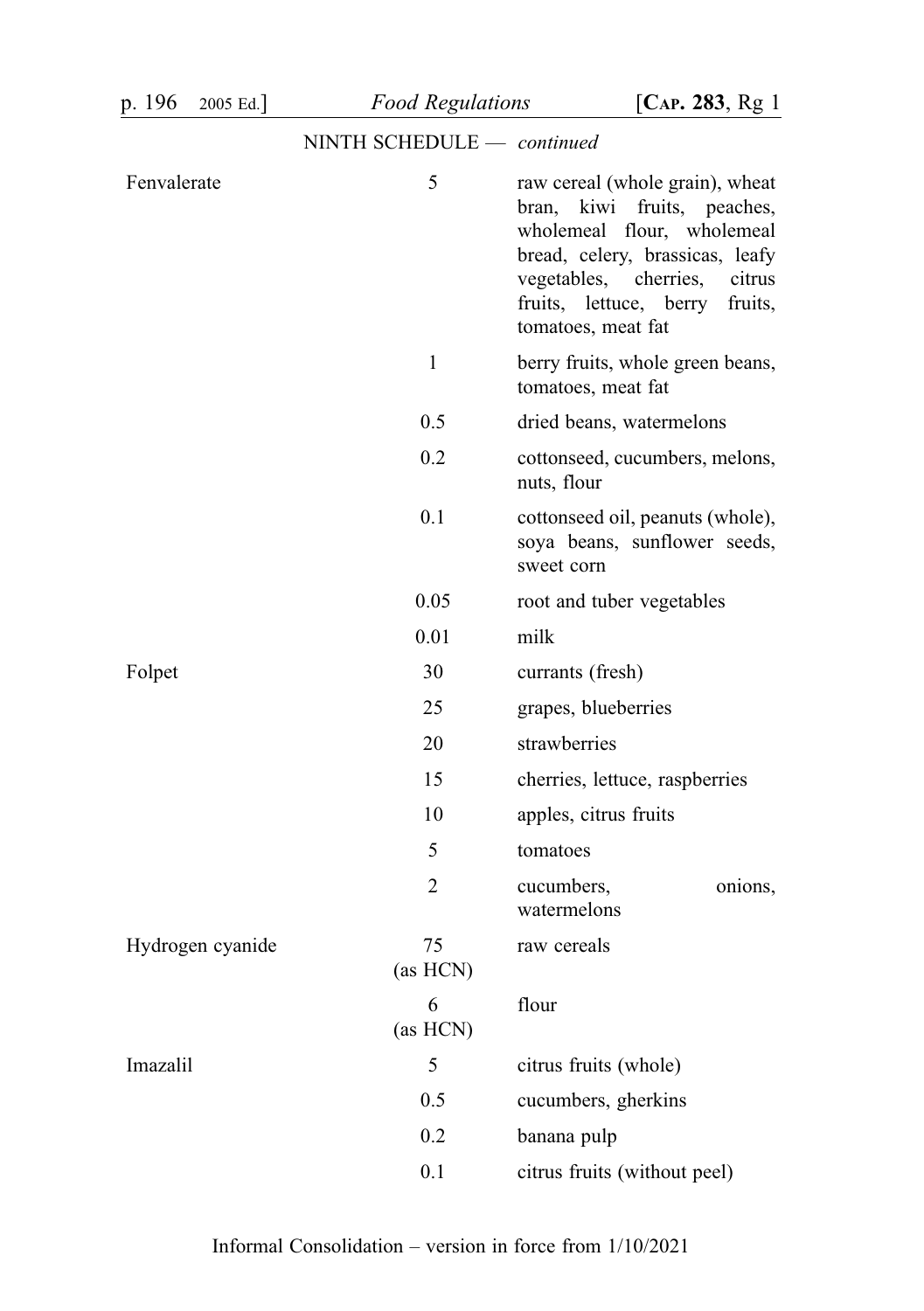NINTH SCHEDULE — *continued*

| | | |
|---|---|---|
| Fenvalerate | 5 | raw cereal (whole grain), wheat bran, kiwi fruits, peaches, wholemeal flour, wholemeal bread, celery, brassicas, leafy vegetables, cherries, citrus fruits, lettuce, berry fruits, tomatoes, meat fat |
| | 1 | berry fruits, whole green beans, tomatoes, meat fat |
| | 0.5 | dried beans, watermelons |
| | 0.2 | cottonseed, cucumbers, melons, nuts, flour |
| | 0.1 | cottonseed oil, peanuts (whole), soya beans, sunflower seeds, sweet corn |
| | 0.05 | root and tuber vegetables |
| | 0.01 | milk |
| Folpet | 30 | currants (fresh) |
| | 25 | grapes, blueberries |
| | 20 | strawberries |
| | 15 | cherries, lettuce, raspberries |
| | 10 | apples, citrus fruits |
| | 5 | tomatoes |
| | 2 | cucumbers, onions, watermelons |
| Hydrogen cyanide | 75 (as HCN) | raw cereals |
| | 6 (as HCN) | flour |
| Imazalil | 5 | citrus fruits (whole) |
| | 0.5 | cucumbers, gherkins |
| | 0.2 | banana pulp |
| | 0.1 | citrus fruits (without peel) |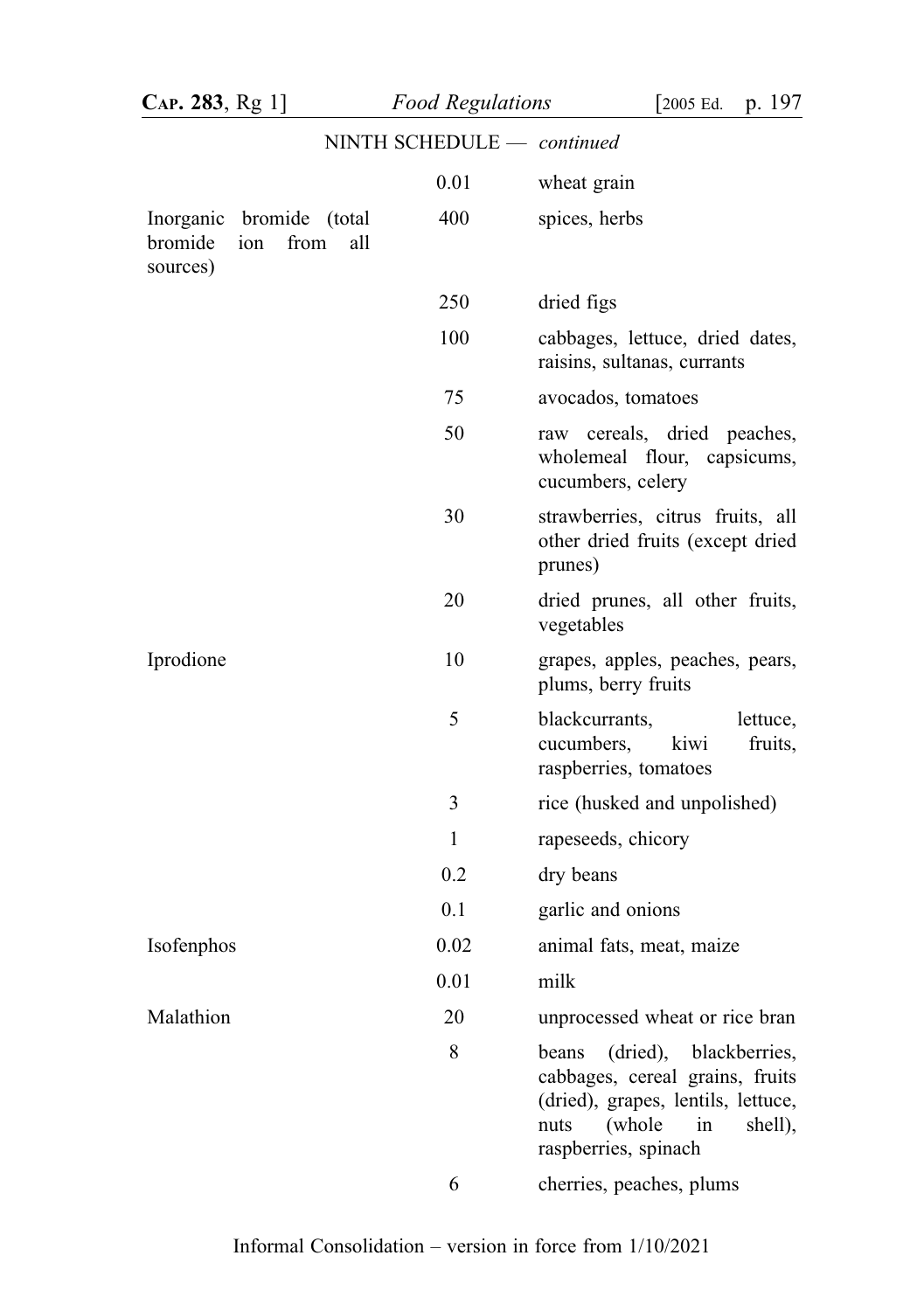NINTH SCHEDULE — *continued*

| | | |
|---|---|---|
| | 0.01 | wheat grain |
| Inorganic bromide (total bromide ion from all sources) | 400 | spices, herbs |
| | 250 | dried figs |
| | 100 | cabbages, lettuce, dried dates, raisins, sultanas, currants |
| | 75 | avocados, tomatoes |
| | 50 | raw cereals, dried peaches, wholemeal flour, capsicums, cucumbers, celery |
| | 30 | strawberries, citrus fruits, all other dried fruits (except dried prunes) |
| | 20 | dried prunes, all other fruits, vegetables |
| Iprodione | 10 | grapes, apples, peaches, pears, plums, berry fruits |
| | 5 | blackcurrants, lettuce, cucumbers, kiwi fruits, raspberries, tomatoes |
| | 3 | rice (husked and unpolished) |
| | 1 | rapeseeds, chicory |
| | 0.2 | dry beans |
| | 0.1 | garlic and onions |
| Isofenphos | 0.02 | animal fats, meat, maize |
| | 0.01 | milk |
| Malathion | 20 | unprocessed wheat or rice bran |
| | 8 | beans (dried), blackberries, cabbages, cereal grains, fruits (dried), grapes, lentils, lettuce, nuts (whole in shell), raspberries, spinach |
| | 6 | cherries, peaches, plums |

Informal Consolidation – version in force from 1/10/2021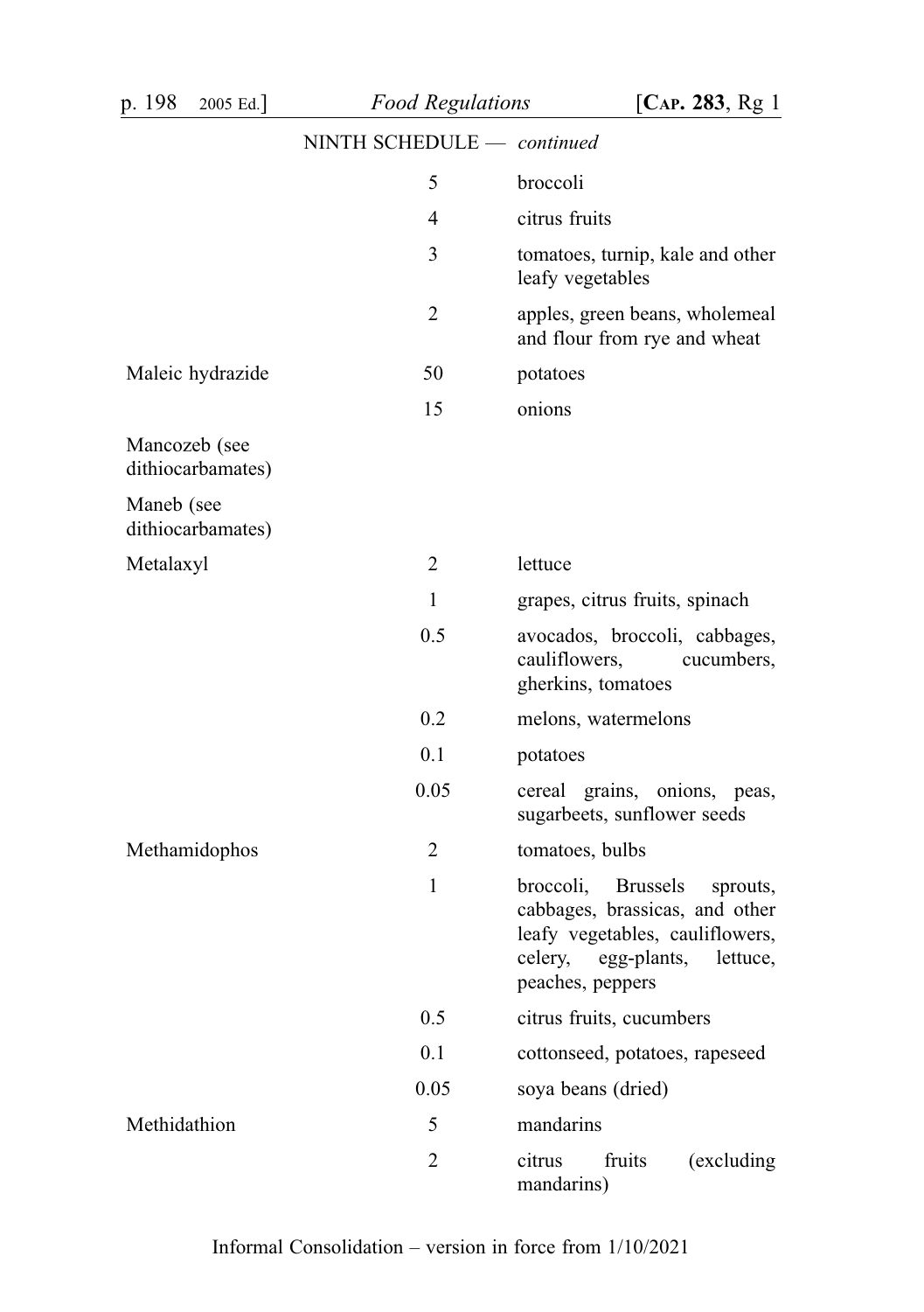NINTH SCHEDULE — *continued*

| | | |
|---|---|---|
| | 5 | broccoli |
| | 4 | citrus fruits |
| | 3 | tomatoes, turnip, kale and other leafy vegetables |
| | 2 | apples, green beans, wholemeal and flour from rye and wheat |
| Maleic hydrazide | 50 | potatoes |
| | 15 | onions |
| Mancozeb (see dithiocarbamates) | | |
| Maneb (see dithiocarbamates) | | |
| Metalaxyl | 2 | lettuce |
| | 1 | grapes, citrus fruits, spinach |
| | 0.5 | avocados, broccoli, cabbages, cauliflowers, cucumbers, gherkins, tomatoes |
| | 0.2 | melons, watermelons |
| | 0.1 | potatoes |
| | 0.05 | cereal grains, onions, peas, sugarbeets, sunflower seeds |
| Methamidophos | 2 | tomatoes, bulbs |
| | 1 | broccoli, Brussels sprouts, cabbages, brassicas, and other leafy vegetables, cauliflowers, celery, egg-plants, lettuce, peaches, peppers |
| | 0.5 | citrus fruits, cucumbers |
| | 0.1 | cottonseed, potatoes, rapeseed |
| | 0.05 | soya beans (dried) |
| Methidathion | 5 | mandarins |
| | 2 | citrus fruits (excluding mandarins) |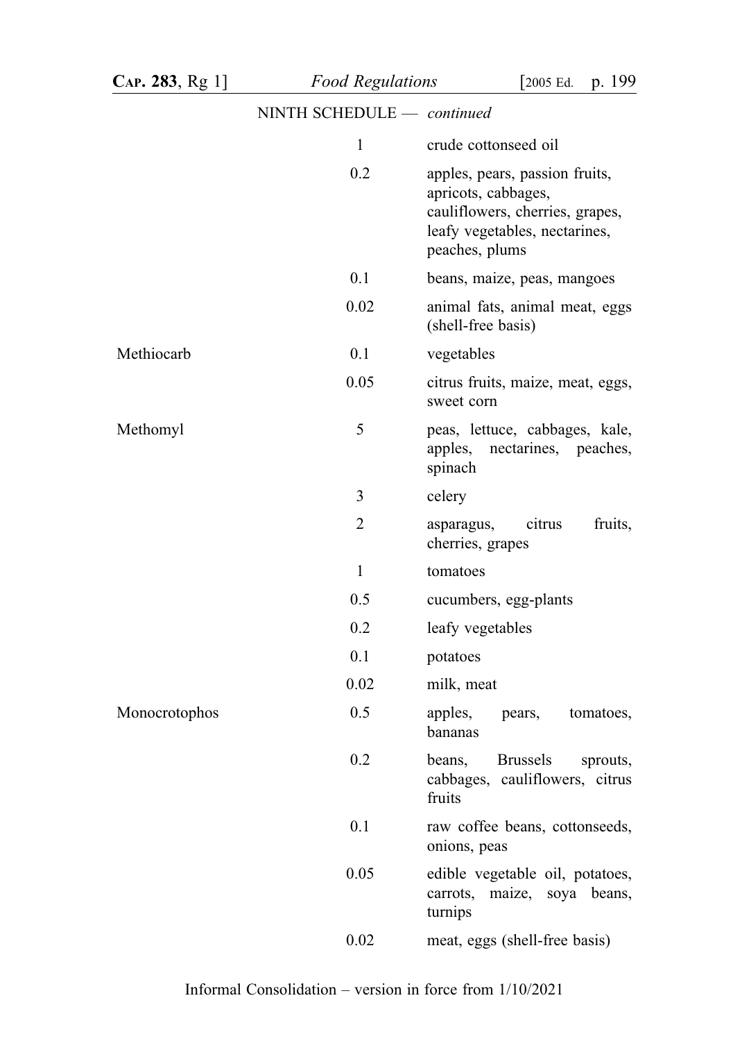NINTH SCHEDULE — *continued*

| | | |
|---|---|---|
| | 1 | crude cottonseed oil |
| | 0.2 | apples, pears, passion fruits, apricots, cabbages, cauliflowers, cherries, grapes, leafy vegetables, nectarines, peaches, plums |
| | 0.1 | beans, maize, peas, mangoes |
| | 0.02 | animal fats, animal meat, eggs (shell-free basis) |
| Methiocarb | 0.1 | vegetables |
| | 0.05 | citrus fruits, maize, meat, eggs, sweet corn |
| Methomyl | 5 | peas, lettuce, cabbages, kale, apples, nectarines, peaches, spinach |
| | 3 | celery |
| | 2 | asparagus, citrus fruits, cherries, grapes |
| | 1 | tomatoes |
| | 0.5 | cucumbers, egg-plants |
| | 0.2 | leafy vegetables |
| | 0.1 | potatoes |
| | 0.02 | milk, meat |
| Monocrotophos | 0.5 | apples, pears, tomatoes, bananas |
| | 0.2 | beans, Brussels sprouts, cabbages, cauliflowers, citrus fruits |
| | 0.1 | raw coffee beans, cottonseeds, onions, peas |
| | 0.05 | edible vegetable oil, potatoes, carrots, maize, soya beans, turnips |
| | 0.02 | meat, eggs (shell-free basis) |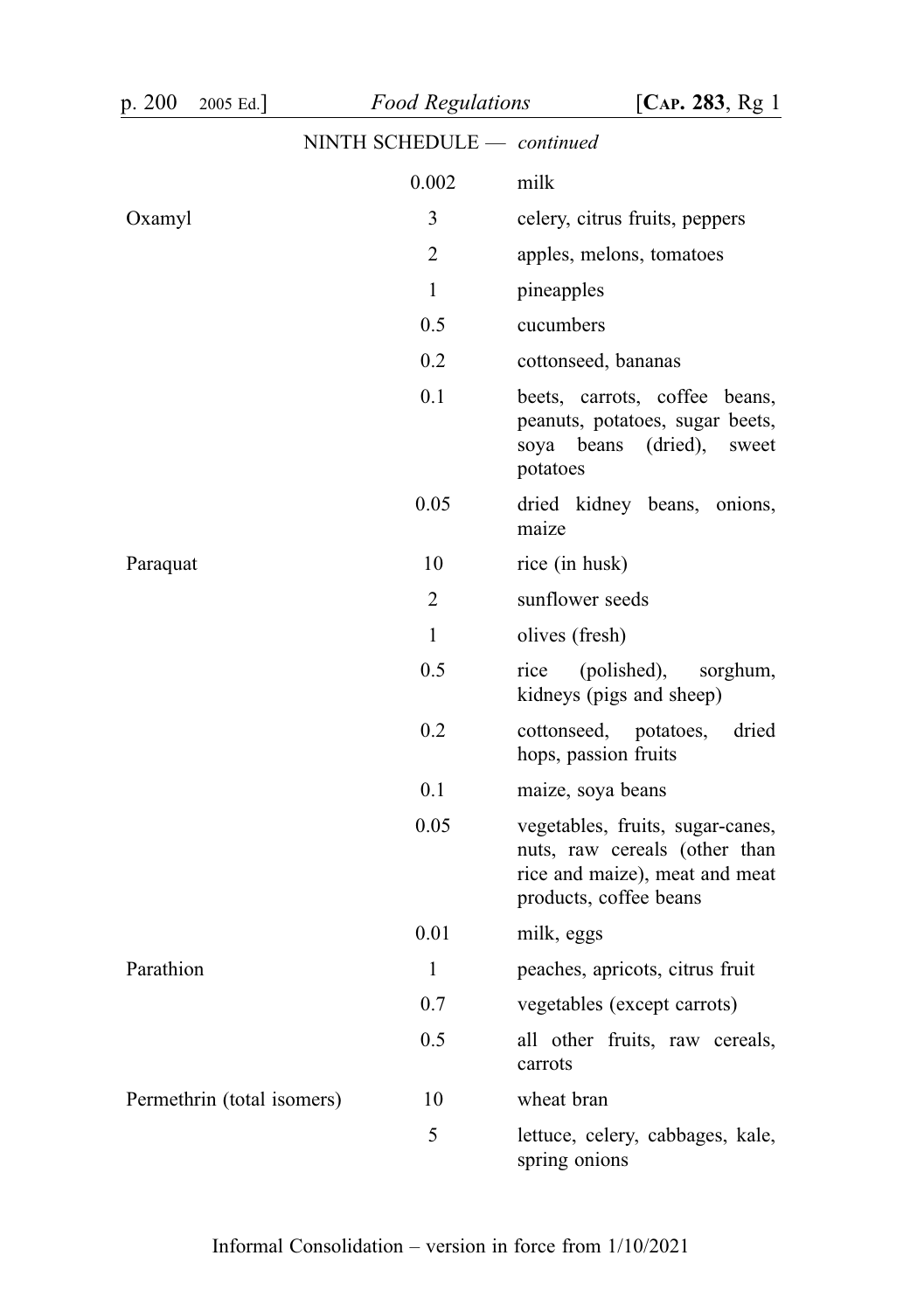NINTH SCHEDULE — *continued*

| | | |
|---|---|---|
| | 0.002 | milk |
| Oxamyl | 3 | celery, citrus fruits, peppers |
| | 2 | apples, melons, tomatoes |
| | 1 | pineapples |
| | 0.5 | cucumbers |
| | 0.2 | cottonseed, bananas |
| | 0.1 | beets, carrots, coffee beans, peanuts, potatoes, sugar beets, soya beans (dried), sweet potatoes |
| | 0.05 | dried kidney beans, onions, maize |
| Paraquat | 10 | rice (in husk) |
| | 2 | sunflower seeds |
| | 1 | olives (fresh) |
| | 0.5 | rice (polished), sorghum, kidneys (pigs and sheep) |
| | 0.2 | cottonseed, potatoes, dried hops, passion fruits |
| | 0.1 | maize, soya beans |
| | 0.05 | vegetables, fruits, sugar-canes, nuts, raw cereals (other than rice and maize), meat and meat products, coffee beans |
| | 0.01 | milk, eggs |
| Parathion | 1 | peaches, apricots, citrus fruit |
| | 0.7 | vegetables (except carrots) |
| | 0.5 | all other fruits, raw cereals, carrots |
| Permethrin (total isomers) | 10 | wheat bran |
| | 5 | lettuce, celery, cabbages, kale, spring onions |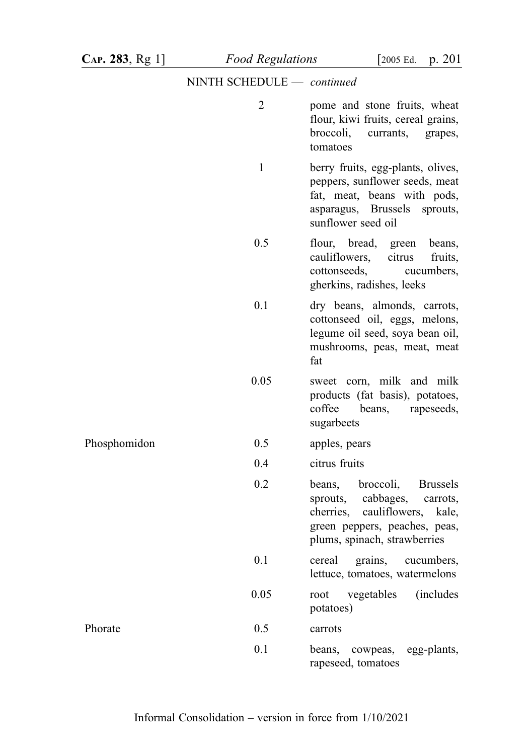NINTH SCHEDULE — *continued*

| | | |
|---|---|---|
| | 2 | pome and stone fruits, wheat flour, kiwi fruits, cereal grains, broccoli, currants, grapes, tomatoes |
| | 1 | berry fruits, egg-plants, olives, peppers, sunflower seeds, meat fat, meat, beans with pods, asparagus, Brussels sprouts, sunflower seed oil |
| | 0.5 | flour, bread, green beans, cauliflowers, citrus fruits, cottonseeds, cucumbers, gherkins, radishes, leeks |
| | 0.1 | dry beans, almonds, carrots, cottonseed oil, eggs, melons, legume oil seed, soya bean oil, mushrooms, peas, meat, meat fat |
| | 0.05 | sweet corn, milk and milk products (fat basis), potatoes, coffee beans, rapeseeds, sugarbeets |
| Phosphomidon | 0.5 | apples, pears |
| | 0.4 | citrus fruits |
| | 0.2 | beans, broccoli, Brussels sprouts, cabbages, carrots, cherries, cauliflowers, kale, green peppers, peaches, peas, plums, spinach, strawberries |
| | 0.1 | cereal grains, cucumbers, lettuce, tomatoes, watermelons |
| | 0.05 | root vegetables (includes potatoes) |
| Phorate | 0.5 | carrots |
| | 0.1 | beans, cowpeas, egg-plants, rapeseed, tomatoes |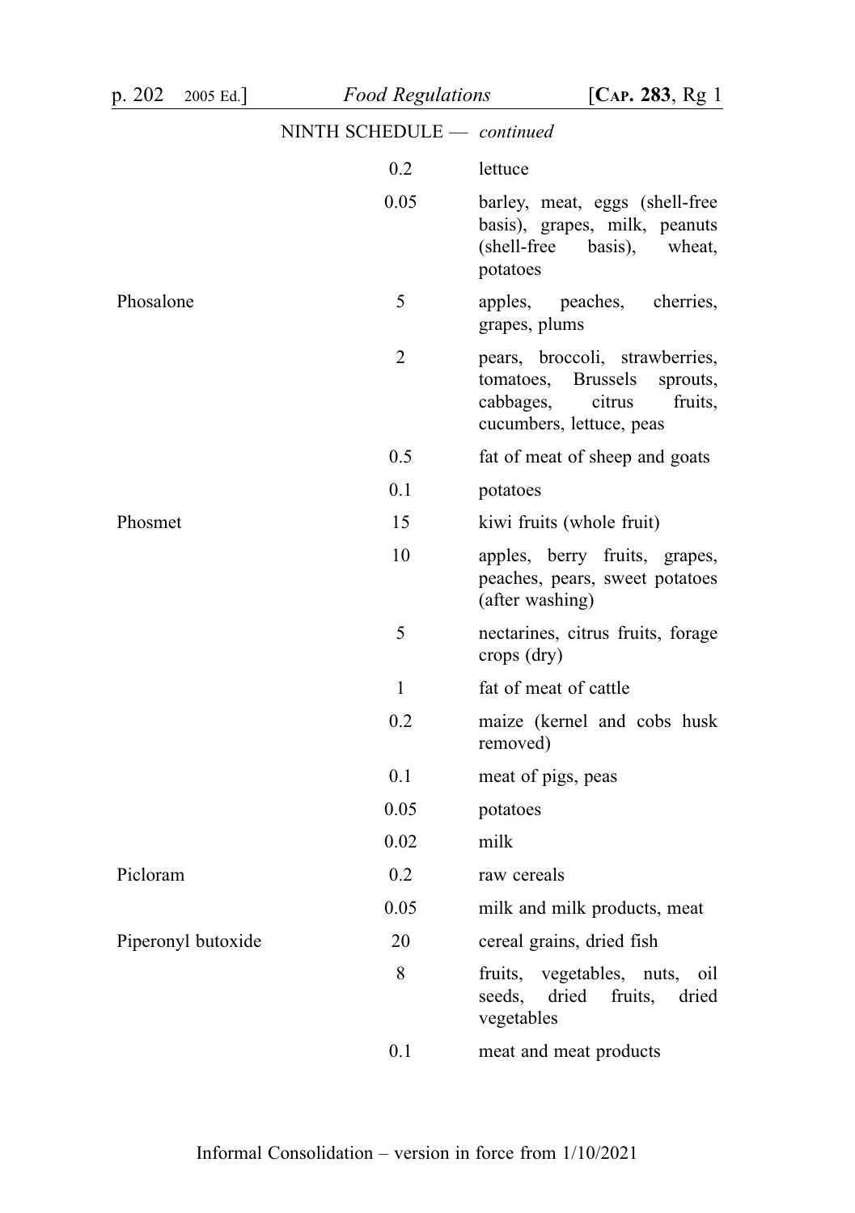NINTH SCHEDULE — *continued*

| | | |
|---|---|---|
| | 0.2 | lettuce |
| | 0.05 | barley, meat, eggs (shell-free basis), grapes, milk, peanuts (shell-free basis), wheat, potatoes |
| Phosalone | 5 | apples, peaches, cherries, grapes, plums |
| | 2 | pears, broccoli, strawberries, tomatoes, Brussels sprouts, cabbages, citrus fruits, cucumbers, lettuce, peas |
| | 0.5 | fat of meat of sheep and goats |
| | 0.1 | potatoes |
| Phosmet | 15 | kiwi fruits (whole fruit) |
| | 10 | apples, berry fruits, grapes, peaches, pears, sweet potatoes (after washing) |
| | 5 | nectarines, citrus fruits, forage crops (dry) |
| | 1 | fat of meat of cattle |
| | 0.2 | maize (kernel and cobs husk removed) |
| | 0.1 | meat of pigs, peas |
| | 0.05 | potatoes |
| | 0.02 | milk |
| Picloram | 0.2 | raw cereals |
| | 0.05 | milk and milk products, meat |
| Piperonyl butoxide | 20 | cereal grains, dried fish |
| | 8 | fruits, vegetables, nuts, oil seeds, dried fruits, dried vegetables |
| | 0.1 | meat and meat products |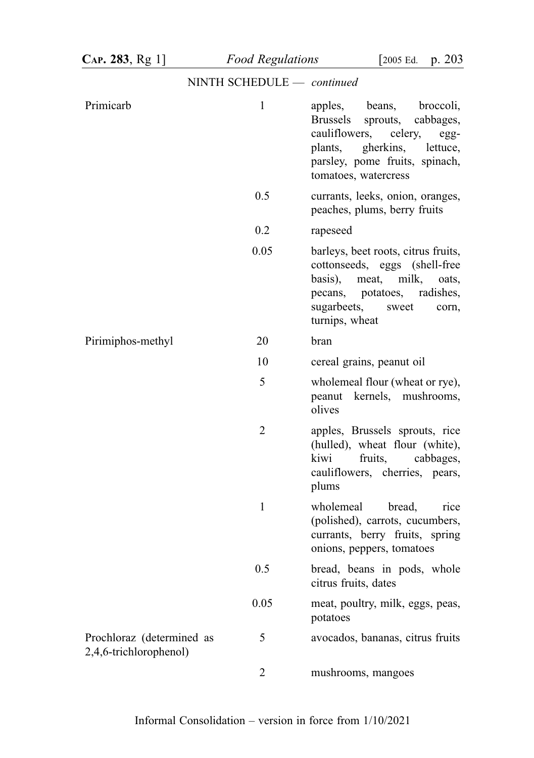NINTH SCHEDULE — *continued*

| | | |
|---|---|---|
| Primicarb | 1 | apples, beans, broccoli, Brussels sprouts, cabbages, cauliflowers, celery, egg-plants, gherkins, lettuce, parsley, pome fruits, spinach, tomatoes, watercress |
| | 0.5 | currants, leeks, onion, oranges, peaches, plums, berry fruits |
| | 0.2 | rapeseed |
| | 0.05 | barleys, beet roots, citrus fruits, cottonseeds, eggs (shell-free basis), meat, milk, oats, pecans, potatoes, radishes, sugarbeets, sweet corn, turnips, wheat |
| Pirimiphos-methyl | 20 | bran |
| | 10 | cereal grains, peanut oil |
| | 5 | wholemeal flour (wheat or rye), peanut kernels, mushrooms, olives |
| | 2 | apples, Brussels sprouts, rice (hulled), wheat flour (white), kiwi fruits, cabbages, cauliflowers, cherries, pears, plums |
| | 1 | wholemeal bread, rice (polished), carrots, cucumbers, currants, berry fruits, spring onions, peppers, tomatoes |
| | 0.5 | bread, beans in pods, whole citrus fruits, dates |
| | 0.05 | meat, poultry, milk, eggs, peas, potatoes |
| Prochloraz (determined as 2,4,6-trichlorophenol) | 5 | avocados, bananas, citrus fruits |
| | 2 | mushrooms, mangoes |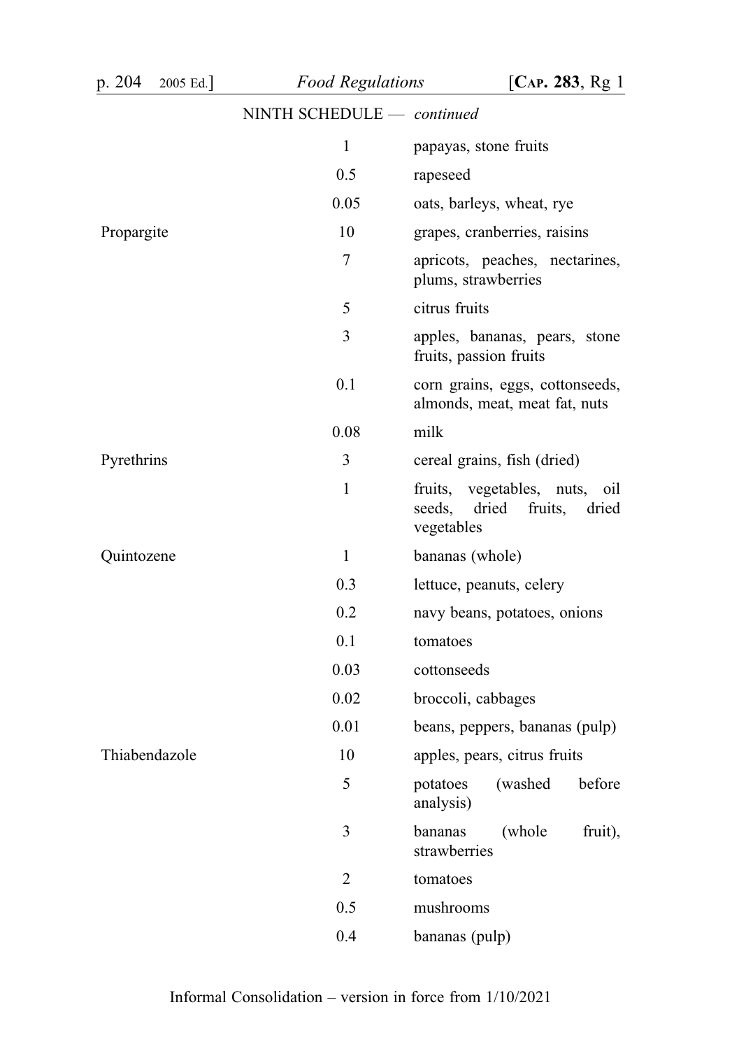NINTH SCHEDULE — *continued*

| | | |
|---|---|---|
| | 1 | papayas, stone fruits |
| | 0.5 | rapeseed |
| | 0.05 | oats, barleys, wheat, rye |
| Propargite | 10 | grapes, cranberries, raisins |
| | 7 | apricots, peaches, nectarines, plums, strawberries |
| | 5 | citrus fruits |
| | 3 | apples, bananas, pears, stone fruits, passion fruits |
| | 0.1 | corn grains, eggs, cottonseeds, almonds, meat, meat fat, nuts |
| | 0.08 | milk |
| Pyrethrins | 3 | cereal grains, fish (dried) |
| | 1 | fruits, vegetables, nuts, oil seeds, dried fruits, dried vegetables |
| Quintozene | 1 | bananas (whole) |
| | 0.3 | lettuce, peanuts, celery |
| | 0.2 | navy beans, potatoes, onions |
| | 0.1 | tomatoes |
| | 0.03 | cottonseeds |
| | 0.02 | broccoli, cabbages |
| | 0.01 | beans, peppers, bananas (pulp) |
| Thiabendazole | 10 | apples, pears, citrus fruits |
| | 5 | potatoes (washed before analysis) |
| | 3 | bananas (whole fruit), strawberries |
| | 2 | tomatoes |
| | 0.5 | mushrooms |
| | 0.4 | bananas (pulp) |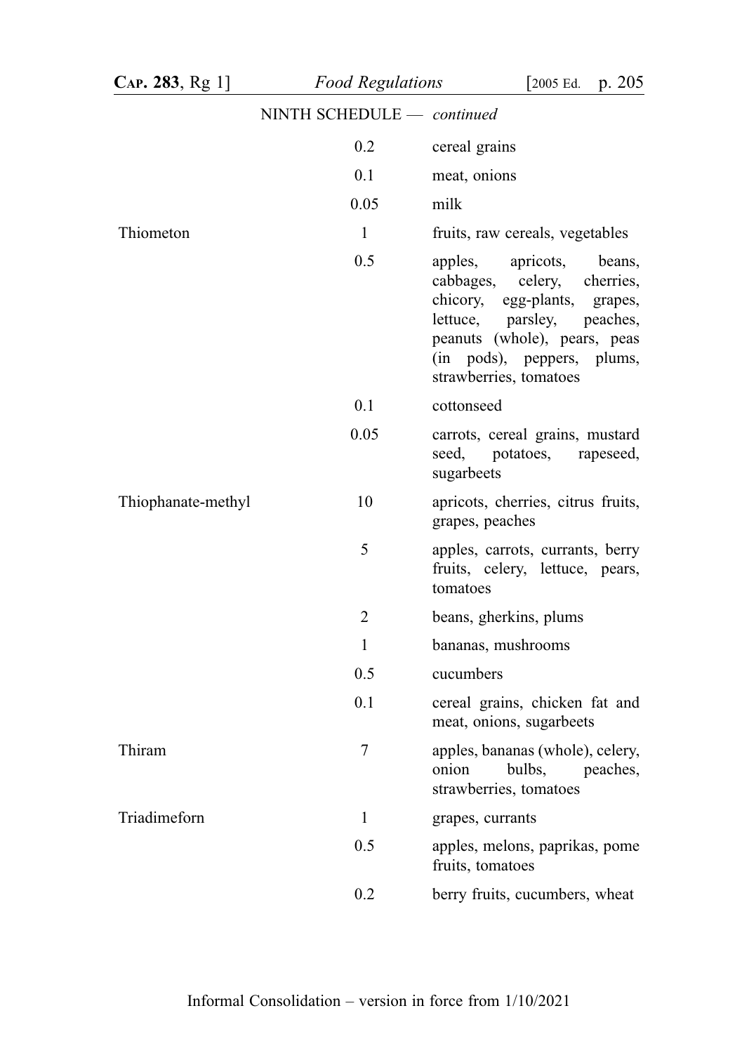NINTH SCHEDULE — *continued*

| | | |
|---|---|---|
| | 0.2 | cereal grains |
| | 0.1 | meat, onions |
| | 0.05 | milk |
| Thiometon | 1 | fruits, raw cereals, vegetables |
| | 0.5 | apples, apricots, beans, cabbages, celery, cherries, chicory, egg-plants, grapes, lettuce, parsley, peaches, peanuts (whole), pears, peas (in pods), peppers, plums, strawberries, tomatoes |
| | 0.1 | cottonseed |
| | 0.05 | carrots, cereal grains, mustard seed, potatoes, rapeseed, sugarbeets |
| Thiophanate-methyl | 10 | apricots, cherries, citrus fruits, grapes, peaches |
| | 5 | apples, carrots, currants, berry fruits, celery, lettuce, pears, tomatoes |
| | 2 | beans, gherkins, plums |
| | 1 | bananas, mushrooms |
| | 0.5 | cucumbers |
| | 0.1 | cereal grains, chicken fat and meat, onions, sugarbeets |
| Thiram | 7 | apples, bananas (whole), celery, onion bulbs, peaches, strawberries, tomatoes |
| Triadimeforn | 1 | grapes, currants |
| | 0.5 | apples, melons, paprikas, pome fruits, tomatoes |
| | 0.2 | berry fruits, cucumbers, wheat |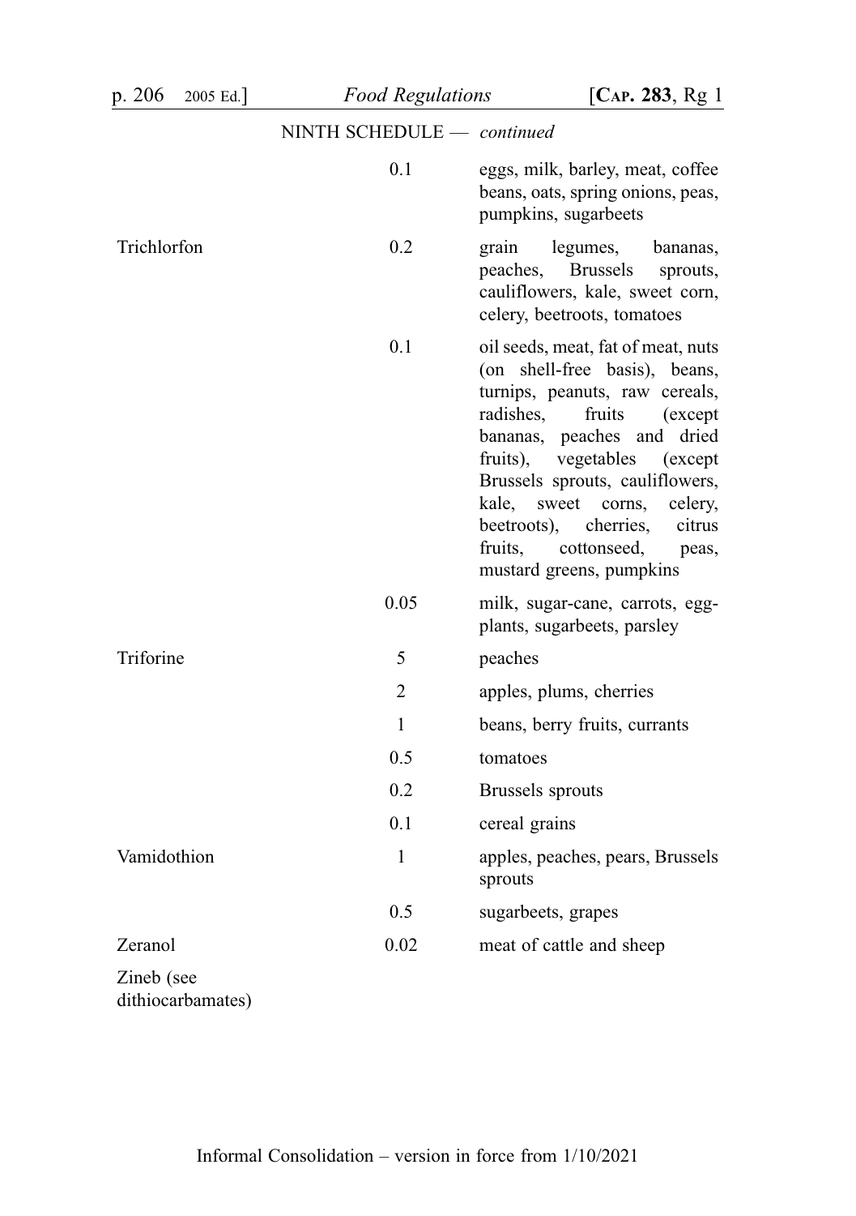NINTH SCHEDULE — *continued*

| | | |
|---|---|---|
| | 0.1 | eggs, milk, barley, meat, coffee beans, oats, spring onions, peas, pumpkins, sugarbeets |
| Trichlorfon | 0.2 | grain legumes, bananas, peaches, Brussels sprouts, cauliflowers, kale, sweet corn, celery, beetroots, tomatoes |
| | 0.1 | oil seeds, meat, fat of meat, nuts (on shell-free basis), beans, turnips, peanuts, raw cereals, radishes, fruits (except bananas, peaches and dried fruits), vegetables (except Brussels sprouts, cauliflowers, kale, sweet corns, celery, beetroots), cherries, citrus fruits, cottonseed, peas, mustard greens, pumpkins |
| | 0.05 | milk, sugar-cane, carrots, egg-plants, sugarbeets, parsley |
| Triforine | 5 | peaches |
| | 2 | apples, plums, cherries |
| | 1 | beans, berry fruits, currants |
| | 0.5 | tomatoes |
| | 0.2 | Brussels sprouts |
| | 0.1 | cereal grains |
| Vamidothion | 1 | apples, peaches, pears, Brussels sprouts |
| | 0.5 | sugarbeets, grapes |
| Zeranol | 0.02 | meat of cattle and sheep |
| Zineb (see dithiocarbamates) | | |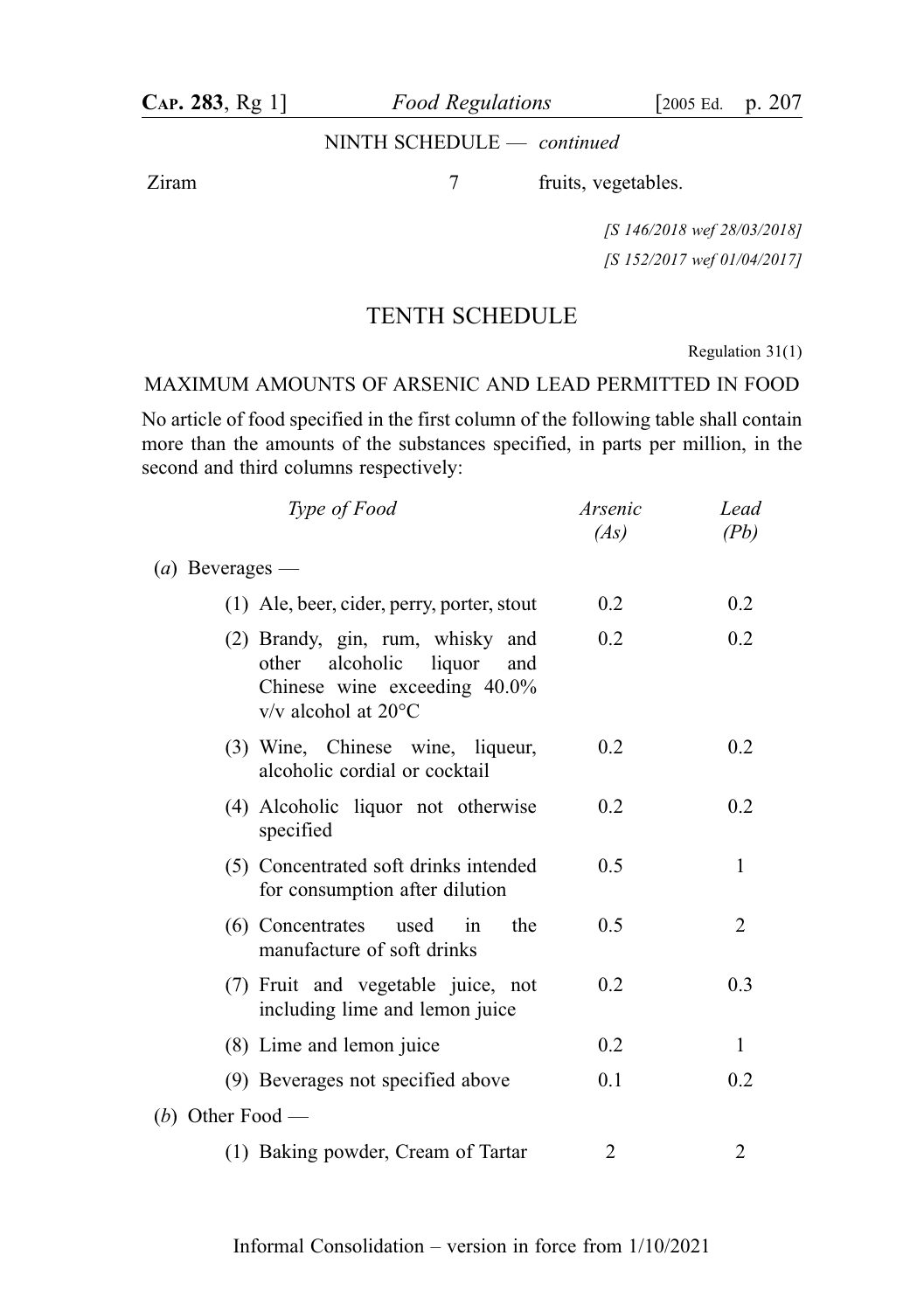NINTH SCHEDULE — *continued*

| | | |
|---|---|---|
| Ziram | 7 | fruits, vegetables. |

*[S 146/2018 wef 28/03/2018]*

*[S 152/2017 wef 01/04/2017]*

## TENTH SCHEDULE

Regulation 31(1)

### MAXIMUM AMOUNTS OF ARSENIC AND LEAD PERMITTED IN FOOD

No article of food specified in the first column of the following table shall contain more than the amounts of the substances specified, in parts per million, in the second and third columns respectively:

| *Type of Food* | *Arsenic (As)* | *Lead (Pb)* |
|---|---|---|
| (*a*) Beverages — | | |
| (1) Ale, beer, cider, perry, porter, stout | 0.2 | 0.2 |
| (2) Brandy, gin, rum, whisky and other alcoholic liquor and Chinese wine exceeding 40.0% v/v alcohol at 20°C | 0.2 | 0.2 |
| (3) Wine, Chinese wine, liqueur, alcoholic cordial or cocktail | 0.2 | 0.2 |
| (4) Alcoholic liquor not otherwise specified | 0.2 | 0.2 |
| (5) Concentrated soft drinks intended for consumption after dilution | 0.5 | 1 |
| (6) Concentrates used in the manufacture of soft drinks | 0.5 | 2 |
| (7) Fruit and vegetable juice, not including lime and lemon juice | 0.2 | 0.3 |
| (8) Lime and lemon juice | 0.2 | 1 |
| (9) Beverages not specified above | 0.1 | 0.2 |
| (*b*) Other Food — | | |
| (1) Baking powder, Cream of Tartar | 2 | 2 |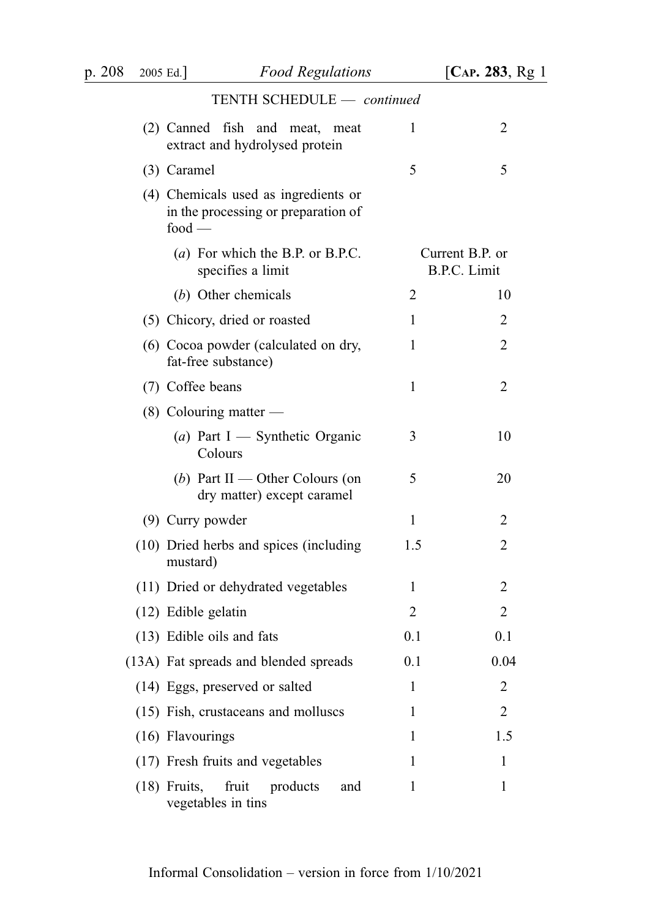TENTH SCHEDULE — *continued*

| | | |
|---|---|---|
| (2) Canned fish and meat, meat extract and hydrolysed protein | 1 | 2 |
| (3) Caramel | 5 | 5 |
| (4) Chemicals used as ingredients or in the processing or preparation of food — | | |
| (*a*) For which the B.P. or B.P.C. specifies a limit | Current B.P. or B.P.C. Limit | |
| (*b*) Other chemicals | 2 | 10 |
| (5) Chicory, dried or roasted | 1 | 2 |
| (6) Cocoa powder (calculated on dry, fat-free substance) | 1 | 2 |
| (7) Coffee beans | 1 | 2 |
| (8) Colouring matter — | | |
| (*a*) Part I — Synthetic Organic Colours | 3 | 10 |
| (*b*) Part II — Other Colours (on dry matter) except caramel | 5 | 20 |
| (9) Curry powder | 1 | 2 |
| (10) Dried herbs and spices (including mustard) | 1.5 | 2 |
| (11) Dried or dehydrated vegetables | 1 | 2 |
| (12) Edible gelatin | 2 | 2 |
| (13) Edible oils and fats | 0.1 | 0.1 |
| (13A) Fat spreads and blended spreads | 0.1 | 0.04 |
| (14) Eggs, preserved or salted | 1 | 2 |
| (15) Fish, crustaceans and molluscs | 1 | 2 |
| (16) Flavourings | 1 | 1.5 |
| (17) Fresh fruits and vegetables | 1 | 1 |
| (18) Fruits, fruit products and vegetables in tins | 1 | 1 |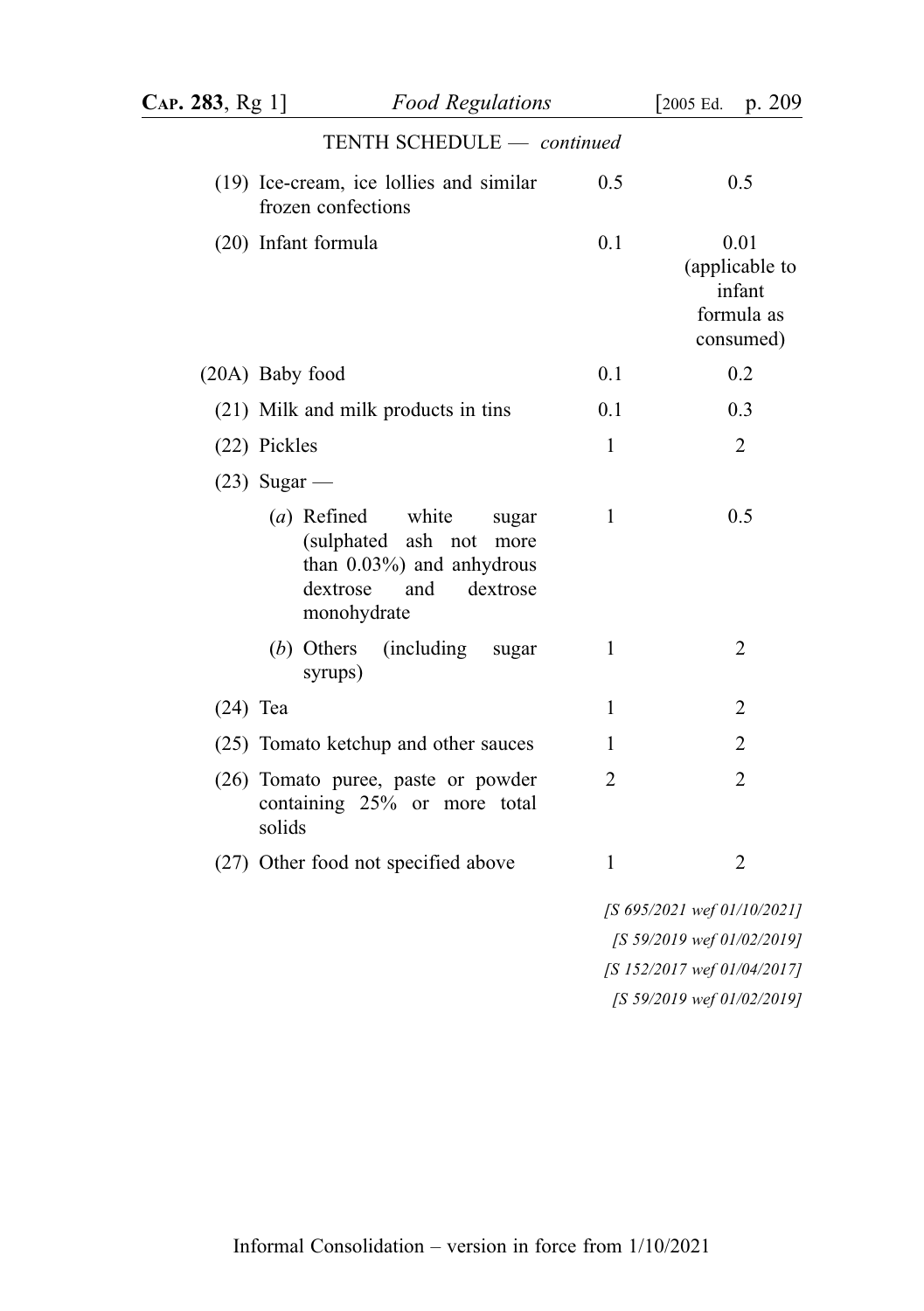TENTH SCHEDULE — *continued*

| | | |
|---|---|---|
| (19) Ice-cream, ice lollies and similar frozen confections | 0.5 | 0.5 |
| (20) Infant formula | 0.1 | 0.01 (applicable to infant formula as consumed) |
| (20A) Baby food | 0.1 | 0.2 |
| (21) Milk and milk products in tins | 0.1 | 0.3 |
| (22) Pickles | 1 | 2 |
| (23) Sugar — | | |
| (*a*) Refined white sugar (sulphated ash not more than 0.03%) and anhydrous dextrose and dextrose monohydrate | 1 | 0.5 |
| (*b*) Others (including sugar syrups) | 1 | 2 |
| (24) Tea | 1 | 2 |
| (25) Tomato ketchup and other sauces | 1 | 2 |
| (26) Tomato puree, paste or powder containing 25% or more total solids | 2 | 2 |
| (27) Other food not specified above | 1 | 2 |

*[S 695/2021 wef 01/10/2021]*

*[S 59/2019 wef 01/02/2019]*

*[S 152/2017 wef 01/04/2017]*

*[S 59/2019 wef 01/02/2019]*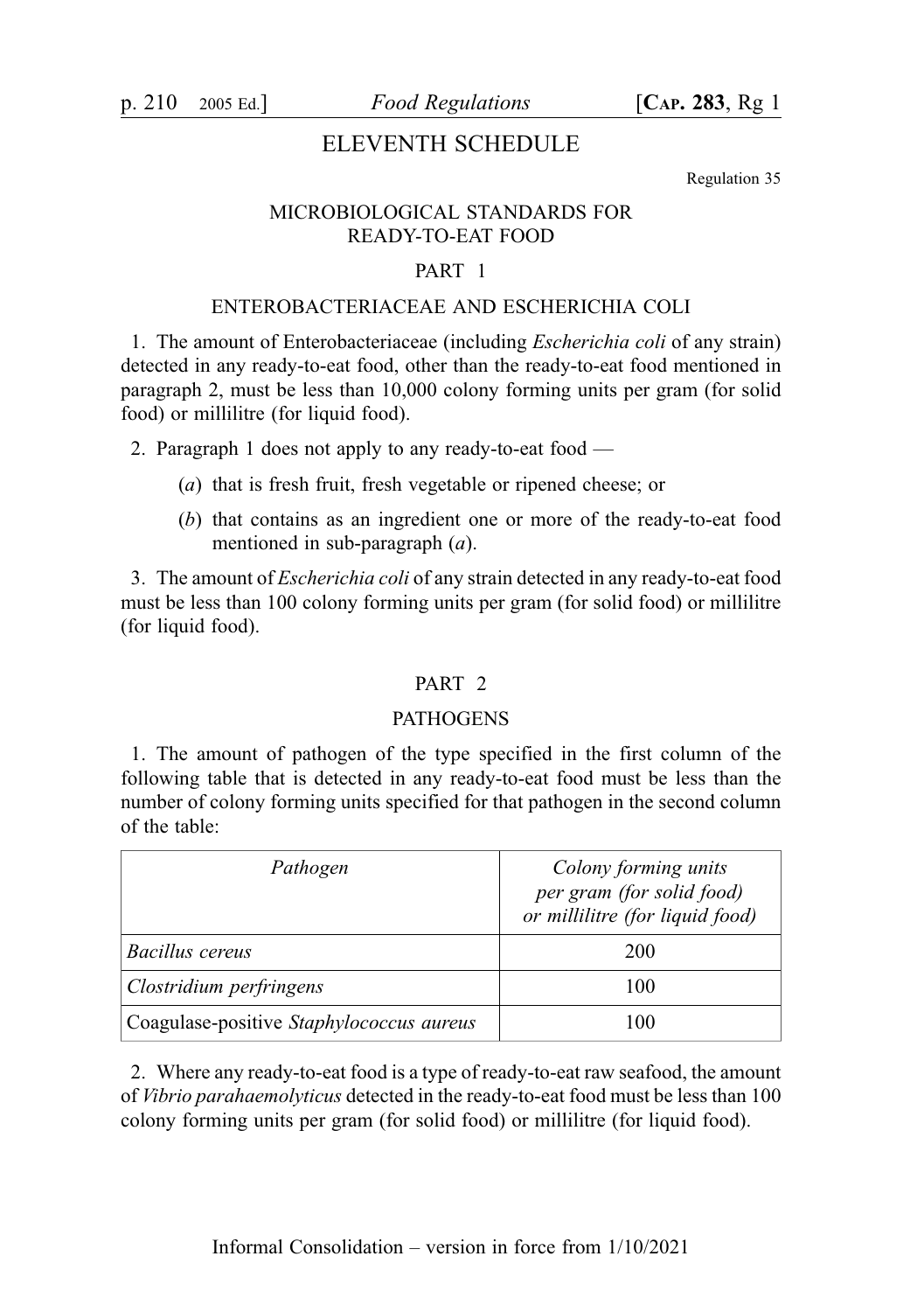# ELEVENTH SCHEDULE

Regulation 35

## MICROBIOLOGICAL STANDARDS FOR READY-TO-EAT FOOD

### PART 1

### ENTEROBACTERIACEAE AND ESCHERICHIA COLI

1. The amount of Enterobacteriaceae (including *Escherichia coli* of any strain) detected in any ready-to-eat food, other than the ready-to-eat food mentioned in paragraph 2, must be less than 10,000 colony forming units per gram (for solid food) or millilitre (for liquid food).

2. Paragraph 1 does not apply to any ready-to-eat food —

   (*a*) that is fresh fruit, fresh vegetable or ripened cheese; or

   (*b*) that contains as an ingredient one or more of the ready-to-eat food mentioned in sub-paragraph (*a*).

3. The amount of *Escherichia coli* of any strain detected in any ready-to-eat food must be less than 100 colony forming units per gram (for solid food) or millilitre (for liquid food).

### PART 2

### PATHOGENS

1. The amount of pathogen of the type specified in the first column of the following table that is detected in any ready-to-eat food must be less than the number of colony forming units specified for that pathogen in the second column of the table:

| *Pathogen* | *Colony forming units per gram (for solid food) or millilitre (for liquid food)* |
|---|---|
| *Bacillus cereus* | 200 |
| *Clostridium perfringens* | 100 |
| Coagulase-positive *Staphylococcus aureus* | 100 |

2. Where any ready-to-eat food is a type of ready-to-eat raw seafood, the amount of *Vibrio parahaemolyticus* detected in the ready-to-eat food must be less than 100 colony forming units per gram (for solid food) or millilitre (for liquid food).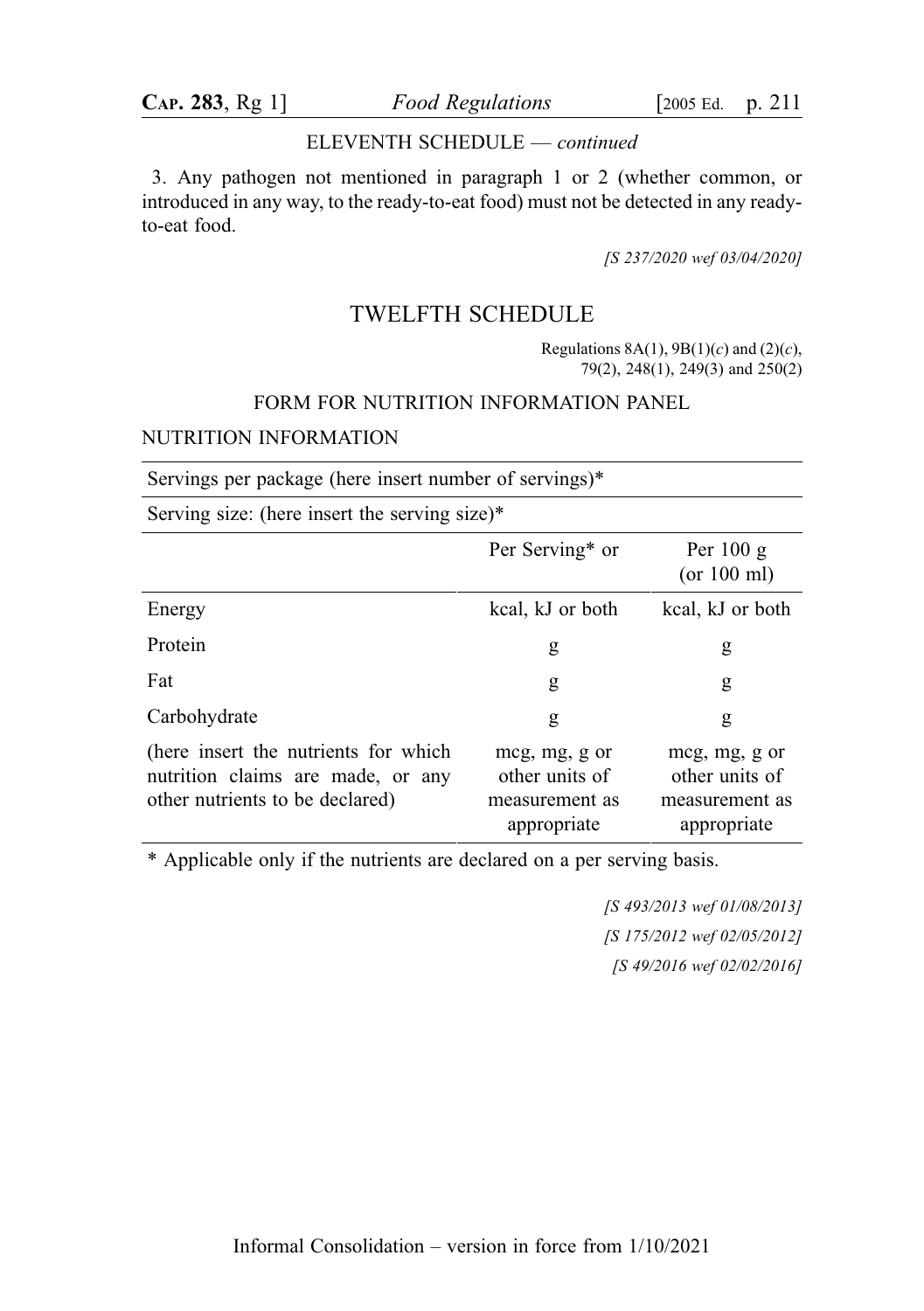ELEVENTH SCHEDULE — *continued*

3. Any pathogen not mentioned in paragraph 1 or 2 (whether common, or introduced in any way, to the ready-to-eat food) must not be detected in any ready-to-eat food.

*[S 237/2020 wef 03/04/2020]*

## TWELFTH SCHEDULE

Regulations 8A(1), 9B(1)(*c*) and (2)(*c*), 79(2), 248(1), 249(3) and 250(2)

FORM FOR NUTRITION INFORMATION PANEL

NUTRITION INFORMATION

| Servings per package (here insert number of servings)* | | |
|---|---|---|
| Serving size: (here insert the serving size)* | | |
| | Per Serving* or | Per 100 g (or 100 ml) |
| Energy | kcal, kJ or both | kcal, kJ or both |
| Protein | g | g |
| Fat | g | g |
| Carbohydrate | g | g |
| (here insert the nutrients for which nutrition claims are made, or any other nutrients to be declared) | mcg, mg, g or other units of measurement as appropriate | mcg, mg, g or other units of measurement as appropriate |

* Applicable only if the nutrients are declared on a per serving basis.

*[S 493/2013 wef 01/08/2013]*
*[S 175/2012 wef 02/05/2012]*
*[S 49/2016 wef 02/02/2016]*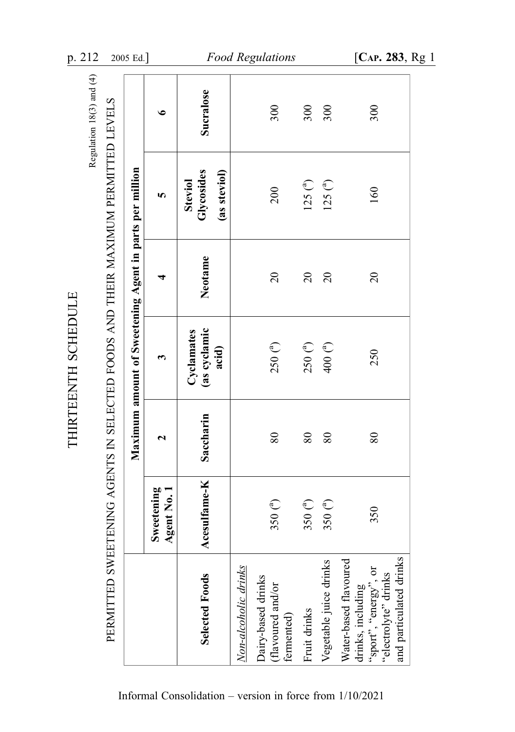# THIRTEENTH SCHEDULE

Regulation 18(3) and (4)

## PERMITTED SWEETENING AGENTS IN SELECTED FOODS AND THEIR MAXIMUM PERMITTED LEVELS

| | Maximum amount of Sweetening Agent in parts per million | | | | | |
|---|---|---|---|---|---|---|
| | Sweetening Agent No. 1 | 2 | 3 | 4 | 5 | 6 |
| **Selected Foods** | **Acesulfame-K** | **Saccharin** | **Cyclamates (as cyclamic acid)** | **Neotame** | **Steviol Glycosides (as steviol)** | **Sucralose** |
| *Non-alcoholic drinks* | | | | | | |
| Dairy-based drinks (flavoured and/or fermented) | 350 ([a]) | 80 | 250 ([a]) | 20 | 200 | 300 |
| Fruit drinks | 350 ([a]) | 80 | 250 ([a]) | 20 | 125 ([a]) | 300 |
| Vegetable juice drinks | 350 ([a]) | 80 | 400 ([a]) | 20 | 125 ([a]) | 300 |
| Water-based flavoured drinks, including "sport", "energy", or "electrolyte" drinks and particulated drinks | 350 | 80 | 250 | 20 | 160 | 300 |

Informal Consolidation – version in force from 1/10/2021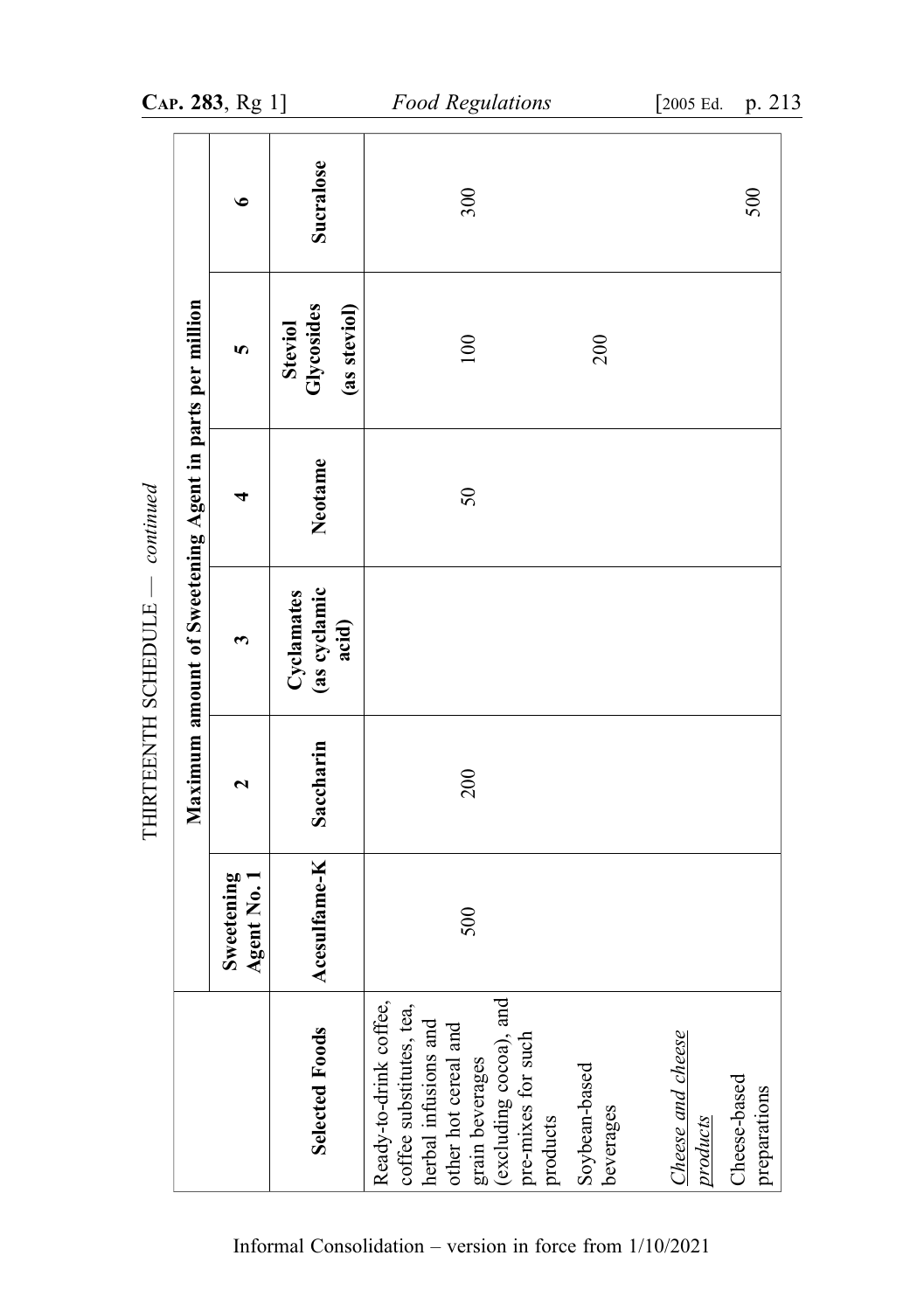THIRTEENTH SCHEDULE — *continued*

| Selected Foods | Maximum amount of Sweetening Agent in parts per million | | | | | |
|---|---|---|---|---|---|---|
| | Sweetening Agent No. 1 | 2 | 3 | 4 | 5 | 6 |
| | **Acesulfame-K** | **Saccharin** | **Cyclamates (as cyclamic acid)** | **Neotame** | **Steviol Glycosides (as steviol)** | **Sucralose** |
| Ready-to-drink coffee, coffee substitutes, tea, herbal infusions and other hot cereal and grain beverages (excluding cocoa), and pre-mixes for such products | 500 | 200 | | 50 | 100 | 300 |
| Soybean-based beverages | | | | | 200 | |
| *Cheese and cheese products* | | | | | | |
| Cheese-based preparations | | | | | | 500 |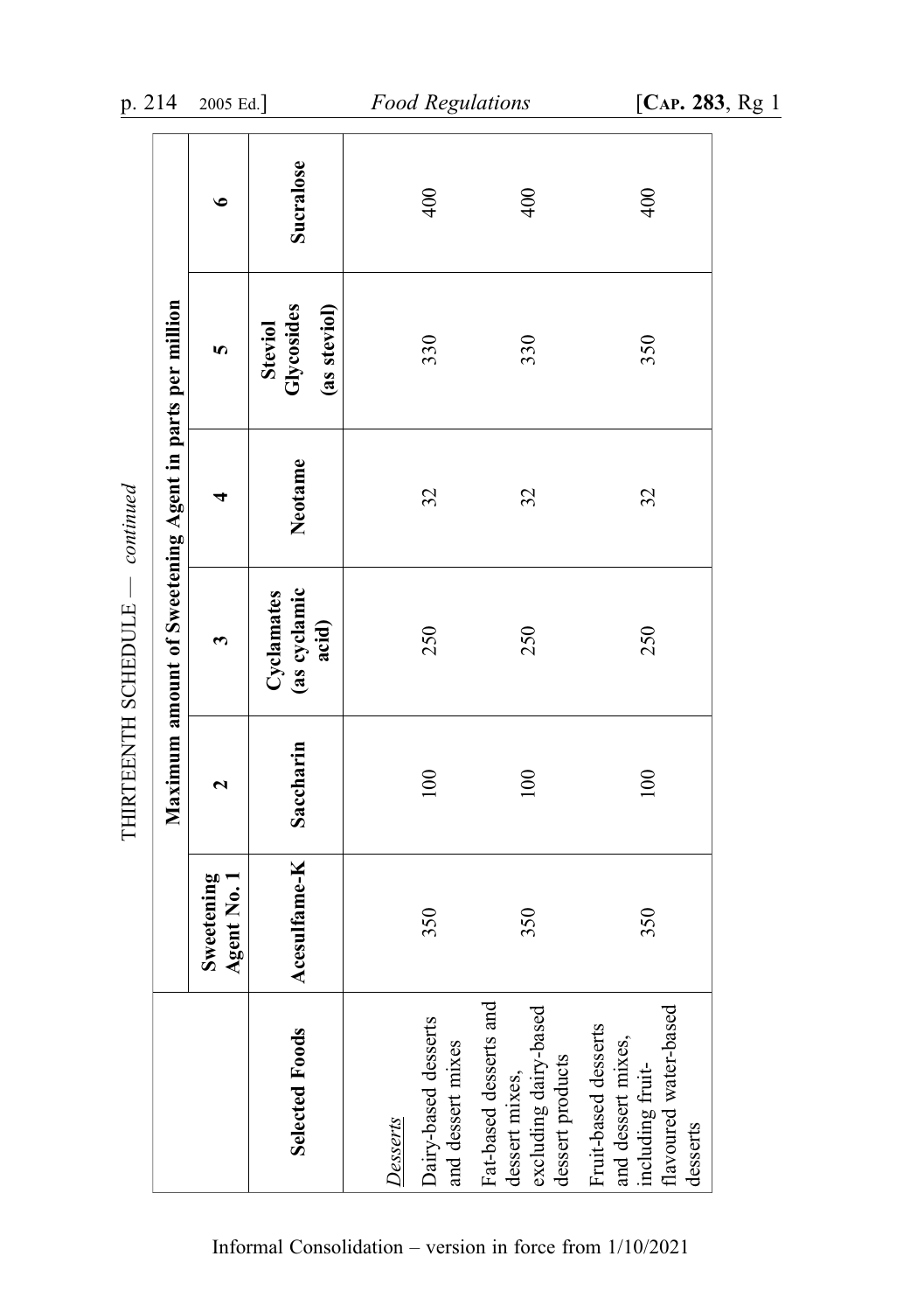THIRTEENTH SCHEDULE — *continued*

| Selected Foods | Maximum amount of Sweetening Agent in parts per million | | | | | |
|---|---|---|---|---|---|---|
| | Sweetening Agent No. 1 | 2 | 3 | 4 | 5 | 6 |
| | **Acesulfame-K** | **Saccharin** | **Cyclamates (as cyclamic acid)** | **Neotame** | **Steviol Glycosides (as steviol)** | **Sucralose** |
| *Desserts* | | | | | | |
| Dairy-based desserts and dessert mixes | 350 | 100 | 250 | 32 | 330 | 400 |
| Fat-based desserts and dessert mixes, excluding dairy-based dessert products | 350 | 100 | 250 | 32 | 330 | 400 |
| Fruit-based desserts and dessert mixes, including fruit-flavoured water-based desserts | 350 | 100 | 250 | 32 | 350 | 400 |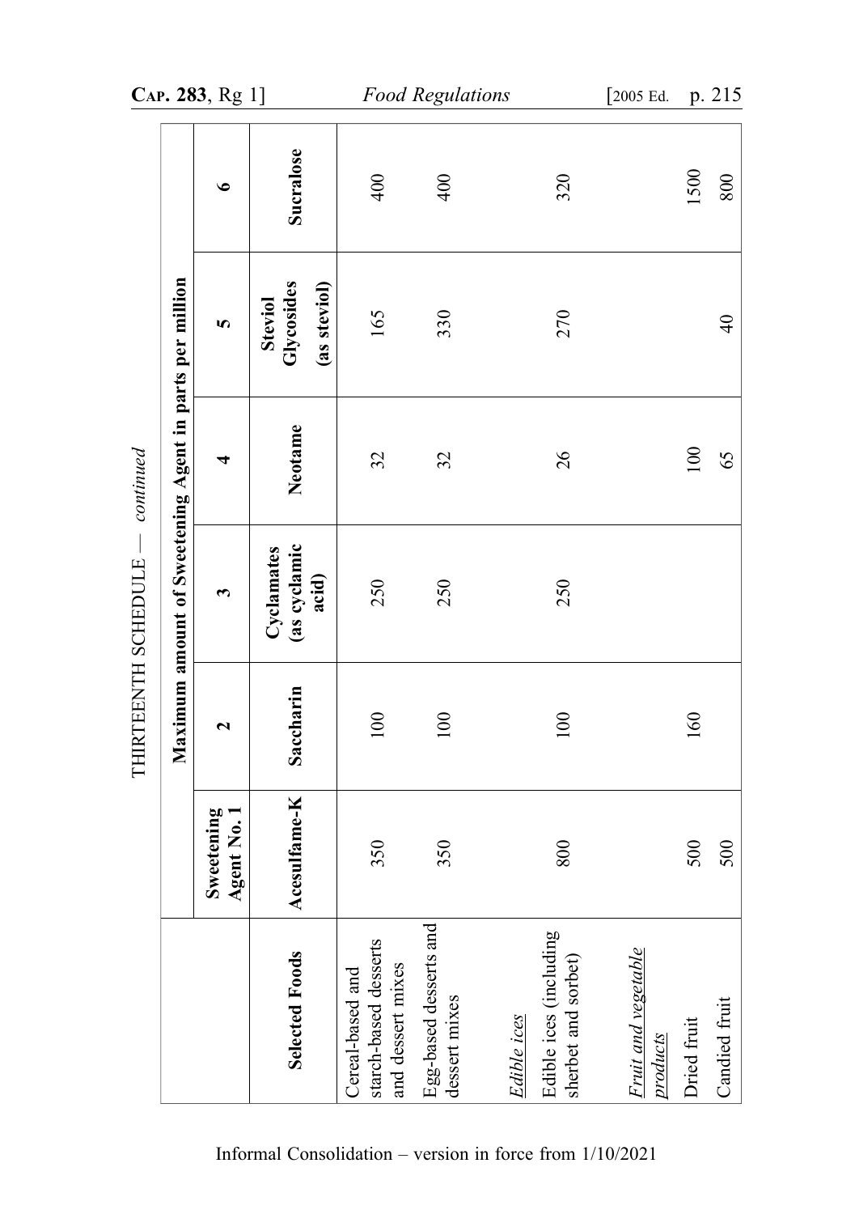THIRTEENTH SCHEDULE — *continued*

| Selected Foods | Maximum amount of Sweetening Agent in parts per million | | | | | |
|---|---|---|---|---|---|---|
| | Sweetening Agent No. 1 | 2 | 3 | 4 | 5 | 6 |
| | **Acesulfame-K** | **Saccharin** | **Cyclamates (as cyclamic acid)** | **Neotame** | **Steviol Glycosides (as steviol)** | **Sucralose** |
| Cereal-based and starch-based desserts and dessert mixes | 350 | 100 | 250 | 32 | 165 | 400 |
| Egg-based desserts and dessert mixes | 350 | 100 | 250 | 32 | 330 | 400 |
| _Edible ices_ | | | | | | |
| Edible ices (including sherbet and sorbet) | 800 | 100 | 250 | 26 | 270 | 320 |
| _Fruit and vegetable products_ | | | | | | |
| Dried fruit | 500 | 160 | | 100 | | 1500 |
| Candied fruit | 500 | | | 65 | 40 | 800 |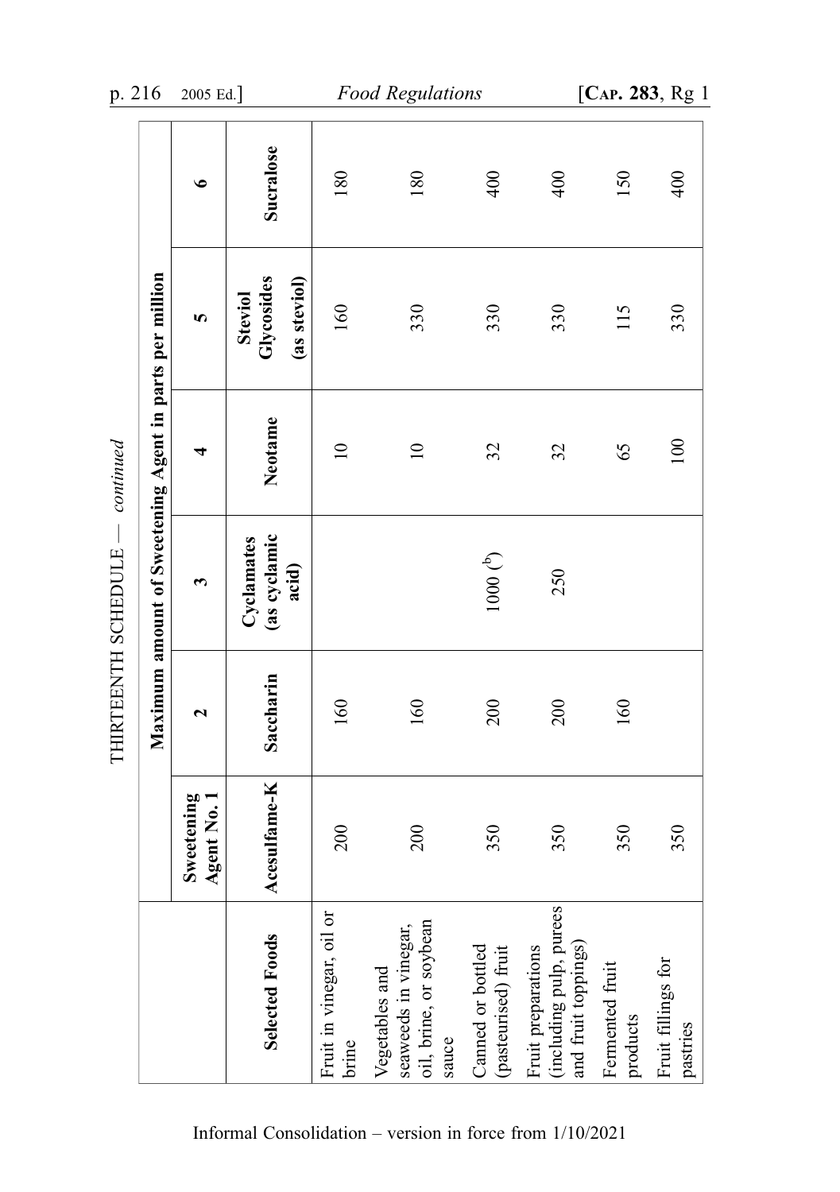THIRTEENTH SCHEDULE — *continued*

| Selected Foods | Maximum amount of Sweetening Agent in parts per million | | | | | |
|---|---|---|---|---|---|---|
| | Sweetening Agent No. 1 | 2 | 3 | 4 | 5 | 6 |
| | **Acesulfame-K** | **Saccharin** | **Cyclamates (as cyclamic acid)** | **Neotame** | **Steviol Glycosides (as steviol)** | **Sucralose** |
| Fruit in vinegar, oil or brine | 200 | 160 | | 10 | 160 | 180 |
| Vegetables and seaweeds in vinegar, oil, brine, or soybean sauce | 200 | 160 | | 10 | 330 | 180 |
| Canned or bottled (pasteurised) fruit | 350 | 200 | 1000 ([b]) | 32 | 330 | 400 |
| Fruit preparations (including pulp, purees and fruit toppings) | 350 | 200 | 250 | 32 | 330 | 400 |
| Fermented fruit products | 350 | 160 | | 65 | 115 | 150 |
| Fruit fillings for pastries | 350 | | | 100 | 330 | 400 |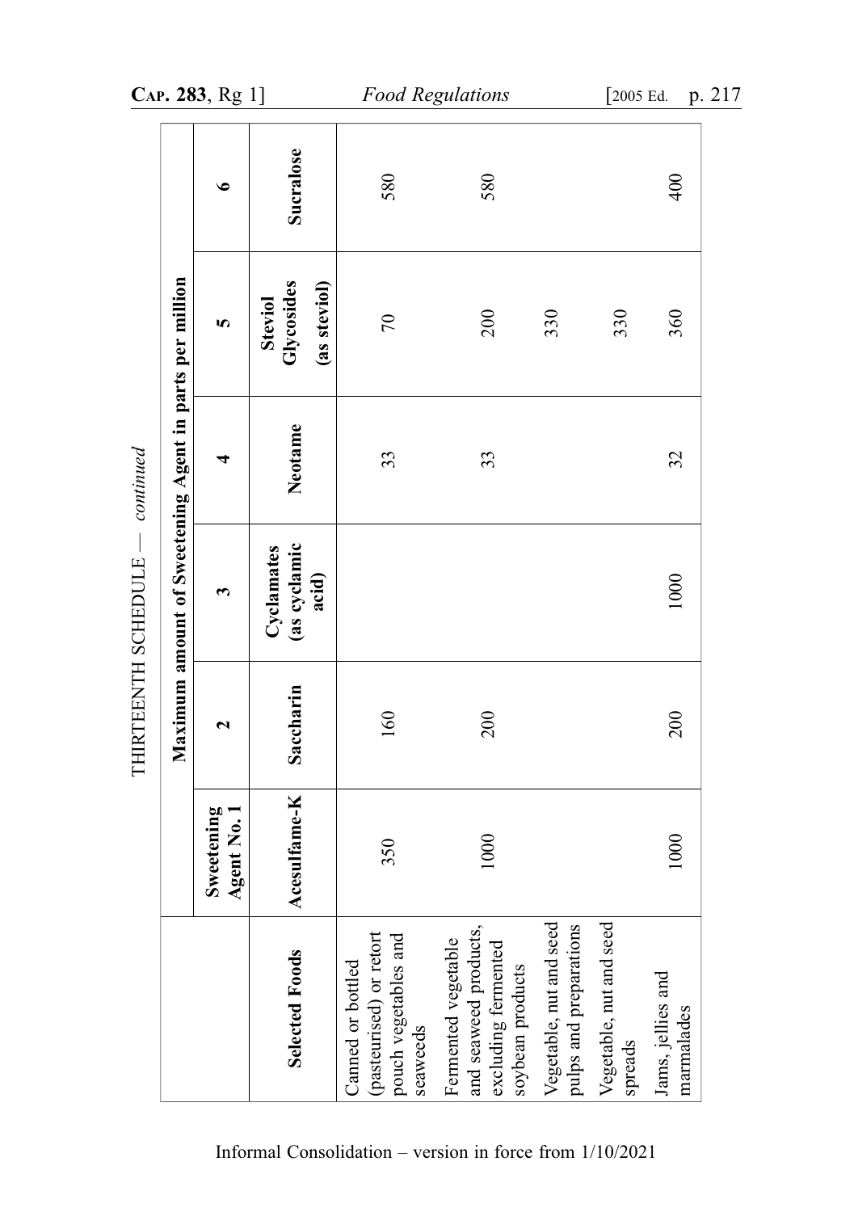THIRTEENTH SCHEDULE — *continued*

| Selected Foods | Maximum amount of Sweetening Agent in parts per million | | | | | |
|---|---|---|---|---|---|---|
| | Sweetening Agent No. 1 | 2 | 3 | 4 | 5 | 6 |
| | Acesulfame-K | Saccharin | Cyclamates (as cyclamic acid) | Neotame | Steviol Glycosides (as steviol) | Sucralose |
| Canned or bottled (pasteurised) or retort pouch vegetables and seaweeds | 350 | 160 | | 33 | 70 | 580 |
| Fermented vegetable and seaweed products, excluding fermented soybean products | 1000 | 200 | | 33 | 200 | 580 |
| Vegetable, nut and seed pulps and preparations | | | | | 330 | |
| Vegetable, nut and seed spreads | | | | | 330 | |
| Jams, jellies and marmalades | 1000 | 200 | 1000 | 32 | 360 | 400 |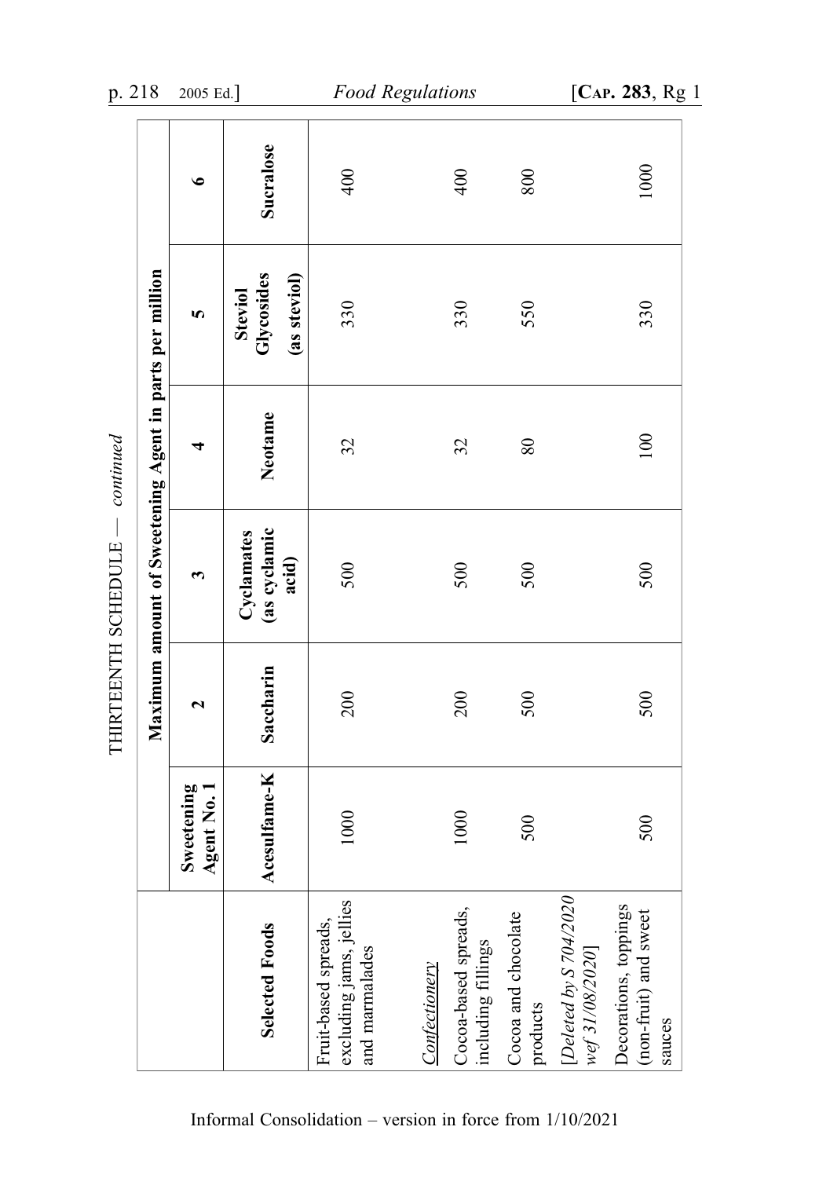THIRTEENTH SCHEDULE — *continued*

| Selected Foods | Maximum amount of Sweetening Agent in parts per million | | | | | |
|---|---|---|---|---|---|---|
| | Sweetening Agent No. 1 | 2 | 3 | 4 | 5 | 6 |
| | **Acesulfame-K** | **Saccharin** | **Cyclamates (as cyclamic acid)** | **Neotame** | **Steviol Glycosides (as steviol)** | **Sucralose** |
| Fruit-based spreads, excluding jams, jellies and marmalades | 1000 | 200 | 500 | 32 | 330 | 400 |
| *Confectionery* | | | | | | |
| Cocoa-based spreads, including fillings | 1000 | 200 | 500 | 32 | 330 | 400 |
| Cocoa and chocolate products | 500 | 500 | 500 | 80 | 550 | 800 |
| [*Deleted by S 704/2020 wef 31/08/2020*] | | | | | | |
| Decorations, toppings (non-fruit) and sweet sauces | 500 | 500 | 500 | 100 | 330 | 1000 |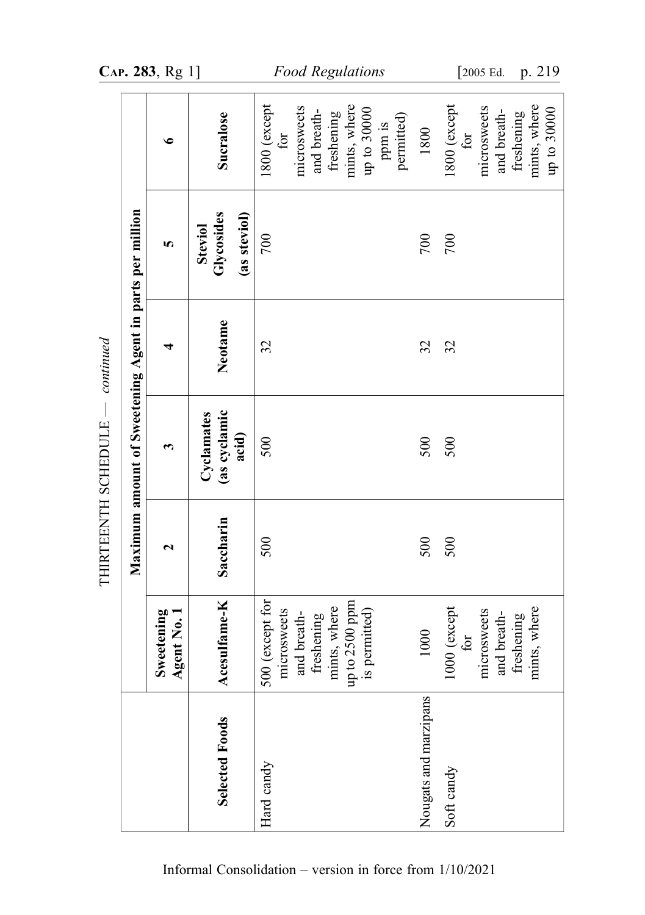THIRTEENTH SCHEDULE — *continued*

| | Maximum amount of Sweetening Agent in parts per million | | | | | |
|---|---|---|---|---|---|---|
| | Sweetening Agent No. 1 | 2 | 3 | 4 | 5 | 6 |
| Selected Foods | Acesulfame-K | Saccharin | Cyclamates (as cyclamic acid) | Neotame | Steviol Glycosides (as steviol) | Sucralose |
| Hard candy | 500 (except for microsweets and breath-freshening mints, where up to 2500 ppm is permitted) | 500 | 500 | 32 | 700 | 1800 (except for microsweets and breath-freshening mints, where up to 30000 ppm is permitted) |
| Nougats and marzipans | 1000 | 500 | 500 | 32 | 700 | 1800 |
| Soft candy | 1000 (except for microsweets and breath-freshening mints, where | 500 | 500 | 32 | 700 | 1800 (except for microsweets and breath-freshening mints, where up to 30000 |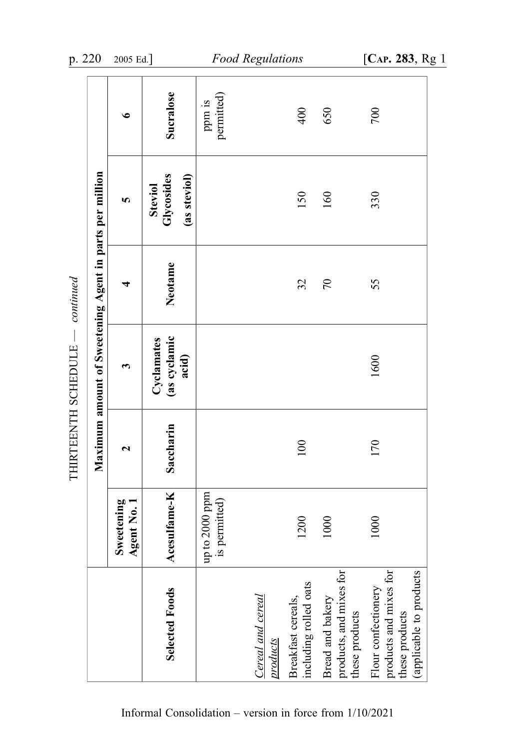THIRTEENTH SCHEDULE — *continued*

| | Maximum amount of Sweetening Agent in parts per million | | | | | |
|---|---|---|---|---|---|---|
| | Sweetening Agent No. 1 | 2 | 3 | 4 | 5 | 6 |
| **Selected Foods** | **Acesulfame-K** | **Saccharin** | **Cyclamates (as cyclamic acid)** | **Neotame** | **Steviol Glycosides (as steviol)** | **Sucralose** |
| | up to 2000 ppm is permitted) | | | | | ppm is permitted) |
| *Cereal and cereal products* | | | | | | |
| Breakfast cereals, including rolled oats | 1200 | 100 | | 32 | 150 | 400 |
| Bread and bakery products, and mixes for these products | 1000 | | | 70 | 160 | 650 |
| Flour confectionery products and mixes for these products (applicable to products | 1000 | 170 | 1600 | 55 | 330 | 700 |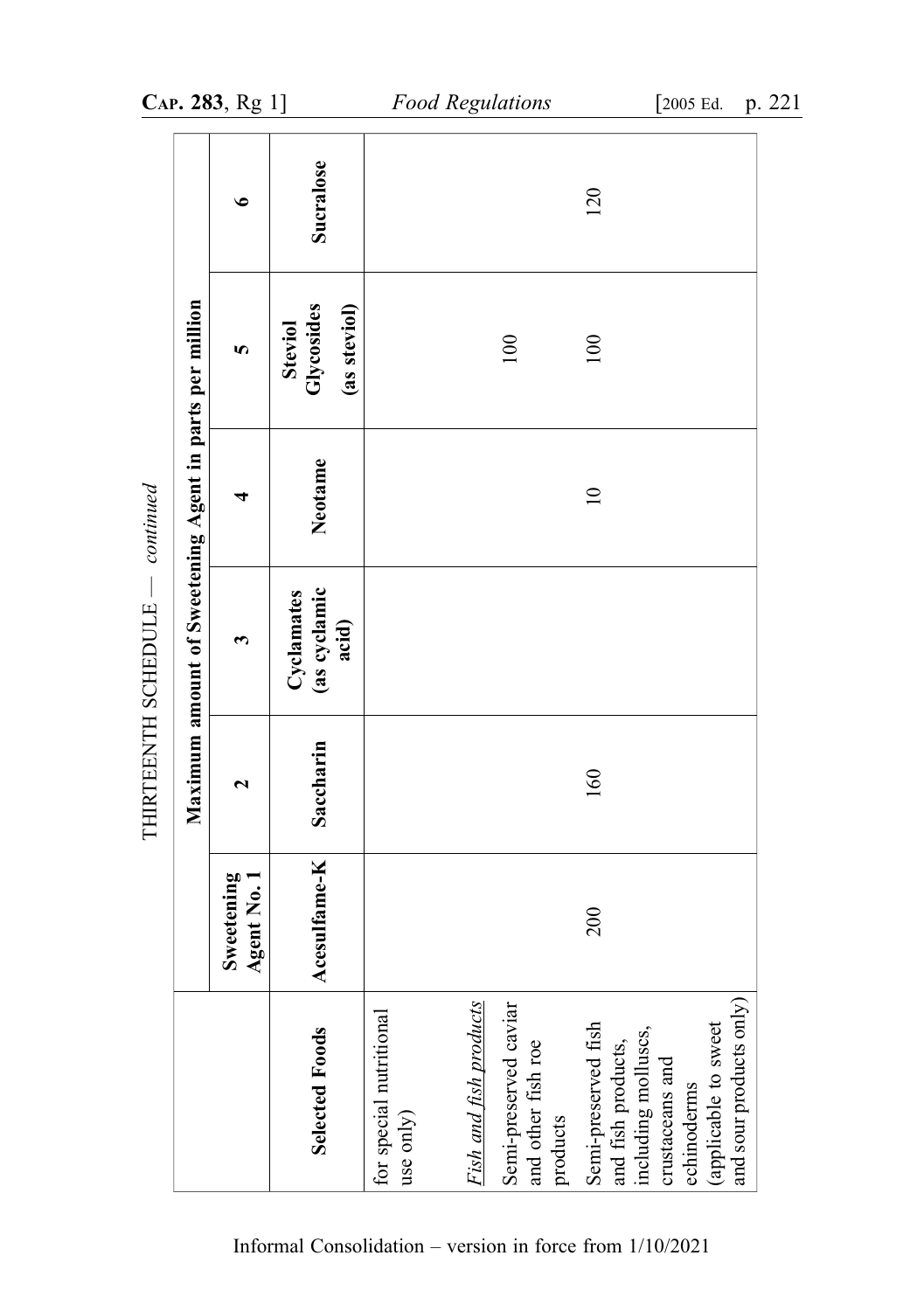THIRTEENTH SCHEDULE — *continued*

| Selected Foods | Maximum amount of Sweetening Agent in parts per million | | | | | |
|---|---|---|---|---|---|---|
| | Sweetening Agent No. 1 | 2 | 3 | 4 | 5 | 6 |
| | Acesulfame-K | Saccharin | Cyclamates (as cyclamic acid) | Neotame | Steviol Glycosides (as steviol) | Sucralose |
| for special nutritional use only) | | | | | | |
| *Fish and fish products* | | | | | | |
| Semi-preserved caviar and other fish roe products | | | | | 100 | |
| Semi-preserved fish and fish products, including molluscs, crustaceans and echinoderms (applicable to sweet and sour products only) | 200 | 160 | | 10 | 100 | 120 |

Informal Consolidation – version in force from 1/10/2021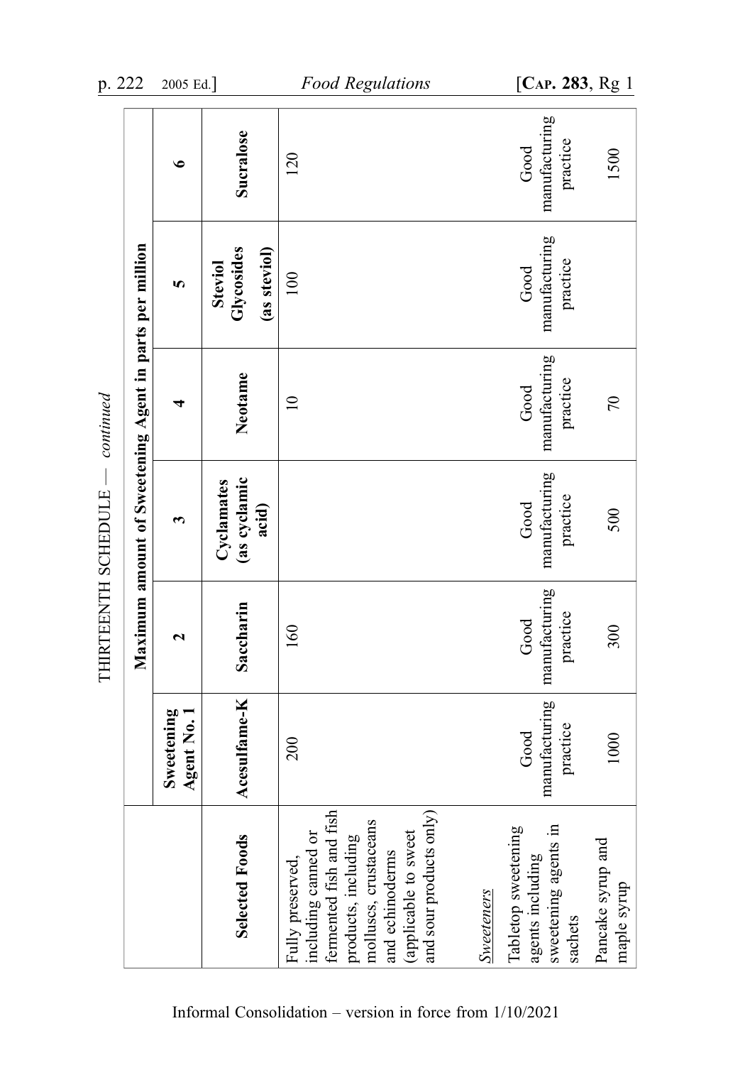THIRTEENTH SCHEDULE — *continued*

| | Maximum amount of Sweetening Agent in parts per million | | | | | |
|---|---|---|---|---|---|---|
| | Sweetening Agent No. 1 | 2 | 3 | 4 | 5 | 6 |
| **Selected Foods** | **Acesulfame-K** | **Saccharin** | **Cyclamates (as cyclamic acid)** | **Neotame** | **Steviol Glycosides (as steviol)** | **Sucralose** |
| Fully preserved, including canned or fermented fish and fish products, including molluscs, crustaceans and echinoderms (applicable to sweet and sour products only) | 200 | 160 | | 10 | 100 | 120 |
| *Sweeteners* | | | | | | |
| Tabletop sweetening agents including sweetening agents in sachets | Good manufacturing practice | Good manufacturing practice | Good manufacturing practice | Good manufacturing practice | Good manufacturing practice | Good manufacturing practice |
| Pancake syrup and maple syrup | 1000 | 300 | 500 | 70 | | 1500 |

Informal Consolidation – version in force from 1/10/2021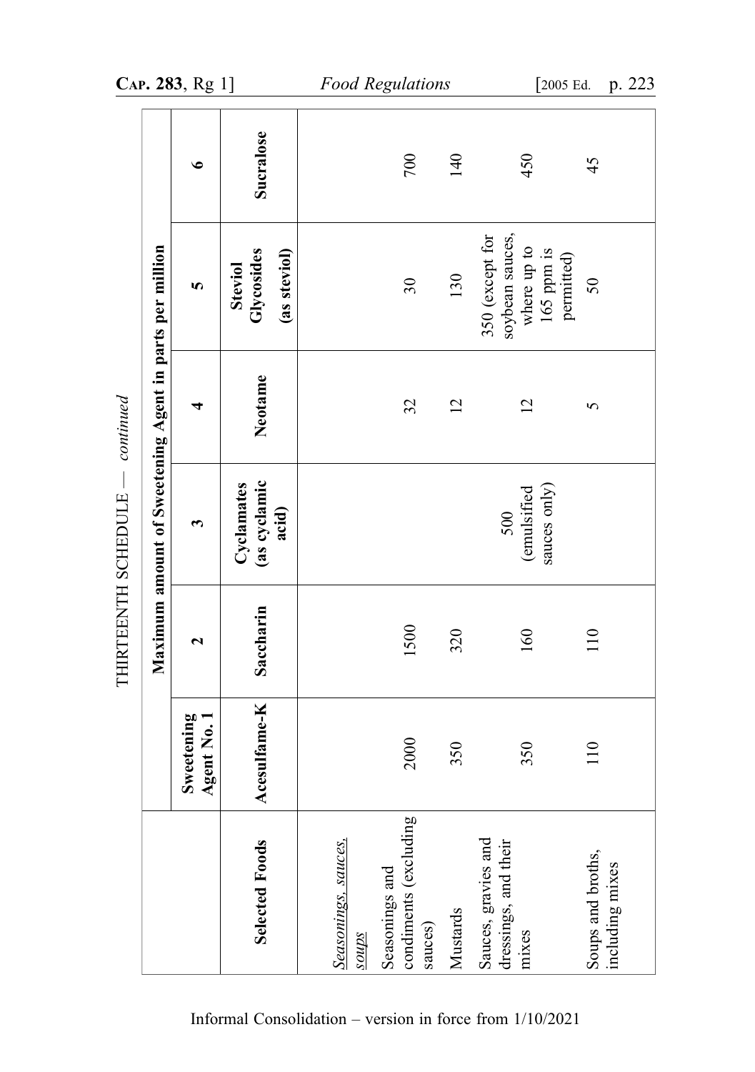THIRTEENTH SCHEDULE — *continued*

| Selected Foods | Maximum amount of Sweetening Agent in parts per million | | | | | |
|---|---|---|---|---|---|---|
| | Sweetening Agent No. 1 | 2 | 3 | 4 | 5 | 6 |
| | **Acesulfame-K** | **Saccharin** | **Cyclamates (as cyclamic acid)** | **Neotame** | **Steviol Glycosides (as steviol)** | **Sucralose** |
| _Seasonings, sauces, soups_ | | | | | | |
| Seasonings and condiments (excluding sauces) | 2000 | 1500 | | 32 | 30 | 700 |
| Mustards | 350 | 320 | | 12 | 130 | 140 |
| Sauces, gravies and dressings, and their mixes | 350 | 160 | 500 (emulsified sauces only) | 12 | 350 (except for soybean sauces, where up to 165 ppm is permitted) | 450 |
| Soups and broths, including mixes | 110 | 110 | | 5 | 50 | 45 |

Informal Consolidation – version in force from 1/10/2021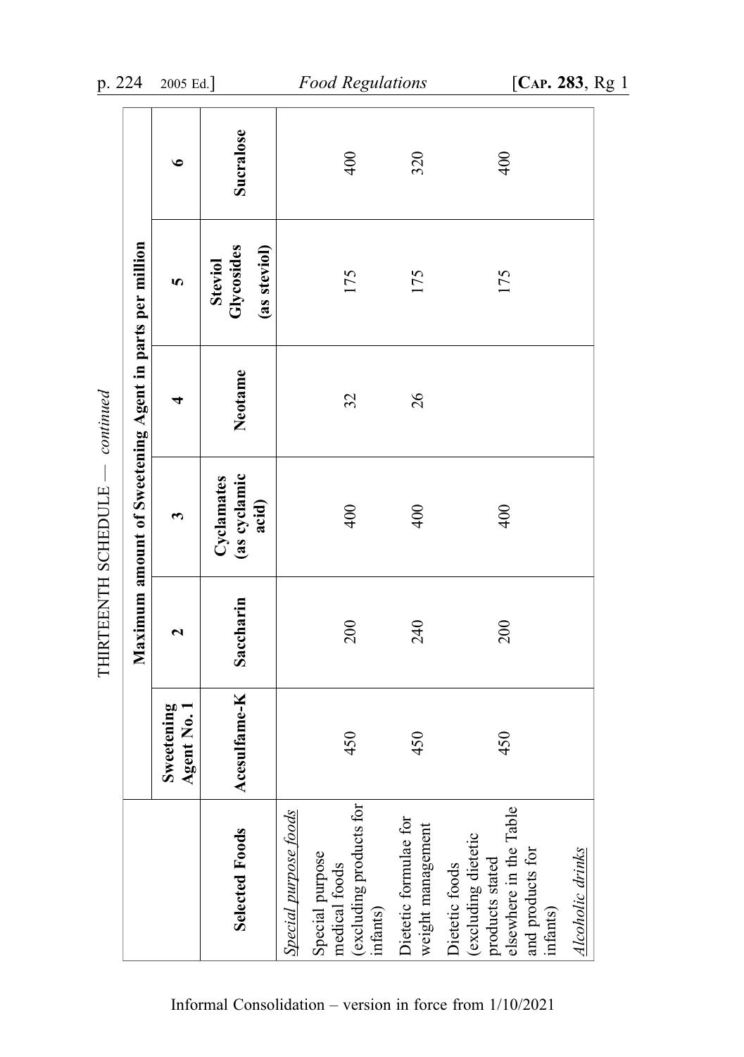THIRTEENTH SCHEDULE — *continued*

| Selected Foods | Maximum amount of Sweetening Agent in parts per million | | | | | |
|---|---|---|---|---|---|---|
| | **Sweetening Agent No. 1** | **2** | **3** | **4** | **5** | **6** |
| | **Acesulfame-K** | **Saccharin** | **Cyclamates (as cyclamic acid)** | **Neotame** | **Steviol Glycosides (as steviol)** | **Sucralose** |
| *Special purpose foods* | | | | | | |
| Special purpose medical foods (excluding products for infants) | 450 | 200 | 400 | 32 | 175 | 400 |
| Dietetic formulae for weight management | 450 | 240 | 400 | 26 | 175 | 320 |
| Dietetic foods (excluding dietetic products stated elsewhere in the Table and products for infants) | 450 | 200 | 400 | | 175 | 400 |
| *Alcoholic drinks* | | | | | | |

Informal Consolidation – version in force from 1/10/2021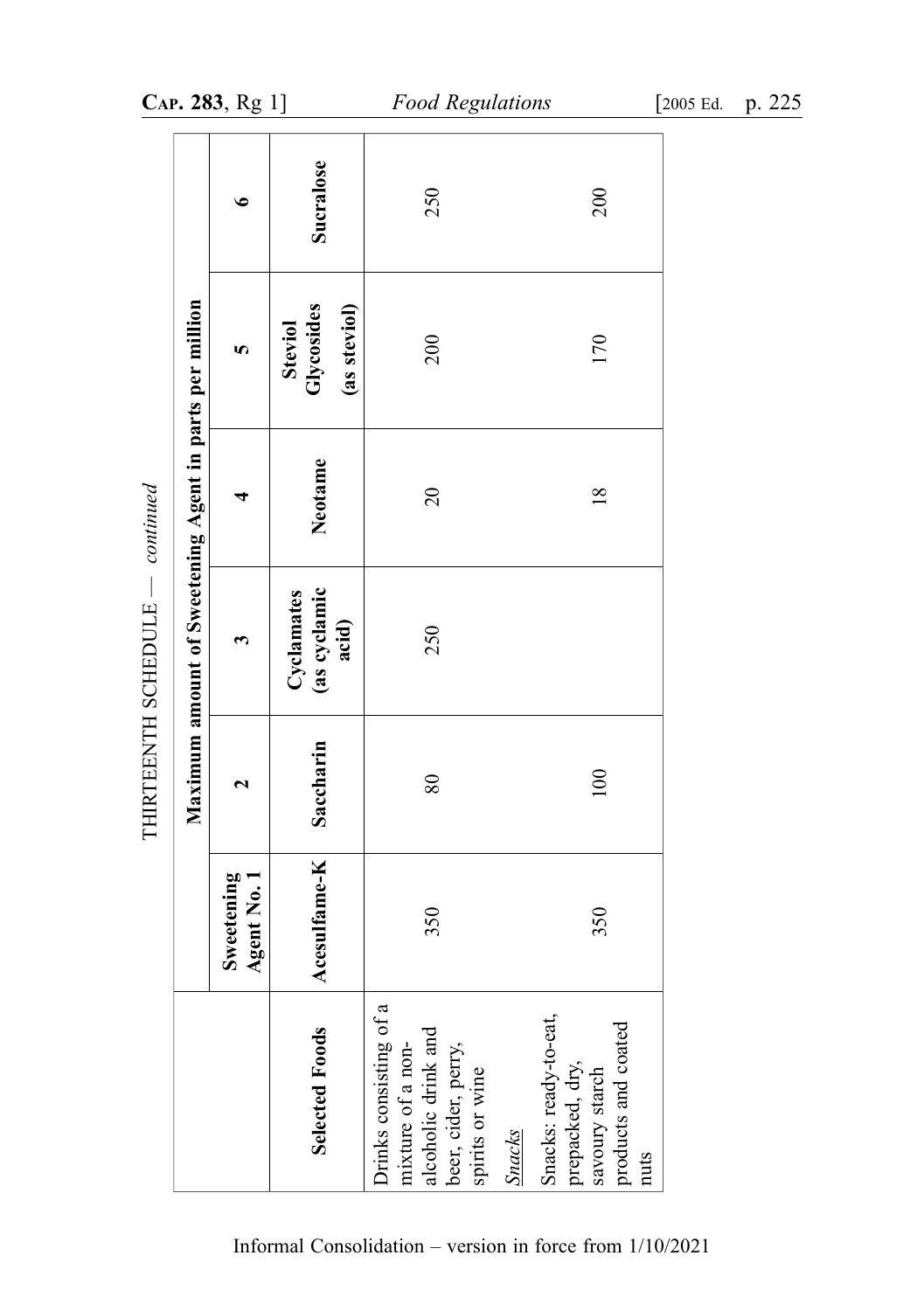THIRTEENTH SCHEDULE — *continued*

| Selected Foods | Maximum amount of Sweetening Agent in parts per million | | | | | |
|---|---|---|---|---|---|---|
| | Sweetening Agent No. 1 | 2 | 3 | 4 | 5 | 6 |
| | **Acesulfame-K** | **Saccharin** | **Cyclamates (as cyclamic acid)** | **Neotame** | **Steviol Glycosides (as steviol)** | **Sucralose** |
| Drinks consisting of a mixture of a non-alcoholic drink and beer, cider, perry, spirits or wine | 350 | 80 | 250 | 20 | 200 | 250 |
| *Snacks* | | | | | | |
| Snacks: ready-to-eat, prepacked, dry, savoury starch products and coated nuts | 350 | 100 | | 18 | 170 | 200 |

Informal Consolidation – version in force from 1/10/2021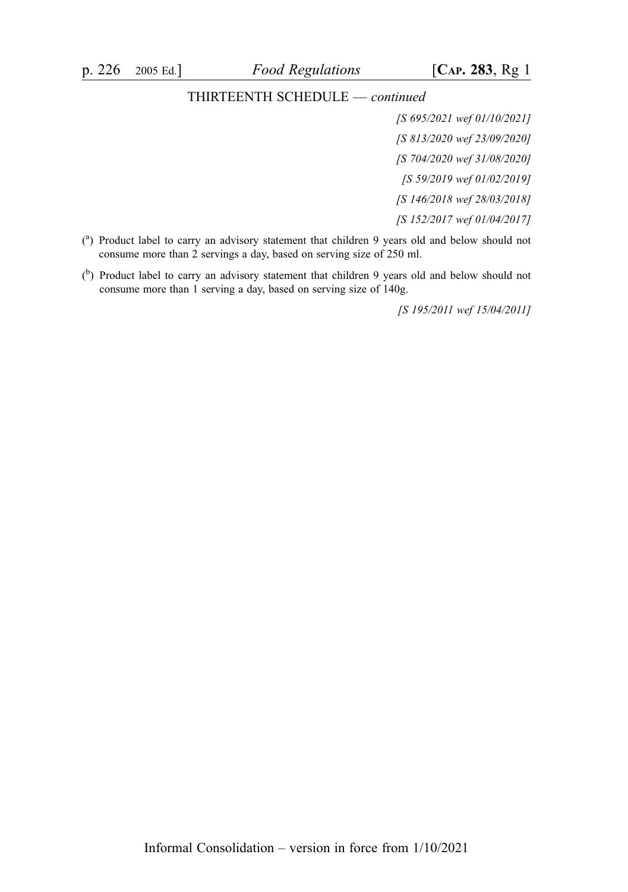THIRTEENTH SCHEDULE — *continued*

*[S 695/2021 wef 01/10/2021]*

*[S 813/2020 wef 23/09/2020]*

*[S 704/2020 wef 31/08/2020]*

*[S 59/2019 wef 01/02/2019]*

*[S 146/2018 wef 28/03/2018]*

*[S 152/2017 wef 01/04/2017]*

([a]) Product label to carry an advisory statement that children 9 years old and below should not consume more than 2 servings a day, based on serving size of 250 ml.

([b]) Product label to carry an advisory statement that children 9 years old and below should not consume more than 1 serving a day, based on serving size of 140g.

*[S 195/2011 wef 15/04/2011]*

Informal Consolidation – version in force from 1/10/2021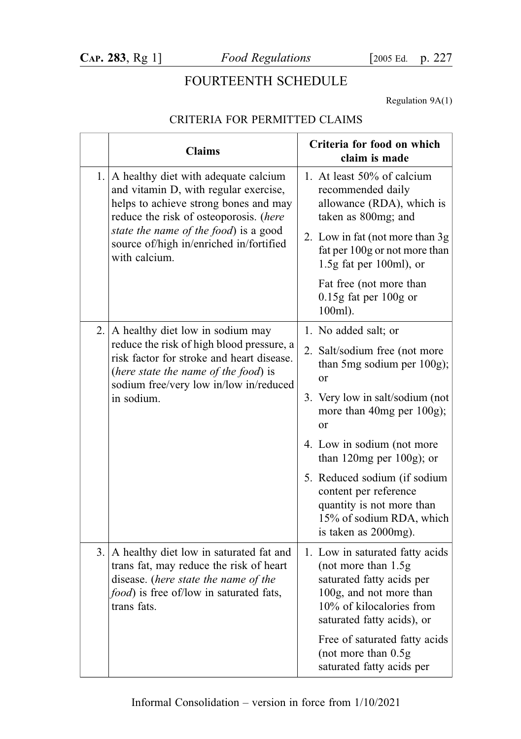# FOURTEENTH SCHEDULE

Regulation 9A(1)

## CRITERIA FOR PERMITTED CLAIMS

| | Claims | Criteria for food on which claim is made |
|---|---|---|
| 1. | A healthy diet with adequate calcium and vitamin D, with regular exercise, helps to achieve strong bones and may reduce the risk of osteoporosis. (*here state the name of the food*) is a good source of/high in/enriched in/fortified with calcium. | 1. At least 50% of calcium recommended daily allowance (RDA), which is taken as 800mg; and<br><br>2. Low in fat (not more than 3g fat per 100g or not more than 1.5g fat per 100ml), or<br><br>Fat free (not more than 0.15g fat per 100g or 100ml). |
| 2. | A healthy diet low in sodium may reduce the risk of high blood pressure, a risk factor for stroke and heart disease. (*here state the name of the food*) is sodium free/very low in/low in/reduced in sodium. | 1. No added salt; or<br><br>2. Salt/sodium free (not more than 5mg sodium per 100g); or<br><br>3. Very low in salt/sodium (not more than 40mg per 100g); or<br><br>4. Low in sodium (not more than 120mg per 100g); or<br><br>5. Reduced sodium (if sodium content per reference quantity is not more than 15% of sodium RDA, which is taken as 2000mg). |
| 3. | A healthy diet low in saturated fat and trans fat, may reduce the risk of heart disease. (*here state the name of the food*) is free of/low in saturated fats, trans fats. | 1. Low in saturated fatty acids (not more than 1.5g saturated fatty acids per 100g, and not more than 10% of kilocalories from saturated fatty acids), or<br><br>Free of saturated fatty acids (not more than 0.5g saturated fatty acids per |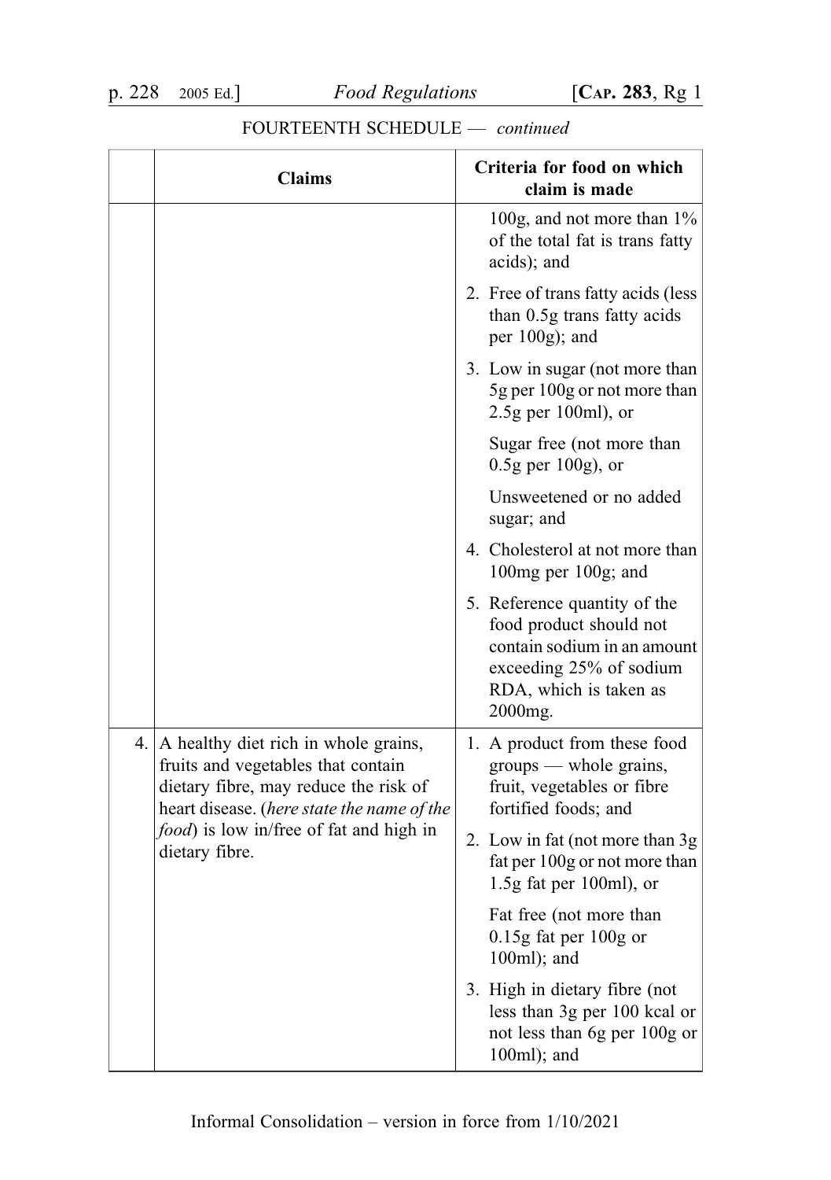FOURTEENTH SCHEDULE — *continued*

| | Claims | Criteria for food on which claim is made |
|---|---|---|
| | | 100g, and not more than 1% of the total fat is trans fatty acids); and<br><br>2. Free of trans fatty acids (less than 0.5g trans fatty acids per 100g); and<br><br>3. Low in sugar (not more than 5g per 100g or not more than 2.5g per 100ml), or<br><br>Sugar free (not more than 0.5g per 100g), or<br><br>Unsweetened or no added sugar; and<br><br>4. Cholesterol at not more than 100mg per 100g; and<br><br>5. Reference quantity of the food product should not contain sodium in an amount exceeding 25% of sodium RDA, which is taken as 2000mg. |
| 4. | A healthy diet rich in whole grains, fruits and vegetables that contain dietary fibre, may reduce the risk of heart disease. (*here state the name of the food*) is low in/free of fat and high in dietary fibre. | 1. A product from these food groups — whole grains, fruit, vegetables or fibre fortified foods; and<br><br>2. Low in fat (not more than 3g fat per 100g or not more than 1.5g fat per 100ml), or<br><br>Fat free (not more than 0.15g fat per 100g or 100ml); and<br><br>3. High in dietary fibre (not less than 3g per 100 kcal or not less than 6g per 100g or 100ml); and |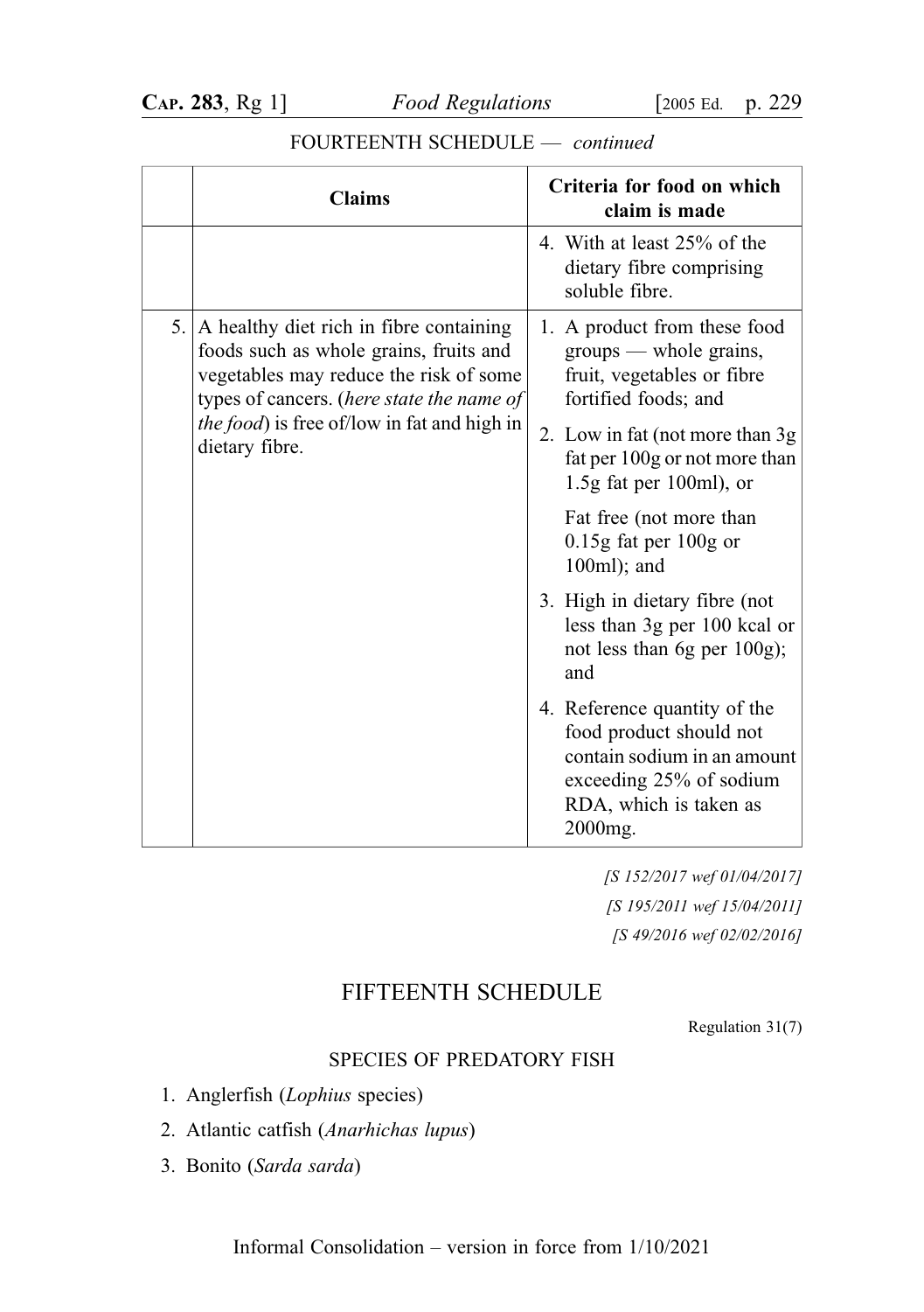FOURTEENTH SCHEDULE — *continued*

| | Claims | Criteria for food on which claim is made |
|---|---|---|
| | | 4. With at least 25% of the dietary fibre comprising soluble fibre. |
| 5. | A healthy diet rich in fibre containing foods such as whole grains, fruits and vegetables may reduce the risk of some types of cancers. (*here state the name of the food*) is free of/low in fat and high in dietary fibre. | 1. A product from these food groups — whole grains, fruit, vegetables or fibre fortified foods; and<br><br>2. Low in fat (not more than 3g fat per 100g or not more than 1.5g fat per 100ml), or<br><br>Fat free (not more than 0.15g fat per 100g or 100ml); and<br><br>3. High in dietary fibre (not less than 3g per 100 kcal or not less than 6g per 100g); and<br><br>4. Reference quantity of the food product should not contain sodium in an amount exceeding 25% of sodium RDA, which is taken as 2000mg. |

*[S 152/2017 wef 01/04/2017]*

*[S 195/2011 wef 15/04/2011]*

*[S 49/2016 wef 02/02/2016]*

## FIFTEENTH SCHEDULE

Regulation 31(7)

### SPECIES OF PREDATORY FISH

1. Anglerfish (*Lophius* species)
2. Atlantic catfish (*Anarhichas lupus*)
3. Bonito (*Sarda sarda*)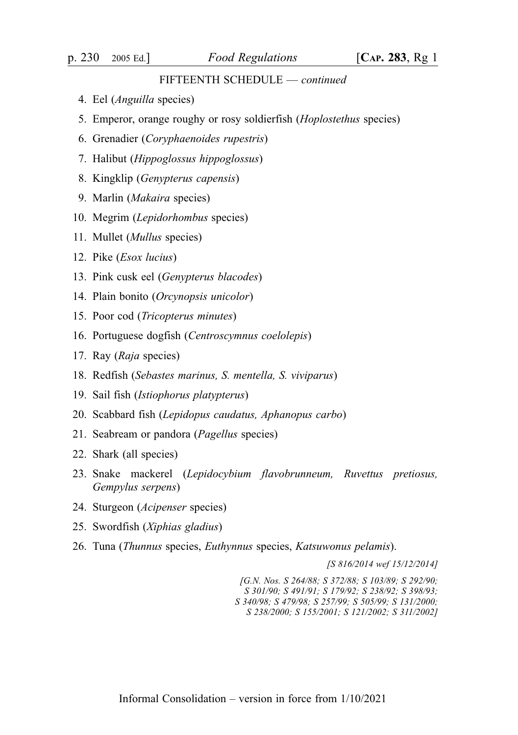FIFTEENTH SCHEDULE — *continued*

4. Eel (*Anguilla* species)
5. Emperor, orange roughy or rosy soldierfish (*Hoplostethus* species)
6. Grenadier (*Coryphaenoides rupestris*)
7. Halibut (*Hippoglossus hippoglossus*)
8. Kingklip (*Genypterus capensis*)
9. Marlin (*Makaira* species)
10. Megrim (*Lepidorhombus* species)
11. Mullet (*Mullus* species)
12. Pike (*Esox lucius*)
13. Pink cusk eel (*Genypterus blacodes*)
14. Plain bonito (*Orcynopsis unicolor*)
15. Poor cod (*Tricopterus minutes*)
16. Portuguese dogfish (*Centroscymnus coelolepis*)
17. Ray (*Raja* species)
18. Redfish (*Sebastes marinus, S. mentella, S. viviparus*)
19. Sail fish (*Istiophorus platypterus*)
20. Scabbard fish (*Lepidopus caudatus, Aphanopus carbo*)
21. Seabream or pandora (*Pagellus* species)
22. Shark (all species)
23. Snake mackerel (*Lepidocybium flavobrunneum, Ruvettus pretiosus, Gempylus serpens*)
24. Sturgeon (*Acipenser* species)
25. Swordfish (*Xiphias gladius*)
26. Tuna (*Thunnus* species, *Euthynnus* species, *Katsuwonus pelamis*).

*[S 816/2014 wef 15/12/2014]*

*[G.N. Nos. S 264/88; S 372/88; S 103/89; S 292/90; S 301/90; S 491/91; S 179/92; S 238/92; S 398/93; S 340/98; S 479/98; S 257/99; S 505/99; S 131/2000; S 238/2000; S 155/2001; S 121/2002; S 311/2002]*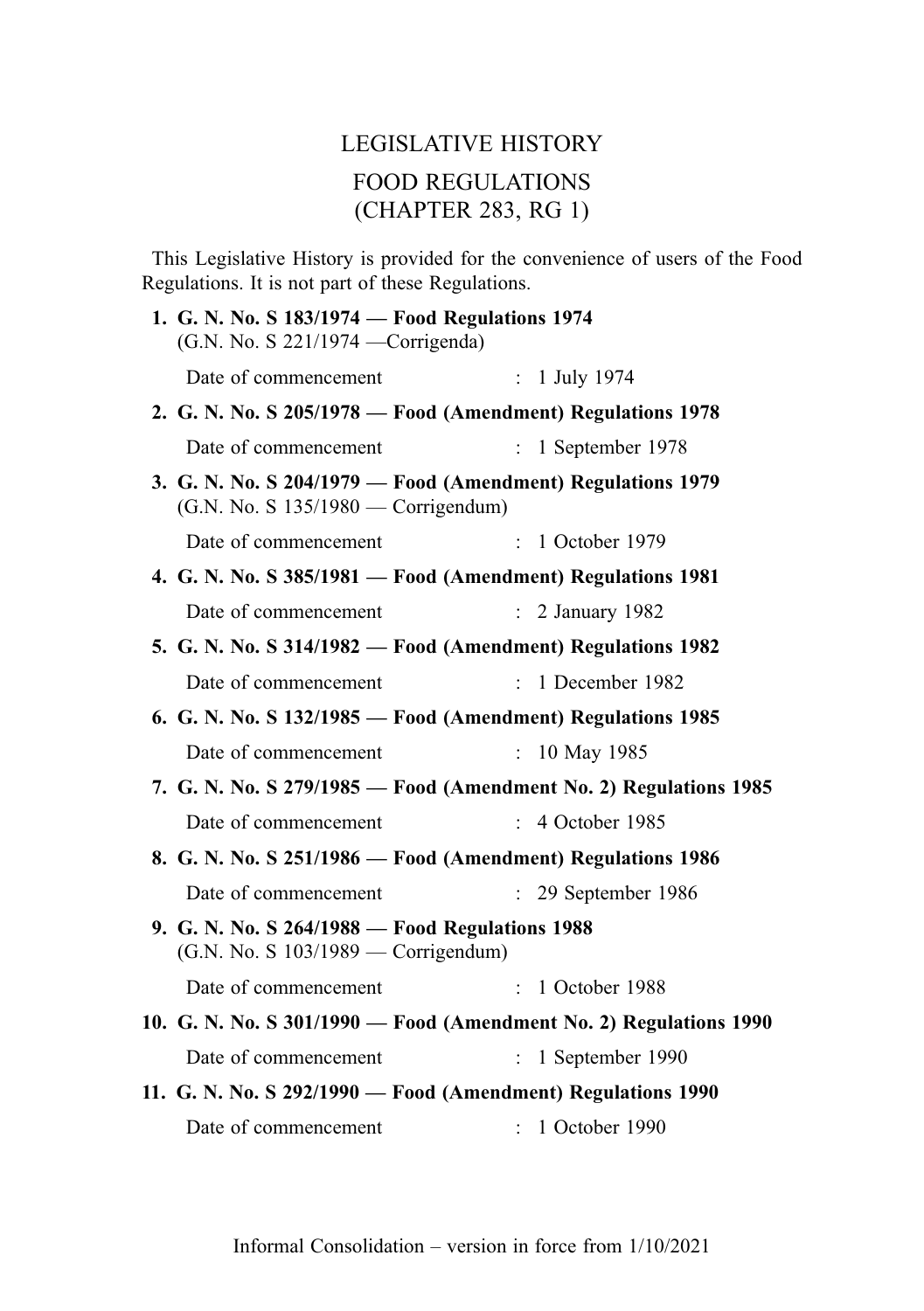# LEGISLATIVE HISTORY

## FOOD REGULATIONS (CHAPTER 283, RG 1)

This Legislative History is provided for the convenience of users of the Food Regulations. It is not part of these Regulations.

**1. G. N. No. S 183/1974 — Food Regulations 1974**
(G.N. No. S 221/1974 —Corrigenda)

Date of commencement : 1 July 1974

**2. G. N. No. S 205/1978 — Food (Amendment) Regulations 1978**

Date of commencement : 1 September 1978

**3. G. N. No. S 204/1979 — Food (Amendment) Regulations 1979**
(G.N. No. S 135/1980 — Corrigendum)

Date of commencement : 1 October 1979

**4. G. N. No. S 385/1981 — Food (Amendment) Regulations 1981**

Date of commencement : 2 January 1982

**5. G. N. No. S 314/1982 — Food (Amendment) Regulations 1982**

Date of commencement : 1 December 1982

**6. G. N. No. S 132/1985 — Food (Amendment) Regulations 1985**

Date of commencement : 10 May 1985

**7. G. N. No. S 279/1985 — Food (Amendment No. 2) Regulations 1985**

Date of commencement : 4 October 1985

**8. G. N. No. S 251/1986 — Food (Amendment) Regulations 1986**

Date of commencement : 29 September 1986

**9. G. N. No. S 264/1988 — Food Regulations 1988**
(G.N. No. S 103/1989 — Corrigendum)

Date of commencement : 1 October 1988

**10. G. N. No. S 301/1990 — Food (Amendment No. 2) Regulations 1990**

Date of commencement : 1 September 1990

**11. G. N. No. S 292/1990 — Food (Amendment) Regulations 1990**

Date of commencement : 1 October 1990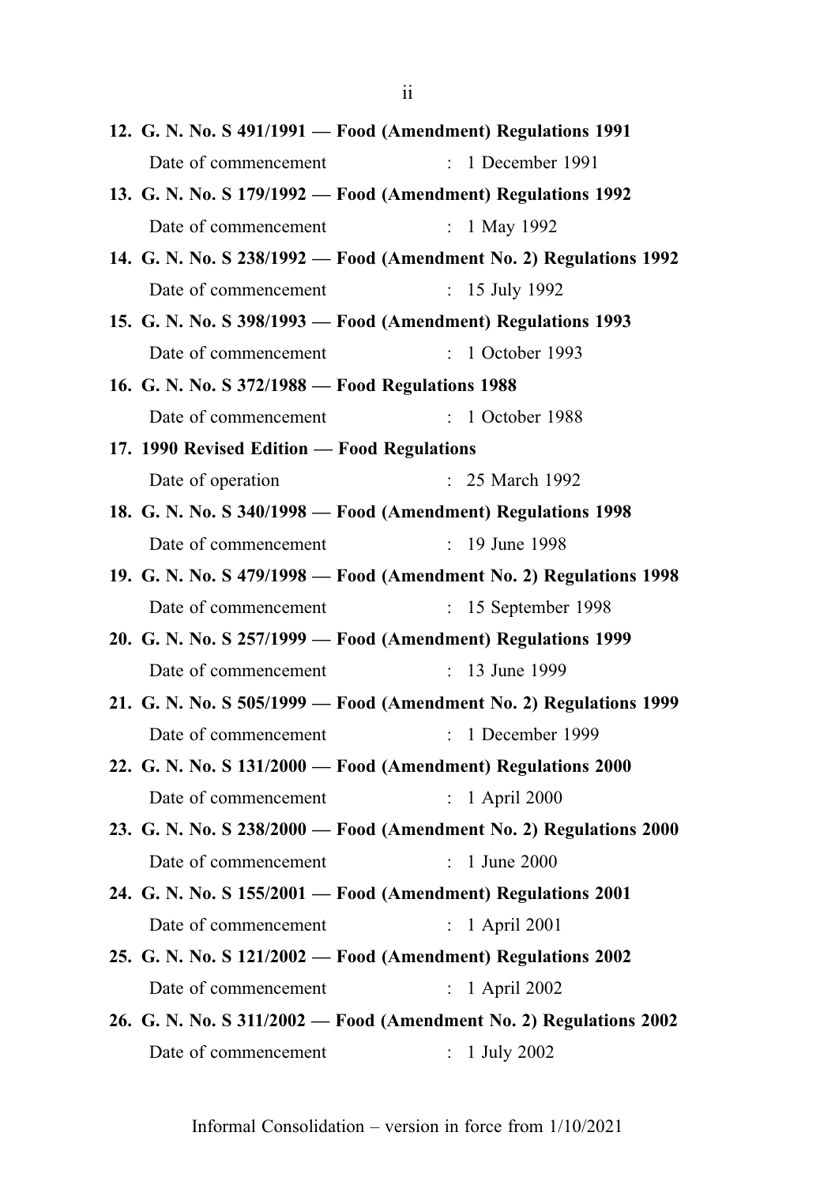**12. G. N. No. S 491/1991 — Food (Amendment) Regulations 1991**

Date of commencement : 1 December 1991

**13. G. N. No. S 179/1992 — Food (Amendment) Regulations 1992**

Date of commencement : 1 May 1992

**14. G. N. No. S 238/1992 — Food (Amendment No. 2) Regulations 1992**

Date of commencement : 15 July 1992

**15. G. N. No. S 398/1993 — Food (Amendment) Regulations 1993**

Date of commencement : 1 October 1993

**16. G. N. No. S 372/1988 — Food Regulations 1988**

Date of commencement : 1 October 1988

**17. 1990 Revised Edition — Food Regulations**

Date of operation : 25 March 1992

**18. G. N. No. S 340/1998 — Food (Amendment) Regulations 1998**

Date of commencement : 19 June 1998

**19. G. N. No. S 479/1998 — Food (Amendment No. 2) Regulations 1998**

Date of commencement : 15 September 1998

**20. G. N. No. S 257/1999 — Food (Amendment) Regulations 1999**

Date of commencement : 13 June 1999

**21. G. N. No. S 505/1999 — Food (Amendment No. 2) Regulations 1999**

Date of commencement : 1 December 1999

**22. G. N. No. S 131/2000 — Food (Amendment) Regulations 2000**

Date of commencement : 1 April 2000

**23. G. N. No. S 238/2000 — Food (Amendment No. 2) Regulations 2000**

Date of commencement : 1 June 2000

**24. G. N. No. S 155/2001 — Food (Amendment) Regulations 2001**

Date of commencement : 1 April 2001

**25. G. N. No. S 121/2002 — Food (Amendment) Regulations 2002**

Date of commencement : 1 April 2002

**26. G. N. No. S 311/2002 — Food (Amendment No. 2) Regulations 2002**

Date of commencement : 1 July 2002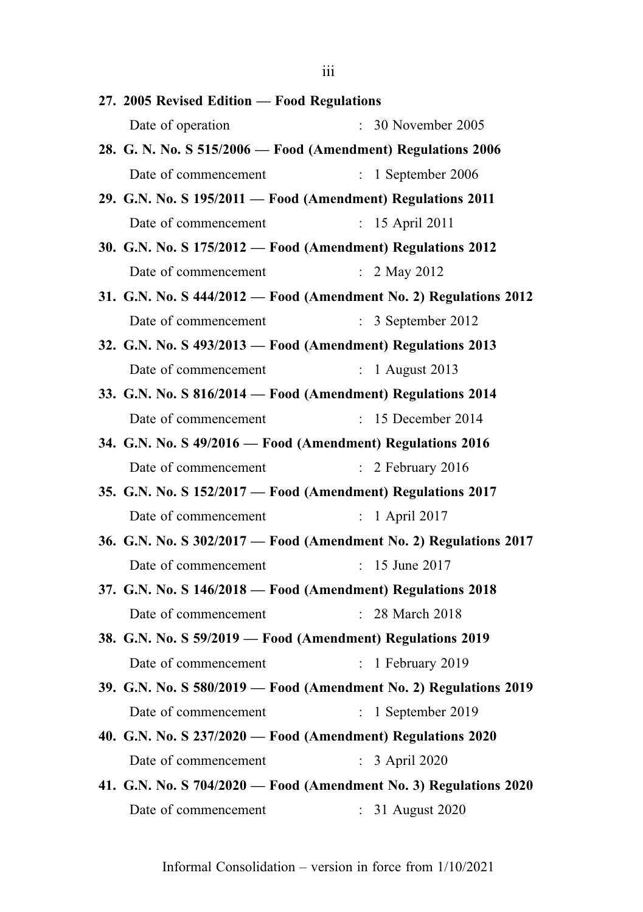**27. 2005 Revised Edition — Food Regulations**

Date of operation : 30 November 2005

**28. G. N. No. S 515/2006 — Food (Amendment) Regulations 2006**

Date of commencement : 1 September 2006

**29. G.N. No. S 195/2011 — Food (Amendment) Regulations 2011**

Date of commencement : 15 April 2011

**30. G.N. No. S 175/2012 — Food (Amendment) Regulations 2012**

Date of commencement : 2 May 2012

**31. G.N. No. S 444/2012 — Food (Amendment No. 2) Regulations 2012**

Date of commencement : 3 September 2012

**32. G.N. No. S 493/2013 — Food (Amendment) Regulations 2013**

Date of commencement : 1 August 2013

**33. G.N. No. S 816/2014 — Food (Amendment) Regulations 2014**

Date of commencement : 15 December 2014

**34. G.N. No. S 49/2016 — Food (Amendment) Regulations 2016**

Date of commencement : 2 February 2016

**35. G.N. No. S 152/2017 — Food (Amendment) Regulations 2017**

Date of commencement : 1 April 2017

**36. G.N. No. S 302/2017 — Food (Amendment No. 2) Regulations 2017**

Date of commencement : 15 June 2017

**37. G.N. No. S 146/2018 — Food (Amendment) Regulations 2018**

Date of commencement : 28 March 2018

**38. G.N. No. S 59/2019 — Food (Amendment) Regulations 2019**

Date of commencement : 1 February 2019

**39. G.N. No. S 580/2019 — Food (Amendment No. 2) Regulations 2019**

Date of commencement : 1 September 2019

**40. G.N. No. S 237/2020 — Food (Amendment) Regulations 2020**

Date of commencement : 3 April 2020

**41. G.N. No. S 704/2020 — Food (Amendment No. 3) Regulations 2020**

Date of commencement : 31 August 2020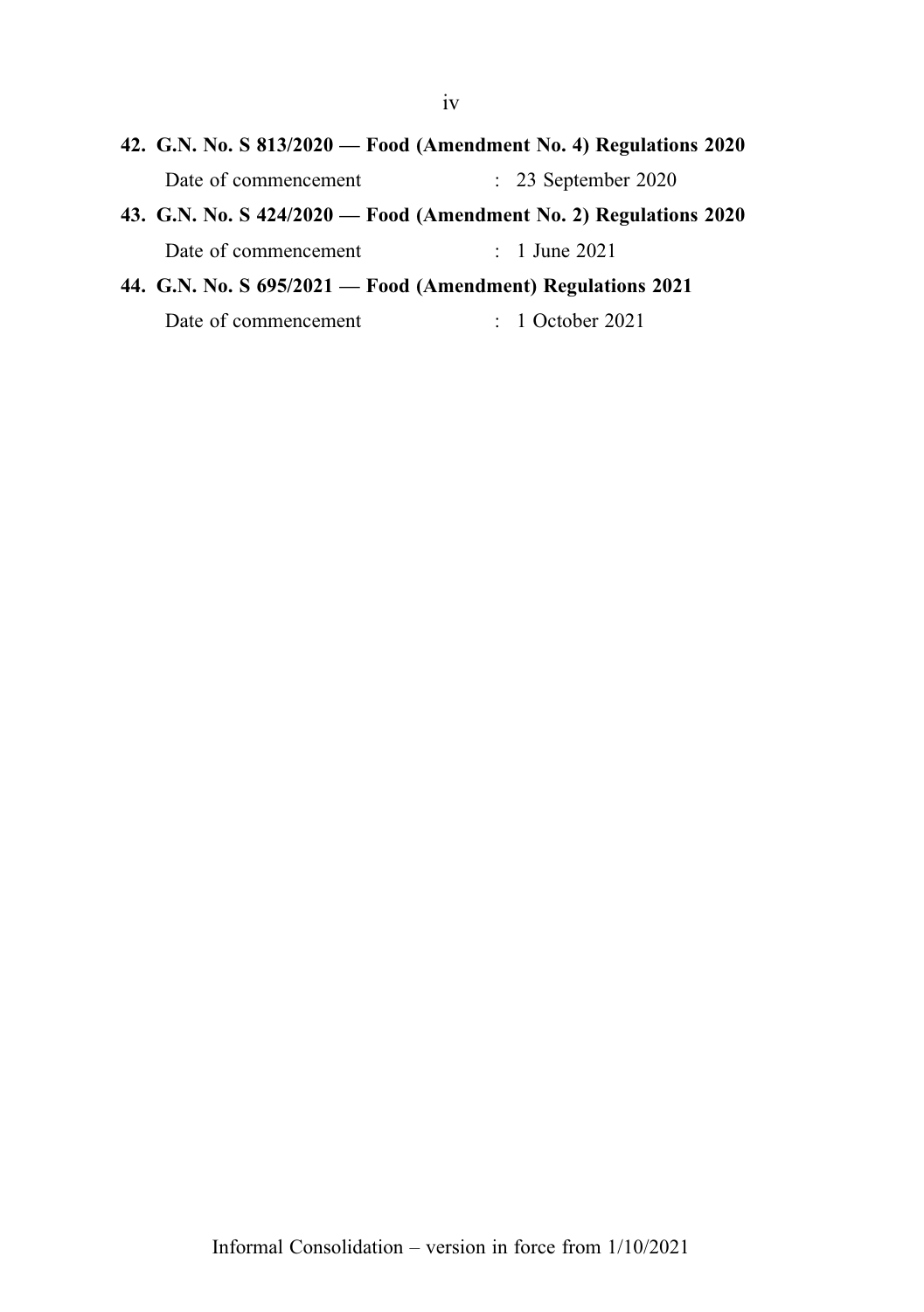**42. G.N. No. S 813/2020 — Food (Amendment No. 4) Regulations 2020**

Date of commencement : 23 September 2020

**43. G.N. No. S 424/2020 — Food (Amendment No. 2) Regulations 2020**

Date of commencement : 1 June 2021

**44. G.N. No. S 695/2021 — Food (Amendment) Regulations 2021**

Date of commencement : 1 October 2021